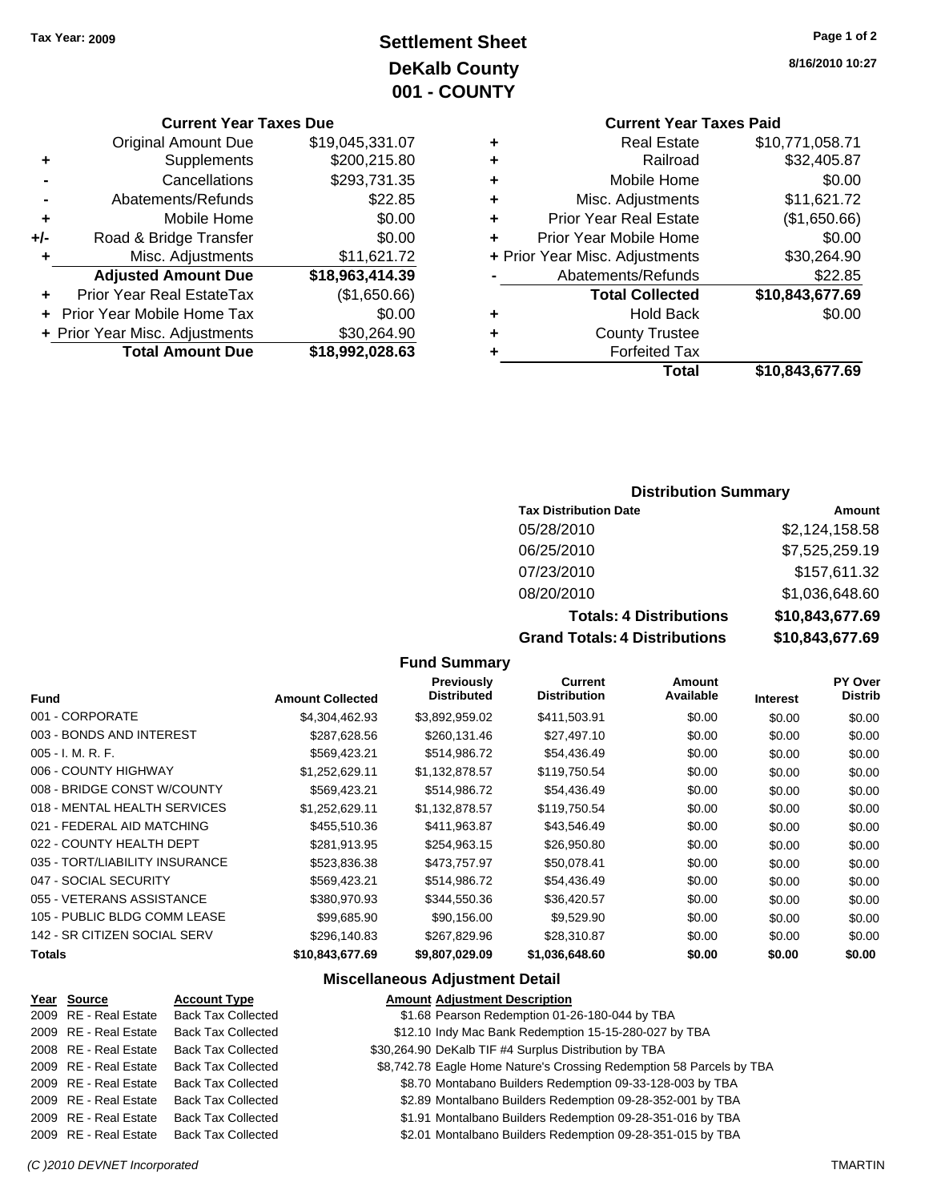Tax Year: 2009

# Settlement Sheet
## DeKalb County
## 001 - COUNTY

8/16/2010 10:27

### Current Year Taxes Due

| | | |
|---|---|---|
| | Original Amount Due | $19,045,331.07 |
| + | Supplements | $200,215.80 |
| - | Cancellations | $293,731.35 |
| - | Abatements/Refunds | $22.85 |
| + | Mobile Home | $0.00 |
| +/- | Road & Bridge Transfer | $0.00 |
| + | Misc. Adjustments | $11,621.72 |
| | **Adjusted Amount Due** | **$18,963,414.39** |
| + | Prior Year Real EstateTax | ($1,650.66) |
| + | Prior Year Mobile Home Tax | $0.00 |
| + | Prior Year Misc. Adjustments | $30,264.90 |
| | **Total Amount Due** | **$18,992,028.63** |

### Current Year Taxes Paid

| | | |
|---|---|---|
| + | Real Estate | $10,771,058.71 |
| + | Railroad | $32,405.87 |
| + | Mobile Home | $0.00 |
| + | Misc. Adjustments | $11,621.72 |
| + | Prior Year Real Estate | ($1,650.66) |
| + | Prior Year Mobile Home | $0.00 |
| + | Prior Year Misc. Adjustments | $30,264.90 |
| - | Abatements/Refunds | $22.85 |
| | **Total Collected** | **$10,843,677.69** |
| + | Hold Back | $0.00 |
| + | County Trustee | |
| + | Forfeited Tax | |
| | **Total** | **$10,843,677.69** |

### Distribution Summary

| Tax Distribution Date | Amount |
|---|---|
| 05/28/2010 | $2,124,158.58 |
| 06/25/2010 | $7,525,259.19 |
| 07/23/2010 | $157,611.32 |
| 08/20/2010 | $1,036,648.60 |
| **Totals: 4 Distributions** | **$10,843,677.69** |
| **Grand Totals: 4 Distributions** | **$10,843,677.69** |

### Fund Summary

| Fund | Amount Collected | Previously Distributed | Current Distribution | Amount Available | Interest | PY Over Distrib |
|---|---|---|---|---|---|---|
| 001 - CORPORATE | $4,304,462.93 | $3,892,959.02 | $411,503.91 | $0.00 | $0.00 | $0.00 |
| 003 - BONDS AND INTEREST | $287,628.56 | $260,131.46 | $27,497.10 | $0.00 | $0.00 | $0.00 |
| 005 - I. M. R. F. | $569,423.21 | $514,986.72 | $54,436.49 | $0.00 | $0.00 | $0.00 |
| 006 - COUNTY HIGHWAY | $1,252,629.11 | $1,132,878.57 | $119,750.54 | $0.00 | $0.00 | $0.00 |
| 008 - BRIDGE CONST W/COUNTY | $569,423.21 | $514,986.72 | $54,436.49 | $0.00 | $0.00 | $0.00 |
| 018 - MENTAL HEALTH SERVICES | $1,252,629.11 | $1,132,878.57 | $119,750.54 | $0.00 | $0.00 | $0.00 |
| 021 - FEDERAL AID MATCHING | $455,510.36 | $411,963.87 | $43,546.49 | $0.00 | $0.00 | $0.00 |
| 022 - COUNTY HEALTH DEPT | $281,913.95 | $254,963.15 | $26,950.80 | $0.00 | $0.00 | $0.00 |
| 035 - TORT/LIABILITY INSURANCE | $523,836.38 | $473,757.97 | $50,078.41 | $0.00 | $0.00 | $0.00 |
| 047 - SOCIAL SECURITY | $569,423.21 | $514,986.72 | $54,436.49 | $0.00 | $0.00 | $0.00 |
| 055 - VETERANS ASSISTANCE | $380,970.93 | $344,550.36 | $36,420.57 | $0.00 | $0.00 | $0.00 |
| 105 - PUBLIC BLDG COMM LEASE | $99,685.90 | $90,156.00 | $9,529.90 | $0.00 | $0.00 | $0.00 |
| 142 - SR CITIZEN SOCIAL SERV | $296,140.83 | $267,829.96 | $28,310.87 | $0.00 | $0.00 | $0.00 |
| **Totals** | **$10,843,677.69** | **$9,807,029.09** | **$1,036,648.60** | **$0.00** | **$0.00** | **$0.00** |

### Miscellaneous Adjustment Detail

| Year | Source | Account Type | Amount | Adjustment Description |
|---|---|---|---|---|
| 2009 | RE - Real Estate | Back Tax Collected | $1.68 | Pearson Redemption 01-26-180-044 by TBA |
| 2009 | RE - Real Estate | Back Tax Collected | $12.10 | Indy Mac Bank Redemption 15-15-280-027 by TBA |
| 2008 | RE - Real Estate | Back Tax Collected | $30,264.90 | DeKalb TIF #4 Surplus Distribution by TBA |
| 2009 | RE - Real Estate | Back Tax Collected | $8,742.78 | Eagle Home Nature's Crossing Redemption 58 Parcels by TBA |
| 2009 | RE - Real Estate | Back Tax Collected | $8.70 | Montabano Builders Redemption 09-33-128-003 by TBA |
| 2009 | RE - Real Estate | Back Tax Collected | $2.89 | Montalbano Builders Redemption 09-28-352-001 by TBA |
| 2009 | RE - Real Estate | Back Tax Collected | $1.91 | Montalbano Builders Redemption 09-28-351-016 by TBA |
| 2009 | RE - Real Estate | Back Tax Collected | $2.01 | Montalbano Builders Redemption 09-28-351-015 by TBA |

(C )2010 DEVNET Incorporated TMARTIN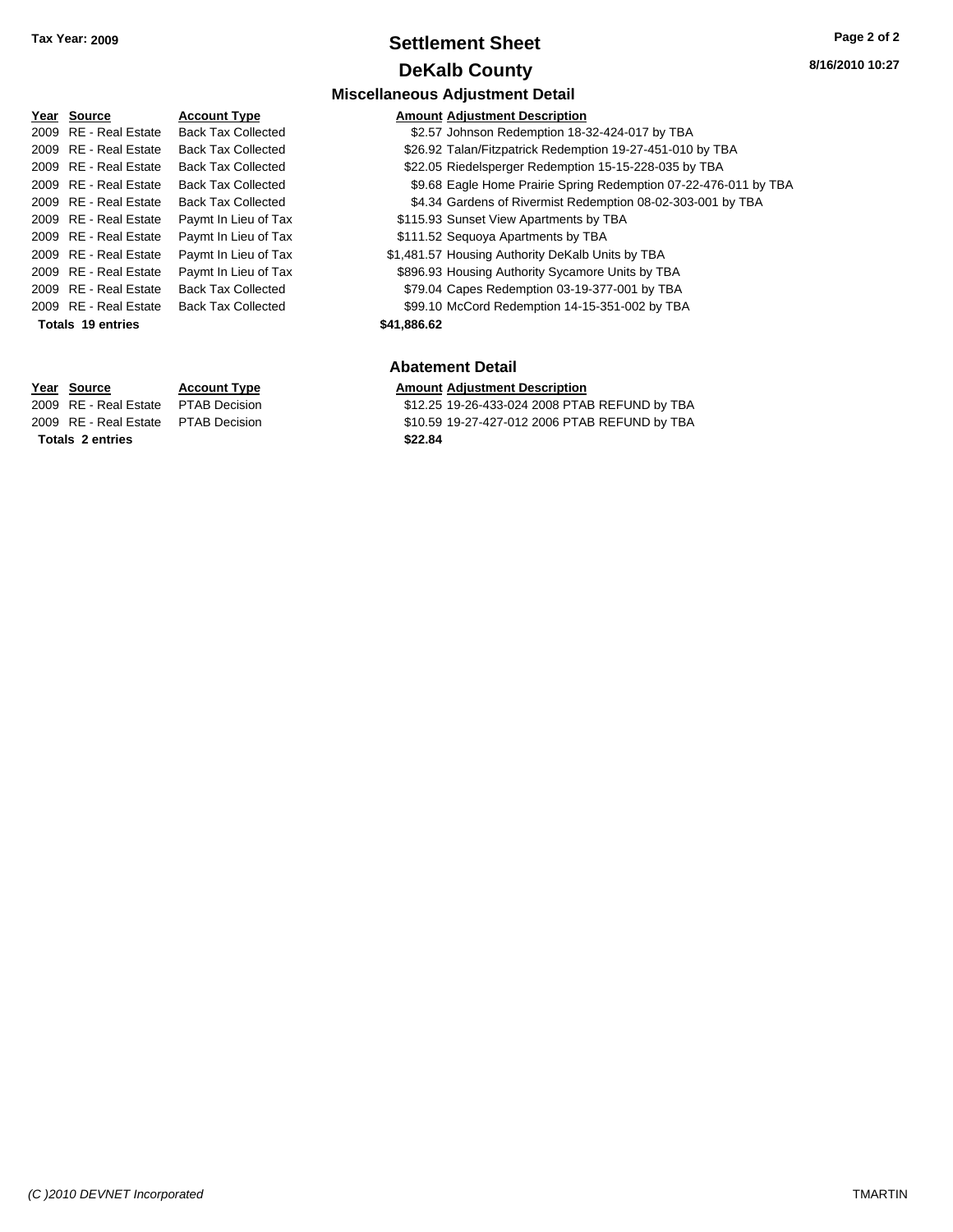**Tax Year: 2009**

# Settlement Sheet

## DeKalb County

8/16/2010 10:27

### Miscellaneous Adjustment Detail

| Year | Source | Account Type | Amount | Adjustment Description |
|---|---|---|---|---|
| 2009 | RE - Real Estate | Back Tax Collected | $2.57 | Johnson Redemption 18-32-424-017 by TBA |
| 2009 | RE - Real Estate | Back Tax Collected | $26.92 | Talan/Fitzpatrick Redemption 19-27-451-010 by TBA |
| 2009 | RE - Real Estate | Back Tax Collected | $22.05 | Riedelsperger Redemption 15-15-228-035 by TBA |
| 2009 | RE - Real Estate | Back Tax Collected | $9.68 | Eagle Home Prairie Spring Redemption 07-22-476-011 by TBA |
| 2009 | RE - Real Estate | Back Tax Collected | $4.34 | Gardens of Rivermist Redemption 08-02-303-001 by TBA |
| 2009 | RE - Real Estate | Paymt In Lieu of Tax | $115.93 | Sunset View Apartments by TBA |
| 2009 | RE - Real Estate | Paymt In Lieu of Tax | $111.52 | Sequoya Apartments by TBA |
| 2009 | RE - Real Estate | Paymt In Lieu of Tax | $1,481.57 | Housing Authority DeKalb Units by TBA |
| 2009 | RE - Real Estate | Paymt In Lieu of Tax | $896.93 | Housing Authority Sycamore Units by TBA |
| 2009 | RE - Real Estate | Back Tax Collected | $79.04 | Capes Redemption 03-19-377-001 by TBA |
| 2009 | RE - Real Estate | Back Tax Collected | $99.10 | McCord Redemption 14-15-351-002 by TBA |
| **Totals 19 entries** | | | **$41,886.62** | |

### Abatement Detail

| Year | Source | Account Type | Amount | Adjustment Description |
|---|---|---|---|---|
| 2009 | RE - Real Estate | PTAB Decision | $12.25 | 19-26-433-024 2008 PTAB REFUND by TBA |
| 2009 | RE - Real Estate | PTAB Decision | $10.59 | 19-27-427-012 2006 PTAB REFUND by TBA |
| **Totals 2 entries** | | | **$22.84** | |

*(C )2010 DEVNET Incorporated* TMARTIN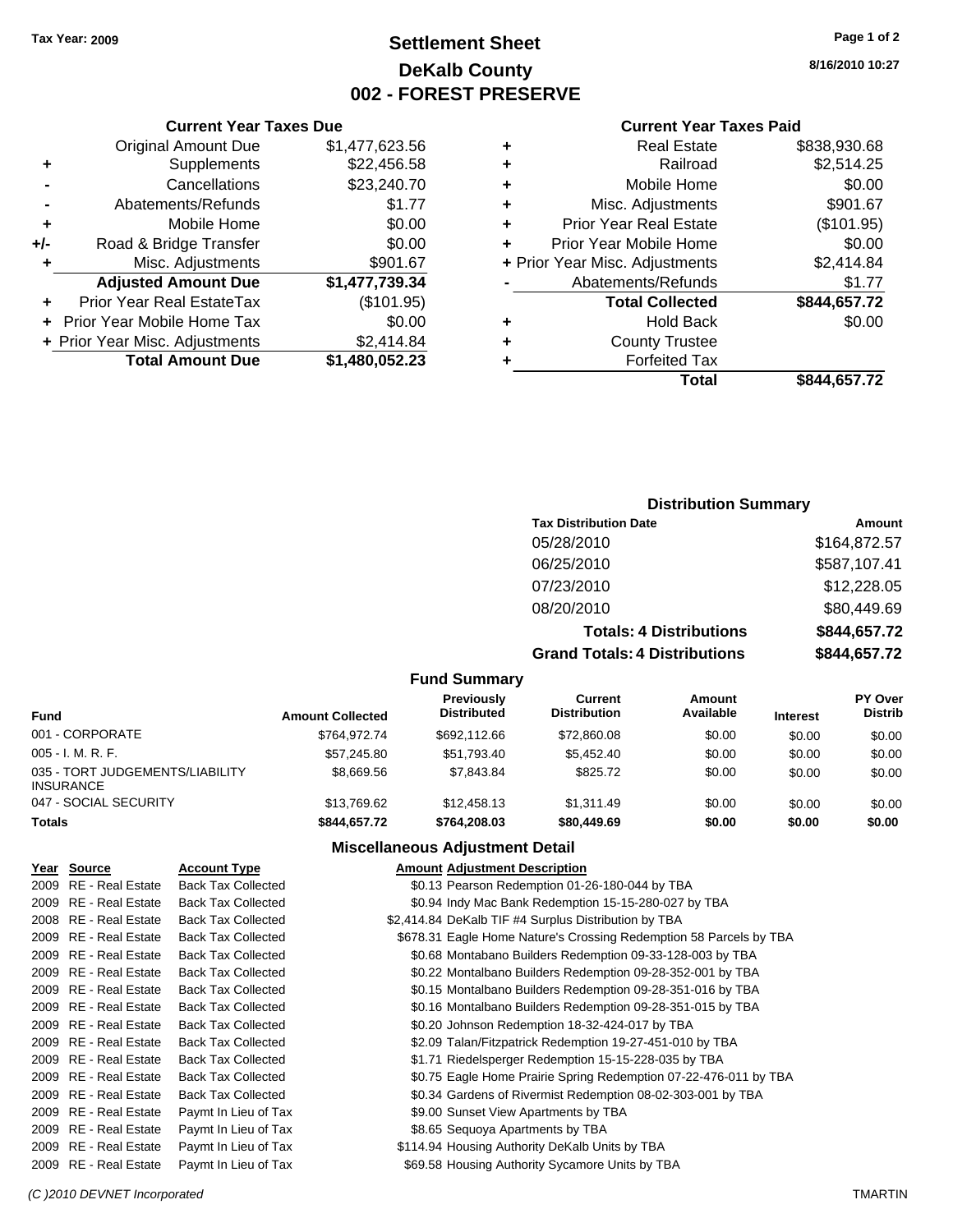Tax Year: 2009

# Settlement Sheet
## DeKalb County
## 002 - FOREST PRESERVE

8/16/2010 10:27

### Current Year Taxes Due

| | | |
|---|---|---|
| | Original Amount Due | $1,477,623.56 |
| + | Supplements | $22,456.58 |
| - | Cancellations | $23,240.70 |
| - | Abatements/Refunds | $1.77 |
| + | Mobile Home | $0.00 |
| +/- | Road & Bridge Transfer | $0.00 |
| + | Misc. Adjustments | $901.67 |
| | **Adjusted Amount Due** | **$1,477,739.34** |
| + | Prior Year Real EstateTax | ($101.95) |
| + | Prior Year Mobile Home Tax | $0.00 |
| + | Prior Year Misc. Adjustments | $2,414.84 |
| | **Total Amount Due** | **$1,480,052.23** |

### Current Year Taxes Paid

| | | |
|---|---|---|
| + | Real Estate | $838,930.68 |
| + | Railroad | $2,514.25 |
| + | Mobile Home | $0.00 |
| + | Misc. Adjustments | $901.67 |
| + | Prior Year Real Estate | ($101.95) |
| + | Prior Year Mobile Home | $0.00 |
| + | Prior Year Misc. Adjustments | $2,414.84 |
| - | Abatements/Refunds | $1.77 |
| | **Total Collected** | **$844,657.72** |
| + | Hold Back | $0.00 |
| + | County Trustee | |
| + | Forfeited Tax | |
| | **Total** | **$844,657.72** |

### Distribution Summary

| Tax Distribution Date | Amount |
|---|---|
| 05/28/2010 | $164,872.57 |
| 06/25/2010 | $587,107.41 |
| 07/23/2010 | $12,228.05 |
| 08/20/2010 | $80,449.69 |
| **Totals: 4 Distributions** | **$844,657.72** |
| **Grand Totals: 4 Distributions** | **$844,657.72** |

### Fund Summary

| Fund | Amount Collected | Previously Distributed | Current Distribution | Amount Available | Interest | PY Over Distrib |
|---|---|---|---|---|---|---|
| 001 - CORPORATE | $764,972.74 | $692,112.66 | $72,860.08 | $0.00 | $0.00 | $0.00 |
| 005 - I. M. R. F. | $57,245.80 | $51,793.40 | $5,452.40 | $0.00 | $0.00 | $0.00 |
| 035 - TORT JUDGEMENTS/LIABILITY INSURANCE | $8,669.56 | $7,843.84 | $825.72 | $0.00 | $0.00 | $0.00 |
| 047 - SOCIAL SECURITY | $13,769.62 | $12,458.13 | $1,311.49 | $0.00 | $0.00 | $0.00 |
| **Totals** | **$844,657.72** | **$764,208.03** | **$80,449.69** | **$0.00** | **$0.00** | **$0.00** |

### Miscellaneous Adjustment Detail

| Year | Source | Account Type | Amount | Adjustment Description |
|---|---|---|---|---|
| 2009 | RE - Real Estate | Back Tax Collected | $0.13 | Pearson Redemption 01-26-180-044 by TBA |
| 2009 | RE - Real Estate | Back Tax Collected | $0.94 | Indy Mac Bank Redemption 15-15-280-027 by TBA |
| 2008 | RE - Real Estate | Back Tax Collected | $2,414.84 | DeKalb TIF #4 Surplus Distribution by TBA |
| 2009 | RE - Real Estate | Back Tax Collected | $678.31 | Eagle Home Nature's Crossing Redemption 58 Parcels by TBA |
| 2009 | RE - Real Estate | Back Tax Collected | $0.68 | Montabano Builders Redemption 09-33-128-003 by TBA |
| 2009 | RE - Real Estate | Back Tax Collected | $0.22 | Montalbano Builders Redemption 09-28-352-001 by TBA |
| 2009 | RE - Real Estate | Back Tax Collected | $0.15 | Montalbano Builders Redemption 09-28-351-016 by TBA |
| 2009 | RE - Real Estate | Back Tax Collected | $0.16 | Montalbano Builders Redemption 09-28-351-015 by TBA |
| 2009 | RE - Real Estate | Back Tax Collected | $0.20 | Johnson Redemption 18-32-424-017 by TBA |
| 2009 | RE - Real Estate | Back Tax Collected | $2.09 | Talan/Fitzpatrick Redemption 19-27-451-010 by TBA |
| 2009 | RE - Real Estate | Back Tax Collected | $1.71 | Riedelsperger Redemption 15-15-228-035 by TBA |
| 2009 | RE - Real Estate | Back Tax Collected | $0.75 | Eagle Home Prairie Spring Redemption 07-22-476-011 by TBA |
| 2009 | RE - Real Estate | Back Tax Collected | $0.34 | Gardens of Rivermist Redemption 08-02-303-001 by TBA |
| 2009 | RE - Real Estate | Paymt In Lieu of Tax | $9.00 | Sunset View Apartments by TBA |
| 2009 | RE - Real Estate | Paymt In Lieu of Tax | $8.65 | Sequoya Apartments by TBA |
| 2009 | RE - Real Estate | Paymt In Lieu of Tax | $114.94 | Housing Authority DeKalb Units by TBA |
| 2009 | RE - Real Estate | Paymt In Lieu of Tax | $69.58 | Housing Authority Sycamore Units by TBA |

(C )2010 DEVNET Incorporated TMARTIN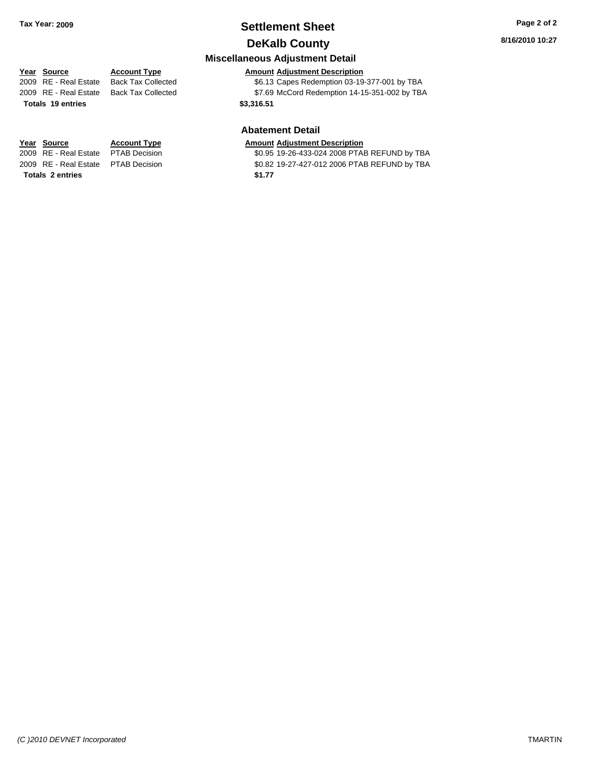# Settlement Sheet

## DeKalb County

Tax Year: 2009

8/16/2010 10:27

### Miscellaneous Adjustment Detail

| Year | Source | Account Type | Amount | Adjustment Description |
|---|---|---|---|---|
| 2009 | RE - Real Estate | Back Tax Collected | $6.13 | Capes Redemption 03-19-377-001 by TBA |
| 2009 | RE - Real Estate | Back Tax Collected | $7.69 | McCord Redemption 14-15-351-002 by TBA |
| **Totals 19 entries** | | | **$3,316.51** | |

### Abatement Detail

| Year | Source | Account Type | Amount | Adjustment Description |
|---|---|---|---|---|
| 2009 | RE - Real Estate | PTAB Decision | $0.95 | 19-26-433-024 2008 PTAB REFUND by TBA |
| 2009 | RE - Real Estate | PTAB Decision | $0.82 | 19-27-427-012 2006 PTAB REFUND by TBA |
| **Totals 2 entries** | | | **$1.77** | |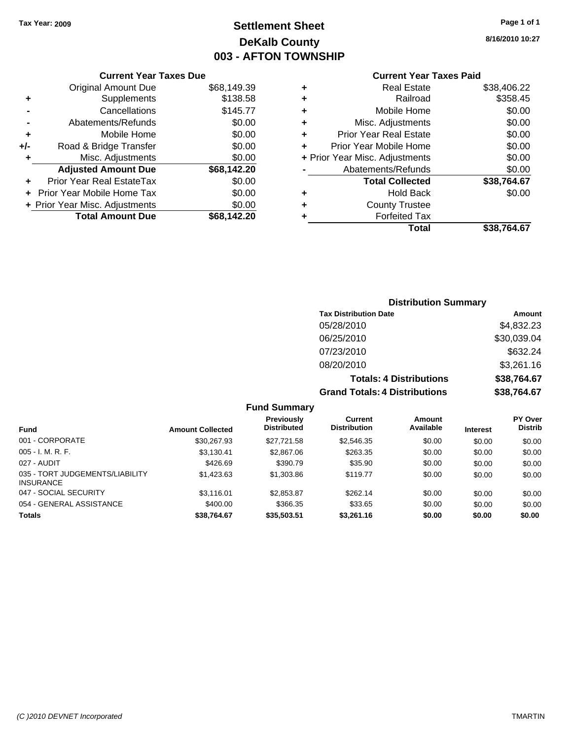**Tax Year: 2009**

# Settlement Sheet
## DeKalb County
## 003 - AFTON TOWNSHIP

**8/16/2010 10:27**

### Current Year Taxes Due

| | | |
|---|---|---|
| | Original Amount Due | $68,149.39 |
| + | Supplements | $138.58 |
| - | Cancellations | $145.77 |
| - | Abatements/Refunds | $0.00 |
| + | Mobile Home | $0.00 |
| +/- | Road & Bridge Transfer | $0.00 |
| + | Misc. Adjustments | $0.00 |
| | **Adjusted Amount Due** | **$68,142.20** |
| + | Prior Year Real EstateTax | $0.00 |
| + | Prior Year Mobile Home Tax | $0.00 |
| + | Prior Year Misc. Adjustments | $0.00 |
| | **Total Amount Due** | **$68,142.20** |

### Current Year Taxes Paid

| | | |
|---|---|---|
| + | Real Estate | $38,406.22 |
| + | Railroad | $358.45 |
| + | Mobile Home | $0.00 |
| + | Misc. Adjustments | $0.00 |
| + | Prior Year Real Estate | $0.00 |
| + | Prior Year Mobile Home | $0.00 |
| + | Prior Year Misc. Adjustments | $0.00 |
| - | Abatements/Refunds | $0.00 |
| | **Total Collected** | **$38,764.67** |
| + | Hold Back | $0.00 |
| + | County Trustee | |
| + | Forfeited Tax | |
| | **Total** | **$38,764.67** |

### Distribution Summary

| Tax Distribution Date | Amount |
|---|---|
| 05/28/2010 | $4,832.23 |
| 06/25/2010 | $30,039.04 |
| 07/23/2010 | $632.24 |
| 08/20/2010 | $3,261.16 |
| **Totals: 4 Distributions** | **$38,764.67** |
| **Grand Totals: 4 Distributions** | **$38,764.67** |

### Fund Summary

| Fund | Amount Collected | Previously Distributed | Current Distribution | Amount Available | Interest | PY Over Distrib |
|---|---|---|---|---|---|---|
| 001 - CORPORATE | $30,267.93 | $27,721.58 | $2,546.35 | $0.00 | $0.00 | $0.00 |
| 005 - I. M. R. F. | $3,130.41 | $2,867.06 | $263.35 | $0.00 | $0.00 | $0.00 |
| 027 - AUDIT | $426.69 | $390.79 | $35.90 | $0.00 | $0.00 | $0.00 |
| 035 - TORT JUDGEMENTS/LIABILITY INSURANCE | $1,423.63 | $1,303.86 | $119.77 | $0.00 | $0.00 | $0.00 |
| 047 - SOCIAL SECURITY | $3,116.01 | $2,853.87 | $262.14 | $0.00 | $0.00 | $0.00 |
| 054 - GENERAL ASSISTANCE | $400.00 | $366.35 | $33.65 | $0.00 | $0.00 | $0.00 |
| **Totals** | **$38,764.67** | **$35,503.51** | **$3,261.16** | **$0.00** | **$0.00** | **$0.00** |

*(C )2010 DEVNET Incorporated* TMARTIN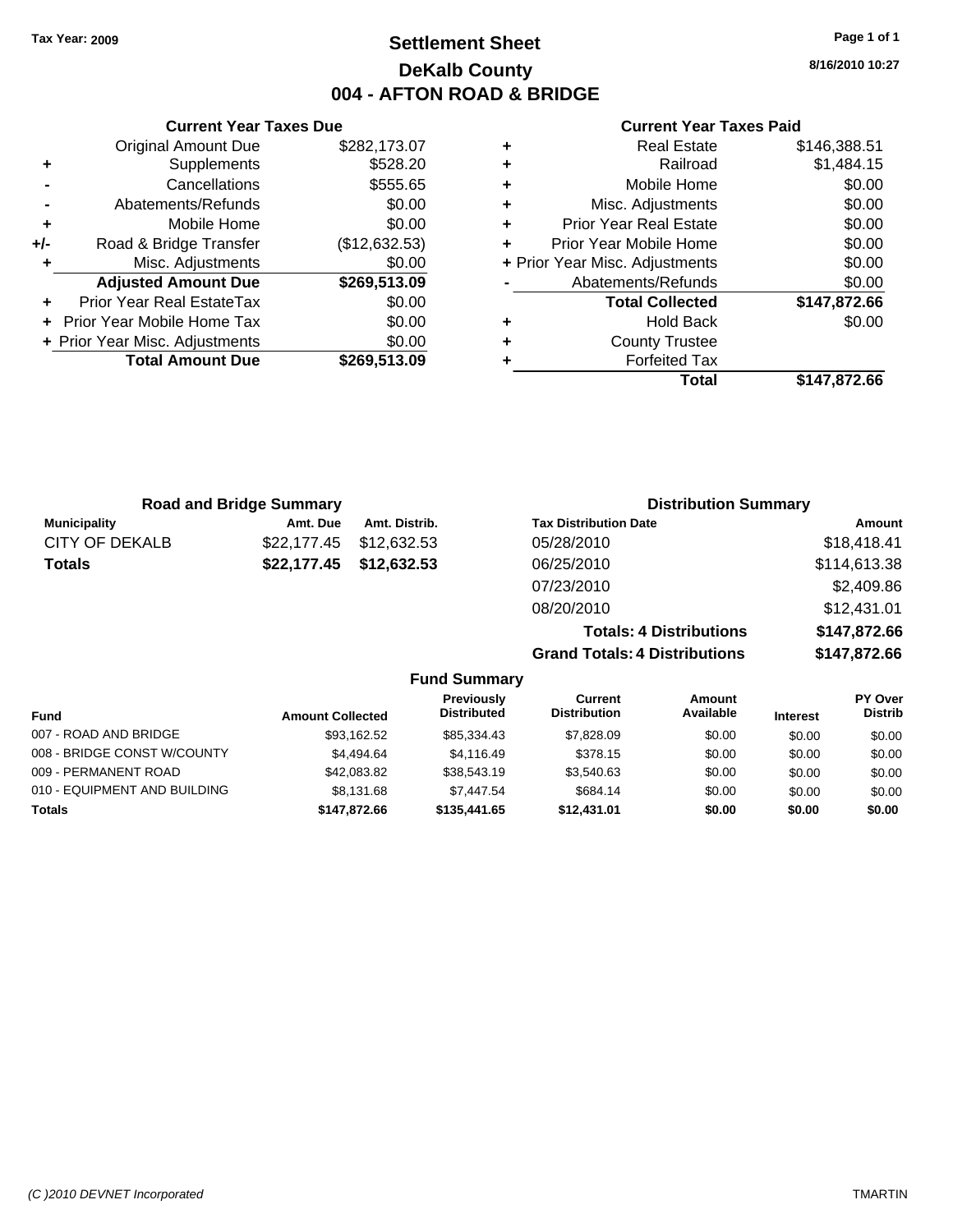Tax Year: 2009

# Settlement Sheet
## DeKalb County
## 004 - AFTON ROAD & BRIDGE

8/16/2010 10:27

### Current Year Taxes Due

| | | |
|---|---|---|
| | Original Amount Due | $282,173.07 |
| + | Supplements | $528.20 |
| - | Cancellations | $555.65 |
| - | Abatements/Refunds | $0.00 |
| + | Mobile Home | $0.00 |
| +/- | Road & Bridge Transfer | ($12,632.53) |
| + | Misc. Adjustments | $0.00 |
| | **Adjusted Amount Due** | **$269,513.09** |
| + | Prior Year Real EstateTax | $0.00 |
| + | Prior Year Mobile Home Tax | $0.00 |
| + | Prior Year Misc. Adjustments | $0.00 |
| | **Total Amount Due** | **$269,513.09** |

### Current Year Taxes Paid

| | | |
|---|---|---|
| + | Real Estate | $146,388.51 |
| + | Railroad | $1,484.15 |
| + | Mobile Home | $0.00 |
| + | Misc. Adjustments | $0.00 |
| + | Prior Year Real Estate | $0.00 |
| + | Prior Year Mobile Home | $0.00 |
| + | Prior Year Misc. Adjustments | $0.00 |
| - | Abatements/Refunds | $0.00 |
| | **Total Collected** | **$147,872.66** |
| + | Hold Back | $0.00 |
| + | County Trustee | |
| + | Forfeited Tax | |
| | **Total** | **$147,872.66** |

### Road and Bridge Summary

| Municipality | Amt. Due | Amt. Distrib. |
|---|---|---|
| CITY OF DEKALB | $22,177.45 | $12,632.53 |
| **Totals** | **$22,177.45** | **$12,632.53** |

### Distribution Summary

| Tax Distribution Date | Amount |
|---|---|
| 05/28/2010 | $18,418.41 |
| 06/25/2010 | $114,613.38 |
| 07/23/2010 | $2,409.86 |
| 08/20/2010 | $12,431.01 |
| **Totals: 4 Distributions** | **$147,872.66** |
| **Grand Totals: 4 Distributions** | **$147,872.66** |

### Fund Summary

| Fund | Amount Collected | Previously Distributed | Current Distribution | Amount Available | Interest | PY Over Distrib |
|---|---|---|---|---|---|---|
| 007 - ROAD AND BRIDGE | $93,162.52 | $85,334.43 | $7,828.09 | $0.00 | $0.00 | $0.00 |
| 008 - BRIDGE CONST W/COUNTY | $4,494.64 | $4,116.49 | $378.15 | $0.00 | $0.00 | $0.00 |
| 009 - PERMANENT ROAD | $42,083.82 | $38,543.19 | $3,540.63 | $0.00 | $0.00 | $0.00 |
| 010 - EQUIPMENT AND BUILDING | $8,131.68 | $7,447.54 | $684.14 | $0.00 | $0.00 | $0.00 |
| **Totals** | **$147,872.66** | **$135,441.65** | **$12,431.01** | **$0.00** | **$0.00** | **$0.00** |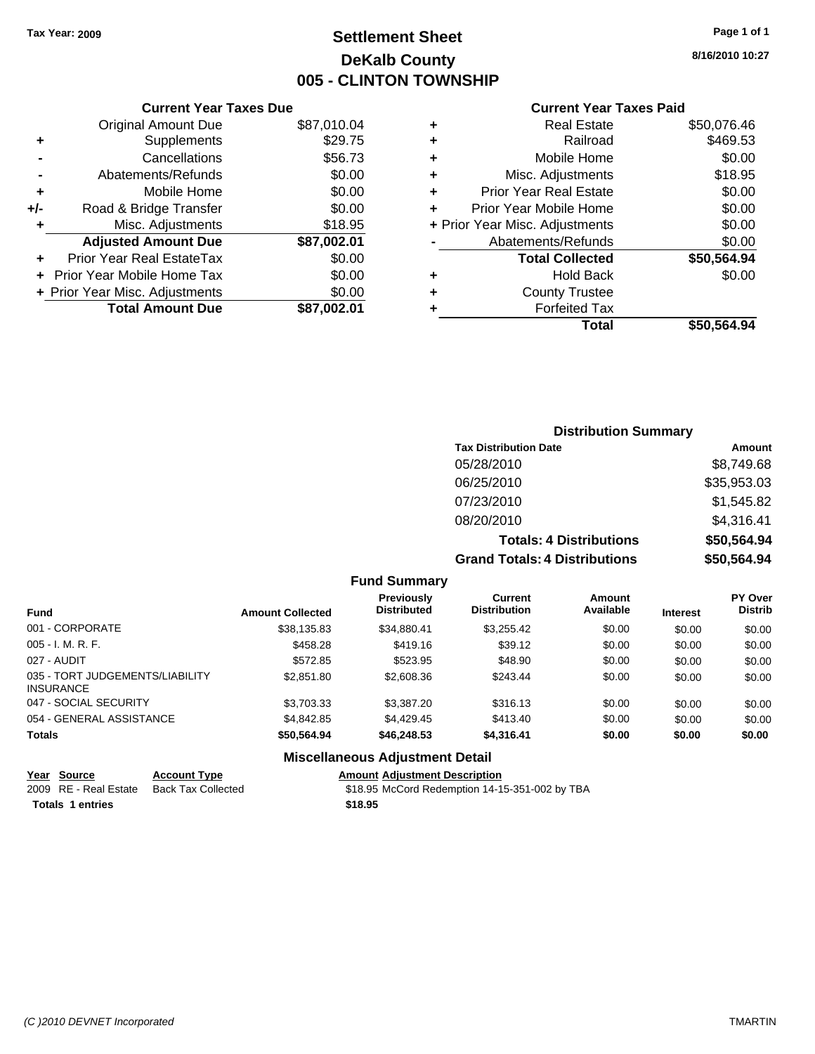Tax Year: 2009

# Settlement Sheet
## DeKalb County
## 005 - CLINTON TOWNSHIP

8/16/2010 10:27

### Current Year Taxes Due

| | | |
|---|---|---|
| | Original Amount Due | $87,010.04 |
| + | Supplements | $29.75 |
| - | Cancellations | $56.73 |
| - | Abatements/Refunds | $0.00 |
| + | Mobile Home | $0.00 |
| +/- | Road & Bridge Transfer | $0.00 |
| + | Misc. Adjustments | $18.95 |
| | **Adjusted Amount Due** | **$87,002.01** |
| + | Prior Year Real EstateTax | $0.00 |
| + | Prior Year Mobile Home Tax | $0.00 |
| + | Prior Year Misc. Adjustments | $0.00 |
| | **Total Amount Due** | **$87,002.01** |

### Current Year Taxes Paid

| | | |
|---|---|---|
| + | Real Estate | $50,076.46 |
| + | Railroad | $469.53 |
| + | Mobile Home | $0.00 |
| + | Misc. Adjustments | $18.95 |
| + | Prior Year Real Estate | $0.00 |
| + | Prior Year Mobile Home | $0.00 |
| + | Prior Year Misc. Adjustments | $0.00 |
| - | Abatements/Refunds | $0.00 |
| | **Total Collected** | **$50,564.94** |
| + | Hold Back | $0.00 |
| + | County Trustee | |
| + | Forfeited Tax | |
| | **Total** | **$50,564.94** |

### Distribution Summary

| Tax Distribution Date | Amount |
|---|---|
| 05/28/2010 | $8,749.68 |
| 06/25/2010 | $35,953.03 |
| 07/23/2010 | $1,545.82 |
| 08/20/2010 | $4,316.41 |
| **Totals: 4 Distributions** | **$50,564.94** |
| **Grand Totals: 4 Distributions** | **$50,564.94** |

### Fund Summary

| Fund | Amount Collected | Previously Distributed | Current Distribution | Amount Available | Interest | PY Over Distrib |
|---|---|---|---|---|---|---|
| 001 - CORPORATE | $38,135.83 | $34,880.41 | $3,255.42 | $0.00 | $0.00 | $0.00 |
| 005 - I. M. R. F. | $458.28 | $419.16 | $39.12 | $0.00 | $0.00 | $0.00 |
| 027 - AUDIT | $572.85 | $523.95 | $48.90 | $0.00 | $0.00 | $0.00 |
| 035 - TORT JUDGEMENTS/LIABILITY INSURANCE | $2,851.80 | $2,608.36 | $243.44 | $0.00 | $0.00 | $0.00 |
| 047 - SOCIAL SECURITY | $3,703.33 | $3,387.20 | $316.13 | $0.00 | $0.00 | $0.00 |
| 054 - GENERAL ASSISTANCE | $4,842.85 | $4,429.45 | $413.40 | $0.00 | $0.00 | $0.00 |
| **Totals** | **$50,564.94** | **$46,248.53** | **$4,316.41** | **$0.00** | **$0.00** | **$0.00** |

### Miscellaneous Adjustment Detail

| Year | Source | Account Type | Amount | Adjustment Description |
|---|---|---|---|---|
| 2009 | RE - Real Estate | Back Tax Collected | $18.95 | McCord Redemption 14-15-351-002 by TBA |
| **Totals 1 entries** | | | **$18.95** | |

(C )2010 DEVNET Incorporated TMARTIN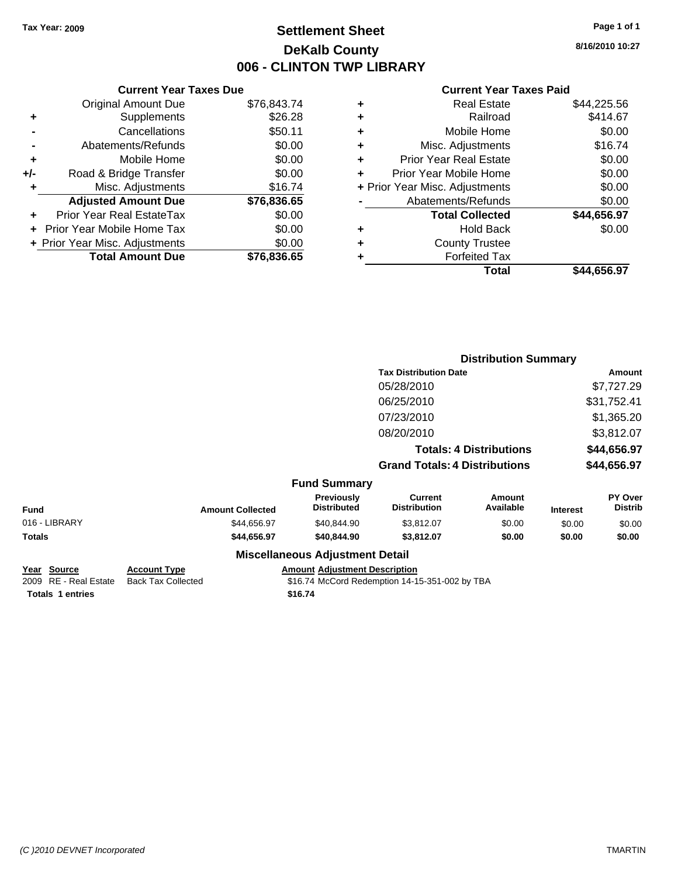**Tax Year: 2009**

# Settlement Sheet
## DeKalb County
## 006 - CLINTON TWP LIBRARY

8/16/2010 10:27

### Current Year Taxes Due

| | | |
|---|---|---|
| | Original Amount Due | $76,843.74 |
| + | Supplements | $26.28 |
| - | Cancellations | $50.11 |
| - | Abatements/Refunds | $0.00 |
| + | Mobile Home | $0.00 |
| +/- | Road & Bridge Transfer | $0.00 |
| + | Misc. Adjustments | $16.74 |
| | **Adjusted Amount Due** | **$76,836.65** |
| + | Prior Year Real EstateTax | $0.00 |
| + | Prior Year Mobile Home Tax | $0.00 |
| + | Prior Year Misc. Adjustments | $0.00 |
| | **Total Amount Due** | **$76,836.65** |

### Current Year Taxes Paid

| | | |
|---|---|---|
| + | Real Estate | $44,225.56 |
| + | Railroad | $414.67 |
| + | Mobile Home | $0.00 |
| + | Misc. Adjustments | $16.74 |
| + | Prior Year Real Estate | $0.00 |
| + | Prior Year Mobile Home | $0.00 |
| + | Prior Year Misc. Adjustments | $0.00 |
| - | Abatements/Refunds | $0.00 |
| | **Total Collected** | **$44,656.97** |
| + | Hold Back | $0.00 |
| + | County Trustee | |
| + | Forfeited Tax | |
| | **Total** | **$44,656.97** |

### Distribution Summary

| Tax Distribution Date | Amount |
|---|---|
| 05/28/2010 | $7,727.29 |
| 06/25/2010 | $31,752.41 |
| 07/23/2010 | $1,365.20 |
| 08/20/2010 | $3,812.07 |
| **Totals: 4 Distributions** | **$44,656.97** |
| **Grand Totals: 4 Distributions** | **$44,656.97** |

### Fund Summary

| Fund | Amount Collected | Previously Distributed | Current Distribution | Amount Available | Interest | PY Over Distrib |
|---|---|---|---|---|---|---|
| 016 - LIBRARY | $44,656.97 | $40,844.90 | $3,812.07 | $0.00 | $0.00 | $0.00 |
| **Totals** | **$44,656.97** | **$40,844.90** | **$3,812.07** | **$0.00** | **$0.00** | **$0.00** |

### Miscellaneous Adjustment Detail

| Year | Source | Account Type | Amount | Adjustment Description |
|---|---|---|---|---|
| 2009 | RE - Real Estate | Back Tax Collected | $16.74 | McCord Redemption 14-15-351-002 by TBA |
| **Totals** | **1 entries** | | **$16.74** | |

*(C )2010 DEVNET Incorporated* TMARTIN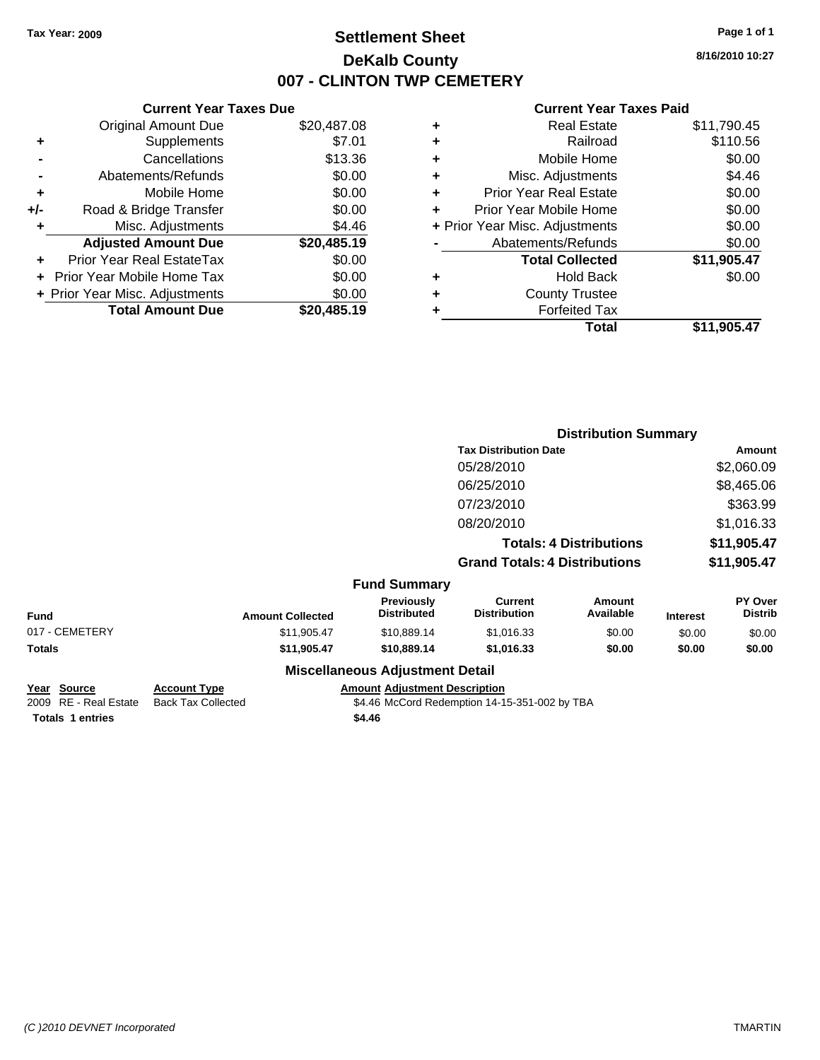Tax Year: 2009

# Settlement Sheet
## DeKalb County
## 007 - CLINTON TWP CEMETERY

8/16/2010 10:27

### Current Year Taxes Due

| | | |
|---|---|---|
| | Original Amount Due | $20,487.08 |
| + | Supplements | $7.01 |
| - | Cancellations | $13.36 |
| - | Abatements/Refunds | $0.00 |
| + | Mobile Home | $0.00 |
| +/- | Road & Bridge Transfer | $0.00 |
| + | Misc. Adjustments | $4.46 |
| | **Adjusted Amount Due** | **$20,485.19** |
| + | Prior Year Real EstateTax | $0.00 |
| + | Prior Year Mobile Home Tax | $0.00 |
| + | Prior Year Misc. Adjustments | $0.00 |
| | **Total Amount Due** | **$20,485.19** |

### Current Year Taxes Paid

| | | |
|---|---|---|
| + | Real Estate | $11,790.45 |
| + | Railroad | $110.56 |
| + | Mobile Home | $0.00 |
| + | Misc. Adjustments | $4.46 |
| + | Prior Year Real Estate | $0.00 |
| + | Prior Year Mobile Home | $0.00 |
| + | Prior Year Misc. Adjustments | $0.00 |
| - | Abatements/Refunds | $0.00 |
| | **Total Collected** | **$11,905.47** |
| + | Hold Back | $0.00 |
| + | County Trustee | |
| + | Forfeited Tax | |
| | **Total** | **$11,905.47** |

### Distribution Summary

| Tax Distribution Date | Amount |
|---|---|
| 05/28/2010 | $2,060.09 |
| 06/25/2010 | $8,465.06 |
| 07/23/2010 | $363.99 |
| 08/20/2010 | $1,016.33 |
| **Totals: 4 Distributions** | **$11,905.47** |
| **Grand Totals: 4 Distributions** | **$11,905.47** |

### Fund Summary

| Fund | Amount Collected | Previously Distributed | Current Distribution | Amount Available | Interest | PY Over Distrib |
|---|---|---|---|---|---|---|
| 017 - CEMETERY | $11,905.47 | $10,889.14 | $1,016.33 | $0.00 | $0.00 | $0.00 |
| **Totals** | **$11,905.47** | **$10,889.14** | **$1,016.33** | **$0.00** | **$0.00** | **$0.00** |

### Miscellaneous Adjustment Detail

| Year | Source | Account Type | Amount | Adjustment Description |
|---|---|---|---|---|
| 2009 | RE - Real Estate | Back Tax Collected | $4.46 | McCord Redemption 14-15-351-002 by TBA |
| **Totals** | **1 entries** | | **$4.46** | |

(C )2010 DEVNET Incorporated TMARTIN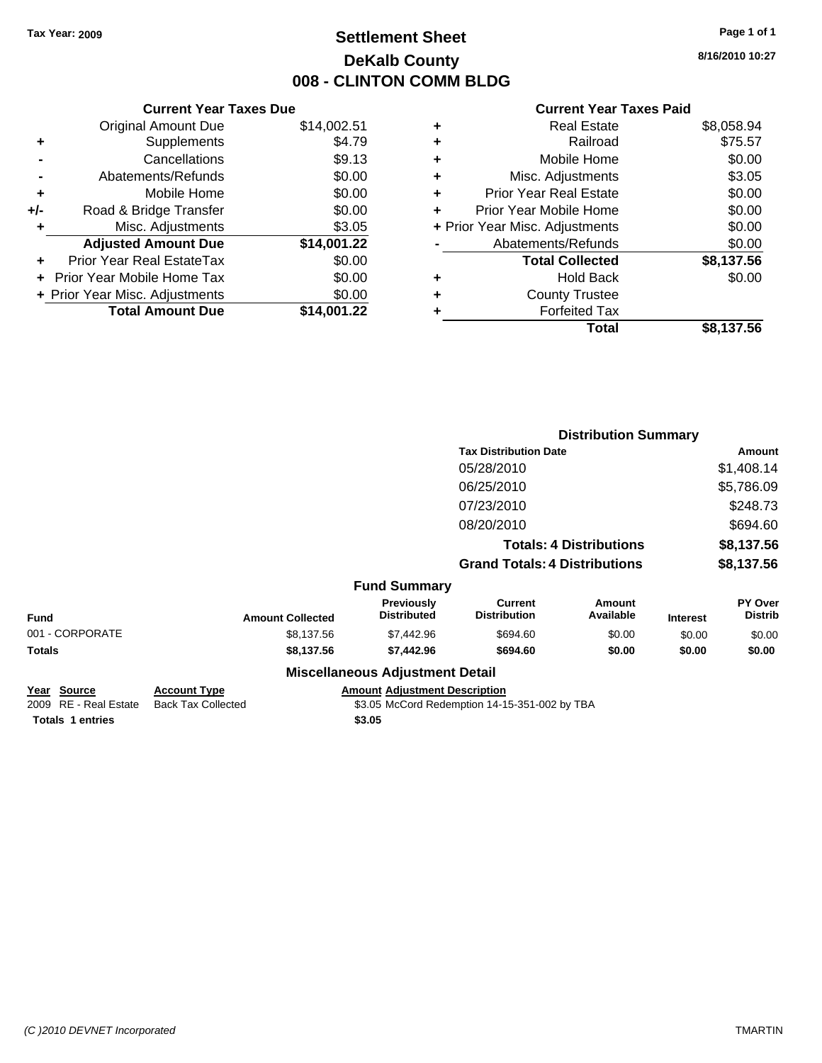Tax Year: 2009

# Settlement Sheet
## DeKalb County
## 008 - CLINTON COMM BLDG

8/16/2010 10:27

### Current Year Taxes Due

| | | |
|---|---|---|
| | Original Amount Due | $14,002.51 |
| + | Supplements | $4.79 |
| - | Cancellations | $9.13 |
| - | Abatements/Refunds | $0.00 |
| + | Mobile Home | $0.00 |
| +/- | Road & Bridge Transfer | $0.00 |
| + | Misc. Adjustments | $3.05 |
| | **Adjusted Amount Due** | **$14,001.22** |
| + | Prior Year Real EstateTax | $0.00 |
| + | Prior Year Mobile Home Tax | $0.00 |
| + | Prior Year Misc. Adjustments | $0.00 |
| | **Total Amount Due** | **$14,001.22** |

### Current Year Taxes Paid

| | | |
|---|---|---|
| + | Real Estate | $8,058.94 |
| + | Railroad | $75.57 |
| + | Mobile Home | $0.00 |
| + | Misc. Adjustments | $3.05 |
| + | Prior Year Real Estate | $0.00 |
| + | Prior Year Mobile Home | $0.00 |
| + | Prior Year Misc. Adjustments | $0.00 |
| - | Abatements/Refunds | $0.00 |
| | **Total Collected** | **$8,137.56** |
| + | Hold Back | $0.00 |
| + | County Trustee | |
| + | Forfeited Tax | |
| | **Total** | **$8,137.56** |

### Distribution Summary

| Tax Distribution Date | Amount |
|---|---|
| 05/28/2010 | $1,408.14 |
| 06/25/2010 | $5,786.09 |
| 07/23/2010 | $248.73 |
| 08/20/2010 | $694.60 |
| **Totals: 4 Distributions** | **$8,137.56** |
| **Grand Totals: 4 Distributions** | **$8,137.56** |

### Fund Summary

| Fund | Amount Collected | Previously Distributed | Current Distribution | Amount Available | Interest | PY Over Distrib |
|---|---|---|---|---|---|---|
| 001 - CORPORATE | $8,137.56 | $7,442.96 | $694.60 | $0.00 | $0.00 | $0.00 |
| **Totals** | **$8,137.56** | **$7,442.96** | **$694.60** | **$0.00** | **$0.00** | **$0.00** |

### Miscellaneous Adjustment Detail

| Year | Source | Account Type | Amount | Adjustment Description |
|---|---|---|---|---|
| 2009 | RE - Real Estate | Back Tax Collected | $3.05 | McCord Redemption 14-15-351-002 by TBA |
| **Totals** | **1 entries** | | **$3.05** | |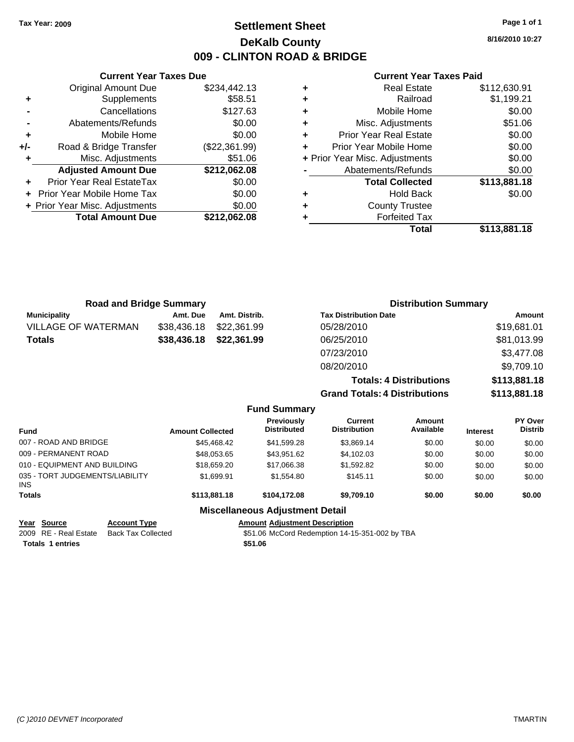Tax Year: 2009

# Settlement Sheet
## DeKalb County
## 009 - CLINTON ROAD & BRIDGE

8/16/2010 10:27

### Current Year Taxes Due

| | | |
|---|---|---|
| | Original Amount Due | $234,442.13 |
| + | Supplements | $58.51 |
| - | Cancellations | $127.63 |
| - | Abatements/Refunds | $0.00 |
| + | Mobile Home | $0.00 |
| +/- | Road & Bridge Transfer | ($22,361.99) |
| + | Misc. Adjustments | $51.06 |
| | **Adjusted Amount Due** | **$212,062.08** |
| + | Prior Year Real EstateTax | $0.00 |
| + | Prior Year Mobile Home Tax | $0.00 |
| + | Prior Year Misc. Adjustments | $0.00 |
| | **Total Amount Due** | **$212,062.08** |

### Current Year Taxes Paid

| | | |
|---|---|---|
| + | Real Estate | $112,630.91 |
| + | Railroad | $1,199.21 |
| + | Mobile Home | $0.00 |
| + | Misc. Adjustments | $51.06 |
| + | Prior Year Real Estate | $0.00 |
| + | Prior Year Mobile Home | $0.00 |
| + | Prior Year Misc. Adjustments | $0.00 |
| - | Abatements/Refunds | $0.00 |
| | **Total Collected** | **$113,881.18** |
| + | Hold Back | $0.00 |
| + | County Trustee | |
| + | Forfeited Tax | |
| | **Total** | **$113,881.18** |

### Road and Bridge Summary

| Municipality | Amt. Due | Amt. Distrib. |
|---|---|---|
| VILLAGE OF WATERMAN | $38,436.18 | $22,361.99 |
| **Totals** | **$38,436.18** | **$22,361.99** |

### Distribution Summary

| Tax Distribution Date | Amount |
|---|---|
| 05/28/2010 | $19,681.01 |
| 06/25/2010 | $81,013.99 |
| 07/23/2010 | $3,477.08 |
| 08/20/2010 | $9,709.10 |
| **Totals: 4 Distributions** | **$113,881.18** |
| **Grand Totals: 4 Distributions** | **$113,881.18** |

### Fund Summary

| Fund | Amount Collected | Previously Distributed | Current Distribution | Amount Available | Interest | PY Over Distrib |
|---|---|---|---|---|---|---|
| 007 - ROAD AND BRIDGE | $45,468.42 | $41,599.28 | $3,869.14 | $0.00 | $0.00 | $0.00 |
| 009 - PERMANENT ROAD | $48,053.65 | $43,951.62 | $4,102.03 | $0.00 | $0.00 | $0.00 |
| 010 - EQUIPMENT AND BUILDING | $18,659.20 | $17,066.38 | $1,592.82 | $0.00 | $0.00 | $0.00 |
| 035 - TORT JUDGEMENTS/LIABILITY INS | $1,699.91 | $1,554.80 | $145.11 | $0.00 | $0.00 | $0.00 |
| **Totals** | **$113,881.18** | **$104,172.08** | **$9,709.10** | **$0.00** | **$0.00** | **$0.00** |

### Miscellaneous Adjustment Detail

| Year | Source | Account Type | Amount | Adjustment Description |
|---|---|---|---|---|
| 2009 | RE - Real Estate | Back Tax Collected | $51.06 | McCord Redemption 14-15-351-002 by TBA |
| **Totals 1 entries** | | | **$51.06** | |

(C )2010 DEVNET Incorporated — TMARTIN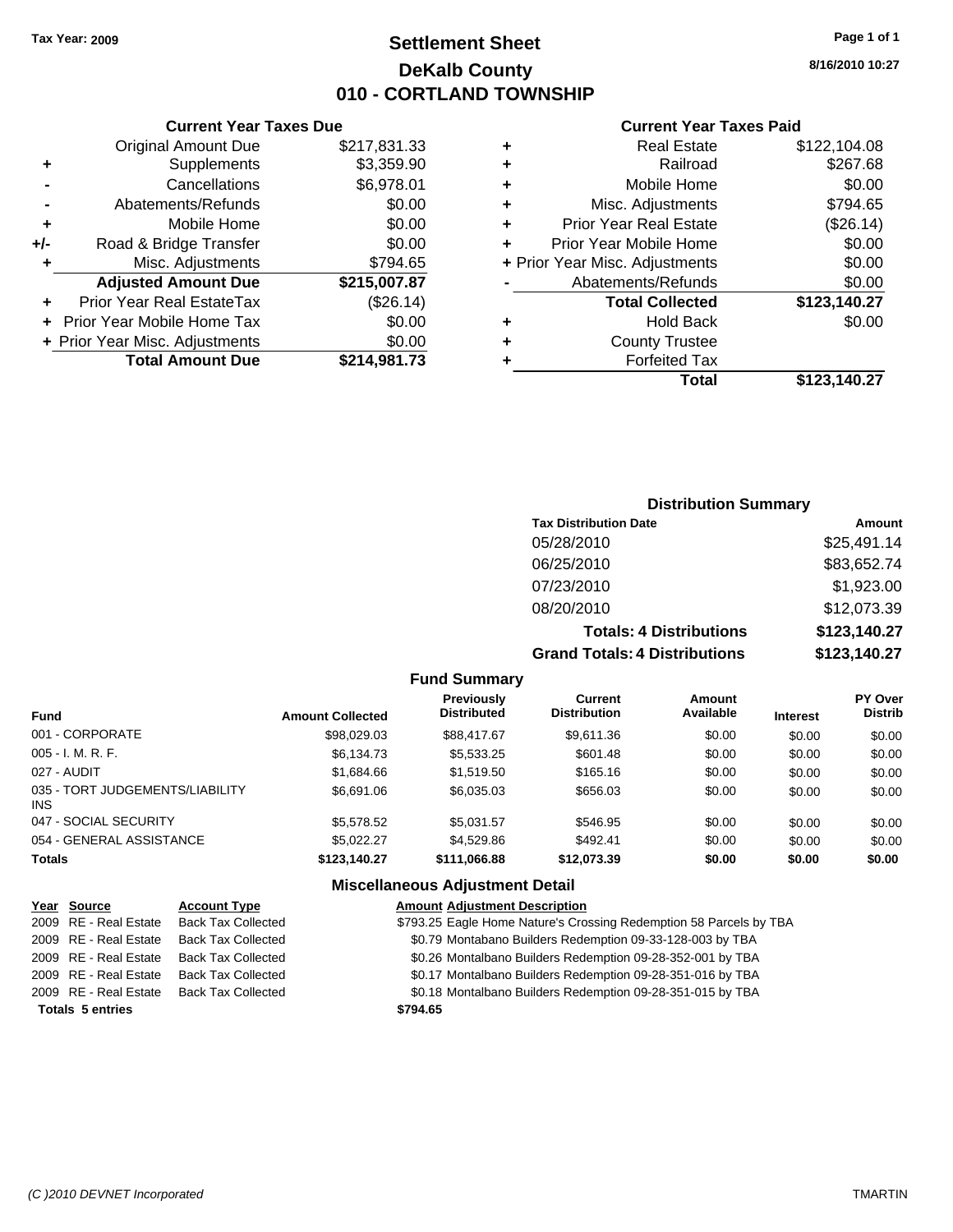Tax Year: 2009

# Settlement Sheet
## DeKalb County
## 010 - CORTLAND TOWNSHIP

8/16/2010 10:27

### Current Year Taxes Due

| | | |
|---|---|---|
| | Original Amount Due | $217,831.33 |
| + | Supplements | $3,359.90 |
| - | Cancellations | $6,978.01 |
| - | Abatements/Refunds | $0.00 |
| + | Mobile Home | $0.00 |
| +/- | Road & Bridge Transfer | $0.00 |
| + | Misc. Adjustments | $794.65 |
| | **Adjusted Amount Due** | **$215,007.87** |
| + | Prior Year Real EstateTax | ($26.14) |
| + | Prior Year Mobile Home Tax | $0.00 |
| + | Prior Year Misc. Adjustments | $0.00 |
| | **Total Amount Due** | **$214,981.73** |

### Current Year Taxes Paid

| | | |
|---|---|---|
| + | Real Estate | $122,104.08 |
| + | Railroad | $267.68 |
| + | Mobile Home | $0.00 |
| + | Misc. Adjustments | $794.65 |
| + | Prior Year Real Estate | ($26.14) |
| + | Prior Year Mobile Home | $0.00 |
| + | Prior Year Misc. Adjustments | $0.00 |
| - | Abatements/Refunds | $0.00 |
| | **Total Collected** | **$123,140.27** |
| + | Hold Back | $0.00 |
| + | County Trustee | |
| + | Forfeited Tax | |
| | **Total** | **$123,140.27** |

### Distribution Summary

| Tax Distribution Date | Amount |
|---|---|
| 05/28/2010 | $25,491.14 |
| 06/25/2010 | $83,652.74 |
| 07/23/2010 | $1,923.00 |
| 08/20/2010 | $12,073.39 |
| **Totals: 4 Distributions** | **$123,140.27** |
| **Grand Totals: 4 Distributions** | **$123,140.27** |

### Fund Summary

| Fund | Amount Collected | Previously Distributed | Current Distribution | Amount Available | Interest | PY Over Distrib |
|---|---|---|---|---|---|---|
| 001 - CORPORATE | $98,029.03 | $88,417.67 | $9,611.36 | $0.00 | $0.00 | $0.00 |
| 005 - I. M. R. F. | $6,134.73 | $5,533.25 | $601.48 | $0.00 | $0.00 | $0.00 |
| 027 - AUDIT | $1,684.66 | $1,519.50 | $165.16 | $0.00 | $0.00 | $0.00 |
| 035 - TORT JUDGEMENTS/LIABILITY INS | $6,691.06 | $6,035.03 | $656.03 | $0.00 | $0.00 | $0.00 |
| 047 - SOCIAL SECURITY | $5,578.52 | $5,031.57 | $546.95 | $0.00 | $0.00 | $0.00 |
| 054 - GENERAL ASSISTANCE | $5,022.27 | $4,529.86 | $492.41 | $0.00 | $0.00 | $0.00 |
| **Totals** | **$123,140.27** | **$111,066.88** | **$12,073.39** | **$0.00** | **$0.00** | **$0.00** |

### Miscellaneous Adjustment Detail

| Year | Source | Account Type | Amount | Adjustment Description |
|---|---|---|---|---|
| 2009 | RE - Real Estate | Back Tax Collected | $793.25 | Eagle Home Nature's Crossing Redemption 58 Parcels by TBA |
| 2009 | RE - Real Estate | Back Tax Collected | $0.79 | Montabano Builders Redemption 09-33-128-003 by TBA |
| 2009 | RE - Real Estate | Back Tax Collected | $0.26 | Montalbano Builders Redemption 09-28-352-001 by TBA |
| 2009 | RE - Real Estate | Back Tax Collected | $0.17 | Montalbano Builders Redemption 09-28-351-016 by TBA |
| 2009 | RE - Real Estate | Back Tax Collected | $0.18 | Montalbano Builders Redemption 09-28-351-015 by TBA |
| **Totals 5 entries** | | | **$794.65** | |

(C )2010 DEVNET Incorporated TMARTIN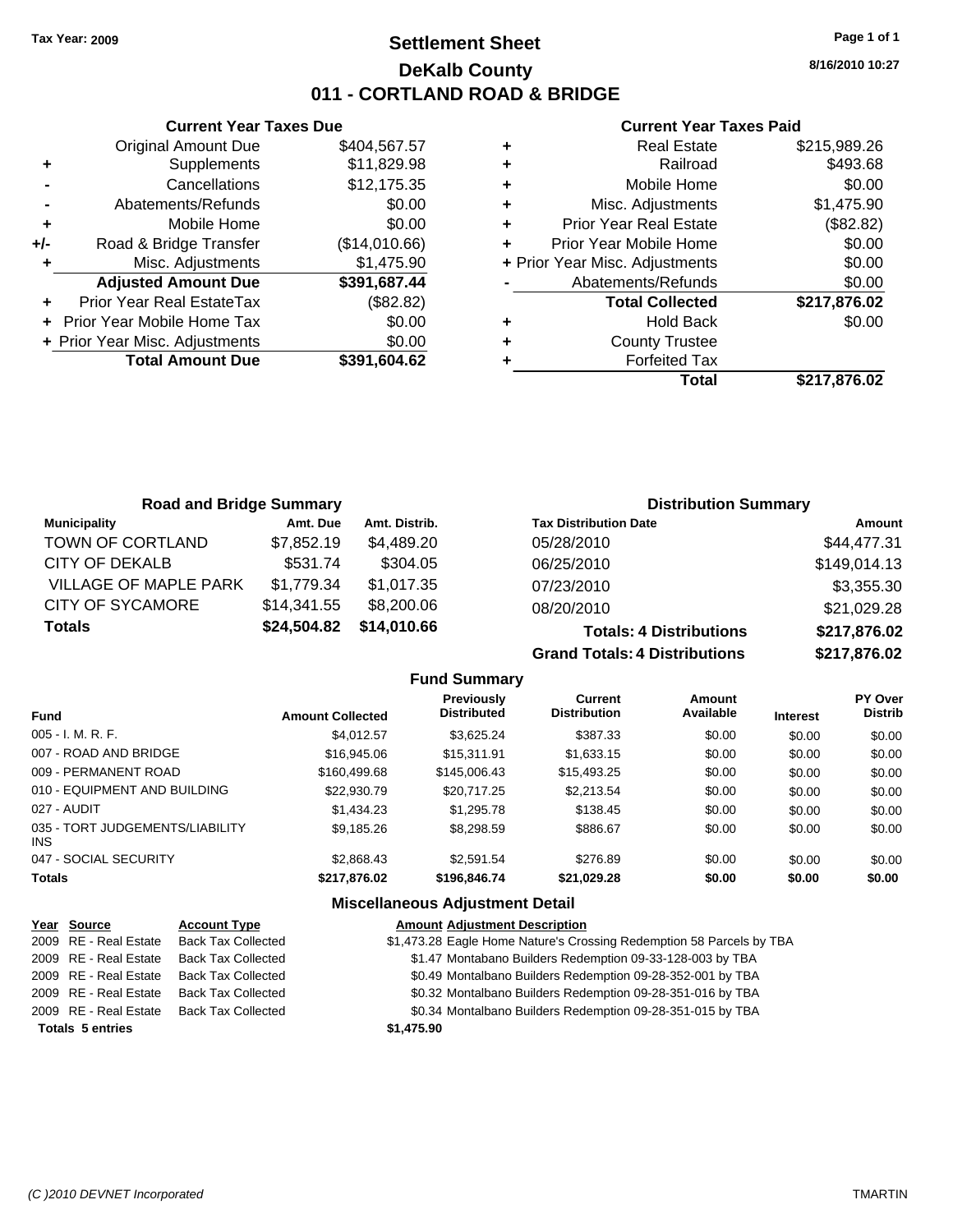Tax Year: 2009

# Settlement Sheet

## DeKalb County

## 011 - CORTLAND ROAD & BRIDGE

8/16/2010 10:27

### Current Year Taxes Due

| | | |
|---|---|---|
| | Original Amount Due | $404,567.57 |
| + | Supplements | $11,829.98 |
| - | Cancellations | $12,175.35 |
| - | Abatements/Refunds | $0.00 |
| + | Mobile Home | $0.00 |
| +/- | Road & Bridge Transfer | ($14,010.66) |
| + | Misc. Adjustments | $1,475.90 |
| | **Adjusted Amount Due** | **$391,687.44** |
| + | Prior Year Real EstateTax | ($82.82) |
| + | Prior Year Mobile Home Tax | $0.00 |
| + | Prior Year Misc. Adjustments | $0.00 |
| | **Total Amount Due** | **$391,604.62** |

### Current Year Taxes Paid

| | | |
|---|---|---|
| + | Real Estate | $215,989.26 |
| + | Railroad | $493.68 |
| + | Mobile Home | $0.00 |
| + | Misc. Adjustments | $1,475.90 |
| + | Prior Year Real Estate | ($82.82) |
| + | Prior Year Mobile Home | $0.00 |
| + | Prior Year Misc. Adjustments | $0.00 |
| - | Abatements/Refunds | $0.00 |
| | **Total Collected** | **$217,876.02** |
| + | Hold Back | $0.00 |
| + | County Trustee | |
| + | Forfeited Tax | |
| | **Total** | **$217,876.02** |

### Road and Bridge Summary

| Municipality | Amt. Due | Amt. Distrib. |
|---|---|---|
| TOWN OF CORTLAND | $7,852.19 | $4,489.20 |
| CITY OF DEKALB | $531.74 | $304.05 |
| VILLAGE OF MAPLE PARK | $1,779.34 | $1,017.35 |
| CITY OF SYCAMORE | $14,341.55 | $8,200.06 |
| **Totals** | **$24,504.82** | **$14,010.66** |

### Distribution Summary

| Tax Distribution Date | Amount |
|---|---|
| 05/28/2010 | $44,477.31 |
| 06/25/2010 | $149,014.13 |
| 07/23/2010 | $3,355.30 |
| 08/20/2010 | $21,029.28 |
| **Totals: 4 Distributions** | **$217,876.02** |
| **Grand Totals: 4 Distributions** | **$217,876.02** |

### Fund Summary

| Fund | Amount Collected | Previously Distributed | Current Distribution | Amount Available | Interest | PY Over Distrib |
|---|---|---|---|---|---|---|
| 005 - I. M. R. F. | $4,012.57 | $3,625.24 | $387.33 | $0.00 | $0.00 | $0.00 |
| 007 - ROAD AND BRIDGE | $16,945.06 | $15,311.91 | $1,633.15 | $0.00 | $0.00 | $0.00 |
| 009 - PERMANENT ROAD | $160,499.68 | $145,006.43 | $15,493.25 | $0.00 | $0.00 | $0.00 |
| 010 - EQUIPMENT AND BUILDING | $22,930.79 | $20,717.25 | $2,213.54 | $0.00 | $0.00 | $0.00 |
| 027 - AUDIT | $1,434.23 | $1,295.78 | $138.45 | $0.00 | $0.00 | $0.00 |
| 035 - TORT JUDGEMENTS/LIABILITY INS | $9,185.26 | $8,298.59 | $886.67 | $0.00 | $0.00 | $0.00 |
| 047 - SOCIAL SECURITY | $2,868.43 | $2,591.54 | $276.89 | $0.00 | $0.00 | $0.00 |
| **Totals** | **$217,876.02** | **$196,846.74** | **$21,029.28** | **$0.00** | **$0.00** | **$0.00** |

### Miscellaneous Adjustment Detail

| Year | Source | Account Type | Amount | Adjustment Description |
|---|---|---|---|---|
| 2009 | RE - Real Estate | Back Tax Collected | $1,473.28 | Eagle Home Nature's Crossing Redemption 58 Parcels by TBA |
| 2009 | RE - Real Estate | Back Tax Collected | $1.47 | Montabano Builders Redemption 09-33-128-003 by TBA |
| 2009 | RE - Real Estate | Back Tax Collected | $0.49 | Montalbano Builders Redemption 09-28-352-001 by TBA |
| 2009 | RE - Real Estate | Back Tax Collected | $0.32 | Montalbano Builders Redemption 09-28-351-016 by TBA |
| 2009 | RE - Real Estate | Back Tax Collected | $0.34 | Montalbano Builders Redemption 09-28-351-015 by TBA |
| **Totals 5 entries** | | | **$1,475.90** | |

(C )2010 DEVNET Incorporated TMARTIN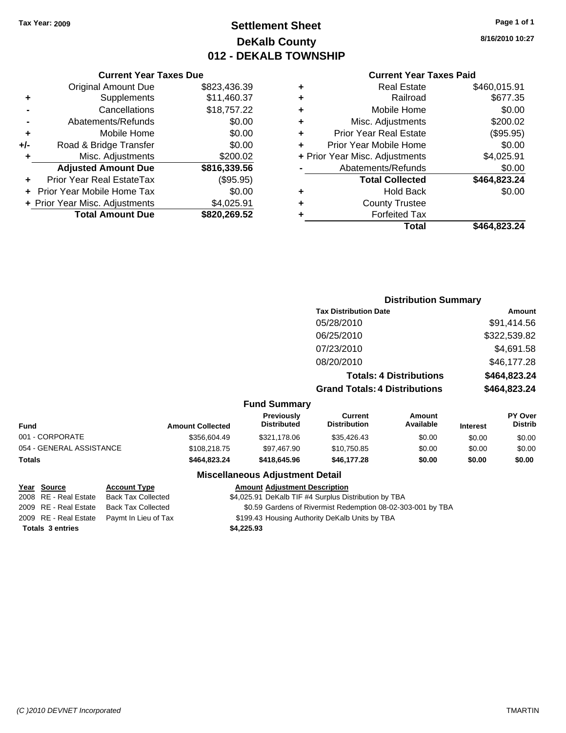Tax Year: 2009

# Settlement Sheet
## DeKalb County
## 012 - DEKALB TOWNSHIP

8/16/2010 10:27

### Current Year Taxes Due

| | | |
|---|---|---|
| | Original Amount Due | $823,436.39 |
| + | Supplements | $11,460.37 |
| - | Cancellations | $18,757.22 |
| - | Abatements/Refunds | $0.00 |
| + | Mobile Home | $0.00 |
| +/- | Road & Bridge Transfer | $0.00 |
| + | Misc. Adjustments | $200.02 |
| | **Adjusted Amount Due** | **$816,339.56** |
| + | Prior Year Real EstateTax | ($95.95) |
| + | Prior Year Mobile Home Tax | $0.00 |
| + | Prior Year Misc. Adjustments | $4,025.91 |
| | **Total Amount Due** | **$820,269.52** |

### Current Year Taxes Paid

| | | |
|---|---|---|
| + | Real Estate | $460,015.91 |
| + | Railroad | $677.35 |
| + | Mobile Home | $0.00 |
| + | Misc. Adjustments | $200.02 |
| + | Prior Year Real Estate | ($95.95) |
| + | Prior Year Mobile Home | $0.00 |
| + | Prior Year Misc. Adjustments | $4,025.91 |
| - | Abatements/Refunds | $0.00 |
| | **Total Collected** | **$464,823.24** |
| + | Hold Back | $0.00 |
| + | County Trustee | |
| + | Forfeited Tax | |
| | **Total** | **$464,823.24** |

### Distribution Summary

| Tax Distribution Date | Amount |
|---|---|
| 05/28/2010 | $91,414.56 |
| 06/25/2010 | $322,539.82 |
| 07/23/2010 | $4,691.58 |
| 08/20/2010 | $46,177.28 |
| **Totals: 4 Distributions** | **$464,823.24** |
| **Grand Totals: 4 Distributions** | **$464,823.24** |

### Fund Summary

| Fund | Amount Collected | Previously Distributed | Current Distribution | Amount Available | Interest | PY Over Distrib |
|---|---|---|---|---|---|---|
| 001 - CORPORATE | $356,604.49 | $321,178.06 | $35,426.43 | $0.00 | $0.00 | $0.00 |
| 054 - GENERAL ASSISTANCE | $108,218.75 | $97,467.90 | $10,750.85 | $0.00 | $0.00 | $0.00 |
| **Totals** | **$464,823.24** | **$418,645.96** | **$46,177.28** | **$0.00** | **$0.00** | **$0.00** |

### Miscellaneous Adjustment Detail

| Year | Source | Account Type | Amount | Adjustment Description |
|---|---|---|---|---|
| 2008 | RE - Real Estate | Back Tax Collected | $4,025.91 | DeKalb TIF #4 Surplus Distribution by TBA |
| 2009 | RE - Real Estate | Back Tax Collected | $0.59 | Gardens of Rivermist Redemption 08-02-303-001 by TBA |
| 2009 | RE - Real Estate | Paymt In Lieu of Tax | $199.43 | Housing Authority DeKalb Units by TBA |
| **Totals 3 entries** | | | **$4,225.93** | |

(C )2010 DEVNET Incorporated TMARTIN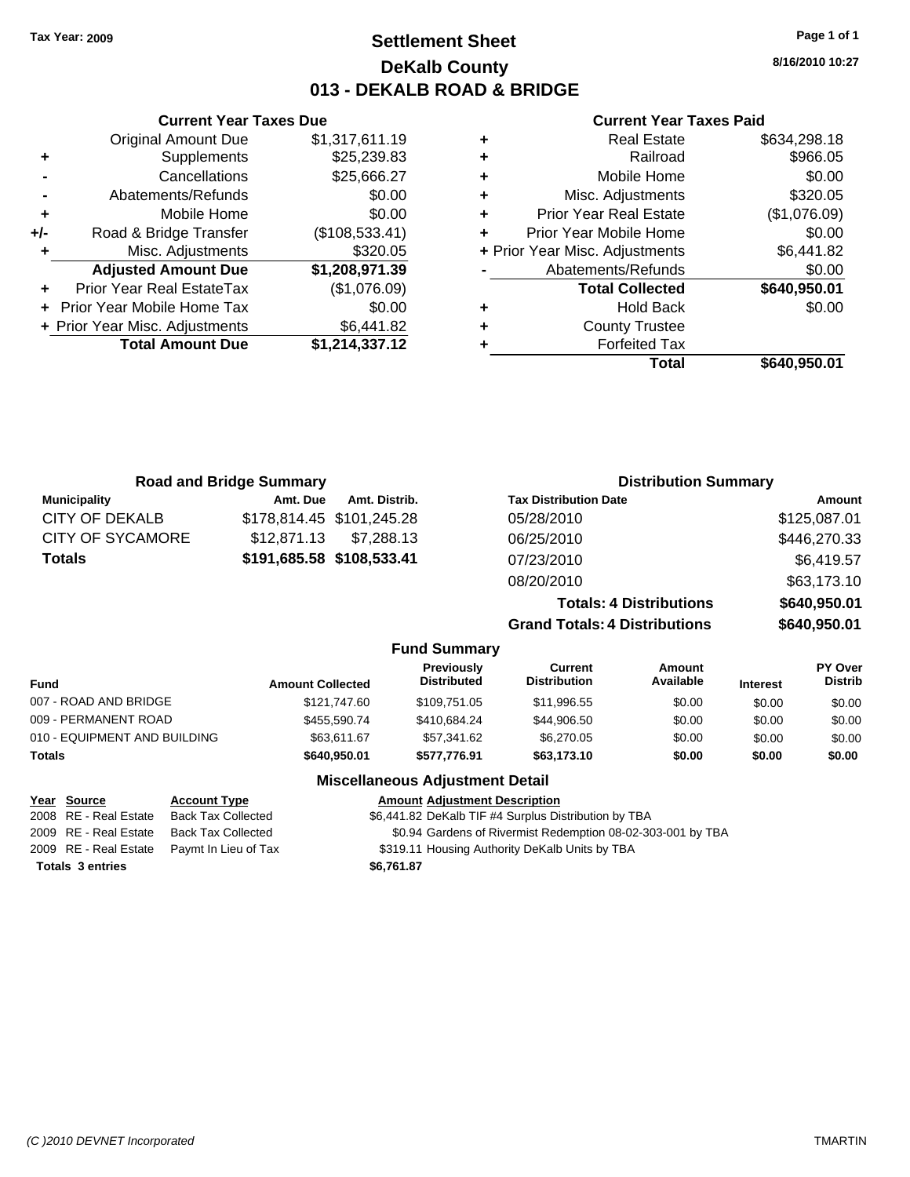Tax Year: 2009

# Settlement Sheet
## DeKalb County
## 013 - DEKALB ROAD & BRIDGE

8/16/2010 10:27

### Current Year Taxes Due

| | | |
|---|---|---|
| | Original Amount Due | $1,317,611.19 |
| + | Supplements | $25,239.83 |
| - | Cancellations | $25,666.27 |
| - | Abatements/Refunds | $0.00 |
| + | Mobile Home | $0.00 |
| +/- | Road & Bridge Transfer | ($108,533.41) |
| + | Misc. Adjustments | $320.05 |
| | **Adjusted Amount Due** | **$1,208,971.39** |
| + | Prior Year Real EstateTax | ($1,076.09) |
| + | Prior Year Mobile Home Tax | $0.00 |
| + | Prior Year Misc. Adjustments | $6,441.82 |
| | **Total Amount Due** | **$1,214,337.12** |

### Current Year Taxes Paid

| | | |
|---|---|---|
| + | Real Estate | $634,298.18 |
| + | Railroad | $966.05 |
| + | Mobile Home | $0.00 |
| + | Misc. Adjustments | $320.05 |
| + | Prior Year Real Estate | ($1,076.09) |
| + | Prior Year Mobile Home | $0.00 |
| + | Prior Year Misc. Adjustments | $6,441.82 |
| - | Abatements/Refunds | $0.00 |
| | **Total Collected** | **$640,950.01** |
| + | Hold Back | $0.00 |
| + | County Trustee | |
| + | Forfeited Tax | |
| | **Total** | **$640,950.01** |

### Road and Bridge Summary

| Municipality | Amt. Due | Amt. Distrib. |
|---|---|---|
| CITY OF DEKALB | $178,814.45 | $101,245.28 |
| CITY OF SYCAMORE | $12,871.13 | $7,288.13 |
| **Totals** | **$191,685.58** | **$108,533.41** |

### Distribution Summary

| Tax Distribution Date | Amount |
|---|---|
| 05/28/2010 | $125,087.01 |
| 06/25/2010 | $446,270.33 |
| 07/23/2010 | $6,419.57 |
| 08/20/2010 | $63,173.10 |
| **Totals: 4 Distributions** | **$640,950.01** |
| **Grand Totals: 4 Distributions** | **$640,950.01** |

### Fund Summary

| Fund | Amount Collected | Previously Distributed | Current Distribution | Amount Available | Interest | PY Over Distrib |
|---|---|---|---|---|---|---|
| 007 - ROAD AND BRIDGE | $121,747.60 | $109,751.05 | $11,996.55 | $0.00 | $0.00 | $0.00 |
| 009 - PERMANENT ROAD | $455,590.74 | $410,684.24 | $44,906.50 | $0.00 | $0.00 | $0.00 |
| 010 - EQUIPMENT AND BUILDING | $63,611.67 | $57,341.62 | $6,270.05 | $0.00 | $0.00 | $0.00 |
| **Totals** | **$640,950.01** | **$577,776.91** | **$63,173.10** | **$0.00** | **$0.00** | **$0.00** |

### Miscellaneous Adjustment Detail

| Year | Source | Account Type | Amount | Adjustment Description |
|---|---|---|---|---|
| 2008 | RE - Real Estate | Back Tax Collected | $6,441.82 | DeKalb TIF #4 Surplus Distribution by TBA |
| 2009 | RE - Real Estate | Back Tax Collected | $0.94 | Gardens of Rivermist Redemption 08-02-303-001 by TBA |
| 2009 | RE - Real Estate | Paymt In Lieu of Tax | $319.11 | Housing Authority DeKalb Units by TBA |
| **Totals 3 entries** | | | **$6,761.87** | |

(C )2010 DEVNET Incorporated TMARTIN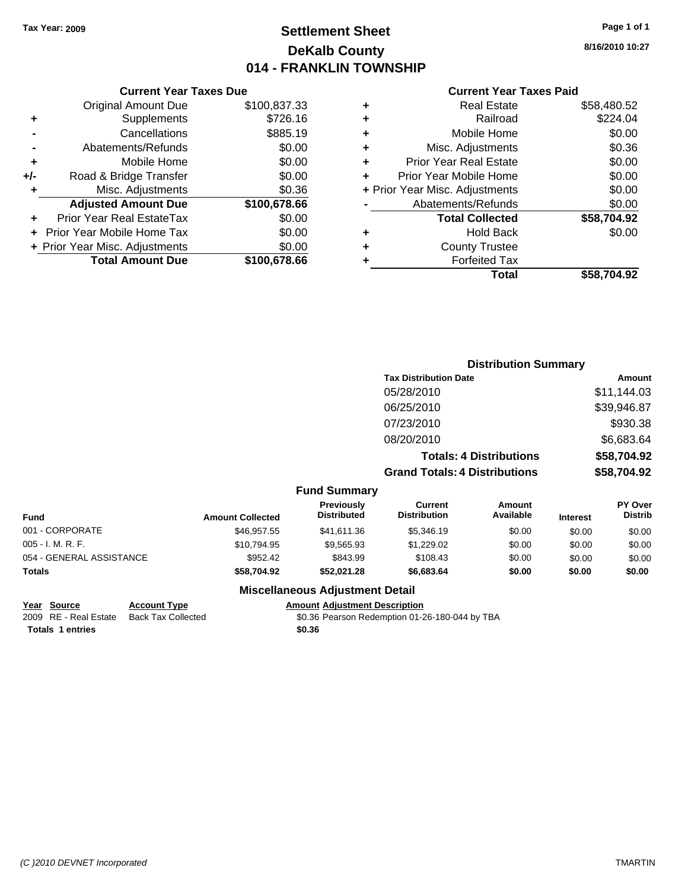Tax Year: 2009

# Settlement Sheet
## DeKalb County
## 014 - FRANKLIN TOWNSHIP

Page 1 of 1

8/16/2010 10:27

### Current Year Taxes Due

| | | |
|---|---|---|
| | Original Amount Due | $100,837.33 |
| + | Supplements | $726.16 |
| - | Cancellations | $885.19 |
| - | Abatements/Refunds | $0.00 |
| + | Mobile Home | $0.00 |
| +/- | Road & Bridge Transfer | $0.00 |
| + | Misc. Adjustments | $0.36 |
| | **Adjusted Amount Due** | **$100,678.66** |
| + | Prior Year Real EstateTax | $0.00 |
| + | Prior Year Mobile Home Tax | $0.00 |
| + | Prior Year Misc. Adjustments | $0.00 |
| | **Total Amount Due** | **$100,678.66** |

### Current Year Taxes Paid

| | | |
|---|---|---|
| + | Real Estate | $58,480.52 |
| + | Railroad | $224.04 |
| + | Mobile Home | $0.00 |
| + | Misc. Adjustments | $0.36 |
| + | Prior Year Real Estate | $0.00 |
| + | Prior Year Mobile Home | $0.00 |
| + | Prior Year Misc. Adjustments | $0.00 |
| - | Abatements/Refunds | $0.00 |
| | **Total Collected** | **$58,704.92** |
| + | Hold Back | $0.00 |
| + | County Trustee | |
| + | Forfeited Tax | |
| | **Total** | **$58,704.92** |

### Distribution Summary

| Tax Distribution Date | Amount |
|---|---|
| 05/28/2010 | $11,144.03 |
| 06/25/2010 | $39,946.87 |
| 07/23/2010 | $930.38 |
| 08/20/2010 | $6,683.64 |
| **Totals: 4 Distributions** | **$58,704.92** |
| **Grand Totals: 4 Distributions** | **$58,704.92** |

### Fund Summary

| Fund | Amount Collected | Previously Distributed | Current Distribution | Amount Available | Interest | PY Over Distrib |
|---|---|---|---|---|---|---|
| 001 - CORPORATE | $46,957.55 | $41,611.36 | $5,346.19 | $0.00 | $0.00 | $0.00 |
| 005 - I. M. R. F. | $10,794.95 | $9,565.93 | $1,229.02 | $0.00 | $0.00 | $0.00 |
| 054 - GENERAL ASSISTANCE | $952.42 | $843.99 | $108.43 | $0.00 | $0.00 | $0.00 |
| **Totals** | **$58,704.92** | **$52,021.28** | **$6,683.64** | **$0.00** | **$0.00** | **$0.00** |

### Miscellaneous Adjustment Detail

| Year | Source | Account Type | Amount | Adjustment Description |
|---|---|---|---|---|
| 2009 | RE - Real Estate | Back Tax Collected | $0.36 | Pearson Redemption 01-26-180-044 by TBA |
| **Totals 1 entries** | | | **$0.36** | |

(C )2010 DEVNET Incorporated

TMARTIN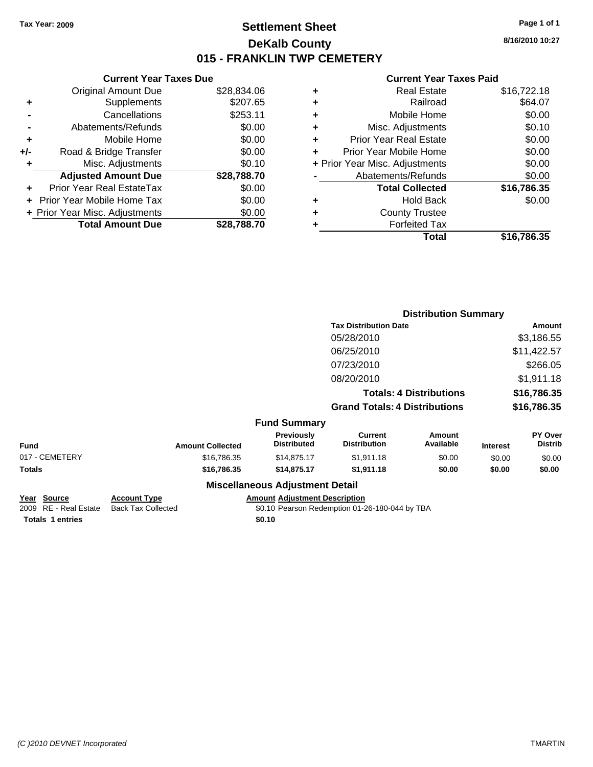Tax Year: 2009

# Settlement Sheet

## DeKalb County

## 015 - FRANKLIN TWP CEMETERY

8/16/2010 10:27

### Current Year Taxes Due

| | | |
|---|---|---|
| | Original Amount Due | $28,834.06 |
| + | Supplements | $207.65 |
| - | Cancellations | $253.11 |
| - | Abatements/Refunds | $0.00 |
| + | Mobile Home | $0.00 |
| +/- | Road & Bridge Transfer | $0.00 |
| + | Misc. Adjustments | $0.10 |
| | **Adjusted Amount Due** | **$28,788.70** |
| + | Prior Year Real EstateTax | $0.00 |
| + | Prior Year Mobile Home Tax | $0.00 |
| + | Prior Year Misc. Adjustments | $0.00 |
| | **Total Amount Due** | **$28,788.70** |

### Current Year Taxes Paid

| | | |
|---|---|---|
| + | Real Estate | $16,722.18 |
| + | Railroad | $64.07 |
| + | Mobile Home | $0.00 |
| + | Misc. Adjustments | $0.10 |
| + | Prior Year Real Estate | $0.00 |
| + | Prior Year Mobile Home | $0.00 |
| + | Prior Year Misc. Adjustments | $0.00 |
| - | Abatements/Refunds | $0.00 |
| | **Total Collected** | **$16,786.35** |
| + | Hold Back | $0.00 |
| + | County Trustee | |
| + | Forfeited Tax | |
| | **Total** | **$16,786.35** |

### Distribution Summary

| Tax Distribution Date | Amount |
|---|---|
| 05/28/2010 | $3,186.55 |
| 06/25/2010 | $11,422.57 |
| 07/23/2010 | $266.05 |
| 08/20/2010 | $1,911.18 |
| **Totals: 4 Distributions** | **$16,786.35** |
| **Grand Totals: 4 Distributions** | **$16,786.35** |

### Fund Summary

| Fund | Amount Collected | Previously Distributed | Current Distribution | Amount Available | Interest | PY Over Distrib |
|---|---|---|---|---|---|---|
| 017 - CEMETERY | $16,786.35 | $14,875.17 | $1,911.18 | $0.00 | $0.00 | $0.00 |
| **Totals** | **$16,786.35** | **$14,875.17** | **$1,911.18** | **$0.00** | **$0.00** | **$0.00** |

### Miscellaneous Adjustment Detail

| Year | Source | Account Type | Amount | Adjustment Description |
|---|---|---|---|---|
| 2009 | RE - Real Estate | Back Tax Collected | $0.10 | Pearson Redemption 01-26-180-044 by TBA |
| **Totals** | **1 entries** | | **$0.10** | |

(C )2010 DEVNET Incorporated TMARTIN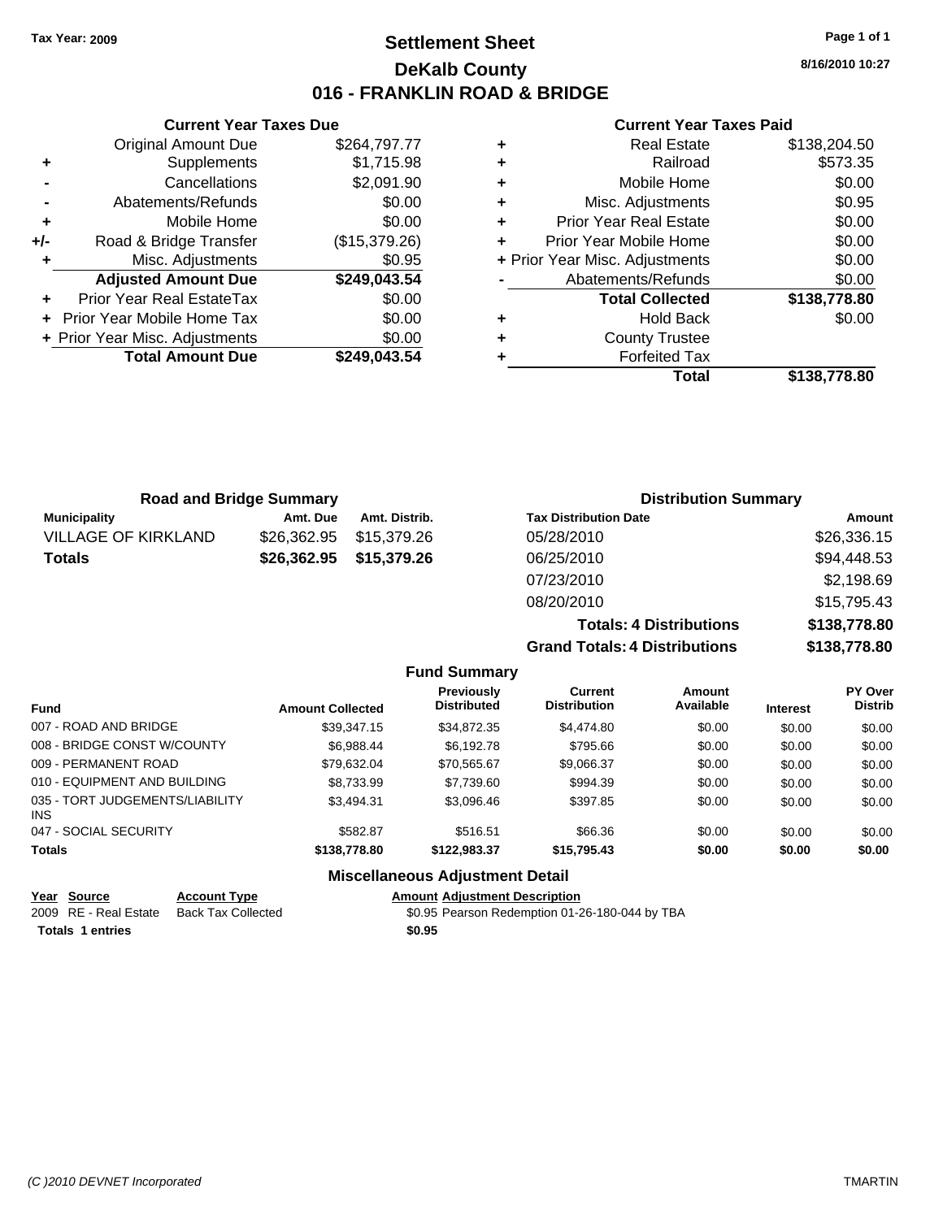Tax Year: 2009

# Settlement Sheet

## DeKalb County

## 016 - FRANKLIN ROAD & BRIDGE

8/16/2010 10:27

### Current Year Taxes Due

| | | |
|---|---|---|
| | Original Amount Due | $264,797.77 |
| + | Supplements | $1,715.98 |
| - | Cancellations | $2,091.90 |
| - | Abatements/Refunds | $0.00 |
| + | Mobile Home | $0.00 |
| +/- | Road & Bridge Transfer | ($15,379.26) |
| + | Misc. Adjustments | $0.95 |
| | **Adjusted Amount Due** | **$249,043.54** |
| + | Prior Year Real EstateTax | $0.00 |
| + | Prior Year Mobile Home Tax | $0.00 |
| + | Prior Year Misc. Adjustments | $0.00 |
| | **Total Amount Due** | **$249,043.54** |

### Current Year Taxes Paid

| | | |
|---|---|---|
| + | Real Estate | $138,204.50 |
| + | Railroad | $573.35 |
| + | Mobile Home | $0.00 |
| + | Misc. Adjustments | $0.95 |
| + | Prior Year Real Estate | $0.00 |
| + | Prior Year Mobile Home | $0.00 |
| + | Prior Year Misc. Adjustments | $0.00 |
| - | Abatements/Refunds | $0.00 |
| | **Total Collected** | **$138,778.80** |
| + | Hold Back | $0.00 |
| + | County Trustee | |
| + | Forfeited Tax | |
| | **Total** | **$138,778.80** |

### Road and Bridge Summary

| Municipality | Amt. Due | Amt. Distrib. |
|---|---|---|
| VILLAGE OF KIRKLAND | $26,362.95 | $15,379.26 |
| **Totals** | **$26,362.95** | **$15,379.26** |

### Distribution Summary

| Tax Distribution Date | Amount |
|---|---|
| 05/28/2010 | $26,336.15 |
| 06/25/2010 | $94,448.53 |
| 07/23/2010 | $2,198.69 |
| 08/20/2010 | $15,795.43 |
| **Totals: 4 Distributions** | **$138,778.80** |
| **Grand Totals: 4 Distributions** | **$138,778.80** |

### Fund Summary

| Fund | Amount Collected | Previously Distributed | Current Distribution | Amount Available | Interest | PY Over Distrib |
|---|---|---|---|---|---|---|
| 007 - ROAD AND BRIDGE | $39,347.15 | $34,872.35 | $4,474.80 | $0.00 | $0.00 | $0.00 |
| 008 - BRIDGE CONST W/COUNTY | $6,988.44 | $6,192.78 | $795.66 | $0.00 | $0.00 | $0.00 |
| 009 - PERMANENT ROAD | $79,632.04 | $70,565.67 | $9,066.37 | $0.00 | $0.00 | $0.00 |
| 010 - EQUIPMENT AND BUILDING | $8,733.99 | $7,739.60 | $994.39 | $0.00 | $0.00 | $0.00 |
| 035 - TORT JUDGEMENTS/LIABILITY INS | $3,494.31 | $3,096.46 | $397.85 | $0.00 | $0.00 | $0.00 |
| 047 - SOCIAL SECURITY | $582.87 | $516.51 | $66.36 | $0.00 | $0.00 | $0.00 |
| **Totals** | **$138,778.80** | **$122,983.37** | **$15,795.43** | **$0.00** | **$0.00** | **$0.00** |

### Miscellaneous Adjustment Detail

| Year | Source | Account Type | Amount | Adjustment Description |
|---|---|---|---|---|
| 2009 | RE - Real Estate | Back Tax Collected | $0.95 | Pearson Redemption 01-26-180-044 by TBA |
| **Totals** | **1 entries** | | **$0.95** | |

(C )2010 DEVNET Incorporated

TMARTIN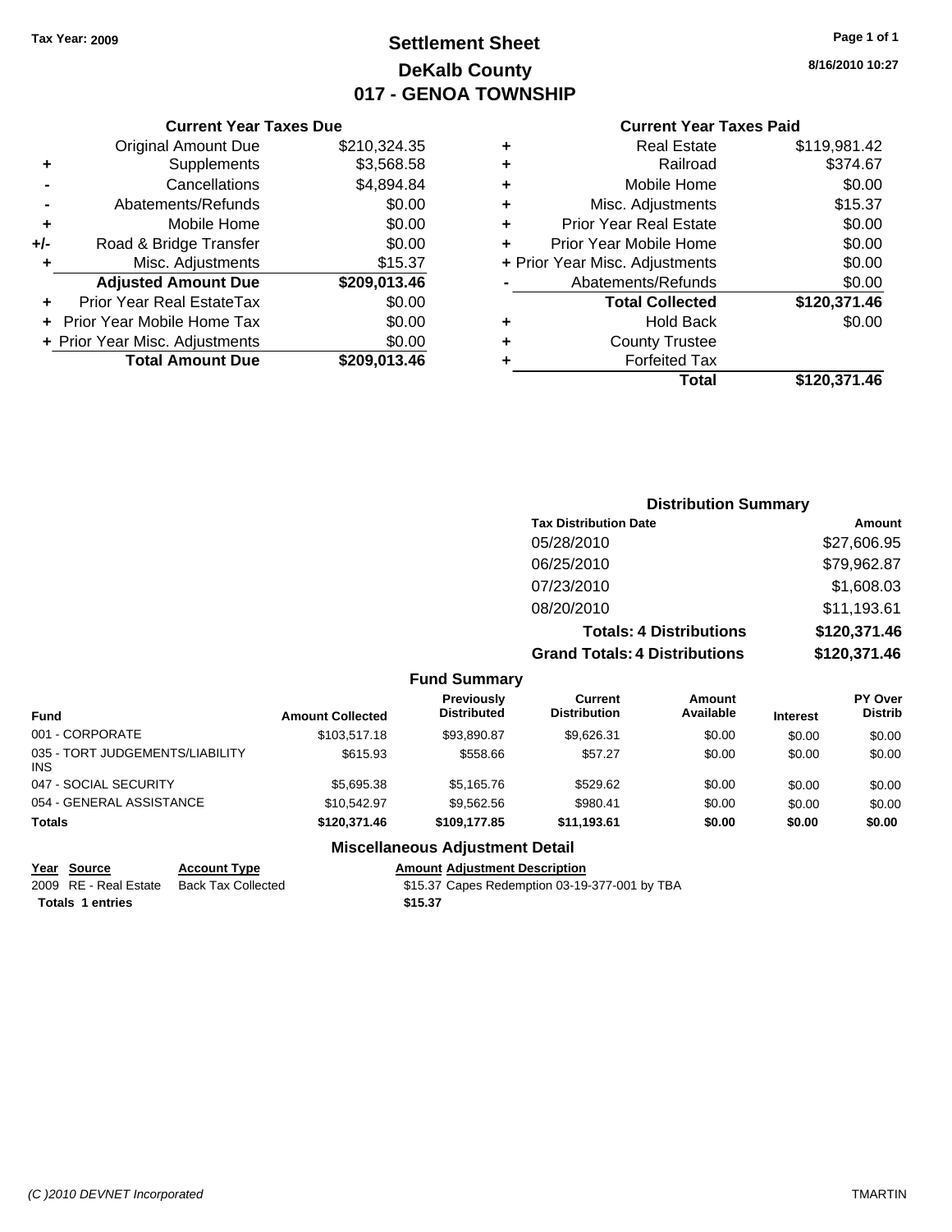**Tax Year: 2009**

# Settlement Sheet
## DeKalb County
## 017 - GENOA TOWNSHIP

**8/16/2010 10:27**

### Current Year Taxes Due

| | | |
|---|---|---|
| | Original Amount Due | $210,324.35 |
| + | Supplements | $3,568.58 |
| - | Cancellations | $4,894.84 |
| - | Abatements/Refunds | $0.00 |
| + | Mobile Home | $0.00 |
| +/- | Road & Bridge Transfer | $0.00 |
| + | Misc. Adjustments | $15.37 |
| | **Adjusted Amount Due** | **$209,013.46** |
| + | Prior Year Real EstateTax | $0.00 |
| + | Prior Year Mobile Home Tax | $0.00 |
| + | Prior Year Misc. Adjustments | $0.00 |
| | **Total Amount Due** | **$209,013.46** |

### Current Year Taxes Paid

| | | |
|---|---|---|
| + | Real Estate | $119,981.42 |
| + | Railroad | $374.67 |
| + | Mobile Home | $0.00 |
| + | Misc. Adjustments | $15.37 |
| + | Prior Year Real Estate | $0.00 |
| + | Prior Year Mobile Home | $0.00 |
| + | Prior Year Misc. Adjustments | $0.00 |
| - | Abatements/Refunds | $0.00 |
| | **Total Collected** | **$120,371.46** |
| + | Hold Back | $0.00 |
| + | County Trustee | |
| + | Forfeited Tax | |
| | **Total** | **$120,371.46** |

### Distribution Summary

| Tax Distribution Date | Amount |
|---|---|
| 05/28/2010 | $27,606.95 |
| 06/25/2010 | $79,962.87 |
| 07/23/2010 | $1,608.03 |
| 08/20/2010 | $11,193.61 |
| **Totals: 4 Distributions** | **$120,371.46** |
| **Grand Totals: 4 Distributions** | **$120,371.46** |

### Fund Summary

| Fund | Amount Collected | Previously Distributed | Current Distribution | Amount Available | Interest | PY Over Distrib |
|---|---|---|---|---|---|---|
| 001 - CORPORATE | $103,517.18 | $93,890.87 | $9,626.31 | $0.00 | $0.00 | $0.00 |
| 035 - TORT JUDGEMENTS/LIABILITY INS | $615.93 | $558.66 | $57.27 | $0.00 | $0.00 | $0.00 |
| 047 - SOCIAL SECURITY | $5,695.38 | $5,165.76 | $529.62 | $0.00 | $0.00 | $0.00 |
| 054 - GENERAL ASSISTANCE | $10,542.97 | $9,562.56 | $980.41 | $0.00 | $0.00 | $0.00 |
| **Totals** | **$120,371.46** | **$109,177.85** | **$11,193.61** | **$0.00** | **$0.00** | **$0.00** |

### Miscellaneous Adjustment Detail

| Year | Source | Account Type | Amount | Adjustment Description |
|---|---|---|---|---|
| 2009 | RE - Real Estate | Back Tax Collected | $15.37 | Capes Redemption 03-19-377-001 by TBA |
| **Totals** | **1 entries** | | **$15.37** | |

(C )2010 DEVNET Incorporated TMARTIN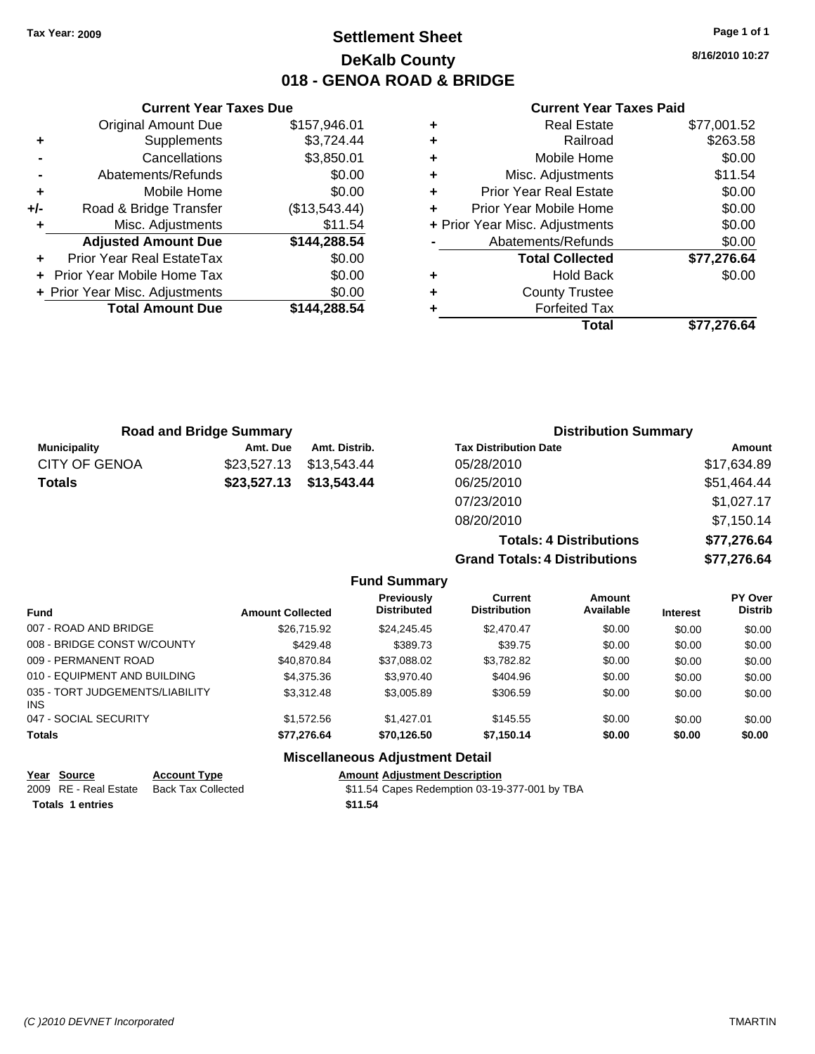Tax Year: 2009

# Settlement Sheet
## DeKalb County
## 018 - GENOA ROAD & BRIDGE

8/16/2010 10:27

### Current Year Taxes Due

| | | |
|---|---|---|
| | Original Amount Due | $157,946.01 |
| + | Supplements | $3,724.44 |
| - | Cancellations | $3,850.01 |
| - | Abatements/Refunds | $0.00 |
| + | Mobile Home | $0.00 |
| +/- | Road & Bridge Transfer | ($13,543.44) |
| + | Misc. Adjustments | $11.54 |
| | **Adjusted Amount Due** | **$144,288.54** |
| + | Prior Year Real EstateTax | $0.00 |
| + | Prior Year Mobile Home Tax | $0.00 |
| + | Prior Year Misc. Adjustments | $0.00 |
| | **Total Amount Due** | **$144,288.54** |

### Current Year Taxes Paid

| | | |
|---|---|---|
| + | Real Estate | $77,001.52 |
| + | Railroad | $263.58 |
| + | Mobile Home | $0.00 |
| + | Misc. Adjustments | $11.54 |
| + | Prior Year Real Estate | $0.00 |
| + | Prior Year Mobile Home | $0.00 |
| + | Prior Year Misc. Adjustments | $0.00 |
| - | Abatements/Refunds | $0.00 |
| | **Total Collected** | **$77,276.64** |
| + | Hold Back | $0.00 |
| + | County Trustee | |
| + | Forfeited Tax | |
| | **Total** | **$77,276.64** |

### Road and Bridge Summary

| Municipality | Amt. Due | Amt. Distrib. |
|---|---|---|
| CITY OF GENOA | $23,527.13 | $13,543.44 |
| **Totals** | **$23,527.13** | **$13,543.44** |

### Distribution Summary

| Tax Distribution Date | Amount |
|---|---|
| 05/28/2010 | $17,634.89 |
| 06/25/2010 | $51,464.44 |
| 07/23/2010 | $1,027.17 |
| 08/20/2010 | $7,150.14 |
| **Totals: 4 Distributions** | **$77,276.64** |
| **Grand Totals: 4 Distributions** | **$77,276.64** |

### Fund Summary

| Fund | Amount Collected | Previously Distributed | Current Distribution | Amount Available | Interest | PY Over Distrib |
|---|---|---|---|---|---|---|
| 007 - ROAD AND BRIDGE | $26,715.92 | $24,245.45 | $2,470.47 | $0.00 | $0.00 | $0.00 |
| 008 - BRIDGE CONST W/COUNTY | $429.48 | $389.73 | $39.75 | $0.00 | $0.00 | $0.00 |
| 009 - PERMANENT ROAD | $40,870.84 | $37,088.02 | $3,782.82 | $0.00 | $0.00 | $0.00 |
| 010 - EQUIPMENT AND BUILDING | $4,375.36 | $3,970.40 | $404.96 | $0.00 | $0.00 | $0.00 |
| 035 - TORT JUDGEMENTS/LIABILITY INS | $3,312.48 | $3,005.89 | $306.59 | $0.00 | $0.00 | $0.00 |
| 047 - SOCIAL SECURITY | $1,572.56 | $1,427.01 | $145.55 | $0.00 | $0.00 | $0.00 |
| **Totals** | **$77,276.64** | **$70,126.50** | **$7,150.14** | **$0.00** | **$0.00** | **$0.00** |

### Miscellaneous Adjustment Detail

| Year | Source | Account Type | Amount | Adjustment Description |
|---|---|---|---|---|
| 2009 | RE - Real Estate | Back Tax Collected | $11.54 | Capes Redemption 03-19-377-001 by TBA |
| **Totals 1 entries** | | | **$11.54** | |

(C )2010 DEVNET Incorporated TMARTIN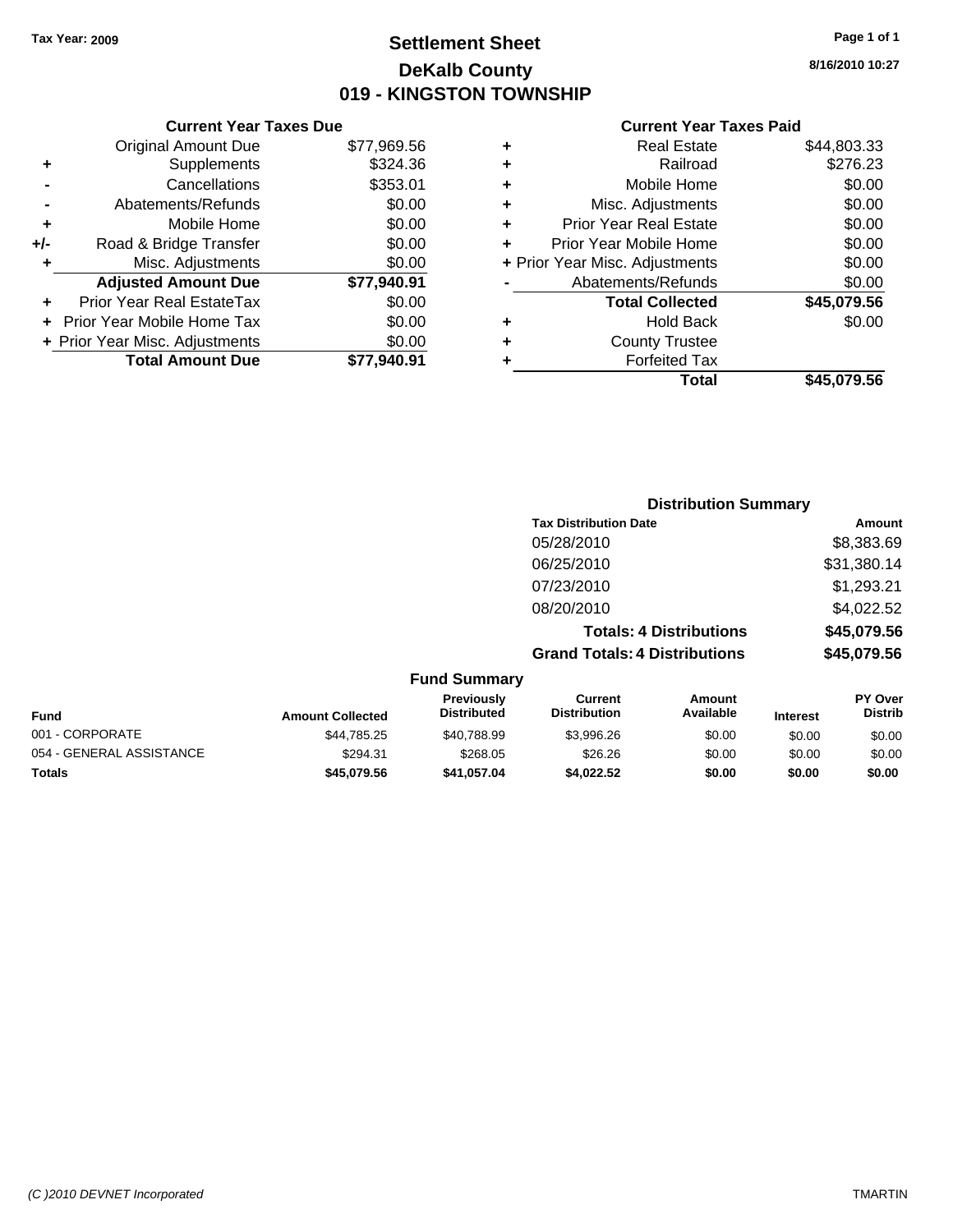Tax Year: 2009

# Settlement Sheet
## DeKalb County
## 019 - KINGSTON TOWNSHIP

8/16/2010 10:27

### Current Year Taxes Due

| | | |
|---|---|---|
| | Original Amount Due | $77,969.56 |
| + | Supplements | $324.36 |
| - | Cancellations | $353.01 |
| - | Abatements/Refunds | $0.00 |
| + | Mobile Home | $0.00 |
| +/- | Road & Bridge Transfer | $0.00 |
| + | Misc. Adjustments | $0.00 |
| | **Adjusted Amount Due** | **$77,940.91** |
| + | Prior Year Real EstateTax | $0.00 |
| + | Prior Year Mobile Home Tax | $0.00 |
| + | Prior Year Misc. Adjustments | $0.00 |
| | **Total Amount Due** | **$77,940.91** |

### Current Year Taxes Paid

| | | |
|---|---|---|
| + | Real Estate | $44,803.33 |
| + | Railroad | $276.23 |
| + | Mobile Home | $0.00 |
| + | Misc. Adjustments | $0.00 |
| + | Prior Year Real Estate | $0.00 |
| + | Prior Year Mobile Home | $0.00 |
| + | Prior Year Misc. Adjustments | $0.00 |
| - | Abatements/Refunds | $0.00 |
| | **Total Collected** | **$45,079.56** |
| + | Hold Back | $0.00 |
| + | County Trustee | |
| + | Forfeited Tax | |
| | **Total** | **$45,079.56** |

### Distribution Summary

| Tax Distribution Date | Amount |
|---|---|
| 05/28/2010 | $8,383.69 |
| 06/25/2010 | $31,380.14 |
| 07/23/2010 | $1,293.21 |
| 08/20/2010 | $4,022.52 |
| **Totals: 4 Distributions** | **$45,079.56** |
| **Grand Totals: 4 Distributions** | **$45,079.56** |

### Fund Summary

| Fund | Amount Collected | Previously Distributed | Current Distribution | Amount Available | Interest | PY Over Distrib |
|---|---|---|---|---|---|---|
| 001 - CORPORATE | $44,785.25 | $40,788.99 | $3,996.26 | $0.00 | $0.00 | $0.00 |
| 054 - GENERAL ASSISTANCE | $294.31 | $268.05 | $26.26 | $0.00 | $0.00 | $0.00 |
| **Totals** | **$45,079.56** | **$41,057.04** | **$4,022.52** | **$0.00** | **$0.00** | **$0.00** |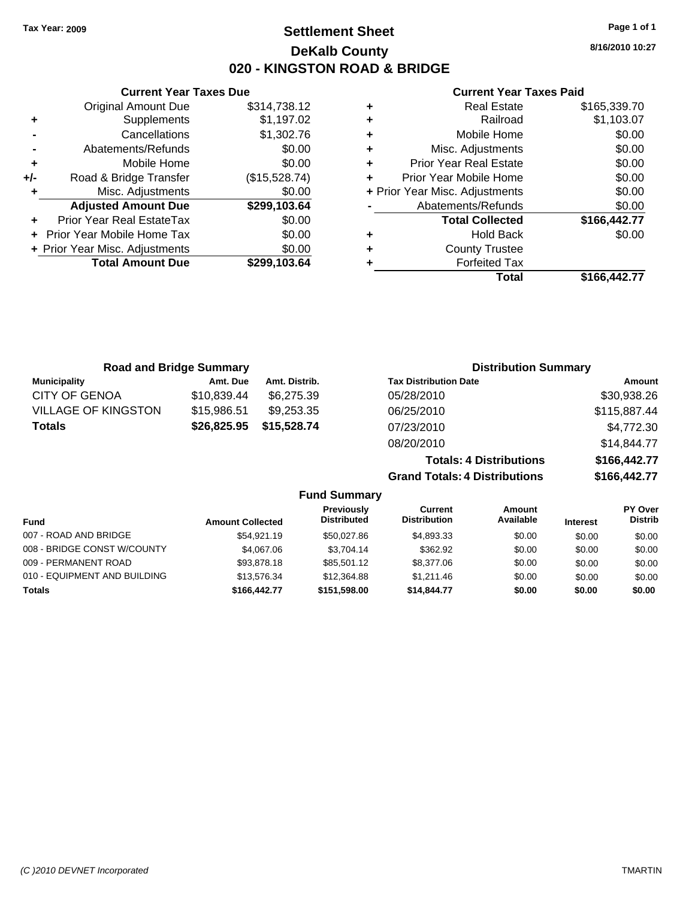Tax Year: 2009

# Settlement Sheet
## DeKalb County
## 020 - KINGSTON ROAD & BRIDGE

8/16/2010 10:27

### Current Year Taxes Due

| | | |
|---|---|---|
| | Original Amount Due | $314,738.12 |
| + | Supplements | $1,197.02 |
| - | Cancellations | $1,302.76 |
| - | Abatements/Refunds | $0.00 |
| + | Mobile Home | $0.00 |
| +/- | Road & Bridge Transfer | ($15,528.74) |
| + | Misc. Adjustments | $0.00 |
| | **Adjusted Amount Due** | **$299,103.64** |
| + | Prior Year Real EstateTax | $0.00 |
| + | Prior Year Mobile Home Tax | $0.00 |
| + | Prior Year Misc. Adjustments | $0.00 |
| | **Total Amount Due** | **$299,103.64** |

### Current Year Taxes Paid

| | | |
|---|---|---|
| + | Real Estate | $165,339.70 |
| + | Railroad | $1,103.07 |
| + | Mobile Home | $0.00 |
| + | Misc. Adjustments | $0.00 |
| + | Prior Year Real Estate | $0.00 |
| + | Prior Year Mobile Home | $0.00 |
| + | Prior Year Misc. Adjustments | $0.00 |
| - | Abatements/Refunds | $0.00 |
| | **Total Collected** | **$166,442.77** |
| + | Hold Back | $0.00 |
| + | County Trustee | |
| + | Forfeited Tax | |
| | **Total** | **$166,442.77** |

### Road and Bridge Summary

| Municipality | Amt. Due | Amt. Distrib. |
|---|---|---|
| CITY OF GENOA | $10,839.44 | $6,275.39 |
| VILLAGE OF KINGSTON | $15,986.51 | $9,253.35 |
| **Totals** | **$26,825.95** | **$15,528.74** |

### Distribution Summary

| Tax Distribution Date | Amount |
|---|---|
| 05/28/2010 | $30,938.26 |
| 06/25/2010 | $115,887.44 |
| 07/23/2010 | $4,772.30 |
| 08/20/2010 | $14,844.77 |
| **Totals: 4 Distributions** | **$166,442.77** |
| **Grand Totals: 4 Distributions** | **$166,442.77** |

### Fund Summary

| Fund | Amount Collected | Previously Distributed | Current Distribution | Amount Available | Interest | PY Over Distrib |
|---|---|---|---|---|---|---|
| 007 - ROAD AND BRIDGE | $54,921.19 | $50,027.86 | $4,893.33 | $0.00 | $0.00 | $0.00 |
| 008 - BRIDGE CONST W/COUNTY | $4,067.06 | $3,704.14 | $362.92 | $0.00 | $0.00 | $0.00 |
| 009 - PERMANENT ROAD | $93,878.18 | $85,501.12 | $8,377.06 | $0.00 | $0.00 | $0.00 |
| 010 - EQUIPMENT AND BUILDING | $13,576.34 | $12,364.88 | $1,211.46 | $0.00 | $0.00 | $0.00 |
| **Totals** | **$166,442.77** | **$151,598.00** | **$14,844.77** | **$0.00** | **$0.00** | **$0.00** |

(C )2010 DEVNET Incorporated TMARTIN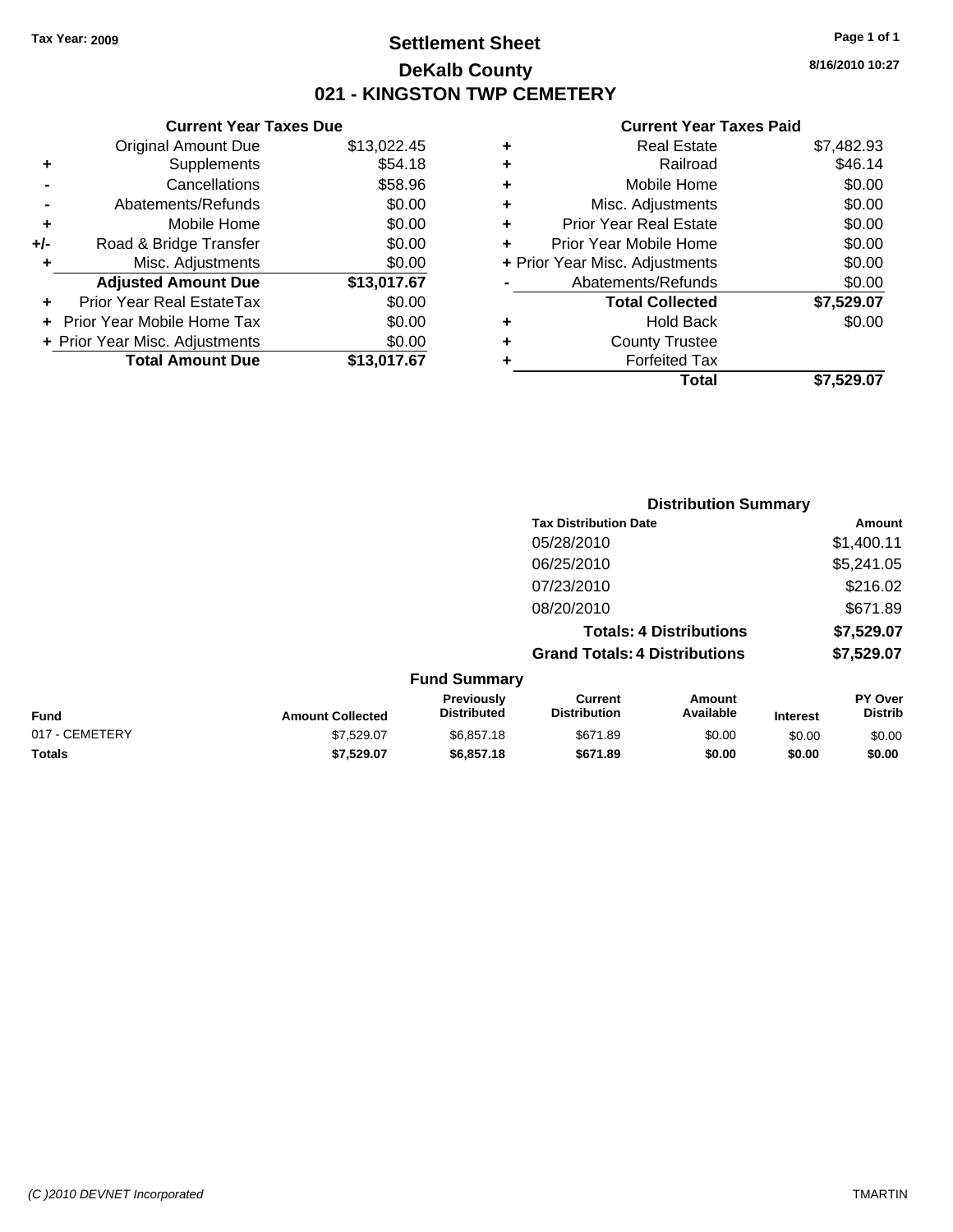Tax Year: 2009

# Settlement Sheet
## DeKalb County
## 021 - KINGSTON TWP CEMETERY

8/16/2010 10:27

### Current Year Taxes Due

| | | |
|---|---|---|
| | Original Amount Due | $13,022.45 |
| + | Supplements | $54.18 |
| - | Cancellations | $58.96 |
| - | Abatements/Refunds | $0.00 |
| + | Mobile Home | $0.00 |
| +/- | Road & Bridge Transfer | $0.00 |
| + | Misc. Adjustments | $0.00 |
| | **Adjusted Amount Due** | **$13,017.67** |
| + | Prior Year Real EstateTax | $0.00 |
| + | Prior Year Mobile Home Tax | $0.00 |
| + | Prior Year Misc. Adjustments | $0.00 |
| | **Total Amount Due** | **$13,017.67** |

### Current Year Taxes Paid

| | | |
|---|---|---|
| + | Real Estate | $7,482.93 |
| + | Railroad | $46.14 |
| + | Mobile Home | $0.00 |
| + | Misc. Adjustments | $0.00 |
| + | Prior Year Real Estate | $0.00 |
| + | Prior Year Mobile Home | $0.00 |
| + | Prior Year Misc. Adjustments | $0.00 |
| - | Abatements/Refunds | $0.00 |
| | **Total Collected** | **$7,529.07** |
| + | Hold Back | $0.00 |
| + | County Trustee | |
| + | Forfeited Tax | |
| | **Total** | **$7,529.07** |

### Distribution Summary

| Tax Distribution Date | Amount |
|---|---|
| 05/28/2010 | $1,400.11 |
| 06/25/2010 | $5,241.05 |
| 07/23/2010 | $216.02 |
| 08/20/2010 | $671.89 |
| **Totals: 4 Distributions** | **$7,529.07** |
| **Grand Totals: 4 Distributions** | **$7,529.07** |

### Fund Summary

| Fund | Amount Collected | Previously Distributed | Current Distribution | Amount Available | Interest | PY Over Distrib |
|---|---|---|---|---|---|---|
| 017 - CEMETERY | $7,529.07 | $6,857.18 | $671.89 | $0.00 | $0.00 | $0.00 |
| **Totals** | **$7,529.07** | **$6,857.18** | **$671.89** | **$0.00** | **$0.00** | **$0.00** |

(C )2010 DEVNET Incorporated — TMARTIN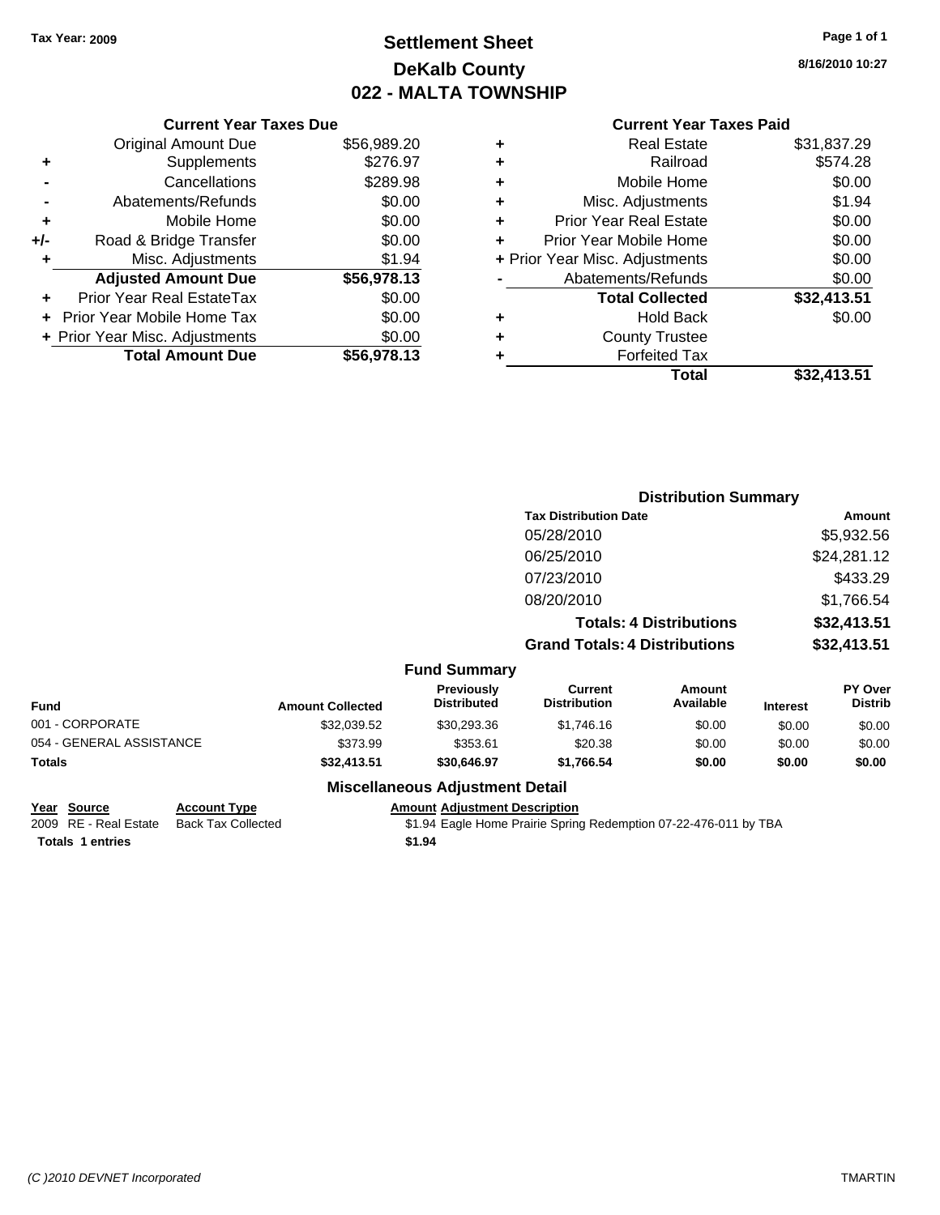**Tax Year: 2009**

# Settlement Sheet
## DeKalb County
## 022 - MALTA TOWNSHIP

**8/16/2010 10:27**

### Current Year Taxes Due

| | | |
|---|---|---|
| | Original Amount Due | $56,989.20 |
| + | Supplements | $276.97 |
| - | Cancellations | $289.98 |
| - | Abatements/Refunds | $0.00 |
| + | Mobile Home | $0.00 |
| +/- | Road & Bridge Transfer | $0.00 |
| + | Misc. Adjustments | $1.94 |
| | **Adjusted Amount Due** | **$56,978.13** |
| + | Prior Year Real EstateTax | $0.00 |
| + | Prior Year Mobile Home Tax | $0.00 |
| + | Prior Year Misc. Adjustments | $0.00 |
| | **Total Amount Due** | **$56,978.13** |

### Current Year Taxes Paid

| | | |
|---|---|---|
| + | Real Estate | $31,837.29 |
| + | Railroad | $574.28 |
| + | Mobile Home | $0.00 |
| + | Misc. Adjustments | $1.94 |
| + | Prior Year Real Estate | $0.00 |
| + | Prior Year Mobile Home | $0.00 |
| + | Prior Year Misc. Adjustments | $0.00 |
| - | Abatements/Refunds | $0.00 |
| | **Total Collected** | **$32,413.51** |
| + | Hold Back | $0.00 |
| + | County Trustee | |
| + | Forfeited Tax | |
| | **Total** | **$32,413.51** |

### Distribution Summary

| Tax Distribution Date | Amount |
|---|---|
| 05/28/2010 | $5,932.56 |
| 06/25/2010 | $24,281.12 |
| 07/23/2010 | $433.29 |
| 08/20/2010 | $1,766.54 |
| **Totals: 4 Distributions** | **$32,413.51** |
| **Grand Totals: 4 Distributions** | **$32,413.51** |

### Fund Summary

| Fund | Amount Collected | Previously Distributed | Current Distribution | Amount Available | Interest | PY Over Distrib |
|---|---|---|---|---|---|---|
| 001 - CORPORATE | $32,039.52 | $30,293.36 | $1,746.16 | $0.00 | $0.00 | $0.00 |
| 054 - GENERAL ASSISTANCE | $373.99 | $353.61 | $20.38 | $0.00 | $0.00 | $0.00 |
| **Totals** | **$32,413.51** | **$30,646.97** | **$1,766.54** | **$0.00** | **$0.00** | **$0.00** |

### Miscellaneous Adjustment Detail

| Year | Source | Account Type | Amount | Adjustment Description |
|---|---|---|---|---|
| 2009 | RE - Real Estate | Back Tax Collected | $1.94 | Eagle Home Prairie Spring Redemption 07-22-476-011 by TBA |
| **Totals 1 entries** | | | **$1.94** | |

*(C )2010 DEVNET Incorporated* TMARTIN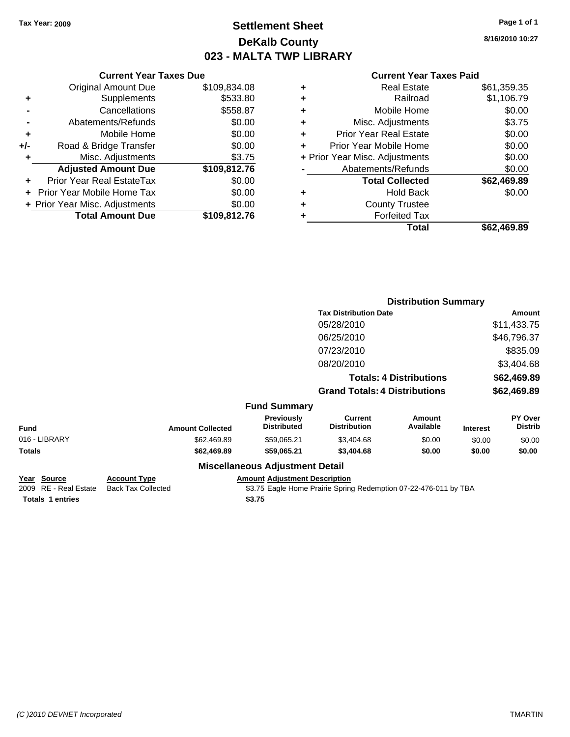Tax Year: 2009

# Settlement Sheet
## DeKalb County
## 023 - MALTA TWP LIBRARY

8/16/2010 10:27

### Current Year Taxes Due

| | | |
|---|---|---|
| | Original Amount Due | $109,834.08 |
| + | Supplements | $533.80 |
| - | Cancellations | $558.87 |
| - | Abatements/Refunds | $0.00 |
| + | Mobile Home | $0.00 |
| +/- | Road & Bridge Transfer | $0.00 |
| + | Misc. Adjustments | $3.75 |
| | **Adjusted Amount Due** | **$109,812.76** |
| + | Prior Year Real EstateTax | $0.00 |
| + | Prior Year Mobile Home Tax | $0.00 |
| + | Prior Year Misc. Adjustments | $0.00 |
| | **Total Amount Due** | **$109,812.76** |

### Current Year Taxes Paid

| | | |
|---|---|---|
| + | Real Estate | $61,359.35 |
| + | Railroad | $1,106.79 |
| + | Mobile Home | $0.00 |
| + | Misc. Adjustments | $3.75 |
| + | Prior Year Real Estate | $0.00 |
| + | Prior Year Mobile Home | $0.00 |
| + | Prior Year Misc. Adjustments | $0.00 |
| - | Abatements/Refunds | $0.00 |
| | **Total Collected** | **$62,469.89** |
| + | Hold Back | $0.00 |
| + | County Trustee | |
| + | Forfeited Tax | |
| | **Total** | **$62,469.89** |

### Distribution Summary

| Tax Distribution Date | Amount |
|---|---|
| 05/28/2010 | $11,433.75 |
| 06/25/2010 | $46,796.37 |
| 07/23/2010 | $835.09 |
| 08/20/2010 | $3,404.68 |
| **Totals: 4 Distributions** | **$62,469.89** |
| **Grand Totals: 4 Distributions** | **$62,469.89** |

### Fund Summary

| Fund | Amount Collected | Previously Distributed | Current Distribution | Amount Available | Interest | PY Over Distrib |
|---|---|---|---|---|---|---|
| 016 - LIBRARY | $62,469.89 | $59,065.21 | $3,404.68 | $0.00 | $0.00 | $0.00 |
| **Totals** | **$62,469.89** | **$59,065.21** | **$3,404.68** | **$0.00** | **$0.00** | **$0.00** |

### Miscellaneous Adjustment Detail

| Year | Source | Account Type | Amount | Adjustment Description |
|---|---|---|---|---|
| 2009 | RE - Real Estate | Back Tax Collected | $3.75 | Eagle Home Prairie Spring Redemption 07-22-476-011 by TBA |
| **Totals** | **1 entries** | | **$3.75** | |

(C )2010 DEVNET Incorporated TMARTIN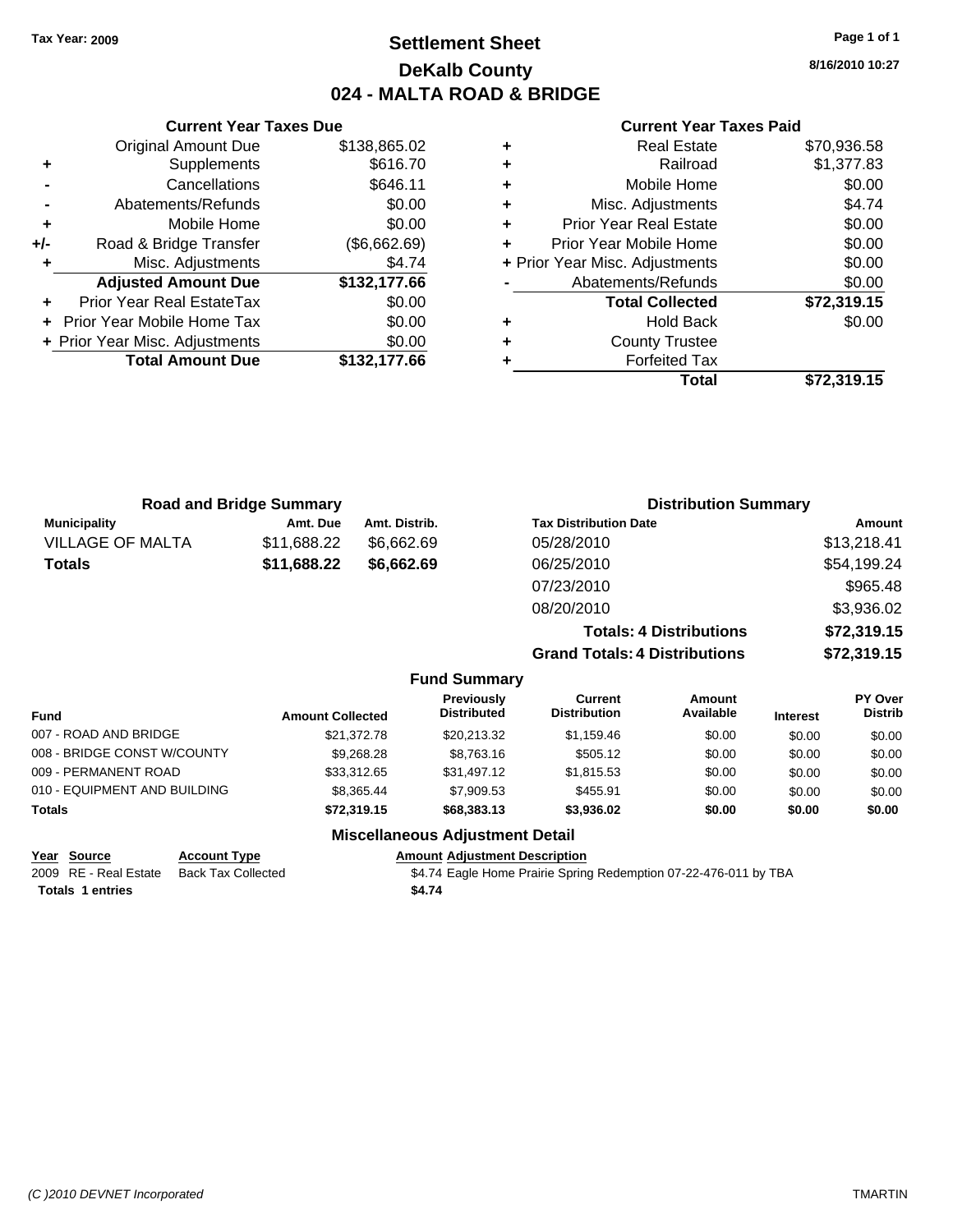Tax Year: 2009

# Settlement Sheet

## DeKalb County

## 024 - MALTA ROAD & BRIDGE

8/16/2010 10:27

### Current Year Taxes Due

| | | |
|---|---|---|
| | Original Amount Due | $138,865.02 |
| + | Supplements | $616.70 |
| - | Cancellations | $646.11 |
| - | Abatements/Refunds | $0.00 |
| + | Mobile Home | $0.00 |
| +/- | Road & Bridge Transfer | ($6,662.69) |
| + | Misc. Adjustments | $4.74 |
| | **Adjusted Amount Due** | **$132,177.66** |
| + | Prior Year Real EstateTax | $0.00 |
| + | Prior Year Mobile Home Tax | $0.00 |
| + | Prior Year Misc. Adjustments | $0.00 |
| | **Total Amount Due** | **$132,177.66** |

### Current Year Taxes Paid

| | | |
|---|---|---|
| + | Real Estate | $70,936.58 |
| + | Railroad | $1,377.83 |
| + | Mobile Home | $0.00 |
| + | Misc. Adjustments | $4.74 |
| + | Prior Year Real Estate | $0.00 |
| + | Prior Year Mobile Home | $0.00 |
| + | Prior Year Misc. Adjustments | $0.00 |
| - | Abatements/Refunds | $0.00 |
| | **Total Collected** | **$72,319.15** |
| + | Hold Back | $0.00 |
| + | County Trustee | |
| + | Forfeited Tax | |
| | **Total** | **$72,319.15** |

### Road and Bridge Summary

| Municipality | Amt. Due | Amt. Distrib. |
|---|---|---|
| VILLAGE OF MALTA | $11,688.22 | $6,662.69 |
| **Totals** | **$11,688.22** | **$6,662.69** |

### Distribution Summary

| Tax Distribution Date | Amount |
|---|---|
| 05/28/2010 | $13,218.41 |
| 06/25/2010 | $54,199.24 |
| 07/23/2010 | $965.48 |
| 08/20/2010 | $3,936.02 |
| **Totals: 4 Distributions** | **$72,319.15** |
| **Grand Totals: 4 Distributions** | **$72,319.15** |

### Fund Summary

| Fund | Amount Collected | Previously Distributed | Current Distribution | Amount Available | Interest | PY Over Distrib |
|---|---|---|---|---|---|---|
| 007 - ROAD AND BRIDGE | $21,372.78 | $20,213.32 | $1,159.46 | $0.00 | $0.00 | $0.00 |
| 008 - BRIDGE CONST W/COUNTY | $9,268.28 | $8,763.16 | $505.12 | $0.00 | $0.00 | $0.00 |
| 009 - PERMANENT ROAD | $33,312.65 | $31,497.12 | $1,815.53 | $0.00 | $0.00 | $0.00 |
| 010 - EQUIPMENT AND BUILDING | $8,365.44 | $7,909.53 | $455.91 | $0.00 | $0.00 | $0.00 |
| **Totals** | **$72,319.15** | **$68,383.13** | **$3,936.02** | **$0.00** | **$0.00** | **$0.00** |

### Miscellaneous Adjustment Detail

| Year | Source | Account Type | Amount | Adjustment Description |
|---|---|---|---|---|
| 2009 | RE - Real Estate | Back Tax Collected | $4.74 | Eagle Home Prairie Spring Redemption 07-22-476-011 by TBA |
| **Totals 1 entries** | | | **$4.74** | |

(C )2010 DEVNET Incorporated

TMARTIN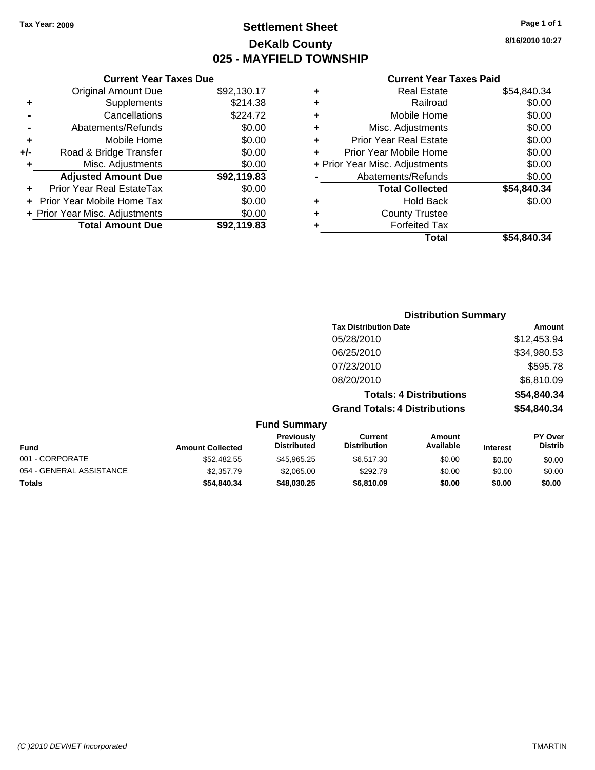Tax Year: 2009

# Settlement Sheet
## DeKalb County
## 025 - MAYFIELD TOWNSHIP

8/16/2010 10:27

### Current Year Taxes Due

| | | |
|---|---|---|
| | Original Amount Due | $92,130.17 |
| + | Supplements | $214.38 |
| - | Cancellations | $224.72 |
| - | Abatements/Refunds | $0.00 |
| + | Mobile Home | $0.00 |
| +/- | Road & Bridge Transfer | $0.00 |
| + | Misc. Adjustments | $0.00 |
| | **Adjusted Amount Due** | **$92,119.83** |
| + | Prior Year Real EstateTax | $0.00 |
| + | Prior Year Mobile Home Tax | $0.00 |
| + | Prior Year Misc. Adjustments | $0.00 |
| | **Total Amount Due** | **$92,119.83** |

### Current Year Taxes Paid

| | | |
|---|---|---|
| + | Real Estate | $54,840.34 |
| + | Railroad | $0.00 |
| + | Mobile Home | $0.00 |
| + | Misc. Adjustments | $0.00 |
| + | Prior Year Real Estate | $0.00 |
| + | Prior Year Mobile Home | $0.00 |
| + | Prior Year Misc. Adjustments | $0.00 |
| - | Abatements/Refunds | $0.00 |
| | **Total Collected** | **$54,840.34** |
| + | Hold Back | $0.00 |
| + | County Trustee | |
| + | Forfeited Tax | |
| | **Total** | **$54,840.34** |

### Distribution Summary

| Tax Distribution Date | Amount |
|---|---|
| 05/28/2010 | $12,453.94 |
| 06/25/2010 | $34,980.53 |
| 07/23/2010 | $595.78 |
| 08/20/2010 | $6,810.09 |
| **Totals: 4 Distributions** | **$54,840.34** |
| **Grand Totals: 4 Distributions** | **$54,840.34** |

### Fund Summary

| Fund | Amount Collected | Previously Distributed | Current Distribution | Amount Available | Interest | PY Over Distrib |
|---|---|---|---|---|---|---|
| 001 - CORPORATE | $52,482.55 | $45,965.25 | $6,517.30 | $0.00 | $0.00 | $0.00 |
| 054 - GENERAL ASSISTANCE | $2,357.79 | $2,065.00 | $292.79 | $0.00 | $0.00 | $0.00 |
| **Totals** | **$54,840.34** | **$48,030.25** | **$6,810.09** | **$0.00** | **$0.00** | **$0.00** |

(C )2010 DEVNET Incorporated TMARTIN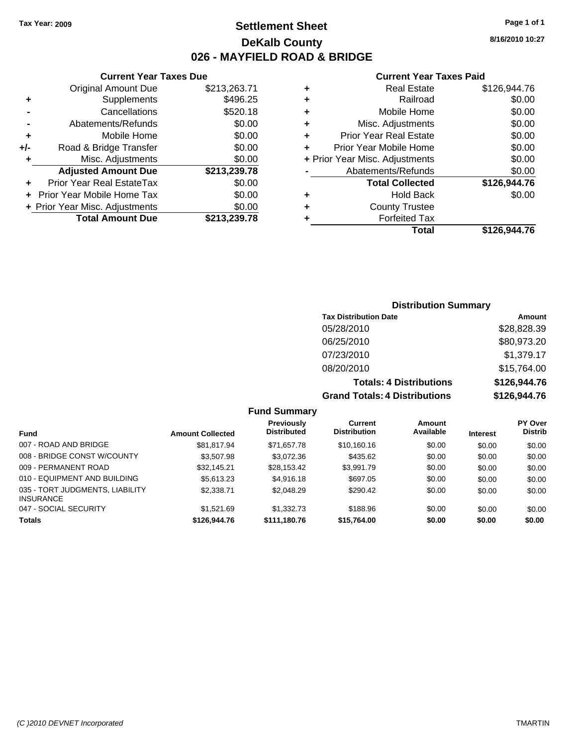Tax Year: 2009

# Settlement Sheet

## DeKalb County

## 026 - MAYFIELD ROAD & BRIDGE

8/16/2010 10:27

### Current Year Taxes Due

| | | |
|---|---|---|
| | Original Amount Due | $213,263.71 |
| + | Supplements | $496.25 |
| - | Cancellations | $520.18 |
| - | Abatements/Refunds | $0.00 |
| + | Mobile Home | $0.00 |
| +/- | Road & Bridge Transfer | $0.00 |
| + | Misc. Adjustments | $0.00 |
| | **Adjusted Amount Due** | **$213,239.78** |
| + | Prior Year Real EstateTax | $0.00 |
| + | Prior Year Mobile Home Tax | $0.00 |
| + | Prior Year Misc. Adjustments | $0.00 |
| | **Total Amount Due** | **$213,239.78** |

### Current Year Taxes Paid

| | | |
|---|---|---|
| + | Real Estate | $126,944.76 |
| + | Railroad | $0.00 |
| + | Mobile Home | $0.00 |
| + | Misc. Adjustments | $0.00 |
| + | Prior Year Real Estate | $0.00 |
| + | Prior Year Mobile Home | $0.00 |
| + | Prior Year Misc. Adjustments | $0.00 |
| - | Abatements/Refunds | $0.00 |
| | **Total Collected** | **$126,944.76** |
| + | Hold Back | $0.00 |
| + | County Trustee | |
| + | Forfeited Tax | |
| | **Total** | **$126,944.76** |

### Distribution Summary

| Tax Distribution Date | Amount |
|---|---|
| 05/28/2010 | $28,828.39 |
| 06/25/2010 | $80,973.20 |
| 07/23/2010 | $1,379.17 |
| 08/20/2010 | $15,764.00 |
| **Totals: 4 Distributions** | **$126,944.76** |
| **Grand Totals: 4 Distributions** | **$126,944.76** |

### Fund Summary

| Fund | Amount Collected | Previously Distributed | Current Distribution | Amount Available | Interest | PY Over Distrib |
|---|---|---|---|---|---|---|
| 007 - ROAD AND BRIDGE | $81,817.94 | $71,657.78 | $10,160.16 | $0.00 | $0.00 | $0.00 |
| 008 - BRIDGE CONST W/COUNTY | $3,507.98 | $3,072.36 | $435.62 | $0.00 | $0.00 | $0.00 |
| 009 - PERMANENT ROAD | $32,145.21 | $28,153.42 | $3,991.79 | $0.00 | $0.00 | $0.00 |
| 010 - EQUIPMENT AND BUILDING | $5,613.23 | $4,916.18 | $697.05 | $0.00 | $0.00 | $0.00 |
| 035 - TORT JUDGMENTS, LIABILITY INSURANCE | $2,338.71 | $2,048.29 | $290.42 | $0.00 | $0.00 | $0.00 |
| 047 - SOCIAL SECURITY | $1,521.69 | $1,332.73 | $188.96 | $0.00 | $0.00 | $0.00 |
| **Totals** | **$126,944.76** | **$111,180.76** | **$15,764.00** | **$0.00** | **$0.00** | **$0.00** |

(C )2010 DEVNET Incorporated TMARTIN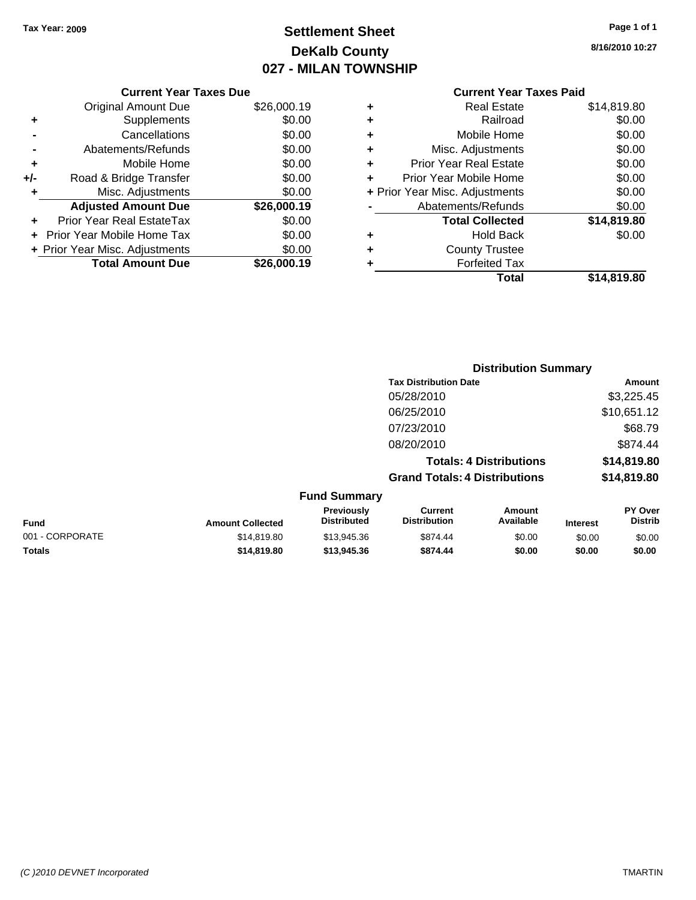Tax Year: 2009

# Settlement Sheet
## DeKalb County
## 027 - MILAN TOWNSHIP

8/16/2010 10:27

### Current Year Taxes Due

| | | |
|---|---|---|
| | Original Amount Due | $26,000.19 |
| + | Supplements | $0.00 |
| - | Cancellations | $0.00 |
| - | Abatements/Refunds | $0.00 |
| + | Mobile Home | $0.00 |
| +/- | Road & Bridge Transfer | $0.00 |
| + | Misc. Adjustments | $0.00 |
| | **Adjusted Amount Due** | **$26,000.19** |
| + | Prior Year Real EstateTax | $0.00 |
| + | Prior Year Mobile Home Tax | $0.00 |
| + | Prior Year Misc. Adjustments | $0.00 |
| | **Total Amount Due** | **$26,000.19** |

### Current Year Taxes Paid

| | | |
|---|---|---|
| + | Real Estate | $14,819.80 |
| + | Railroad | $0.00 |
| + | Mobile Home | $0.00 |
| + | Misc. Adjustments | $0.00 |
| + | Prior Year Real Estate | $0.00 |
| + | Prior Year Mobile Home | $0.00 |
| + | Prior Year Misc. Adjustments | $0.00 |
| - | Abatements/Refunds | $0.00 |
| | **Total Collected** | **$14,819.80** |
| + | Hold Back | $0.00 |
| + | County Trustee | |
| + | Forfeited Tax | |
| | **Total** | **$14,819.80** |

### Distribution Summary

| Tax Distribution Date | Amount |
|---|---|
| 05/28/2010 | $3,225.45 |
| 06/25/2010 | $10,651.12 |
| 07/23/2010 | $68.79 |
| 08/20/2010 | $874.44 |
| **Totals: 4 Distributions** | **$14,819.80** |
| **Grand Totals: 4 Distributions** | **$14,819.80** |

### Fund Summary

| Fund | Amount Collected | Previously Distributed | Current Distribution | Amount Available | Interest | PY Over Distrib |
|---|---|---|---|---|---|---|
| 001 - CORPORATE | $14,819.80 | $13,945.36 | $874.44 | $0.00 | $0.00 | $0.00 |
| **Totals** | **$14,819.80** | **$13,945.36** | **$874.44** | **$0.00** | **$0.00** | **$0.00** |

(C )2010 DEVNET Incorporated

TMARTIN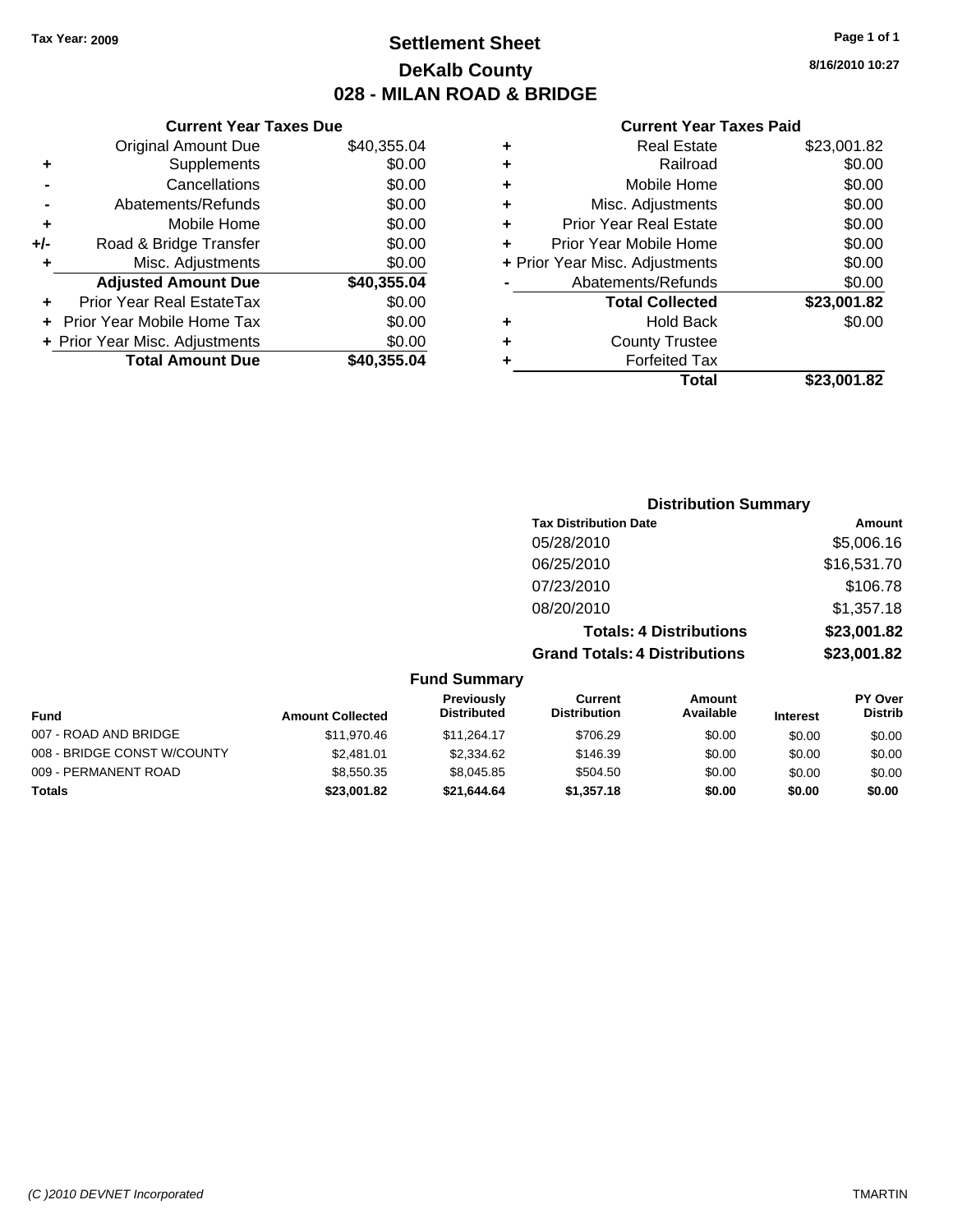Tax Year: 2009

# Settlement Sheet
## DeKalb County
## 028 - MILAN ROAD & BRIDGE

8/16/2010 10:27

### Current Year Taxes Due

| | | |
|---|---|---|
| | Original Amount Due | $40,355.04 |
| + | Supplements | $0.00 |
| - | Cancellations | $0.00 |
| - | Abatements/Refunds | $0.00 |
| + | Mobile Home | $0.00 |
| +/- | Road & Bridge Transfer | $0.00 |
| + | Misc. Adjustments | $0.00 |
| | **Adjusted Amount Due** | **$40,355.04** |
| + | Prior Year Real EstateTax | $0.00 |
| + | Prior Year Mobile Home Tax | $0.00 |
| + | Prior Year Misc. Adjustments | $0.00 |
| | **Total Amount Due** | **$40,355.04** |

### Current Year Taxes Paid

| | | |
|---|---|---|
| + | Real Estate | $23,001.82 |
| + | Railroad | $0.00 |
| + | Mobile Home | $0.00 |
| + | Misc. Adjustments | $0.00 |
| + | Prior Year Real Estate | $0.00 |
| + | Prior Year Mobile Home | $0.00 |
| + | Prior Year Misc. Adjustments | $0.00 |
| - | Abatements/Refunds | $0.00 |
| | **Total Collected** | **$23,001.82** |
| + | Hold Back | $0.00 |
| + | County Trustee | |
| + | Forfeited Tax | |
| | **Total** | **$23,001.82** |

### Distribution Summary

| Tax Distribution Date | Amount |
|---|---|
| 05/28/2010 | $5,006.16 |
| 06/25/2010 | $16,531.70 |
| 07/23/2010 | $106.78 |
| 08/20/2010 | $1,357.18 |
| **Totals: 4 Distributions** | **$23,001.82** |
| **Grand Totals: 4 Distributions** | **$23,001.82** |

### Fund Summary

| Fund | Amount Collected | Previously Distributed | Current Distribution | Amount Available | Interest | PY Over Distrib |
|---|---|---|---|---|---|---|
| 007 - ROAD AND BRIDGE | $11,970.46 | $11,264.17 | $706.29 | $0.00 | $0.00 | $0.00 |
| 008 - BRIDGE CONST W/COUNTY | $2,481.01 | $2,334.62 | $146.39 | $0.00 | $0.00 | $0.00 |
| 009 - PERMANENT ROAD | $8,550.35 | $8,045.85 | $504.50 | $0.00 | $0.00 | $0.00 |
| **Totals** | **$23,001.82** | **$21,644.64** | **$1,357.18** | **$0.00** | **$0.00** | **$0.00** |

(C )2010 DEVNET Incorporated TMARTIN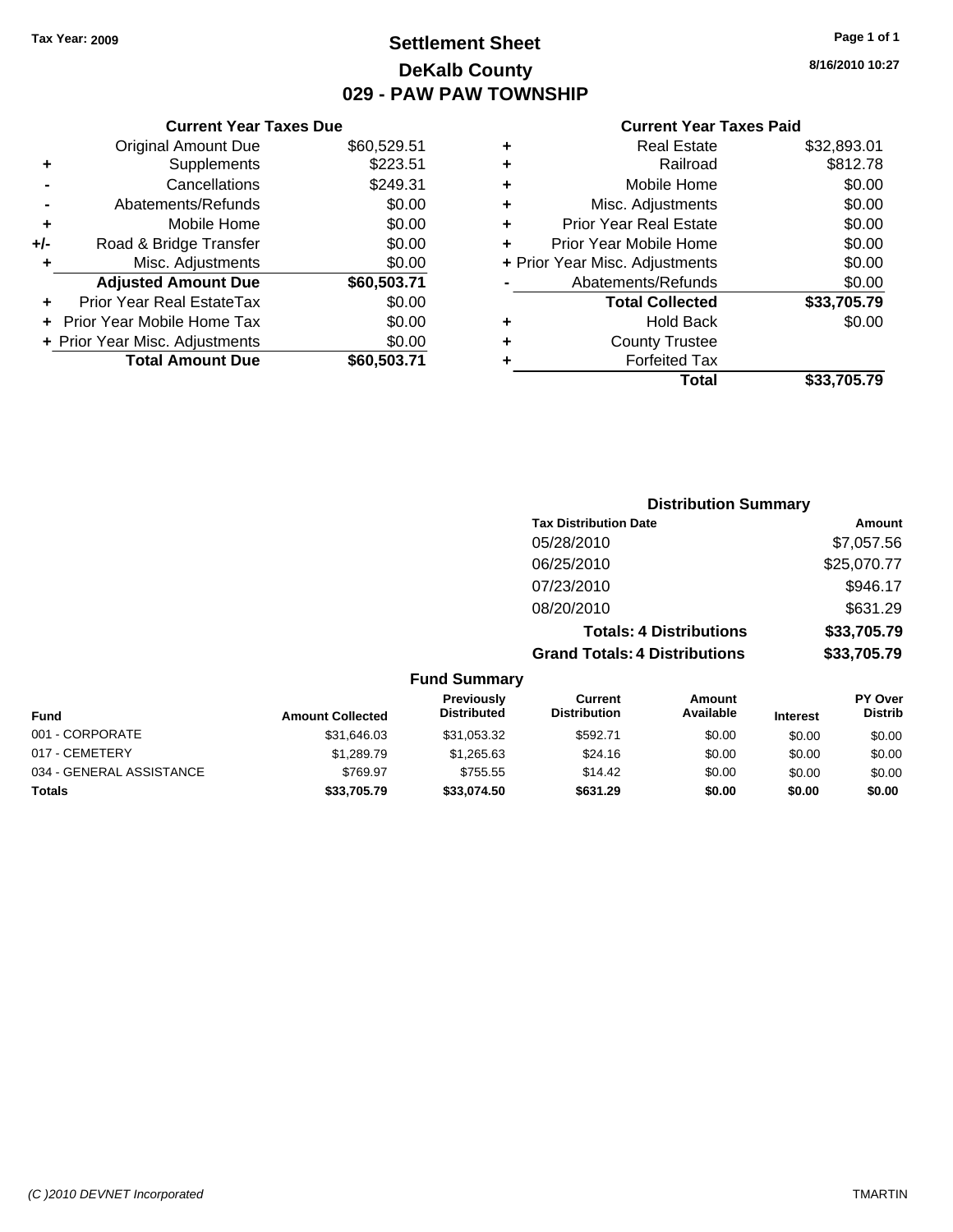Tax Year: 2009

# Settlement Sheet
## DeKalb County
## 029 - PAW PAW TOWNSHIP

8/16/2010 10:27

### Current Year Taxes Due

| | | |
|---|---|---|
| | Original Amount Due | $60,529.51 |
| + | Supplements | $223.51 |
| - | Cancellations | $249.31 |
| - | Abatements/Refunds | $0.00 |
| + | Mobile Home | $0.00 |
| +/- | Road & Bridge Transfer | $0.00 |
| + | Misc. Adjustments | $0.00 |
| | **Adjusted Amount Due** | **$60,503.71** |
| + | Prior Year Real EstateTax | $0.00 |
| + | Prior Year Mobile Home Tax | $0.00 |
| + | Prior Year Misc. Adjustments | $0.00 |
| | **Total Amount Due** | **$60,503.71** |

### Current Year Taxes Paid

| | | |
|---|---|---|
| + | Real Estate | $32,893.01 |
| + | Railroad | $812.78 |
| + | Mobile Home | $0.00 |
| + | Misc. Adjustments | $0.00 |
| + | Prior Year Real Estate | $0.00 |
| + | Prior Year Mobile Home | $0.00 |
| + | Prior Year Misc. Adjustments | $0.00 |
| - | Abatements/Refunds | $0.00 |
| | **Total Collected** | **$33,705.79** |
| + | Hold Back | $0.00 |
| + | County Trustee | |
| + | Forfeited Tax | |
| | **Total** | **$33,705.79** |

### Distribution Summary

| Tax Distribution Date | Amount |
|---|---|
| 05/28/2010 | $7,057.56 |
| 06/25/2010 | $25,070.77 |
| 07/23/2010 | $946.17 |
| 08/20/2010 | $631.29 |
| **Totals: 4 Distributions** | **$33,705.79** |
| **Grand Totals: 4 Distributions** | **$33,705.79** |

### Fund Summary

| Fund | Amount Collected | Previously Distributed | Current Distribution | Amount Available | Interest | PY Over Distrib |
|---|---|---|---|---|---|---|
| 001 - CORPORATE | $31,646.03 | $31,053.32 | $592.71 | $0.00 | $0.00 | $0.00 |
| 017 - CEMETERY | $1,289.79 | $1,265.63 | $24.16 | $0.00 | $0.00 | $0.00 |
| 034 - GENERAL ASSISTANCE | $769.97 | $755.55 | $14.42 | $0.00 | $0.00 | $0.00 |
| **Totals** | **$33,705.79** | **$33,074.50** | **$631.29** | **$0.00** | **$0.00** | **$0.00** |

(C )2010 DEVNET Incorporated TMARTIN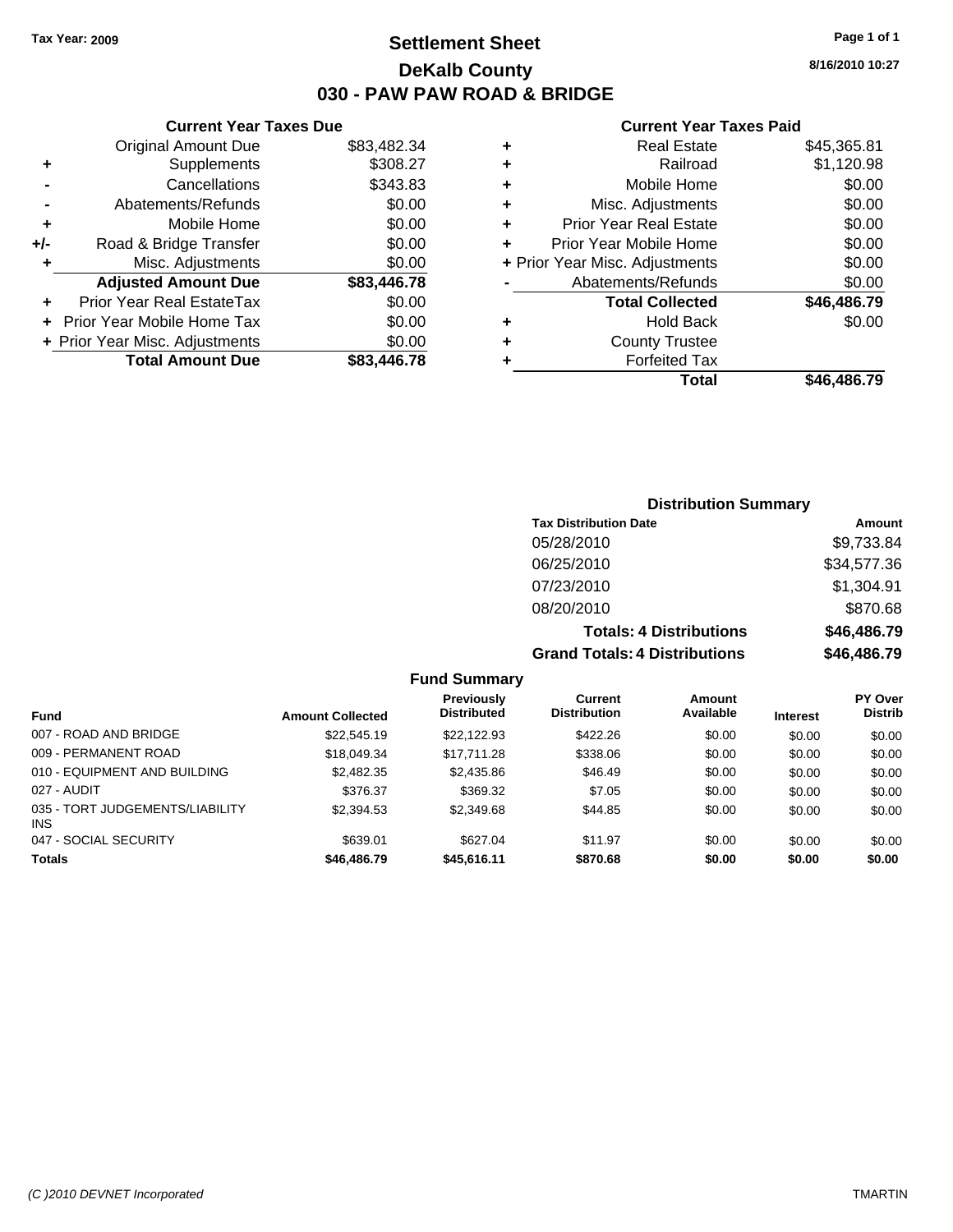**Tax Year: 2009**

# Settlement Sheet

## DeKalb County

## 030 - PAW PAW ROAD & BRIDGE

**8/16/2010 10:27**

### Current Year Taxes Due

| | | |
|---|---|---|
| | Original Amount Due | $83,482.34 |
| + | Supplements | $308.27 |
| - | Cancellations | $343.83 |
| - | Abatements/Refunds | $0.00 |
| + | Mobile Home | $0.00 |
| +/- | Road & Bridge Transfer | $0.00 |
| + | Misc. Adjustments | $0.00 |
| | **Adjusted Amount Due** | **$83,446.78** |
| + | Prior Year Real EstateTax | $0.00 |
| + | Prior Year Mobile Home Tax | $0.00 |
| + | Prior Year Misc. Adjustments | $0.00 |
| | **Total Amount Due** | **$83,446.78** |

### Current Year Taxes Paid

| | | |
|---|---|---|
| + | Real Estate | $45,365.81 |
| + | Railroad | $1,120.98 |
| + | Mobile Home | $0.00 |
| + | Misc. Adjustments | $0.00 |
| + | Prior Year Real Estate | $0.00 |
| + | Prior Year Mobile Home | $0.00 |
| + | Prior Year Misc. Adjustments | $0.00 |
| - | Abatements/Refunds | $0.00 |
| | **Total Collected** | **$46,486.79** |
| + | Hold Back | $0.00 |
| + | County Trustee | |
| + | Forfeited Tax | |
| | **Total** | **$46,486.79** |

### Distribution Summary

| Tax Distribution Date | Amount |
|---|---|
| 05/28/2010 | $9,733.84 |
| 06/25/2010 | $34,577.36 |
| 07/23/2010 | $1,304.91 |
| 08/20/2010 | $870.68 |
| **Totals: 4 Distributions** | **$46,486.79** |
| **Grand Totals: 4 Distributions** | **$46,486.79** |

### Fund Summary

| Fund | Amount Collected | Previously Distributed | Current Distribution | Amount Available | Interest | PY Over Distrib |
|---|---|---|---|---|---|---|
| 007 - ROAD AND BRIDGE | $22,545.19 | $22,122.93 | $422.26 | $0.00 | $0.00 | $0.00 |
| 009 - PERMANENT ROAD | $18,049.34 | $17,711.28 | $338.06 | $0.00 | $0.00 | $0.00 |
| 010 - EQUIPMENT AND BUILDING | $2,482.35 | $2,435.86 | $46.49 | $0.00 | $0.00 | $0.00 |
| 027 - AUDIT | $376.37 | $369.32 | $7.05 | $0.00 | $0.00 | $0.00 |
| 035 - TORT JUDGEMENTS/LIABILITY INS | $2,394.53 | $2,349.68 | $44.85 | $0.00 | $0.00 | $0.00 |
| 047 - SOCIAL SECURITY | $639.01 | $627.04 | $11.97 | $0.00 | $0.00 | $0.00 |
| **Totals** | **$46,486.79** | **$45,616.11** | **$870.68** | **$0.00** | **$0.00** | **$0.00** |

*(C )2010 DEVNET Incorporated* TMARTIN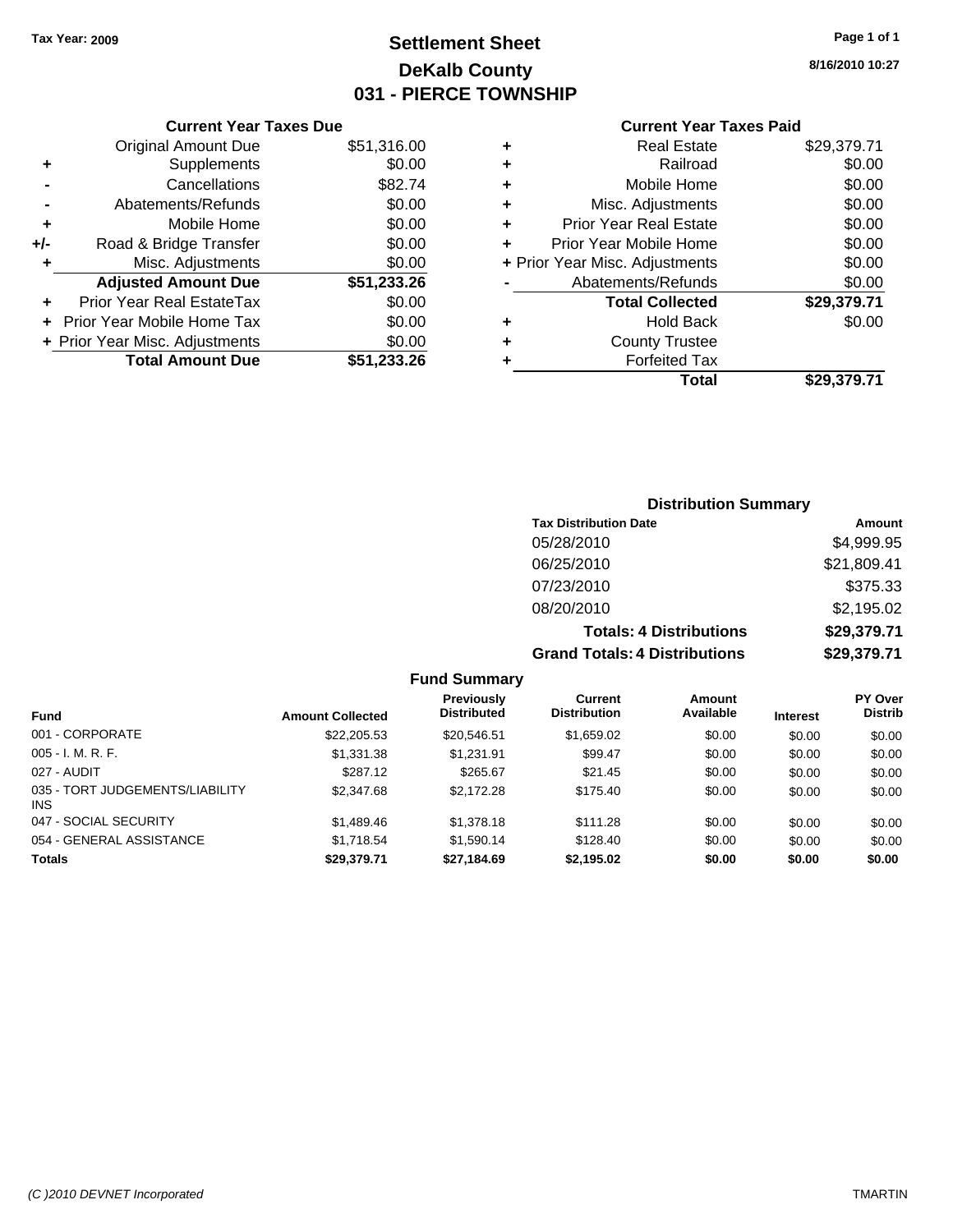Tax Year: 2009

# Settlement Sheet
## DeKalb County
## 031 - PIERCE TOWNSHIP

8/16/2010 10:27

### Current Year Taxes Due

| | | |
|---|---|---|
| | Original Amount Due | $51,316.00 |
| + | Supplements | $0.00 |
| - | Cancellations | $82.74 |
| - | Abatements/Refunds | $0.00 |
| + | Mobile Home | $0.00 |
| +/- | Road & Bridge Transfer | $0.00 |
| + | Misc. Adjustments | $0.00 |
| | **Adjusted Amount Due** | **$51,233.26** |
| + | Prior Year Real EstateTax | $0.00 |
| + | Prior Year Mobile Home Tax | $0.00 |
| + | Prior Year Misc. Adjustments | $0.00 |
| | **Total Amount Due** | **$51,233.26** |

### Current Year Taxes Paid

| | | |
|---|---|---|
| + | Real Estate | $29,379.71 |
| + | Railroad | $0.00 |
| + | Mobile Home | $0.00 |
| + | Misc. Adjustments | $0.00 |
| + | Prior Year Real Estate | $0.00 |
| + | Prior Year Mobile Home | $0.00 |
| + | Prior Year Misc. Adjustments | $0.00 |
| - | Abatements/Refunds | $0.00 |
| | **Total Collected** | **$29,379.71** |
| + | Hold Back | $0.00 |
| + | County Trustee | |
| + | Forfeited Tax | |
| | **Total** | **$29,379.71** |

### Distribution Summary

| Tax Distribution Date | Amount |
|---|---|
| 05/28/2010 | $4,999.95 |
| 06/25/2010 | $21,809.41 |
| 07/23/2010 | $375.33 |
| 08/20/2010 | $2,195.02 |
| **Totals: 4 Distributions** | **$29,379.71** |
| **Grand Totals: 4 Distributions** | **$29,379.71** |

### Fund Summary

| Fund | Amount Collected | Previously Distributed | Current Distribution | Amount Available | Interest | PY Over Distrib |
|---|---|---|---|---|---|---|
| 001 - CORPORATE | $22,205.53 | $20,546.51 | $1,659.02 | $0.00 | $0.00 | $0.00 |
| 005 - I. M. R. F. | $1,331.38 | $1,231.91 | $99.47 | $0.00 | $0.00 | $0.00 |
| 027 - AUDIT | $287.12 | $265.67 | $21.45 | $0.00 | $0.00 | $0.00 |
| 035 - TORT JUDGEMENTS/LIABILITY INS | $2,347.68 | $2,172.28 | $175.40 | $0.00 | $0.00 | $0.00 |
| 047 - SOCIAL SECURITY | $1,489.46 | $1,378.18 | $111.28 | $0.00 | $0.00 | $0.00 |
| 054 - GENERAL ASSISTANCE | $1,718.54 | $1,590.14 | $128.40 | $0.00 | $0.00 | $0.00 |
| **Totals** | **$29,379.71** | **$27,184.69** | **$2,195.02** | **$0.00** | **$0.00** | **$0.00** |

(C )2010 DEVNET Incorporated TMARTIN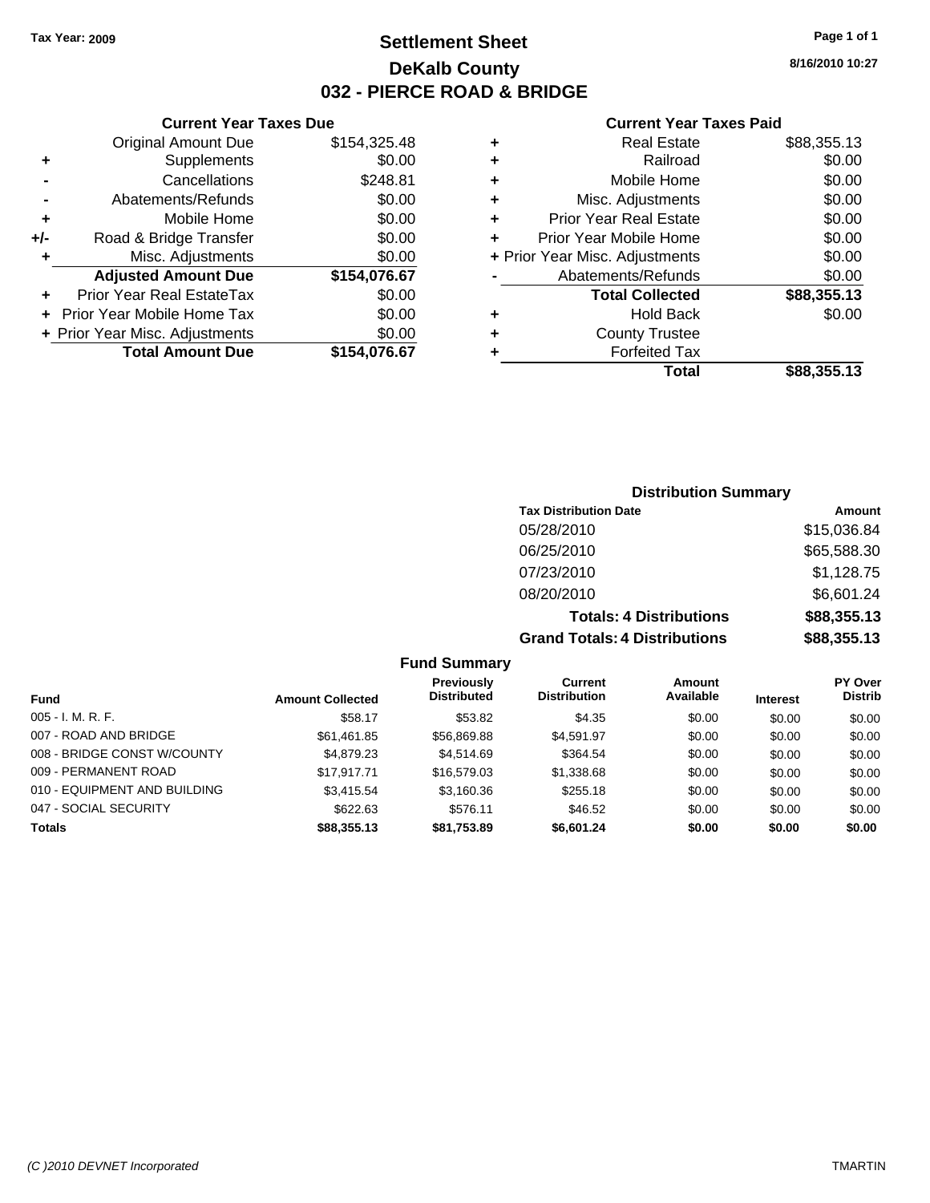Tax Year: 2009

# Settlement Sheet
## DeKalb County
## 032 - PIERCE ROAD & BRIDGE

8/16/2010 10:27

### Current Year Taxes Due

| | | |
|---|---|---|
| | Original Amount Due | $154,325.48 |
| + | Supplements | $0.00 |
| - | Cancellations | $248.81 |
| - | Abatements/Refunds | $0.00 |
| + | Mobile Home | $0.00 |
| +/- | Road & Bridge Transfer | $0.00 |
| + | Misc. Adjustments | $0.00 |
| | **Adjusted Amount Due** | **$154,076.67** |
| + | Prior Year Real EstateTax | $0.00 |
| + | Prior Year Mobile Home Tax | $0.00 |
| + | Prior Year Misc. Adjustments | $0.00 |
| | **Total Amount Due** | **$154,076.67** |

### Current Year Taxes Paid

| | | |
|---|---|---|
| + | Real Estate | $88,355.13 |
| + | Railroad | $0.00 |
| + | Mobile Home | $0.00 |
| + | Misc. Adjustments | $0.00 |
| + | Prior Year Real Estate | $0.00 |
| + | Prior Year Mobile Home | $0.00 |
| + | Prior Year Misc. Adjustments | $0.00 |
| - | Abatements/Refunds | $0.00 |
| | **Total Collected** | **$88,355.13** |
| + | Hold Back | $0.00 |
| + | County Trustee | |
| + | Forfeited Tax | |
| | **Total** | **$88,355.13** |

### Distribution Summary

| Tax Distribution Date | Amount |
|---|---|
| 05/28/2010 | $15,036.84 |
| 06/25/2010 | $65,588.30 |
| 07/23/2010 | $1,128.75 |
| 08/20/2010 | $6,601.24 |
| **Totals: 4 Distributions** | **$88,355.13** |
| **Grand Totals: 4 Distributions** | **$88,355.13** |

### Fund Summary

| Fund | Amount Collected | Previously Distributed | Current Distribution | Amount Available | Interest | PY Over Distrib |
|---|---|---|---|---|---|---|
| 005 - I. M. R. F. | $58.17 | $53.82 | $4.35 | $0.00 | $0.00 | $0.00 |
| 007 - ROAD AND BRIDGE | $61,461.85 | $56,869.88 | $4,591.97 | $0.00 | $0.00 | $0.00 |
| 008 - BRIDGE CONST W/COUNTY | $4,879.23 | $4,514.69 | $364.54 | $0.00 | $0.00 | $0.00 |
| 009 - PERMANENT ROAD | $17,917.71 | $16,579.03 | $1,338.68 | $0.00 | $0.00 | $0.00 |
| 010 - EQUIPMENT AND BUILDING | $3,415.54 | $3,160.36 | $255.18 | $0.00 | $0.00 | $0.00 |
| 047 - SOCIAL SECURITY | $622.63 | $576.11 | $46.52 | $0.00 | $0.00 | $0.00 |
| **Totals** | **$88,355.13** | **$81,753.89** | **$6,601.24** | **$0.00** | **$0.00** | **$0.00** |

(C )2010 DEVNET Incorporated TMARTIN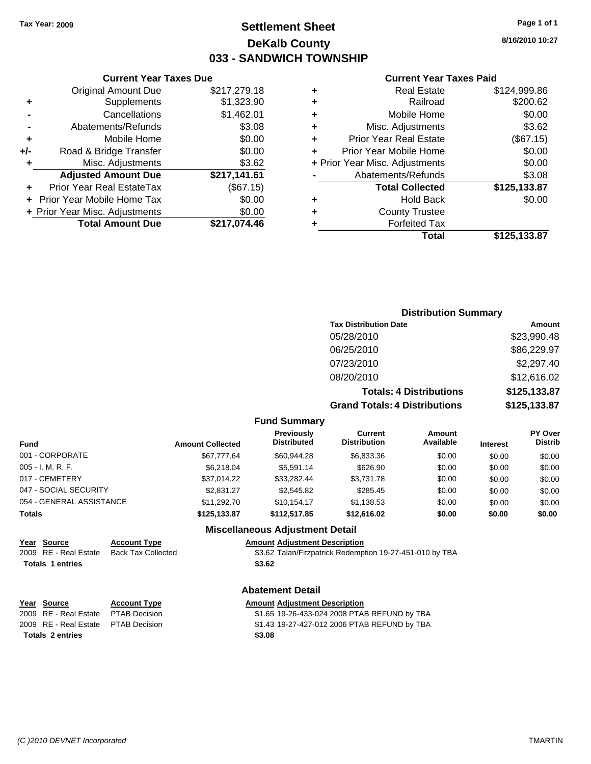Tax Year: 2009

# Settlement Sheet
## DeKalb County
## 033 - SANDWICH TOWNSHIP

8/16/2010 10:27

### Current Year Taxes Due

| | | |
|---|---|---|
| | Original Amount Due | $217,279.18 |
| + | Supplements | $1,323.90 |
| - | Cancellations | $1,462.01 |
| - | Abatements/Refunds | $3.08 |
| + | Mobile Home | $0.00 |
| +/- | Road & Bridge Transfer | $0.00 |
| + | Misc. Adjustments | $3.62 |
| | **Adjusted Amount Due** | **$217,141.61** |
| + | Prior Year Real EstateTax | ($67.15) |
| + | Prior Year Mobile Home Tax | $0.00 |
| + | Prior Year Misc. Adjustments | $0.00 |
| | **Total Amount Due** | **$217,074.46** |

### Current Year Taxes Paid

| | | |
|---|---|---|
| + | Real Estate | $124,999.86 |
| + | Railroad | $200.62 |
| + | Mobile Home | $0.00 |
| + | Misc. Adjustments | $3.62 |
| + | Prior Year Real Estate | ($67.15) |
| + | Prior Year Mobile Home | $0.00 |
| + | Prior Year Misc. Adjustments | $0.00 |
| - | Abatements/Refunds | $3.08 |
| | **Total Collected** | **$125,133.87** |
| + | Hold Back | $0.00 |
| + | County Trustee | |
| + | Forfeited Tax | |
| | **Total** | **$125,133.87** |

### Distribution Summary

| Tax Distribution Date | Amount |
|---|---|
| 05/28/2010 | $23,990.48 |
| 06/25/2010 | $86,229.97 |
| 07/23/2010 | $2,297.40 |
| 08/20/2010 | $12,616.02 |
| **Totals: 4 Distributions** | **$125,133.87** |
| **Grand Totals: 4 Distributions** | **$125,133.87** |

### Fund Summary

| Fund | Amount Collected | Previously Distributed | Current Distribution | Amount Available | Interest | PY Over Distrib |
|---|---|---|---|---|---|---|
| 001 - CORPORATE | $67,777.64 | $60,944.28 | $6,833.36 | $0.00 | $0.00 | $0.00 |
| 005 - I. M. R. F. | $6,218.04 | $5,591.14 | $626.90 | $0.00 | $0.00 | $0.00 |
| 017 - CEMETERY | $37,014.22 | $33,282.44 | $3,731.78 | $0.00 | $0.00 | $0.00 |
| 047 - SOCIAL SECURITY | $2,831.27 | $2,545.82 | $285.45 | $0.00 | $0.00 | $0.00 |
| 054 - GENERAL ASSISTANCE | $11,292.70 | $10,154.17 | $1,138.53 | $0.00 | $0.00 | $0.00 |
| **Totals** | **$125,133.87** | **$112,517.85** | **$12,616.02** | **$0.00** | **$0.00** | **$0.00** |

### Miscellaneous Adjustment Detail

| Year | Source | Account Type | Amount | Adjustment Description |
|---|---|---|---|---|
| 2009 | RE - Real Estate | Back Tax Collected | $3.62 | Talan/Fitzpatrick Redemption 19-27-451-010 by TBA |
| **Totals** | **1 entries** | | **$3.62** | |

### Abatement Detail

| Year | Source | Account Type | Amount | Adjustment Description |
|---|---|---|---|---|
| 2009 | RE - Real Estate | PTAB Decision | $1.65 | 19-26-433-024 2008 PTAB REFUND by TBA |
| 2009 | RE - Real Estate | PTAB Decision | $1.43 | 19-27-427-012 2006 PTAB REFUND by TBA |
| **Totals** | **2 entries** | | **$3.08** | |

(C )2010 DEVNET Incorporated TMARTIN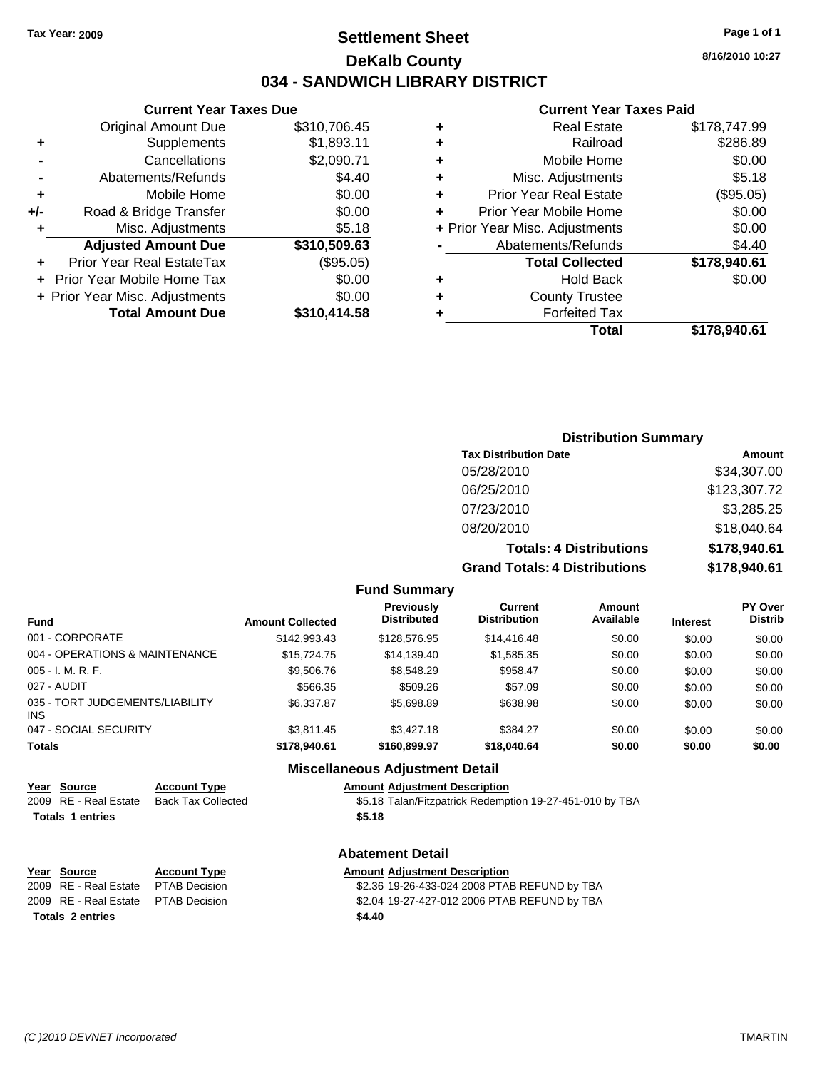**Tax Year: 2009**

# Settlement Sheet
## DeKalb County
## 034 - SANDWICH LIBRARY DISTRICT

8/16/2010 10:27

### Current Year Taxes Due

| | | |
|---|---|---|
| | Original Amount Due | $310,706.45 |
| + | Supplements | $1,893.11 |
| - | Cancellations | $2,090.71 |
| - | Abatements/Refunds | $4.40 |
| + | Mobile Home | $0.00 |
| +/- | Road & Bridge Transfer | $0.00 |
| + | Misc. Adjustments | $5.18 |
| | **Adjusted Amount Due** | **$310,509.63** |
| + | Prior Year Real EstateTax | ($95.05) |
| + | Prior Year Mobile Home Tax | $0.00 |
| + | Prior Year Misc. Adjustments | $0.00 |
| | **Total Amount Due** | **$310,414.58** |

### Current Year Taxes Paid

| | | |
|---|---|---|
| + | Real Estate | $178,747.99 |
| + | Railroad | $286.89 |
| + | Mobile Home | $0.00 |
| + | Misc. Adjustments | $5.18 |
| + | Prior Year Real Estate | ($95.05) |
| + | Prior Year Mobile Home | $0.00 |
| + | Prior Year Misc. Adjustments | $0.00 |
| - | Abatements/Refunds | $4.40 |
| | **Total Collected** | **$178,940.61** |
| + | Hold Back | $0.00 |
| + | County Trustee | |
| + | Forfeited Tax | |
| | **Total** | **$178,940.61** |

### Distribution Summary

| Tax Distribution Date | Amount |
|---|---|
| 05/28/2010 | $34,307.00 |
| 06/25/2010 | $123,307.72 |
| 07/23/2010 | $3,285.25 |
| 08/20/2010 | $18,040.64 |
| **Totals: 4 Distributions** | **$178,940.61** |
| **Grand Totals: 4 Distributions** | **$178,940.61** |

### Fund Summary

| Fund | Amount Collected | Previously Distributed | Current Distribution | Amount Available | Interest | PY Over Distrib |
|---|---|---|---|---|---|---|
| 001 - CORPORATE | $142,993.43 | $128,576.95 | $14,416.48 | $0.00 | $0.00 | $0.00 |
| 004 - OPERATIONS & MAINTENANCE | $15,724.75 | $14,139.40 | $1,585.35 | $0.00 | $0.00 | $0.00 |
| 005 - I. M. R. F. | $9,506.76 | $8,548.29 | $958.47 | $0.00 | $0.00 | $0.00 |
| 027 - AUDIT | $566.35 | $509.26 | $57.09 | $0.00 | $0.00 | $0.00 |
| 035 - TORT JUDGEMENTS/LIABILITY INS | $6,337.87 | $5,698.89 | $638.98 | $0.00 | $0.00 | $0.00 |
| 047 - SOCIAL SECURITY | $3,811.45 | $3,427.18 | $384.27 | $0.00 | $0.00 | $0.00 |
| **Totals** | **$178,940.61** | **$160,899.97** | **$18,040.64** | **$0.00** | **$0.00** | **$0.00** |

### Miscellaneous Adjustment Detail

| Year | Source | Account Type | Amount | Adjustment Description |
|---|---|---|---|---|
| 2009 | RE - Real Estate | Back Tax Collected | $5.18 | Talan/Fitzpatrick Redemption 19-27-451-010 by TBA |
| **Totals 1 entries** | | | **$5.18** | |

### Abatement Detail

| Year | Source | Account Type | Amount | Adjustment Description |
|---|---|---|---|---|
| 2009 | RE - Real Estate | PTAB Decision | $2.36 | 19-26-433-024 2008 PTAB REFUND by TBA |
| 2009 | RE - Real Estate | PTAB Decision | $2.04 | 19-27-427-012 2006 PTAB REFUND by TBA |
| **Totals 2 entries** | | | **$4.40** | |

(C )2010 DEVNET Incorporated TMARTIN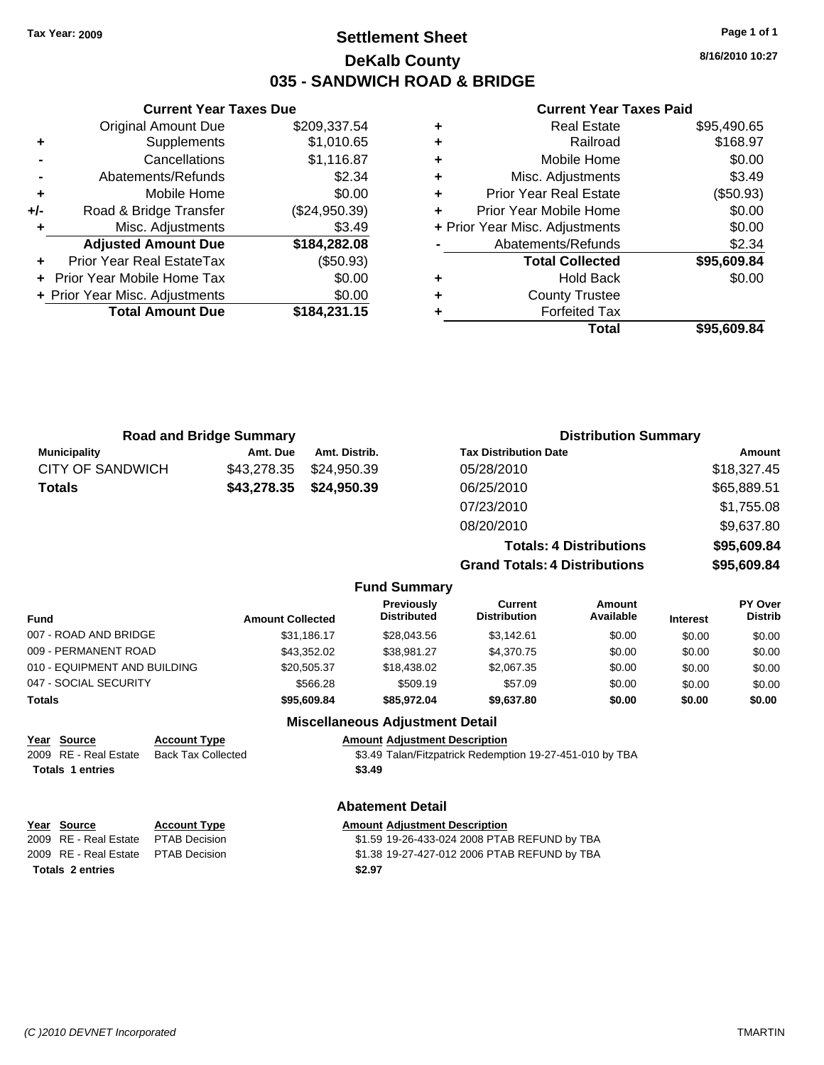Tax Year: 2009

# Settlement Sheet

## DeKalb County

## 035 - SANDWICH ROAD & BRIDGE

8/16/2010 10:27

### Current Year Taxes Due

| | | |
|---|---|---|
| | Original Amount Due | $209,337.54 |
| + | Supplements | $1,010.65 |
| - | Cancellations | $1,116.87 |
| - | Abatements/Refunds | $2.34 |
| + | Mobile Home | $0.00 |
| +/- | Road & Bridge Transfer | ($24,950.39) |
| + | Misc. Adjustments | $3.49 |
| | **Adjusted Amount Due** | **$184,282.08** |
| + | Prior Year Real EstateTax | ($50.93) |
| + | Prior Year Mobile Home Tax | $0.00 |
| + | Prior Year Misc. Adjustments | $0.00 |
| | **Total Amount Due** | **$184,231.15** |

### Current Year Taxes Paid

| | | |
|---|---|---|
| + | Real Estate | $95,490.65 |
| + | Railroad | $168.97 |
| + | Mobile Home | $0.00 |
| + | Misc. Adjustments | $3.49 |
| + | Prior Year Real Estate | ($50.93) |
| + | Prior Year Mobile Home | $0.00 |
| + | Prior Year Misc. Adjustments | $0.00 |
| - | Abatements/Refunds | $2.34 |
| | **Total Collected** | **$95,609.84** |
| + | Hold Back | $0.00 |
| + | County Trustee | |
| + | Forfeited Tax | |
| | **Total** | **$95,609.84** |

### Road and Bridge Summary

| Municipality | Amt. Due | Amt. Distrib. |
|---|---|---|
| CITY OF SANDWICH | $43,278.35 | $24,950.39 |
| **Totals** | **$43,278.35** | **$24,950.39** |

### Distribution Summary

| Tax Distribution Date | Amount |
|---|---|
| 05/28/2010 | $18,327.45 |
| 06/25/2010 | $65,889.51 |
| 07/23/2010 | $1,755.08 |
| 08/20/2010 | $9,637.80 |
| **Totals: 4 Distributions** | **$95,609.84** |
| **Grand Totals: 4 Distributions** | **$95,609.84** |

### Fund Summary

| Fund | Amount Collected | Previously Distributed | Current Distribution | Amount Available | Interest | PY Over Distrib |
|---|---|---|---|---|---|---|
| 007 - ROAD AND BRIDGE | $31,186.17 | $28,043.56 | $3,142.61 | $0.00 | $0.00 | $0.00 |
| 009 - PERMANENT ROAD | $43,352.02 | $38,981.27 | $4,370.75 | $0.00 | $0.00 | $0.00 |
| 010 - EQUIPMENT AND BUILDING | $20,505.37 | $18,438.02 | $2,067.35 | $0.00 | $0.00 | $0.00 |
| 047 - SOCIAL SECURITY | $566.28 | $509.19 | $57.09 | $0.00 | $0.00 | $0.00 |
| **Totals** | **$95,609.84** | **$85,972.04** | **$9,637.80** | **$0.00** | **$0.00** | **$0.00** |

### Miscellaneous Adjustment Detail

| Year | Source | Account Type | Amount | Adjustment Description |
|---|---|---|---|---|
| 2009 | RE - Real Estate | Back Tax Collected | $3.49 | Talan/Fitzpatrick Redemption 19-27-451-010 by TBA |
| **Totals 1 entries** | | | **$3.49** | |

### Abatement Detail

| Year | Source | Account Type | Amount | Adjustment Description |
|---|---|---|---|---|
| 2009 | RE - Real Estate | PTAB Decision | $1.59 | 19-26-433-024 2008 PTAB REFUND by TBA |
| 2009 | RE - Real Estate | PTAB Decision | $1.38 | 19-27-427-012 2006 PTAB REFUND by TBA |
| **Totals 2 entries** | | | **$2.97** | |

(C )2010 DEVNET Incorporated — TMARTIN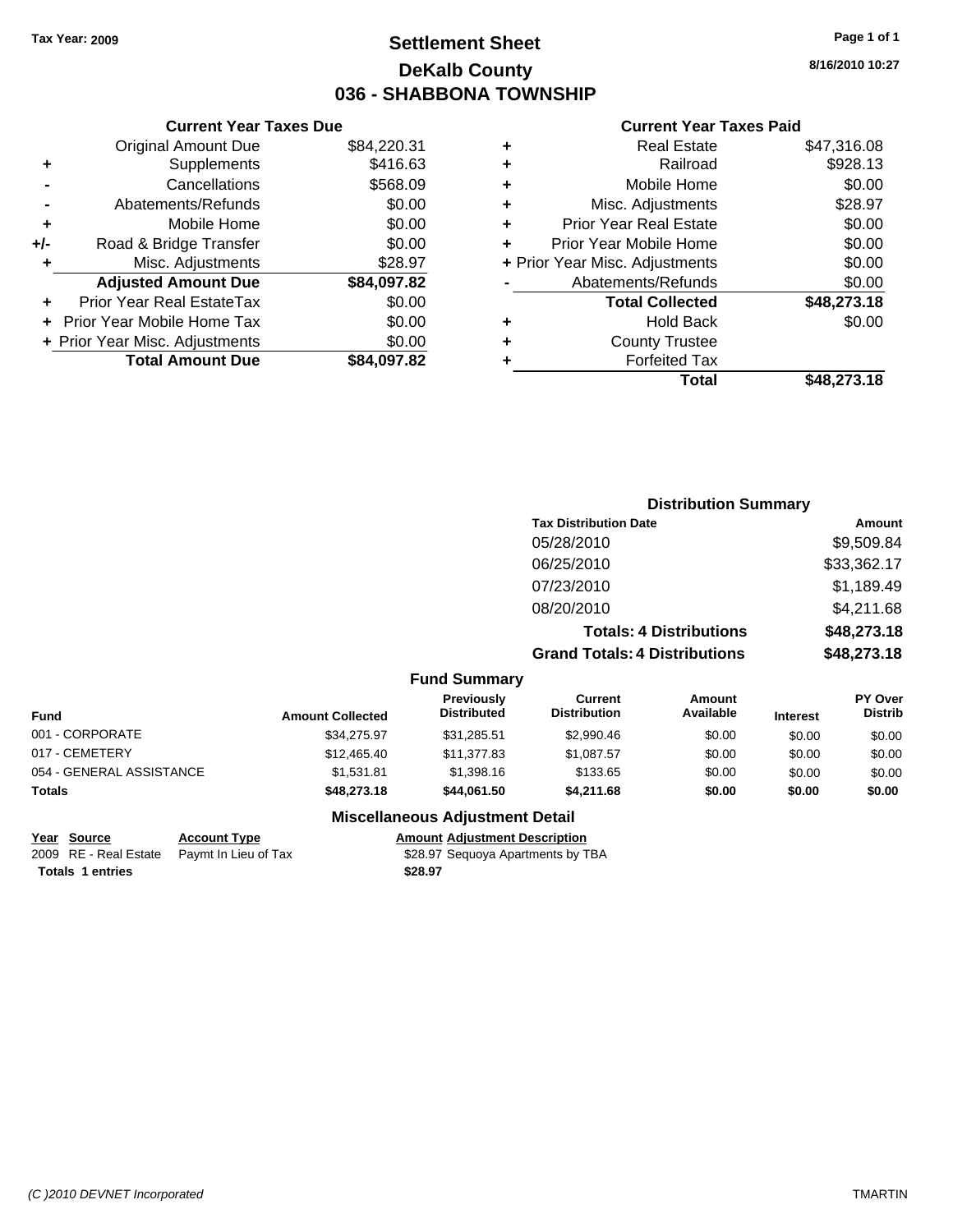Tax Year: 2009

# Settlement Sheet
## DeKalb County
## 036 - SHABBONA TOWNSHIP

8/16/2010 10:27

### Current Year Taxes Due

| | | |
|---|---|---|
| | Original Amount Due | $84,220.31 |
| + | Supplements | $416.63 |
| - | Cancellations | $568.09 |
| - | Abatements/Refunds | $0.00 |
| + | Mobile Home | $0.00 |
| +/- | Road & Bridge Transfer | $0.00 |
| + | Misc. Adjustments | $28.97 |
| | **Adjusted Amount Due** | **$84,097.82** |
| + | Prior Year Real EstateTax | $0.00 |
| + | Prior Year Mobile Home Tax | $0.00 |
| + | Prior Year Misc. Adjustments | $0.00 |
| | **Total Amount Due** | **$84,097.82** |

### Current Year Taxes Paid

| | | |
|---|---|---|
| + | Real Estate | $47,316.08 |
| + | Railroad | $928.13 |
| + | Mobile Home | $0.00 |
| + | Misc. Adjustments | $28.97 |
| + | Prior Year Real Estate | $0.00 |
| + | Prior Year Mobile Home | $0.00 |
| + | Prior Year Misc. Adjustments | $0.00 |
| - | Abatements/Refunds | $0.00 |
| | **Total Collected** | **$48,273.18** |
| + | Hold Back | $0.00 |
| + | County Trustee | |
| + | Forfeited Tax | |
| | **Total** | **$48,273.18** |

### Distribution Summary

| Tax Distribution Date | Amount |
|---|---|
| 05/28/2010 | $9,509.84 |
| 06/25/2010 | $33,362.17 |
| 07/23/2010 | $1,189.49 |
| 08/20/2010 | $4,211.68 |
| **Totals: 4 Distributions** | **$48,273.18** |
| **Grand Totals: 4 Distributions** | **$48,273.18** |

### Fund Summary

| Fund | Amount Collected | Previously Distributed | Current Distribution | Amount Available | Interest | PY Over Distrib |
|---|---|---|---|---|---|---|
| 001 - CORPORATE | $34,275.97 | $31,285.51 | $2,990.46 | $0.00 | $0.00 | $0.00 |
| 017 - CEMETERY | $12,465.40 | $11,377.83 | $1,087.57 | $0.00 | $0.00 | $0.00 |
| 054 - GENERAL ASSISTANCE | $1,531.81 | $1,398.16 | $133.65 | $0.00 | $0.00 | $0.00 |
| **Totals** | **$48,273.18** | **$44,061.50** | **$4,211.68** | **$0.00** | **$0.00** | **$0.00** |

### Miscellaneous Adjustment Detail

| Year | Source | Account Type | Amount | Adjustment Description |
|---|---|---|---|---|
| 2009 | RE - Real Estate | Paymt In Lieu of Tax | $28.97 | Sequoya Apartments by TBA |
| **Totals 1 entries** | | | **$28.97** | |

(C )2010 DEVNET Incorporated

TMARTIN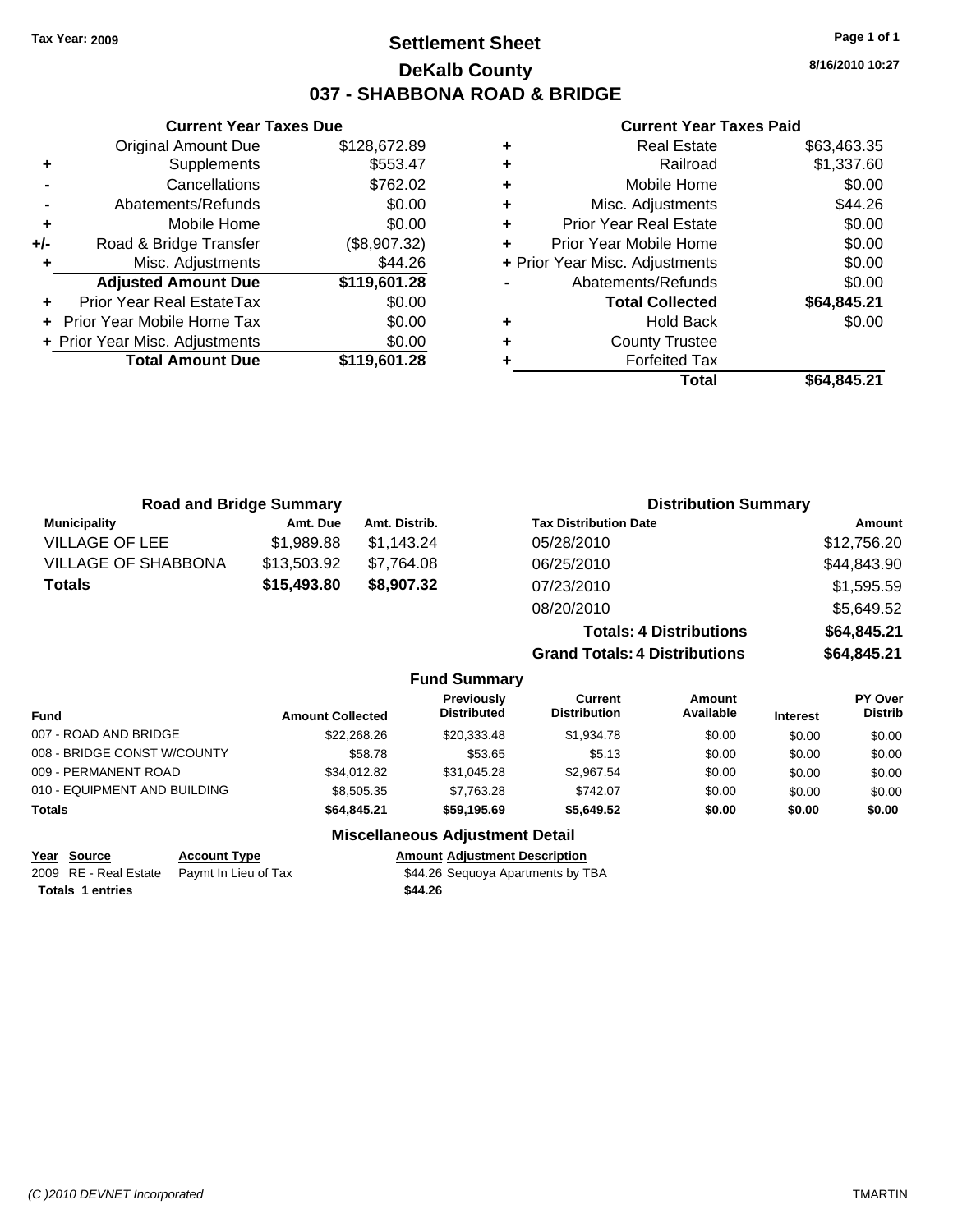Tax Year: 2009

# Settlement Sheet

## DeKalb County

## 037 - SHABBONA ROAD & BRIDGE

8/16/2010 10:27

**Current Year Taxes Due**

| | | |
|---|---|---|
| | Original Amount Due | $128,672.89 |
| + | Supplements | $553.47 |
| - | Cancellations | $762.02 |
| - | Abatements/Refunds | $0.00 |
| + | Mobile Home | $0.00 |
| +/- | Road & Bridge Transfer | ($8,907.32) |
| + | Misc. Adjustments | $44.26 |
| | **Adjusted Amount Due** | **$119,601.28** |
| + | Prior Year Real EstateTax | $0.00 |
| + | Prior Year Mobile Home Tax | $0.00 |
| + | Prior Year Misc. Adjustments | $0.00 |
| | **Total Amount Due** | **$119,601.28** |

**Current Year Taxes Paid**

| | | |
|---|---|---|
| + | Real Estate | $63,463.35 |
| + | Railroad | $1,337.60 |
| + | Mobile Home | $0.00 |
| + | Misc. Adjustments | $44.26 |
| + | Prior Year Real Estate | $0.00 |
| + | Prior Year Mobile Home | $0.00 |
| + | Prior Year Misc. Adjustments | $0.00 |
| - | Abatements/Refunds | $0.00 |
| | **Total Collected** | **$64,845.21** |
| + | Hold Back | $0.00 |
| + | County Trustee | |
| + | Forfeited Tax | |
| | **Total** | **$64,845.21** |

**Road and Bridge Summary**

| Municipality | Amt. Due | Amt. Distrib. |
|---|---|---|
| VILLAGE OF LEE | $1,989.88 | $1,143.24 |
| VILLAGE OF SHABBONA | $13,503.92 | $7,764.08 |
| **Totals** | **$15,493.80** | **$8,907.32** |

**Distribution Summary**

| Tax Distribution Date | Amount |
|---|---|
| 05/28/2010 | $12,756.20 |
| 06/25/2010 | $44,843.90 |
| 07/23/2010 | $1,595.59 |
| 08/20/2010 | $5,649.52 |
| **Totals: 4 Distributions** | **$64,845.21** |
| **Grand Totals: 4 Distributions** | **$64,845.21** |

**Fund Summary**

| Fund | Amount Collected | Previously Distributed | Current Distribution | Amount Available | Interest | PY Over Distrib |
|---|---|---|---|---|---|---|
| 007 - ROAD AND BRIDGE | $22,268.26 | $20,333.48 | $1,934.78 | $0.00 | $0.00 | $0.00 |
| 008 - BRIDGE CONST W/COUNTY | $58.78 | $53.65 | $5.13 | $0.00 | $0.00 | $0.00 |
| 009 - PERMANENT ROAD | $34,012.82 | $31,045.28 | $2,967.54 | $0.00 | $0.00 | $0.00 |
| 010 - EQUIPMENT AND BUILDING | $8,505.35 | $7,763.28 | $742.07 | $0.00 | $0.00 | $0.00 |
| **Totals** | **$64,845.21** | **$59,195.69** | **$5,649.52** | **$0.00** | **$0.00** | **$0.00** |

**Miscellaneous Adjustment Detail**

| Year | Source | Account Type | Amount | Adjustment Description |
|---|---|---|---|---|
| 2009 | RE - Real Estate | Paymt In Lieu of Tax | $44.26 | Sequoya Apartments by TBA |
| **Totals 1 entries** | | | **$44.26** | |

(C )2010 DEVNET Incorporated TMARTIN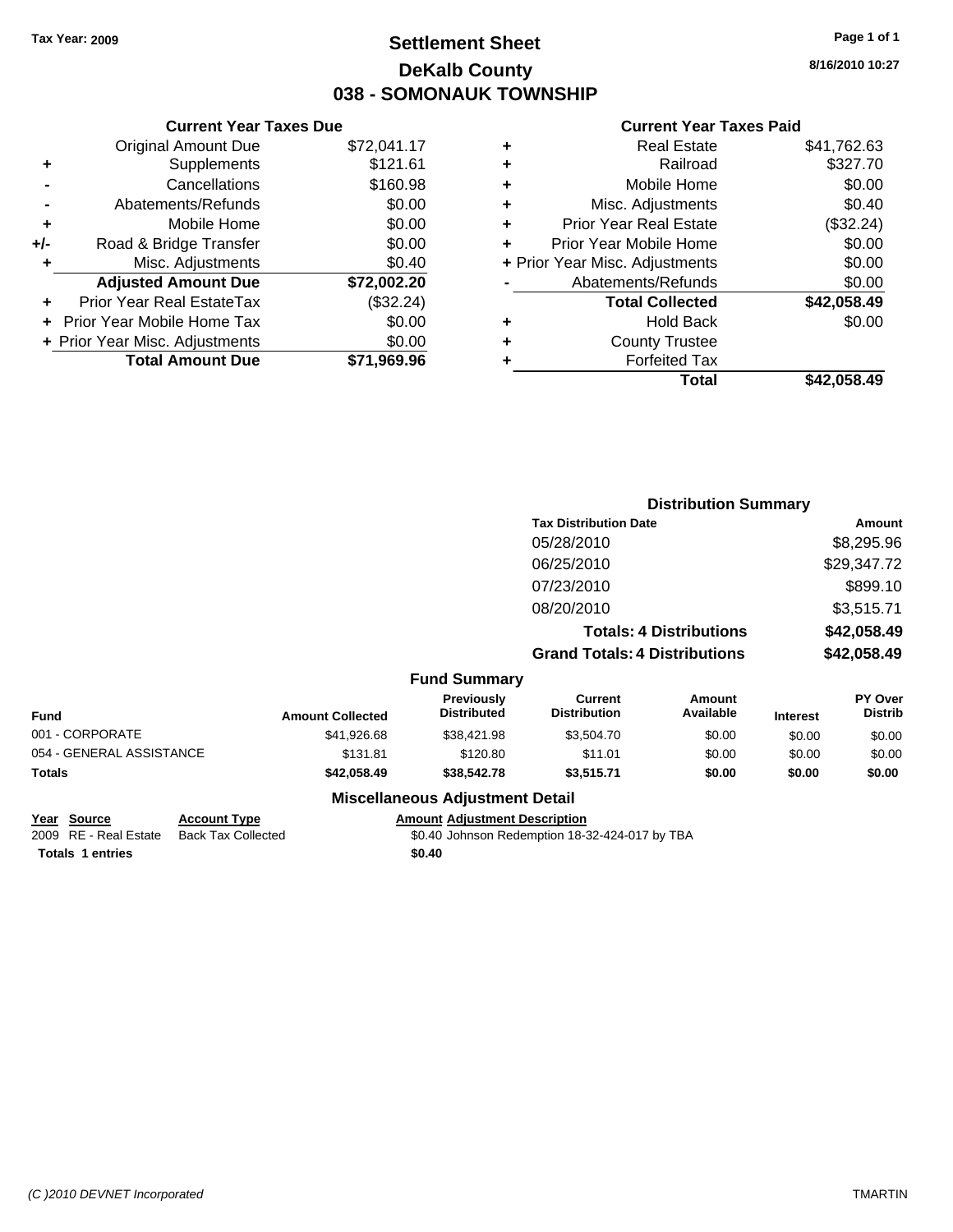**Tax Year: 2009**

# Settlement Sheet
## DeKalb County
## 038 - SOMONAUK TOWNSHIP

8/16/2010 10:27

### Current Year Taxes Due

| | | |
|---|---|---|
| | Original Amount Due | $72,041.17 |
| + | Supplements | $121.61 |
| - | Cancellations | $160.98 |
| - | Abatements/Refunds | $0.00 |
| + | Mobile Home | $0.00 |
| +/- | Road & Bridge Transfer | $0.00 |
| + | Misc. Adjustments | $0.40 |
| | **Adjusted Amount Due** | **$72,002.20** |
| + | Prior Year Real EstateTax | ($32.24) |
| + | Prior Year Mobile Home Tax | $0.00 |
| + | Prior Year Misc. Adjustments | $0.00 |
| | **Total Amount Due** | **$71,969.96** |

### Current Year Taxes Paid

| | | |
|---|---|---|
| + | Real Estate | $41,762.63 |
| + | Railroad | $327.70 |
| + | Mobile Home | $0.00 |
| + | Misc. Adjustments | $0.40 |
| + | Prior Year Real Estate | ($32.24) |
| + | Prior Year Mobile Home | $0.00 |
| + | Prior Year Misc. Adjustments | $0.00 |
| - | Abatements/Refunds | $0.00 |
| | **Total Collected** | **$42,058.49** |
| + | Hold Back | $0.00 |
| + | County Trustee | |
| + | Forfeited Tax | |
| | **Total** | **$42,058.49** |

### Distribution Summary

| Tax Distribution Date | Amount |
|---|---|
| 05/28/2010 | $8,295.96 |
| 06/25/2010 | $29,347.72 |
| 07/23/2010 | $899.10 |
| 08/20/2010 | $3,515.71 |
| **Totals: 4 Distributions** | **$42,058.49** |
| **Grand Totals: 4 Distributions** | **$42,058.49** |

### Fund Summary

| Fund | Amount Collected | Previously Distributed | Current Distribution | Amount Available | Interest | PY Over Distrib |
|---|---|---|---|---|---|---|
| 001 - CORPORATE | $41,926.68 | $38,421.98 | $3,504.70 | $0.00 | $0.00 | $0.00 |
| 054 - GENERAL ASSISTANCE | $131.81 | $120.80 | $11.01 | $0.00 | $0.00 | $0.00 |
| **Totals** | **$42,058.49** | **$38,542.78** | **$3,515.71** | **$0.00** | **$0.00** | **$0.00** |

### Miscellaneous Adjustment Detail

| Year | Source | Account Type | Amount | Adjustment Description |
|---|---|---|---|---|
| 2009 | RE - Real Estate | Back Tax Collected | $0.40 | Johnson Redemption 18-32-424-017 by TBA |
| **Totals** | **1 entries** | | **$0.40** | |

*(C )2010 DEVNET Incorporated* TMARTIN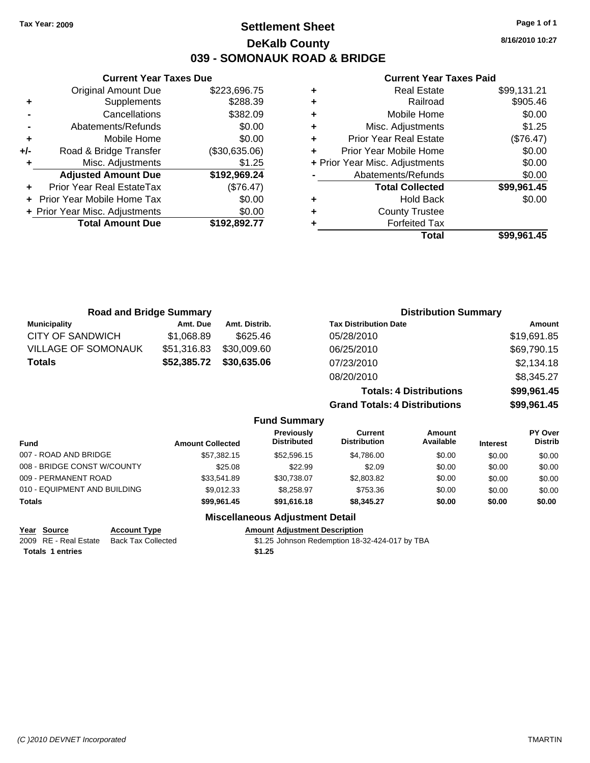Tax Year: 2009

# Settlement Sheet
## DeKalb County
## 039 - SOMONAUK ROAD & BRIDGE

8/16/2010 10:27

### Current Year Taxes Due

| | | |
|---|---|---|
| | Original Amount Due | $223,696.75 |
| + | Supplements | $288.39 |
| - | Cancellations | $382.09 |
| - | Abatements/Refunds | $0.00 |
| + | Mobile Home | $0.00 |
| +/- | Road & Bridge Transfer | ($30,635.06) |
| + | Misc. Adjustments | $1.25 |
| | **Adjusted Amount Due** | **$192,969.24** |
| + | Prior Year Real EstateTax | ($76.47) |
| + | Prior Year Mobile Home Tax | $0.00 |
| + | Prior Year Misc. Adjustments | $0.00 |
| | **Total Amount Due** | **$192,892.77** |

### Current Year Taxes Paid

| | | |
|---|---|---|
| + | Real Estate | $99,131.21 |
| + | Railroad | $905.46 |
| + | Mobile Home | $0.00 |
| + | Misc. Adjustments | $1.25 |
| + | Prior Year Real Estate | ($76.47) |
| + | Prior Year Mobile Home | $0.00 |
| + | Prior Year Misc. Adjustments | $0.00 |
| - | Abatements/Refunds | $0.00 |
| | **Total Collected** | **$99,961.45** |
| + | Hold Back | $0.00 |
| + | County Trustee | |
| + | Forfeited Tax | |
| | **Total** | **$99,961.45** |

### Road and Bridge Summary

| Municipality | Amt. Due | Amt. Distrib. |
|---|---|---|
| CITY OF SANDWICH | $1,068.89 | $625.46 |
| VILLAGE OF SOMONAUK | $51,316.83 | $30,009.60 |
| **Totals** | **$52,385.72** | **$30,635.06** |

### Distribution Summary

| Tax Distribution Date | Amount |
|---|---|
| 05/28/2010 | $19,691.85 |
| 06/25/2010 | $69,790.15 |
| 07/23/2010 | $2,134.18 |
| 08/20/2010 | $8,345.27 |
| **Totals: 4 Distributions** | **$99,961.45** |
| **Grand Totals: 4 Distributions** | **$99,961.45** |

### Fund Summary

| Fund | Amount Collected | Previously Distributed | Current Distribution | Amount Available | Interest | PY Over Distrib |
|---|---|---|---|---|---|---|
| 007 - ROAD AND BRIDGE | $57,382.15 | $52,596.15 | $4,786.00 | $0.00 | $0.00 | $0.00 |
| 008 - BRIDGE CONST W/COUNTY | $25.08 | $22.99 | $2.09 | $0.00 | $0.00 | $0.00 |
| 009 - PERMANENT ROAD | $33,541.89 | $30,738.07 | $2,803.82 | $0.00 | $0.00 | $0.00 |
| 010 - EQUIPMENT AND BUILDING | $9,012.33 | $8,258.97 | $753.36 | $0.00 | $0.00 | $0.00 |
| **Totals** | **$99,961.45** | **$91,616.18** | **$8,345.27** | **$0.00** | **$0.00** | **$0.00** |

### Miscellaneous Adjustment Detail

| Year | Source | Account Type | Amount | Adjustment Description |
|---|---|---|---|---|
| 2009 | RE - Real Estate | Back Tax Collected | $1.25 | Johnson Redemption 18-32-424-017 by TBA |
| **Totals** | **1 entries** | | **$1.25** | |

(C )2010 DEVNET Incorporated    TMARTIN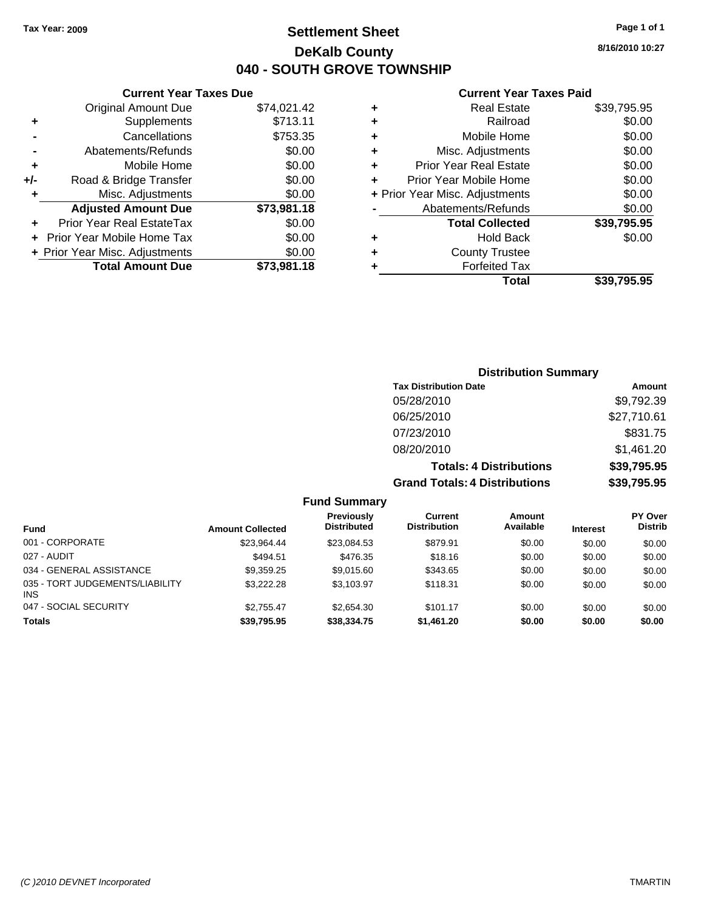Tax Year: 2009

# Settlement Sheet
## DeKalb County
## 040 - SOUTH GROVE TOWNSHIP

8/16/2010 10:27

### Current Year Taxes Due

| | | |
|---|---|---|
| | Original Amount Due | $74,021.42 |
| + | Supplements | $713.11 |
| - | Cancellations | $753.35 |
| - | Abatements/Refunds | $0.00 |
| + | Mobile Home | $0.00 |
| +/- | Road & Bridge Transfer | $0.00 |
| + | Misc. Adjustments | $0.00 |
| | **Adjusted Amount Due** | **$73,981.18** |
| + | Prior Year Real EstateTax | $0.00 |
| + | Prior Year Mobile Home Tax | $0.00 |
| + | Prior Year Misc. Adjustments | $0.00 |
| | **Total Amount Due** | **$73,981.18** |

### Current Year Taxes Paid

| | | |
|---|---|---|
| + | Real Estate | $39,795.95 |
| + | Railroad | $0.00 |
| + | Mobile Home | $0.00 |
| + | Misc. Adjustments | $0.00 |
| + | Prior Year Real Estate | $0.00 |
| + | Prior Year Mobile Home | $0.00 |
| + | Prior Year Misc. Adjustments | $0.00 |
| - | Abatements/Refunds | $0.00 |
| | **Total Collected** | **$39,795.95** |
| + | Hold Back | $0.00 |
| + | County Trustee | |
| + | Forfeited Tax | |
| | **Total** | **$39,795.95** |

### Distribution Summary

| Tax Distribution Date | Amount |
|---|---|
| 05/28/2010 | $9,792.39 |
| 06/25/2010 | $27,710.61 |
| 07/23/2010 | $831.75 |
| 08/20/2010 | $1,461.20 |
| **Totals: 4 Distributions** | **$39,795.95** |
| **Grand Totals: 4 Distributions** | **$39,795.95** |

### Fund Summary

| Fund | Amount Collected | Previously Distributed | Current Distribution | Amount Available | Interest | PY Over Distrib |
|---|---|---|---|---|---|---|
| 001 - CORPORATE | $23,964.44 | $23,084.53 | $879.91 | $0.00 | $0.00 | $0.00 |
| 027 - AUDIT | $494.51 | $476.35 | $18.16 | $0.00 | $0.00 | $0.00 |
| 034 - GENERAL ASSISTANCE | $9,359.25 | $9,015.60 | $343.65 | $0.00 | $0.00 | $0.00 |
| 035 - TORT JUDGEMENTS/LIABILITY INS | $3,222.28 | $3,103.97 | $118.31 | $0.00 | $0.00 | $0.00 |
| 047 - SOCIAL SECURITY | $2,755.47 | $2,654.30 | $101.17 | $0.00 | $0.00 | $0.00 |
| **Totals** | **$39,795.95** | **$38,334.75** | **$1,461.20** | **$0.00** | **$0.00** | **$0.00** |

(C )2010 DEVNET Incorporated TMARTIN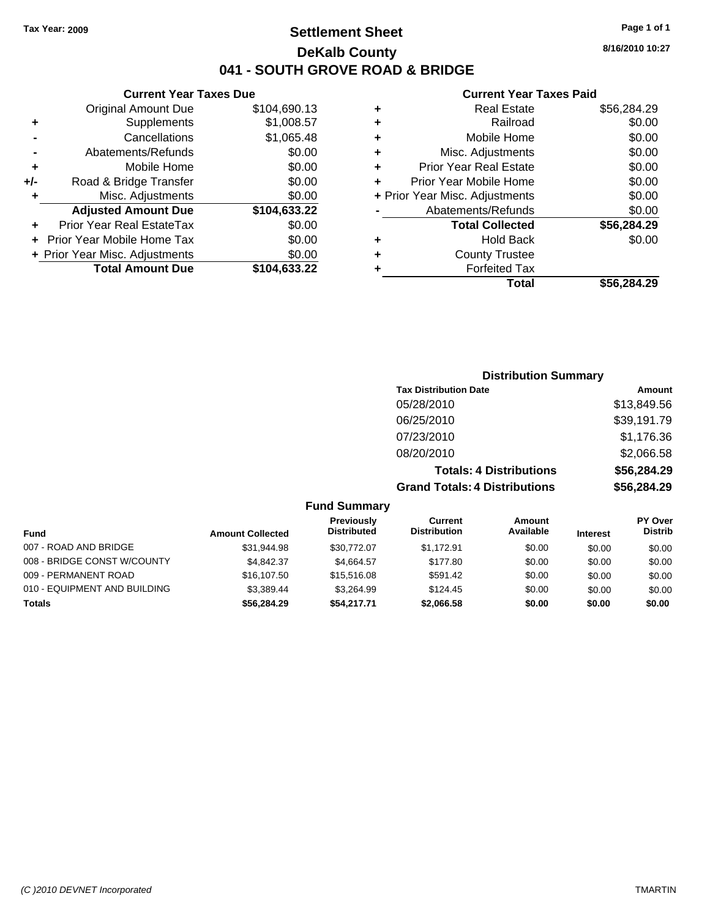**Tax Year: 2009**

# Settlement Sheet

## DeKalb County

## 041 - SOUTH GROVE ROAD & BRIDGE

**8/16/2010 10:27**

### Current Year Taxes Due

| | | |
|---|---|---|
| | Original Amount Due | $104,690.13 |
| + | Supplements | $1,008.57 |
| - | Cancellations | $1,065.48 |
| - | Abatements/Refunds | $0.00 |
| + | Mobile Home | $0.00 |
| +/- | Road & Bridge Transfer | $0.00 |
| + | Misc. Adjustments | $0.00 |
| | **Adjusted Amount Due** | **$104,633.22** |
| + | Prior Year Real EstateTax | $0.00 |
| + | Prior Year Mobile Home Tax | $0.00 |
| + | Prior Year Misc. Adjustments | $0.00 |
| | **Total Amount Due** | **$104,633.22** |

### Current Year Taxes Paid

| | | |
|---|---|---|
| + | Real Estate | $56,284.29 |
| + | Railroad | $0.00 |
| + | Mobile Home | $0.00 |
| + | Misc. Adjustments | $0.00 |
| + | Prior Year Real Estate | $0.00 |
| + | Prior Year Mobile Home | $0.00 |
| + | Prior Year Misc. Adjustments | $0.00 |
| - | Abatements/Refunds | $0.00 |
| | **Total Collected** | **$56,284.29** |
| + | Hold Back | $0.00 |
| + | County Trustee | |
| + | Forfeited Tax | |
| | **Total** | **$56,284.29** |

### Distribution Summary

| Tax Distribution Date | Amount |
|---|---|
| 05/28/2010 | $13,849.56 |
| 06/25/2010 | $39,191.79 |
| 07/23/2010 | $1,176.36 |
| 08/20/2010 | $2,066.58 |
| **Totals: 4 Distributions** | **$56,284.29** |
| **Grand Totals: 4 Distributions** | **$56,284.29** |

### Fund Summary

| Fund | Amount Collected | Previously Distributed | Current Distribution | Amount Available | Interest | PY Over Distrib |
|---|---|---|---|---|---|---|
| 007 - ROAD AND BRIDGE | $31,944.98 | $30,772.07 | $1,172.91 | $0.00 | $0.00 | $0.00 |
| 008 - BRIDGE CONST W/COUNTY | $4,842.37 | $4,664.57 | $177.80 | $0.00 | $0.00 | $0.00 |
| 009 - PERMANENT ROAD | $16,107.50 | $15,516.08 | $591.42 | $0.00 | $0.00 | $0.00 |
| 010 - EQUIPMENT AND BUILDING | $3,389.44 | $3,264.99 | $124.45 | $0.00 | $0.00 | $0.00 |
| **Totals** | **$56,284.29** | **$54,217.71** | **$2,066.58** | **$0.00** | **$0.00** | **$0.00** |

(C )2010 DEVNET Incorporated TMARTIN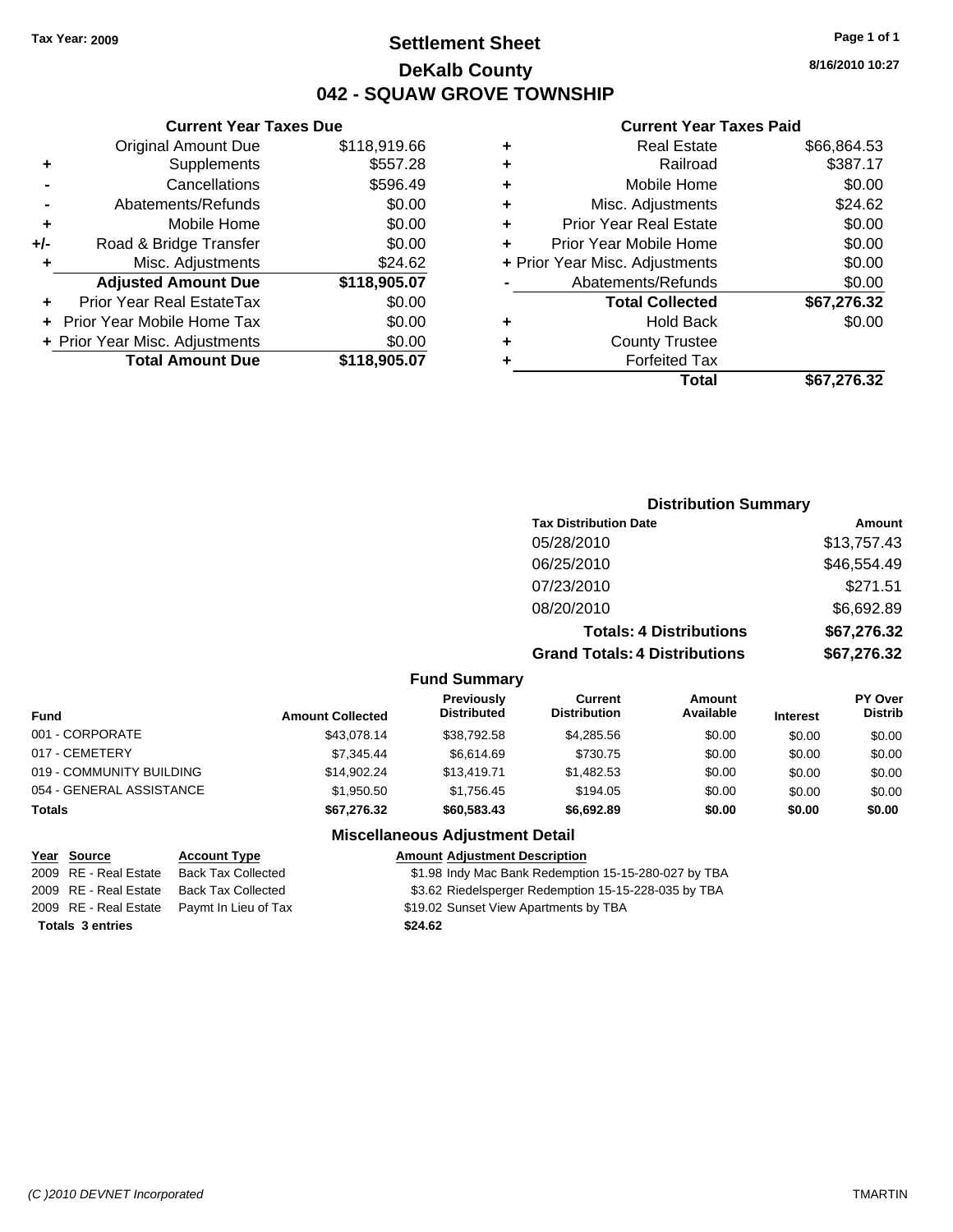Tax Year: 2009

# Settlement Sheet
## DeKalb County
## 042 - SQUAW GROVE TOWNSHIP

8/16/2010 10:27

### Current Year Taxes Due

| | | |
|---|---|---|
| | Original Amount Due | $118,919.66 |
| + | Supplements | $557.28 |
| - | Cancellations | $596.49 |
| - | Abatements/Refunds | $0.00 |
| + | Mobile Home | $0.00 |
| +/- | Road & Bridge Transfer | $0.00 |
| + | Misc. Adjustments | $24.62 |
| | **Adjusted Amount Due** | **$118,905.07** |
| + | Prior Year Real EstateTax | $0.00 |
| + | Prior Year Mobile Home Tax | $0.00 |
| + | Prior Year Misc. Adjustments | $0.00 |
| | **Total Amount Due** | **$118,905.07** |

### Current Year Taxes Paid

| | | |
|---|---|---|
| + | Real Estate | $66,864.53 |
| + | Railroad | $387.17 |
| + | Mobile Home | $0.00 |
| + | Misc. Adjustments | $24.62 |
| + | Prior Year Real Estate | $0.00 |
| + | Prior Year Mobile Home | $0.00 |
| + | Prior Year Misc. Adjustments | $0.00 |
| - | Abatements/Refunds | $0.00 |
| | **Total Collected** | **$67,276.32** |
| + | Hold Back | $0.00 |
| + | County Trustee | |
| + | Forfeited Tax | |
| | **Total** | **$67,276.32** |

### Distribution Summary

| Tax Distribution Date | Amount |
|---|---|
| 05/28/2010 | $13,757.43 |
| 06/25/2010 | $46,554.49 |
| 07/23/2010 | $271.51 |
| 08/20/2010 | $6,692.89 |
| **Totals: 4 Distributions** | **$67,276.32** |
| **Grand Totals: 4 Distributions** | **$67,276.32** |

### Fund Summary

| Fund | Amount Collected | Previously Distributed | Current Distribution | Amount Available | Interest | PY Over Distrib |
|---|---|---|---|---|---|---|
| 001 - CORPORATE | $43,078.14 | $38,792.58 | $4,285.56 | $0.00 | $0.00 | $0.00 |
| 017 - CEMETERY | $7,345.44 | $6,614.69 | $730.75 | $0.00 | $0.00 | $0.00 |
| 019 - COMMUNITY BUILDING | $14,902.24 | $13,419.71 | $1,482.53 | $0.00 | $0.00 | $0.00 |
| 054 - GENERAL ASSISTANCE | $1,950.50 | $1,756.45 | $194.05 | $0.00 | $0.00 | $0.00 |
| **Totals** | **$67,276.32** | **$60,583.43** | **$6,692.89** | **$0.00** | **$0.00** | **$0.00** |

### Miscellaneous Adjustment Detail

| Year | Source | Account Type | Amount | Adjustment Description |
|---|---|---|---|---|
| 2009 | RE - Real Estate | Back Tax Collected | $1.98 | Indy Mac Bank Redemption 15-15-280-027 by TBA |
| 2009 | RE - Real Estate | Back Tax Collected | $3.62 | Riedelsperger Redemption 15-15-228-035 by TBA |
| 2009 | RE - Real Estate | Paymt In Lieu of Tax | $19.02 | Sunset View Apartments by TBA |
| **Totals 3 entries** | | | **$24.62** | |

(C )2010 DEVNET Incorporated TMARTIN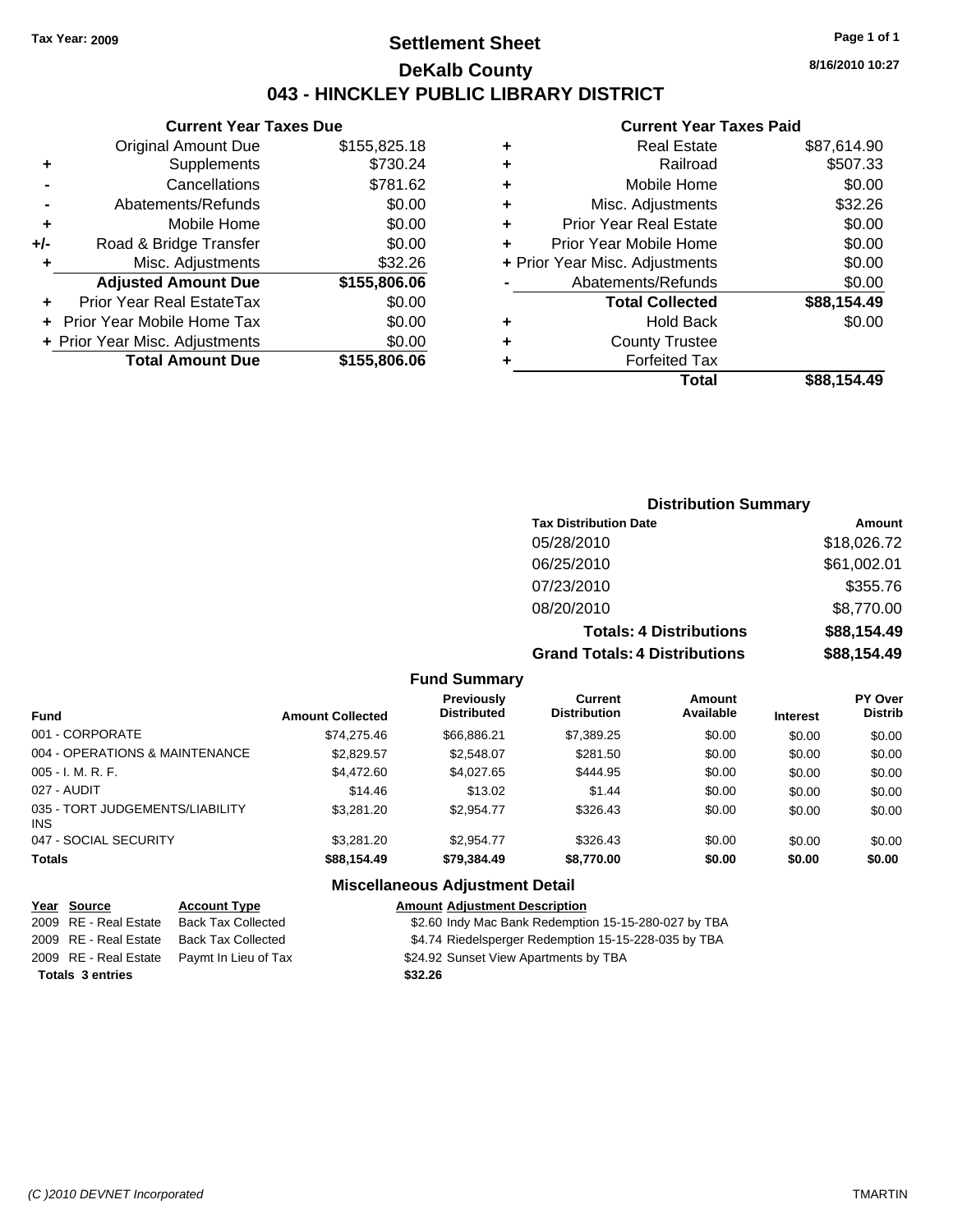Tax Year: 2009

# Settlement Sheet

## DeKalb County

## 043 - HINCKLEY PUBLIC LIBRARY DISTRICT

8/16/2010 10:27

### Current Year Taxes Due

| | | |
|---|---|---|
| | Original Amount Due | $155,825.18 |
| + | Supplements | $730.24 |
| - | Cancellations | $781.62 |
| - | Abatements/Refunds | $0.00 |
| + | Mobile Home | $0.00 |
| +/- | Road & Bridge Transfer | $0.00 |
| + | Misc. Adjustments | $32.26 |
| | **Adjusted Amount Due** | **$155,806.06** |
| + | Prior Year Real EstateTax | $0.00 |
| + | Prior Year Mobile Home Tax | $0.00 |
| + | Prior Year Misc. Adjustments | $0.00 |
| | **Total Amount Due** | **$155,806.06** |

### Current Year Taxes Paid

| | | |
|---|---|---|
| + | Real Estate | $87,614.90 |
| + | Railroad | $507.33 |
| + | Mobile Home | $0.00 |
| + | Misc. Adjustments | $32.26 |
| + | Prior Year Real Estate | $0.00 |
| + | Prior Year Mobile Home | $0.00 |
| + | Prior Year Misc. Adjustments | $0.00 |
| - | Abatements/Refunds | $0.00 |
| | **Total Collected** | **$88,154.49** |
| + | Hold Back | $0.00 |
| + | County Trustee | |
| + | Forfeited Tax | |
| | **Total** | **$88,154.49** |

### Distribution Summary

| Tax Distribution Date | Amount |
|---|---|
| 05/28/2010 | $18,026.72 |
| 06/25/2010 | $61,002.01 |
| 07/23/2010 | $355.76 |
| 08/20/2010 | $8,770.00 |
| **Totals: 4 Distributions** | **$88,154.49** |
| **Grand Totals: 4 Distributions** | **$88,154.49** |

### Fund Summary

| Fund | Amount Collected | Previously Distributed | Current Distribution | Amount Available | Interest | PY Over Distrib |
|---|---|---|---|---|---|---|
| 001 - CORPORATE | $74,275.46 | $66,886.21 | $7,389.25 | $0.00 | $0.00 | $0.00 |
| 004 - OPERATIONS & MAINTENANCE | $2,829.57 | $2,548.07 | $281.50 | $0.00 | $0.00 | $0.00 |
| 005 - I. M. R. F. | $4,472.60 | $4,027.65 | $444.95 | $0.00 | $0.00 | $0.00 |
| 027 - AUDIT | $14.46 | $13.02 | $1.44 | $0.00 | $0.00 | $0.00 |
| 035 - TORT JUDGEMENTS/LIABILITY INS | $3,281.20 | $2,954.77 | $326.43 | $0.00 | $0.00 | $0.00 |
| 047 - SOCIAL SECURITY | $3,281.20 | $2,954.77 | $326.43 | $0.00 | $0.00 | $0.00 |
| **Totals** | **$88,154.49** | **$79,384.49** | **$8,770.00** | **$0.00** | **$0.00** | **$0.00** |

### Miscellaneous Adjustment Detail

| Year | Source | Account Type | Amount | Adjustment Description |
|---|---|---|---|---|
| 2009 | RE - Real Estate | Back Tax Collected | $2.60 | Indy Mac Bank Redemption 15-15-280-027 by TBA |
| 2009 | RE - Real Estate | Back Tax Collected | $4.74 | Riedelsperger Redemption 15-15-228-035 by TBA |
| 2009 | RE - Real Estate | Paymt In Lieu of Tax | $24.92 | Sunset View Apartments by TBA |
| **Totals** | **3 entries** | | **$32.26** | |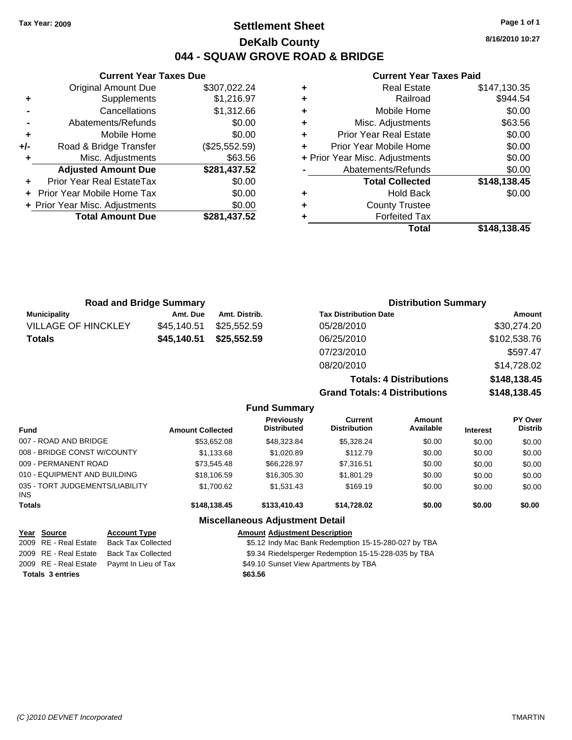Tax Year: 2009

# Settlement Sheet

## DeKalb County

## 044 - SQUAW GROVE ROAD & BRIDGE

8/16/2010 10:27

### Current Year Taxes Due

| | | |
|---|---|---|
| | Original Amount Due | $307,022.24 |
| + | Supplements | $1,216.97 |
| - | Cancellations | $1,312.66 |
| - | Abatements/Refunds | $0.00 |
| + | Mobile Home | $0.00 |
| +/- | Road & Bridge Transfer | ($25,552.59) |
| + | Misc. Adjustments | $63.56 |
| | **Adjusted Amount Due** | **$281,437.52** |
| + | Prior Year Real EstateTax | $0.00 |
| + | Prior Year Mobile Home Tax | $0.00 |
| + | Prior Year Misc. Adjustments | $0.00 |
| | **Total Amount Due** | **$281,437.52** |

### Current Year Taxes Paid

| | | |
|---|---|---|
| + | Real Estate | $147,130.35 |
| + | Railroad | $944.54 |
| + | Mobile Home | $0.00 |
| + | Misc. Adjustments | $63.56 |
| + | Prior Year Real Estate | $0.00 |
| + | Prior Year Mobile Home | $0.00 |
| + | Prior Year Misc. Adjustments | $0.00 |
| - | Abatements/Refunds | $0.00 |
| | **Total Collected** | **$148,138.45** |
| + | Hold Back | $0.00 |
| + | County Trustee | |
| + | Forfeited Tax | |
| | **Total** | **$148,138.45** |

### Road and Bridge Summary

| Municipality | Amt. Due | Amt. Distrib. |
|---|---|---|
| VILLAGE OF HINCKLEY | $45,140.51 | $25,552.59 |
| **Totals** | **$45,140.51** | **$25,552.59** |

### Distribution Summary

| Tax Distribution Date | Amount |
|---|---|
| 05/28/2010 | $30,274.20 |
| 06/25/2010 | $102,538.76 |
| 07/23/2010 | $597.47 |
| 08/20/2010 | $14,728.02 |
| **Totals: 4 Distributions** | **$148,138.45** |
| **Grand Totals: 4 Distributions** | **$148,138.45** |

### Fund Summary

| Fund | Amount Collected | Previously Distributed | Current Distribution | Amount Available | Interest | PY Over Distrib |
|---|---|---|---|---|---|---|
| 007 - ROAD AND BRIDGE | $53,652.08 | $48,323.84 | $5,328.24 | $0.00 | $0.00 | $0.00 |
| 008 - BRIDGE CONST W/COUNTY | $1,133.68 | $1,020.89 | $112.79 | $0.00 | $0.00 | $0.00 |
| 009 - PERMANENT ROAD | $73,545.48 | $66,228.97 | $7,316.51 | $0.00 | $0.00 | $0.00 |
| 010 - EQUIPMENT AND BUILDING | $18,106.59 | $16,305.30 | $1,801.29 | $0.00 | $0.00 | $0.00 |
| 035 - TORT JUDGEMENTS/LIABILITY INS | $1,700.62 | $1,531.43 | $169.19 | $0.00 | $0.00 | $0.00 |
| **Totals** | **$148,138.45** | **$133,410.43** | **$14,728.02** | **$0.00** | **$0.00** | **$0.00** |

### Miscellaneous Adjustment Detail

| Year | Source | Account Type | Amount | Adjustment Description |
|---|---|---|---|---|
| 2009 | RE - Real Estate | Back Tax Collected | $5.12 | Indy Mac Bank Redemption 15-15-280-027 by TBA |
| 2009 | RE - Real Estate | Back Tax Collected | $9.34 | Riedelsperger Redemption 15-15-228-035 by TBA |
| 2009 | RE - Real Estate | Paymt In Lieu of Tax | $49.10 | Sunset View Apartments by TBA |
| **Totals 3 entries** | | | **$63.56** | |

(C )2010 DEVNET Incorporated TMARTIN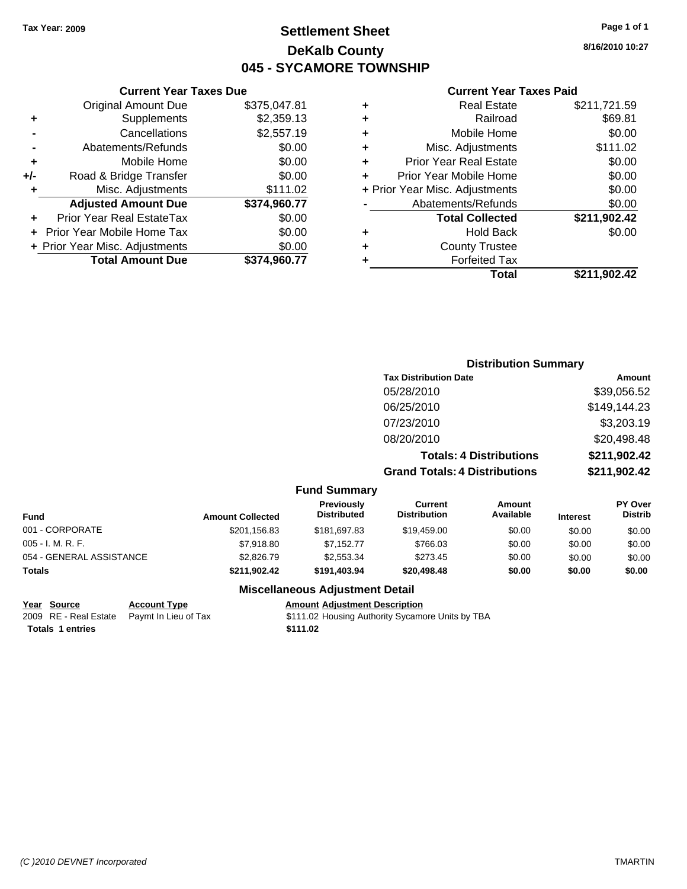**Tax Year: 2009**

# Settlement Sheet
## DeKalb County
## 045 - SYCAMORE TOWNSHIP

8/16/2010 10:27

### Current Year Taxes Due

| | | |
|---|---|---|
| | Original Amount Due | $375,047.81 |
| + | Supplements | $2,359.13 |
| - | Cancellations | $2,557.19 |
| - | Abatements/Refunds | $0.00 |
| + | Mobile Home | $0.00 |
| +/- | Road & Bridge Transfer | $0.00 |
| + | Misc. Adjustments | $111.02 |
| | **Adjusted Amount Due** | **$374,960.77** |
| + | Prior Year Real EstateTax | $0.00 |
| + | Prior Year Mobile Home Tax | $0.00 |
| + | Prior Year Misc. Adjustments | $0.00 |
| | **Total Amount Due** | **$374,960.77** |

### Current Year Taxes Paid

| | | |
|---|---|---|
| + | Real Estate | $211,721.59 |
| + | Railroad | $69.81 |
| + | Mobile Home | $0.00 |
| + | Misc. Adjustments | $111.02 |
| + | Prior Year Real Estate | $0.00 |
| + | Prior Year Mobile Home | $0.00 |
| + | Prior Year Misc. Adjustments | $0.00 |
| - | Abatements/Refunds | $0.00 |
| | **Total Collected** | **$211,902.42** |
| + | Hold Back | $0.00 |
| + | County Trustee | |
| + | Forfeited Tax | |
| | **Total** | **$211,902.42** |

### Distribution Summary

| Tax Distribution Date | Amount |
|---|---|
| 05/28/2010 | $39,056.52 |
| 06/25/2010 | $149,144.23 |
| 07/23/2010 | $3,203.19 |
| 08/20/2010 | $20,498.48 |
| **Totals: 4 Distributions** | **$211,902.42** |
| **Grand Totals: 4 Distributions** | **$211,902.42** |

### Fund Summary

| Fund | Amount Collected | Previously Distributed | Current Distribution | Amount Available | Interest | PY Over Distrib |
|---|---|---|---|---|---|---|
| 001 - CORPORATE | $201,156.83 | $181,697.83 | $19,459.00 | $0.00 | $0.00 | $0.00 |
| 005 - I. M. R. F. | $7,918.80 | $7,152.77 | $766.03 | $0.00 | $0.00 | $0.00 |
| 054 - GENERAL ASSISTANCE | $2,826.79 | $2,553.34 | $273.45 | $0.00 | $0.00 | $0.00 |
| **Totals** | **$211,902.42** | **$191,403.94** | **$20,498.48** | **$0.00** | **$0.00** | **$0.00** |

### Miscellaneous Adjustment Detail

| Year | Source | Account Type | Amount | Adjustment Description |
|---|---|---|---|---|
| 2009 | RE - Real Estate | Paymt In Lieu of Tax | $111.02 | Housing Authority Sycamore Units by TBA |
| **Totals 1 entries** | | | **$111.02** | |

(C )2010 DEVNET Incorporated TMARTIN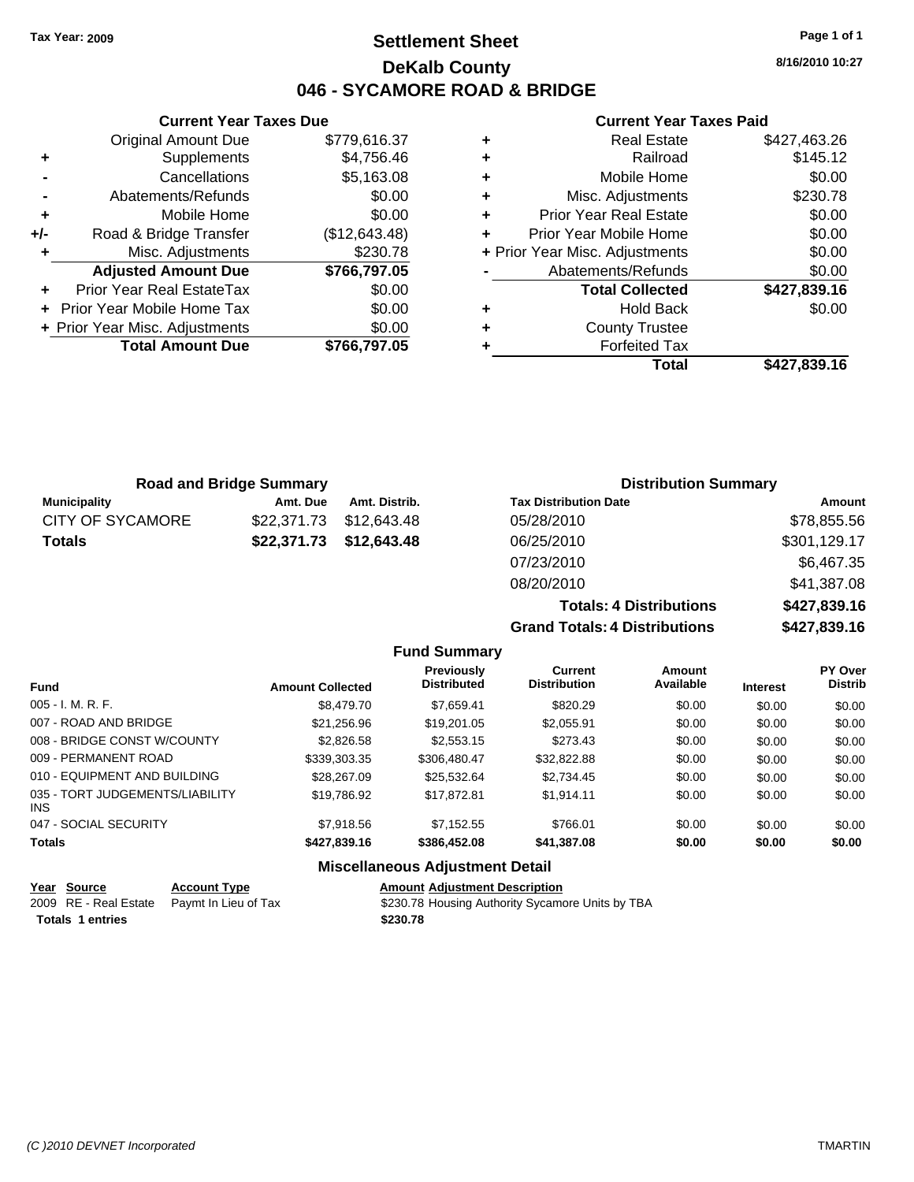Tax Year: 2009

# Settlement Sheet

## DeKalb County

## 046 - SYCAMORE ROAD & BRIDGE

Page 1 of 1

8/16/2010 10:27

### Current Year Taxes Due

| | | |
|---|---|---|
| | Original Amount Due | $779,616.37 |
| + | Supplements | $4,756.46 |
| - | Cancellations | $5,163.08 |
| - | Abatements/Refunds | $0.00 |
| + | Mobile Home | $0.00 |
| +/- | Road & Bridge Transfer | ($12,643.48) |
| + | Misc. Adjustments | $230.78 |
| | **Adjusted Amount Due** | **$766,797.05** |
| + | Prior Year Real EstateTax | $0.00 |
| + | Prior Year Mobile Home Tax | $0.00 |
| + | Prior Year Misc. Adjustments | $0.00 |
| | **Total Amount Due** | **$766,797.05** |

### Current Year Taxes Paid

| | | |
|---|---|---|
| + | Real Estate | $427,463.26 |
| + | Railroad | $145.12 |
| + | Mobile Home | $0.00 |
| + | Misc. Adjustments | $230.78 |
| + | Prior Year Real Estate | $0.00 |
| + | Prior Year Mobile Home | $0.00 |
| + | Prior Year Misc. Adjustments | $0.00 |
| - | Abatements/Refunds | $0.00 |
| | **Total Collected** | **$427,839.16** |
| + | Hold Back | $0.00 |
| + | County Trustee | |
| + | Forfeited Tax | |
| | **Total** | **$427,839.16** |

### Road and Bridge Summary

| Municipality | Amt. Due | Amt. Distrib. |
|---|---|---|
| CITY OF SYCAMORE | $22,371.73 | $12,643.48 |
| **Totals** | **$22,371.73** | **$12,643.48** |

### Distribution Summary

| Tax Distribution Date | Amount |
|---|---|
| 05/28/2010 | $78,855.56 |
| 06/25/2010 | $301,129.17 |
| 07/23/2010 | $6,467.35 |
| 08/20/2010 | $41,387.08 |
| **Totals: 4 Distributions** | **$427,839.16** |
| **Grand Totals: 4 Distributions** | **$427,839.16** |

### Fund Summary

| Fund | Amount Collected | Previously Distributed | Current Distribution | Amount Available | Interest | PY Over Distrib |
|---|---|---|---|---|---|---|
| 005 - I. M. R. F. | $8,479.70 | $7,659.41 | $820.29 | $0.00 | $0.00 | $0.00 |
| 007 - ROAD AND BRIDGE | $21,256.96 | $19,201.05 | $2,055.91 | $0.00 | $0.00 | $0.00 |
| 008 - BRIDGE CONST W/COUNTY | $2,826.58 | $2,553.15 | $273.43 | $0.00 | $0.00 | $0.00 |
| 009 - PERMANENT ROAD | $339,303.35 | $306,480.47 | $32,822.88 | $0.00 | $0.00 | $0.00 |
| 010 - EQUIPMENT AND BUILDING | $28,267.09 | $25,532.64 | $2,734.45 | $0.00 | $0.00 | $0.00 |
| 035 - TORT JUDGEMENTS/LIABILITY INS | $19,786.92 | $17,872.81 | $1,914.11 | $0.00 | $0.00 | $0.00 |
| 047 - SOCIAL SECURITY | $7,918.56 | $7,152.55 | $766.01 | $0.00 | $0.00 | $0.00 |
| **Totals** | **$427,839.16** | **$386,452.08** | **$41,387.08** | **$0.00** | **$0.00** | **$0.00** |

### Miscellaneous Adjustment Detail

| Year | Source | Account Type | Amount | Adjustment Description |
|---|---|---|---|---|
| 2009 | RE - Real Estate | Paymt In Lieu of Tax | $230.78 | Housing Authority Sycamore Units by TBA |
| **Totals 1 entries** | | | **$230.78** | |

(C )2010 DEVNET Incorporated

TMARTIN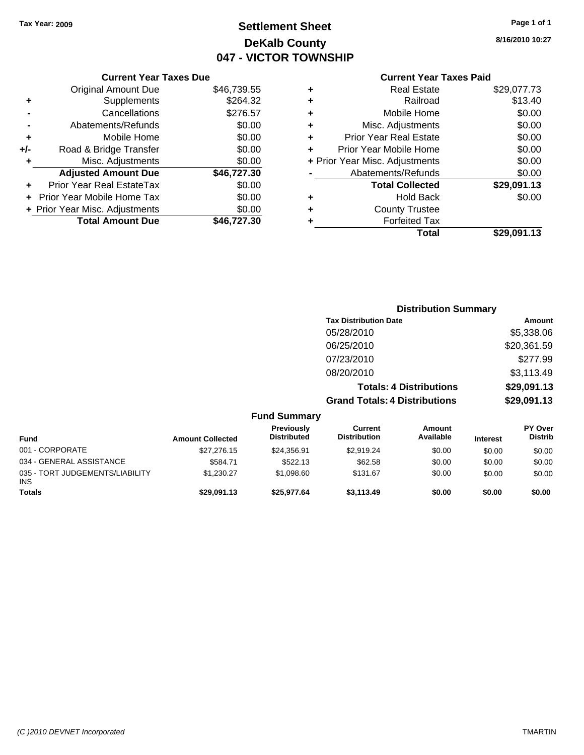**Tax Year: 2009**

# Settlement Sheet
## DeKalb County
## 047 - VICTOR TOWNSHIP

8/16/2010 10:27

### Current Year Taxes Due

| | | |
|---|---|---|
| | Original Amount Due | $46,739.55 |
| + | Supplements | $264.32 |
| - | Cancellations | $276.57 |
| - | Abatements/Refunds | $0.00 |
| + | Mobile Home | $0.00 |
| +/- | Road & Bridge Transfer | $0.00 |
| + | Misc. Adjustments | $0.00 |
| | **Adjusted Amount Due** | **$46,727.30** |
| + | Prior Year Real EstateTax | $0.00 |
| + | Prior Year Mobile Home Tax | $0.00 |
| + | Prior Year Misc. Adjustments | $0.00 |
| | **Total Amount Due** | **$46,727.30** |

### Current Year Taxes Paid

| | | |
|---|---|---|
| + | Real Estate | $29,077.73 |
| + | Railroad | $13.40 |
| + | Mobile Home | $0.00 |
| + | Misc. Adjustments | $0.00 |
| + | Prior Year Real Estate | $0.00 |
| + | Prior Year Mobile Home | $0.00 |
| + | Prior Year Misc. Adjustments | $0.00 |
| - | Abatements/Refunds | $0.00 |
| | **Total Collected** | **$29,091.13** |
| + | Hold Back | $0.00 |
| + | County Trustee | |
| + | Forfeited Tax | |
| | **Total** | **$29,091.13** |

### Distribution Summary

| Tax Distribution Date | Amount |
|---|---|
| 05/28/2010 | $5,338.06 |
| 06/25/2010 | $20,361.59 |
| 07/23/2010 | $277.99 |
| 08/20/2010 | $3,113.49 |
| **Totals: 4 Distributions** | **$29,091.13** |
| **Grand Totals: 4 Distributions** | **$29,091.13** |

### Fund Summary

| Fund | Amount Collected | Previously Distributed | Current Distribution | Amount Available | Interest | PY Over Distrib |
|---|---|---|---|---|---|---|
| 001 - CORPORATE | $27,276.15 | $24,356.91 | $2,919.24 | $0.00 | $0.00 | $0.00 |
| 034 - GENERAL ASSISTANCE | $584.71 | $522.13 | $62.58 | $0.00 | $0.00 | $0.00 |
| 035 - TORT JUDGEMENTS/LIABILITY INS | $1,230.27 | $1,098.60 | $131.67 | $0.00 | $0.00 | $0.00 |
| **Totals** | **$29,091.13** | **$25,977.64** | **$3,113.49** | **$0.00** | **$0.00** | **$0.00** |

(C )2010 DEVNET Incorporated TMARTIN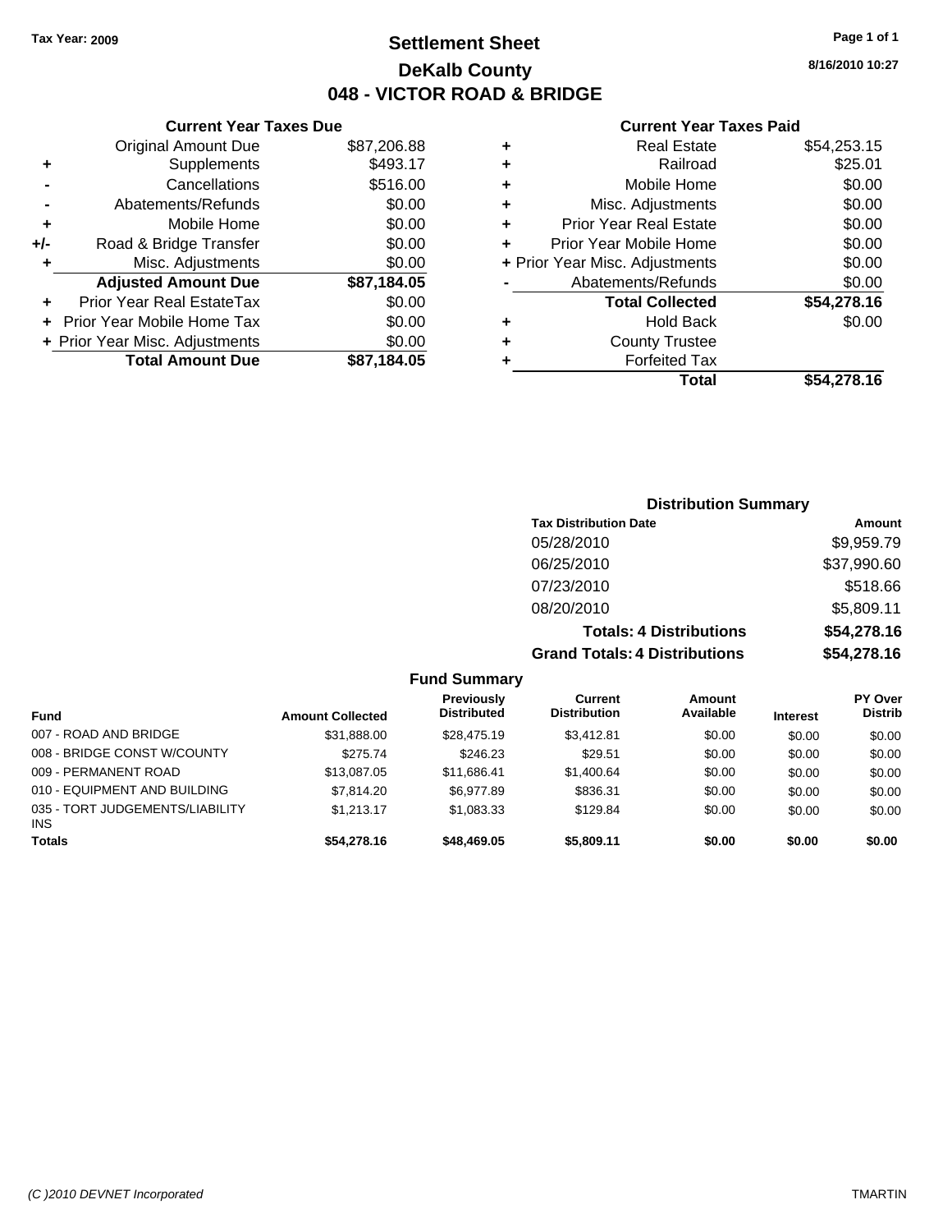**Tax Year: 2009**

# Settlement Sheet
## DeKalb County
## 048 - VICTOR ROAD & BRIDGE

8/16/2010 10:27

### Current Year Taxes Due

| | | |
|---|---|---|
| | Original Amount Due | $87,206.88 |
| + | Supplements | $493.17 |
| - | Cancellations | $516.00 |
| - | Abatements/Refunds | $0.00 |
| + | Mobile Home | $0.00 |
| +/- | Road & Bridge Transfer | $0.00 |
| + | Misc. Adjustments | $0.00 |
| | **Adjusted Amount Due** | **$87,184.05** |
| + | Prior Year Real EstateTax | $0.00 |
| + | Prior Year Mobile Home Tax | $0.00 |
| + | Prior Year Misc. Adjustments | $0.00 |
| | **Total Amount Due** | **$87,184.05** |

### Current Year Taxes Paid

| | | |
|---|---|---|
| + | Real Estate | $54,253.15 |
| + | Railroad | $25.01 |
| + | Mobile Home | $0.00 |
| + | Misc. Adjustments | $0.00 |
| + | Prior Year Real Estate | $0.00 |
| + | Prior Year Mobile Home | $0.00 |
| + | Prior Year Misc. Adjustments | $0.00 |
| - | Abatements/Refunds | $0.00 |
| | **Total Collected** | **$54,278.16** |
| + | Hold Back | $0.00 |
| + | County Trustee | |
| + | Forfeited Tax | |
| | **Total** | **$54,278.16** |

### Distribution Summary

| Tax Distribution Date | Amount |
|---|---|
| 05/28/2010 | $9,959.79 |
| 06/25/2010 | $37,990.60 |
| 07/23/2010 | $518.66 |
| 08/20/2010 | $5,809.11 |
| **Totals: 4 Distributions** | **$54,278.16** |
| **Grand Totals: 4 Distributions** | **$54,278.16** |

### Fund Summary

| Fund | Amount Collected | Previously Distributed | Current Distribution | Amount Available | Interest | PY Over Distrib |
|---|---|---|---|---|---|---|
| 007 - ROAD AND BRIDGE | $31,888.00 | $28,475.19 | $3,412.81 | $0.00 | $0.00 | $0.00 |
| 008 - BRIDGE CONST W/COUNTY | $275.74 | $246.23 | $29.51 | $0.00 | $0.00 | $0.00 |
| 009 - PERMANENT ROAD | $13,087.05 | $11,686.41 | $1,400.64 | $0.00 | $0.00 | $0.00 |
| 010 - EQUIPMENT AND BUILDING | $7,814.20 | $6,977.89 | $836.31 | $0.00 | $0.00 | $0.00 |
| 035 - TORT JUDGEMENTS/LIABILITY INS | $1,213.17 | $1,083.33 | $129.84 | $0.00 | $0.00 | $0.00 |
| **Totals** | **$54,278.16** | **$48,469.05** | **$5,809.11** | **$0.00** | **$0.00** | **$0.00** |

(C )2010 DEVNET Incorporated TMARTIN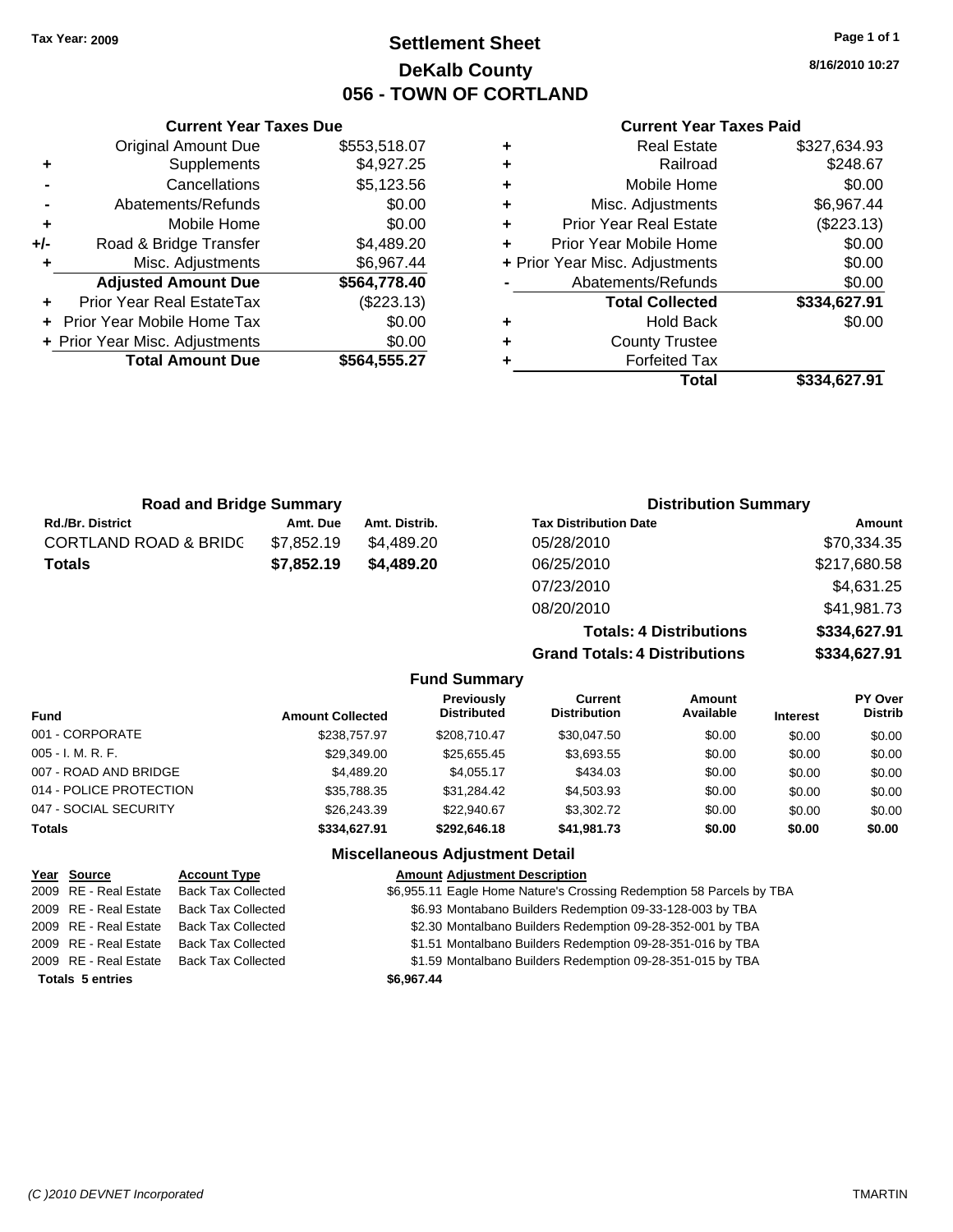Tax Year: 2009

# Settlement Sheet
## DeKalb County
## 056 - TOWN OF CORTLAND

8/16/2010 10:27

### Current Year Taxes Due

| | | |
|---|---|---|
| | Original Amount Due | $553,518.07 |
| + | Supplements | $4,927.25 |
| - | Cancellations | $5,123.56 |
| - | Abatements/Refunds | $0.00 |
| + | Mobile Home | $0.00 |
| +/- | Road & Bridge Transfer | $4,489.20 |
| + | Misc. Adjustments | $6,967.44 |
| | **Adjusted Amount Due** | **$564,778.40** |
| + | Prior Year Real EstateTax | ($223.13) |
| + | Prior Year Mobile Home Tax | $0.00 |
| + | Prior Year Misc. Adjustments | $0.00 |
| | **Total Amount Due** | **$564,555.27** |

### Current Year Taxes Paid

| | | |
|---|---|---|
| + | Real Estate | $327,634.93 |
| + | Railroad | $248.67 |
| + | Mobile Home | $0.00 |
| + | Misc. Adjustments | $6,967.44 |
| + | Prior Year Real Estate | ($223.13) |
| + | Prior Year Mobile Home | $0.00 |
| + | Prior Year Misc. Adjustments | $0.00 |
| - | Abatements/Refunds | $0.00 |
| | **Total Collected** | **$334,627.91** |
| + | Hold Back | $0.00 |
| + | County Trustee | |
| + | Forfeited Tax | |
| | **Total** | **$334,627.91** |

### Road and Bridge Summary

| Rd./Br. District | Amt. Due | Amt. Distrib. |
|---|---|---|
| CORTLAND ROAD & BRIDG | $7,852.19 | $4,489.20 |
| **Totals** | **$7,852.19** | **$4,489.20** |

### Distribution Summary

| Tax Distribution Date | Amount |
|---|---|
| 05/28/2010 | $70,334.35 |
| 06/25/2010 | $217,680.58 |
| 07/23/2010 | $4,631.25 |
| 08/20/2010 | $41,981.73 |
| **Totals: 4 Distributions** | **$334,627.91** |
| **Grand Totals: 4 Distributions** | **$334,627.91** |

### Fund Summary

| Fund | Amount Collected | Previously Distributed | Current Distribution | Amount Available | Interest | PY Over Distrib |
|---|---|---|---|---|---|---|
| 001 - CORPORATE | $238,757.97 | $208,710.47 | $30,047.50 | $0.00 | $0.00 | $0.00 |
| 005 - I. M. R. F. | $29,349.00 | $25,655.45 | $3,693.55 | $0.00 | $0.00 | $0.00 |
| 007 - ROAD AND BRIDGE | $4,489.20 | $4,055.17 | $434.03 | $0.00 | $0.00 | $0.00 |
| 014 - POLICE PROTECTION | $35,788.35 | $31,284.42 | $4,503.93 | $0.00 | $0.00 | $0.00 |
| 047 - SOCIAL SECURITY | $26,243.39 | $22,940.67 | $3,302.72 | $0.00 | $0.00 | $0.00 |
| **Totals** | **$334,627.91** | **$292,646.18** | **$41,981.73** | **$0.00** | **$0.00** | **$0.00** |

### Miscellaneous Adjustment Detail

| Year | Source | Account Type | Amount | Adjustment Description |
|---|---|---|---|---|
| 2009 | RE - Real Estate | Back Tax Collected | $6,955.11 | Eagle Home Nature's Crossing Redemption 58 Parcels by TBA |
| 2009 | RE - Real Estate | Back Tax Collected | $6.93 | Montabano Builders Redemption 09-33-128-003 by TBA |
| 2009 | RE - Real Estate | Back Tax Collected | $2.30 | Montalbano Builders Redemption 09-28-352-001 by TBA |
| 2009 | RE - Real Estate | Back Tax Collected | $1.51 | Montalbano Builders Redemption 09-28-351-016 by TBA |
| 2009 | RE - Real Estate | Back Tax Collected | $1.59 | Montalbano Builders Redemption 09-28-351-015 by TBA |
| **Totals** | **5 entries** | | **$6,967.44** | |

(C )2010 DEVNET Incorporated TMARTIN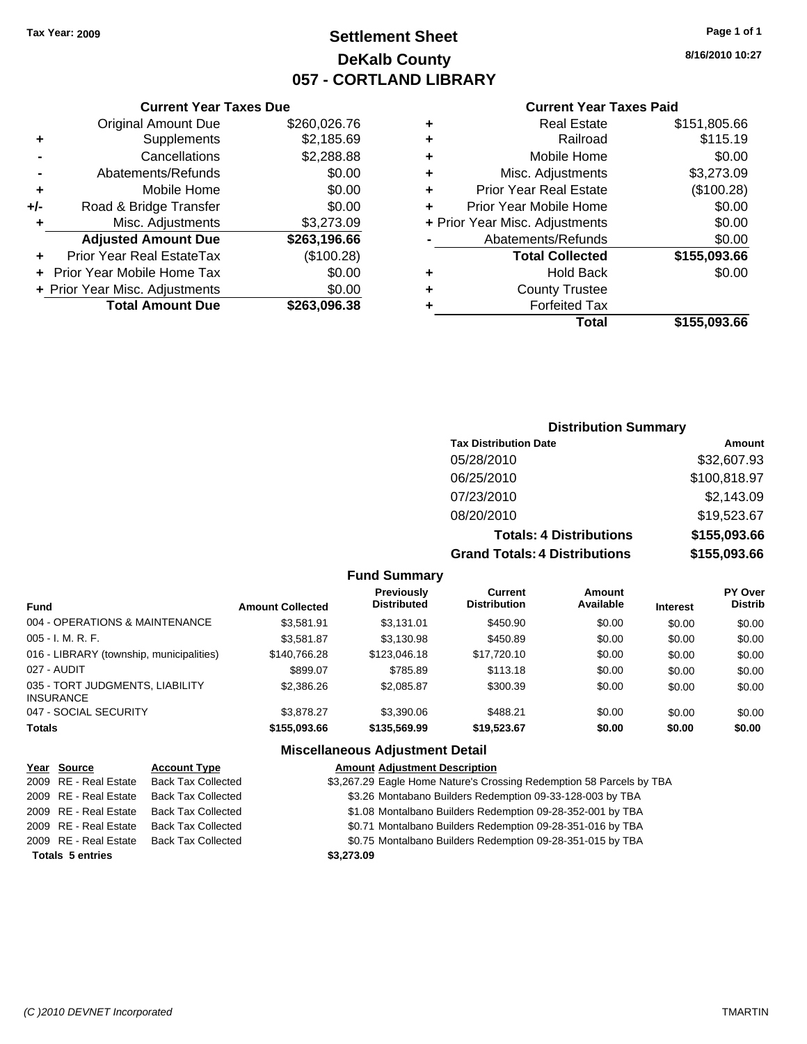Tax Year: 2009

# Settlement Sheet
## DeKalb County
## 057 - CORTLAND LIBRARY

8/16/2010 10:27

### Current Year Taxes Due

| | | |
|---|---|---|
| | Original Amount Due | $260,026.76 |
| + | Supplements | $2,185.69 |
| - | Cancellations | $2,288.88 |
| - | Abatements/Refunds | $0.00 |
| + | Mobile Home | $0.00 |
| +/- | Road & Bridge Transfer | $0.00 |
| + | Misc. Adjustments | $3,273.09 |
| | **Adjusted Amount Due** | **$263,196.66** |
| + | Prior Year Real EstateTax | ($100.28) |
| + | Prior Year Mobile Home Tax | $0.00 |
| + | Prior Year Misc. Adjustments | $0.00 |
| | **Total Amount Due** | **$263,096.38** |

### Current Year Taxes Paid

| | | |
|---|---|---|
| + | Real Estate | $151,805.66 |
| + | Railroad | $115.19 |
| + | Mobile Home | $0.00 |
| + | Misc. Adjustments | $3,273.09 |
| + | Prior Year Real Estate | ($100.28) |
| + | Prior Year Mobile Home | $0.00 |
| + | Prior Year Misc. Adjustments | $0.00 |
| - | Abatements/Refunds | $0.00 |
| | **Total Collected** | **$155,093.66** |
| + | Hold Back | $0.00 |
| + | County Trustee | |
| + | Forfeited Tax | |
| | **Total** | **$155,093.66** |

### Distribution Summary

| Tax Distribution Date | Amount |
|---|---|
| 05/28/2010 | $32,607.93 |
| 06/25/2010 | $100,818.97 |
| 07/23/2010 | $2,143.09 |
| 08/20/2010 | $19,523.67 |
| **Totals: 4 Distributions** | **$155,093.66** |
| **Grand Totals: 4 Distributions** | **$155,093.66** |

### Fund Summary

| Fund | Amount Collected | Previously Distributed | Current Distribution | Amount Available | Interest | PY Over Distrib |
|---|---|---|---|---|---|---|
| 004 - OPERATIONS & MAINTENANCE | $3,581.91 | $3,131.01 | $450.90 | $0.00 | $0.00 | $0.00 |
| 005 - I. M. R. F. | $3,581.87 | $3,130.98 | $450.89 | $0.00 | $0.00 | $0.00 |
| 016 - LIBRARY (township, municipalities) | $140,766.28 | $123,046.18 | $17,720.10 | $0.00 | $0.00 | $0.00 |
| 027 - AUDIT | $899.07 | $785.89 | $113.18 | $0.00 | $0.00 | $0.00 |
| 035 - TORT JUDGMENTS, LIABILITY INSURANCE | $2,386.26 | $2,085.87 | $300.39 | $0.00 | $0.00 | $0.00 |
| 047 - SOCIAL SECURITY | $3,878.27 | $3,390.06 | $488.21 | $0.00 | $0.00 | $0.00 |
| **Totals** | **$155,093.66** | **$135,569.99** | **$19,523.67** | **$0.00** | **$0.00** | **$0.00** |

### Miscellaneous Adjustment Detail

| Year | Source | Account Type | Amount | Adjustment Description |
|---|---|---|---|---|
| 2009 | RE - Real Estate | Back Tax Collected | $3,267.29 | Eagle Home Nature's Crossing Redemption 58 Parcels by TBA |
| 2009 | RE - Real Estate | Back Tax Collected | $3.26 | Montabano Builders Redemption 09-33-128-003 by TBA |
| 2009 | RE - Real Estate | Back Tax Collected | $1.08 | Montalbano Builders Redemption 09-28-352-001 by TBA |
| 2009 | RE - Real Estate | Back Tax Collected | $0.71 | Montalbano Builders Redemption 09-28-351-016 by TBA |
| 2009 | RE - Real Estate | Back Tax Collected | $0.75 | Montalbano Builders Redemption 09-28-351-015 by TBA |
| **Totals 5 entries** | | | **$3,273.09** | |

(C )2010 DEVNET Incorporated — TMARTIN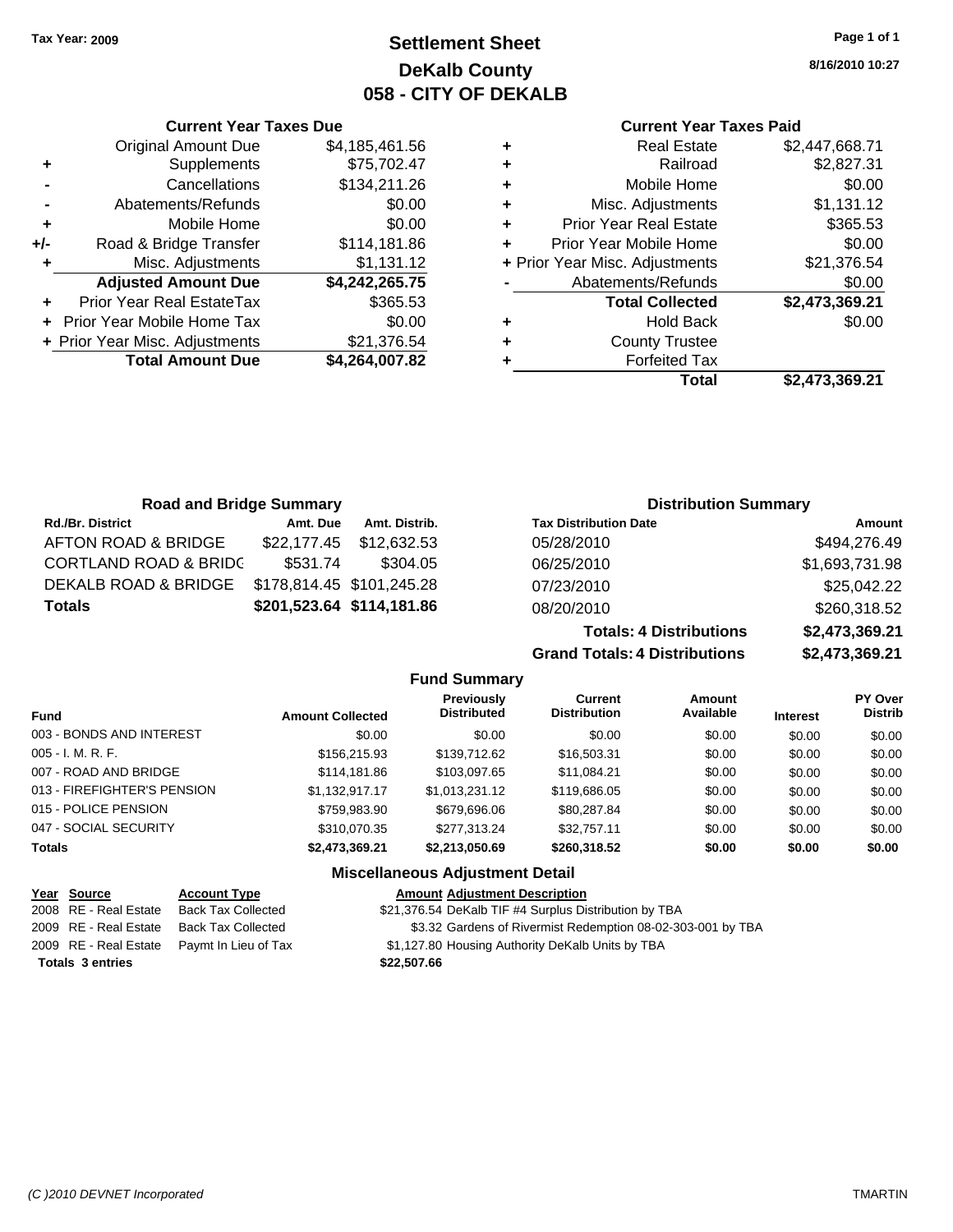Tax Year: 2009

# Settlement Sheet
## DeKalb County
## 058 - CITY OF DEKALB

8/16/2010 10:27

### Current Year Taxes Due

| | | |
|---|---|---|
| | Original Amount Due | $4,185,461.56 |
| + | Supplements | $75,702.47 |
| - | Cancellations | $134,211.26 |
| - | Abatements/Refunds | $0.00 |
| + | Mobile Home | $0.00 |
| +/- | Road & Bridge Transfer | $114,181.86 |
| + | Misc. Adjustments | $1,131.12 |
| | **Adjusted Amount Due** | **$4,242,265.75** |
| + | Prior Year Real EstateTax | $365.53 |
| + | Prior Year Mobile Home Tax | $0.00 |
| + | Prior Year Misc. Adjustments | $21,376.54 |
| | **Total Amount Due** | **$4,264,007.82** |

### Current Year Taxes Paid

| | | |
|---|---|---|
| + | Real Estate | $2,447,668.71 |
| + | Railroad | $2,827.31 |
| + | Mobile Home | $0.00 |
| + | Misc. Adjustments | $1,131.12 |
| + | Prior Year Real Estate | $365.53 |
| + | Prior Year Mobile Home | $0.00 |
| + | Prior Year Misc. Adjustments | $21,376.54 |
| - | Abatements/Refunds | $0.00 |
| | **Total Collected** | **$2,473,369.21** |
| + | Hold Back | $0.00 |
| + | County Trustee | |
| + | Forfeited Tax | |
| | **Total** | **$2,473,369.21** |

### Road and Bridge Summary

| Rd./Br. District | Amt. Due | Amt. Distrib. |
|---|---|---|
| AFTON ROAD & BRIDGE | $22,177.45 | $12,632.53 |
| CORTLAND ROAD & BRIDG | $531.74 | $304.05 |
| DEKALB ROAD & BRIDGE | $178,814.45 | $101,245.28 |
| **Totals** | **$201,523.64** | **$114,181.86** |

### Distribution Summary

| Tax Distribution Date | Amount |
|---|---|
| 05/28/2010 | $494,276.49 |
| 06/25/2010 | $1,693,731.98 |
| 07/23/2010 | $25,042.22 |
| 08/20/2010 | $260,318.52 |
| **Totals: 4 Distributions** | **$2,473,369.21** |
| **Grand Totals: 4 Distributions** | **$2,473,369.21** |

### Fund Summary

| Fund | Amount Collected | Previously Distributed | Current Distribution | Amount Available | Interest | PY Over Distrib |
|---|---|---|---|---|---|---|
| 003 - BONDS AND INTEREST | $0.00 | $0.00 | $0.00 | $0.00 | $0.00 | $0.00 |
| 005 - I. M. R. F. | $156,215.93 | $139,712.62 | $16,503.31 | $0.00 | $0.00 | $0.00 |
| 007 - ROAD AND BRIDGE | $114,181.86 | $103,097.65 | $11,084.21 | $0.00 | $0.00 | $0.00 |
| 013 - FIREFIGHTER'S PENSION | $1,132,917.17 | $1,013,231.12 | $119,686.05 | $0.00 | $0.00 | $0.00 |
| 015 - POLICE PENSION | $759,983.90 | $679,696.06 | $80,287.84 | $0.00 | $0.00 | $0.00 |
| 047 - SOCIAL SECURITY | $310,070.35 | $277,313.24 | $32,757.11 | $0.00 | $0.00 | $0.00 |
| **Totals** | **$2,473,369.21** | **$2,213,050.69** | **$260,318.52** | **$0.00** | **$0.00** | **$0.00** |

### Miscellaneous Adjustment Detail

| Year | Source | Account Type | Amount | Adjustment Description |
|---|---|---|---|---|
| 2008 | RE - Real Estate | Back Tax Collected | $21,376.54 | DeKalb TIF #4 Surplus Distribution by TBA |
| 2009 | RE - Real Estate | Back Tax Collected | $3.32 | Gardens of Rivermist Redemption 08-02-303-001 by TBA |
| 2009 | RE - Real Estate | Paymt In Lieu of Tax | $1,127.80 | Housing Authority DeKalb Units by TBA |
| **Totals 3 entries** | | | **$22,507.66** | |

(C )2010 DEVNET Incorporated TMARTIN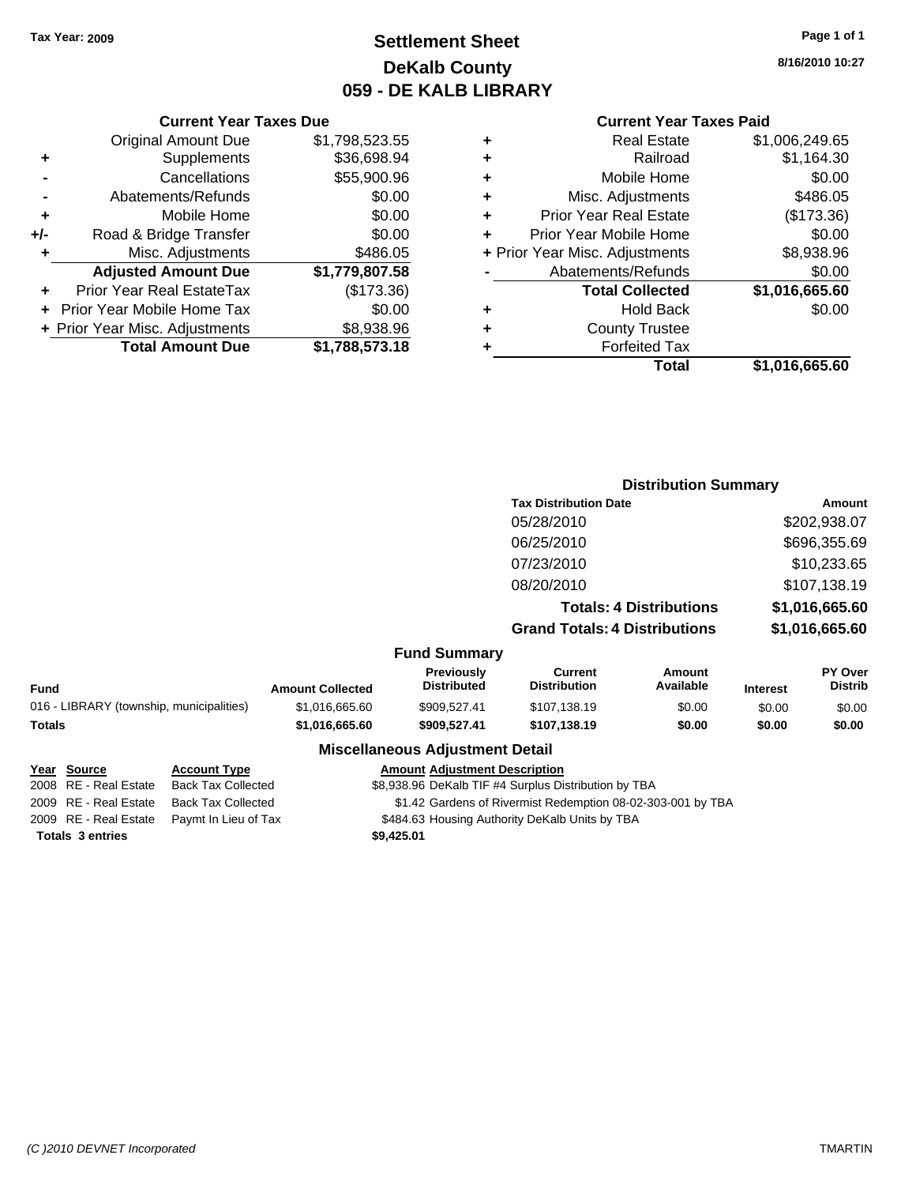**Tax Year: 2009**

# Settlement Sheet
## DeKalb County
## 059 - DE KALB LIBRARY

8/16/2010 10:27

### Current Year Taxes Due

| | | |
|---|---|---|
| | Original Amount Due | $1,798,523.55 |
| + | Supplements | $36,698.94 |
| - | Cancellations | $55,900.96 |
| - | Abatements/Refunds | $0.00 |
| + | Mobile Home | $0.00 |
| +/- | Road & Bridge Transfer | $0.00 |
| + | Misc. Adjustments | $486.05 |
| | **Adjusted Amount Due** | **$1,779,807.58** |
| + | Prior Year Real EstateTax | ($173.36) |
| + | Prior Year Mobile Home Tax | $0.00 |
| + | Prior Year Misc. Adjustments | $8,938.96 |
| | **Total Amount Due** | **$1,788,573.18** |

### Current Year Taxes Paid

| | | |
|---|---|---|
| + | Real Estate | $1,006,249.65 |
| + | Railroad | $1,164.30 |
| + | Mobile Home | $0.00 |
| + | Misc. Adjustments | $486.05 |
| + | Prior Year Real Estate | ($173.36) |
| + | Prior Year Mobile Home | $0.00 |
| + | Prior Year Misc. Adjustments | $8,938.96 |
| - | Abatements/Refunds | $0.00 |
| | **Total Collected** | **$1,016,665.60** |
| + | Hold Back | $0.00 |
| + | County Trustee | |
| + | Forfeited Tax | |
| | **Total** | **$1,016,665.60** |

### Distribution Summary

| Tax Distribution Date | Amount |
|---|---|
| 05/28/2010 | $202,938.07 |
| 06/25/2010 | $696,355.69 |
| 07/23/2010 | $10,233.65 |
| 08/20/2010 | $107,138.19 |
| **Totals: 4 Distributions** | **$1,016,665.60** |
| **Grand Totals: 4 Distributions** | **$1,016,665.60** |

### Fund Summary

| Fund | Amount Collected | Previously Distributed | Current Distribution | Amount Available | Interest | PY Over Distrib |
|---|---|---|---|---|---|---|
| 016 - LIBRARY (township, municipalities) | $1,016,665.60 | $909,527.41 | $107,138.19 | $0.00 | $0.00 | $0.00 |
| **Totals** | **$1,016,665.60** | **$909,527.41** | **$107,138.19** | **$0.00** | **$0.00** | **$0.00** |

### Miscellaneous Adjustment Detail

| Year | Source | Account Type | Amount | Adjustment Description |
|---|---|---|---|---|
| 2008 | RE - Real Estate | Back Tax Collected | $8,938.96 | DeKalb TIF #4 Surplus Distribution by TBA |
| 2009 | RE - Real Estate | Back Tax Collected | $1.42 | Gardens of Rivermist Redemption 08-02-303-001 by TBA |
| 2009 | RE - Real Estate | Paymt In Lieu of Tax | $484.63 | Housing Authority DeKalb Units by TBA |
| **Totals 3 entries** | | | **$9,425.01** | |

(C )2010 DEVNET Incorporated TMARTIN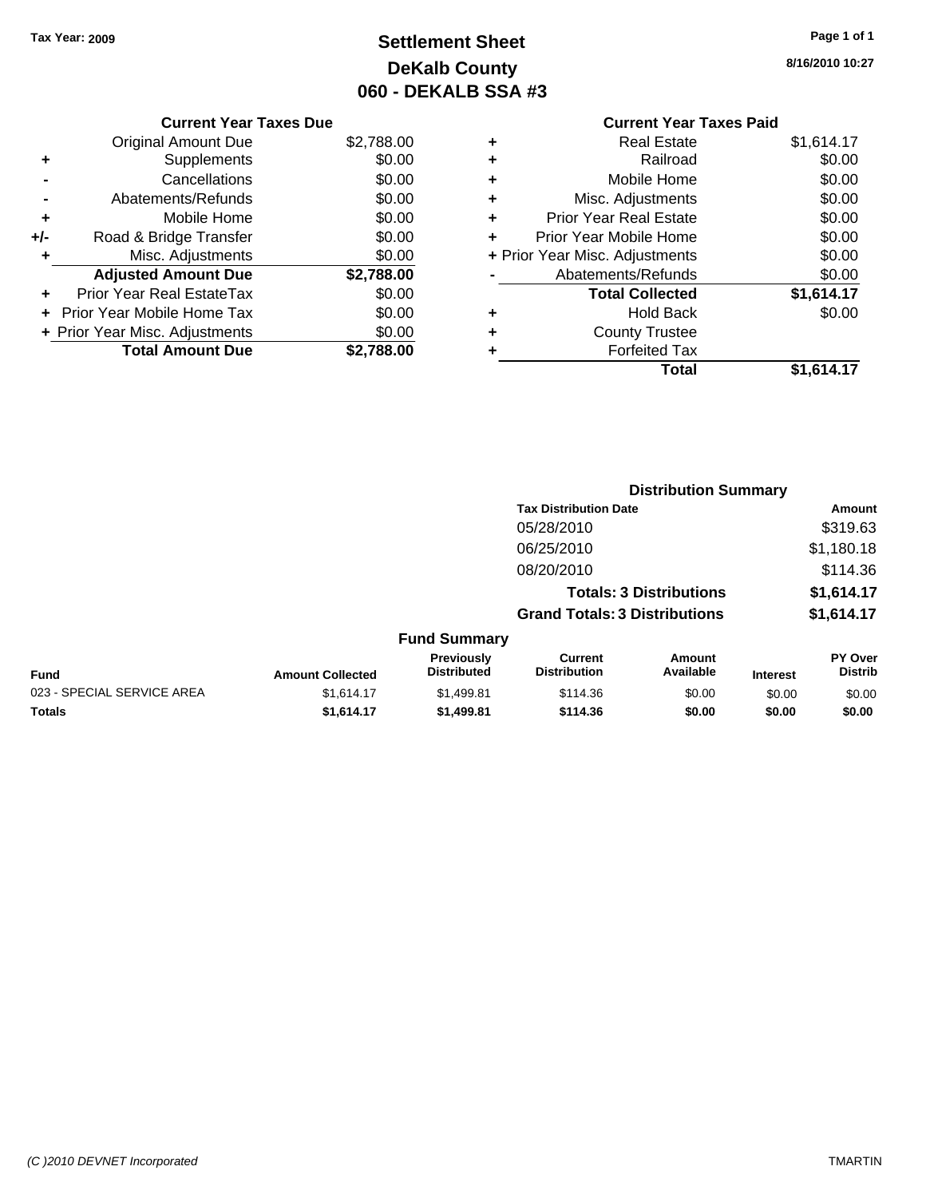**Tax Year: 2009**

# Settlement Sheet
## DeKalb County
## 060 - DEKALB SSA #3

8/16/2010 10:27

### Current Year Taxes Due

| | | |
|---|---|---|
| | Original Amount Due | $2,788.00 |
| + | Supplements | $0.00 |
| - | Cancellations | $0.00 |
| - | Abatements/Refunds | $0.00 |
| + | Mobile Home | $0.00 |
| +/- | Road & Bridge Transfer | $0.00 |
| + | Misc. Adjustments | $0.00 |
| | **Adjusted Amount Due** | **$2,788.00** |
| + | Prior Year Real EstateTax | $0.00 |
| + | Prior Year Mobile Home Tax | $0.00 |
| + | Prior Year Misc. Adjustments | $0.00 |
| | **Total Amount Due** | **$2,788.00** |

### Current Year Taxes Paid

| | | |
|---|---|---|
| + | Real Estate | $1,614.17 |
| + | Railroad | $0.00 |
| + | Mobile Home | $0.00 |
| + | Misc. Adjustments | $0.00 |
| + | Prior Year Real Estate | $0.00 |
| + | Prior Year Mobile Home | $0.00 |
| + | Prior Year Misc. Adjustments | $0.00 |
| - | Abatements/Refunds | $0.00 |
| | **Total Collected** | **$1,614.17** |
| + | Hold Back | $0.00 |
| + | County Trustee | |
| + | Forfeited Tax | |
| | **Total** | **$1,614.17** |

### Distribution Summary

| Tax Distribution Date | Amount |
|---|---|
| 05/28/2010 | $319.63 |
| 06/25/2010 | $1,180.18 |
| 08/20/2010 | $114.36 |
| **Totals: 3 Distributions** | **$1,614.17** |
| **Grand Totals: 3 Distributions** | **$1,614.17** |

### Fund Summary

| Fund | Amount Collected | Previously Distributed | Current Distribution | Amount Available | Interest | PY Over Distrib |
|---|---|---|---|---|---|---|
| 023 - SPECIAL SERVICE AREA | $1,614.17 | $1,499.81 | $114.36 | $0.00 | $0.00 | $0.00 |
| **Totals** | **$1,614.17** | **$1,499.81** | **$114.36** | **$0.00** | **$0.00** | **$0.00** |

*(C )2010 DEVNET Incorporated* TMARTIN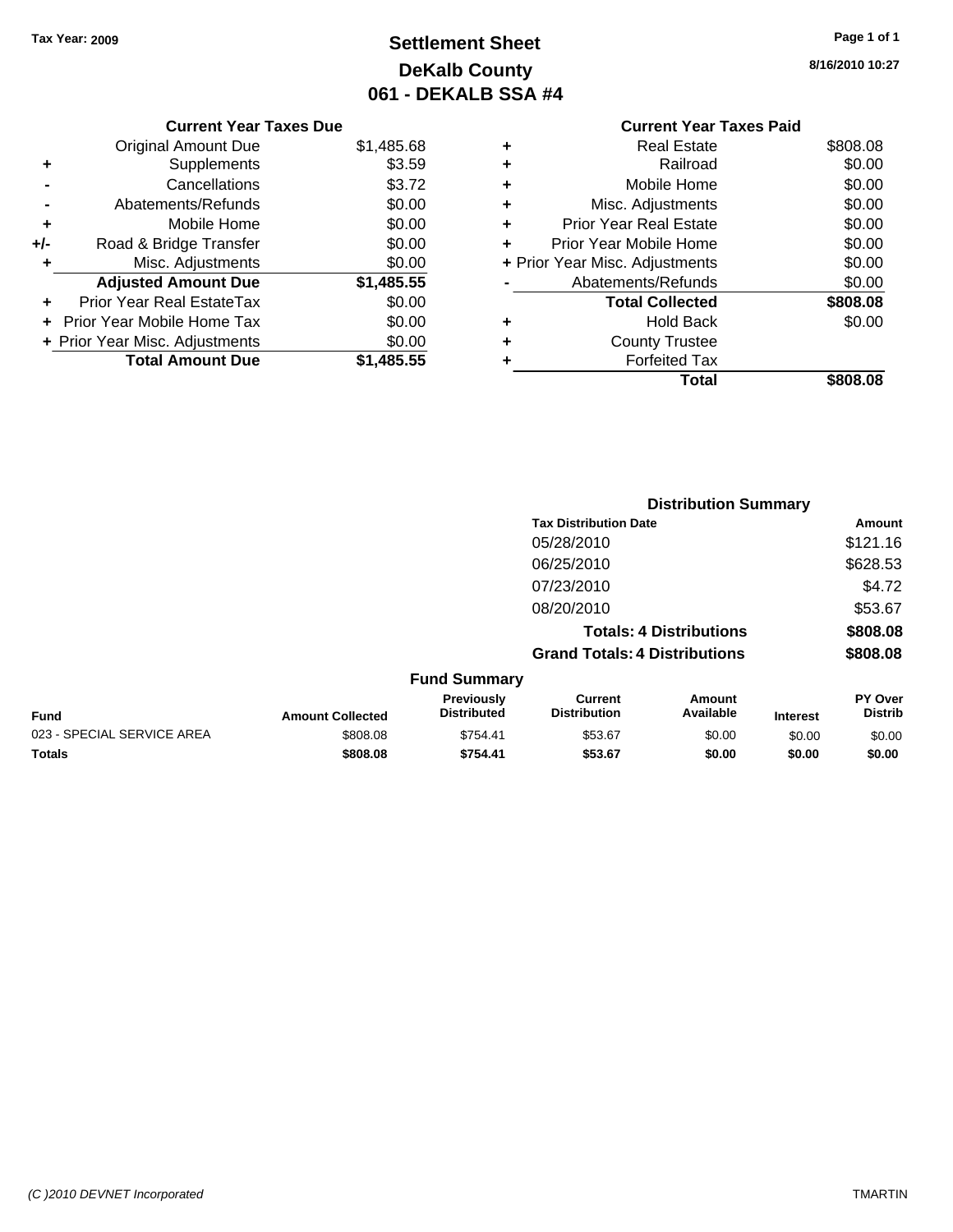Tax Year: 2009

# Settlement Sheet
## DeKalb County
## 061 - DEKALB SSA #4

8/16/2010 10:27

| | Current Year Taxes Due | |
|---|---|---|
| | Original Amount Due | $1,485.68 |
| + | Supplements | $3.59 |
| - | Cancellations | $3.72 |
| - | Abatements/Refunds | $0.00 |
| + | Mobile Home | $0.00 |
| +/- | Road & Bridge Transfer | $0.00 |
| + | Misc. Adjustments | $0.00 |
| | **Adjusted Amount Due** | **$1,485.55** |
| + | Prior Year Real EstateTax | $0.00 |
| + | Prior Year Mobile Home Tax | $0.00 |
| + | Prior Year Misc. Adjustments | $0.00 |
| | **Total Amount Due** | **$1,485.55** |

| | Current Year Taxes Paid | |
|---|---|---|
| + | Real Estate | $808.08 |
| + | Railroad | $0.00 |
| + | Mobile Home | $0.00 |
| + | Misc. Adjustments | $0.00 |
| + | Prior Year Real Estate | $0.00 |
| + | Prior Year Mobile Home | $0.00 |
| + | Prior Year Misc. Adjustments | $0.00 |
| - | Abatements/Refunds | $0.00 |
| | **Total Collected** | **$808.08** |
| + | Hold Back | $0.00 |
| + | County Trustee | |
| + | Forfeited Tax | |
| | **Total** | **$808.08** |

### Distribution Summary

| Tax Distribution Date | Amount |
|---|---|
| 05/28/2010 | $121.16 |
| 06/25/2010 | $628.53 |
| 07/23/2010 | $4.72 |
| 08/20/2010 | $53.67 |
| **Totals: 4 Distributions** | **$808.08** |
| **Grand Totals: 4 Distributions** | **$808.08** |

### Fund Summary

| Fund | Amount Collected | Previously Distributed | Current Distribution | Amount Available | Interest | PY Over Distrib |
|---|---|---|---|---|---|---|
| 023 - SPECIAL SERVICE AREA | $808.08 | $754.41 | $53.67 | $0.00 | $0.00 | $0.00 |
| **Totals** | **$808.08** | **$754.41** | **$53.67** | **$0.00** | **$0.00** | **$0.00** |

(C )2010 DEVNET Incorporated

TMARTIN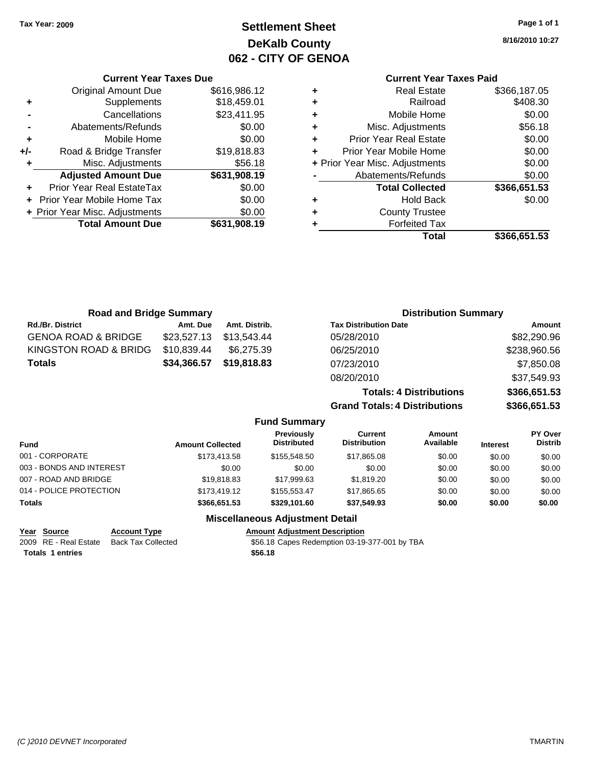Tax Year: 2009

# Settlement Sheet
## DeKalb County
## 062 - CITY OF GENOA

8/16/2010 10:27

### Current Year Taxes Due

| | | |
|---|---|---|
| | Original Amount Due | $616,986.12 |
| + | Supplements | $18,459.01 |
| - | Cancellations | $23,411.95 |
| - | Abatements/Refunds | $0.00 |
| + | Mobile Home | $0.00 |
| +/- | Road & Bridge Transfer | $19,818.83 |
| + | Misc. Adjustments | $56.18 |
| | **Adjusted Amount Due** | **$631,908.19** |
| + | Prior Year Real EstateTax | $0.00 |
| + | Prior Year Mobile Home Tax | $0.00 |
| + | Prior Year Misc. Adjustments | $0.00 |
| | **Total Amount Due** | **$631,908.19** |

### Current Year Taxes Paid

| | | |
|---|---|---|
| + | Real Estate | $366,187.05 |
| + | Railroad | $408.30 |
| + | Mobile Home | $0.00 |
| + | Misc. Adjustments | $56.18 |
| + | Prior Year Real Estate | $0.00 |
| + | Prior Year Mobile Home | $0.00 |
| + | Prior Year Misc. Adjustments | $0.00 |
| - | Abatements/Refunds | $0.00 |
| | **Total Collected** | **$366,651.53** |
| + | Hold Back | $0.00 |
| + | County Trustee | |
| + | Forfeited Tax | |
| | **Total** | **$366,651.53** |

### Road and Bridge Summary

| Rd./Br. District | Amt. Due | Amt. Distrib. |
|---|---|---|
| GENOA ROAD & BRIDGE | $23,527.13 | $13,543.44 |
| KINGSTON ROAD & BRIDG | $10,839.44 | $6,275.39 |
| **Totals** | **$34,366.57** | **$19,818.83** |

### Distribution Summary

| Tax Distribution Date | Amount |
|---|---|
| 05/28/2010 | $82,290.96 |
| 06/25/2010 | $238,960.56 |
| 07/23/2010 | $7,850.08 |
| 08/20/2010 | $37,549.93 |
| **Totals: 4 Distributions** | **$366,651.53** |
| **Grand Totals: 4 Distributions** | **$366,651.53** |

### Fund Summary

| Fund | Amount Collected | Previously Distributed | Current Distribution | Amount Available | Interest | PY Over Distrib |
|---|---|---|---|---|---|---|
| 001 - CORPORATE | $173,413.58 | $155,548.50 | $17,865.08 | $0.00 | $0.00 | $0.00 |
| 003 - BONDS AND INTEREST | $0.00 | $0.00 | $0.00 | $0.00 | $0.00 | $0.00 |
| 007 - ROAD AND BRIDGE | $19,818.83 | $17,999.63 | $1,819.20 | $0.00 | $0.00 | $0.00 |
| 014 - POLICE PROTECTION | $173,419.12 | $155,553.47 | $17,865.65 | $0.00 | $0.00 | $0.00 |
| **Totals** | **$366,651.53** | **$329,101.60** | **$37,549.93** | **$0.00** | **$0.00** | **$0.00** |

### Miscellaneous Adjustment Detail

| Year | Source | Account Type | Amount | Adjustment Description |
|---|---|---|---|---|
| 2009 | RE - Real Estate | Back Tax Collected | $56.18 | Capes Redemption 03-19-377-001 by TBA |
| **Totals 1 entries** | | | **$56.18** | |

(C )2010 DEVNET Incorporated TMARTIN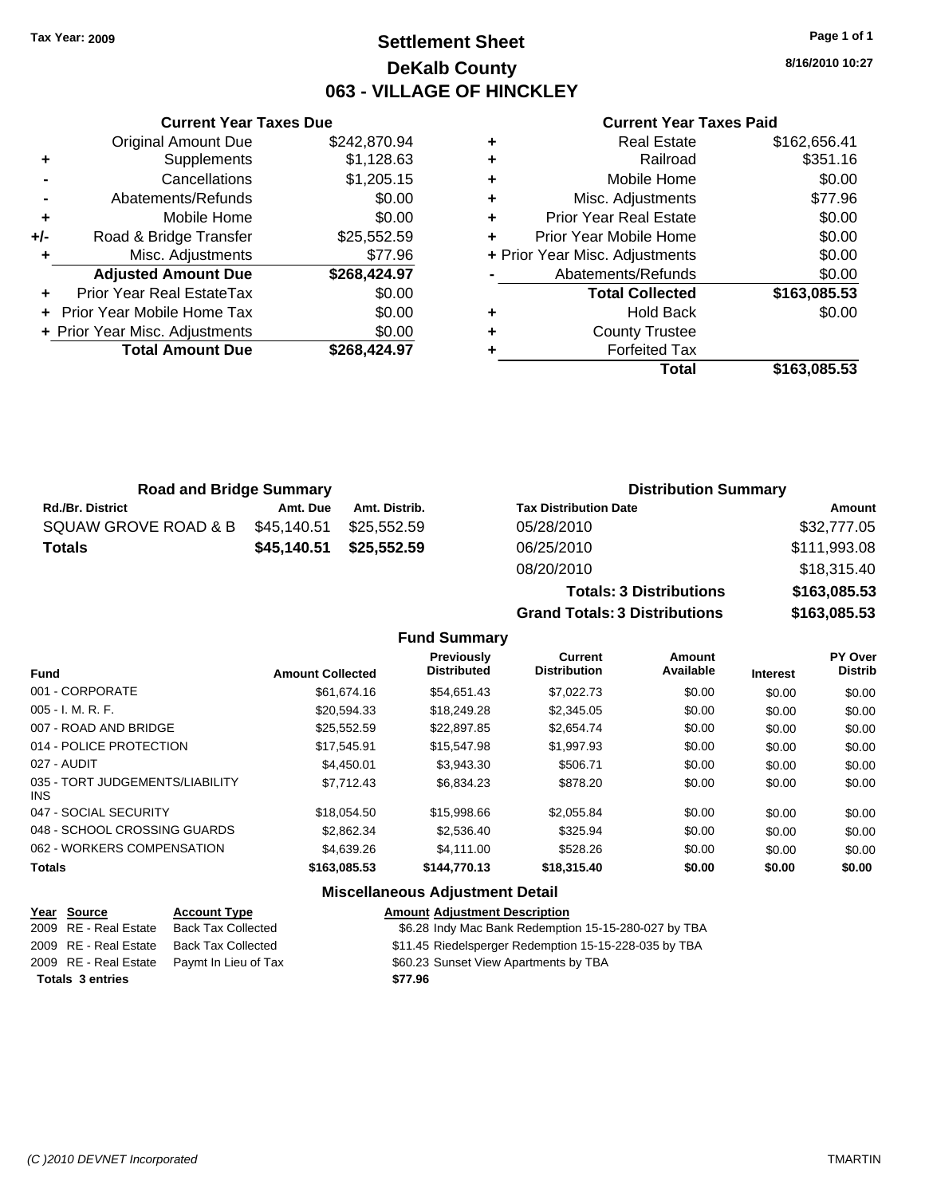Tax Year: 2009

# Settlement Sheet
## DeKalb County
## 063 - VILLAGE OF HINCKLEY

8/16/2010 10:27

### Current Year Taxes Due

| | | |
|---|---|---|
| | Original Amount Due | $242,870.94 |
| + | Supplements | $1,128.63 |
| - | Cancellations | $1,205.15 |
| - | Abatements/Refunds | $0.00 |
| + | Mobile Home | $0.00 |
| +/- | Road & Bridge Transfer | $25,552.59 |
| + | Misc. Adjustments | $77.96 |
| | **Adjusted Amount Due** | **$268,424.97** |
| + | Prior Year Real EstateTax | $0.00 |
| + | Prior Year Mobile Home Tax | $0.00 |
| + | Prior Year Misc. Adjustments | $0.00 |
| | **Total Amount Due** | **$268,424.97** |

### Current Year Taxes Paid

| | | |
|---|---|---|
| + | Real Estate | $162,656.41 |
| + | Railroad | $351.16 |
| + | Mobile Home | $0.00 |
| + | Misc. Adjustments | $77.96 |
| + | Prior Year Real Estate | $0.00 |
| + | Prior Year Mobile Home | $0.00 |
| + | Prior Year Misc. Adjustments | $0.00 |
| - | Abatements/Refunds | $0.00 |
| | **Total Collected** | **$163,085.53** |
| + | Hold Back | $0.00 |
| + | County Trustee | |
| + | Forfeited Tax | |
| | **Total** | **$163,085.53** |

### Road and Bridge Summary

| Rd./Br. District | Amt. Due | Amt. Distrib. |
|---|---|---|
| SQUAW GROVE ROAD & B | $45,140.51 | $25,552.59 |
| **Totals** | **$45,140.51** | **$25,552.59** |

### Distribution Summary

| Tax Distribution Date | Amount |
|---|---|
| 05/28/2010 | $32,777.05 |
| 06/25/2010 | $111,993.08 |
| 08/20/2010 | $18,315.40 |
| **Totals: 3 Distributions** | **$163,085.53** |
| **Grand Totals: 3 Distributions** | **$163,085.53** |

### Fund Summary

| Fund | Amount Collected | Previously Distributed | Current Distribution | Amount Available | Interest | PY Over Distrib |
|---|---|---|---|---|---|---|
| 001 - CORPORATE | $61,674.16 | $54,651.43 | $7,022.73 | $0.00 | $0.00 | $0.00 |
| 005 - I. M. R. F. | $20,594.33 | $18,249.28 | $2,345.05 | $0.00 | $0.00 | $0.00 |
| 007 - ROAD AND BRIDGE | $25,552.59 | $22,897.85 | $2,654.74 | $0.00 | $0.00 | $0.00 |
| 014 - POLICE PROTECTION | $17,545.91 | $15,547.98 | $1,997.93 | $0.00 | $0.00 | $0.00 |
| 027 - AUDIT | $4,450.01 | $3,943.30 | $506.71 | $0.00 | $0.00 | $0.00 |
| 035 - TORT JUDGEMENTS/LIABILITY INS | $7,712.43 | $6,834.23 | $878.20 | $0.00 | $0.00 | $0.00 |
| 047 - SOCIAL SECURITY | $18,054.50 | $15,998.66 | $2,055.84 | $0.00 | $0.00 | $0.00 |
| 048 - SCHOOL CROSSING GUARDS | $2,862.34 | $2,536.40 | $325.94 | $0.00 | $0.00 | $0.00 |
| 062 - WORKERS COMPENSATION | $4,639.26 | $4,111.00 | $528.26 | $0.00 | $0.00 | $0.00 |
| **Totals** | **$163,085.53** | **$144,770.13** | **$18,315.40** | **$0.00** | **$0.00** | **$0.00** |

### Miscellaneous Adjustment Detail

| Year | Source | Account Type | Amount | Adjustment Description |
|---|---|---|---|---|
| 2009 | RE - Real Estate | Back Tax Collected | $6.28 | Indy Mac Bank Redemption 15-15-280-027 by TBA |
| 2009 | RE - Real Estate | Back Tax Collected | $11.45 | Riedelsperger Redemption 15-15-228-035 by TBA |
| 2009 | RE - Real Estate | Paymt In Lieu of Tax | $60.23 | Sunset View Apartments by TBA |
| **Totals 3 entries** | | | **$77.96** | |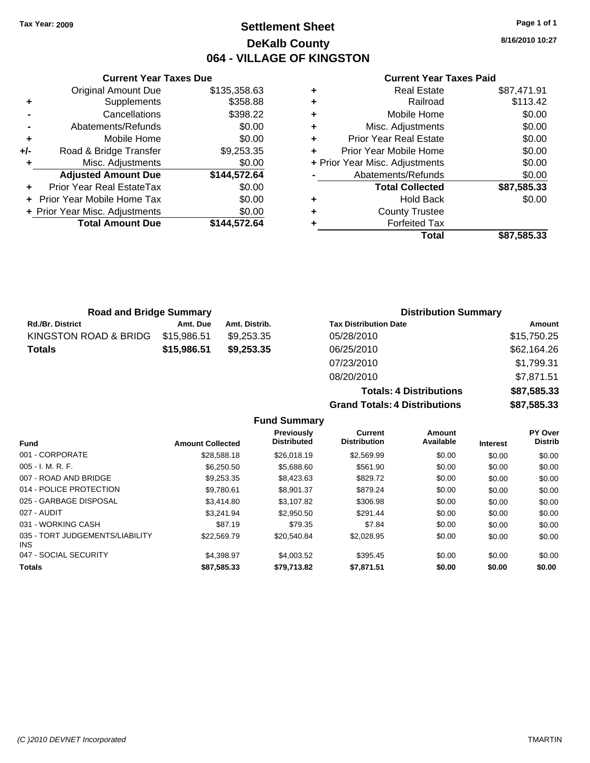Tax Year: 2009

# Settlement Sheet
## DeKalb County
## 064 - VILLAGE OF KINGSTON

8/16/2010 10:27

**Current Year Taxes Due**

| | | |
|---|---|---|
| | Original Amount Due | $135,358.63 |
| + | Supplements | $358.88 |
| - | Cancellations | $398.22 |
| - | Abatements/Refunds | $0.00 |
| + | Mobile Home | $0.00 |
| +/- | Road & Bridge Transfer | $9,253.35 |
| + | Misc. Adjustments | $0.00 |
| | **Adjusted Amount Due** | **$144,572.64** |
| + | Prior Year Real EstateTax | $0.00 |
| + | Prior Year Mobile Home Tax | $0.00 |
| + | Prior Year Misc. Adjustments | $0.00 |
| | **Total Amount Due** | **$144,572.64** |

**Current Year Taxes Paid**

| | | |
|---|---|---|
| + | Real Estate | $87,471.91 |
| + | Railroad | $113.42 |
| + | Mobile Home | $0.00 |
| + | Misc. Adjustments | $0.00 |
| + | Prior Year Real Estate | $0.00 |
| + | Prior Year Mobile Home | $0.00 |
| + | Prior Year Misc. Adjustments | $0.00 |
| - | Abatements/Refunds | $0.00 |
| | **Total Collected** | **$87,585.33** |
| + | Hold Back | $0.00 |
| + | County Trustee | |
| + | Forfeited Tax | |
| | **Total** | **$87,585.33** |

**Road and Bridge Summary**

| Rd./Br. District | Amt. Due | Amt. Distrib. |
|---|---|---|
| KINGSTON ROAD & BRIDG | $15,986.51 | $9,253.35 |
| **Totals** | **$15,986.51** | **$9,253.35** |

**Distribution Summary**

| Tax Distribution Date | Amount |
|---|---|
| 05/28/2010 | $15,750.25 |
| 06/25/2010 | $62,164.26 |
| 07/23/2010 | $1,799.31 |
| 08/20/2010 | $7,871.51 |
| **Totals: 4 Distributions** | **$87,585.33** |
| **Grand Totals: 4 Distributions** | **$87,585.33** |

**Fund Summary**

| Fund | Amount Collected | Previously Distributed | Current Distribution | Amount Available | Interest | PY Over Distrib |
|---|---|---|---|---|---|---|
| 001 - CORPORATE | $28,588.18 | $26,018.19 | $2,569.99 | $0.00 | $0.00 | $0.00 |
| 005 - I. M. R. F. | $6,250.50 | $5,688.60 | $561.90 | $0.00 | $0.00 | $0.00 |
| 007 - ROAD AND BRIDGE | $9,253.35 | $8,423.63 | $829.72 | $0.00 | $0.00 | $0.00 |
| 014 - POLICE PROTECTION | $9,780.61 | $8,901.37 | $879.24 | $0.00 | $0.00 | $0.00 |
| 025 - GARBAGE DISPOSAL | $3,414.80 | $3,107.82 | $306.98 | $0.00 | $0.00 | $0.00 |
| 027 - AUDIT | $3,241.94 | $2,950.50 | $291.44 | $0.00 | $0.00 | $0.00 |
| 031 - WORKING CASH | $87.19 | $79.35 | $7.84 | $0.00 | $0.00 | $0.00 |
| 035 - TORT JUDGEMENTS/LIABILITY INS | $22,569.79 | $20,540.84 | $2,028.95 | $0.00 | $0.00 | $0.00 |
| 047 - SOCIAL SECURITY | $4,398.97 | $4,003.52 | $395.45 | $0.00 | $0.00 | $0.00 |
| **Totals** | **$87,585.33** | **$79,713.82** | **$7,871.51** | **$0.00** | **$0.00** | **$0.00** |

(C )2010 DEVNET Incorporated TMARTIN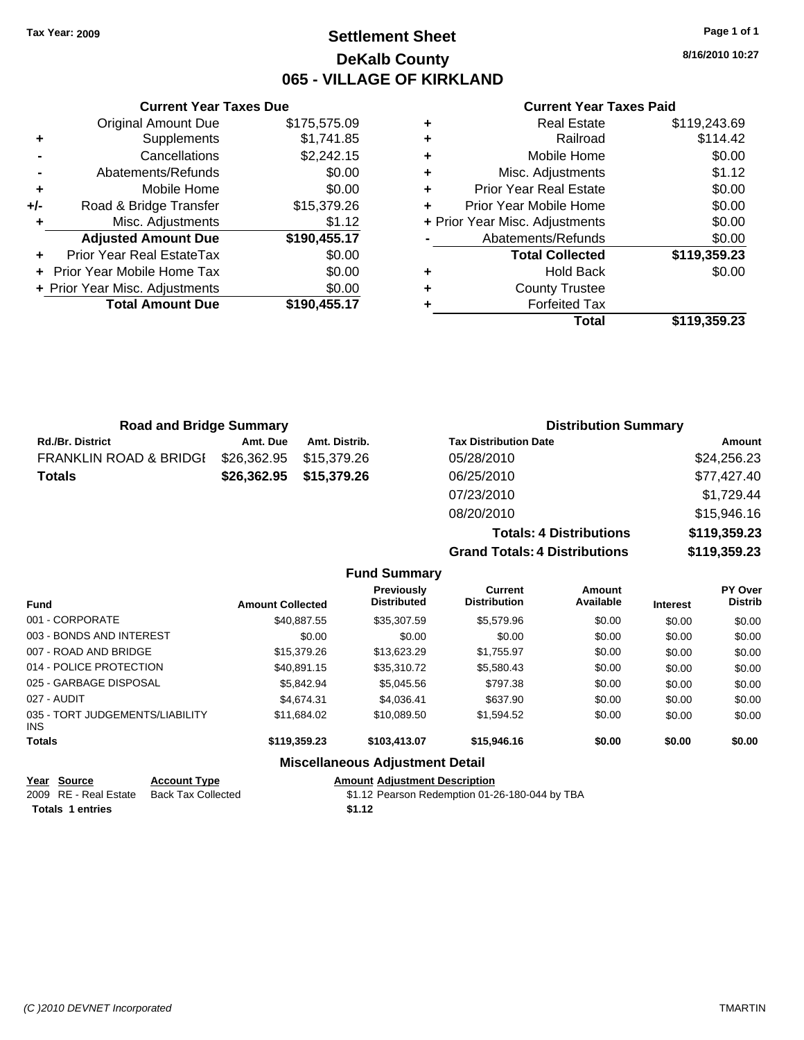Tax Year: 2009

# Settlement Sheet
## DeKalb County
## 065 - VILLAGE OF KIRKLAND

8/16/2010 10:27

### Current Year Taxes Due

| | | |
|---|---|---|
| | Original Amount Due | $175,575.09 |
| + | Supplements | $1,741.85 |
| - | Cancellations | $2,242.15 |
| - | Abatements/Refunds | $0.00 |
| + | Mobile Home | $0.00 |
| +/- | Road & Bridge Transfer | $15,379.26 |
| + | Misc. Adjustments | $1.12 |
| | **Adjusted Amount Due** | **$190,455.17** |
| + | Prior Year Real EstateTax | $0.00 |
| + | Prior Year Mobile Home Tax | $0.00 |
| + | Prior Year Misc. Adjustments | $0.00 |
| | **Total Amount Due** | **$190,455.17** |

### Current Year Taxes Paid

| | | |
|---|---|---|
| + | Real Estate | $119,243.69 |
| + | Railroad | $114.42 |
| + | Mobile Home | $0.00 |
| + | Misc. Adjustments | $1.12 |
| + | Prior Year Real Estate | $0.00 |
| + | Prior Year Mobile Home | $0.00 |
| + | Prior Year Misc. Adjustments | $0.00 |
| - | Abatements/Refunds | $0.00 |
| | **Total Collected** | **$119,359.23** |
| + | Hold Back | $0.00 |
| + | County Trustee | |
| + | Forfeited Tax | |
| | **Total** | **$119,359.23** |

### Road and Bridge Summary

| Rd./Br. District | Amt. Due | Amt. Distrib. |
|---|---|---|
| FRANKLIN ROAD & BRIDGI | $26,362.95 | $15,379.26 |
| **Totals** | **$26,362.95** | **$15,379.26** |

### Distribution Summary

| Tax Distribution Date | Amount |
|---|---|
| 05/28/2010 | $24,256.23 |
| 06/25/2010 | $77,427.40 |
| 07/23/2010 | $1,729.44 |
| 08/20/2010 | $15,946.16 |
| **Totals: 4 Distributions** | **$119,359.23** |
| **Grand Totals: 4 Distributions** | **$119,359.23** |

### Fund Summary

| Fund | Amount Collected | Previously Distributed | Current Distribution | Amount Available | Interest | PY Over Distrib |
|---|---|---|---|---|---|---|
| 001 - CORPORATE | $40,887.55 | $35,307.59 | $5,579.96 | $0.00 | $0.00 | $0.00 |
| 003 - BONDS AND INTEREST | $0.00 | $0.00 | $0.00 | $0.00 | $0.00 | $0.00 |
| 007 - ROAD AND BRIDGE | $15,379.26 | $13,623.29 | $1,755.97 | $0.00 | $0.00 | $0.00 |
| 014 - POLICE PROTECTION | $40,891.15 | $35,310.72 | $5,580.43 | $0.00 | $0.00 | $0.00 |
| 025 - GARBAGE DISPOSAL | $5,842.94 | $5,045.56 | $797.38 | $0.00 | $0.00 | $0.00 |
| 027 - AUDIT | $4,674.31 | $4,036.41 | $637.90 | $0.00 | $0.00 | $0.00 |
| 035 - TORT JUDGEMENTS/LIABILITY INS | $11,684.02 | $10,089.50 | $1,594.52 | $0.00 | $0.00 | $0.00 |
| **Totals** | **$119,359.23** | **$103,413.07** | **$15,946.16** | **$0.00** | **$0.00** | **$0.00** |

### Miscellaneous Adjustment Detail

| Year | Source | Account Type | Amount | Adjustment Description |
|---|---|---|---|---|
| 2009 | RE - Real Estate | Back Tax Collected | $1.12 | Pearson Redemption 01-26-180-044 by TBA |
| **Totals** | **1 entries** | | **$1.12** | |

(C )2010 DEVNET Incorporated — TMARTIN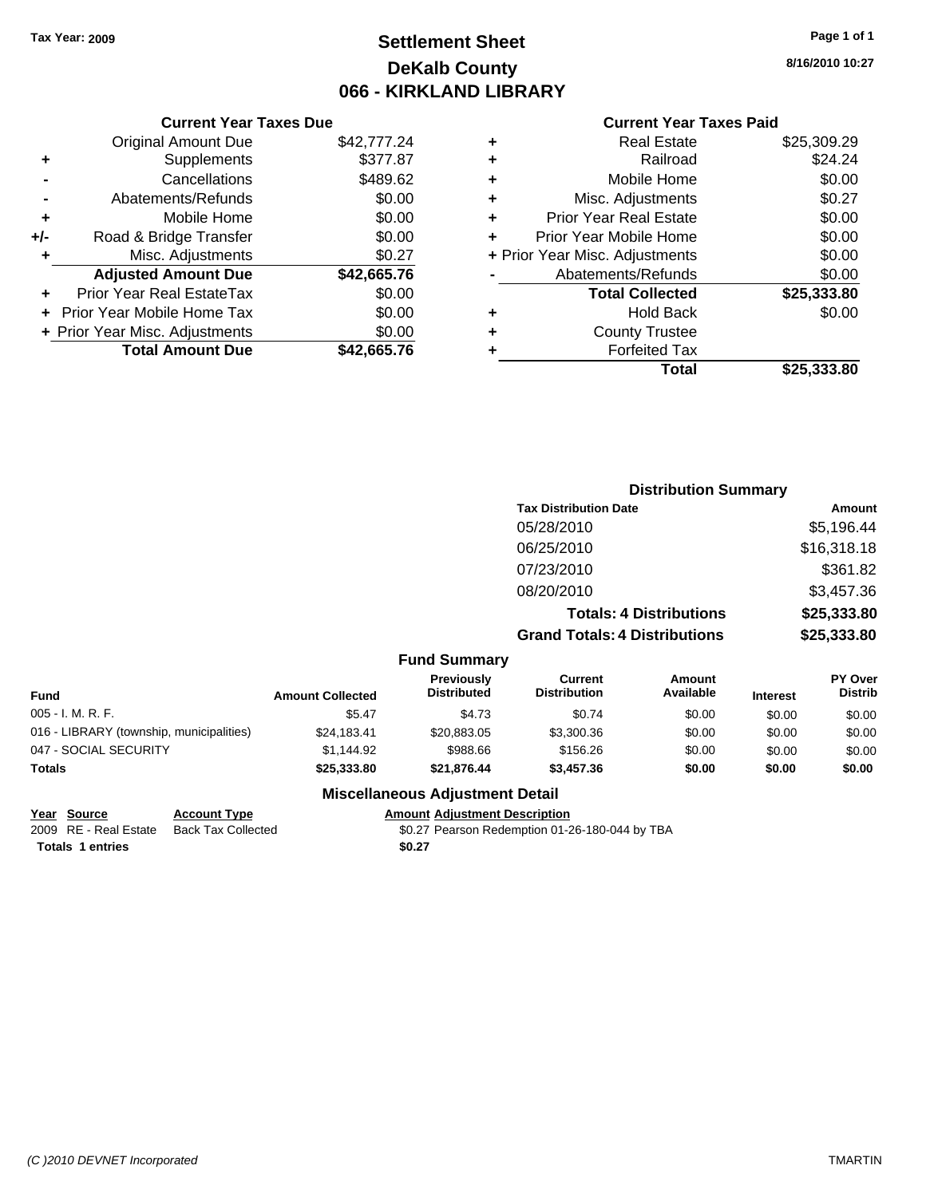**Tax Year: 2009**

# Settlement Sheet
## DeKalb County
## 066 - KIRKLAND LIBRARY

**8/16/2010 10:27**

### Current Year Taxes Due

| | | |
|---|---|---|
| | Original Amount Due | $42,777.24 |
| + | Supplements | $377.87 |
| - | Cancellations | $489.62 |
| - | Abatements/Refunds | $0.00 |
| + | Mobile Home | $0.00 |
| +/- | Road & Bridge Transfer | $0.00 |
| + | Misc. Adjustments | $0.27 |
| | **Adjusted Amount Due** | **$42,665.76** |
| + | Prior Year Real EstateTax | $0.00 |
| + | Prior Year Mobile Home Tax | $0.00 |
| + | Prior Year Misc. Adjustments | $0.00 |
| | **Total Amount Due** | **$42,665.76** |

### Current Year Taxes Paid

| | | |
|---|---|---|
| + | Real Estate | $25,309.29 |
| + | Railroad | $24.24 |
| + | Mobile Home | $0.00 |
| + | Misc. Adjustments | $0.27 |
| + | Prior Year Real Estate | $0.00 |
| + | Prior Year Mobile Home | $0.00 |
| + | Prior Year Misc. Adjustments | $0.00 |
| - | Abatements/Refunds | $0.00 |
| | **Total Collected** | **$25,333.80** |
| + | Hold Back | $0.00 |
| + | County Trustee | |
| + | Forfeited Tax | |
| | **Total** | **$25,333.80** |

### Distribution Summary

| Tax Distribution Date | Amount |
|---|---|
| 05/28/2010 | $5,196.44 |
| 06/25/2010 | $16,318.18 |
| 07/23/2010 | $361.82 |
| 08/20/2010 | $3,457.36 |
| **Totals: 4 Distributions** | **$25,333.80** |
| **Grand Totals: 4 Distributions** | **$25,333.80** |

### Fund Summary

| Fund | Amount Collected | Previously Distributed | Current Distribution | Amount Available | Interest | PY Over Distrib |
|---|---|---|---|---|---|---|
| 005 - I. M. R. F. | $5.47 | $4.73 | $0.74 | $0.00 | $0.00 | $0.00 |
| 016 - LIBRARY (township, municipalities) | $24,183.41 | $20,883.05 | $3,300.36 | $0.00 | $0.00 | $0.00 |
| 047 - SOCIAL SECURITY | $1,144.92 | $988.66 | $156.26 | $0.00 | $0.00 | $0.00 |
| **Totals** | **$25,333.80** | **$21,876.44** | **$3,457.36** | **$0.00** | **$0.00** | **$0.00** |

### Miscellaneous Adjustment Detail

| Year | Source | Account Type | Amount | Adjustment Description |
|---|---|---|---|---|
| 2009 | RE - Real Estate | Back Tax Collected | $0.27 | Pearson Redemption 01-26-180-044 by TBA |
| **Totals** | **1 entries** | | **$0.27** | |

*(C )2010 DEVNET Incorporated* TMARTIN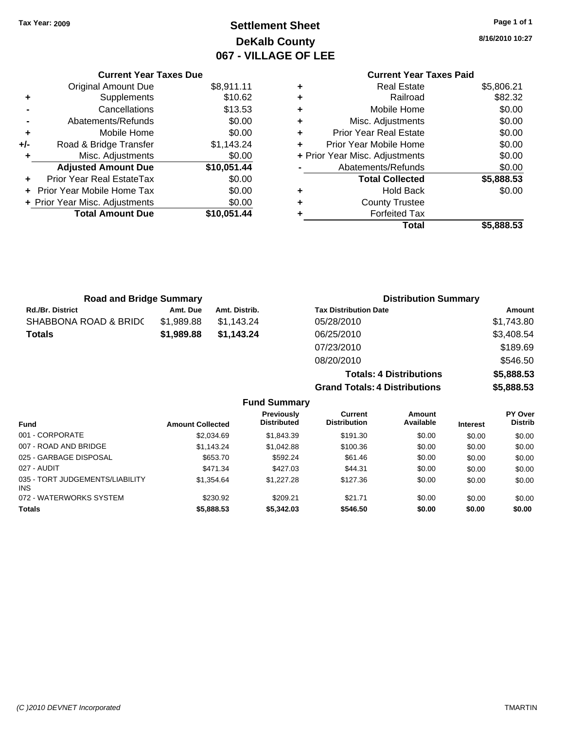Tax Year: 2009

# Settlement Sheet
## DeKalb County
## 067 - VILLAGE OF LEE

8/16/2010 10:27

### Current Year Taxes Due

| | | |
|---|---|---|
| | Original Amount Due | $8,911.11 |
| + | Supplements | $10.62 |
| - | Cancellations | $13.53 |
| - | Abatements/Refunds | $0.00 |
| + | Mobile Home | $0.00 |
| +/- | Road & Bridge Transfer | $1,143.24 |
| + | Misc. Adjustments | $0.00 |
| | **Adjusted Amount Due** | **$10,051.44** |
| + | Prior Year Real EstateTax | $0.00 |
| + | Prior Year Mobile Home Tax | $0.00 |
| + | Prior Year Misc. Adjustments | $0.00 |
| | **Total Amount Due** | **$10,051.44** |

### Current Year Taxes Paid

| | | |
|---|---|---|
| + | Real Estate | $5,806.21 |
| + | Railroad | $82.32 |
| + | Mobile Home | $0.00 |
| + | Misc. Adjustments | $0.00 |
| + | Prior Year Real Estate | $0.00 |
| + | Prior Year Mobile Home | $0.00 |
| + | Prior Year Misc. Adjustments | $0.00 |
| - | Abatements/Refunds | $0.00 |
| | **Total Collected** | **$5,888.53** |
| + | Hold Back | $0.00 |
| + | County Trustee | |
| + | Forfeited Tax | |
| | **Total** | **$5,888.53** |

### Road and Bridge Summary

| Rd./Br. District | Amt. Due | Amt. Distrib. |
|---|---|---|
| SHABBONA ROAD & BRIDC | $1,989.88 | $1,143.24 |
| **Totals** | **$1,989.88** | **$1,143.24** |

### Distribution Summary

| Tax Distribution Date | Amount |
|---|---|
| 05/28/2010 | $1,743.80 |
| 06/25/2010 | $3,408.54 |
| 07/23/2010 | $189.69 |
| 08/20/2010 | $546.50 |
| **Totals: 4 Distributions** | **$5,888.53** |
| **Grand Totals: 4 Distributions** | **$5,888.53** |

### Fund Summary

| Fund | Amount Collected | Previously Distributed | Current Distribution | Amount Available | Interest | PY Over Distrib |
|---|---|---|---|---|---|---|
| 001 - CORPORATE | $2,034.69 | $1,843.39 | $191.30 | $0.00 | $0.00 | $0.00 |
| 007 - ROAD AND BRIDGE | $1,143.24 | $1,042.88 | $100.36 | $0.00 | $0.00 | $0.00 |
| 025 - GARBAGE DISPOSAL | $653.70 | $592.24 | $61.46 | $0.00 | $0.00 | $0.00 |
| 027 - AUDIT | $471.34 | $427.03 | $44.31 | $0.00 | $0.00 | $0.00 |
| 035 - TORT JUDGEMENTS/LIABILITY INS | $1,354.64 | $1,227.28 | $127.36 | $0.00 | $0.00 | $0.00 |
| 072 - WATERWORKS SYSTEM | $230.92 | $209.21 | $21.71 | $0.00 | $0.00 | $0.00 |
| **Totals** | **$5,888.53** | **$5,342.03** | **$546.50** | **$0.00** | **$0.00** | **$0.00** |

(C )2010 DEVNET Incorporated TMARTIN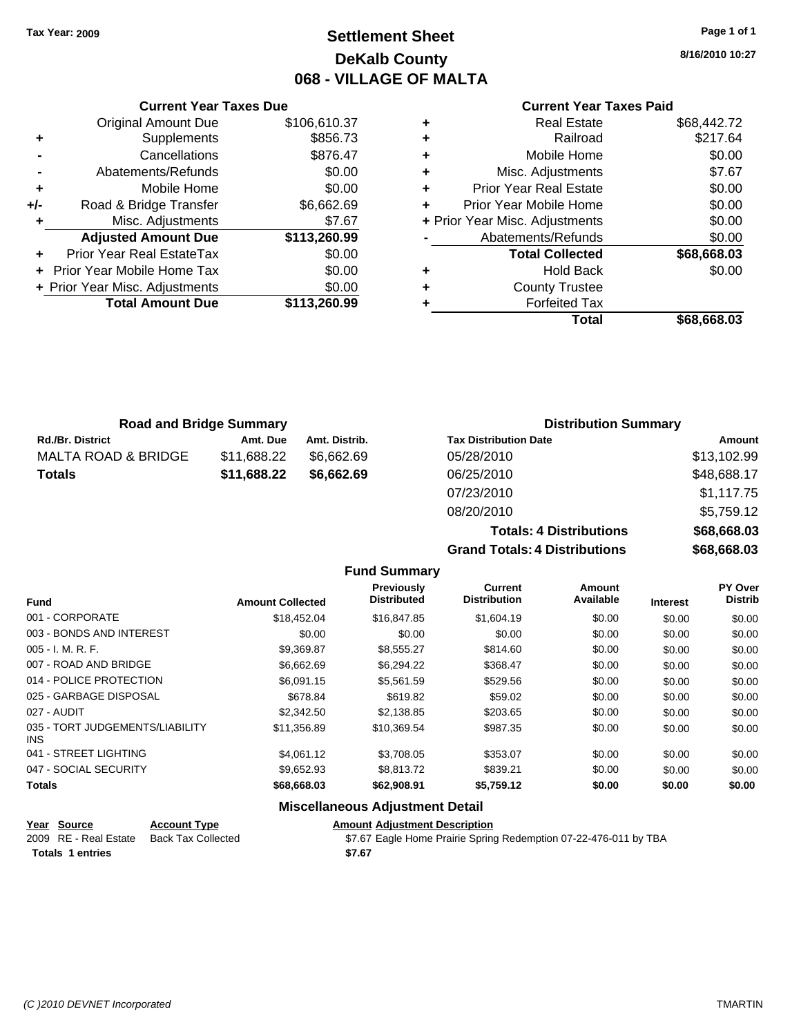Tax Year: 2009

# Settlement Sheet
## DeKalb County
## 068 - VILLAGE OF MALTA

8/16/2010 10:27

### Current Year Taxes Due

| | | |
|---|---|---|
| | Original Amount Due | $106,610.37 |
| + | Supplements | $856.73 |
| - | Cancellations | $876.47 |
| - | Abatements/Refunds | $0.00 |
| + | Mobile Home | $0.00 |
| +/- | Road & Bridge Transfer | $6,662.69 |
| + | Misc. Adjustments | $7.67 |
| | **Adjusted Amount Due** | **$113,260.99** |
| + | Prior Year Real EstateTax | $0.00 |
| + | Prior Year Mobile Home Tax | $0.00 |
| + | Prior Year Misc. Adjustments | $0.00 |
| | **Total Amount Due** | **$113,260.99** |

### Current Year Taxes Paid

| | | |
|---|---|---|
| + | Real Estate | $68,442.72 |
| + | Railroad | $217.64 |
| + | Mobile Home | $0.00 |
| + | Misc. Adjustments | $7.67 |
| + | Prior Year Real Estate | $0.00 |
| + | Prior Year Mobile Home | $0.00 |
| + | Prior Year Misc. Adjustments | $0.00 |
| - | Abatements/Refunds | $0.00 |
| | **Total Collected** | **$68,668.03** |
| + | Hold Back | $0.00 |
| + | County Trustee | |
| + | Forfeited Tax | |
| | **Total** | **$68,668.03** |

### Road and Bridge Summary

| Rd./Br. District | Amt. Due | Amt. Distrib. |
|---|---|---|
| MALTA ROAD & BRIDGE | $11,688.22 | $6,662.69 |
| **Totals** | **$11,688.22** | **$6,662.69** |

### Distribution Summary

| Tax Distribution Date | Amount |
|---|---|
| 05/28/2010 | $13,102.99 |
| 06/25/2010 | $48,688.17 |
| 07/23/2010 | $1,117.75 |
| 08/20/2010 | $5,759.12 |
| **Totals: 4 Distributions** | **$68,668.03** |
| **Grand Totals: 4 Distributions** | **$68,668.03** |

### Fund Summary

| Fund | Amount Collected | Previously Distributed | Current Distribution | Amount Available | Interest | PY Over Distrib |
|---|---|---|---|---|---|---|
| 001 - CORPORATE | $18,452.04 | $16,847.85 | $1,604.19 | $0.00 | $0.00 | $0.00 |
| 003 - BONDS AND INTEREST | $0.00 | $0.00 | $0.00 | $0.00 | $0.00 | $0.00 |
| 005 - I. M. R. F. | $9,369.87 | $8,555.27 | $814.60 | $0.00 | $0.00 | $0.00 |
| 007 - ROAD AND BRIDGE | $6,662.69 | $6,294.22 | $368.47 | $0.00 | $0.00 | $0.00 |
| 014 - POLICE PROTECTION | $6,091.15 | $5,561.59 | $529.56 | $0.00 | $0.00 | $0.00 |
| 025 - GARBAGE DISPOSAL | $678.84 | $619.82 | $59.02 | $0.00 | $0.00 | $0.00 |
| 027 - AUDIT | $2,342.50 | $2,138.85 | $203.65 | $0.00 | $0.00 | $0.00 |
| 035 - TORT JUDGEMENTS/LIABILITY INS | $11,356.89 | $10,369.54 | $987.35 | $0.00 | $0.00 | $0.00 |
| 041 - STREET LIGHTING | $4,061.12 | $3,708.05 | $353.07 | $0.00 | $0.00 | $0.00 |
| 047 - SOCIAL SECURITY | $9,652.93 | $8,813.72 | $839.21 | $0.00 | $0.00 | $0.00 |
| **Totals** | **$68,668.03** | **$62,908.91** | **$5,759.12** | **$0.00** | **$0.00** | **$0.00** |

### Miscellaneous Adjustment Detail

| Year | Source | Account Type | Amount | Adjustment Description |
|---|---|---|---|---|
| 2009 | RE - Real Estate | Back Tax Collected | $7.67 | Eagle Home Prairie Spring Redemption 07-22-476-011 by TBA |
| **Totals** | **1 entries** | | **$7.67** | |

(C )2010 DEVNET Incorporated TMARTIN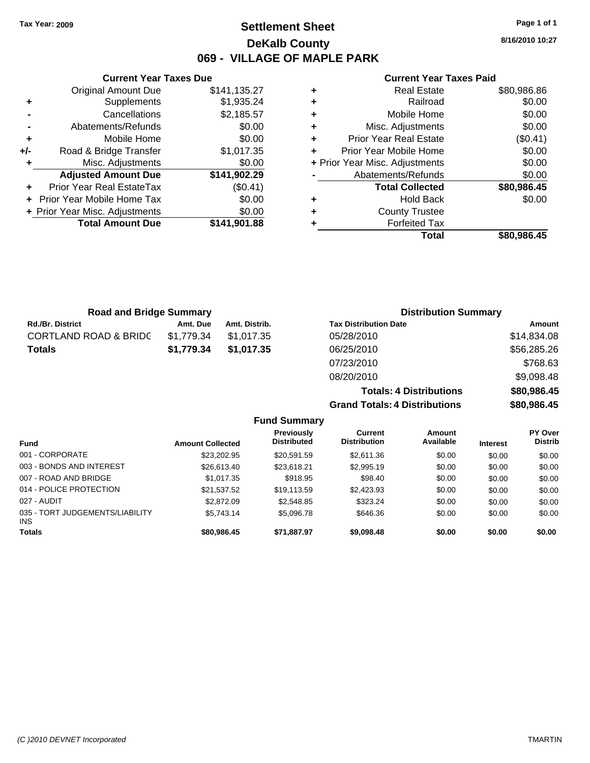**Tax Year: 2009**

# Settlement Sheet
## DeKalb County
## 069 - VILLAGE OF MAPLE PARK

8/16/2010 10:27

### Current Year Taxes Due

| | | |
|---|---|---|
| | Original Amount Due | $141,135.27 |
| + | Supplements | $1,935.24 |
| - | Cancellations | $2,185.57 |
| - | Abatements/Refunds | $0.00 |
| + | Mobile Home | $0.00 |
| +/- | Road & Bridge Transfer | $1,017.35 |
| + | Misc. Adjustments | $0.00 |
| | **Adjusted Amount Due** | **$141,902.29** |
| + | Prior Year Real EstateTax | ($0.41) |
| + | Prior Year Mobile Home Tax | $0.00 |
| + | Prior Year Misc. Adjustments | $0.00 |
| | **Total Amount Due** | **$141,901.88** |

### Current Year Taxes Paid

| | | |
|---|---|---|
| + | Real Estate | $80,986.86 |
| + | Railroad | $0.00 |
| + | Mobile Home | $0.00 |
| + | Misc. Adjustments | $0.00 |
| + | Prior Year Real Estate | ($0.41) |
| + | Prior Year Mobile Home | $0.00 |
| + | Prior Year Misc. Adjustments | $0.00 |
| - | Abatements/Refunds | $0.00 |
| | **Total Collected** | **$80,986.45** |
| + | Hold Back | $0.00 |
| + | County Trustee | |
| + | Forfeited Tax | |
| | **Total** | **$80,986.45** |

### Road and Bridge Summary

| Rd./Br. District | Amt. Due | Amt. Distrib. |
|---|---|---|
| CORTLAND ROAD & BRIDG | $1,779.34 | $1,017.35 |
| **Totals** | **$1,779.34** | **$1,017.35** |

### Distribution Summary

| Tax Distribution Date | Amount |
|---|---|
| 05/28/2010 | $14,834.08 |
| 06/25/2010 | $56,285.26 |
| 07/23/2010 | $768.63 |
| 08/20/2010 | $9,098.48 |
| **Totals: 4 Distributions** | **$80,986.45** |
| **Grand Totals: 4 Distributions** | **$80,986.45** |

### Fund Summary

| Fund | Amount Collected | Previously Distributed | Current Distribution | Amount Available | Interest | PY Over Distrib |
|---|---|---|---|---|---|---|
| 001 - CORPORATE | $23,202.95 | $20,591.59 | $2,611.36 | $0.00 | $0.00 | $0.00 |
| 003 - BONDS AND INTEREST | $26,613.40 | $23,618.21 | $2,995.19 | $0.00 | $0.00 | $0.00 |
| 007 - ROAD AND BRIDGE | $1,017.35 | $918.95 | $98.40 | $0.00 | $0.00 | $0.00 |
| 014 - POLICE PROTECTION | $21,537.52 | $19,113.59 | $2,423.93 | $0.00 | $0.00 | $0.00 |
| 027 - AUDIT | $2,872.09 | $2,548.85 | $323.24 | $0.00 | $0.00 | $0.00 |
| 035 - TORT JUDGEMENTS/LIABILITY INS | $5,743.14 | $5,096.78 | $646.36 | $0.00 | $0.00 | $0.00 |
| **Totals** | **$80,986.45** | **$71,887.97** | **$9,098.48** | **$0.00** | **$0.00** | **$0.00** |

(C )2010 DEVNET Incorporated TMARTIN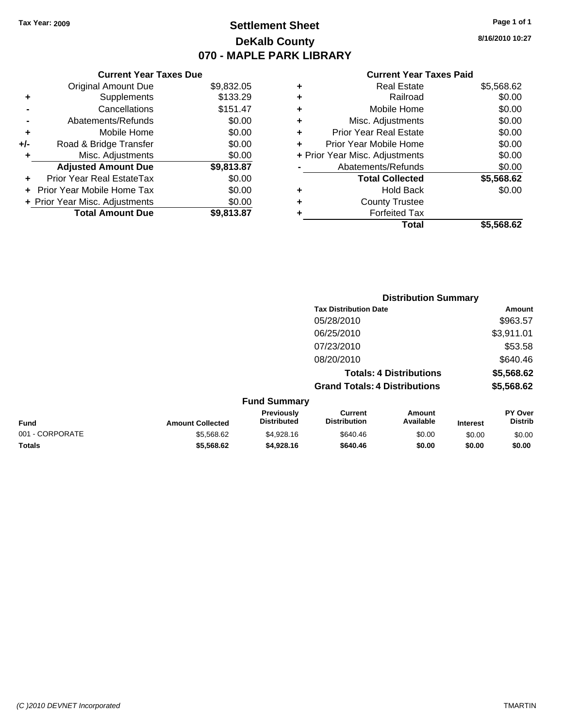Tax Year: 2009

# Settlement Sheet
## DeKalb County
## 070 - MAPLE PARK LIBRARY

8/16/2010 10:27

### Current Year Taxes Due

| | | |
|---|---|---|
| | Original Amount Due | $9,832.05 |
| + | Supplements | $133.29 |
| - | Cancellations | $151.47 |
| - | Abatements/Refunds | $0.00 |
| + | Mobile Home | $0.00 |
| +/- | Road & Bridge Transfer | $0.00 |
| + | Misc. Adjustments | $0.00 |
| | **Adjusted Amount Due** | **$9,813.87** |
| + | Prior Year Real EstateTax | $0.00 |
| + | Prior Year Mobile Home Tax | $0.00 |
| + | Prior Year Misc. Adjustments | $0.00 |
| | **Total Amount Due** | **$9,813.87** |

### Current Year Taxes Paid

| | | |
|---|---|---|
| + | Real Estate | $5,568.62 |
| + | Railroad | $0.00 |
| + | Mobile Home | $0.00 |
| + | Misc. Adjustments | $0.00 |
| + | Prior Year Real Estate | $0.00 |
| + | Prior Year Mobile Home | $0.00 |
| + | Prior Year Misc. Adjustments | $0.00 |
| - | Abatements/Refunds | $0.00 |
| | **Total Collected** | **$5,568.62** |
| + | Hold Back | $0.00 |
| + | County Trustee | |
| + | Forfeited Tax | |
| | **Total** | **$5,568.62** |

### Distribution Summary

| Tax Distribution Date | Amount |
|---|---|
| 05/28/2010 | $963.57 |
| 06/25/2010 | $3,911.01 |
| 07/23/2010 | $53.58 |
| 08/20/2010 | $640.46 |
| **Totals: 4 Distributions** | **$5,568.62** |
| **Grand Totals: 4 Distributions** | **$5,568.62** |

### Fund Summary

| Fund | Amount Collected | Previously Distributed | Current Distribution | Amount Available | Interest | PY Over Distrib |
|---|---|---|---|---|---|---|
| 001 - CORPORATE | $5,568.62 | $4,928.16 | $640.46 | $0.00 | $0.00 | $0.00 |
| **Totals** | **$5,568.62** | **$4,928.16** | **$640.46** | **$0.00** | **$0.00** | **$0.00** |

(C )2010 DEVNET Incorporated TMARTIN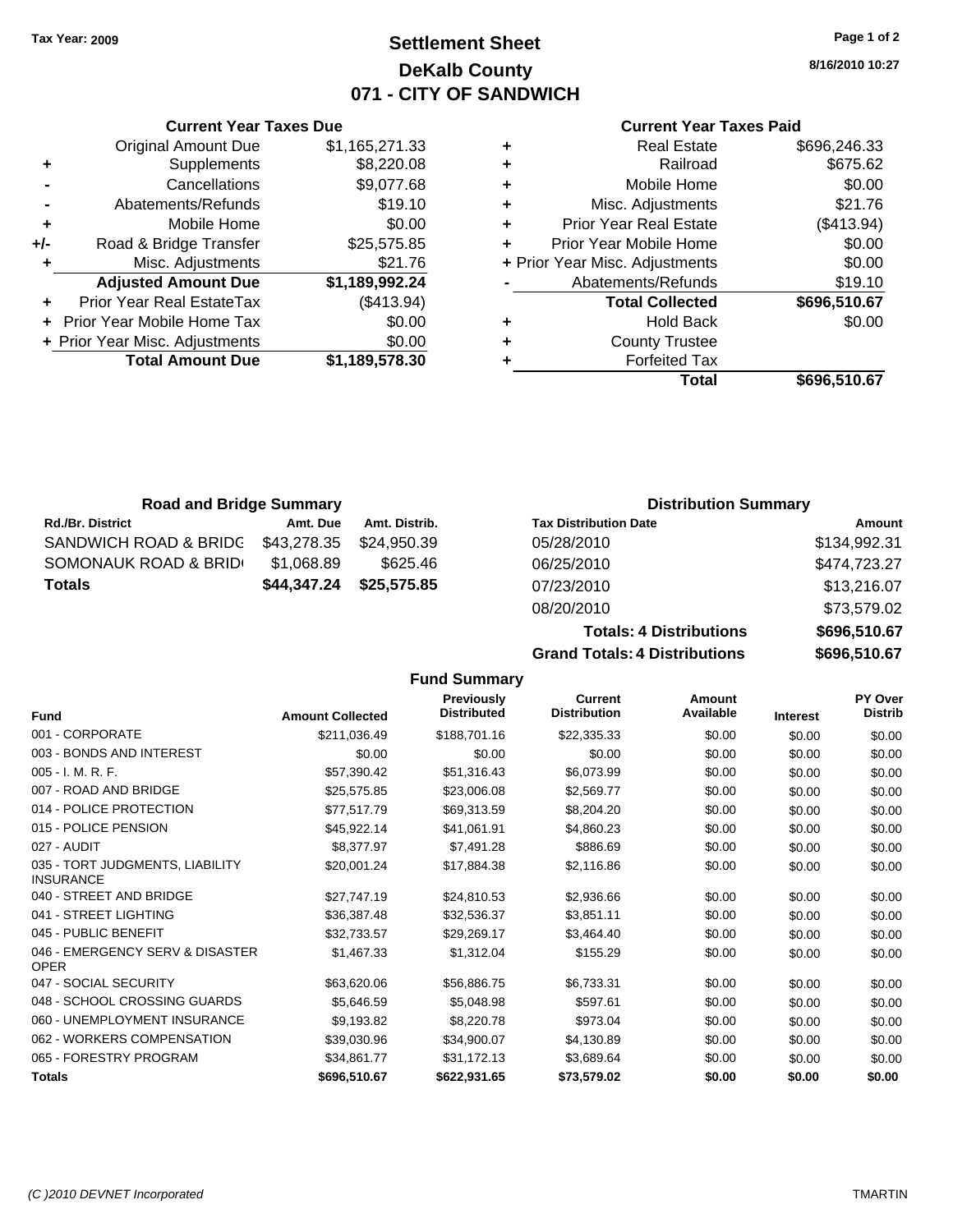Tax Year: 2009

# Settlement Sheet
## DeKalb County
## 071 - CITY OF SANDWICH

8/16/2010 10:27

### Current Year Taxes Due

| | | |
|---|---|---|
| | Original Amount Due | $1,165,271.33 |
| + | Supplements | $8,220.08 |
| - | Cancellations | $9,077.68 |
| - | Abatements/Refunds | $19.10 |
| + | Mobile Home | $0.00 |
| +/- | Road & Bridge Transfer | $25,575.85 |
| + | Misc. Adjustments | $21.76 |
| | **Adjusted Amount Due** | **$1,189,992.24** |
| + | Prior Year Real EstateTax | ($413.94) |
| + | Prior Year Mobile Home Tax | $0.00 |
| + | Prior Year Misc. Adjustments | $0.00 |
| | **Total Amount Due** | **$1,189,578.30** |

### Current Year Taxes Paid

| | | |
|---|---|---|
| + | Real Estate | $696,246.33 |
| + | Railroad | $675.62 |
| + | Mobile Home | $0.00 |
| + | Misc. Adjustments | $21.76 |
| + | Prior Year Real Estate | ($413.94) |
| + | Prior Year Mobile Home | $0.00 |
| + | Prior Year Misc. Adjustments | $0.00 |
| - | Abatements/Refunds | $19.10 |
| | **Total Collected** | **$696,510.67** |
| + | Hold Back | $0.00 |
| + | County Trustee | |
| + | Forfeited Tax | |
| | **Total** | **$696,510.67** |

### Road and Bridge Summary

| Rd./Br. District | Amt. Due | Amt. Distrib. |
|---|---|---|
| SANDWICH ROAD & BRIDG | $43,278.35 | $24,950.39 |
| SOMONAUK ROAD & BRID | $1,068.89 | $625.46 |
| **Totals** | **$44,347.24** | **$25,575.85** |

### Distribution Summary

| Tax Distribution Date | Amount |
|---|---|
| 05/28/2010 | $134,992.31 |
| 06/25/2010 | $474,723.27 |
| 07/23/2010 | $13,216.07 |
| 08/20/2010 | $73,579.02 |
| **Totals: 4 Distributions** | **$696,510.67** |
| **Grand Totals: 4 Distributions** | **$696,510.67** |

### Fund Summary

| Fund | Amount Collected | Previously Distributed | Current Distribution | Amount Available | Interest | PY Over Distrib |
|---|---|---|---|---|---|---|
| 001 - CORPORATE | $211,036.49 | $188,701.16 | $22,335.33 | $0.00 | $0.00 | $0.00 |
| 003 - BONDS AND INTEREST | $0.00 | $0.00 | $0.00 | $0.00 | $0.00 | $0.00 |
| 005 - I. M. R. F. | $57,390.42 | $51,316.43 | $6,073.99 | $0.00 | $0.00 | $0.00 |
| 007 - ROAD AND BRIDGE | $25,575.85 | $23,006.08 | $2,569.77 | $0.00 | $0.00 | $0.00 |
| 014 - POLICE PROTECTION | $77,517.79 | $69,313.59 | $8,204.20 | $0.00 | $0.00 | $0.00 |
| 015 - POLICE PENSION | $45,922.14 | $41,061.91 | $4,860.23 | $0.00 | $0.00 | $0.00 |
| 027 - AUDIT | $8,377.97 | $7,491.28 | $886.69 | $0.00 | $0.00 | $0.00 |
| 035 - TORT JUDGMENTS, LIABILITY INSURANCE | $20,001.24 | $17,884.38 | $2,116.86 | $0.00 | $0.00 | $0.00 |
| 040 - STREET AND BRIDGE | $27,747.19 | $24,810.53 | $2,936.66 | $0.00 | $0.00 | $0.00 |
| 041 - STREET LIGHTING | $36,387.48 | $32,536.37 | $3,851.11 | $0.00 | $0.00 | $0.00 |
| 045 - PUBLIC BENEFIT | $32,733.57 | $29,269.17 | $3,464.40 | $0.00 | $0.00 | $0.00 |
| 046 - EMERGENCY SERV & DISASTER OPER | $1,467.33 | $1,312.04 | $155.29 | $0.00 | $0.00 | $0.00 |
| 047 - SOCIAL SECURITY | $63,620.06 | $56,886.75 | $6,733.31 | $0.00 | $0.00 | $0.00 |
| 048 - SCHOOL CROSSING GUARDS | $5,646.59 | $5,048.98 | $597.61 | $0.00 | $0.00 | $0.00 |
| 060 - UNEMPLOYMENT INSURANCE | $9,193.82 | $8,220.78 | $973.04 | $0.00 | $0.00 | $0.00 |
| 062 - WORKERS COMPENSATION | $39,030.96 | $34,900.07 | $4,130.89 | $0.00 | $0.00 | $0.00 |
| 065 - FORESTRY PROGRAM | $34,861.77 | $31,172.13 | $3,689.64 | $0.00 | $0.00 | $0.00 |
| **Totals** | **$696,510.67** | **$622,931.65** | **$73,579.02** | **$0.00** | **$0.00** | **$0.00** |

(C )2010 DEVNET Incorporated TMARTIN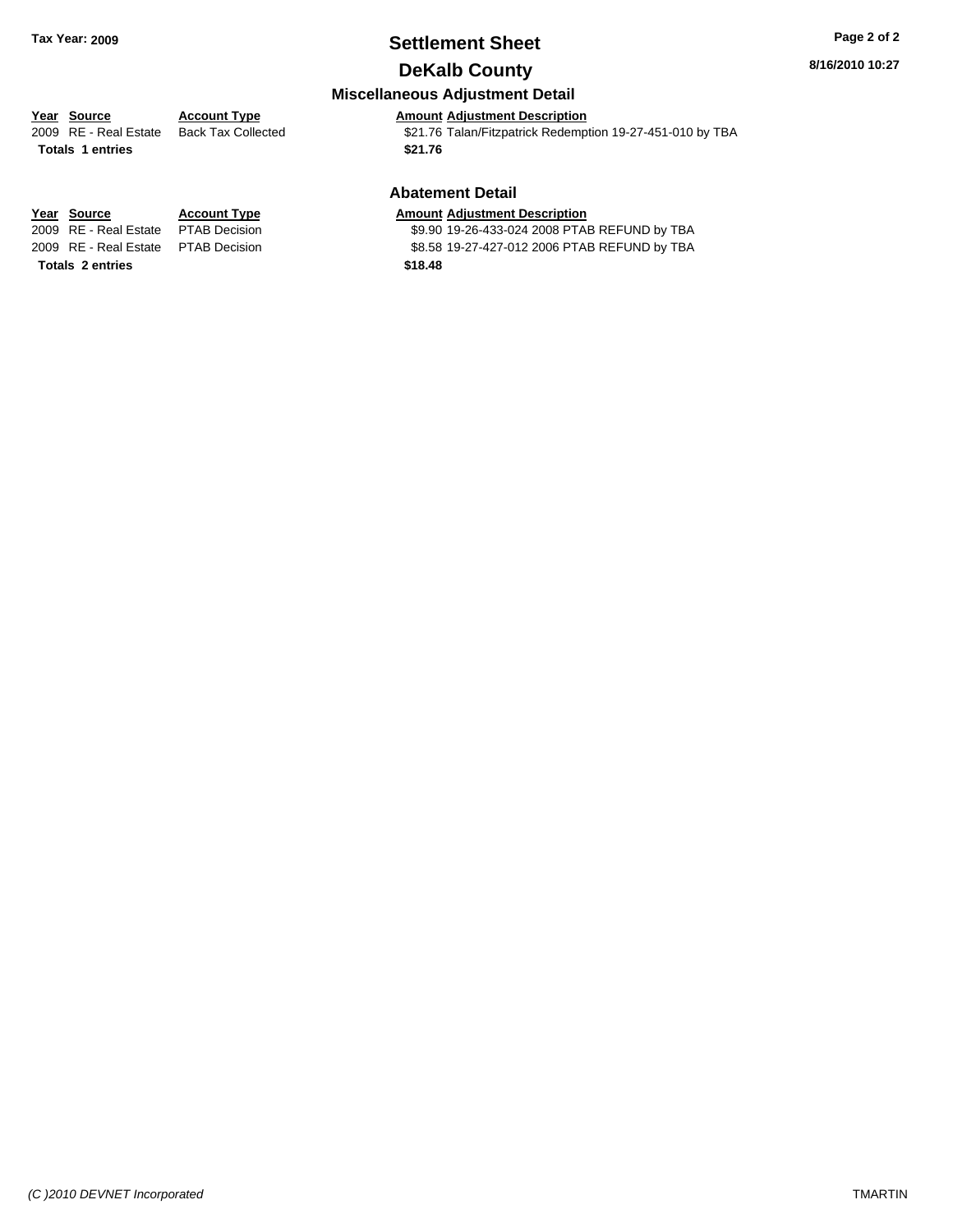**Tax Year: 2009**

# Settlement Sheet

## DeKalb County

8/16/2010 10:27

### Miscellaneous Adjustment Detail

| Year | Source | Account Type | Amount | Adjustment Description |
|---|---|---|---|---|
| 2009 | RE - Real Estate | Back Tax Collected | $21.76 | Talan/Fitzpatrick Redemption 19-27-451-010 by TBA |
| **Totals 1 entries** | | | **$21.76** | |

### Abatement Detail

| Year | Source | Account Type | Amount | Adjustment Description |
|---|---|---|---|---|
| 2009 | RE - Real Estate | PTAB Decision | $9.90 | 19-26-433-024 2008 PTAB REFUND by TBA |
| 2009 | RE - Real Estate | PTAB Decision | $8.58 | 19-27-427-012 2006 PTAB REFUND by TBA |
| **Totals 2 entries** | | | **$18.48** | |

*(C )2010 DEVNET Incorporated*

TMARTIN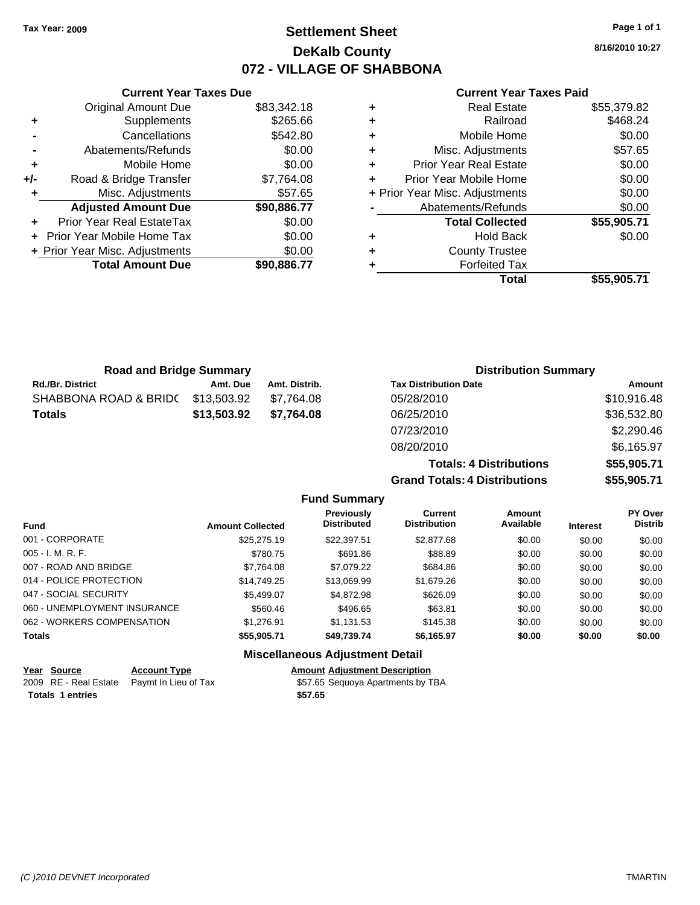Tax Year: 2009

# Settlement Sheet

## DeKalb County

## 072 - VILLAGE OF SHABBONA

8/16/2010 10:27

### Current Year Taxes Due

| | | |
|---|---|---|
| | Original Amount Due | $83,342.18 |
| + | Supplements | $265.66 |
| - | Cancellations | $542.80 |
| - | Abatements/Refunds | $0.00 |
| + | Mobile Home | $0.00 |
| +/- | Road & Bridge Transfer | $7,764.08 |
| + | Misc. Adjustments | $57.65 |
| | **Adjusted Amount Due** | **$90,886.77** |
| + | Prior Year Real EstateTax | $0.00 |
| + | Prior Year Mobile Home Tax | $0.00 |
| + | Prior Year Misc. Adjustments | $0.00 |
| | **Total Amount Due** | **$90,886.77** |

### Current Year Taxes Paid

| | | |
|---|---|---|
| + | Real Estate | $55,379.82 |
| + | Railroad | $468.24 |
| + | Mobile Home | $0.00 |
| + | Misc. Adjustments | $57.65 |
| + | Prior Year Real Estate | $0.00 |
| + | Prior Year Mobile Home | $0.00 |
| + | Prior Year Misc. Adjustments | $0.00 |
| - | Abatements/Refunds | $0.00 |
| | **Total Collected** | **$55,905.71** |
| + | Hold Back | $0.00 |
| + | County Trustee | |
| + | Forfeited Tax | |
| | **Total** | **$55,905.71** |

### Road and Bridge Summary

| Rd./Br. District | Amt. Due | Amt. Distrib. |
|---|---|---|
| SHABBONA ROAD & BRIDC | $13,503.92 | $7,764.08 |
| **Totals** | **$13,503.92** | **$7,764.08** |

### Distribution Summary

| Tax Distribution Date | Amount |
|---|---|
| 05/28/2010 | $10,916.48 |
| 06/25/2010 | $36,532.80 |
| 07/23/2010 | $2,290.46 |
| 08/20/2010 | $6,165.97 |
| **Totals: 4 Distributions** | **$55,905.71** |
| **Grand Totals: 4 Distributions** | **$55,905.71** |

### Fund Summary

| Fund | Amount Collected | Previously Distributed | Current Distribution | Amount Available | Interest | PY Over Distrib |
|---|---|---|---|---|---|---|
| 001 - CORPORATE | $25,275.19 | $22,397.51 | $2,877.68 | $0.00 | $0.00 | $0.00 |
| 005 - I. M. R. F. | $780.75 | $691.86 | $88.89 | $0.00 | $0.00 | $0.00 |
| 007 - ROAD AND BRIDGE | $7,764.08 | $7,079.22 | $684.86 | $0.00 | $0.00 | $0.00 |
| 014 - POLICE PROTECTION | $14,749.25 | $13,069.99 | $1,679.26 | $0.00 | $0.00 | $0.00 |
| 047 - SOCIAL SECURITY | $5,499.07 | $4,872.98 | $626.09 | $0.00 | $0.00 | $0.00 |
| 060 - UNEMPLOYMENT INSURANCE | $560.46 | $496.65 | $63.81 | $0.00 | $0.00 | $0.00 |
| 062 - WORKERS COMPENSATION | $1,276.91 | $1,131.53 | $145.38 | $0.00 | $0.00 | $0.00 |
| **Totals** | **$55,905.71** | **$49,739.74** | **$6,165.97** | **$0.00** | **$0.00** | **$0.00** |

### Miscellaneous Adjustment Detail

| Year | Source | Account Type | Amount | Adjustment Description |
|---|---|---|---|---|
| 2009 | RE - Real Estate | Paymt In Lieu of Tax | $57.65 | Sequoya Apartments by TBA |
| **Totals 1 entries** | | | **$57.65** | |

(C )2010 DEVNET Incorporated TMARTIN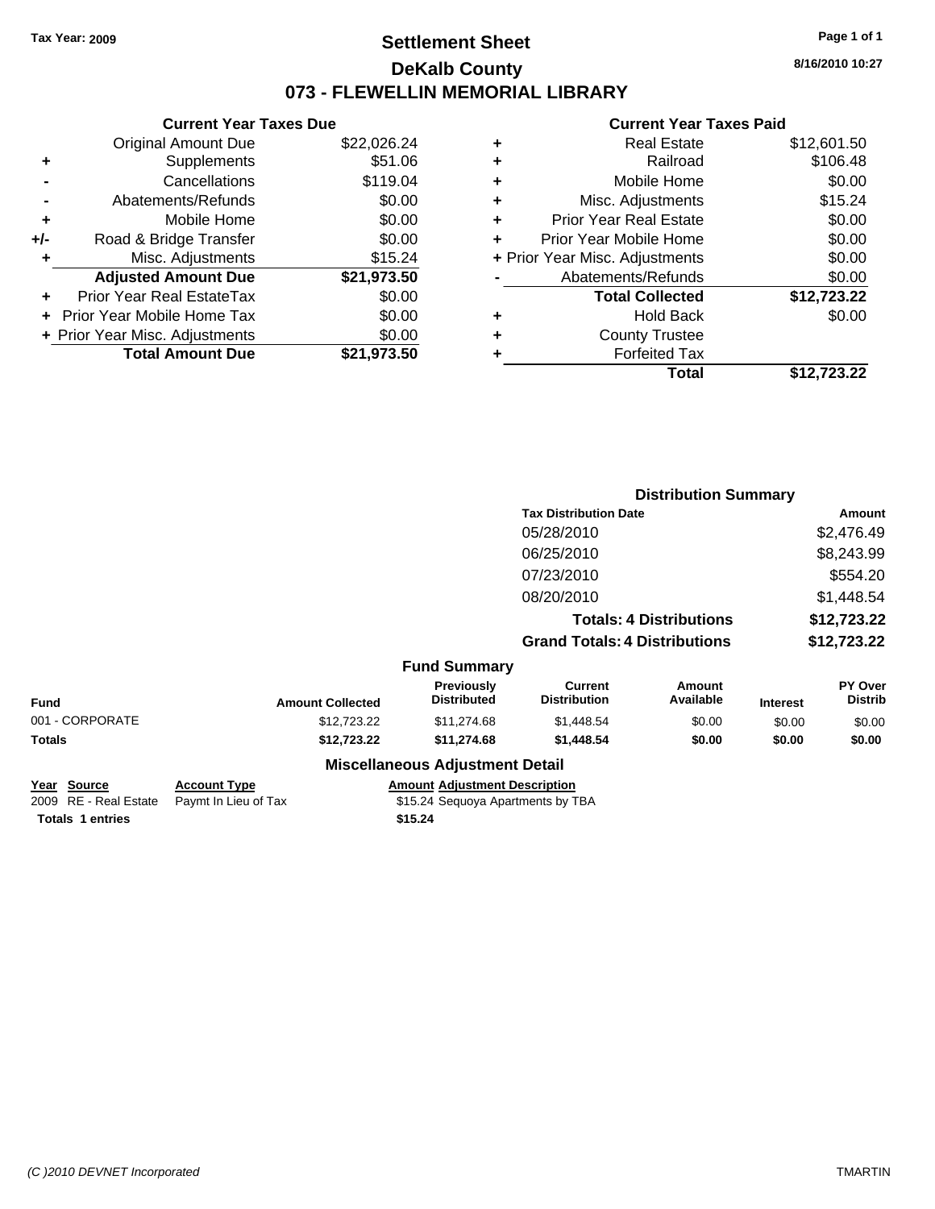Tax Year: 2009

# Settlement Sheet

## DeKalb County

## 073 - FLEWELLIN MEMORIAL LIBRARY

8/16/2010 10:27

### Current Year Taxes Due

| | | |
|---|---|---|
| | Original Amount Due | $22,026.24 |
| + | Supplements | $51.06 |
| - | Cancellations | $119.04 |
| - | Abatements/Refunds | $0.00 |
| + | Mobile Home | $0.00 |
| +/- | Road & Bridge Transfer | $0.00 |
| + | Misc. Adjustments | $15.24 |
| | **Adjusted Amount Due** | **$21,973.50** |
| + | Prior Year Real EstateTax | $0.00 |
| + | Prior Year Mobile Home Tax | $0.00 |
| + | Prior Year Misc. Adjustments | $0.00 |
| | **Total Amount Due** | **$21,973.50** |

### Current Year Taxes Paid

| | | |
|---|---|---|
| + | Real Estate | $12,601.50 |
| + | Railroad | $106.48 |
| + | Mobile Home | $0.00 |
| + | Misc. Adjustments | $15.24 |
| + | Prior Year Real Estate | $0.00 |
| + | Prior Year Mobile Home | $0.00 |
| + | Prior Year Misc. Adjustments | $0.00 |
| - | Abatements/Refunds | $0.00 |
| | **Total Collected** | **$12,723.22** |
| + | Hold Back | $0.00 |
| + | County Trustee | |
| + | Forfeited Tax | |
| | **Total** | **$12,723.22** |

### Distribution Summary

| Tax Distribution Date | Amount |
|---|---|
| 05/28/2010 | $2,476.49 |
| 06/25/2010 | $8,243.99 |
| 07/23/2010 | $554.20 |
| 08/20/2010 | $1,448.54 |
| **Totals: 4 Distributions** | **$12,723.22** |
| **Grand Totals: 4 Distributions** | **$12,723.22** |

### Fund Summary

| Fund | Amount Collected | Previously Distributed | Current Distribution | Amount Available | Interest | PY Over Distrib |
|---|---|---|---|---|---|---|
| 001 - CORPORATE | $12,723.22 | $11,274.68 | $1,448.54 | $0.00 | $0.00 | $0.00 |
| **Totals** | **$12,723.22** | **$11,274.68** | **$1,448.54** | **$0.00** | **$0.00** | **$0.00** |

### Miscellaneous Adjustment Detail

| Year | Source | Account Type | Amount | Adjustment Description |
|---|---|---|---|---|
| 2009 | RE - Real Estate | Paymt In Lieu of Tax | $15.24 | Sequoya Apartments by TBA |
| **Totals** | **1 entries** | | **$15.24** | |

(C )2010 DEVNET Incorporated TMARTIN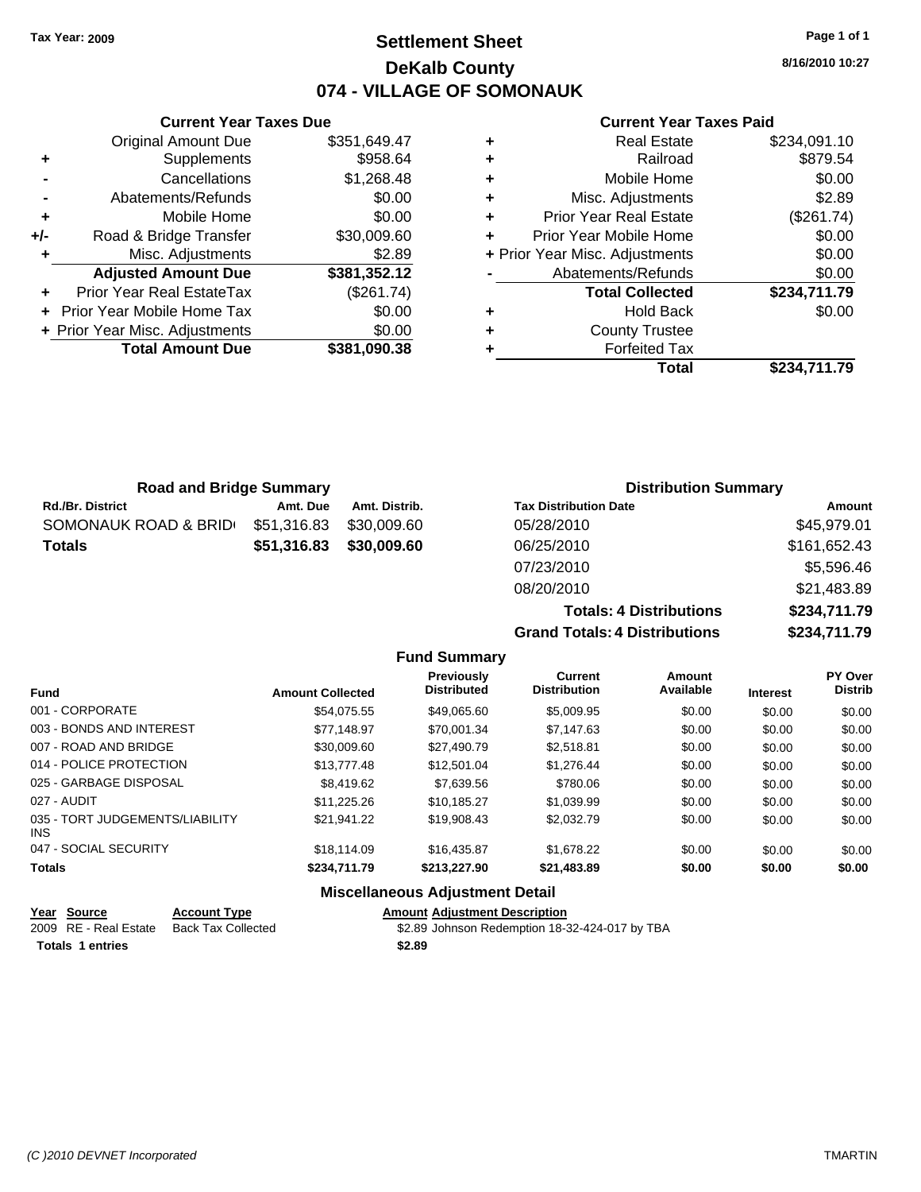Tax Year: 2009

# Settlement Sheet

## DeKalb County

## 074 - VILLAGE OF SOMONAUK

8/16/2010 10:27

### Current Year Taxes Due

| | | |
|---|---|---|
| | Original Amount Due | $351,649.47 |
| + | Supplements | $958.64 |
| - | Cancellations | $1,268.48 |
| - | Abatements/Refunds | $0.00 |
| + | Mobile Home | $0.00 |
| +/- | Road & Bridge Transfer | $30,009.60 |
| + | Misc. Adjustments | $2.89 |
| | **Adjusted Amount Due** | **$381,352.12** |
| + | Prior Year Real EstateTax | ($261.74) |
| + | Prior Year Mobile Home Tax | $0.00 |
| + | Prior Year Misc. Adjustments | $0.00 |
| | **Total Amount Due** | **$381,090.38** |

### Current Year Taxes Paid

| | | |
|---|---|---|
| + | Real Estate | $234,091.10 |
| + | Railroad | $879.54 |
| + | Mobile Home | $0.00 |
| + | Misc. Adjustments | $2.89 |
| + | Prior Year Real Estate | ($261.74) |
| + | Prior Year Mobile Home | $0.00 |
| + | Prior Year Misc. Adjustments | $0.00 |
| - | Abatements/Refunds | $0.00 |
| | **Total Collected** | **$234,711.79** |
| + | Hold Back | $0.00 |
| + | County Trustee | |
| + | Forfeited Tax | |
| | **Total** | **$234,711.79** |

### Road and Bridge Summary

| Rd./Br. District | Amt. Due | Amt. Distrib. |
|---|---|---|
| SOMONAUK ROAD & BRID | $51,316.83 | $30,009.60 |
| **Totals** | **$51,316.83** | **$30,009.60** |

### Distribution Summary

| Tax Distribution Date | Amount |
|---|---|
| 05/28/2010 | $45,979.01 |
| 06/25/2010 | $161,652.43 |
| 07/23/2010 | $5,596.46 |
| 08/20/2010 | $21,483.89 |
| **Totals: 4 Distributions** | **$234,711.79** |
| **Grand Totals: 4 Distributions** | **$234,711.79** |

### Fund Summary

| Fund | Amount Collected | Previously Distributed | Current Distribution | Amount Available | Interest | PY Over Distrib |
|---|---|---|---|---|---|---|
| 001 - CORPORATE | $54,075.55 | $49,065.60 | $5,009.95 | $0.00 | $0.00 | $0.00 |
| 003 - BONDS AND INTEREST | $77,148.97 | $70,001.34 | $7,147.63 | $0.00 | $0.00 | $0.00 |
| 007 - ROAD AND BRIDGE | $30,009.60 | $27,490.79 | $2,518.81 | $0.00 | $0.00 | $0.00 |
| 014 - POLICE PROTECTION | $13,777.48 | $12,501.04 | $1,276.44 | $0.00 | $0.00 | $0.00 |
| 025 - GARBAGE DISPOSAL | $8,419.62 | $7,639.56 | $780.06 | $0.00 | $0.00 | $0.00 |
| 027 - AUDIT | $11,225.26 | $10,185.27 | $1,039.99 | $0.00 | $0.00 | $0.00 |
| 035 - TORT JUDGEMENTS/LIABILITY INS | $21,941.22 | $19,908.43 | $2,032.79 | $0.00 | $0.00 | $0.00 |
| 047 - SOCIAL SECURITY | $18,114.09 | $16,435.87 | $1,678.22 | $0.00 | $0.00 | $0.00 |
| **Totals** | **$234,711.79** | **$213,227.90** | **$21,483.89** | **$0.00** | **$0.00** | **$0.00** |

### Miscellaneous Adjustment Detail

| Year | Source | Account Type | Amount | Adjustment Description |
|---|---|---|---|---|
| 2009 | RE - Real Estate | Back Tax Collected | $2.89 | Johnson Redemption 18-32-424-017 by TBA |
| **Totals 1 entries** | | | **$2.89** | |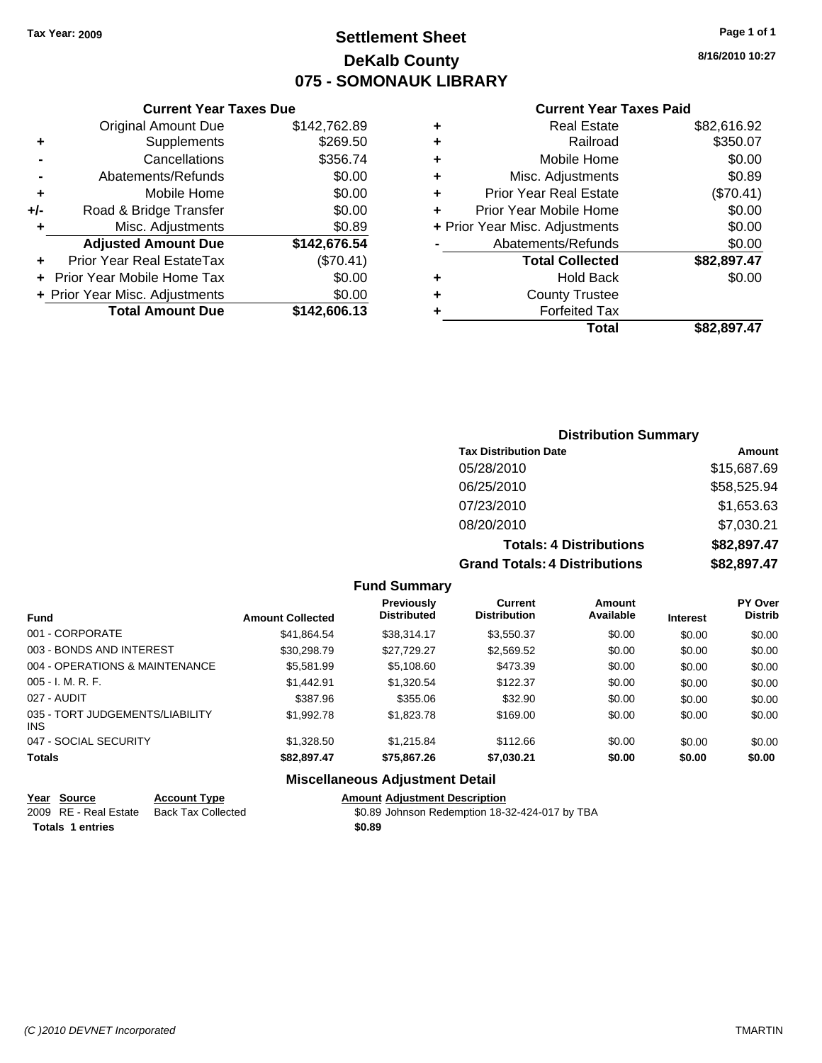Tax Year: 2009

# Settlement Sheet
## DeKalb County
## 075 - SOMONAUK LIBRARY

8/16/2010 10:27

### Current Year Taxes Due

| | | |
|---|---|---|
| | Original Amount Due | $142,762.89 |
| + | Supplements | $269.50 |
| - | Cancellations | $356.74 |
| - | Abatements/Refunds | $0.00 |
| + | Mobile Home | $0.00 |
| +/- | Road & Bridge Transfer | $0.00 |
| + | Misc. Adjustments | $0.89 |
| | **Adjusted Amount Due** | **$142,676.54** |
| + | Prior Year Real EstateTax | ($70.41) |
| + | Prior Year Mobile Home Tax | $0.00 |
| + | Prior Year Misc. Adjustments | $0.00 |
| | **Total Amount Due** | **$142,606.13** |

### Current Year Taxes Paid

| | | |
|---|---|---|
| + | Real Estate | $82,616.92 |
| + | Railroad | $350.07 |
| + | Mobile Home | $0.00 |
| + | Misc. Adjustments | $0.89 |
| + | Prior Year Real Estate | ($70.41) |
| + | Prior Year Mobile Home | $0.00 |
| + | Prior Year Misc. Adjustments | $0.00 |
| - | Abatements/Refunds | $0.00 |
| | **Total Collected** | **$82,897.47** |
| + | Hold Back | $0.00 |
| + | County Trustee | |
| + | Forfeited Tax | |
| | **Total** | **$82,897.47** |

### Distribution Summary

| Tax Distribution Date | Amount |
|---|---|
| 05/28/2010 | $15,687.69 |
| 06/25/2010 | $58,525.94 |
| 07/23/2010 | $1,653.63 |
| 08/20/2010 | $7,030.21 |
| **Totals: 4 Distributions** | **$82,897.47** |
| **Grand Totals: 4 Distributions** | **$82,897.47** |

### Fund Summary

| Fund | Amount Collected | Previously Distributed | Current Distribution | Amount Available | Interest | PY Over Distrib |
|---|---|---|---|---|---|---|
| 001 - CORPORATE | $41,864.54 | $38,314.17 | $3,550.37 | $0.00 | $0.00 | $0.00 |
| 003 - BONDS AND INTEREST | $30,298.79 | $27,729.27 | $2,569.52 | $0.00 | $0.00 | $0.00 |
| 004 - OPERATIONS & MAINTENANCE | $5,581.99 | $5,108.60 | $473.39 | $0.00 | $0.00 | $0.00 |
| 005 - I. M. R. F. | $1,442.91 | $1,320.54 | $122.37 | $0.00 | $0.00 | $0.00 |
| 027 - AUDIT | $387.96 | $355.06 | $32.90 | $0.00 | $0.00 | $0.00 |
| 035 - TORT JUDGEMENTS/LIABILITY INS | $1,992.78 | $1,823.78 | $169.00 | $0.00 | $0.00 | $0.00 |
| 047 - SOCIAL SECURITY | $1,328.50 | $1,215.84 | $112.66 | $0.00 | $0.00 | $0.00 |
| **Totals** | **$82,897.47** | **$75,867.26** | **$7,030.21** | **$0.00** | **$0.00** | **$0.00** |

### Miscellaneous Adjustment Detail

| Year | Source | Account Type | Amount | Adjustment Description |
|---|---|---|---|---|
| 2009 | RE - Real Estate | Back Tax Collected | $0.89 | Johnson Redemption 18-32-424-017 by TBA |
| **Totals** | **1 entries** | | **$0.89** | |

(C )2010 DEVNET Incorporated TMARTIN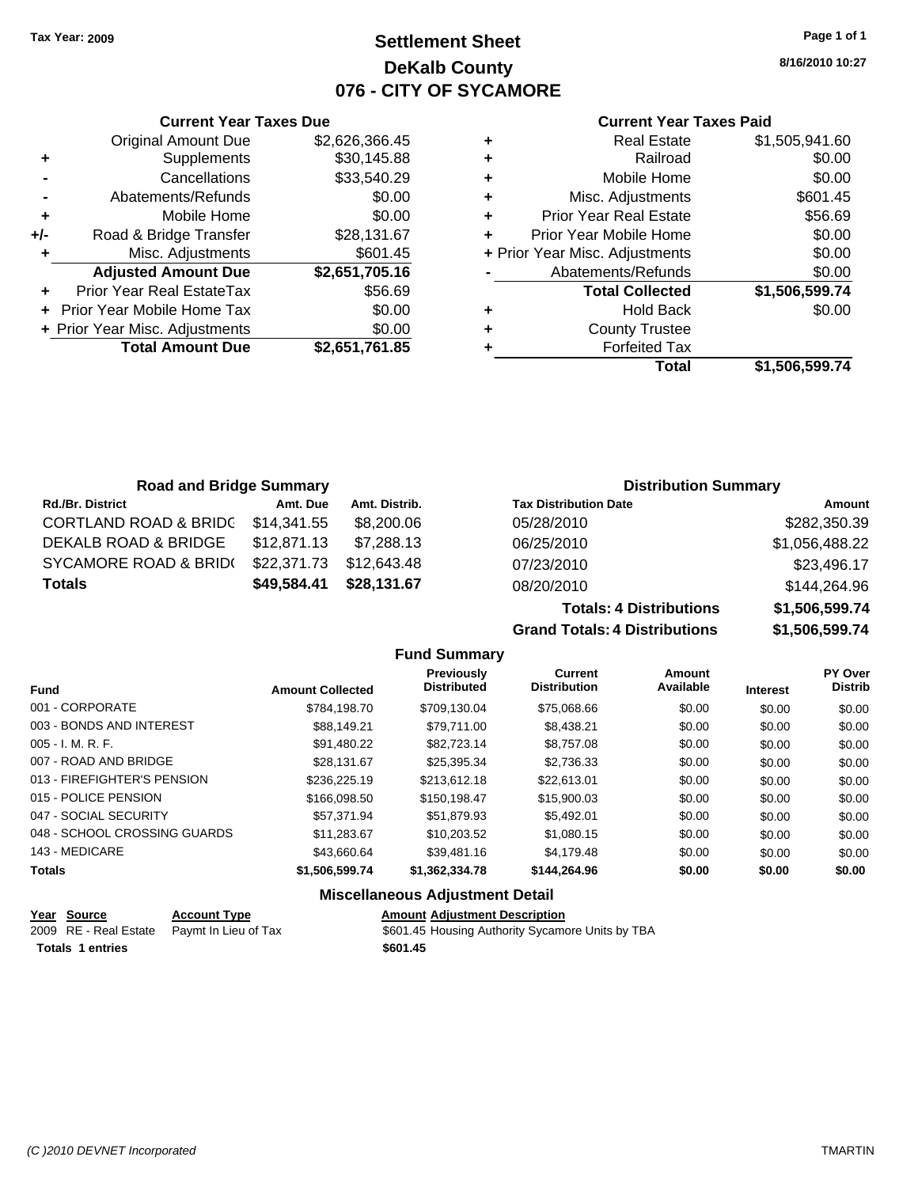Tax Year: 2009

# Settlement Sheet
## DeKalb County
## 076 - CITY OF SYCAMORE

8/16/2010 10:27

### Current Year Taxes Due

| | | |
|---|---|---|
| | Original Amount Due | $2,626,366.45 |
| + | Supplements | $30,145.88 |
| - | Cancellations | $33,540.29 |
| - | Abatements/Refunds | $0.00 |
| + | Mobile Home | $0.00 |
| +/- | Road & Bridge Transfer | $28,131.67 |
| + | Misc. Adjustments | $601.45 |
| | **Adjusted Amount Due** | **$2,651,705.16** |
| + | Prior Year Real EstateTax | $56.69 |
| + | Prior Year Mobile Home Tax | $0.00 |
| + | Prior Year Misc. Adjustments | $0.00 |
| | **Total Amount Due** | **$2,651,761.85** |

### Current Year Taxes Paid

| | | |
|---|---|---|
| + | Real Estate | $1,505,941.60 |
| + | Railroad | $0.00 |
| + | Mobile Home | $0.00 |
| + | Misc. Adjustments | $601.45 |
| + | Prior Year Real Estate | $56.69 |
| + | Prior Year Mobile Home | $0.00 |
| + | Prior Year Misc. Adjustments | $0.00 |
| - | Abatements/Refunds | $0.00 |
| | **Total Collected** | **$1,506,599.74** |
| + | Hold Back | $0.00 |
| + | County Trustee | |
| + | Forfeited Tax | |
| | **Total** | **$1,506,599.74** |

### Road and Bridge Summary

| Rd./Br. District | Amt. Due | Amt. Distrib. |
|---|---|---|
| CORTLAND ROAD & BRIDG | $14,341.55 | $8,200.06 |
| DEKALB ROAD & BRIDGE | $12,871.13 | $7,288.13 |
| SYCAMORE ROAD & BRID( | $22,371.73 | $12,643.48 |
| **Totals** | **$49,584.41** | **$28,131.67** |

### Distribution Summary

| Tax Distribution Date | Amount |
|---|---|
| 05/28/2010 | $282,350.39 |
| 06/25/2010 | $1,056,488.22 |
| 07/23/2010 | $23,496.17 |
| 08/20/2010 | $144,264.96 |
| **Totals: 4 Distributions** | **$1,506,599.74** |
| **Grand Totals: 4 Distributions** | **$1,506,599.74** |

### Fund Summary

| Fund | Amount Collected | Previously Distributed | Current Distribution | Amount Available | Interest | PY Over Distrib |
|---|---|---|---|---|---|---|
| 001 - CORPORATE | $784,198.70 | $709,130.04 | $75,068.66 | $0.00 | $0.00 | $0.00 |
| 003 - BONDS AND INTEREST | $88,149.21 | $79,711.00 | $8,438.21 | $0.00 | $0.00 | $0.00 |
| 005 - I. M. R. F. | $91,480.22 | $82,723.14 | $8,757.08 | $0.00 | $0.00 | $0.00 |
| 007 - ROAD AND BRIDGE | $28,131.67 | $25,395.34 | $2,736.33 | $0.00 | $0.00 | $0.00 |
| 013 - FIREFIGHTER'S PENSION | $236,225.19 | $213,612.18 | $22,613.01 | $0.00 | $0.00 | $0.00 |
| 015 - POLICE PENSION | $166,098.50 | $150,198.47 | $15,900.03 | $0.00 | $0.00 | $0.00 |
| 047 - SOCIAL SECURITY | $57,371.94 | $51,879.93 | $5,492.01 | $0.00 | $0.00 | $0.00 |
| 048 - SCHOOL CROSSING GUARDS | $11,283.67 | $10,203.52 | $1,080.15 | $0.00 | $0.00 | $0.00 |
| 143 - MEDICARE | $43,660.64 | $39,481.16 | $4,179.48 | $0.00 | $0.00 | $0.00 |
| **Totals** | **$1,506,599.74** | **$1,362,334.78** | **$144,264.96** | **$0.00** | **$0.00** | **$0.00** |

### Miscellaneous Adjustment Detail

| Year | Source | Account Type | Amount | Adjustment Description |
|---|---|---|---|---|
| 2009 | RE - Real Estate | Paymt In Lieu of Tax | $601.45 | Housing Authority Sycamore Units by TBA |
| **Totals 1 entries** | | | **$601.45** | |

(C )2010 DEVNET Incorporated

TMARTIN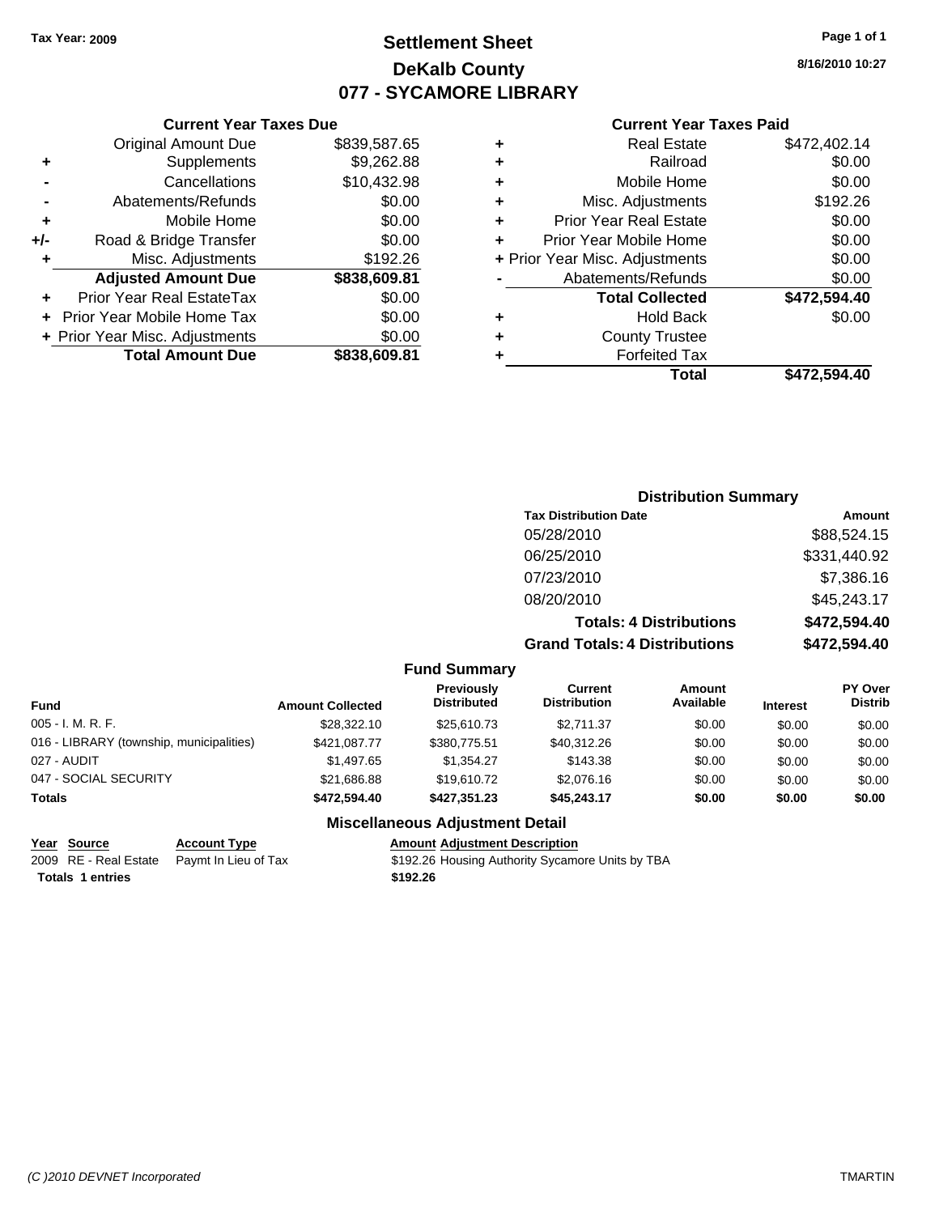Tax Year: 2009

# Settlement Sheet
## DeKalb County
## 077 - SYCAMORE LIBRARY

8/16/2010 10:27

### Current Year Taxes Due

| | | |
|---|---|---|
| | Original Amount Due | $839,587.65 |
| + | Supplements | $9,262.88 |
| - | Cancellations | $10,432.98 |
| - | Abatements/Refunds | $0.00 |
| + | Mobile Home | $0.00 |
| +/- | Road & Bridge Transfer | $0.00 |
| + | Misc. Adjustments | $192.26 |
| | **Adjusted Amount Due** | **$838,609.81** |
| + | Prior Year Real EstateTax | $0.00 |
| + | Prior Year Mobile Home Tax | $0.00 |
| + | Prior Year Misc. Adjustments | $0.00 |
| | **Total Amount Due** | **$838,609.81** |

### Current Year Taxes Paid

| | | |
|---|---|---|
| + | Real Estate | $472,402.14 |
| + | Railroad | $0.00 |
| + | Mobile Home | $0.00 |
| + | Misc. Adjustments | $192.26 |
| + | Prior Year Real Estate | $0.00 |
| + | Prior Year Mobile Home | $0.00 |
| + | Prior Year Misc. Adjustments | $0.00 |
| - | Abatements/Refunds | $0.00 |
| | **Total Collected** | **$472,594.40** |
| + | Hold Back | $0.00 |
| + | County Trustee | |
| + | Forfeited Tax | |
| | **Total** | **$472,594.40** |

### Distribution Summary

| Tax Distribution Date | Amount |
|---|---|
| 05/28/2010 | $88,524.15 |
| 06/25/2010 | $331,440.92 |
| 07/23/2010 | $7,386.16 |
| 08/20/2010 | $45,243.17 |
| **Totals: 4 Distributions** | **$472,594.40** |
| **Grand Totals: 4 Distributions** | **$472,594.40** |

### Fund Summary

| Fund | Amount Collected | Previously Distributed | Current Distribution | Amount Available | Interest | PY Over Distrib |
|---|---|---|---|---|---|---|
| 005 - I. M. R. F. | $28,322.10 | $25,610.73 | $2,711.37 | $0.00 | $0.00 | $0.00 |
| 016 - LIBRARY (township, municipalities) | $421,087.77 | $380,775.51 | $40,312.26 | $0.00 | $0.00 | $0.00 |
| 027 - AUDIT | $1,497.65 | $1,354.27 | $143.38 | $0.00 | $0.00 | $0.00 |
| 047 - SOCIAL SECURITY | $21,686.88 | $19,610.72 | $2,076.16 | $0.00 | $0.00 | $0.00 |
| **Totals** | **$472,594.40** | **$427,351.23** | **$45,243.17** | **$0.00** | **$0.00** | **$0.00** |

### Miscellaneous Adjustment Detail

| Year | Source | Account Type | Amount | Adjustment Description |
|---|---|---|---|---|
| 2009 | RE - Real Estate | Paymt In Lieu of Tax | $192.26 | Housing Authority Sycamore Units by TBA |
| **Totals** | **1 entries** | | **$192.26** | |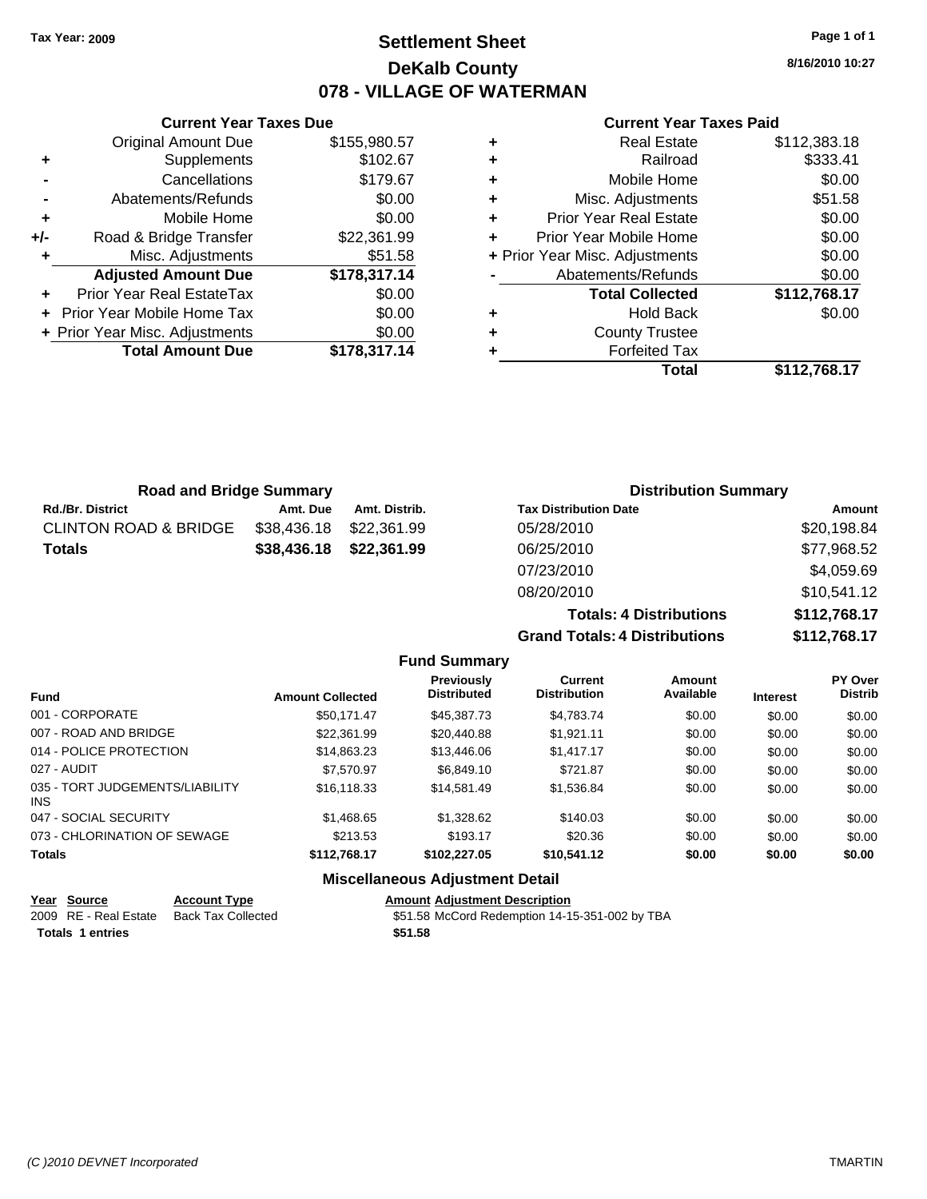Tax Year: 2009

# Settlement Sheet

## DeKalb County

## 078 - VILLAGE OF WATERMAN

8/16/2010 10:27

### Current Year Taxes Due

| | | |
|---|---|---|
| | Original Amount Due | $155,980.57 |
| + | Supplements | $102.67 |
| - | Cancellations | $179.67 |
| - | Abatements/Refunds | $0.00 |
| + | Mobile Home | $0.00 |
| +/- | Road & Bridge Transfer | $22,361.99 |
| + | Misc. Adjustments | $51.58 |
| | **Adjusted Amount Due** | **$178,317.14** |
| + | Prior Year Real EstateTax | $0.00 |
| + | Prior Year Mobile Home Tax | $0.00 |
| + | Prior Year Misc. Adjustments | $0.00 |
| | **Total Amount Due** | **$178,317.14** |

### Current Year Taxes Paid

| | | |
|---|---|---|
| + | Real Estate | $112,383.18 |
| + | Railroad | $333.41 |
| + | Mobile Home | $0.00 |
| + | Misc. Adjustments | $51.58 |
| + | Prior Year Real Estate | $0.00 |
| + | Prior Year Mobile Home | $0.00 |
| + | Prior Year Misc. Adjustments | $0.00 |
| - | Abatements/Refunds | $0.00 |
| | **Total Collected** | **$112,768.17** |
| + | Hold Back | $0.00 |
| + | County Trustee | |
| + | Forfeited Tax | |
| | **Total** | **$112,768.17** |

### Road and Bridge Summary

| Rd./Br. District | Amt. Due | Amt. Distrib. |
|---|---|---|
| CLINTON ROAD & BRIDGE | $38,436.18 | $22,361.99 |
| **Totals** | **$38,436.18** | **$22,361.99** |

### Distribution Summary

| Tax Distribution Date | Amount |
|---|---|
| 05/28/2010 | $20,198.84 |
| 06/25/2010 | $77,968.52 |
| 07/23/2010 | $4,059.69 |
| 08/20/2010 | $10,541.12 |
| **Totals: 4 Distributions** | **$112,768.17** |
| **Grand Totals: 4 Distributions** | **$112,768.17** |

### Fund Summary

| Fund | Amount Collected | Previously Distributed | Current Distribution | Amount Available | Interest | PY Over Distrib |
|---|---|---|---|---|---|---|
| 001 - CORPORATE | $50,171.47 | $45,387.73 | $4,783.74 | $0.00 | $0.00 | $0.00 |
| 007 - ROAD AND BRIDGE | $22,361.99 | $20,440.88 | $1,921.11 | $0.00 | $0.00 | $0.00 |
| 014 - POLICE PROTECTION | $14,863.23 | $13,446.06 | $1,417.17 | $0.00 | $0.00 | $0.00 |
| 027 - AUDIT | $7,570.97 | $6,849.10 | $721.87 | $0.00 | $0.00 | $0.00 |
| 035 - TORT JUDGEMENTS/LIABILITY INS | $16,118.33 | $14,581.49 | $1,536.84 | $0.00 | $0.00 | $0.00 |
| 047 - SOCIAL SECURITY | $1,468.65 | $1,328.62 | $140.03 | $0.00 | $0.00 | $0.00 |
| 073 - CHLORINATION OF SEWAGE | $213.53 | $193.17 | $20.36 | $0.00 | $0.00 | $0.00 |
| **Totals** | **$112,768.17** | **$102,227.05** | **$10,541.12** | **$0.00** | **$0.00** | **$0.00** |

### Miscellaneous Adjustment Detail

| Year | Source | Account Type | Amount | Adjustment Description |
|---|---|---|---|---|
| 2009 | RE - Real Estate | Back Tax Collected | $51.58 | McCord Redemption 14-15-351-002 by TBA |
| **Totals 1 entries** | | | **$51.58** | |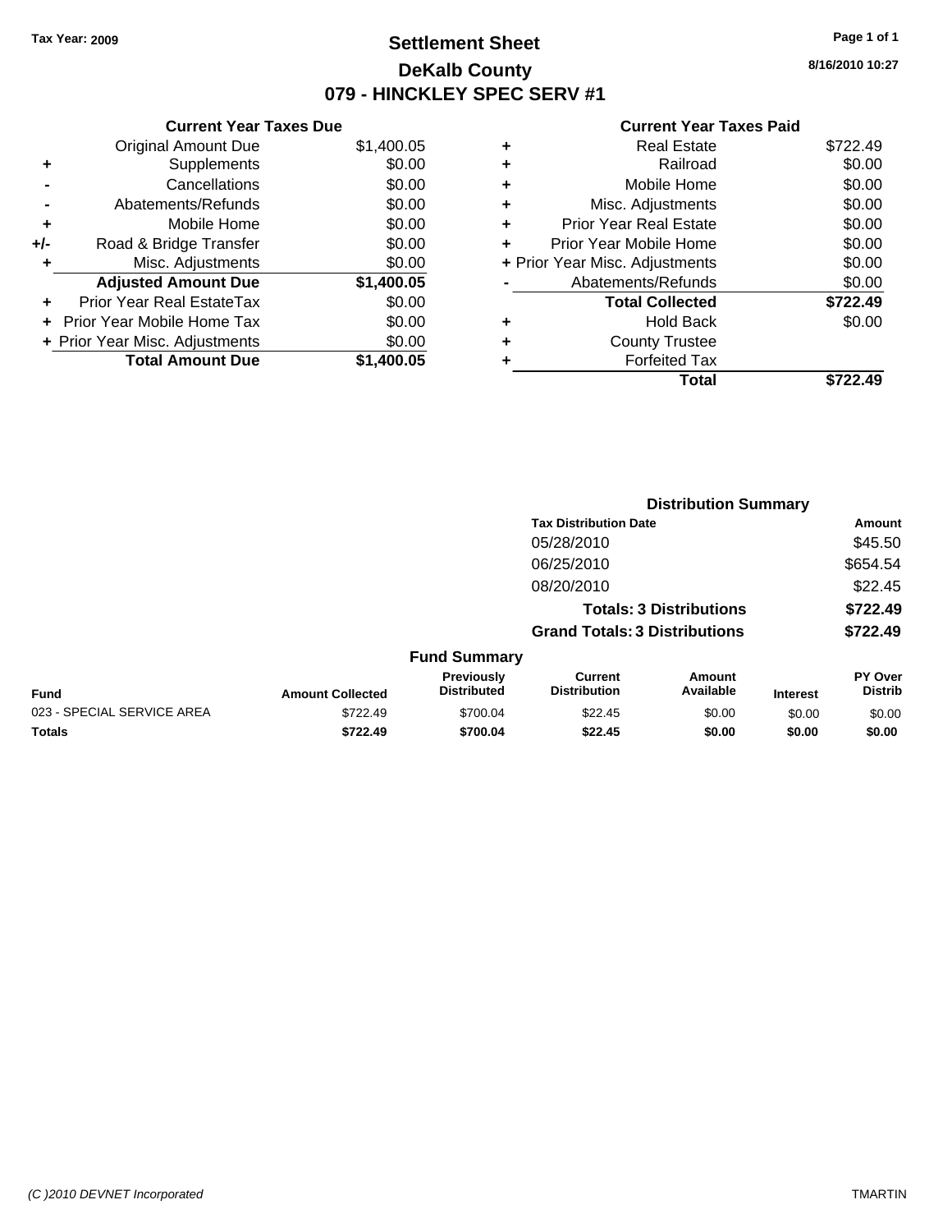Tax Year: 2009

# Settlement Sheet

## DeKalb County

## 079 - HINCKLEY SPEC SERV #1

8/16/2010 10:27

### Current Year Taxes Due

| | | |
|---|---|---|
| | Original Amount Due | $1,400.05 |
| + | Supplements | $0.00 |
| - | Cancellations | $0.00 |
| - | Abatements/Refunds | $0.00 |
| + | Mobile Home | $0.00 |
| +/- | Road & Bridge Transfer | $0.00 |
| + | Misc. Adjustments | $0.00 |
| | **Adjusted Amount Due** | **$1,400.05** |
| + | Prior Year Real EstateTax | $0.00 |
| + | Prior Year Mobile Home Tax | $0.00 |
| + | Prior Year Misc. Adjustments | $0.00 |
| | **Total Amount Due** | **$1,400.05** |

### Current Year Taxes Paid

| | | |
|---|---|---|
| + | Real Estate | $722.49 |
| + | Railroad | $0.00 |
| + | Mobile Home | $0.00 |
| + | Misc. Adjustments | $0.00 |
| + | Prior Year Real Estate | $0.00 |
| + | Prior Year Mobile Home | $0.00 |
| + | Prior Year Misc. Adjustments | $0.00 |
| - | Abatements/Refunds | $0.00 |
| | **Total Collected** | **$722.49** |
| + | Hold Back | $0.00 |
| + | County Trustee | |
| + | Forfeited Tax | |
| | **Total** | **$722.49** |

### Distribution Summary

| Tax Distribution Date | Amount |
|---|---|
| 05/28/2010 | $45.50 |
| 06/25/2010 | $654.54 |
| 08/20/2010 | $22.45 |
| **Totals: 3 Distributions** | **$722.49** |
| **Grand Totals: 3 Distributions** | **$722.49** |

### Fund Summary

| Fund | Amount Collected | Previously Distributed | Current Distribution | Amount Available | Interest | PY Over Distrib |
|---|---|---|---|---|---|---|
| 023 - SPECIAL SERVICE AREA | $722.49 | $700.04 | $22.45 | $0.00 | $0.00 | $0.00 |
| **Totals** | **$722.49** | **$700.04** | **$22.45** | **$0.00** | **$0.00** | **$0.00** |

(C )2010 DEVNET Incorporated — TMARTIN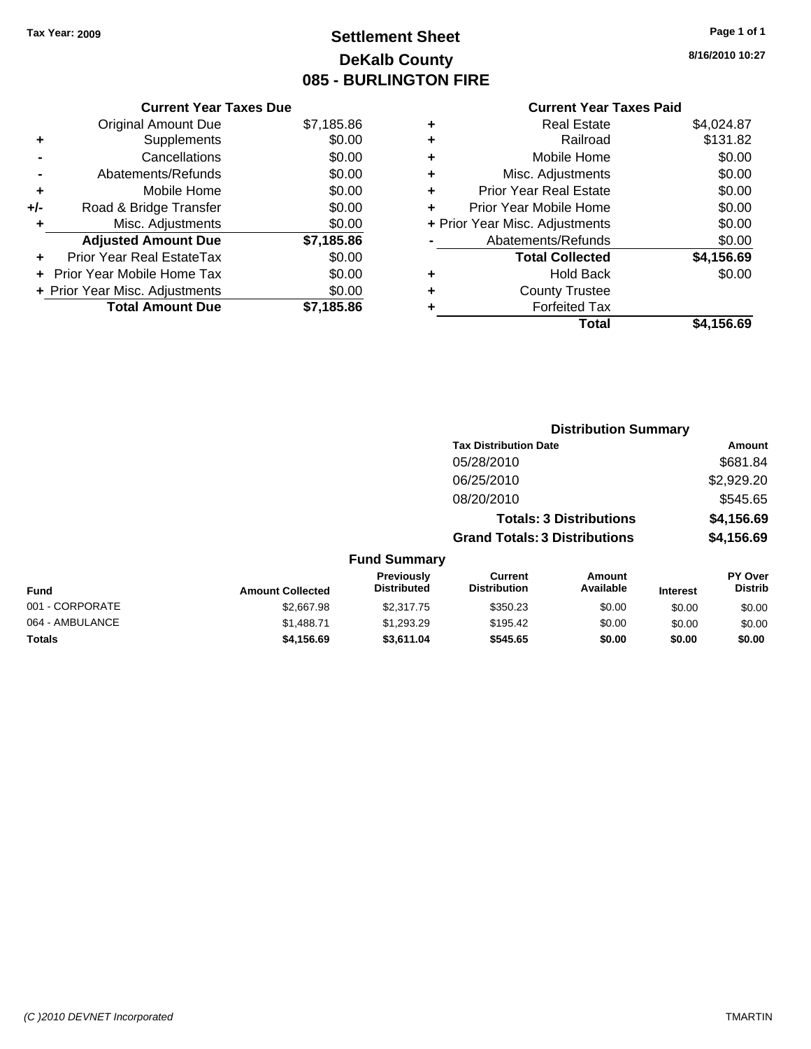Tax Year: 2009

# Settlement Sheet
## DeKalb County
## 085 - BURLINGTON FIRE

8/16/2010 10:27

### Current Year Taxes Due

| | | |
|---|---|---|
| | Original Amount Due | $7,185.86 |
| + | Supplements | $0.00 |
| - | Cancellations | $0.00 |
| - | Abatements/Refunds | $0.00 |
| + | Mobile Home | $0.00 |
| +/- | Road & Bridge Transfer | $0.00 |
| + | Misc. Adjustments | $0.00 |
| | **Adjusted Amount Due** | **$7,185.86** |
| + | Prior Year Real EstateTax | $0.00 |
| + | Prior Year Mobile Home Tax | $0.00 |
| + | Prior Year Misc. Adjustments | $0.00 |
| | **Total Amount Due** | **$7,185.86** |

### Current Year Taxes Paid

| | | |
|---|---|---|
| + | Real Estate | $4,024.87 |
| + | Railroad | $131.82 |
| + | Mobile Home | $0.00 |
| + | Misc. Adjustments | $0.00 |
| + | Prior Year Real Estate | $0.00 |
| + | Prior Year Mobile Home | $0.00 |
| + | Prior Year Misc. Adjustments | $0.00 |
| - | Abatements/Refunds | $0.00 |
| | **Total Collected** | **$4,156.69** |
| + | Hold Back | $0.00 |
| + | County Trustee | |
| + | Forfeited Tax | |
| | **Total** | **$4,156.69** |

### Distribution Summary

| Tax Distribution Date | Amount |
|---|---|
| 05/28/2010 | $681.84 |
| 06/25/2010 | $2,929.20 |
| 08/20/2010 | $545.65 |
| **Totals: 3 Distributions** | **$4,156.69** |
| **Grand Totals: 3 Distributions** | **$4,156.69** |

### Fund Summary

| Fund | Amount Collected | Previously Distributed | Current Distribution | Amount Available | Interest | PY Over Distrib |
|---|---|---|---|---|---|---|
| 001 - CORPORATE | $2,667.98 | $2,317.75 | $350.23 | $0.00 | $0.00 | $0.00 |
| 064 - AMBULANCE | $1,488.71 | $1,293.29 | $195.42 | $0.00 | $0.00 | $0.00 |
| **Totals** | **$4,156.69** | **$3,611.04** | **$545.65** | **$0.00** | **$0.00** | **$0.00** |

(C )2010 DEVNET Incorporated — TMARTIN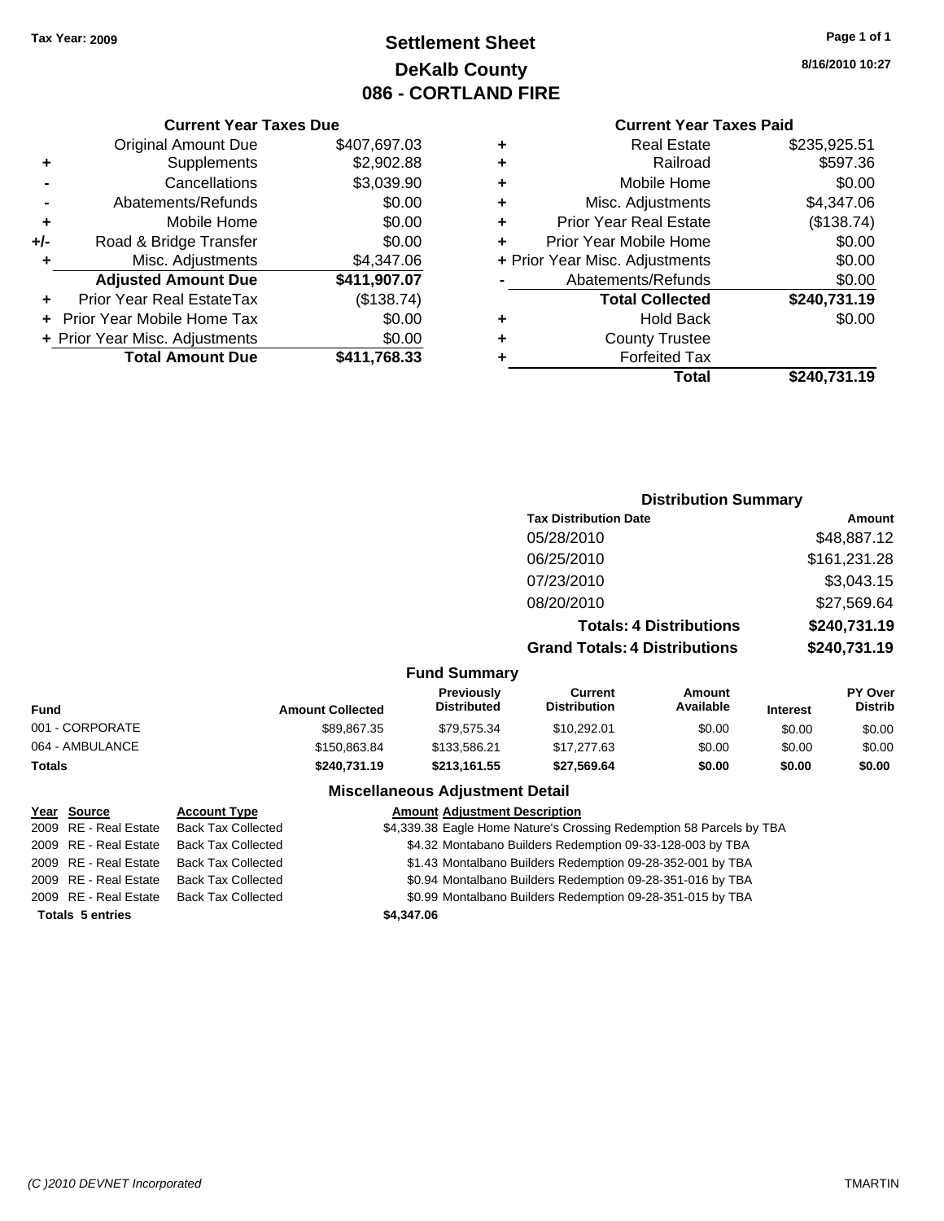Tax Year: 2009

# Settlement Sheet
## DeKalb County
## 086 - CORTLAND FIRE

8/16/2010 10:27

### Current Year Taxes Due

| | | |
|---|---|---|
| | Original Amount Due | $407,697.03 |
| + | Supplements | $2,902.88 |
| - | Cancellations | $3,039.90 |
| - | Abatements/Refunds | $0.00 |
| + | Mobile Home | $0.00 |
| +/- | Road & Bridge Transfer | $0.00 |
| + | Misc. Adjustments | $4,347.06 |
| | **Adjusted Amount Due** | **$411,907.07** |
| + | Prior Year Real EstateTax | ($138.74) |
| + | Prior Year Mobile Home Tax | $0.00 |
| + | Prior Year Misc. Adjustments | $0.00 |
| | **Total Amount Due** | **$411,768.33** |

### Current Year Taxes Paid

| | | |
|---|---|---|
| + | Real Estate | $235,925.51 |
| + | Railroad | $597.36 |
| + | Mobile Home | $0.00 |
| + | Misc. Adjustments | $4,347.06 |
| + | Prior Year Real Estate | ($138.74) |
| + | Prior Year Mobile Home | $0.00 |
| + | Prior Year Misc. Adjustments | $0.00 |
| - | Abatements/Refunds | $0.00 |
| | **Total Collected** | **$240,731.19** |
| + | Hold Back | $0.00 |
| + | County Trustee | |
| + | Forfeited Tax | |
| | **Total** | **$240,731.19** |

### Distribution Summary

| Tax Distribution Date | Amount |
|---|---|
| 05/28/2010 | $48,887.12 |
| 06/25/2010 | $161,231.28 |
| 07/23/2010 | $3,043.15 |
| 08/20/2010 | $27,569.64 |
| **Totals: 4 Distributions** | **$240,731.19** |
| **Grand Totals: 4 Distributions** | **$240,731.19** |

### Fund Summary

| Fund | Amount Collected | Previously Distributed | Current Distribution | Amount Available | Interest | PY Over Distrib |
|---|---|---|---|---|---|---|
| 001 - CORPORATE | $89,867.35 | $79,575.34 | $10,292.01 | $0.00 | $0.00 | $0.00 |
| 064 - AMBULANCE | $150,863.84 | $133,586.21 | $17,277.63 | $0.00 | $0.00 | $0.00 |
| **Totals** | **$240,731.19** | **$213,161.55** | **$27,569.64** | **$0.00** | **$0.00** | **$0.00** |

### Miscellaneous Adjustment Detail

| Year | Source | Account Type | Amount | Adjustment Description |
|---|---|---|---|---|
| 2009 | RE - Real Estate | Back Tax Collected | $4,339.38 | Eagle Home Nature's Crossing Redemption 58 Parcels by TBA |
| 2009 | RE - Real Estate | Back Tax Collected | $4.32 | Montabano Builders Redemption 09-33-128-003 by TBA |
| 2009 | RE - Real Estate | Back Tax Collected | $1.43 | Montalbano Builders Redemption 09-28-352-001 by TBA |
| 2009 | RE - Real Estate | Back Tax Collected | $0.94 | Montalbano Builders Redemption 09-28-351-016 by TBA |
| 2009 | RE - Real Estate | Back Tax Collected | $0.99 | Montalbano Builders Redemption 09-28-351-015 by TBA |
| **Totals** | **5 entries** | | **$4,347.06** | |

(C )2010 DEVNET Incorporated TMARTIN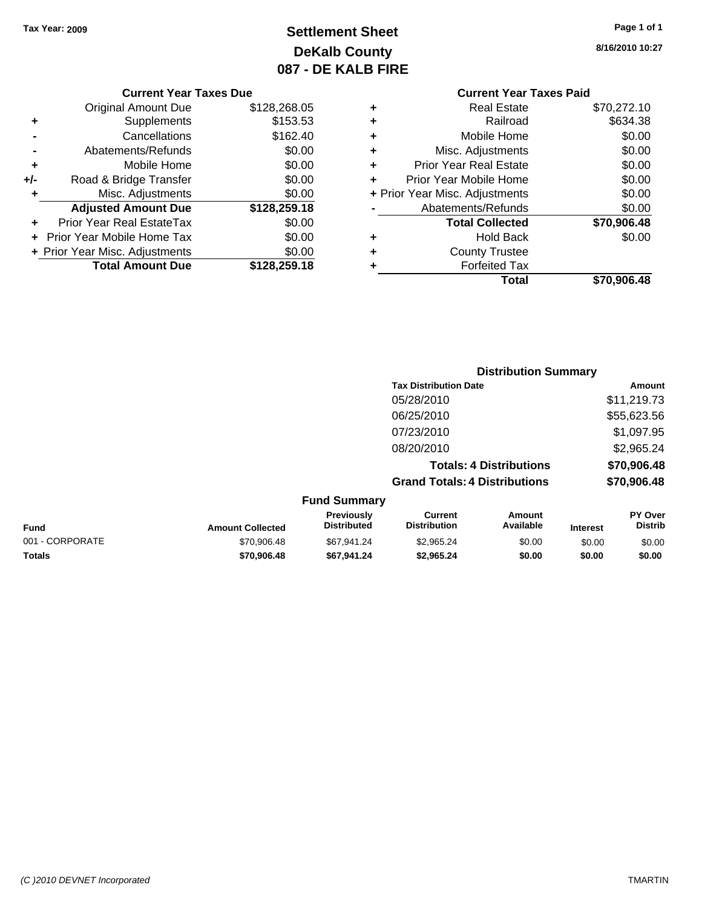Tax Year: 2009

# Settlement Sheet
## DeKalb County
## 087 - DE KALB FIRE

8/16/2010 10:27

### Current Year Taxes Due

| | | |
|---|---|---|
| | Original Amount Due | $128,268.05 |
| + | Supplements | $153.53 |
| - | Cancellations | $162.40 |
| - | Abatements/Refunds | $0.00 |
| + | Mobile Home | $0.00 |
| +/- | Road & Bridge Transfer | $0.00 |
| + | Misc. Adjustments | $0.00 |
| | **Adjusted Amount Due** | **$128,259.18** |
| + | Prior Year Real EstateTax | $0.00 |
| + | Prior Year Mobile Home Tax | $0.00 |
| + | Prior Year Misc. Adjustments | $0.00 |
| | **Total Amount Due** | **$128,259.18** |

### Current Year Taxes Paid

| | | |
|---|---|---|
| + | Real Estate | $70,272.10 |
| + | Railroad | $634.38 |
| + | Mobile Home | $0.00 |
| + | Misc. Adjustments | $0.00 |
| + | Prior Year Real Estate | $0.00 |
| + | Prior Year Mobile Home | $0.00 |
| + | Prior Year Misc. Adjustments | $0.00 |
| - | Abatements/Refunds | $0.00 |
| | **Total Collected** | **$70,906.48** |
| + | Hold Back | $0.00 |
| + | County Trustee | |
| + | Forfeited Tax | |
| | **Total** | **$70,906.48** |

### Distribution Summary

| Tax Distribution Date | Amount |
|---|---|
| 05/28/2010 | $11,219.73 |
| 06/25/2010 | $55,623.56 |
| 07/23/2010 | $1,097.95 |
| 08/20/2010 | $2,965.24 |
| **Totals: 4 Distributions** | **$70,906.48** |
| **Grand Totals: 4 Distributions** | **$70,906.48** |

### Fund Summary

| Fund | Amount Collected | Previously Distributed | Current Distribution | Amount Available | Interest | PY Over Distrib |
|---|---|---|---|---|---|---|
| 001 - CORPORATE | $70,906.48 | $67,941.24 | $2,965.24 | $0.00 | $0.00 | $0.00 |
| **Totals** | **$70,906.48** | **$67,941.24** | **$2,965.24** | **$0.00** | **$0.00** | **$0.00** |

(C )2010 DEVNET Incorporated TMARTIN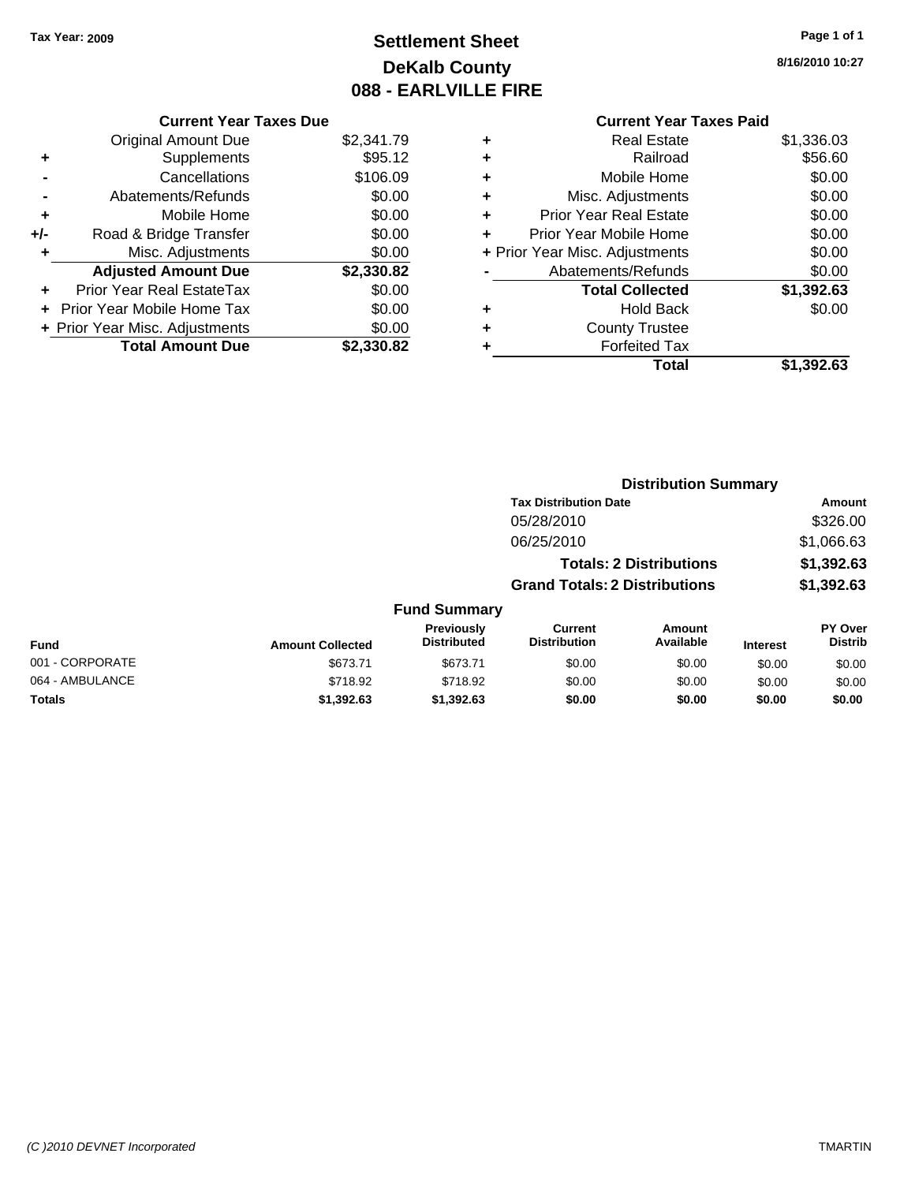Tax Year: 2009

# Settlement Sheet
## DeKalb County
## 088 - EARLVILLE FIRE

8/16/2010 10:27

### Current Year Taxes Due

| | | |
|---|---|---|
| | Original Amount Due | $2,341.79 |
| + | Supplements | $95.12 |
| - | Cancellations | $106.09 |
| - | Abatements/Refunds | $0.00 |
| + | Mobile Home | $0.00 |
| +/- | Road & Bridge Transfer | $0.00 |
| + | Misc. Adjustments | $0.00 |
| | **Adjusted Amount Due** | **$2,330.82** |
| + | Prior Year Real EstateTax | $0.00 |
| + | Prior Year Mobile Home Tax | $0.00 |
| + | Prior Year Misc. Adjustments | $0.00 |
| | **Total Amount Due** | **$2,330.82** |

### Current Year Taxes Paid

| | | |
|---|---|---|
| + | Real Estate | $1,336.03 |
| + | Railroad | $56.60 |
| + | Mobile Home | $0.00 |
| + | Misc. Adjustments | $0.00 |
| + | Prior Year Real Estate | $0.00 |
| + | Prior Year Mobile Home | $0.00 |
| + | Prior Year Misc. Adjustments | $0.00 |
| - | Abatements/Refunds | $0.00 |
| | **Total Collected** | **$1,392.63** |
| + | Hold Back | $0.00 |
| + | County Trustee | |
| + | Forfeited Tax | |
| | **Total** | **$1,392.63** |

### Distribution Summary

| Tax Distribution Date | Amount |
|---|---|
| 05/28/2010 | $326.00 |
| 06/25/2010 | $1,066.63 |
| **Totals: 2 Distributions** | **$1,392.63** |
| **Grand Totals: 2 Distributions** | **$1,392.63** |

### Fund Summary

| Fund | Amount Collected | Previously Distributed | Current Distribution | Amount Available | Interest | PY Over Distrib |
|---|---|---|---|---|---|---|
| 001 - CORPORATE | $673.71 | $673.71 | $0.00 | $0.00 | $0.00 | $0.00 |
| 064 - AMBULANCE | $718.92 | $718.92 | $0.00 | $0.00 | $0.00 | $0.00 |
| **Totals** | **$1,392.63** | **$1,392.63** | **$0.00** | **$0.00** | **$0.00** | **$0.00** |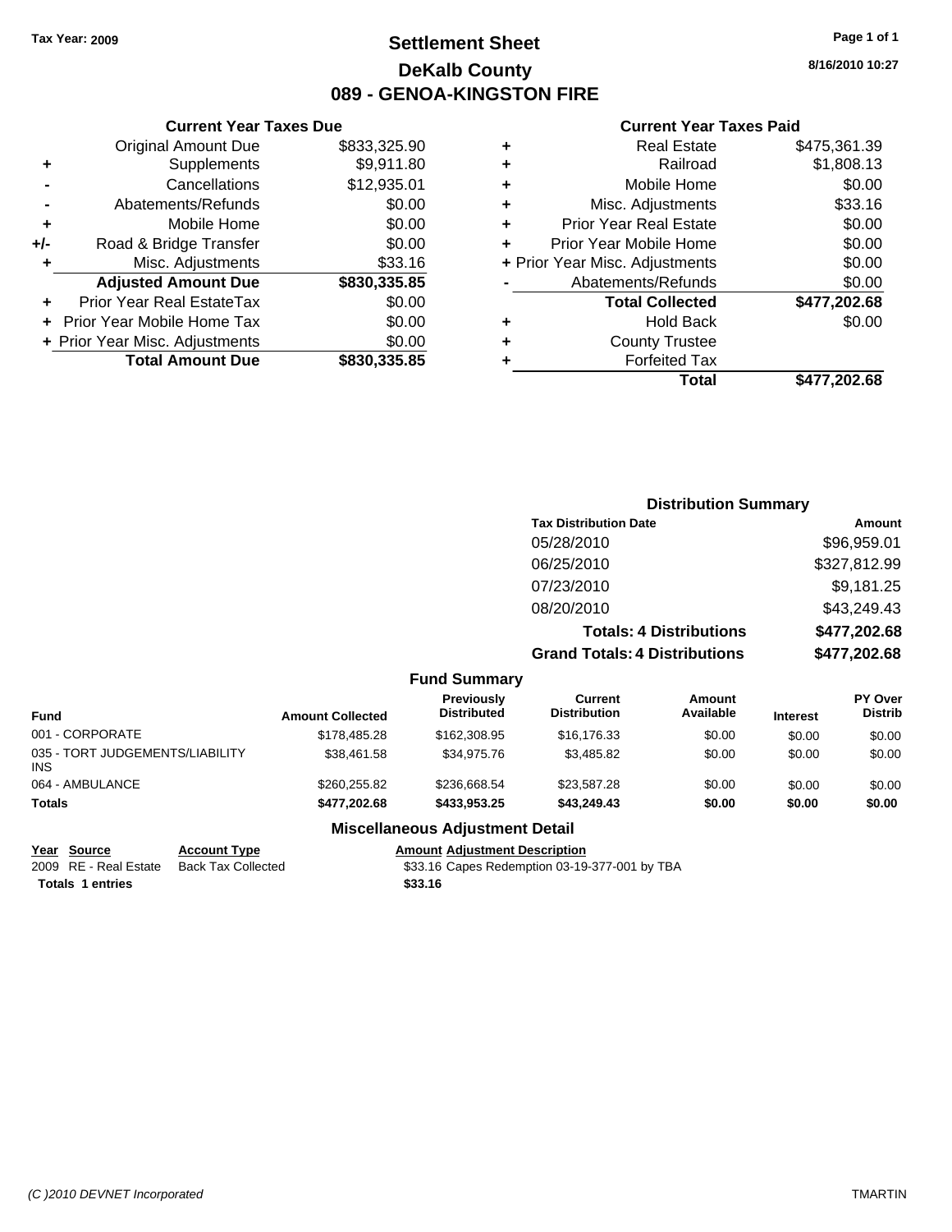**Tax Year: 2009**

# Settlement Sheet
## DeKalb County
## 089 - GENOA-KINGSTON FIRE

8/16/2010 10:27

### Current Year Taxes Due

| | | |
|---|---|---|
| | Original Amount Due | $833,325.90 |
| + | Supplements | $9,911.80 |
| - | Cancellations | $12,935.01 |
| - | Abatements/Refunds | $0.00 |
| + | Mobile Home | $0.00 |
| +/- | Road & Bridge Transfer | $0.00 |
| + | Misc. Adjustments | $33.16 |
| | **Adjusted Amount Due** | **$830,335.85** |
| + | Prior Year Real EstateTax | $0.00 |
| + | Prior Year Mobile Home Tax | $0.00 |
| + | Prior Year Misc. Adjustments | $0.00 |
| | **Total Amount Due** | **$830,335.85** |

### Current Year Taxes Paid

| | | |
|---|---|---|
| + | Real Estate | $475,361.39 |
| + | Railroad | $1,808.13 |
| + | Mobile Home | $0.00 |
| + | Misc. Adjustments | $33.16 |
| + | Prior Year Real Estate | $0.00 |
| + | Prior Year Mobile Home | $0.00 |
| + | Prior Year Misc. Adjustments | $0.00 |
| - | Abatements/Refunds | $0.00 |
| | **Total Collected** | **$477,202.68** |
| + | Hold Back | $0.00 |
| + | County Trustee | |
| + | Forfeited Tax | |
| | **Total** | **$477,202.68** |

### Distribution Summary

| Tax Distribution Date | Amount |
|---|---|
| 05/28/2010 | $96,959.01 |
| 06/25/2010 | $327,812.99 |
| 07/23/2010 | $9,181.25 |
| 08/20/2010 | $43,249.43 |
| **Totals: 4 Distributions** | **$477,202.68** |
| **Grand Totals: 4 Distributions** | **$477,202.68** |

### Fund Summary

| Fund | Amount Collected | Previously Distributed | Current Distribution | Amount Available | Interest | PY Over Distrib |
|---|---|---|---|---|---|---|
| 001 - CORPORATE | $178,485.28 | $162,308.95 | $16,176.33 | $0.00 | $0.00 | $0.00 |
| 035 - TORT JUDGEMENTS/LIABILITY INS | $38,461.58 | $34,975.76 | $3,485.82 | $0.00 | $0.00 | $0.00 |
| 064 - AMBULANCE | $260,255.82 | $236,668.54 | $23,587.28 | $0.00 | $0.00 | $0.00 |
| **Totals** | **$477,202.68** | **$433,953.25** | **$43,249.43** | **$0.00** | **$0.00** | **$0.00** |

### Miscellaneous Adjustment Detail

| Year | Source | Account Type | Amount | Adjustment Description |
|---|---|---|---|---|
| 2009 | RE - Real Estate | Back Tax Collected | $33.16 | Capes Redemption 03-19-377-001 by TBA |
| **Totals** | **1 entries** | | **$33.16** | |

(C )2010 DEVNET Incorporated

TMARTIN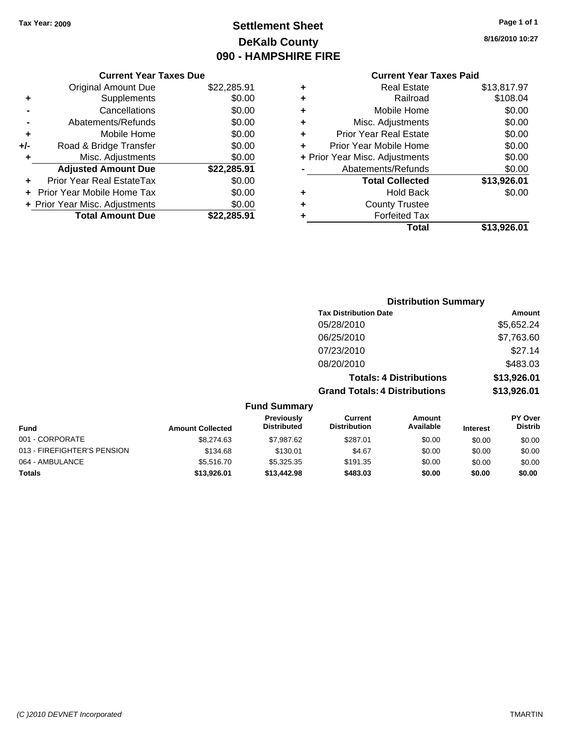Tax Year: 2009

# Settlement Sheet
## DeKalb County
## 090 - HAMPSHIRE FIRE

8/16/2010 10:27

### Current Year Taxes Due

| | | |
|---|---|---|
| | Original Amount Due | $22,285.91 |
| + | Supplements | $0.00 |
| - | Cancellations | $0.00 |
| - | Abatements/Refunds | $0.00 |
| + | Mobile Home | $0.00 |
| +/- | Road & Bridge Transfer | $0.00 |
| + | Misc. Adjustments | $0.00 |
| | **Adjusted Amount Due** | **$22,285.91** |
| + | Prior Year Real EstateTax | $0.00 |
| + | Prior Year Mobile Home Tax | $0.00 |
| + | Prior Year Misc. Adjustments | $0.00 |
| | **Total Amount Due** | **$22,285.91** |

### Current Year Taxes Paid

| | | |
|---|---|---|
| + | Real Estate | $13,817.97 |
| + | Railroad | $108.04 |
| + | Mobile Home | $0.00 |
| + | Misc. Adjustments | $0.00 |
| + | Prior Year Real Estate | $0.00 |
| + | Prior Year Mobile Home | $0.00 |
| + | Prior Year Misc. Adjustments | $0.00 |
| - | Abatements/Refunds | $0.00 |
| | **Total Collected** | **$13,926.01** |
| + | Hold Back | $0.00 |
| + | County Trustee | |
| + | Forfeited Tax | |
| | **Total** | **$13,926.01** |

### Distribution Summary

| Tax Distribution Date | Amount |
|---|---|
| 05/28/2010 | $5,652.24 |
| 06/25/2010 | $7,763.60 |
| 07/23/2010 | $27.14 |
| 08/20/2010 | $483.03 |
| **Totals: 4 Distributions** | **$13,926.01** |
| **Grand Totals: 4 Distributions** | **$13,926.01** |

### Fund Summary

| Fund | Amount Collected | Previously Distributed | Current Distribution | Amount Available | Interest | PY Over Distrib |
|---|---|---|---|---|---|---|
| 001 - CORPORATE | $8,274.63 | $7,987.62 | $287.01 | $0.00 | $0.00 | $0.00 |
| 013 - FIREFIGHTER'S PENSION | $134.68 | $130.01 | $4.67 | $0.00 | $0.00 | $0.00 |
| 064 - AMBULANCE | $5,516.70 | $5,325.35 | $191.35 | $0.00 | $0.00 | $0.00 |
| **Totals** | **$13,926.01** | **$13,442.98** | **$483.03** | **$0.00** | **$0.00** | **$0.00** |

(C )2010 DEVNET Incorporated TMARTIN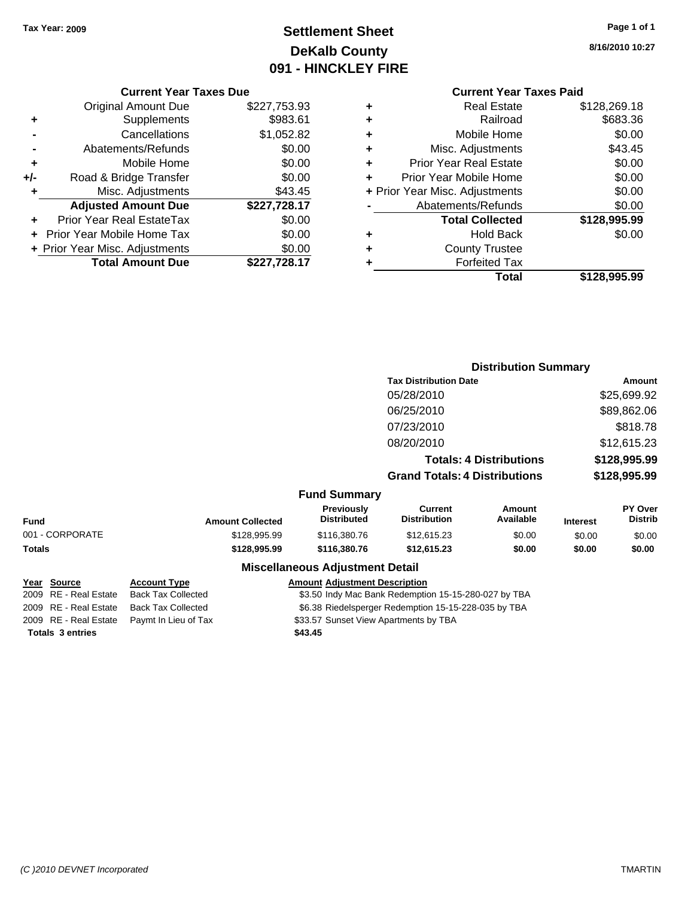Tax Year: 2009

# Settlement Sheet
## DeKalb County
## 091 - HINCKLEY FIRE

8/16/2010 10:27

### Current Year Taxes Due

| | | |
|---|---|---|
| | Original Amount Due | $227,753.93 |
| + | Supplements | $983.61 |
| - | Cancellations | $1,052.82 |
| - | Abatements/Refunds | $0.00 |
| + | Mobile Home | $0.00 |
| +/- | Road & Bridge Transfer | $0.00 |
| + | Misc. Adjustments | $43.45 |
| | **Adjusted Amount Due** | **$227,728.17** |
| + | Prior Year Real EstateTax | $0.00 |
| + | Prior Year Mobile Home Tax | $0.00 |
| + | Prior Year Misc. Adjustments | $0.00 |
| | **Total Amount Due** | **$227,728.17** |

### Current Year Taxes Paid

| | | |
|---|---|---|
| + | Real Estate | $128,269.18 |
| + | Railroad | $683.36 |
| + | Mobile Home | $0.00 |
| + | Misc. Adjustments | $43.45 |
| + | Prior Year Real Estate | $0.00 |
| + | Prior Year Mobile Home | $0.00 |
| + | Prior Year Misc. Adjustments | $0.00 |
| - | Abatements/Refunds | $0.00 |
| | **Total Collected** | **$128,995.99** |
| + | Hold Back | $0.00 |
| + | County Trustee | |
| + | Forfeited Tax | |
| | **Total** | **$128,995.99** |

### Distribution Summary

| Tax Distribution Date | Amount |
|---|---|
| 05/28/2010 | $25,699.92 |
| 06/25/2010 | $89,862.06 |
| 07/23/2010 | $818.78 |
| 08/20/2010 | $12,615.23 |
| **Totals: 4 Distributions** | **$128,995.99** |
| **Grand Totals: 4 Distributions** | **$128,995.99** |

### Fund Summary

| Fund | Amount Collected | Previously Distributed | Current Distribution | Amount Available | Interest | PY Over Distrib |
|---|---|---|---|---|---|---|
| 001 - CORPORATE | $128,995.99 | $116,380.76 | $12,615.23 | $0.00 | $0.00 | $0.00 |
| **Totals** | **$128,995.99** | **$116,380.76** | **$12,615.23** | **$0.00** | **$0.00** | **$0.00** |

### Miscellaneous Adjustment Detail

| Year | Source | Account Type | Amount | Adjustment Description |
|---|---|---|---|---|
| 2009 | RE - Real Estate | Back Tax Collected | $3.50 | Indy Mac Bank Redemption 15-15-280-027 by TBA |
| 2009 | RE - Real Estate | Back Tax Collected | $6.38 | Riedelsperger Redemption 15-15-228-035 by TBA |
| 2009 | RE - Real Estate | Paymt In Lieu of Tax | $33.57 | Sunset View Apartments by TBA |
| **Totals 3 entries** | | | **$43.45** | |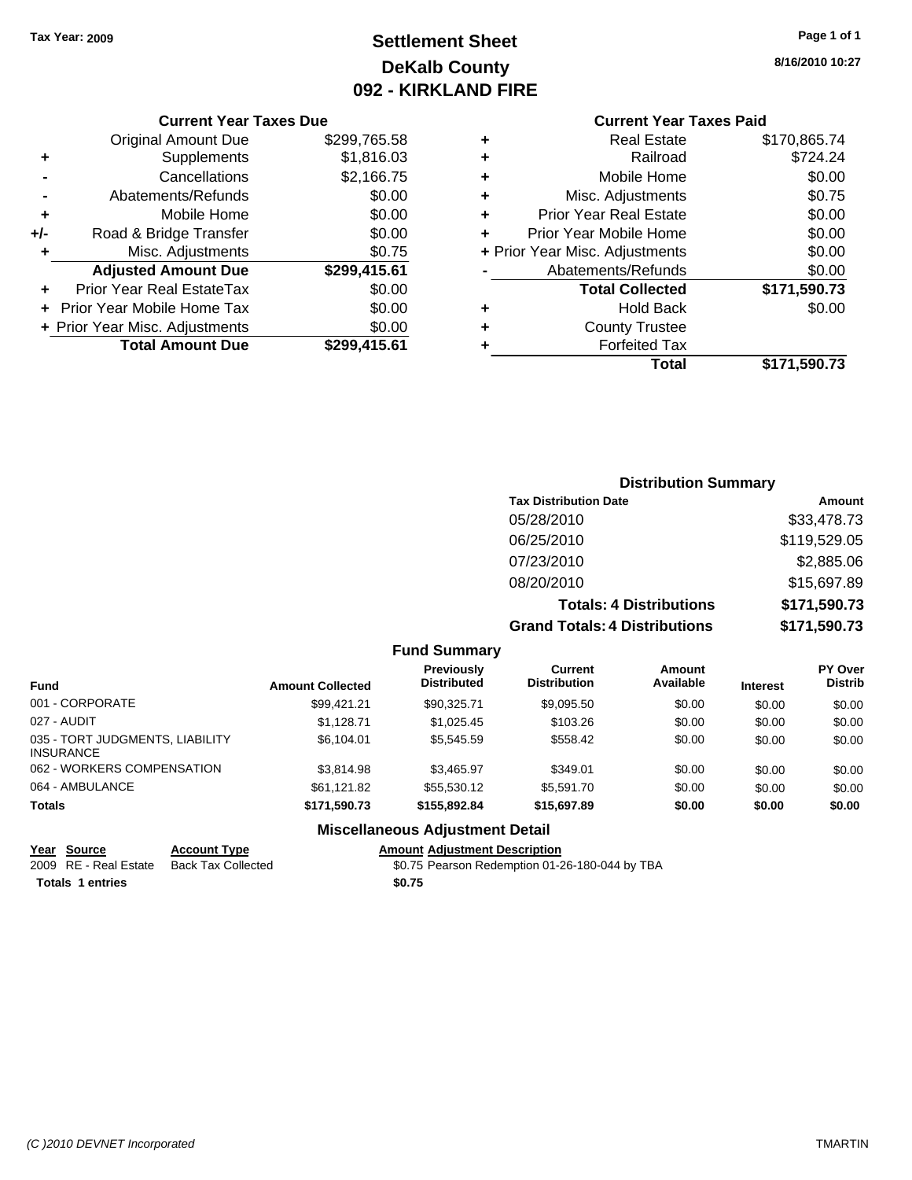Tax Year: 2009

# Settlement Sheet
## DeKalb County
## 092 - KIRKLAND FIRE

8/16/2010 10:27

### Current Year Taxes Due

| | | |
|---|---|---|
| | Original Amount Due | $299,765.58 |
| + | Supplements | $1,816.03 |
| - | Cancellations | $2,166.75 |
| - | Abatements/Refunds | $0.00 |
| + | Mobile Home | $0.00 |
| +/- | Road & Bridge Transfer | $0.00 |
| + | Misc. Adjustments | $0.75 |
| | **Adjusted Amount Due** | **$299,415.61** |
| + | Prior Year Real EstateTax | $0.00 |
| + | Prior Year Mobile Home Tax | $0.00 |
| + | Prior Year Misc. Adjustments | $0.00 |
| | **Total Amount Due** | **$299,415.61** |

### Current Year Taxes Paid

| | | |
|---|---|---|
| + | Real Estate | $170,865.74 |
| + | Railroad | $724.24 |
| + | Mobile Home | $0.00 |
| + | Misc. Adjustments | $0.75 |
| + | Prior Year Real Estate | $0.00 |
| + | Prior Year Mobile Home | $0.00 |
| + | Prior Year Misc. Adjustments | $0.00 |
| - | Abatements/Refunds | $0.00 |
| | **Total Collected** | **$171,590.73** |
| + | Hold Back | $0.00 |
| + | County Trustee | |
| + | Forfeited Tax | |
| | **Total** | **$171,590.73** |

### Distribution Summary

| Tax Distribution Date | Amount |
|---|---|
| 05/28/2010 | $33,478.73 |
| 06/25/2010 | $119,529.05 |
| 07/23/2010 | $2,885.06 |
| 08/20/2010 | $15,697.89 |
| **Totals: 4 Distributions** | **$171,590.73** |
| **Grand Totals: 4 Distributions** | **$171,590.73** |

### Fund Summary

| Fund | Amount Collected | Previously Distributed | Current Distribution | Amount Available | Interest | PY Over Distrib |
|---|---|---|---|---|---|---|
| 001 - CORPORATE | $99,421.21 | $90,325.71 | $9,095.50 | $0.00 | $0.00 | $0.00 |
| 027 - AUDIT | $1,128.71 | $1,025.45 | $103.26 | $0.00 | $0.00 | $0.00 |
| 035 - TORT JUDGMENTS, LIABILITY INSURANCE | $6,104.01 | $5,545.59 | $558.42 | $0.00 | $0.00 | $0.00 |
| 062 - WORKERS COMPENSATION | $3,814.98 | $3,465.97 | $349.01 | $0.00 | $0.00 | $0.00 |
| 064 - AMBULANCE | $61,121.82 | $55,530.12 | $5,591.70 | $0.00 | $0.00 | $0.00 |
| **Totals** | **$171,590.73** | **$155,892.84** | **$15,697.89** | **$0.00** | **$0.00** | **$0.00** |

### Miscellaneous Adjustment Detail

| Year | Source | Account Type | Amount | Adjustment Description |
|---|---|---|---|---|
| 2009 | RE - Real Estate | Back Tax Collected | $0.75 | Pearson Redemption 01-26-180-044 by TBA |
| **Totals 1 entries** | | | **$0.75** | |

(C )2010 DEVNET Incorporated TMARTIN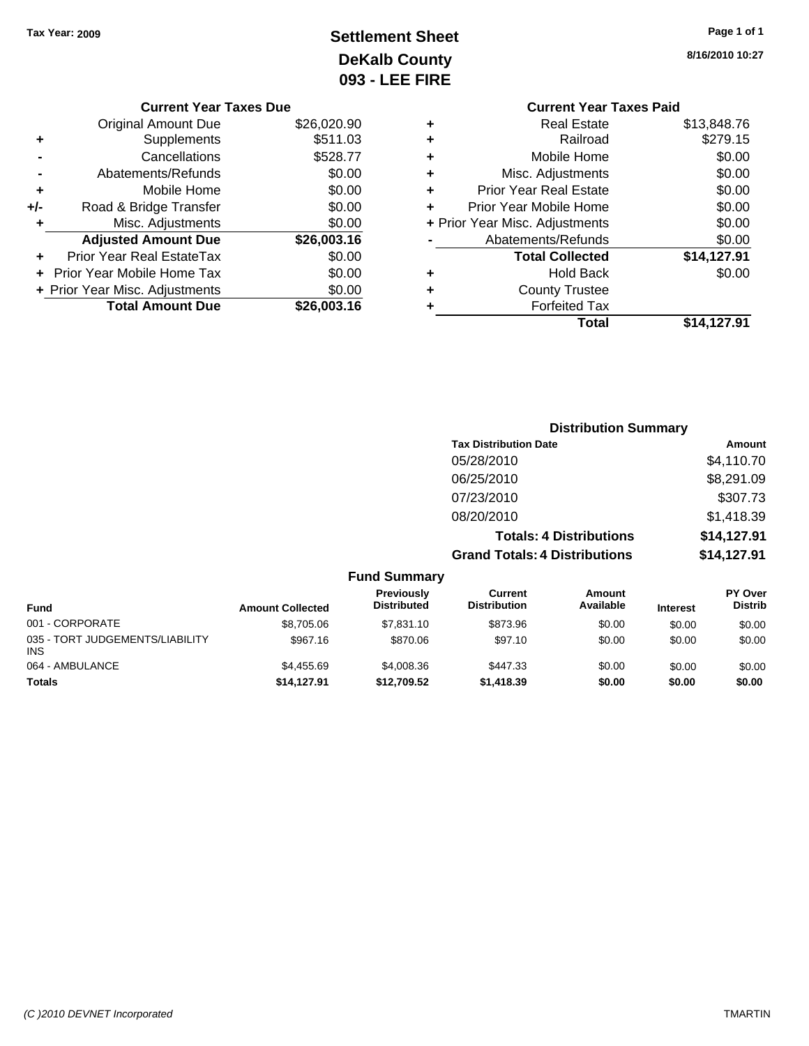Tax Year: 2009

# Settlement Sheet
## DeKalb County
## 093 - LEE FIRE

8/16/2010 10:27

### Current Year Taxes Due

| | | |
|---|---|---|
| | Original Amount Due | $26,020.90 |
| + | Supplements | $511.03 |
| - | Cancellations | $528.77 |
| - | Abatements/Refunds | $0.00 |
| + | Mobile Home | $0.00 |
| +/- | Road & Bridge Transfer | $0.00 |
| + | Misc. Adjustments | $0.00 |
| | **Adjusted Amount Due** | **$26,003.16** |
| + | Prior Year Real EstateTax | $0.00 |
| + | Prior Year Mobile Home Tax | $0.00 |
| + | Prior Year Misc. Adjustments | $0.00 |
| | **Total Amount Due** | **$26,003.16** |

### Current Year Taxes Paid

| | | |
|---|---|---|
| + | Real Estate | $13,848.76 |
| + | Railroad | $279.15 |
| + | Mobile Home | $0.00 |
| + | Misc. Adjustments | $0.00 |
| + | Prior Year Real Estate | $0.00 |
| + | Prior Year Mobile Home | $0.00 |
| + | Prior Year Misc. Adjustments | $0.00 |
| - | Abatements/Refunds | $0.00 |
| | **Total Collected** | **$14,127.91** |
| + | Hold Back | $0.00 |
| + | County Trustee | |
| + | Forfeited Tax | |
| | **Total** | **$14,127.91** |

### Distribution Summary

| Tax Distribution Date | Amount |
|---|---|
| 05/28/2010 | $4,110.70 |
| 06/25/2010 | $8,291.09 |
| 07/23/2010 | $307.73 |
| 08/20/2010 | $1,418.39 |
| **Totals: 4 Distributions** | **$14,127.91** |
| **Grand Totals: 4 Distributions** | **$14,127.91** |

### Fund Summary

| Fund | Amount Collected | Previously Distributed | Current Distribution | Amount Available | Interest | PY Over Distrib |
|---|---|---|---|---|---|---|
| 001 - CORPORATE | $8,705.06 | $7,831.10 | $873.96 | $0.00 | $0.00 | $0.00 |
| 035 - TORT JUDGEMENTS/LIABILITY INS | $967.16 | $870.06 | $97.10 | $0.00 | $0.00 | $0.00 |
| 064 - AMBULANCE | $4,455.69 | $4,008.36 | $447.33 | $0.00 | $0.00 | $0.00 |
| **Totals** | **$14,127.91** | **$12,709.52** | **$1,418.39** | **$0.00** | **$0.00** | **$0.00** |

(C )2010 DEVNET Incorporated TMARTIN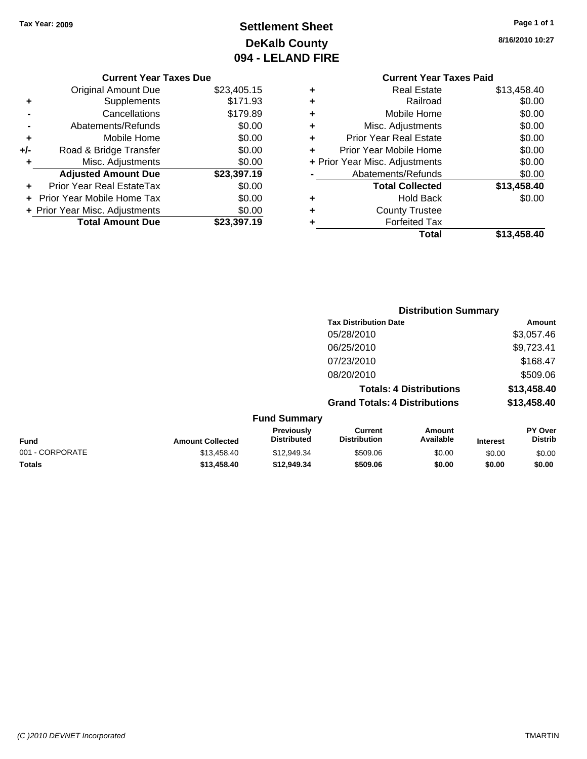Tax Year: 2009

# Settlement Sheet
## DeKalb County
## 094 - LELAND FIRE

8/16/2010 10:27

### Current Year Taxes Due

| | | |
|---|---|---|
| | Original Amount Due | $23,405.15 |
| + | Supplements | $171.93 |
| - | Cancellations | $179.89 |
| - | Abatements/Refunds | $0.00 |
| + | Mobile Home | $0.00 |
| +/- | Road & Bridge Transfer | $0.00 |
| + | Misc. Adjustments | $0.00 |
| | **Adjusted Amount Due** | **$23,397.19** |
| + | Prior Year Real EstateTax | $0.00 |
| + | Prior Year Mobile Home Tax | $0.00 |
| + | Prior Year Misc. Adjustments | $0.00 |
| | **Total Amount Due** | **$23,397.19** |

### Current Year Taxes Paid

| | | |
|---|---|---|
| + | Real Estate | $13,458.40 |
| + | Railroad | $0.00 |
| + | Mobile Home | $0.00 |
| + | Misc. Adjustments | $0.00 |
| + | Prior Year Real Estate | $0.00 |
| + | Prior Year Mobile Home | $0.00 |
| + | Prior Year Misc. Adjustments | $0.00 |
| - | Abatements/Refunds | $0.00 |
| | **Total Collected** | **$13,458.40** |
| + | Hold Back | $0.00 |
| + | County Trustee | |
| + | Forfeited Tax | |
| | **Total** | **$13,458.40** |

### Distribution Summary

| Tax Distribution Date | Amount |
|---|---|
| 05/28/2010 | $3,057.46 |
| 06/25/2010 | $9,723.41 |
| 07/23/2010 | $168.47 |
| 08/20/2010 | $509.06 |
| **Totals: 4 Distributions** | **$13,458.40** |
| **Grand Totals: 4 Distributions** | **$13,458.40** |

### Fund Summary

| Fund | Amount Collected | Previously Distributed | Current Distribution | Amount Available | Interest | PY Over Distrib |
|---|---|---|---|---|---|---|
| 001 - CORPORATE | $13,458.40 | $12,949.34 | $509.06 | $0.00 | $0.00 | $0.00 |
| **Totals** | **$13,458.40** | **$12,949.34** | **$509.06** | **$0.00** | **$0.00** | **$0.00** |

(C )2010 DEVNET Incorporated — TMARTIN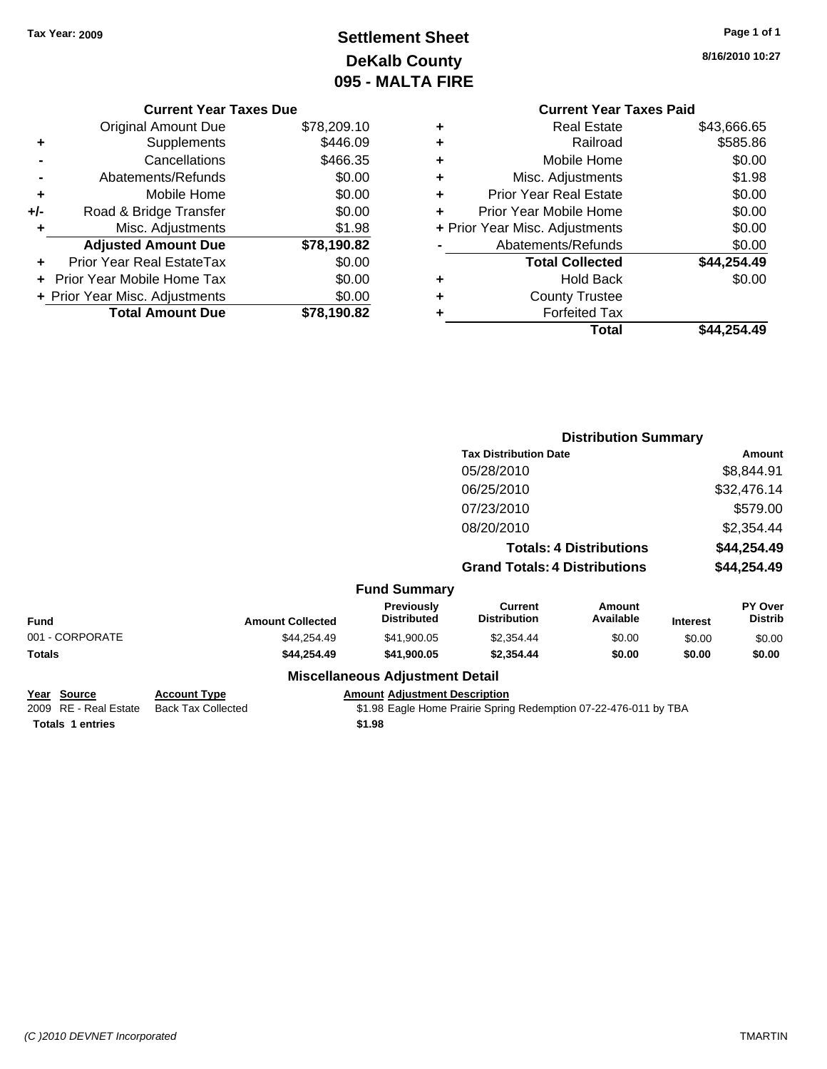Tax Year: 2009

# Settlement Sheet
## DeKalb County
## 095 - MALTA FIRE

8/16/2010 10:27

### Current Year Taxes Due

| | | |
|---|---|---|
| | Original Amount Due | $78,209.10 |
| + | Supplements | $446.09 |
| - | Cancellations | $466.35 |
| - | Abatements/Refunds | $0.00 |
| + | Mobile Home | $0.00 |
| +/- | Road & Bridge Transfer | $0.00 |
| + | Misc. Adjustments | $1.98 |
| | **Adjusted Amount Due** | **$78,190.82** |
| + | Prior Year Real EstateTax | $0.00 |
| + | Prior Year Mobile Home Tax | $0.00 |
| + | Prior Year Misc. Adjustments | $0.00 |
| | **Total Amount Due** | **$78,190.82** |

### Current Year Taxes Paid

| | | |
|---|---|---|
| + | Real Estate | $43,666.65 |
| + | Railroad | $585.86 |
| + | Mobile Home | $0.00 |
| + | Misc. Adjustments | $1.98 |
| + | Prior Year Real Estate | $0.00 |
| + | Prior Year Mobile Home | $0.00 |
| + | Prior Year Misc. Adjustments | $0.00 |
| - | Abatements/Refunds | $0.00 |
| | **Total Collected** | **$44,254.49** |
| + | Hold Back | $0.00 |
| + | County Trustee | |
| + | Forfeited Tax | |
| | **Total** | **$44,254.49** |

### Distribution Summary

| Tax Distribution Date | Amount |
|---|---|
| 05/28/2010 | $8,844.91 |
| 06/25/2010 | $32,476.14 |
| 07/23/2010 | $579.00 |
| 08/20/2010 | $2,354.44 |
| **Totals: 4 Distributions** | **$44,254.49** |
| **Grand Totals: 4 Distributions** | **$44,254.49** |

### Fund Summary

| Fund | Amount Collected | Previously Distributed | Current Distribution | Amount Available | Interest | PY Over Distrib |
|---|---|---|---|---|---|---|
| 001 - CORPORATE | $44,254.49 | $41,900.05 | $2,354.44 | $0.00 | $0.00 | $0.00 |
| **Totals** | **$44,254.49** | **$41,900.05** | **$2,354.44** | **$0.00** | **$0.00** | **$0.00** |

### Miscellaneous Adjustment Detail

| Year | Source | Account Type | Amount | Adjustment Description |
|---|---|---|---|---|
| 2009 | RE - Real Estate | Back Tax Collected | $1.98 | Eagle Home Prairie Spring Redemption 07-22-476-011 by TBA |
| **Totals 1 entries** | | | **$1.98** | |

(C )2010 DEVNET Incorporated

TMARTIN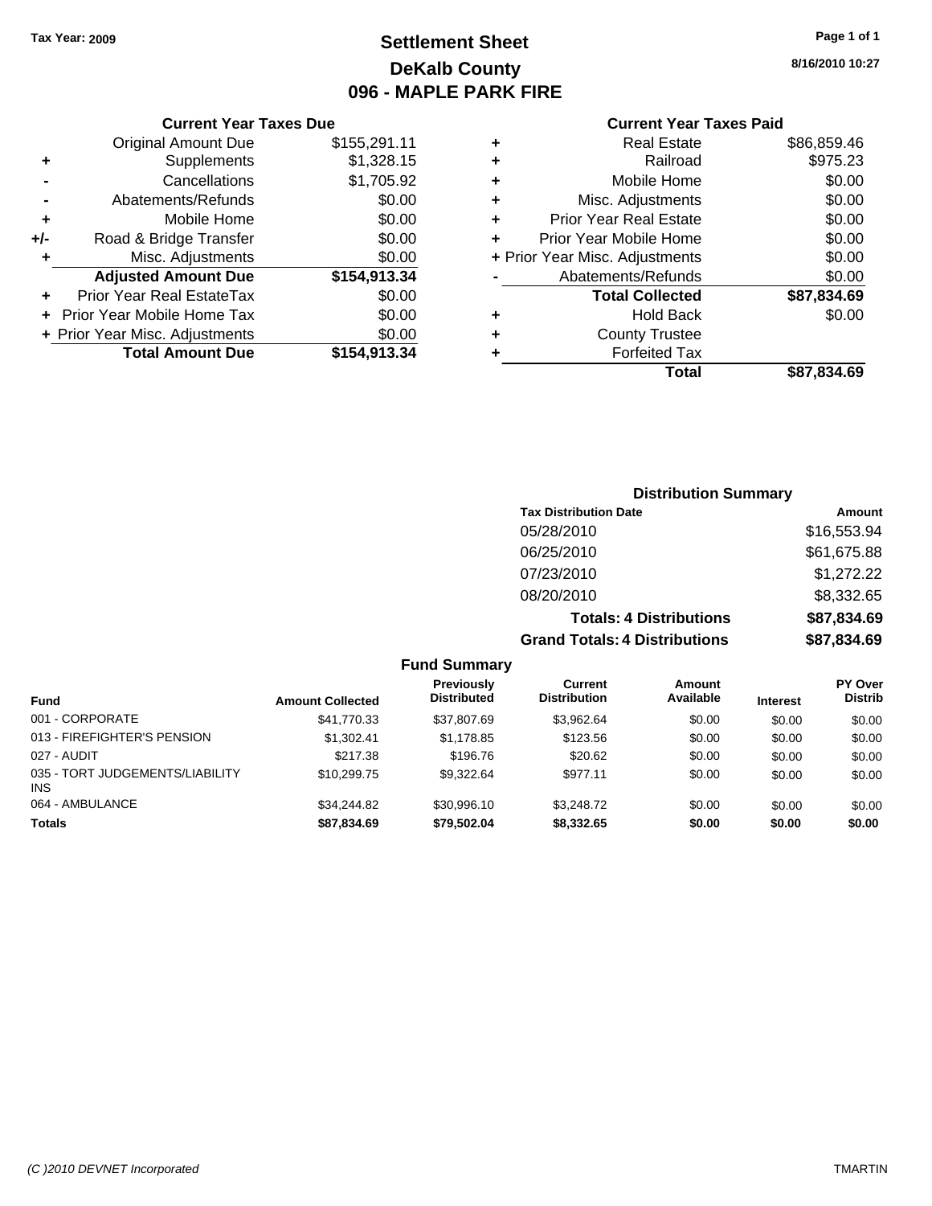**Tax Year: 2009**

# Settlement Sheet
## DeKalb County
## 096 - MAPLE PARK FIRE

8/16/2010 10:27

### Current Year Taxes Due

| | | |
|---|---|---|
| | Original Amount Due | $155,291.11 |
| + | Supplements | $1,328.15 |
| - | Cancellations | $1,705.92 |
| - | Abatements/Refunds | $0.00 |
| + | Mobile Home | $0.00 |
| +/- | Road & Bridge Transfer | $0.00 |
| + | Misc. Adjustments | $0.00 |
| | **Adjusted Amount Due** | **$154,913.34** |
| + | Prior Year Real EstateTax | $0.00 |
| + | Prior Year Mobile Home Tax | $0.00 |
| + | Prior Year Misc. Adjustments | $0.00 |
| | **Total Amount Due** | **$154,913.34** |

### Current Year Taxes Paid

| | | |
|---|---|---|
| + | Real Estate | $86,859.46 |
| + | Railroad | $975.23 |
| + | Mobile Home | $0.00 |
| + | Misc. Adjustments | $0.00 |
| + | Prior Year Real Estate | $0.00 |
| + | Prior Year Mobile Home | $0.00 |
| + | Prior Year Misc. Adjustments | $0.00 |
| - | Abatements/Refunds | $0.00 |
| | **Total Collected** | **$87,834.69** |
| + | Hold Back | $0.00 |
| + | County Trustee | |
| + | Forfeited Tax | |
| | **Total** | **$87,834.69** |

### Distribution Summary

| Tax Distribution Date | Amount |
|---|---|
| 05/28/2010 | $16,553.94 |
| 06/25/2010 | $61,675.88 |
| 07/23/2010 | $1,272.22 |
| 08/20/2010 | $8,332.65 |
| **Totals: 4 Distributions** | **$87,834.69** |
| **Grand Totals: 4 Distributions** | **$87,834.69** |

### Fund Summary

| Fund | Amount Collected | Previously Distributed | Current Distribution | Amount Available | Interest | PY Over Distrib |
|---|---|---|---|---|---|---|
| 001 - CORPORATE | $41,770.33 | $37,807.69 | $3,962.64 | $0.00 | $0.00 | $0.00 |
| 013 - FIREFIGHTER'S PENSION | $1,302.41 | $1,178.85 | $123.56 | $0.00 | $0.00 | $0.00 |
| 027 - AUDIT | $217.38 | $196.76 | $20.62 | $0.00 | $0.00 | $0.00 |
| 035 - TORT JUDGEMENTS/LIABILITY INS | $10,299.75 | $9,322.64 | $977.11 | $0.00 | $0.00 | $0.00 |
| 064 - AMBULANCE | $34,244.82 | $30,996.10 | $3,248.72 | $0.00 | $0.00 | $0.00 |
| **Totals** | **$87,834.69** | **$79,502.04** | **$8,332.65** | **$0.00** | **$0.00** | **$0.00** |

(C )2010 DEVNET Incorporated TMARTIN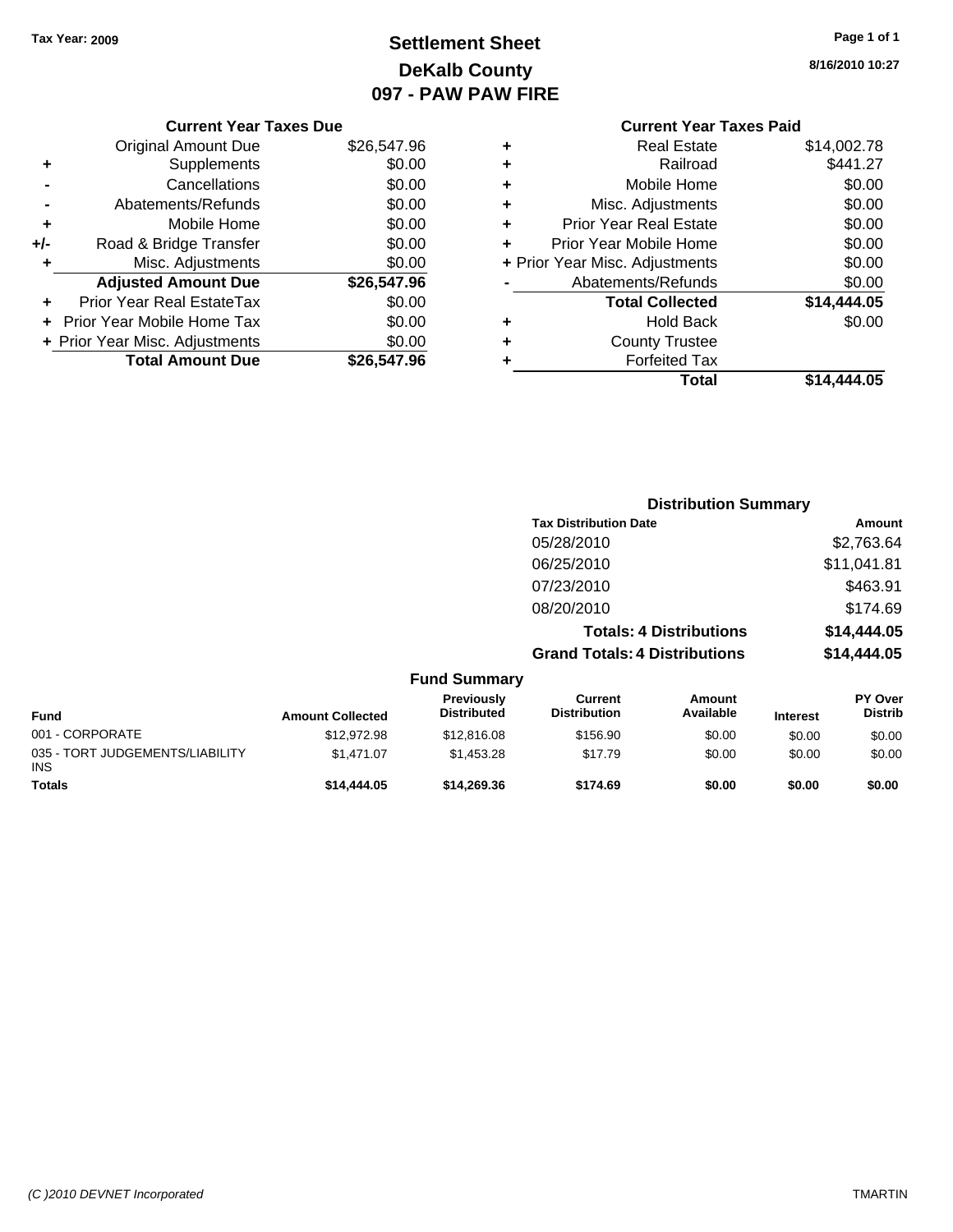Tax Year: 2009

# Settlement Sheet
## DeKalb County
## 097 - PAW PAW FIRE

8/16/2010 10:27

### Current Year Taxes Due

| | | |
|---|---|---|
| | Original Amount Due | $26,547.96 |
| + | Supplements | $0.00 |
| - | Cancellations | $0.00 |
| - | Abatements/Refunds | $0.00 |
| + | Mobile Home | $0.00 |
| +/- | Road & Bridge Transfer | $0.00 |
| + | Misc. Adjustments | $0.00 |
| | **Adjusted Amount Due** | **$26,547.96** |
| + | Prior Year Real EstateTax | $0.00 |
| + | Prior Year Mobile Home Tax | $0.00 |
| + | Prior Year Misc. Adjustments | $0.00 |
| | **Total Amount Due** | **$26,547.96** |

### Current Year Taxes Paid

| | | |
|---|---|---|
| + | Real Estate | $14,002.78 |
| + | Railroad | $441.27 |
| + | Mobile Home | $0.00 |
| + | Misc. Adjustments | $0.00 |
| + | Prior Year Real Estate | $0.00 |
| + | Prior Year Mobile Home | $0.00 |
| + | Prior Year Misc. Adjustments | $0.00 |
| - | Abatements/Refunds | $0.00 |
| | **Total Collected** | **$14,444.05** |
| + | Hold Back | $0.00 |
| + | County Trustee | |
| + | Forfeited Tax | |
| | **Total** | **$14,444.05** |

### Distribution Summary

| Tax Distribution Date | Amount |
|---|---|
| 05/28/2010 | $2,763.64 |
| 06/25/2010 | $11,041.81 |
| 07/23/2010 | $463.91 |
| 08/20/2010 | $174.69 |
| **Totals: 4 Distributions** | **$14,444.05** |
| **Grand Totals: 4 Distributions** | **$14,444.05** |

### Fund Summary

| Fund | Amount Collected | Previously Distributed | Current Distribution | Amount Available | Interest | PY Over Distrib |
|---|---|---|---|---|---|---|
| 001 - CORPORATE | $12,972.98 | $12,816.08 | $156.90 | $0.00 | $0.00 | $0.00 |
| 035 - TORT JUDGEMENTS/LIABILITY INS | $1,471.07 | $1,453.28 | $17.79 | $0.00 | $0.00 | $0.00 |
| **Totals** | **$14,444.05** | **$14,269.36** | **$174.69** | **$0.00** | **$0.00** | **$0.00** |

(C )2010 DEVNET Incorporated TMARTIN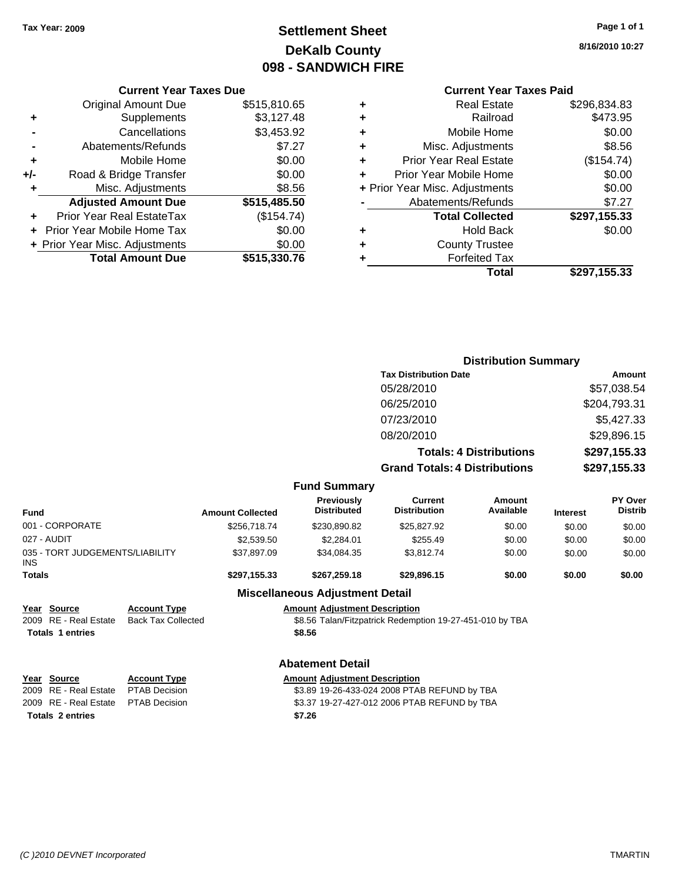Tax Year: 2009

# Settlement Sheet
## DeKalb County
## 098 - SANDWICH FIRE

8/16/2010 10:27

### Current Year Taxes Due

| | | |
|---|---|---|
| | Original Amount Due | $515,810.65 |
| + | Supplements | $3,127.48 |
| - | Cancellations | $3,453.92 |
| - | Abatements/Refunds | $7.27 |
| + | Mobile Home | $0.00 |
| +/- | Road & Bridge Transfer | $0.00 |
| + | Misc. Adjustments | $8.56 |
| | **Adjusted Amount Due** | **$515,485.50** |
| + | Prior Year Real EstateTax | ($154.74) |
| + | Prior Year Mobile Home Tax | $0.00 |
| + | Prior Year Misc. Adjustments | $0.00 |
| | **Total Amount Due** | **$515,330.76** |

### Current Year Taxes Paid

| | | |
|---|---|---|
| + | Real Estate | $296,834.83 |
| + | Railroad | $473.95 |
| + | Mobile Home | $0.00 |
| + | Misc. Adjustments | $8.56 |
| + | Prior Year Real Estate | ($154.74) |
| + | Prior Year Mobile Home | $0.00 |
| + | Prior Year Misc. Adjustments | $0.00 |
| - | Abatements/Refunds | $7.27 |
| | **Total Collected** | **$297,155.33** |
| + | Hold Back | $0.00 |
| + | County Trustee | |
| + | Forfeited Tax | |
| | **Total** | **$297,155.33** |

### Distribution Summary

| Tax Distribution Date | Amount |
|---|---|
| 05/28/2010 | $57,038.54 |
| 06/25/2010 | $204,793.31 |
| 07/23/2010 | $5,427.33 |
| 08/20/2010 | $29,896.15 |
| **Totals: 4 Distributions** | **$297,155.33** |
| **Grand Totals: 4 Distributions** | **$297,155.33** |

### Fund Summary

| Fund | Amount Collected | Previously Distributed | Current Distribution | Amount Available | Interest | PY Over Distrib |
|---|---|---|---|---|---|---|
| 001 - CORPORATE | $256,718.74 | $230,890.82 | $25,827.92 | $0.00 | $0.00 | $0.00 |
| 027 - AUDIT | $2,539.50 | $2,284.01 | $255.49 | $0.00 | $0.00 | $0.00 |
| 035 - TORT JUDGEMENTS/LIABILITY INS | $37,897.09 | $34,084.35 | $3,812.74 | $0.00 | $0.00 | $0.00 |
| **Totals** | **$297,155.33** | **$267,259.18** | **$29,896.15** | **$0.00** | **$0.00** | **$0.00** |

### Miscellaneous Adjustment Detail

| Year | Source | Account Type | Amount | Adjustment Description |
|---|---|---|---|---|
| 2009 | RE - Real Estate | Back Tax Collected | $8.56 | Talan/Fitzpatrick Redemption 19-27-451-010 by TBA |
| **Totals** | **1 entries** | | **$8.56** | |

### Abatement Detail

| Year | Source | Account Type | Amount | Adjustment Description |
|---|---|---|---|---|
| 2009 | RE - Real Estate | PTAB Decision | $3.89 | 19-26-433-024 2008 PTAB REFUND by TBA |
| 2009 | RE - Real Estate | PTAB Decision | $3.37 | 19-27-427-012 2006 PTAB REFUND by TBA |
| **Totals** | **2 entries** | | **$7.26** | |

(C )2010 DEVNET Incorporated TMARTIN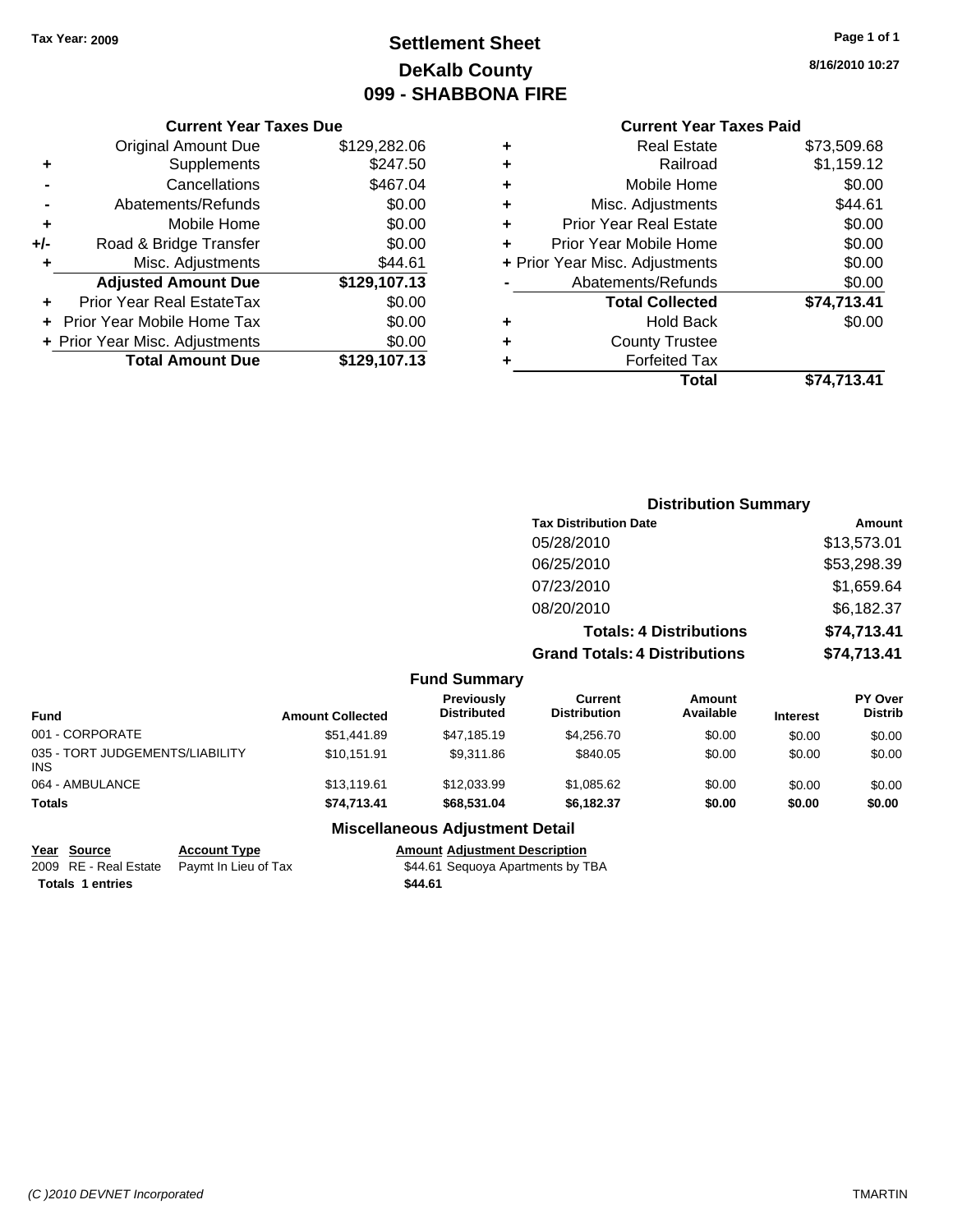**Tax Year: 2009**

# Settlement Sheet
## DeKalb County
## 099 - SHABBONA FIRE

8/16/2010 10:27

### Current Year Taxes Due

| | | |
|---|---|---|
| | Original Amount Due | $129,282.06 |
| + | Supplements | $247.50 |
| - | Cancellations | $467.04 |
| - | Abatements/Refunds | $0.00 |
| + | Mobile Home | $0.00 |
| +/- | Road & Bridge Transfer | $0.00 |
| + | Misc. Adjustments | $44.61 |
| | **Adjusted Amount Due** | **$129,107.13** |
| + | Prior Year Real EstateTax | $0.00 |
| + | Prior Year Mobile Home Tax | $0.00 |
| + | Prior Year Misc. Adjustments | $0.00 |
| | **Total Amount Due** | **$129,107.13** |

### Current Year Taxes Paid

| | | |
|---|---|---|
| + | Real Estate | $73,509.68 |
| + | Railroad | $1,159.12 |
| + | Mobile Home | $0.00 |
| + | Misc. Adjustments | $44.61 |
| + | Prior Year Real Estate | $0.00 |
| + | Prior Year Mobile Home | $0.00 |
| + | Prior Year Misc. Adjustments | $0.00 |
| - | Abatements/Refunds | $0.00 |
| | **Total Collected** | **$74,713.41** |
| + | Hold Back | $0.00 |
| + | County Trustee | |
| + | Forfeited Tax | |
| | **Total** | **$74,713.41** |

### Distribution Summary

| Tax Distribution Date | Amount |
|---|---|
| 05/28/2010 | $13,573.01 |
| 06/25/2010 | $53,298.39 |
| 07/23/2010 | $1,659.64 |
| 08/20/2010 | $6,182.37 |
| **Totals: 4 Distributions** | **$74,713.41** |
| **Grand Totals: 4 Distributions** | **$74,713.41** |

### Fund Summary

| Fund | Amount Collected | Previously Distributed | Current Distribution | Amount Available | Interest | PY Over Distrib |
|---|---|---|---|---|---|---|
| 001 - CORPORATE | $51,441.89 | $47,185.19 | $4,256.70 | $0.00 | $0.00 | $0.00 |
| 035 - TORT JUDGEMENTS/LIABILITY INS | $10,151.91 | $9,311.86 | $840.05 | $0.00 | $0.00 | $0.00 |
| 064 - AMBULANCE | $13,119.61 | $12,033.99 | $1,085.62 | $0.00 | $0.00 | $0.00 |
| **Totals** | **$74,713.41** | **$68,531.04** | **$6,182.37** | **$0.00** | **$0.00** | **$0.00** |

### Miscellaneous Adjustment Detail

| Year | Source | Account Type | Amount | Adjustment Description |
|---|---|---|---|---|
| 2009 | RE - Real Estate | Paymt In Lieu of Tax | $44.61 | Sequoya Apartments by TBA |
| **Totals** | **1 entries** | | **$44.61** | |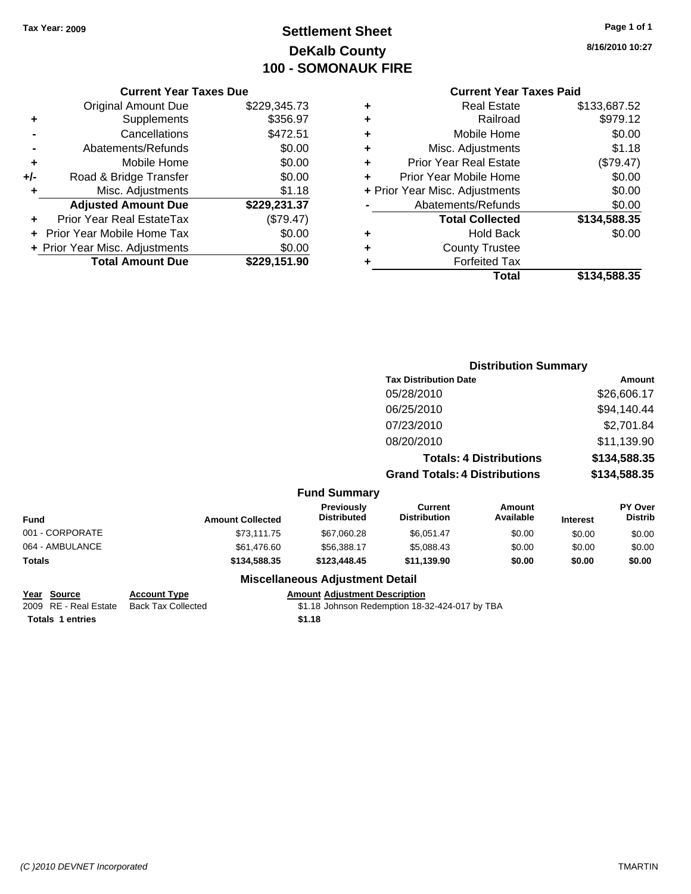Tax Year: 2009

# Settlement Sheet
## DeKalb County
## 100 - SOMONAUK FIRE

8/16/2010 10:27

### Current Year Taxes Due

| | | |
|---|---|---|
| | Original Amount Due | $229,345.73 |
| + | Supplements | $356.97 |
| - | Cancellations | $472.51 |
| - | Abatements/Refunds | $0.00 |
| + | Mobile Home | $0.00 |
| +/- | Road & Bridge Transfer | $0.00 |
| + | Misc. Adjustments | $1.18 |
| | **Adjusted Amount Due** | **$229,231.37** |
| + | Prior Year Real EstateTax | ($79.47) |
| + | Prior Year Mobile Home Tax | $0.00 |
| + | Prior Year Misc. Adjustments | $0.00 |
| | **Total Amount Due** | **$229,151.90** |

### Current Year Taxes Paid

| | | |
|---|---|---|
| + | Real Estate | $133,687.52 |
| + | Railroad | $979.12 |
| + | Mobile Home | $0.00 |
| + | Misc. Adjustments | $1.18 |
| + | Prior Year Real Estate | ($79.47) |
| + | Prior Year Mobile Home | $0.00 |
| + | Prior Year Misc. Adjustments | $0.00 |
| - | Abatements/Refunds | $0.00 |
| | **Total Collected** | **$134,588.35** |
| + | Hold Back | $0.00 |
| + | County Trustee | |
| + | Forfeited Tax | |
| | **Total** | **$134,588.35** |

### Distribution Summary

| Tax Distribution Date | Amount |
|---|---|
| 05/28/2010 | $26,606.17 |
| 06/25/2010 | $94,140.44 |
| 07/23/2010 | $2,701.84 |
| 08/20/2010 | $11,139.90 |
| **Totals: 4 Distributions** | **$134,588.35** |
| **Grand Totals: 4 Distributions** | **$134,588.35** |

### Fund Summary

| Fund | Amount Collected | Previously Distributed | Current Distribution | Amount Available | Interest | PY Over Distrib |
|---|---|---|---|---|---|---|
| 001 - CORPORATE | $73,111.75 | $67,060.28 | $6,051.47 | $0.00 | $0.00 | $0.00 |
| 064 - AMBULANCE | $61,476.60 | $56,388.17 | $5,088.43 | $0.00 | $0.00 | $0.00 |
| **Totals** | **$134,588.35** | **$123,448.45** | **$11,139.90** | **$0.00** | **$0.00** | **$0.00** |

### Miscellaneous Adjustment Detail

| Year | Source | Account Type | Amount | Adjustment Description |
|---|---|---|---|---|
| 2009 | RE - Real Estate | Back Tax Collected | $1.18 | Johnson Redemption 18-32-424-017 by TBA |
| **Totals** | **1 entries** | | **$1.18** | |

(C )2010 DEVNET Incorporated — TMARTIN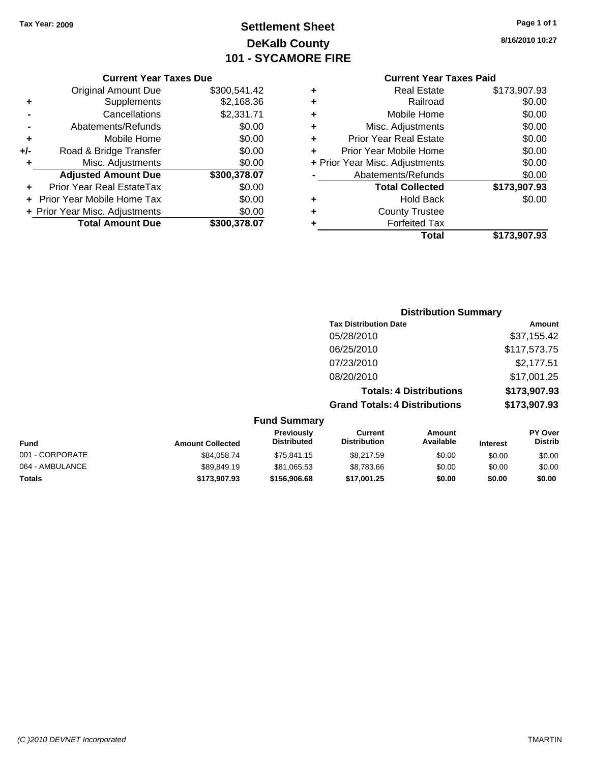Tax Year: 2009

# Settlement Sheet
## DeKalb County
## 101 - SYCAMORE FIRE

8/16/2010 10:27

### Current Year Taxes Due

| | | |
|---|---|---|
| | Original Amount Due | $300,541.42 |
| + | Supplements | $2,168.36 |
| - | Cancellations | $2,331.71 |
| - | Abatements/Refunds | $0.00 |
| + | Mobile Home | $0.00 |
| +/- | Road & Bridge Transfer | $0.00 |
| + | Misc. Adjustments | $0.00 |
| | **Adjusted Amount Due** | **$300,378.07** |
| + | Prior Year Real EstateTax | $0.00 |
| + | Prior Year Mobile Home Tax | $0.00 |
| + | Prior Year Misc. Adjustments | $0.00 |
| | **Total Amount Due** | **$300,378.07** |

### Current Year Taxes Paid

| | | |
|---|---|---|
| + | Real Estate | $173,907.93 |
| + | Railroad | $0.00 |
| + | Mobile Home | $0.00 |
| + | Misc. Adjustments | $0.00 |
| + | Prior Year Real Estate | $0.00 |
| + | Prior Year Mobile Home | $0.00 |
| + | Prior Year Misc. Adjustments | $0.00 |
| - | Abatements/Refunds | $0.00 |
| | **Total Collected** | **$173,907.93** |
| + | Hold Back | $0.00 |
| + | County Trustee | |
| + | Forfeited Tax | |
| | **Total** | **$173,907.93** |

### Distribution Summary

| Tax Distribution Date | Amount |
|---|---|
| 05/28/2010 | $37,155.42 |
| 06/25/2010 | $117,573.75 |
| 07/23/2010 | $2,177.51 |
| 08/20/2010 | $17,001.25 |
| **Totals: 4 Distributions** | **$173,907.93** |
| **Grand Totals: 4 Distributions** | **$173,907.93** |

### Fund Summary

| Fund | Amount Collected | Previously Distributed | Current Distribution | Amount Available | Interest | PY Over Distrib |
|---|---|---|---|---|---|---|
| 001 - CORPORATE | $84,058.74 | $75,841.15 | $8,217.59 | $0.00 | $0.00 | $0.00 |
| 064 - AMBULANCE | $89,849.19 | $81,065.53 | $8,783.66 | $0.00 | $0.00 | $0.00 |
| **Totals** | **$173,907.93** | **$156,906.68** | **$17,001.25** | **$0.00** | **$0.00** | **$0.00** |

(C )2010 DEVNET Incorporated — TMARTIN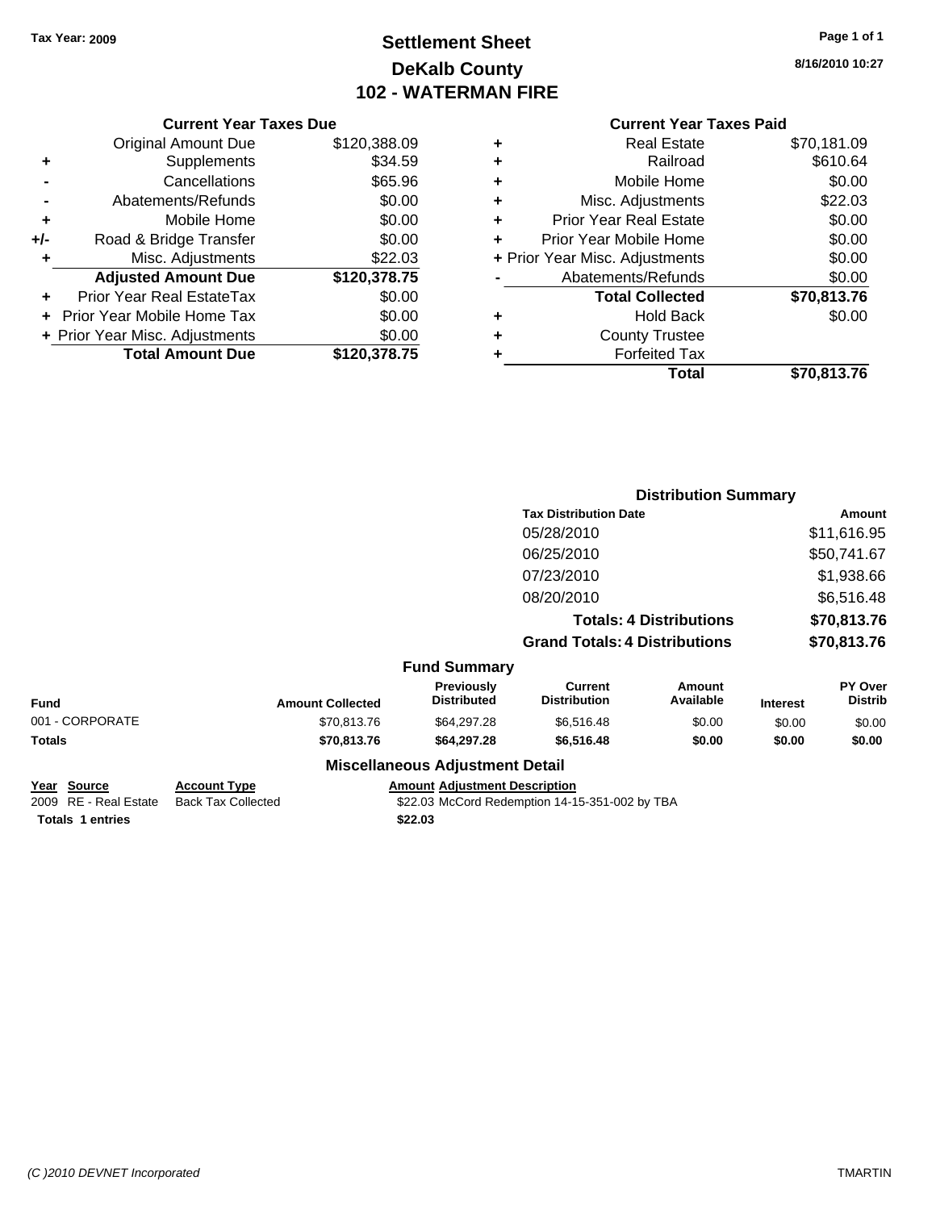Tax Year: 2009

# Settlement Sheet
## DeKalb County
## 102 - WATERMAN FIRE

8/16/2010 10:27

### Current Year Taxes Due

| | | |
|---|---|---|
| | Original Amount Due | $120,388.09 |
| + | Supplements | $34.59 |
| - | Cancellations | $65.96 |
| - | Abatements/Refunds | $0.00 |
| + | Mobile Home | $0.00 |
| +/- | Road & Bridge Transfer | $0.00 |
| + | Misc. Adjustments | $22.03 |
| | **Adjusted Amount Due** | **$120,378.75** |
| + | Prior Year Real EstateTax | $0.00 |
| + | Prior Year Mobile Home Tax | $0.00 |
| + | Prior Year Misc. Adjustments | $0.00 |
| | **Total Amount Due** | **$120,378.75** |

### Current Year Taxes Paid

| | | |
|---|---|---|
| + | Real Estate | $70,181.09 |
| + | Railroad | $610.64 |
| + | Mobile Home | $0.00 |
| + | Misc. Adjustments | $22.03 |
| + | Prior Year Real Estate | $0.00 |
| + | Prior Year Mobile Home | $0.00 |
| + | Prior Year Misc. Adjustments | $0.00 |
| - | Abatements/Refunds | $0.00 |
| | **Total Collected** | **$70,813.76** |
| + | Hold Back | $0.00 |
| + | County Trustee | |
| + | Forfeited Tax | |
| | **Total** | **$70,813.76** |

### Distribution Summary

| Tax Distribution Date | Amount |
|---|---|
| 05/28/2010 | $11,616.95 |
| 06/25/2010 | $50,741.67 |
| 07/23/2010 | $1,938.66 |
| 08/20/2010 | $6,516.48 |
| **Totals: 4 Distributions** | **$70,813.76** |
| **Grand Totals: 4 Distributions** | **$70,813.76** |

### Fund Summary

| Fund | Amount Collected | Previously Distributed | Current Distribution | Amount Available | Interest | PY Over Distrib |
|---|---|---|---|---|---|---|
| 001 - CORPORATE | $70,813.76 | $64,297.28 | $6,516.48 | $0.00 | $0.00 | $0.00 |
| **Totals** | **$70,813.76** | **$64,297.28** | **$6,516.48** | **$0.00** | **$0.00** | **$0.00** |

### Miscellaneous Adjustment Detail

| Year | Source | Account Type | Amount | Adjustment Description |
|---|---|---|---|---|
| 2009 | RE - Real Estate | Back Tax Collected | $22.03 | McCord Redemption 14-15-351-002 by TBA |
| **Totals** | **1 entries** | | **$22.03** | |

(C )2010 DEVNET Incorporated — TMARTIN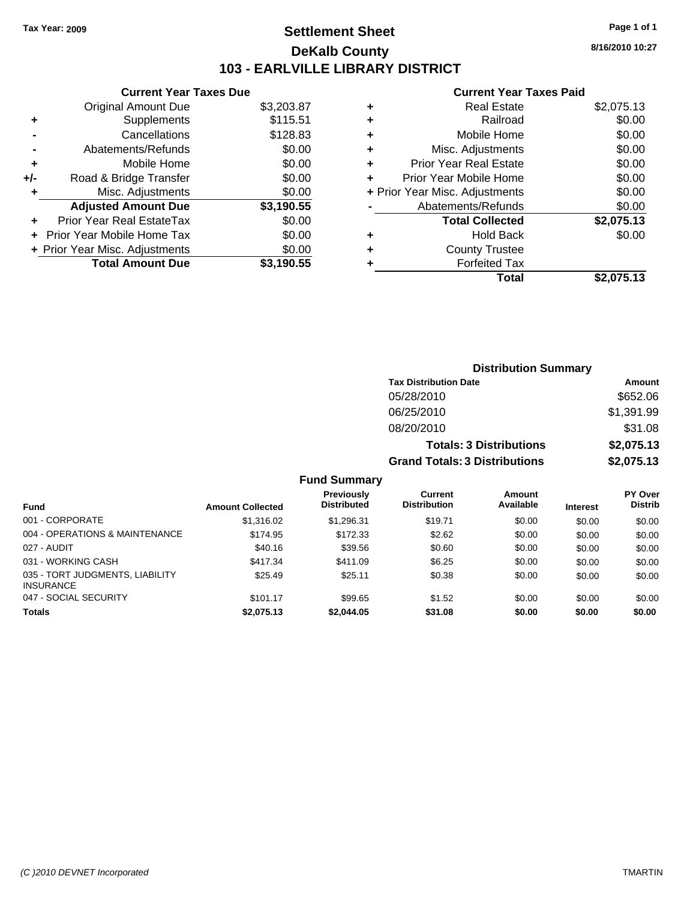Tax Year: 2009

# Settlement Sheet
## DeKalb County
## 103 - EARLVILLE LIBRARY DISTRICT

8/16/2010 10:27

### Current Year Taxes Due

| | | |
|---|---|---|
| | Original Amount Due | $3,203.87 |
| + | Supplements | $115.51 |
| - | Cancellations | $128.83 |
| - | Abatements/Refunds | $0.00 |
| + | Mobile Home | $0.00 |
| +/- | Road & Bridge Transfer | $0.00 |
| + | Misc. Adjustments | $0.00 |
| | **Adjusted Amount Due** | **$3,190.55** |
| + | Prior Year Real EstateTax | $0.00 |
| + | Prior Year Mobile Home Tax | $0.00 |
| + | Prior Year Misc. Adjustments | $0.00 |
| | **Total Amount Due** | **$3,190.55** |

### Current Year Taxes Paid

| | | |
|---|---|---|
| + | Real Estate | $2,075.13 |
| + | Railroad | $0.00 |
| + | Mobile Home | $0.00 |
| + | Misc. Adjustments | $0.00 |
| + | Prior Year Real Estate | $0.00 |
| + | Prior Year Mobile Home | $0.00 |
| + | Prior Year Misc. Adjustments | $0.00 |
| - | Abatements/Refunds | $0.00 |
| | **Total Collected** | **$2,075.13** |
| + | Hold Back | $0.00 |
| + | County Trustee | |
| + | Forfeited Tax | |
| | **Total** | **$2,075.13** |

### Distribution Summary

| Tax Distribution Date | Amount |
|---|---|
| 05/28/2010 | $652.06 |
| 06/25/2010 | $1,391.99 |
| 08/20/2010 | $31.08 |
| **Totals: 3 Distributions** | **$2,075.13** |
| **Grand Totals: 3 Distributions** | **$2,075.13** |

### Fund Summary

| Fund | Amount Collected | Previously Distributed | Current Distribution | Amount Available | Interest | PY Over Distrib |
|---|---|---|---|---|---|---|
| 001 - CORPORATE | $1,316.02 | $1,296.31 | $19.71 | $0.00 | $0.00 | $0.00 |
| 004 - OPERATIONS & MAINTENANCE | $174.95 | $172.33 | $2.62 | $0.00 | $0.00 | $0.00 |
| 027 - AUDIT | $40.16 | $39.56 | $0.60 | $0.00 | $0.00 | $0.00 |
| 031 - WORKING CASH | $417.34 | $411.09 | $6.25 | $0.00 | $0.00 | $0.00 |
| 035 - TORT JUDGMENTS, LIABILITY INSURANCE | $25.49 | $25.11 | $0.38 | $0.00 | $0.00 | $0.00 |
| 047 - SOCIAL SECURITY | $101.17 | $99.65 | $1.52 | $0.00 | $0.00 | $0.00 |
| **Totals** | **$2,075.13** | **$2,044.05** | **$31.08** | **$0.00** | **$0.00** | **$0.00** |

(C )2010 DEVNET Incorporated — TMARTIN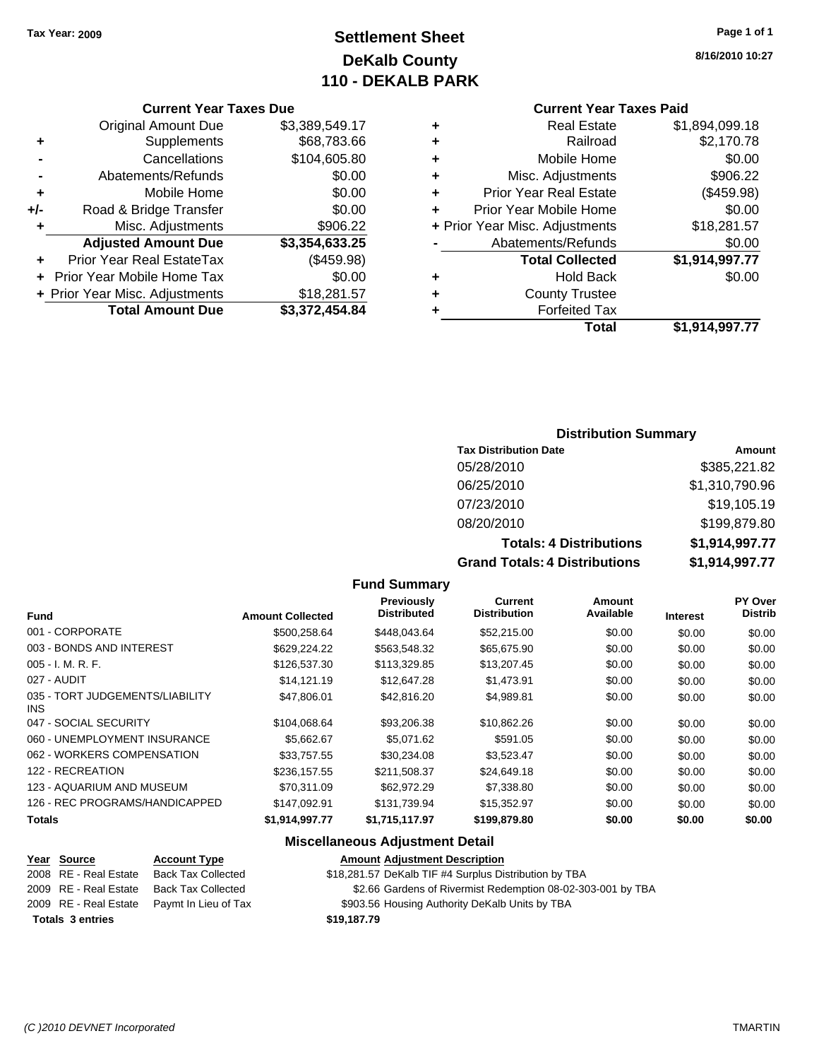Tax Year: 2009

# Settlement Sheet
## DeKalb County
## 110 - DEKALB PARK

8/16/2010 10:27

### Current Year Taxes Due

| | | |
|---|---|---|
| | Original Amount Due | $3,389,549.17 |
| + | Supplements | $68,783.66 |
| - | Cancellations | $104,605.80 |
| - | Abatements/Refunds | $0.00 |
| + | Mobile Home | $0.00 |
| +/- | Road & Bridge Transfer | $0.00 |
| + | Misc. Adjustments | $906.22 |
| | **Adjusted Amount Due** | **$3,354,633.25** |
| + | Prior Year Real EstateTax | ($459.98) |
| + | Prior Year Mobile Home Tax | $0.00 |
| + | Prior Year Misc. Adjustments | $18,281.57 |
| | **Total Amount Due** | **$3,372,454.84** |

### Current Year Taxes Paid

| | | |
|---|---|---|
| + | Real Estate | $1,894,099.18 |
| + | Railroad | $2,170.78 |
| + | Mobile Home | $0.00 |
| + | Misc. Adjustments | $906.22 |
| + | Prior Year Real Estate | ($459.98) |
| + | Prior Year Mobile Home | $0.00 |
| + | Prior Year Misc. Adjustments | $18,281.57 |
| - | Abatements/Refunds | $0.00 |
| | **Total Collected** | **$1,914,997.77** |
| + | Hold Back | $0.00 |
| + | County Trustee | |
| + | Forfeited Tax | |
| | **Total** | **$1,914,997.77** |

### Distribution Summary

| Tax Distribution Date | Amount |
|---|---|
| 05/28/2010 | $385,221.82 |
| 06/25/2010 | $1,310,790.96 |
| 07/23/2010 | $19,105.19 |
| 08/20/2010 | $199,879.80 |
| **Totals: 4 Distributions** | **$1,914,997.77** |
| **Grand Totals: 4 Distributions** | **$1,914,997.77** |

### Fund Summary

| Fund | Amount Collected | Previously Distributed | Current Distribution | Amount Available | Interest | PY Over Distrib |
|---|---|---|---|---|---|---|
| 001 - CORPORATE | $500,258.64 | $448,043.64 | $52,215.00 | $0.00 | $0.00 | $0.00 |
| 003 - BONDS AND INTEREST | $629,224.22 | $563,548.32 | $65,675.90 | $0.00 | $0.00 | $0.00 |
| 005 - I. M. R. F. | $126,537.30 | $113,329.85 | $13,207.45 | $0.00 | $0.00 | $0.00 |
| 027 - AUDIT | $14,121.19 | $12,647.28 | $1,473.91 | $0.00 | $0.00 | $0.00 |
| 035 - TORT JUDGEMENTS/LIABILITY INS | $47,806.01 | $42,816.20 | $4,989.81 | $0.00 | $0.00 | $0.00 |
| 047 - SOCIAL SECURITY | $104,068.64 | $93,206.38 | $10,862.26 | $0.00 | $0.00 | $0.00 |
| 060 - UNEMPLOYMENT INSURANCE | $5,662.67 | $5,071.62 | $591.05 | $0.00 | $0.00 | $0.00 |
| 062 - WORKERS COMPENSATION | $33,757.55 | $30,234.08 | $3,523.47 | $0.00 | $0.00 | $0.00 |
| 122 - RECREATION | $236,157.55 | $211,508.37 | $24,649.18 | $0.00 | $0.00 | $0.00 |
| 123 - AQUARIUM AND MUSEUM | $70,311.09 | $62,972.29 | $7,338.80 | $0.00 | $0.00 | $0.00 |
| 126 - REC PROGRAMS/HANDICAPPED | $147,092.91 | $131,739.94 | $15,352.97 | $0.00 | $0.00 | $0.00 |
| **Totals** | **$1,914,997.77** | **$1,715,117.97** | **$199,879.80** | **$0.00** | **$0.00** | **$0.00** |

### Miscellaneous Adjustment Detail

| Year | Source | Account Type | Amount | Adjustment Description |
|---|---|---|---|---|
| 2008 | RE - Real Estate | Back Tax Collected | $18,281.57 | DeKalb TIF #4 Surplus Distribution by TBA |
| 2009 | RE - Real Estate | Back Tax Collected | $2.66 | Gardens of Rivermist Redemption 08-02-303-001 by TBA |
| 2009 | RE - Real Estate | Paymt In Lieu of Tax | $903.56 | Housing Authority DeKalb Units by TBA |
| **Totals 3 entries** | | | **$19,187.79** | |

(C )2010 DEVNET Incorporated TMARTIN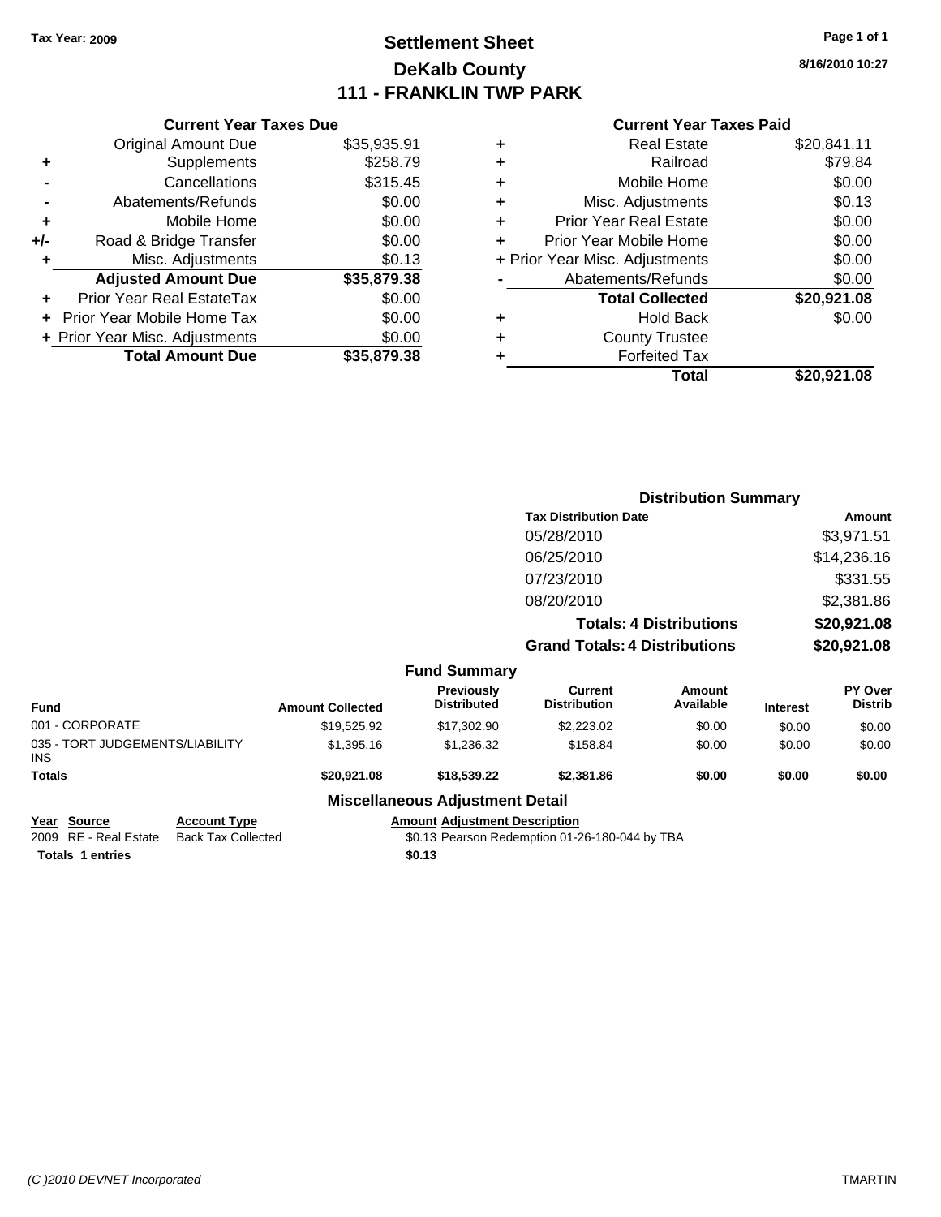Tax Year: 2009

# Settlement Sheet
## DeKalb County
## 111 - FRANKLIN TWP PARK

8/16/2010 10:27

### Current Year Taxes Due

| | | |
|---|---|---|
| | Original Amount Due | $35,935.91 |
| + | Supplements | $258.79 |
| - | Cancellations | $315.45 |
| - | Abatements/Refunds | $0.00 |
| + | Mobile Home | $0.00 |
| +/- | Road & Bridge Transfer | $0.00 |
| + | Misc. Adjustments | $0.13 |
| | **Adjusted Amount Due** | **$35,879.38** |
| + | Prior Year Real EstateTax | $0.00 |
| + | Prior Year Mobile Home Tax | $0.00 |
| + | Prior Year Misc. Adjustments | $0.00 |
| | **Total Amount Due** | **$35,879.38** |

### Current Year Taxes Paid

| | | |
|---|---|---|
| + | Real Estate | $20,841.11 |
| + | Railroad | $79.84 |
| + | Mobile Home | $0.00 |
| + | Misc. Adjustments | $0.13 |
| + | Prior Year Real Estate | $0.00 |
| + | Prior Year Mobile Home | $0.00 |
| + | Prior Year Misc. Adjustments | $0.00 |
| - | Abatements/Refunds | $0.00 |
| | **Total Collected** | **$20,921.08** |
| + | Hold Back | $0.00 |
| + | County Trustee | |
| + | Forfeited Tax | |
| | **Total** | **$20,921.08** |

### Distribution Summary

| Tax Distribution Date | Amount |
|---|---|
| 05/28/2010 | $3,971.51 |
| 06/25/2010 | $14,236.16 |
| 07/23/2010 | $331.55 |
| 08/20/2010 | $2,381.86 |
| **Totals: 4 Distributions** | **$20,921.08** |
| **Grand Totals: 4 Distributions** | **$20,921.08** |

### Fund Summary

| Fund | Amount Collected | Previously Distributed | Current Distribution | Amount Available | Interest | PY Over Distrib |
|---|---|---|---|---|---|---|
| 001 - CORPORATE | $19,525.92 | $17,302.90 | $2,223.02 | $0.00 | $0.00 | $0.00 |
| 035 - TORT JUDGEMENTS/LIABILITY INS | $1,395.16 | $1,236.32 | $158.84 | $0.00 | $0.00 | $0.00 |
| **Totals** | **$20,921.08** | **$18,539.22** | **$2,381.86** | **$0.00** | **$0.00** | **$0.00** |

### Miscellaneous Adjustment Detail

| Year | Source | Account Type | Amount | Adjustment Description |
|---|---|---|---|---|
| 2009 | RE - Real Estate | Back Tax Collected | $0.13 | Pearson Redemption 01-26-180-044 by TBA |
| **Totals** | **1 entries** | | **$0.13** | |

(C )2010 DEVNET Incorporated

TMARTIN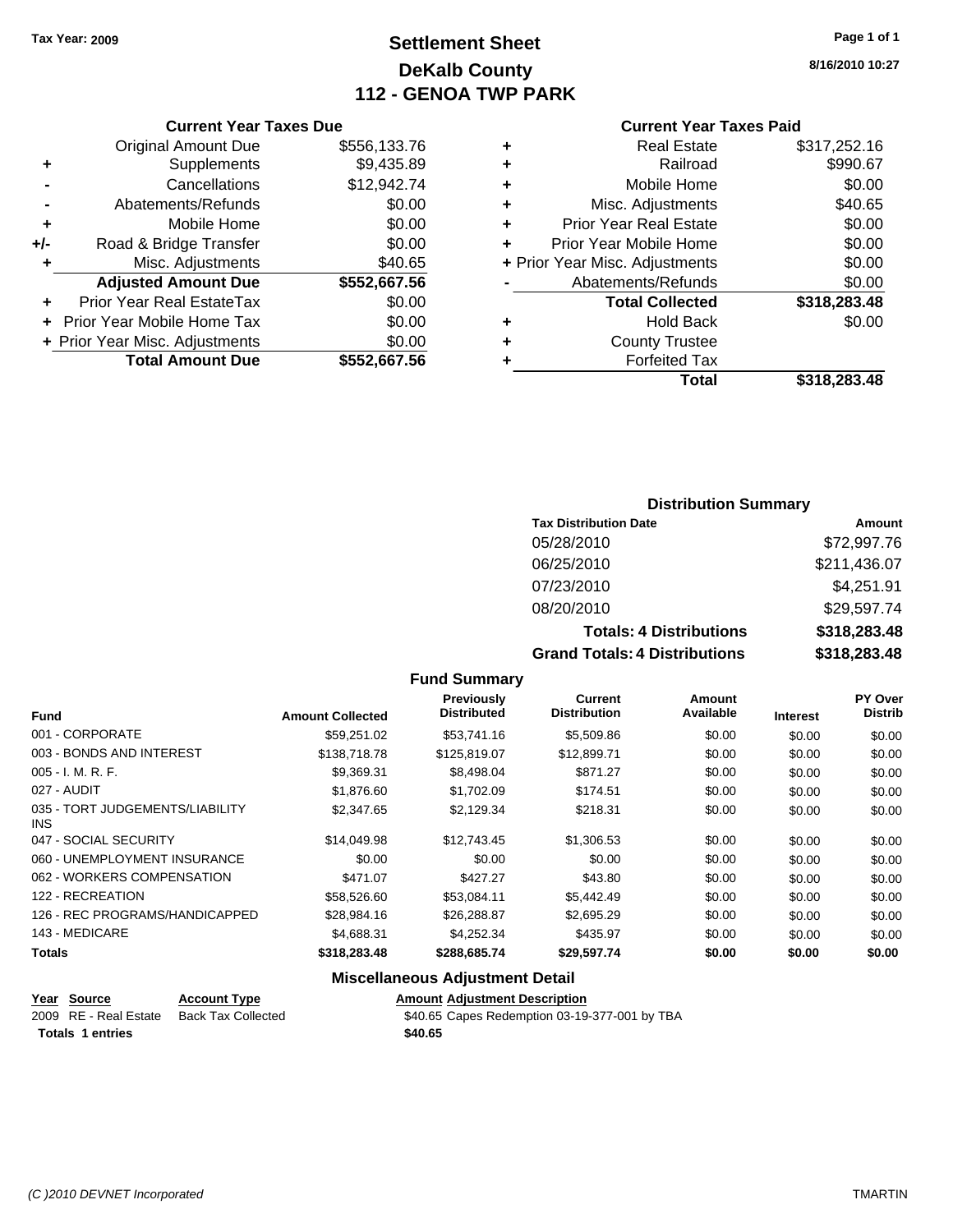Tax Year: 2009

# Settlement Sheet
## DeKalb County
## 112 - GENOA TWP PARK

8/16/2010 10:27

### Current Year Taxes Due

| | | |
|---|---|---|
| | Original Amount Due | $556,133.76 |
| + | Supplements | $9,435.89 |
| - | Cancellations | $12,942.74 |
| - | Abatements/Refunds | $0.00 |
| + | Mobile Home | $0.00 |
| +/- | Road & Bridge Transfer | $0.00 |
| + | Misc. Adjustments | $40.65 |
| | **Adjusted Amount Due** | **$552,667.56** |
| + | Prior Year Real EstateTax | $0.00 |
| + | Prior Year Mobile Home Tax | $0.00 |
| + | Prior Year Misc. Adjustments | $0.00 |
| | **Total Amount Due** | **$552,667.56** |

### Current Year Taxes Paid

| | | |
|---|---|---|
| + | Real Estate | $317,252.16 |
| + | Railroad | $990.67 |
| + | Mobile Home | $0.00 |
| + | Misc. Adjustments | $40.65 |
| + | Prior Year Real Estate | $0.00 |
| + | Prior Year Mobile Home | $0.00 |
| + | Prior Year Misc. Adjustments | $0.00 |
| - | Abatements/Refunds | $0.00 |
| | **Total Collected** | **$318,283.48** |
| + | Hold Back | $0.00 |
| + | County Trustee | |
| + | Forfeited Tax | |
| | **Total** | **$318,283.48** |

### Distribution Summary

| Tax Distribution Date | Amount |
|---|---|
| 05/28/2010 | $72,997.76 |
| 06/25/2010 | $211,436.07 |
| 07/23/2010 | $4,251.91 |
| 08/20/2010 | $29,597.74 |
| **Totals: 4 Distributions** | **$318,283.48** |
| **Grand Totals: 4 Distributions** | **$318,283.48** |

### Fund Summary

| Fund | Amount Collected | Previously Distributed | Current Distribution | Amount Available | Interest | PY Over Distrib |
|---|---|---|---|---|---|---|
| 001 - CORPORATE | $59,251.02 | $53,741.16 | $5,509.86 | $0.00 | $0.00 | $0.00 |
| 003 - BONDS AND INTEREST | $138,718.78 | $125,819.07 | $12,899.71 | $0.00 | $0.00 | $0.00 |
| 005 - I. M. R. F. | $9,369.31 | $8,498.04 | $871.27 | $0.00 | $0.00 | $0.00 |
| 027 - AUDIT | $1,876.60 | $1,702.09 | $174.51 | $0.00 | $0.00 | $0.00 |
| 035 - TORT JUDGEMENTS/LIABILITY INS | $2,347.65 | $2,129.34 | $218.31 | $0.00 | $0.00 | $0.00 |
| 047 - SOCIAL SECURITY | $14,049.98 | $12,743.45 | $1,306.53 | $0.00 | $0.00 | $0.00 |
| 060 - UNEMPLOYMENT INSURANCE | $0.00 | $0.00 | $0.00 | $0.00 | $0.00 | $0.00 |
| 062 - WORKERS COMPENSATION | $471.07 | $427.27 | $43.80 | $0.00 | $0.00 | $0.00 |
| 122 - RECREATION | $58,526.60 | $53,084.11 | $5,442.49 | $0.00 | $0.00 | $0.00 |
| 126 - REC PROGRAMS/HANDICAPPED | $28,984.16 | $26,288.87 | $2,695.29 | $0.00 | $0.00 | $0.00 |
| 143 - MEDICARE | $4,688.31 | $4,252.34 | $435.97 | $0.00 | $0.00 | $0.00 |
| **Totals** | **$318,283.48** | **$288,685.74** | **$29,597.74** | **$0.00** | **$0.00** | **$0.00** |

### Miscellaneous Adjustment Detail

| Year | Source | Account Type | Amount | Adjustment Description |
|---|---|---|---|---|
| 2009 | RE - Real Estate | Back Tax Collected | $40.65 | Capes Redemption 03-19-377-001 by TBA |
| **Totals** | **1 entries** | | **$40.65** | |

(C )2010 DEVNET Incorporated TMARTIN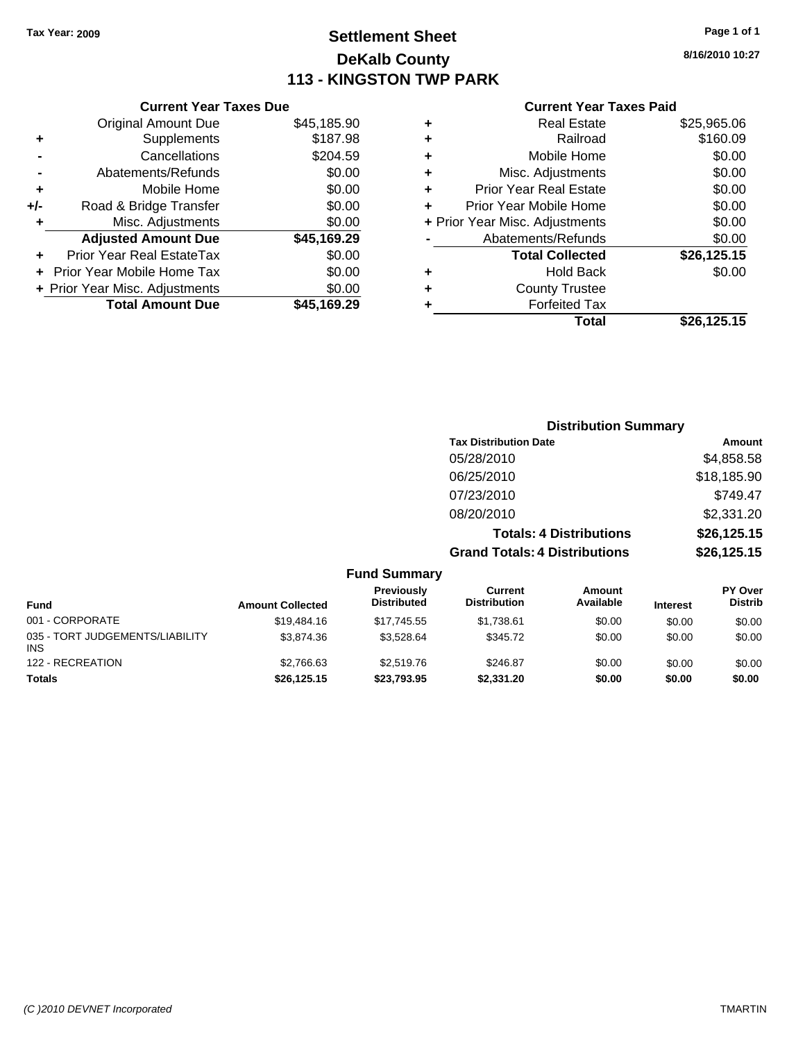Tax Year: 2009

# Settlement Sheet
## DeKalb County
## 113 - KINGSTON TWP PARK

8/16/2010 10:27

### Current Year Taxes Due

| | | |
|---|---|---|
| | Original Amount Due | $45,185.90 |
| + | Supplements | $187.98 |
| - | Cancellations | $204.59 |
| - | Abatements/Refunds | $0.00 |
| + | Mobile Home | $0.00 |
| +/- | Road & Bridge Transfer | $0.00 |
| + | Misc. Adjustments | $0.00 |
| | **Adjusted Amount Due** | **$45,169.29** |
| + | Prior Year Real EstateTax | $0.00 |
| + | Prior Year Mobile Home Tax | $0.00 |
| + | Prior Year Misc. Adjustments | $0.00 |
| | **Total Amount Due** | **$45,169.29** |

### Current Year Taxes Paid

| | | |
|---|---|---|
| + | Real Estate | $25,965.06 |
| + | Railroad | $160.09 |
| + | Mobile Home | $0.00 |
| + | Misc. Adjustments | $0.00 |
| + | Prior Year Real Estate | $0.00 |
| + | Prior Year Mobile Home | $0.00 |
| + | Prior Year Misc. Adjustments | $0.00 |
| - | Abatements/Refunds | $0.00 |
| | **Total Collected** | **$26,125.15** |
| + | Hold Back | $0.00 |
| + | County Trustee | |
| + | Forfeited Tax | |
| | **Total** | **$26,125.15** |

### Distribution Summary

| Tax Distribution Date | Amount |
|---|---|
| 05/28/2010 | $4,858.58 |
| 06/25/2010 | $18,185.90 |
| 07/23/2010 | $749.47 |
| 08/20/2010 | $2,331.20 |
| **Totals: 4 Distributions** | **$26,125.15** |
| **Grand Totals: 4 Distributions** | **$26,125.15** |

### Fund Summary

| Fund | Amount Collected | Previously Distributed | Current Distribution | Amount Available | Interest | PY Over Distrib |
|---|---|---|---|---|---|---|
| 001 - CORPORATE | $19,484.16 | $17,745.55 | $1,738.61 | $0.00 | $0.00 | $0.00 |
| 035 - TORT JUDGEMENTS/LIABILITY INS | $3,874.36 | $3,528.64 | $345.72 | $0.00 | $0.00 | $0.00 |
| 122 - RECREATION | $2,766.63 | $2,519.76 | $246.87 | $0.00 | $0.00 | $0.00 |
| **Totals** | **$26,125.15** | **$23,793.95** | **$2,331.20** | **$0.00** | **$0.00** | **$0.00** |

(C )2010 DEVNET Incorporated — TMARTIN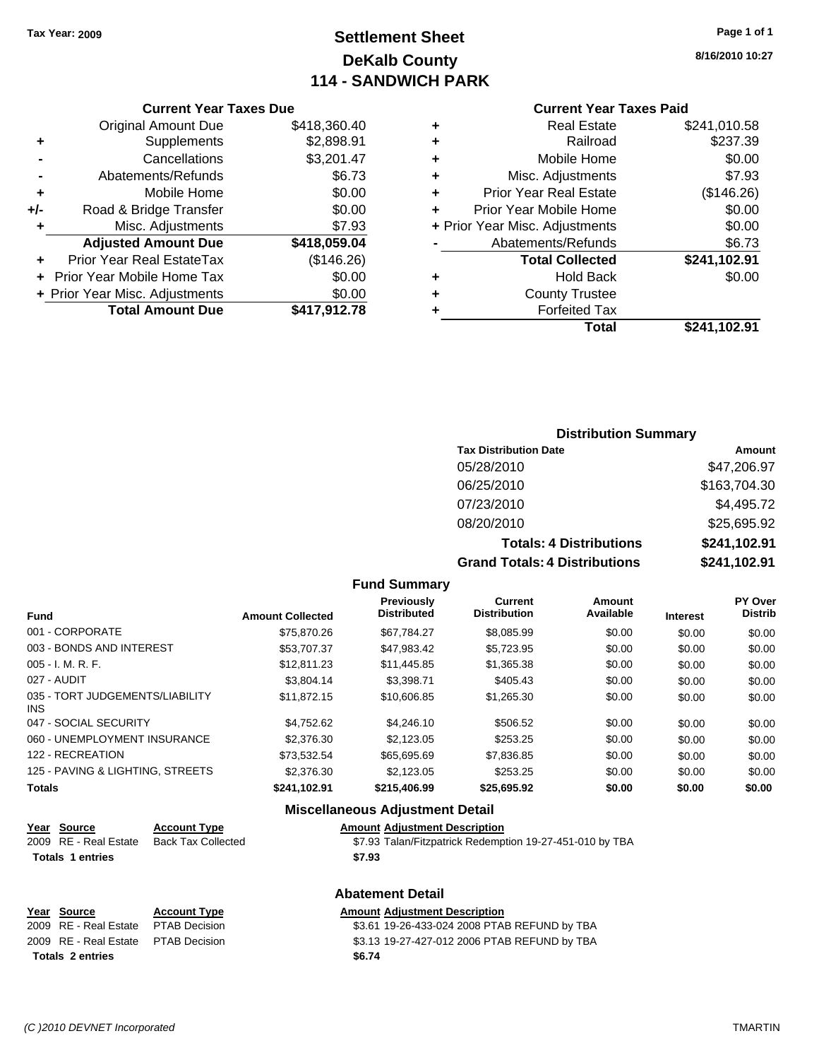Tax Year: 2009

# Settlement Sheet
## DeKalb County
## 114 - SANDWICH PARK

8/16/2010 10:27

### Current Year Taxes Due

| | | |
|---|---|---|
| | Original Amount Due | $418,360.40 |
| + | Supplements | $2,898.91 |
| - | Cancellations | $3,201.47 |
| - | Abatements/Refunds | $6.73 |
| + | Mobile Home | $0.00 |
| +/- | Road & Bridge Transfer | $0.00 |
| + | Misc. Adjustments | $7.93 |
| | **Adjusted Amount Due** | **$418,059.04** |
| + | Prior Year Real EstateTax | ($146.26) |
| + | Prior Year Mobile Home Tax | $0.00 |
| + | Prior Year Misc. Adjustments | $0.00 |
| | **Total Amount Due** | **$417,912.78** |

### Current Year Taxes Paid

| | | |
|---|---|---|
| + | Real Estate | $241,010.58 |
| + | Railroad | $237.39 |
| + | Mobile Home | $0.00 |
| + | Misc. Adjustments | $7.93 |
| + | Prior Year Real Estate | ($146.26) |
| + | Prior Year Mobile Home | $0.00 |
| + | Prior Year Misc. Adjustments | $0.00 |
| - | Abatements/Refunds | $6.73 |
| | **Total Collected** | **$241,102.91** |
| + | Hold Back | $0.00 |
| + | County Trustee | |
| + | Forfeited Tax | |
| | **Total** | **$241,102.91** |

### Distribution Summary

| Tax Distribution Date | Amount |
|---|---|
| 05/28/2010 | $47,206.97 |
| 06/25/2010 | $163,704.30 |
| 07/23/2010 | $4,495.72 |
| 08/20/2010 | $25,695.92 |
| **Totals: 4 Distributions** | **$241,102.91** |
| **Grand Totals: 4 Distributions** | **$241,102.91** |

### Fund Summary

| Fund | Amount Collected | Previously Distributed | Current Distribution | Amount Available | Interest | PY Over Distrib |
|---|---|---|---|---|---|---|
| 001 - CORPORATE | $75,870.26 | $67,784.27 | $8,085.99 | $0.00 | $0.00 | $0.00 |
| 003 - BONDS AND INTEREST | $53,707.37 | $47,983.42 | $5,723.95 | $0.00 | $0.00 | $0.00 |
| 005 - I. M. R. F. | $12,811.23 | $11,445.85 | $1,365.38 | $0.00 | $0.00 | $0.00 |
| 027 - AUDIT | $3,804.14 | $3,398.71 | $405.43 | $0.00 | $0.00 | $0.00 |
| 035 - TORT JUDGEMENTS/LIABILITY INS | $11,872.15 | $10,606.85 | $1,265.30 | $0.00 | $0.00 | $0.00 |
| 047 - SOCIAL SECURITY | $4,752.62 | $4,246.10 | $506.52 | $0.00 | $0.00 | $0.00 |
| 060 - UNEMPLOYMENT INSURANCE | $2,376.30 | $2,123.05 | $253.25 | $0.00 | $0.00 | $0.00 |
| 122 - RECREATION | $73,532.54 | $65,695.69 | $7,836.85 | $0.00 | $0.00 | $0.00 |
| 125 - PAVING & LIGHTING, STREETS | $2,376.30 | $2,123.05 | $253.25 | $0.00 | $0.00 | $0.00 |
| **Totals** | **$241,102.91** | **$215,406.99** | **$25,695.92** | **$0.00** | **$0.00** | **$0.00** |

### Miscellaneous Adjustment Detail

| Year | Source | Account Type | Amount | Adjustment Description |
|---|---|---|---|---|
| 2009 | RE - Real Estate | Back Tax Collected | $7.93 | Talan/Fitzpatrick Redemption 19-27-451-010 by TBA |
| **Totals 1 entries** | | | **$7.93** | |

### Abatement Detail

| Year | Source | Account Type | Amount | Adjustment Description |
|---|---|---|---|---|
| 2009 | RE - Real Estate | PTAB Decision | $3.61 | 19-26-433-024 2008 PTAB REFUND by TBA |
| 2009 | RE - Real Estate | PTAB Decision | $3.13 | 19-27-427-012 2006 PTAB REFUND by TBA |
| **Totals 2 entries** | | | **$6.74** | |

(C )2010 DEVNET Incorporated TMARTIN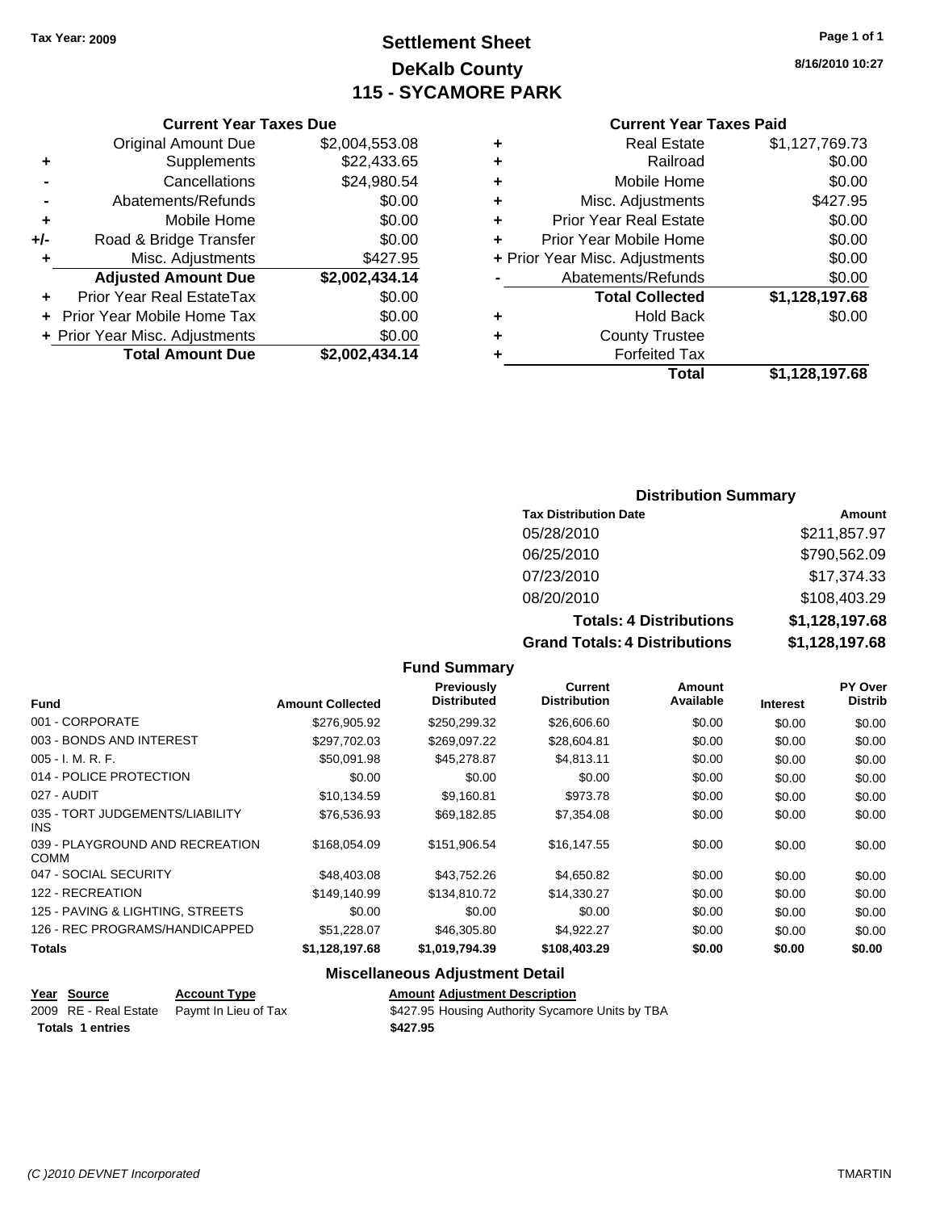Tax Year: 2009

# Settlement Sheet
## DeKalb County
## 115 - SYCAMORE PARK

8/16/2010 10:27

### Current Year Taxes Due

| | | |
|---|---|---|
| | Original Amount Due | $2,004,553.08 |
| + | Supplements | $22,433.65 |
| - | Cancellations | $24,980.54 |
| - | Abatements/Refunds | $0.00 |
| + | Mobile Home | $0.00 |
| +/- | Road & Bridge Transfer | $0.00 |
| + | Misc. Adjustments | $427.95 |
| | **Adjusted Amount Due** | **$2,002,434.14** |
| + | Prior Year Real EstateTax | $0.00 |
| + | Prior Year Mobile Home Tax | $0.00 |
| + | Prior Year Misc. Adjustments | $0.00 |
| | **Total Amount Due** | **$2,002,434.14** |

### Current Year Taxes Paid

| | | |
|---|---|---|
| + | Real Estate | $1,127,769.73 |
| + | Railroad | $0.00 |
| + | Mobile Home | $0.00 |
| + | Misc. Adjustments | $427.95 |
| + | Prior Year Real Estate | $0.00 |
| + | Prior Year Mobile Home | $0.00 |
| + | Prior Year Misc. Adjustments | $0.00 |
| - | Abatements/Refunds | $0.00 |
| | **Total Collected** | **$1,128,197.68** |
| + | Hold Back | $0.00 |
| + | County Trustee | |
| + | Forfeited Tax | |
| | **Total** | **$1,128,197.68** |

### Distribution Summary

| Tax Distribution Date | Amount |
|---|---|
| 05/28/2010 | $211,857.97 |
| 06/25/2010 | $790,562.09 |
| 07/23/2010 | $17,374.33 |
| 08/20/2010 | $108,403.29 |
| **Totals: 4 Distributions** | **$1,128,197.68** |
| **Grand Totals: 4 Distributions** | **$1,128,197.68** |

### Fund Summary

| Fund | Amount Collected | Previously Distributed | Current Distribution | Amount Available | Interest | PY Over Distrib |
|---|---|---|---|---|---|---|
| 001 - CORPORATE | $276,905.92 | $250,299.32 | $26,606.60 | $0.00 | $0.00 | $0.00 |
| 003 - BONDS AND INTEREST | $297,702.03 | $269,097.22 | $28,604.81 | $0.00 | $0.00 | $0.00 |
| 005 - I. M. R. F. | $50,091.98 | $45,278.87 | $4,813.11 | $0.00 | $0.00 | $0.00 |
| 014 - POLICE PROTECTION | $0.00 | $0.00 | $0.00 | $0.00 | $0.00 | $0.00 |
| 027 - AUDIT | $10,134.59 | $9,160.81 | $973.78 | $0.00 | $0.00 | $0.00 |
| 035 - TORT JUDGEMENTS/LIABILITY INS | $76,536.93 | $69,182.85 | $7,354.08 | $0.00 | $0.00 | $0.00 |
| 039 - PLAYGROUND AND RECREATION COMM | $168,054.09 | $151,906.54 | $16,147.55 | $0.00 | $0.00 | $0.00 |
| 047 - SOCIAL SECURITY | $48,403.08 | $43,752.26 | $4,650.82 | $0.00 | $0.00 | $0.00 |
| 122 - RECREATION | $149,140.99 | $134,810.72 | $14,330.27 | $0.00 | $0.00 | $0.00 |
| 125 - PAVING & LIGHTING, STREETS | $0.00 | $0.00 | $0.00 | $0.00 | $0.00 | $0.00 |
| 126 - REC PROGRAMS/HANDICAPPED | $51,228.07 | $46,305.80 | $4,922.27 | $0.00 | $0.00 | $0.00 |
| **Totals** | **$1,128,197.68** | **$1,019,794.39** | **$108,403.29** | **$0.00** | **$0.00** | **$0.00** |

### Miscellaneous Adjustment Detail

| Year | Source | Account Type | Amount | Adjustment Description |
|---|---|---|---|---|
| 2009 | RE - Real Estate | Paymt In Lieu of Tax | $427.95 | Housing Authority Sycamore Units by TBA |
| **Totals** | **1 entries** | | **$427.95** | |

(C )2010 DEVNET Incorporated TMARTIN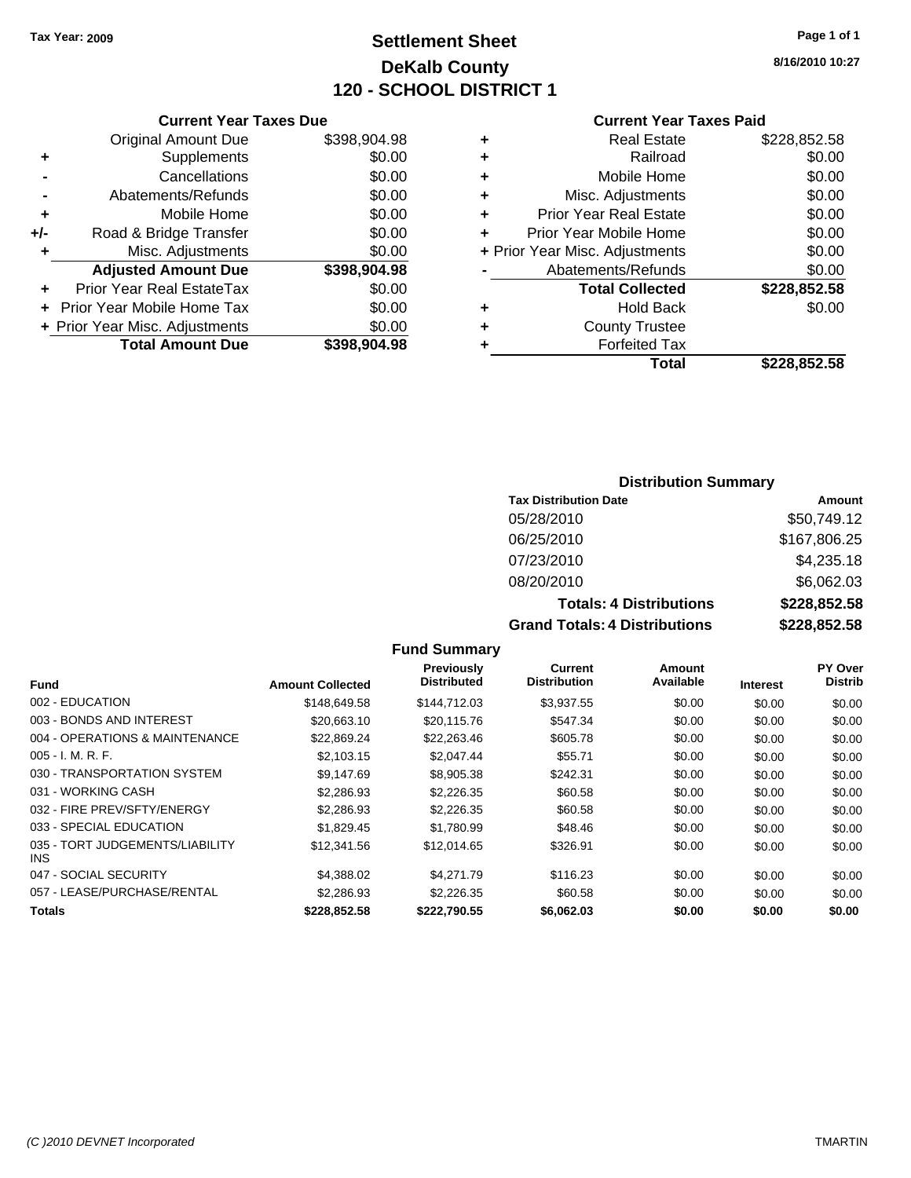Tax Year: 2009

# Settlement Sheet
## DeKalb County
## 120 - SCHOOL DISTRICT 1

8/16/2010 10:27

### Current Year Taxes Due

| | | |
|---|---|---|
| | Original Amount Due | $398,904.98 |
| + | Supplements | $0.00 |
| - | Cancellations | $0.00 |
| - | Abatements/Refunds | $0.00 |
| + | Mobile Home | $0.00 |
| +/- | Road & Bridge Transfer | $0.00 |
| + | Misc. Adjustments | $0.00 |
| | **Adjusted Amount Due** | **$398,904.98** |
| + | Prior Year Real EstateTax | $0.00 |
| + | Prior Year Mobile Home Tax | $0.00 |
| + | Prior Year Misc. Adjustments | $0.00 |
| | **Total Amount Due** | **$398,904.98** |

### Current Year Taxes Paid

| | | |
|---|---|---|
| + | Real Estate | $228,852.58 |
| + | Railroad | $0.00 |
| + | Mobile Home | $0.00 |
| + | Misc. Adjustments | $0.00 |
| + | Prior Year Real Estate | $0.00 |
| + | Prior Year Mobile Home | $0.00 |
| + | Prior Year Misc. Adjustments | $0.00 |
| - | Abatements/Refunds | $0.00 |
| | **Total Collected** | **$228,852.58** |
| + | Hold Back | $0.00 |
| + | County Trustee | |
| + | Forfeited Tax | |
| | **Total** | **$228,852.58** |

### Distribution Summary

| Tax Distribution Date | Amount |
|---|---|
| 05/28/2010 | $50,749.12 |
| 06/25/2010 | $167,806.25 |
| 07/23/2010 | $4,235.18 |
| 08/20/2010 | $6,062.03 |
| **Totals: 4 Distributions** | **$228,852.58** |
| **Grand Totals: 4 Distributions** | **$228,852.58** |

### Fund Summary

| Fund | Amount Collected | Previously Distributed | Current Distribution | Amount Available | Interest | PY Over Distrib |
|---|---|---|---|---|---|---|
| 002 - EDUCATION | $148,649.58 | $144,712.03 | $3,937.55 | $0.00 | $0.00 | $0.00 |
| 003 - BONDS AND INTEREST | $20,663.10 | $20,115.76 | $547.34 | $0.00 | $0.00 | $0.00 |
| 004 - OPERATIONS & MAINTENANCE | $22,869.24 | $22,263.46 | $605.78 | $0.00 | $0.00 | $0.00 |
| 005 - I. M. R. F. | $2,103.15 | $2,047.44 | $55.71 | $0.00 | $0.00 | $0.00 |
| 030 - TRANSPORTATION SYSTEM | $9,147.69 | $8,905.38 | $242.31 | $0.00 | $0.00 | $0.00 |
| 031 - WORKING CASH | $2,286.93 | $2,226.35 | $60.58 | $0.00 | $0.00 | $0.00 |
| 032 - FIRE PREV/SFTY/ENERGY | $2,286.93 | $2,226.35 | $60.58 | $0.00 | $0.00 | $0.00 |
| 033 - SPECIAL EDUCATION | $1,829.45 | $1,780.99 | $48.46 | $0.00 | $0.00 | $0.00 |
| 035 - TORT JUDGEMENTS/LIABILITY INS | $12,341.56 | $12,014.65 | $326.91 | $0.00 | $0.00 | $0.00 |
| 047 - SOCIAL SECURITY | $4,388.02 | $4,271.79 | $116.23 | $0.00 | $0.00 | $0.00 |
| 057 - LEASE/PURCHASE/RENTAL | $2,286.93 | $2,226.35 | $60.58 | $0.00 | $0.00 | $0.00 |
| **Totals** | **$228,852.58** | **$222,790.55** | **$6,062.03** | **$0.00** | **$0.00** | **$0.00** |

(C )2010 DEVNET Incorporated TMARTIN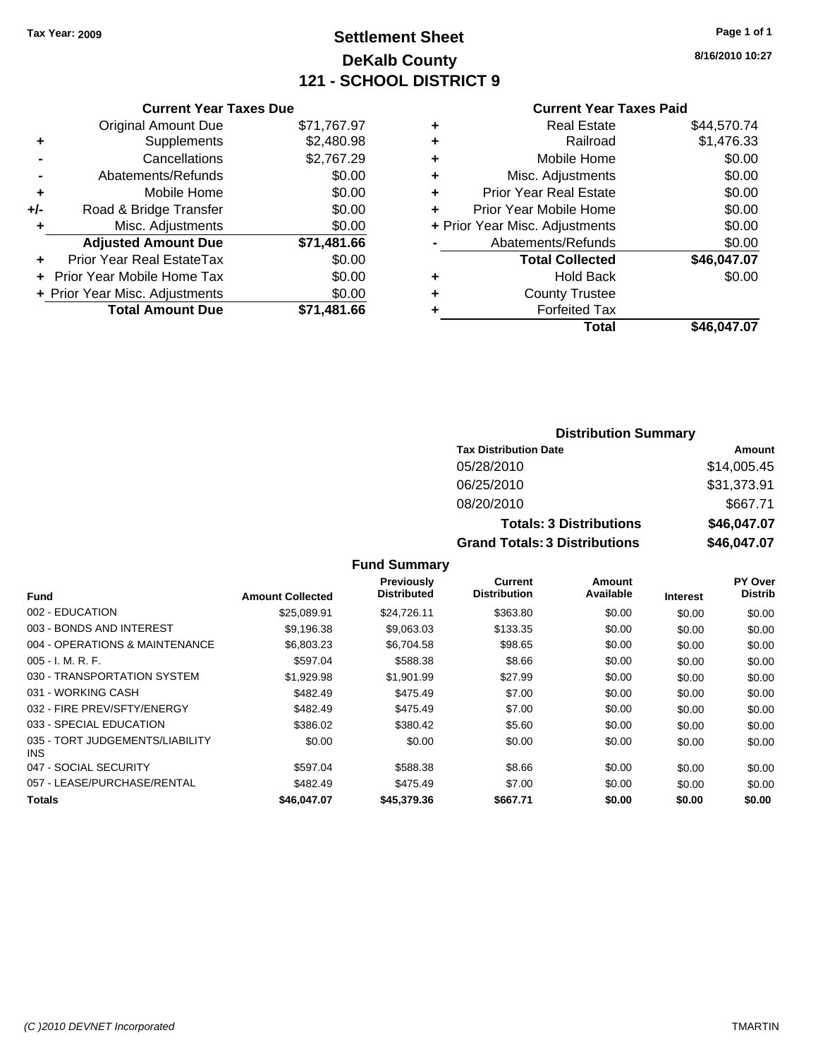Tax Year: 2009

# Settlement Sheet
## DeKalb County
## 121 - SCHOOL DISTRICT 9

8/16/2010 10:27

### Current Year Taxes Due

| | | |
|---|---|---|
| | Original Amount Due | $71,767.97 |
| + | Supplements | $2,480.98 |
| - | Cancellations | $2,767.29 |
| - | Abatements/Refunds | $0.00 |
| + | Mobile Home | $0.00 |
| +/- | Road & Bridge Transfer | $0.00 |
| + | Misc. Adjustments | $0.00 |
| | **Adjusted Amount Due** | **$71,481.66** |
| + | Prior Year Real EstateTax | $0.00 |
| + | Prior Year Mobile Home Tax | $0.00 |
| + | Prior Year Misc. Adjustments | $0.00 |
| | **Total Amount Due** | **$71,481.66** |

### Current Year Taxes Paid

| | | |
|---|---|---|
| + | Real Estate | $44,570.74 |
| + | Railroad | $1,476.33 |
| + | Mobile Home | $0.00 |
| + | Misc. Adjustments | $0.00 |
| + | Prior Year Real Estate | $0.00 |
| + | Prior Year Mobile Home | $0.00 |
| + | Prior Year Misc. Adjustments | $0.00 |
| - | Abatements/Refunds | $0.00 |
| | **Total Collected** | **$46,047.07** |
| + | Hold Back | $0.00 |
| + | County Trustee | |
| + | Forfeited Tax | |
| | **Total** | **$46,047.07** |

### Distribution Summary

| Tax Distribution Date | Amount |
|---|---|
| 05/28/2010 | $14,005.45 |
| 06/25/2010 | $31,373.91 |
| 08/20/2010 | $667.71 |
| **Totals: 3 Distributions** | **$46,047.07** |
| **Grand Totals: 3 Distributions** | **$46,047.07** |

### Fund Summary

| Fund | Amount Collected | Previously Distributed | Current Distribution | Amount Available | Interest | PY Over Distrib |
|---|---|---|---|---|---|---|
| 002 - EDUCATION | $25,089.91 | $24,726.11 | $363.80 | $0.00 | $0.00 | $0.00 |
| 003 - BONDS AND INTEREST | $9,196.38 | $9,063.03 | $133.35 | $0.00 | $0.00 | $0.00 |
| 004 - OPERATIONS & MAINTENANCE | $6,803.23 | $6,704.58 | $98.65 | $0.00 | $0.00 | $0.00 |
| 005 - I. M. R. F. | $597.04 | $588.38 | $8.66 | $0.00 | $0.00 | $0.00 |
| 030 - TRANSPORTATION SYSTEM | $1,929.98 | $1,901.99 | $27.99 | $0.00 | $0.00 | $0.00 |
| 031 - WORKING CASH | $482.49 | $475.49 | $7.00 | $0.00 | $0.00 | $0.00 |
| 032 - FIRE PREV/SFTY/ENERGY | $482.49 | $475.49 | $7.00 | $0.00 | $0.00 | $0.00 |
| 033 - SPECIAL EDUCATION | $386.02 | $380.42 | $5.60 | $0.00 | $0.00 | $0.00 |
| 035 - TORT JUDGEMENTS/LIABILITY INS | $0.00 | $0.00 | $0.00 | $0.00 | $0.00 | $0.00 |
| 047 - SOCIAL SECURITY | $597.04 | $588.38 | $8.66 | $0.00 | $0.00 | $0.00 |
| 057 - LEASE/PURCHASE/RENTAL | $482.49 | $475.49 | $7.00 | $0.00 | $0.00 | $0.00 |
| **Totals** | **$46,047.07** | **$45,379.36** | **$667.71** | **$0.00** | **$0.00** | **$0.00** |

(C )2010 DEVNET Incorporated — TMARTIN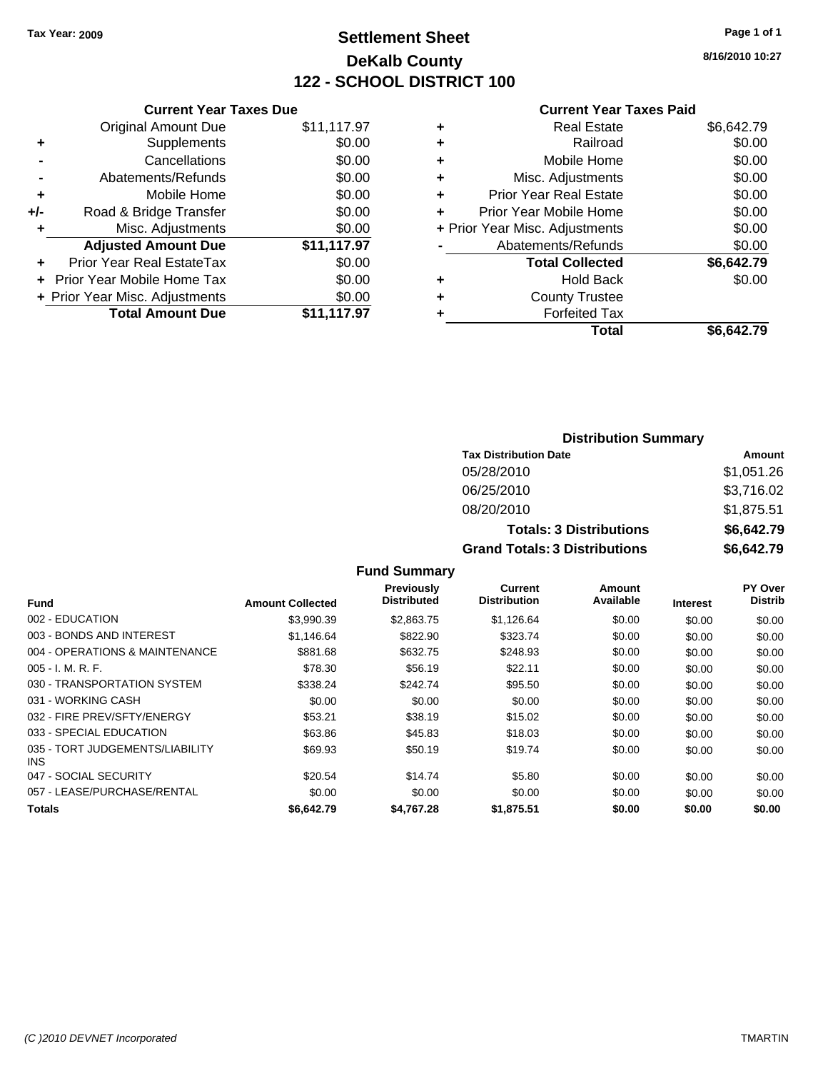Tax Year: 2009

# Settlement Sheet
## DeKalb County
## 122 - SCHOOL DISTRICT 100

8/16/2010 10:27

### Current Year Taxes Due

| | | |
|---|---|---|
| | Original Amount Due | $11,117.97 |
| + | Supplements | $0.00 |
| - | Cancellations | $0.00 |
| - | Abatements/Refunds | $0.00 |
| + | Mobile Home | $0.00 |
| +/- | Road & Bridge Transfer | $0.00 |
| + | Misc. Adjustments | $0.00 |
| | **Adjusted Amount Due** | **$11,117.97** |
| + | Prior Year Real EstateTax | $0.00 |
| + | Prior Year Mobile Home Tax | $0.00 |
| + | Prior Year Misc. Adjustments | $0.00 |
| | **Total Amount Due** | **$11,117.97** |

### Current Year Taxes Paid

| | | |
|---|---|---|
| + | Real Estate | $6,642.79 |
| + | Railroad | $0.00 |
| + | Mobile Home | $0.00 |
| + | Misc. Adjustments | $0.00 |
| + | Prior Year Real Estate | $0.00 |
| + | Prior Year Mobile Home | $0.00 |
| + | Prior Year Misc. Adjustments | $0.00 |
| - | Abatements/Refunds | $0.00 |
| | **Total Collected** | **$6,642.79** |
| + | Hold Back | $0.00 |
| + | County Trustee | |
| + | Forfeited Tax | |
| | **Total** | **$6,642.79** |

### Distribution Summary

| Tax Distribution Date | Amount |
|---|---|
| 05/28/2010 | $1,051.26 |
| 06/25/2010 | $3,716.02 |
| 08/20/2010 | $1,875.51 |
| **Totals: 3 Distributions** | **$6,642.79** |
| **Grand Totals: 3 Distributions** | **$6,642.79** |

### Fund Summary

| Fund | Amount Collected | Previously Distributed | Current Distribution | Amount Available | Interest | PY Over Distrib |
|---|---|---|---|---|---|---|
| 002 - EDUCATION | $3,990.39 | $2,863.75 | $1,126.64 | $0.00 | $0.00 | $0.00 |
| 003 - BONDS AND INTEREST | $1,146.64 | $822.90 | $323.74 | $0.00 | $0.00 | $0.00 |
| 004 - OPERATIONS & MAINTENANCE | $881.68 | $632.75 | $248.93 | $0.00 | $0.00 | $0.00 |
| 005 - I. M. R. F. | $78.30 | $56.19 | $22.11 | $0.00 | $0.00 | $0.00 |
| 030 - TRANSPORTATION SYSTEM | $338.24 | $242.74 | $95.50 | $0.00 | $0.00 | $0.00 |
| 031 - WORKING CASH | $0.00 | $0.00 | $0.00 | $0.00 | $0.00 | $0.00 |
| 032 - FIRE PREV/SFTY/ENERGY | $53.21 | $38.19 | $15.02 | $0.00 | $0.00 | $0.00 |
| 033 - SPECIAL EDUCATION | $63.86 | $45.83 | $18.03 | $0.00 | $0.00 | $0.00 |
| 035 - TORT JUDGEMENTS/LIABILITY INS | $69.93 | $50.19 | $19.74 | $0.00 | $0.00 | $0.00 |
| 047 - SOCIAL SECURITY | $20.54 | $14.74 | $5.80 | $0.00 | $0.00 | $0.00 |
| 057 - LEASE/PURCHASE/RENTAL | $0.00 | $0.00 | $0.00 | $0.00 | $0.00 | $0.00 |
| **Totals** | **$6,642.79** | **$4,767.28** | **$1,875.51** | **$0.00** | **$0.00** | **$0.00** |

(C )2010 DEVNET Incorporated TMARTIN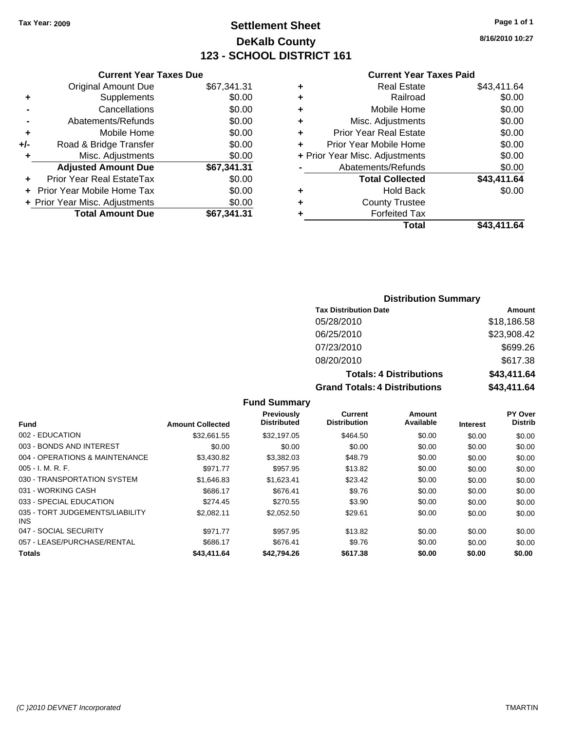Tax Year: 2009

# Settlement Sheet
## DeKalb County
## 123 - SCHOOL DISTRICT 161

8/16/2010 10:27

### Current Year Taxes Due

| | | |
|---|---|---|
| | Original Amount Due | $67,341.31 |
| + | Supplements | $0.00 |
| - | Cancellations | $0.00 |
| - | Abatements/Refunds | $0.00 |
| + | Mobile Home | $0.00 |
| +/- | Road & Bridge Transfer | $0.00 |
| + | Misc. Adjustments | $0.00 |
| | **Adjusted Amount Due** | **$67,341.31** |
| + | Prior Year Real EstateTax | $0.00 |
| + | Prior Year Mobile Home Tax | $0.00 |
| + | Prior Year Misc. Adjustments | $0.00 |
| | **Total Amount Due** | **$67,341.31** |

### Current Year Taxes Paid

| | | |
|---|---|---|
| + | Real Estate | $43,411.64 |
| + | Railroad | $0.00 |
| + | Mobile Home | $0.00 |
| + | Misc. Adjustments | $0.00 |
| + | Prior Year Real Estate | $0.00 |
| + | Prior Year Mobile Home | $0.00 |
| + | Prior Year Misc. Adjustments | $0.00 |
| - | Abatements/Refunds | $0.00 |
| | **Total Collected** | **$43,411.64** |
| + | Hold Back | $0.00 |
| + | County Trustee | |
| + | Forfeited Tax | |
| | **Total** | **$43,411.64** |

### Distribution Summary

| Tax Distribution Date | Amount |
|---|---|
| 05/28/2010 | $18,186.58 |
| 06/25/2010 | $23,908.42 |
| 07/23/2010 | $699.26 |
| 08/20/2010 | $617.38 |
| **Totals: 4 Distributions** | **$43,411.64** |
| **Grand Totals: 4 Distributions** | **$43,411.64** |

### Fund Summary

| Fund | Amount Collected | Previously Distributed | Current Distribution | Amount Available | Interest | PY Over Distrib |
|---|---|---|---|---|---|---|
| 002 - EDUCATION | $32,661.55 | $32,197.05 | $464.50 | $0.00 | $0.00 | $0.00 |
| 003 - BONDS AND INTEREST | $0.00 | $0.00 | $0.00 | $0.00 | $0.00 | $0.00 |
| 004 - OPERATIONS & MAINTENANCE | $3,430.82 | $3,382.03 | $48.79 | $0.00 | $0.00 | $0.00 |
| 005 - I. M. R. F. | $971.77 | $957.95 | $13.82 | $0.00 | $0.00 | $0.00 |
| 030 - TRANSPORTATION SYSTEM | $1,646.83 | $1,623.41 | $23.42 | $0.00 | $0.00 | $0.00 |
| 031 - WORKING CASH | $686.17 | $676.41 | $9.76 | $0.00 | $0.00 | $0.00 |
| 033 - SPECIAL EDUCATION | $274.45 | $270.55 | $3.90 | $0.00 | $0.00 | $0.00 |
| 035 - TORT JUDGEMENTS/LIABILITY INS | $2,082.11 | $2,052.50 | $29.61 | $0.00 | $0.00 | $0.00 |
| 047 - SOCIAL SECURITY | $971.77 | $957.95 | $13.82 | $0.00 | $0.00 | $0.00 |
| 057 - LEASE/PURCHASE/RENTAL | $686.17 | $676.41 | $9.76 | $0.00 | $0.00 | $0.00 |
| **Totals** | **$43,411.64** | **$42,794.26** | **$617.38** | **$0.00** | **$0.00** | **$0.00** |

(C )2010 DEVNET Incorporated TMARTIN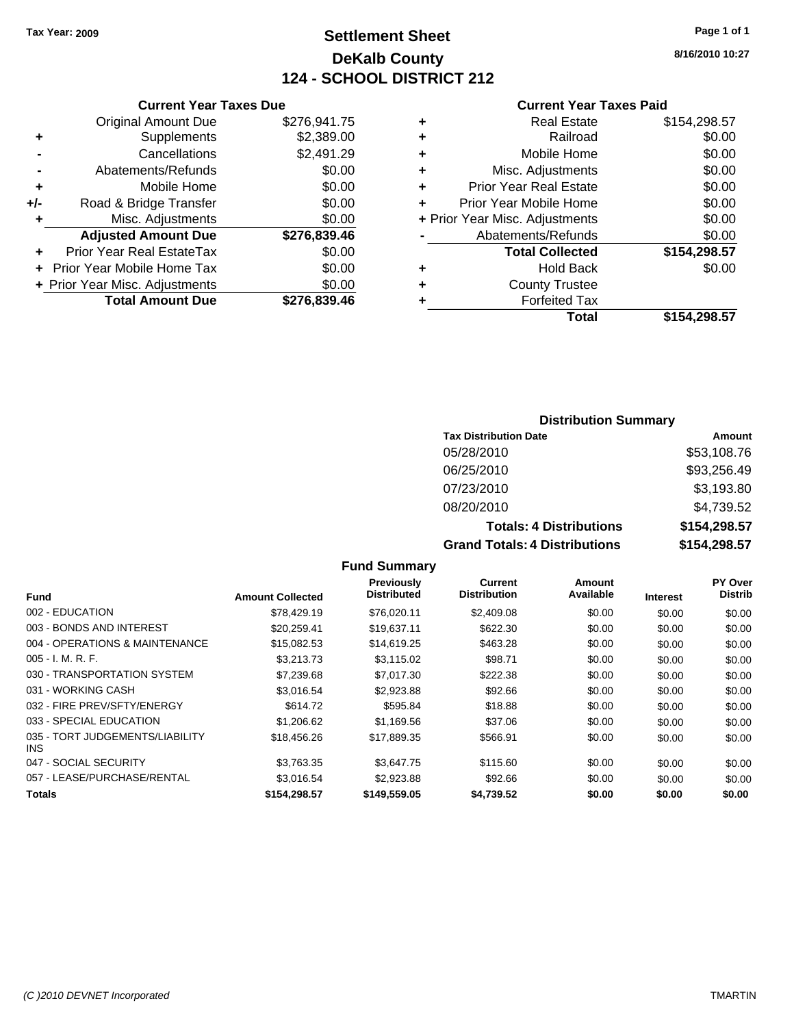Tax Year: 2009

# Settlement Sheet
## DeKalb County
## 124 - SCHOOL DISTRICT 212

8/16/2010 10:27

### Current Year Taxes Due

| | | |
|---|---|---|
| | Original Amount Due | $276,941.75 |
| + | Supplements | $2,389.00 |
| - | Cancellations | $2,491.29 |
| - | Abatements/Refunds | $0.00 |
| + | Mobile Home | $0.00 |
| +/- | Road & Bridge Transfer | $0.00 |
| + | Misc. Adjustments | $0.00 |
| | **Adjusted Amount Due** | **$276,839.46** |
| + | Prior Year Real EstateTax | $0.00 |
| + | Prior Year Mobile Home Tax | $0.00 |
| + | Prior Year Misc. Adjustments | $0.00 |
| | **Total Amount Due** | **$276,839.46** |

### Current Year Taxes Paid

| | | |
|---|---|---|
| + | Real Estate | $154,298.57 |
| + | Railroad | $0.00 |
| + | Mobile Home | $0.00 |
| + | Misc. Adjustments | $0.00 |
| + | Prior Year Real Estate | $0.00 |
| + | Prior Year Mobile Home | $0.00 |
| + | Prior Year Misc. Adjustments | $0.00 |
| - | Abatements/Refunds | $0.00 |
| | **Total Collected** | **$154,298.57** |
| + | Hold Back | $0.00 |
| + | County Trustee | |
| + | Forfeited Tax | |
| | **Total** | **$154,298.57** |

### Distribution Summary

| Tax Distribution Date | Amount |
|---|---|
| 05/28/2010 | $53,108.76 |
| 06/25/2010 | $93,256.49 |
| 07/23/2010 | $3,193.80 |
| 08/20/2010 | $4,739.52 |
| **Totals: 4 Distributions** | **$154,298.57** |
| **Grand Totals: 4 Distributions** | **$154,298.57** |

### Fund Summary

| Fund | Amount Collected | Previously Distributed | Current Distribution | Amount Available | Interest | PY Over Distrib |
|---|---|---|---|---|---|---|
| 002 - EDUCATION | $78,429.19 | $76,020.11 | $2,409.08 | $0.00 | $0.00 | $0.00 |
| 003 - BONDS AND INTEREST | $20,259.41 | $19,637.11 | $622.30 | $0.00 | $0.00 | $0.00 |
| 004 - OPERATIONS & MAINTENANCE | $15,082.53 | $14,619.25 | $463.28 | $0.00 | $0.00 | $0.00 |
| 005 - I. M. R. F. | $3,213.73 | $3,115.02 | $98.71 | $0.00 | $0.00 | $0.00 |
| 030 - TRANSPORTATION SYSTEM | $7,239.68 | $7,017.30 | $222.38 | $0.00 | $0.00 | $0.00 |
| 031 - WORKING CASH | $3,016.54 | $2,923.88 | $92.66 | $0.00 | $0.00 | $0.00 |
| 032 - FIRE PREV/SFTY/ENERGY | $614.72 | $595.84 | $18.88 | $0.00 | $0.00 | $0.00 |
| 033 - SPECIAL EDUCATION | $1,206.62 | $1,169.56 | $37.06 | $0.00 | $0.00 | $0.00 |
| 035 - TORT JUDGEMENTS/LIABILITY INS | $18,456.26 | $17,889.35 | $566.91 | $0.00 | $0.00 | $0.00 |
| 047 - SOCIAL SECURITY | $3,763.35 | $3,647.75 | $115.60 | $0.00 | $0.00 | $0.00 |
| 057 - LEASE/PURCHASE/RENTAL | $3,016.54 | $2,923.88 | $92.66 | $0.00 | $0.00 | $0.00 |
| **Totals** | **$154,298.57** | **$149,559.05** | **$4,739.52** | **$0.00** | **$0.00** | **$0.00** |

(C )2010 DEVNET Incorporated TMARTIN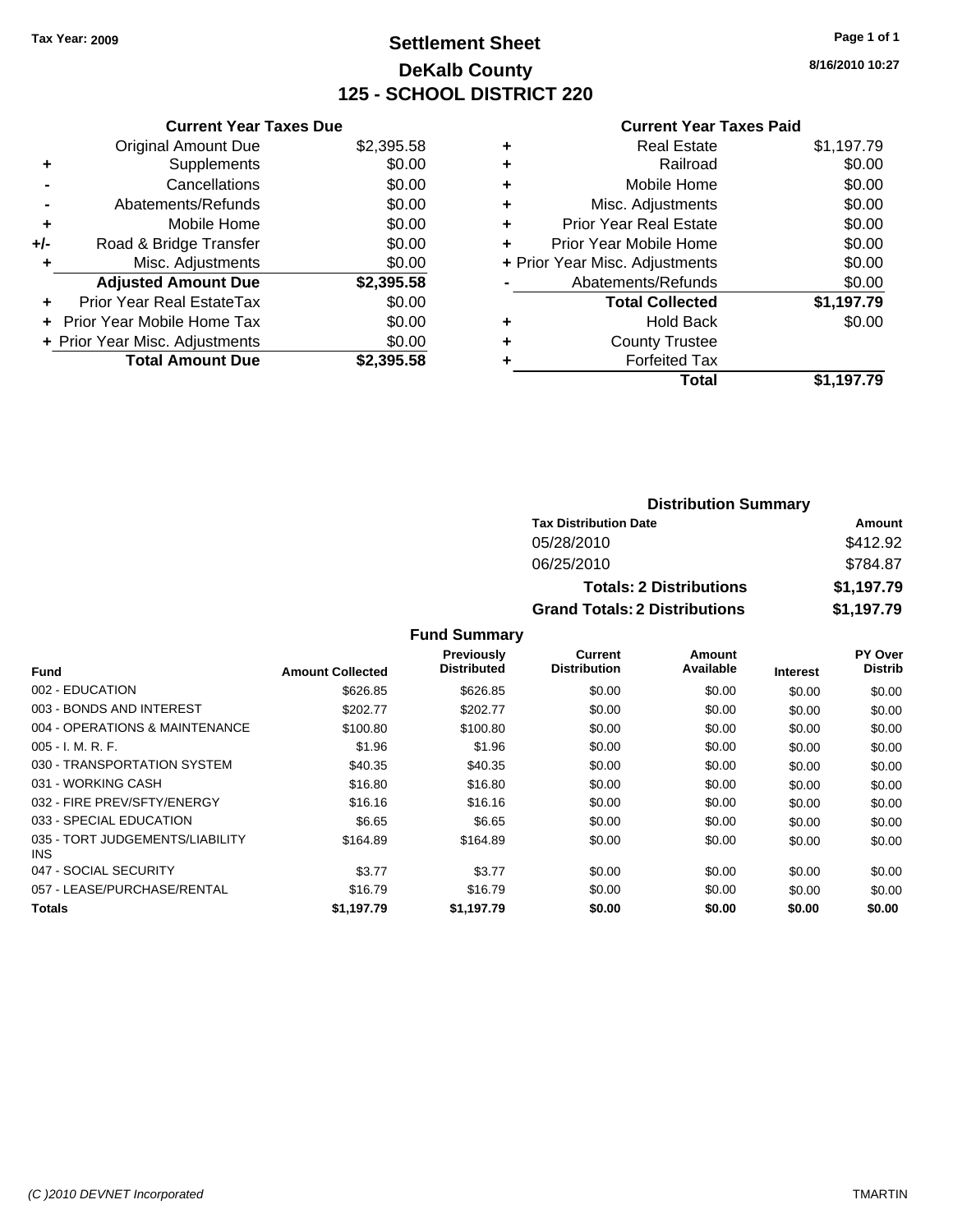**Tax Year: 2009**

# Settlement Sheet
## DeKalb County
## 125 - SCHOOL DISTRICT 220

8/16/2010 10:27

### Current Year Taxes Due

| | | |
|---|---|---|
| | Original Amount Due | $2,395.58 |
| + | Supplements | $0.00 |
| - | Cancellations | $0.00 |
| - | Abatements/Refunds | $0.00 |
| + | Mobile Home | $0.00 |
| +/- | Road & Bridge Transfer | $0.00 |
| + | Misc. Adjustments | $0.00 |
| | **Adjusted Amount Due** | **$2,395.58** |
| + | Prior Year Real EstateTax | $0.00 |
| + | Prior Year Mobile Home Tax | $0.00 |
| + | Prior Year Misc. Adjustments | $0.00 |
| | **Total Amount Due** | **$2,395.58** |

### Current Year Taxes Paid

| | | |
|---|---|---|
| + | Real Estate | $1,197.79 |
| + | Railroad | $0.00 |
| + | Mobile Home | $0.00 |
| + | Misc. Adjustments | $0.00 |
| + | Prior Year Real Estate | $0.00 |
| + | Prior Year Mobile Home | $0.00 |
| + | Prior Year Misc. Adjustments | $0.00 |
| - | Abatements/Refunds | $0.00 |
| | **Total Collected** | **$1,197.79** |
| + | Hold Back | $0.00 |
| + | County Trustee | |
| + | Forfeited Tax | |
| | **Total** | **$1,197.79** |

### Distribution Summary

| Tax Distribution Date | Amount |
|---|---|
| 05/28/2010 | $412.92 |
| 06/25/2010 | $784.87 |
| **Totals: 2 Distributions** | **$1,197.79** |
| **Grand Totals: 2 Distributions** | **$1,197.79** |

### Fund Summary

| Fund | Amount Collected | Previously Distributed | Current Distribution | Amount Available | Interest | PY Over Distrib |
|---|---|---|---|---|---|---|
| 002 - EDUCATION | $626.85 | $626.85 | $0.00 | $0.00 | $0.00 | $0.00 |
| 003 - BONDS AND INTEREST | $202.77 | $202.77 | $0.00 | $0.00 | $0.00 | $0.00 |
| 004 - OPERATIONS & MAINTENANCE | $100.80 | $100.80 | $0.00 | $0.00 | $0.00 | $0.00 |
| 005 - I. M. R. F. | $1.96 | $1.96 | $0.00 | $0.00 | $0.00 | $0.00 |
| 030 - TRANSPORTATION SYSTEM | $40.35 | $40.35 | $0.00 | $0.00 | $0.00 | $0.00 |
| 031 - WORKING CASH | $16.80 | $16.80 | $0.00 | $0.00 | $0.00 | $0.00 |
| 032 - FIRE PREV/SFTY/ENERGY | $16.16 | $16.16 | $0.00 | $0.00 | $0.00 | $0.00 |
| 033 - SPECIAL EDUCATION | $6.65 | $6.65 | $0.00 | $0.00 | $0.00 | $0.00 |
| 035 - TORT JUDGEMENTS/LIABILITY INS | $164.89 | $164.89 | $0.00 | $0.00 | $0.00 | $0.00 |
| 047 - SOCIAL SECURITY | $3.77 | $3.77 | $0.00 | $0.00 | $0.00 | $0.00 |
| 057 - LEASE/PURCHASE/RENTAL | $16.79 | $16.79 | $0.00 | $0.00 | $0.00 | $0.00 |
| **Totals** | **$1,197.79** | **$1,197.79** | **$0.00** | **$0.00** | **$0.00** | **$0.00** |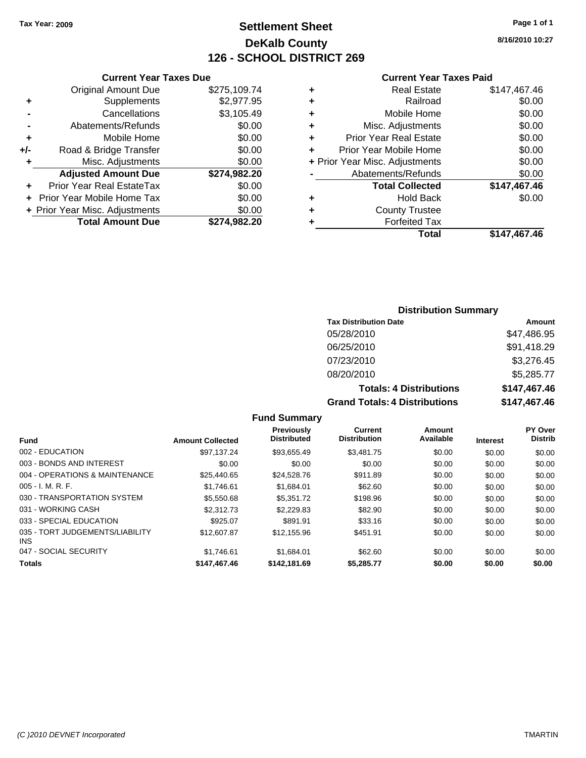Tax Year: 2009

# Settlement Sheet
## DeKalb County
## 126 - SCHOOL DISTRICT 269

8/16/2010 10:27

### Current Year Taxes Due

| | | |
|---|---|---|
| | Original Amount Due | $275,109.74 |
| + | Supplements | $2,977.95 |
| - | Cancellations | $3,105.49 |
| - | Abatements/Refunds | $0.00 |
| + | Mobile Home | $0.00 |
| +/- | Road & Bridge Transfer | $0.00 |
| + | Misc. Adjustments | $0.00 |
| | **Adjusted Amount Due** | **$274,982.20** |
| + | Prior Year Real EstateTax | $0.00 |
| + | Prior Year Mobile Home Tax | $0.00 |
| + | Prior Year Misc. Adjustments | $0.00 |
| | **Total Amount Due** | **$274,982.20** |

### Current Year Taxes Paid

| | | |
|---|---|---|
| + | Real Estate | $147,467.46 |
| + | Railroad | $0.00 |
| + | Mobile Home | $0.00 |
| + | Misc. Adjustments | $0.00 |
| + | Prior Year Real Estate | $0.00 |
| + | Prior Year Mobile Home | $0.00 |
| + | Prior Year Misc. Adjustments | $0.00 |
| - | Abatements/Refunds | $0.00 |
| | **Total Collected** | **$147,467.46** |
| + | Hold Back | $0.00 |
| + | County Trustee | |
| + | Forfeited Tax | |
| | **Total** | **$147,467.46** |

### Distribution Summary

| Tax Distribution Date | Amount |
|---|---|
| 05/28/2010 | $47,486.95 |
| 06/25/2010 | $91,418.29 |
| 07/23/2010 | $3,276.45 |
| 08/20/2010 | $5,285.77 |
| **Totals: 4 Distributions** | **$147,467.46** |
| **Grand Totals: 4 Distributions** | **$147,467.46** |

### Fund Summary

| Fund | Amount Collected | Previously Distributed | Current Distribution | Amount Available | Interest | PY Over Distrib |
|---|---|---|---|---|---|---|
| 002 - EDUCATION | $97,137.24 | $93,655.49 | $3,481.75 | $0.00 | $0.00 | $0.00 |
| 003 - BONDS AND INTEREST | $0.00 | $0.00 | $0.00 | $0.00 | $0.00 | $0.00 |
| 004 - OPERATIONS & MAINTENANCE | $25,440.65 | $24,528.76 | $911.89 | $0.00 | $0.00 | $0.00 |
| 005 - I. M. R. F. | $1,746.61 | $1,684.01 | $62.60 | $0.00 | $0.00 | $0.00 |
| 030 - TRANSPORTATION SYSTEM | $5,550.68 | $5,351.72 | $198.96 | $0.00 | $0.00 | $0.00 |
| 031 - WORKING CASH | $2,312.73 | $2,229.83 | $82.90 | $0.00 | $0.00 | $0.00 |
| 033 - SPECIAL EDUCATION | $925.07 | $891.91 | $33.16 | $0.00 | $0.00 | $0.00 |
| 035 - TORT JUDGEMENTS/LIABILITY INS | $12,607.87 | $12,155.96 | $451.91 | $0.00 | $0.00 | $0.00 |
| 047 - SOCIAL SECURITY | $1,746.61 | $1,684.01 | $62.60 | $0.00 | $0.00 | $0.00 |
| **Totals** | **$147,467.46** | **$142,181.69** | **$5,285.77** | **$0.00** | **$0.00** | **$0.00** |

(C )2010 DEVNET Incorporated    TMARTIN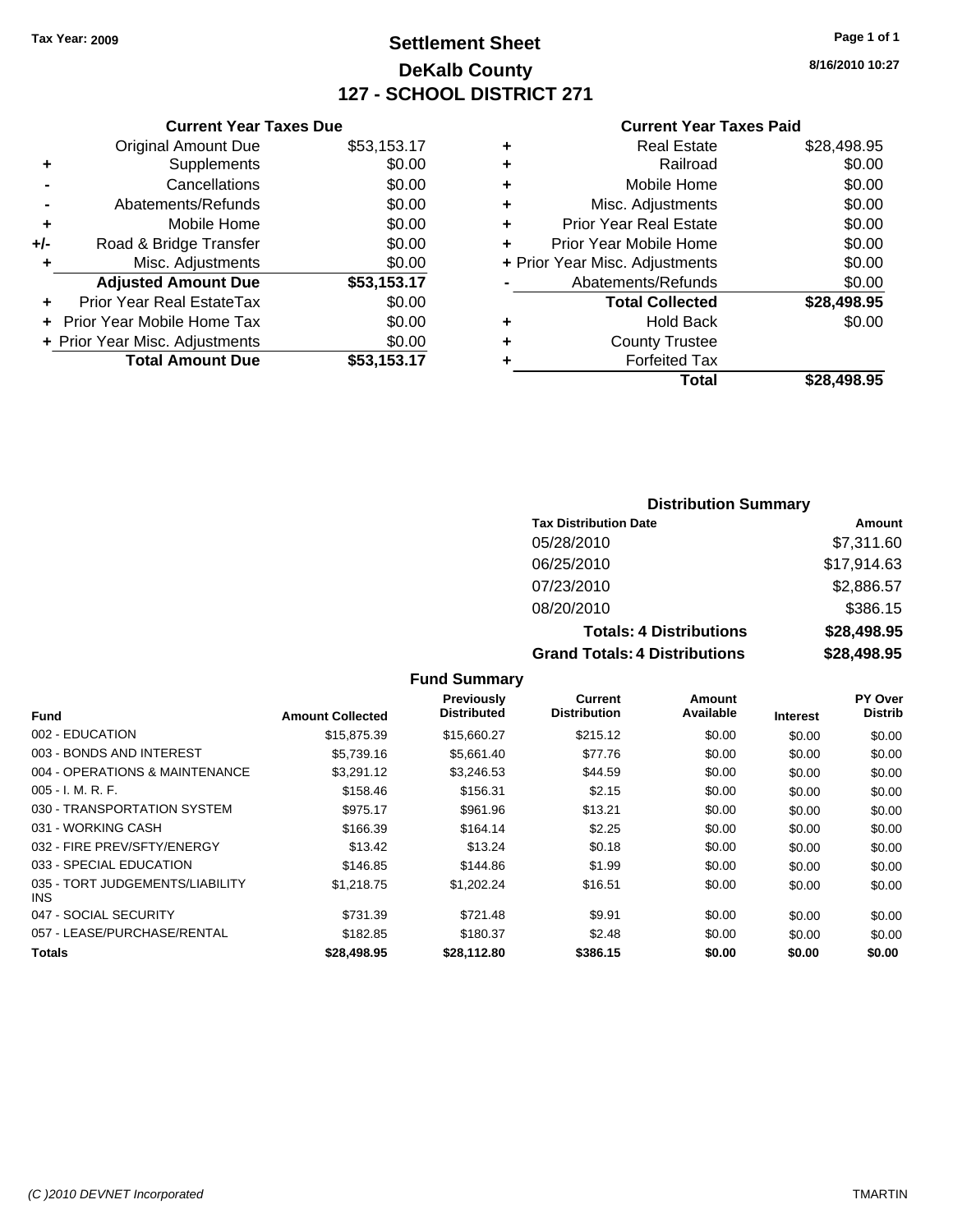Tax Year: 2009

# Settlement Sheet
## DeKalb County
## 127 - SCHOOL DISTRICT 271

8/16/2010 10:27

### Current Year Taxes Due

| | | |
|---|---|---|
| | Original Amount Due | $53,153.17 |
| + | Supplements | $0.00 |
| - | Cancellations | $0.00 |
| - | Abatements/Refunds | $0.00 |
| + | Mobile Home | $0.00 |
| +/- | Road & Bridge Transfer | $0.00 |
| + | Misc. Adjustments | $0.00 |
| | **Adjusted Amount Due** | **$53,153.17** |
| + | Prior Year Real EstateTax | $0.00 |
| + | Prior Year Mobile Home Tax | $0.00 |
| + | Prior Year Misc. Adjustments | $0.00 |
| | **Total Amount Due** | **$53,153.17** |

### Current Year Taxes Paid

| | | |
|---|---|---|
| + | Real Estate | $28,498.95 |
| + | Railroad | $0.00 |
| + | Mobile Home | $0.00 |
| + | Misc. Adjustments | $0.00 |
| + | Prior Year Real Estate | $0.00 |
| + | Prior Year Mobile Home | $0.00 |
| + | Prior Year Misc. Adjustments | $0.00 |
| - | Abatements/Refunds | $0.00 |
| | **Total Collected** | **$28,498.95** |
| + | Hold Back | $0.00 |
| + | County Trustee | |
| + | Forfeited Tax | |
| | **Total** | **$28,498.95** |

### Distribution Summary

| Tax Distribution Date | Amount |
|---|---|
| 05/28/2010 | $7,311.60 |
| 06/25/2010 | $17,914.63 |
| 07/23/2010 | $2,886.57 |
| 08/20/2010 | $386.15 |
| **Totals: 4 Distributions** | **$28,498.95** |
| **Grand Totals: 4 Distributions** | **$28,498.95** |

### Fund Summary

| Fund | Amount Collected | Previously Distributed | Current Distribution | Amount Available | Interest | PY Over Distrib |
|---|---|---|---|---|---|---|
| 002 - EDUCATION | $15,875.39 | $15,660.27 | $215.12 | $0.00 | $0.00 | $0.00 |
| 003 - BONDS AND INTEREST | $5,739.16 | $5,661.40 | $77.76 | $0.00 | $0.00 | $0.00 |
| 004 - OPERATIONS & MAINTENANCE | $3,291.12 | $3,246.53 | $44.59 | $0.00 | $0.00 | $0.00 |
| 005 - I. M. R. F. | $158.46 | $156.31 | $2.15 | $0.00 | $0.00 | $0.00 |
| 030 - TRANSPORTATION SYSTEM | $975.17 | $961.96 | $13.21 | $0.00 | $0.00 | $0.00 |
| 031 - WORKING CASH | $166.39 | $164.14 | $2.25 | $0.00 | $0.00 | $0.00 |
| 032 - FIRE PREV/SFTY/ENERGY | $13.42 | $13.24 | $0.18 | $0.00 | $0.00 | $0.00 |
| 033 - SPECIAL EDUCATION | $146.85 | $144.86 | $1.99 | $0.00 | $0.00 | $0.00 |
| 035 - TORT JUDGEMENTS/LIABILITY INS | $1,218.75 | $1,202.24 | $16.51 | $0.00 | $0.00 | $0.00 |
| 047 - SOCIAL SECURITY | $731.39 | $721.48 | $9.91 | $0.00 | $0.00 | $0.00 |
| 057 - LEASE/PURCHASE/RENTAL | $182.85 | $180.37 | $2.48 | $0.00 | $0.00 | $0.00 |
| **Totals** | **$28,498.95** | **$28,112.80** | **$386.15** | **$0.00** | **$0.00** | **$0.00** |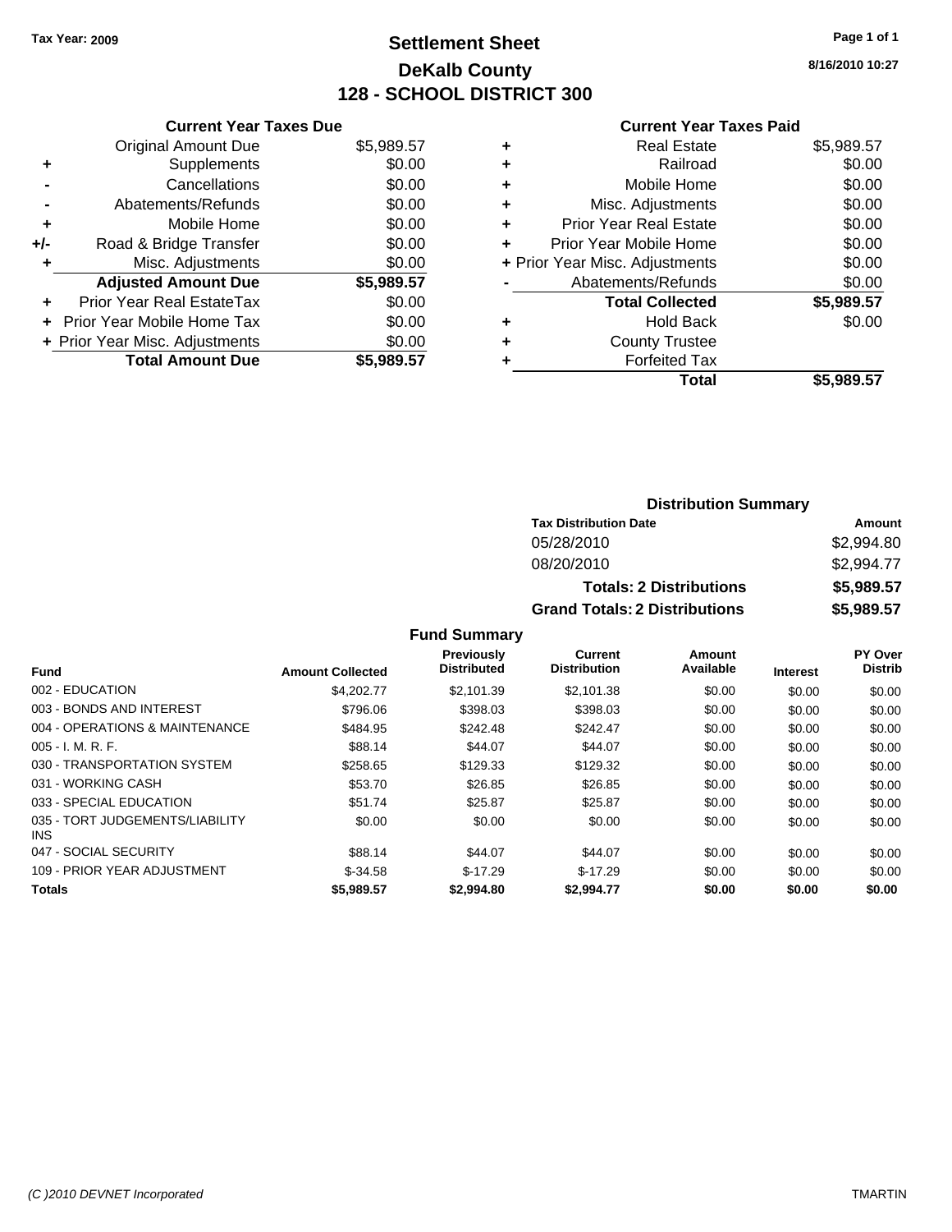Tax Year: 2009

# Settlement Sheet
## DeKalb County
## 128 - SCHOOL DISTRICT 300

8/16/2010 10:27

### Current Year Taxes Due

| | | |
|---|---|---|
| | Original Amount Due | $5,989.57 |
| + | Supplements | $0.00 |
| - | Cancellations | $0.00 |
| - | Abatements/Refunds | $0.00 |
| + | Mobile Home | $0.00 |
| +/- | Road & Bridge Transfer | $0.00 |
| + | Misc. Adjustments | $0.00 |
| | **Adjusted Amount Due** | **$5,989.57** |
| + | Prior Year Real EstateTax | $0.00 |
| + | Prior Year Mobile Home Tax | $0.00 |
| + | Prior Year Misc. Adjustments | $0.00 |
| | **Total Amount Due** | **$5,989.57** |

### Current Year Taxes Paid

| | | |
|---|---|---|
| + | Real Estate | $5,989.57 |
| + | Railroad | $0.00 |
| + | Mobile Home | $0.00 |
| + | Misc. Adjustments | $0.00 |
| + | Prior Year Real Estate | $0.00 |
| + | Prior Year Mobile Home | $0.00 |
| + | Prior Year Misc. Adjustments | $0.00 |
| - | Abatements/Refunds | $0.00 |
| | **Total Collected** | **$5,989.57** |
| + | Hold Back | $0.00 |
| + | County Trustee | |
| + | Forfeited Tax | |
| | **Total** | **$5,989.57** |

### Distribution Summary

| Tax Distribution Date | Amount |
|---|---|
| 05/28/2010 | $2,994.80 |
| 08/20/2010 | $2,994.77 |
| **Totals: 2 Distributions** | **$5,989.57** |
| **Grand Totals: 2 Distributions** | **$5,989.57** |

### Fund Summary

| Fund | Amount Collected | Previously Distributed | Current Distribution | Amount Available | Interest | PY Over Distrib |
|---|---|---|---|---|---|---|
| 002 - EDUCATION | $4,202.77 | $2,101.39 | $2,101.38 | $0.00 | $0.00 | $0.00 |
| 003 - BONDS AND INTEREST | $796.06 | $398.03 | $398.03 | $0.00 | $0.00 | $0.00 |
| 004 - OPERATIONS & MAINTENANCE | $484.95 | $242.48 | $242.47 | $0.00 | $0.00 | $0.00 |
| 005 - I. M. R. F. | $88.14 | $44.07 | $44.07 | $0.00 | $0.00 | $0.00 |
| 030 - TRANSPORTATION SYSTEM | $258.65 | $129.33 | $129.32 | $0.00 | $0.00 | $0.00 |
| 031 - WORKING CASH | $53.70 | $26.85 | $26.85 | $0.00 | $0.00 | $0.00 |
| 033 - SPECIAL EDUCATION | $51.74 | $25.87 | $25.87 | $0.00 | $0.00 | $0.00 |
| 035 - TORT JUDGEMENTS/LIABILITY INS | $0.00 | $0.00 | $0.00 | $0.00 | $0.00 | $0.00 |
| 047 - SOCIAL SECURITY | $88.14 | $44.07 | $44.07 | $0.00 | $0.00 | $0.00 |
| 109 - PRIOR YEAR ADJUSTMENT | $-34.58 | $-17.29 | $-17.29 | $0.00 | $0.00 | $0.00 |
| **Totals** | **$5,989.57** | **$2,994.80** | **$2,994.77** | **$0.00** | **$0.00** | **$0.00** |

(C )2010 DEVNET Incorporated TMARTIN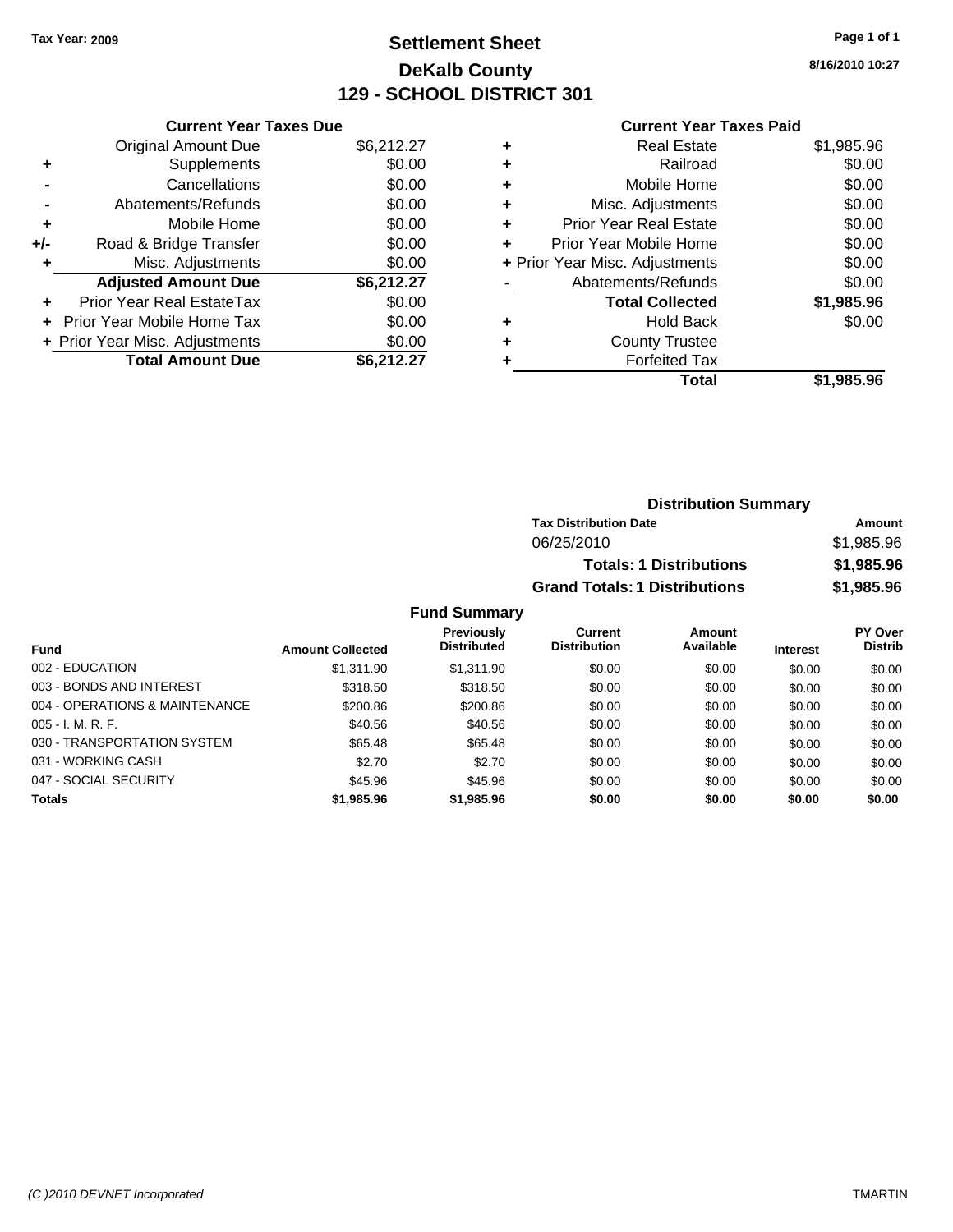Tax Year: 2009

# Settlement Sheet
## DeKalb County
## 129 - SCHOOL DISTRICT 301

8/16/2010 10:27

**Current Year Taxes Due**

| | | |
|---|---|---|
| | Original Amount Due | $6,212.27 |
| + | Supplements | $0.00 |
| - | Cancellations | $0.00 |
| - | Abatements/Refunds | $0.00 |
| + | Mobile Home | $0.00 |
| +/- | Road & Bridge Transfer | $0.00 |
| + | Misc. Adjustments | $0.00 |
| | **Adjusted Amount Due** | **$6,212.27** |
| + | Prior Year Real EstateTax | $0.00 |
| + | Prior Year Mobile Home Tax | $0.00 |
| + | Prior Year Misc. Adjustments | $0.00 |
| | **Total Amount Due** | **$6,212.27** |

**Current Year Taxes Paid**

| | | |
|---|---|---|
| + | Real Estate | $1,985.96 |
| + | Railroad | $0.00 |
| + | Mobile Home | $0.00 |
| + | Misc. Adjustments | $0.00 |
| + | Prior Year Real Estate | $0.00 |
| + | Prior Year Mobile Home | $0.00 |
| + | Prior Year Misc. Adjustments | $0.00 |
| - | Abatements/Refunds | $0.00 |
| | **Total Collected** | **$1,985.96** |
| + | Hold Back | $0.00 |
| + | County Trustee | |
| + | Forfeited Tax | |
| | **Total** | **$1,985.96** |

**Distribution Summary**

| Tax Distribution Date | Amount |
|---|---|
| 06/25/2010 | $1,985.96 |
| **Totals: 1 Distributions** | **$1,985.96** |
| **Grand Totals: 1 Distributions** | **$1,985.96** |

**Fund Summary**

| Fund | Amount Collected | Previously Distributed | Current Distribution | Amount Available | Interest | PY Over Distrib |
|---|---|---|---|---|---|---|
| 002 - EDUCATION | $1,311.90 | $1,311.90 | $0.00 | $0.00 | $0.00 | $0.00 |
| 003 - BONDS AND INTEREST | $318.50 | $318.50 | $0.00 | $0.00 | $0.00 | $0.00 |
| 004 - OPERATIONS & MAINTENANCE | $200.86 | $200.86 | $0.00 | $0.00 | $0.00 | $0.00 |
| 005 - I. M. R. F. | $40.56 | $40.56 | $0.00 | $0.00 | $0.00 | $0.00 |
| 030 - TRANSPORTATION SYSTEM | $65.48 | $65.48 | $0.00 | $0.00 | $0.00 | $0.00 |
| 031 - WORKING CASH | $2.70 | $2.70 | $0.00 | $0.00 | $0.00 | $0.00 |
| 047 - SOCIAL SECURITY | $45.96 | $45.96 | $0.00 | $0.00 | $0.00 | $0.00 |
| **Totals** | **$1,985.96** | **$1,985.96** | **$0.00** | **$0.00** | **$0.00** | **$0.00** |

(C )2010 DEVNET Incorporated — TMARTIN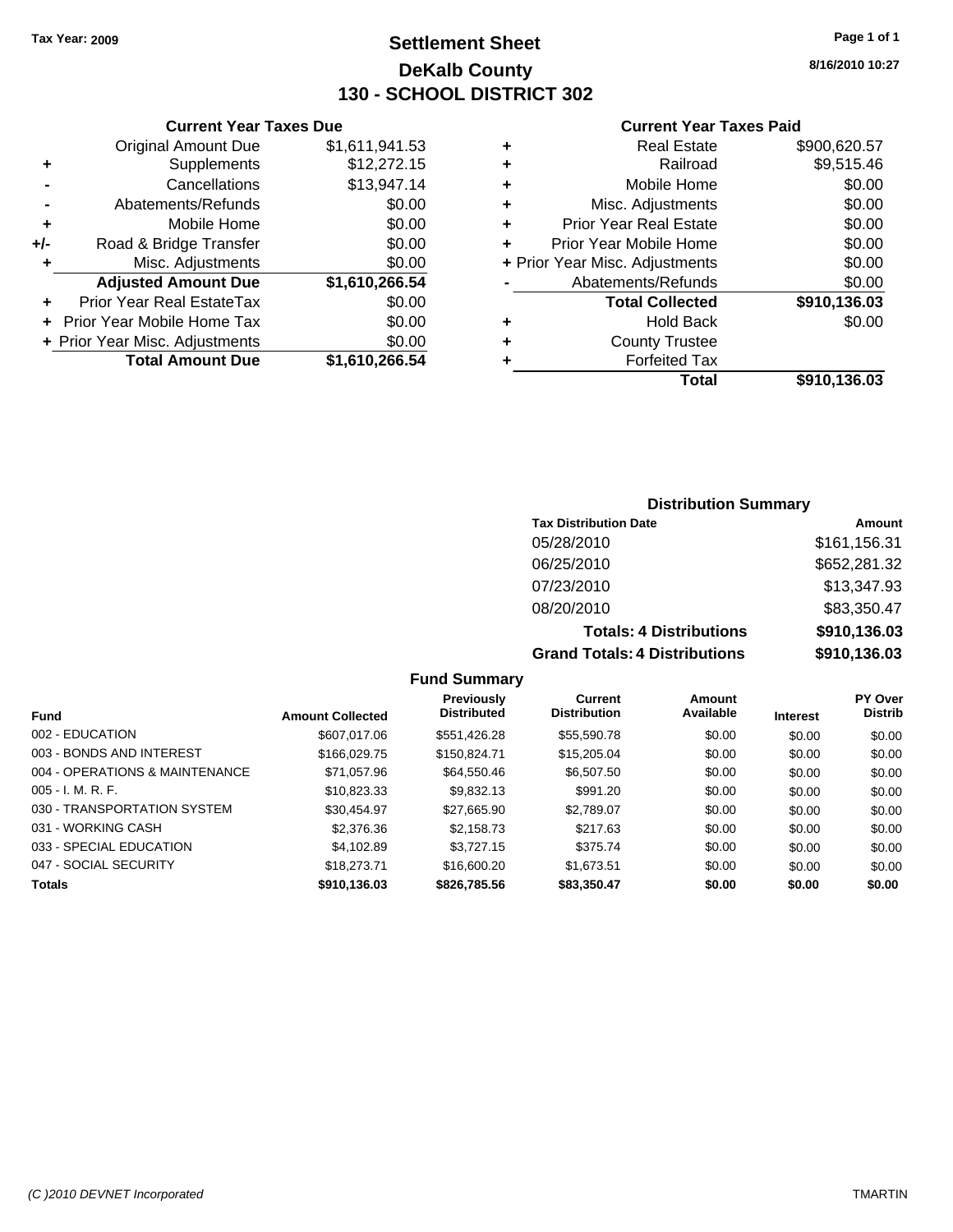Tax Year: 2009

# Settlement Sheet
## DeKalb County
## 130 - SCHOOL DISTRICT 302

8/16/2010 10:27

### Current Year Taxes Due

| | | |
|---|---|---|
| | Original Amount Due | $1,611,941.53 |
| + | Supplements | $12,272.15 |
| - | Cancellations | $13,947.14 |
| - | Abatements/Refunds | $0.00 |
| + | Mobile Home | $0.00 |
| +/- | Road & Bridge Transfer | $0.00 |
| + | Misc. Adjustments | $0.00 |
| | **Adjusted Amount Due** | **$1,610,266.54** |
| + | Prior Year Real EstateTax | $0.00 |
| + | Prior Year Mobile Home Tax | $0.00 |
| + | Prior Year Misc. Adjustments | $0.00 |
| | **Total Amount Due** | **$1,610,266.54** |

### Current Year Taxes Paid

| | | |
|---|---|---|
| + | Real Estate | $900,620.57 |
| + | Railroad | $9,515.46 |
| + | Mobile Home | $0.00 |
| + | Misc. Adjustments | $0.00 |
| + | Prior Year Real Estate | $0.00 |
| + | Prior Year Mobile Home | $0.00 |
| + | Prior Year Misc. Adjustments | $0.00 |
| - | Abatements/Refunds | $0.00 |
| | **Total Collected** | **$910,136.03** |
| + | Hold Back | $0.00 |
| + | County Trustee | |
| + | Forfeited Tax | |
| | **Total** | **$910,136.03** |

### Distribution Summary

| Tax Distribution Date | Amount |
|---|---|
| 05/28/2010 | $161,156.31 |
| 06/25/2010 | $652,281.32 |
| 07/23/2010 | $13,347.93 |
| 08/20/2010 | $83,350.47 |
| **Totals: 4 Distributions** | **$910,136.03** |
| **Grand Totals: 4 Distributions** | **$910,136.03** |

### Fund Summary

| Fund | Amount Collected | Previously Distributed | Current Distribution | Amount Available | Interest | PY Over Distrib |
|---|---|---|---|---|---|---|
| 002 - EDUCATION | $607,017.06 | $551,426.28 | $55,590.78 | $0.00 | $0.00 | $0.00 |
| 003 - BONDS AND INTEREST | $166,029.75 | $150,824.71 | $15,205.04 | $0.00 | $0.00 | $0.00 |
| 004 - OPERATIONS & MAINTENANCE | $71,057.96 | $64,550.46 | $6,507.50 | $0.00 | $0.00 | $0.00 |
| 005 - I. M. R. F. | $10,823.33 | $9,832.13 | $991.20 | $0.00 | $0.00 | $0.00 |
| 030 - TRANSPORTATION SYSTEM | $30,454.97 | $27,665.90 | $2,789.07 | $0.00 | $0.00 | $0.00 |
| 031 - WORKING CASH | $2,376.36 | $2,158.73 | $217.63 | $0.00 | $0.00 | $0.00 |
| 033 - SPECIAL EDUCATION | $4,102.89 | $3,727.15 | $375.74 | $0.00 | $0.00 | $0.00 |
| 047 - SOCIAL SECURITY | $18,273.71 | $16,600.20 | $1,673.51 | $0.00 | $0.00 | $0.00 |
| **Totals** | **$910,136.03** | **$826,785.56** | **$83,350.47** | **$0.00** | **$0.00** | **$0.00** |

(C )2010 DEVNET Incorporated TMARTIN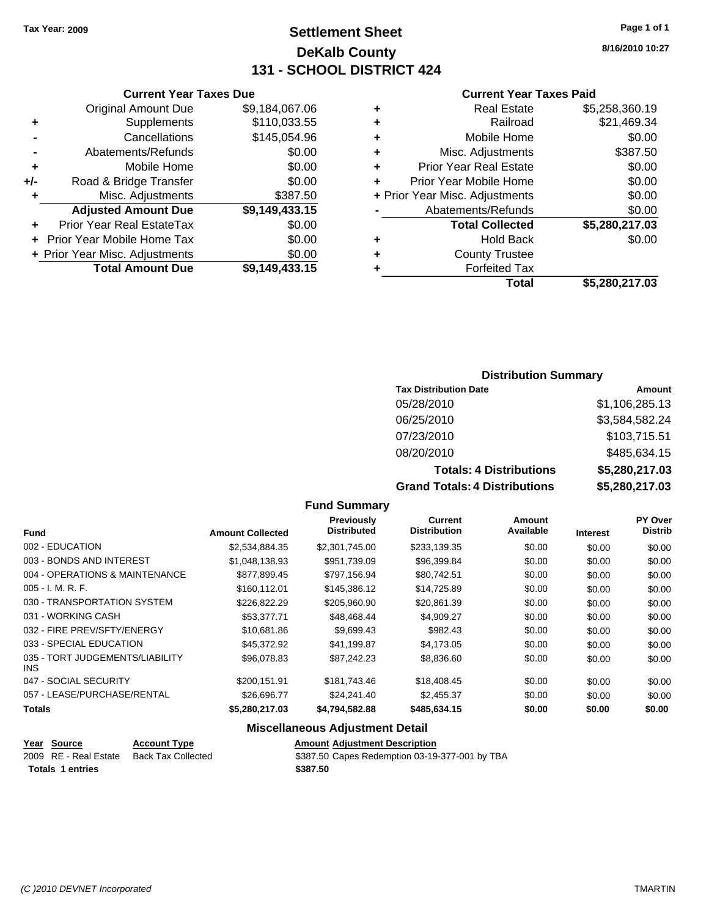Tax Year: 2009

# Settlement Sheet
## DeKalb County
## 131 - SCHOOL DISTRICT 424

8/16/2010 10:27

### Current Year Taxes Due

| | | |
|---|---|---|
| | Original Amount Due | $9,184,067.06 |
| + | Supplements | $110,033.55 |
| - | Cancellations | $145,054.96 |
| - | Abatements/Refunds | $0.00 |
| + | Mobile Home | $0.00 |
| +/- | Road & Bridge Transfer | $0.00 |
| + | Misc. Adjustments | $387.50 |
| | **Adjusted Amount Due** | **$9,149,433.15** |
| + | Prior Year Real EstateTax | $0.00 |
| + | Prior Year Mobile Home Tax | $0.00 |
| + | Prior Year Misc. Adjustments | $0.00 |
| | **Total Amount Due** | **$9,149,433.15** |

### Current Year Taxes Paid

| | | |
|---|---|---|
| + | Real Estate | $5,258,360.19 |
| + | Railroad | $21,469.34 |
| + | Mobile Home | $0.00 |
| + | Misc. Adjustments | $387.50 |
| + | Prior Year Real Estate | $0.00 |
| + | Prior Year Mobile Home | $0.00 |
| + | Prior Year Misc. Adjustments | $0.00 |
| - | Abatements/Refunds | $0.00 |
| | **Total Collected** | **$5,280,217.03** |
| + | Hold Back | $0.00 |
| + | County Trustee | |
| + | Forfeited Tax | |
| | **Total** | **$5,280,217.03** |

### Distribution Summary

| Tax Distribution Date | Amount |
|---|---|
| 05/28/2010 | $1,106,285.13 |
| 06/25/2010 | $3,584,582.24 |
| 07/23/2010 | $103,715.51 |
| 08/20/2010 | $485,634.15 |
| **Totals: 4 Distributions** | **$5,280,217.03** |
| **Grand Totals: 4 Distributions** | **$5,280,217.03** |

### Fund Summary

| Fund | Amount Collected | Previously Distributed | Current Distribution | Amount Available | Interest | PY Over Distrib |
|---|---|---|---|---|---|---|
| 002 - EDUCATION | $2,534,884.35 | $2,301,745.00 | $233,139.35 | $0.00 | $0.00 | $0.00 |
| 003 - BONDS AND INTEREST | $1,048,138.93 | $951,739.09 | $96,399.84 | $0.00 | $0.00 | $0.00 |
| 004 - OPERATIONS & MAINTENANCE | $877,899.45 | $797,156.94 | $80,742.51 | $0.00 | $0.00 | $0.00 |
| 005 - I. M. R. F. | $160,112.01 | $145,386.12 | $14,725.89 | $0.00 | $0.00 | $0.00 |
| 030 - TRANSPORTATION SYSTEM | $226,822.29 | $205,960.90 | $20,861.39 | $0.00 | $0.00 | $0.00 |
| 031 - WORKING CASH | $53,377.71 | $48,468.44 | $4,909.27 | $0.00 | $0.00 | $0.00 |
| 032 - FIRE PREV/SFTY/ENERGY | $10,681.86 | $9,699.43 | $982.43 | $0.00 | $0.00 | $0.00 |
| 033 - SPECIAL EDUCATION | $45,372.92 | $41,199.87 | $4,173.05 | $0.00 | $0.00 | $0.00 |
| 035 - TORT JUDGEMENTS/LIABILITY INS | $96,078.83 | $87,242.23 | $8,836.60 | $0.00 | $0.00 | $0.00 |
| 047 - SOCIAL SECURITY | $200,151.91 | $181,743.46 | $18,408.45 | $0.00 | $0.00 | $0.00 |
| 057 - LEASE/PURCHASE/RENTAL | $26,696.77 | $24,241.40 | $2,455.37 | $0.00 | $0.00 | $0.00 |
| **Totals** | **$5,280,217.03** | **$4,794,582.88** | **$485,634.15** | **$0.00** | **$0.00** | **$0.00** |

### Miscellaneous Adjustment Detail

| Year | Source | Account Type | Amount | Adjustment Description |
|---|---|---|---|---|
| 2009 | RE - Real Estate | Back Tax Collected | $387.50 | Capes Redemption 03-19-377-001 by TBA |
| **Totals** | **1 entries** | | **$387.50** | |

(C )2010 DEVNET Incorporated TMARTIN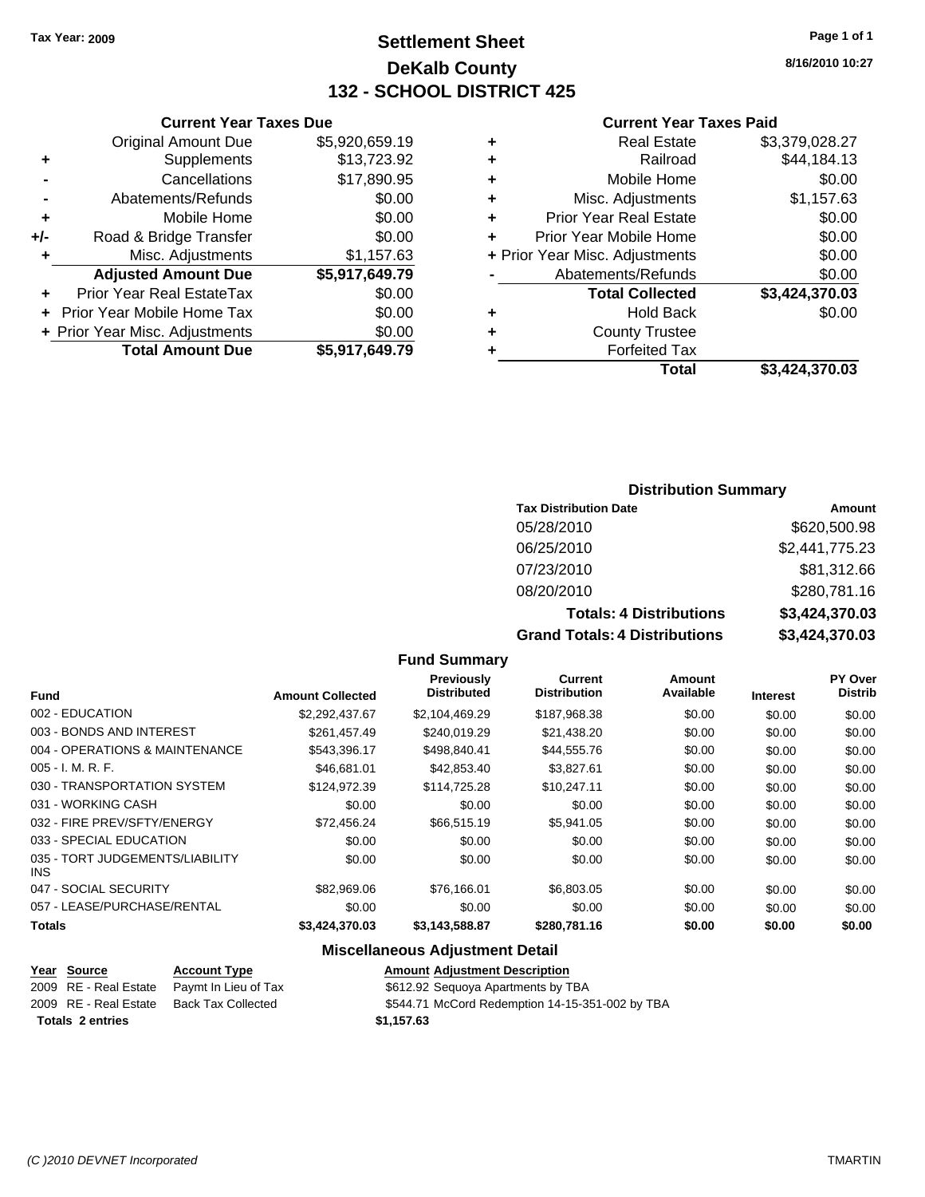**Tax Year: 2009**

# Settlement Sheet
## DeKalb County
## 132 - SCHOOL DISTRICT 425

8/16/2010 10:27

### Current Year Taxes Due

| | | |
|---|---|---|
| | Original Amount Due | $5,920,659.19 |
| + | Supplements | $13,723.92 |
| - | Cancellations | $17,890.95 |
| - | Abatements/Refunds | $0.00 |
| + | Mobile Home | $0.00 |
| +/- | Road & Bridge Transfer | $0.00 |
| + | Misc. Adjustments | $1,157.63 |
| | **Adjusted Amount Due** | **$5,917,649.79** |
| + | Prior Year Real EstateTax | $0.00 |
| + | Prior Year Mobile Home Tax | $0.00 |
| + | Prior Year Misc. Adjustments | $0.00 |
| | **Total Amount Due** | **$5,917,649.79** |

### Current Year Taxes Paid

| | | |
|---|---|---|
| + | Real Estate | $3,379,028.27 |
| + | Railroad | $44,184.13 |
| + | Mobile Home | $0.00 |
| + | Misc. Adjustments | $1,157.63 |
| + | Prior Year Real Estate | $0.00 |
| + | Prior Year Mobile Home | $0.00 |
| + | Prior Year Misc. Adjustments | $0.00 |
| - | Abatements/Refunds | $0.00 |
| | **Total Collected** | **$3,424,370.03** |
| + | Hold Back | $0.00 |
| + | County Trustee | |
| + | Forfeited Tax | |
| | **Total** | **$3,424,370.03** |

### Distribution Summary

| Tax Distribution Date | Amount |
|---|---|
| 05/28/2010 | $620,500.98 |
| 06/25/2010 | $2,441,775.23 |
| 07/23/2010 | $81,312.66 |
| 08/20/2010 | $280,781.16 |
| **Totals: 4 Distributions** | **$3,424,370.03** |
| **Grand Totals: 4 Distributions** | **$3,424,370.03** |

### Fund Summary

| Fund | Amount Collected | Previously Distributed | Current Distribution | Amount Available | Interest | PY Over Distrib |
|---|---|---|---|---|---|---|
| 002 - EDUCATION | $2,292,437.67 | $2,104,469.29 | $187,968.38 | $0.00 | $0.00 | $0.00 |
| 003 - BONDS AND INTEREST | $261,457.49 | $240,019.29 | $21,438.20 | $0.00 | $0.00 | $0.00 |
| 004 - OPERATIONS & MAINTENANCE | $543,396.17 | $498,840.41 | $44,555.76 | $0.00 | $0.00 | $0.00 |
| 005 - I. M. R. F. | $46,681.01 | $42,853.40 | $3,827.61 | $0.00 | $0.00 | $0.00 |
| 030 - TRANSPORTATION SYSTEM | $124,972.39 | $114,725.28 | $10,247.11 | $0.00 | $0.00 | $0.00 |
| 031 - WORKING CASH | $0.00 | $0.00 | $0.00 | $0.00 | $0.00 | $0.00 |
| 032 - FIRE PREV/SFTY/ENERGY | $72,456.24 | $66,515.19 | $5,941.05 | $0.00 | $0.00 | $0.00 |
| 033 - SPECIAL EDUCATION | $0.00 | $0.00 | $0.00 | $0.00 | $0.00 | $0.00 |
| 035 - TORT JUDGEMENTS/LIABILITY INS | $0.00 | $0.00 | $0.00 | $0.00 | $0.00 | $0.00 |
| 047 - SOCIAL SECURITY | $82,969.06 | $76,166.01 | $6,803.05 | $0.00 | $0.00 | $0.00 |
| 057 - LEASE/PURCHASE/RENTAL | $0.00 | $0.00 | $0.00 | $0.00 | $0.00 | $0.00 |
| **Totals** | **$3,424,370.03** | **$3,143,588.87** | **$280,781.16** | **$0.00** | **$0.00** | **$0.00** |

### Miscellaneous Adjustment Detail

| Year | Source | Account Type | Amount | Adjustment Description |
|---|---|---|---|---|
| 2009 | RE - Real Estate | Paymt In Lieu of Tax | $612.92 | Sequoya Apartments by TBA |
| 2009 | RE - Real Estate | Back Tax Collected | $544.71 | McCord Redemption 14-15-351-002 by TBA |
| **Totals 2 entries** | | | **$1,157.63** | |

(C )2010 DEVNET Incorporated TMARTIN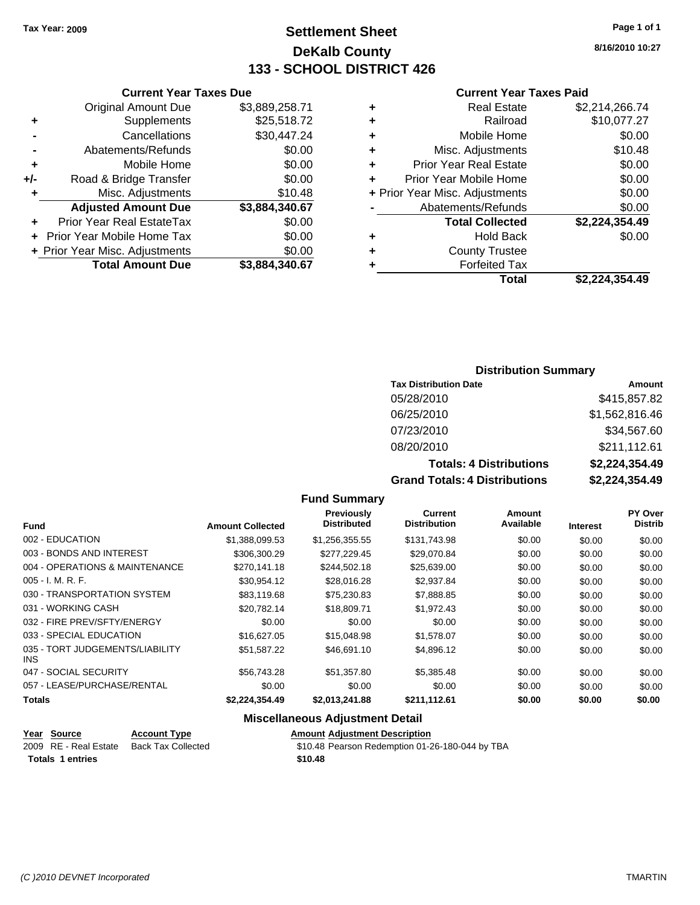Tax Year: 2009

# Settlement Sheet
## DeKalb County
## 133 - SCHOOL DISTRICT 426

8/16/2010 10:27

### Current Year Taxes Due

| | | |
|---|---|---|
| | Original Amount Due | $3,889,258.71 |
| + | Supplements | $25,518.72 |
| - | Cancellations | $30,447.24 |
| - | Abatements/Refunds | $0.00 |
| + | Mobile Home | $0.00 |
| +/- | Road & Bridge Transfer | $0.00 |
| + | Misc. Adjustments | $10.48 |
| | **Adjusted Amount Due** | **$3,884,340.67** |
| + | Prior Year Real EstateTax | $0.00 |
| + | Prior Year Mobile Home Tax | $0.00 |
| + | Prior Year Misc. Adjustments | $0.00 |
| | **Total Amount Due** | **$3,884,340.67** |

### Current Year Taxes Paid

| | | |
|---|---|---|
| + | Real Estate | $2,214,266.74 |
| + | Railroad | $10,077.27 |
| + | Mobile Home | $0.00 |
| + | Misc. Adjustments | $10.48 |
| + | Prior Year Real Estate | $0.00 |
| + | Prior Year Mobile Home | $0.00 |
| + | Prior Year Misc. Adjustments | $0.00 |
| - | Abatements/Refunds | $0.00 |
| | **Total Collected** | **$2,224,354.49** |
| + | Hold Back | $0.00 |
| + | County Trustee | |
| + | Forfeited Tax | |
| | **Total** | **$2,224,354.49** |

### Distribution Summary

| Tax Distribution Date | Amount |
|---|---|
| 05/28/2010 | $415,857.82 |
| 06/25/2010 | $1,562,816.46 |
| 07/23/2010 | $34,567.60 |
| 08/20/2010 | $211,112.61 |
| **Totals: 4 Distributions** | **$2,224,354.49** |
| **Grand Totals: 4 Distributions** | **$2,224,354.49** |

### Fund Summary

| Fund | Amount Collected | Previously Distributed | Current Distribution | Amount Available | Interest | PY Over Distrib |
|---|---|---|---|---|---|---|
| 002 - EDUCATION | $1,388,099.53 | $1,256,355.55 | $131,743.98 | $0.00 | $0.00 | $0.00 |
| 003 - BONDS AND INTEREST | $306,300.29 | $277,229.45 | $29,070.84 | $0.00 | $0.00 | $0.00 |
| 004 - OPERATIONS & MAINTENANCE | $270,141.18 | $244,502.18 | $25,639.00 | $0.00 | $0.00 | $0.00 |
| 005 - I. M. R. F. | $30,954.12 | $28,016.28 | $2,937.84 | $0.00 | $0.00 | $0.00 |
| 030 - TRANSPORTATION SYSTEM | $83,119.68 | $75,230.83 | $7,888.85 | $0.00 | $0.00 | $0.00 |
| 031 - WORKING CASH | $20,782.14 | $18,809.71 | $1,972.43 | $0.00 | $0.00 | $0.00 |
| 032 - FIRE PREV/SFTY/ENERGY | $0.00 | $0.00 | $0.00 | $0.00 | $0.00 | $0.00 |
| 033 - SPECIAL EDUCATION | $16,627.05 | $15,048.98 | $1,578.07 | $0.00 | $0.00 | $0.00 |
| 035 - TORT JUDGEMENTS/LIABILITY INS | $51,587.22 | $46,691.10 | $4,896.12 | $0.00 | $0.00 | $0.00 |
| 047 - SOCIAL SECURITY | $56,743.28 | $51,357.80 | $5,385.48 | $0.00 | $0.00 | $0.00 |
| 057 - LEASE/PURCHASE/RENTAL | $0.00 | $0.00 | $0.00 | $0.00 | $0.00 | $0.00 |
| **Totals** | **$2,224,354.49** | **$2,013,241.88** | **$211,112.61** | **$0.00** | **$0.00** | **$0.00** |

### Miscellaneous Adjustment Detail

| Year | Source | Account Type | Amount | Adjustment Description |
|---|---|---|---|---|
| 2009 | RE - Real Estate | Back Tax Collected | $10.48 | Pearson Redemption 01-26-180-044 by TBA |
| **Totals 1 entries** | | | **$10.48** | |

(C )2010 DEVNET Incorporated TMARTIN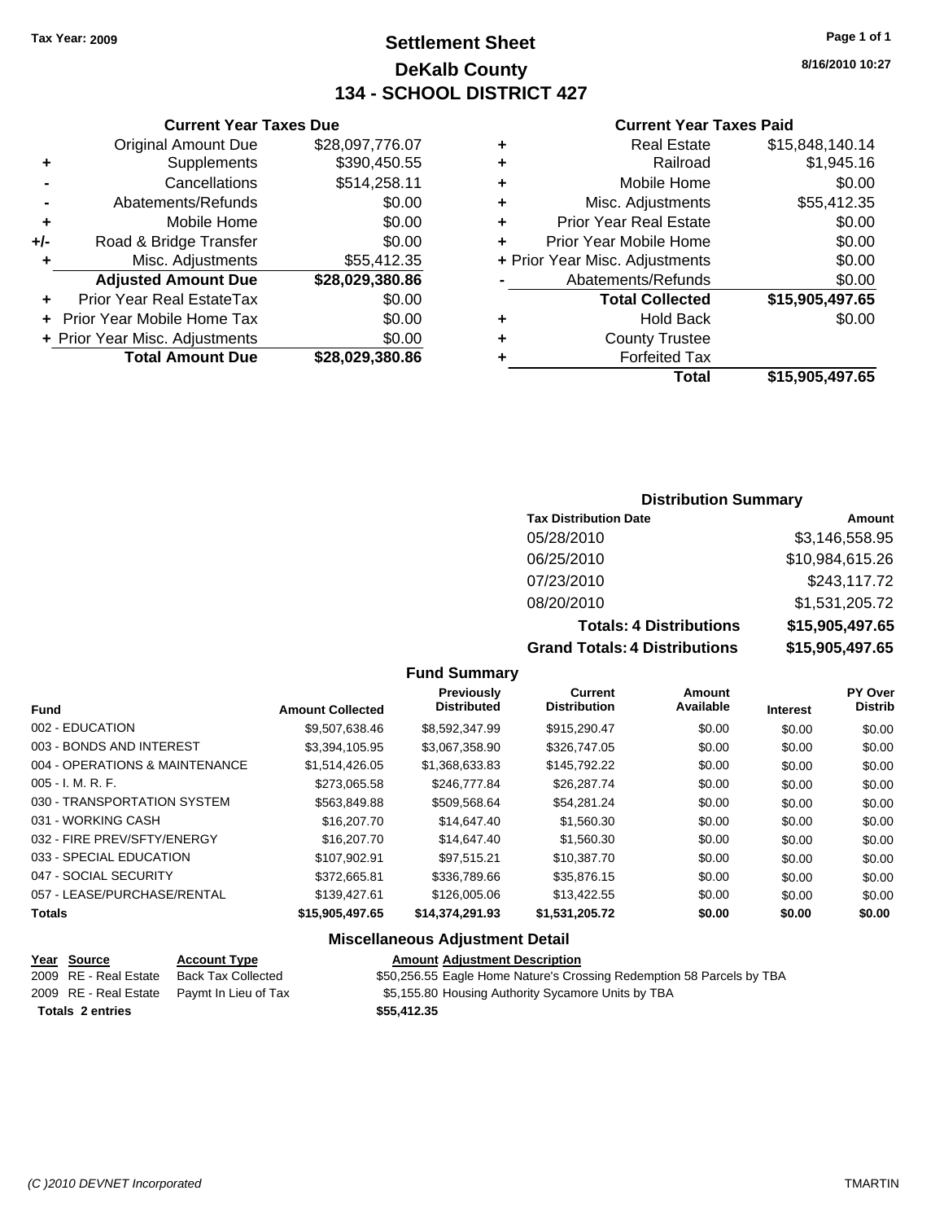**Tax Year: 2009**

# Settlement Sheet
## DeKalb County
## 134 - SCHOOL DISTRICT 427

8/16/2010 10:27

### Current Year Taxes Due

| | | |
|---|---|---|
| | Original Amount Due | $28,097,776.07 |
| + | Supplements | $390,450.55 |
| - | Cancellations | $514,258.11 |
| - | Abatements/Refunds | $0.00 |
| + | Mobile Home | $0.00 |
| +/- | Road & Bridge Transfer | $0.00 |
| + | Misc. Adjustments | $55,412.35 |
| | **Adjusted Amount Due** | **$28,029,380.86** |
| + | Prior Year Real EstateTax | $0.00 |
| + | Prior Year Mobile Home Tax | $0.00 |
| + | Prior Year Misc. Adjustments | $0.00 |
| | **Total Amount Due** | **$28,029,380.86** |

### Current Year Taxes Paid

| | | |
|---|---|---|
| + | Real Estate | $15,848,140.14 |
| + | Railroad | $1,945.16 |
| + | Mobile Home | $0.00 |
| + | Misc. Adjustments | $55,412.35 |
| + | Prior Year Real Estate | $0.00 |
| + | Prior Year Mobile Home | $0.00 |
| + | Prior Year Misc. Adjustments | $0.00 |
| - | Abatements/Refunds | $0.00 |
| | **Total Collected** | **$15,905,497.65** |
| + | Hold Back | $0.00 |
| + | County Trustee | |
| + | Forfeited Tax | |
| | **Total** | **$15,905,497.65** |

### Distribution Summary

| Tax Distribution Date | Amount |
|---|---|
| 05/28/2010 | $3,146,558.95 |
| 06/25/2010 | $10,984,615.26 |
| 07/23/2010 | $243,117.72 |
| 08/20/2010 | $1,531,205.72 |
| **Totals: 4 Distributions** | **$15,905,497.65** |
| **Grand Totals: 4 Distributions** | **$15,905,497.65** |

### Fund Summary

| Fund | Amount Collected | Previously Distributed | Current Distribution | Amount Available | Interest | PY Over Distrib |
|---|---|---|---|---|---|---|
| 002 - EDUCATION | $9,507,638.46 | $8,592,347.99 | $915,290.47 | $0.00 | $0.00 | $0.00 |
| 003 - BONDS AND INTEREST | $3,394,105.95 | $3,067,358.90 | $326,747.05 | $0.00 | $0.00 | $0.00 |
| 004 - OPERATIONS & MAINTENANCE | $1,514,426.05 | $1,368,633.83 | $145,792.22 | $0.00 | $0.00 | $0.00 |
| 005 - I. M. R. F. | $273,065.58 | $246,777.84 | $26,287.74 | $0.00 | $0.00 | $0.00 |
| 030 - TRANSPORTATION SYSTEM | $563,849.88 | $509,568.64 | $54,281.24 | $0.00 | $0.00 | $0.00 |
| 031 - WORKING CASH | $16,207.70 | $14,647.40 | $1,560.30 | $0.00 | $0.00 | $0.00 |
| 032 - FIRE PREV/SFTY/ENERGY | $16,207.70 | $14,647.40 | $1,560.30 | $0.00 | $0.00 | $0.00 |
| 033 - SPECIAL EDUCATION | $107,902.91 | $97,515.21 | $10,387.70 | $0.00 | $0.00 | $0.00 |
| 047 - SOCIAL SECURITY | $372,665.81 | $336,789.66 | $35,876.15 | $0.00 | $0.00 | $0.00 |
| 057 - LEASE/PURCHASE/RENTAL | $139,427.61 | $126,005.06 | $13,422.55 | $0.00 | $0.00 | $0.00 |
| **Totals** | **$15,905,497.65** | **$14,374,291.93** | **$1,531,205.72** | **$0.00** | **$0.00** | **$0.00** |

### Miscellaneous Adjustment Detail

| Year | Source | Account Type | Amount | Adjustment Description |
|---|---|---|---|---|
| 2009 | RE - Real Estate | Back Tax Collected | $50,256.55 | Eagle Home Nature's Crossing Redemption 58 Parcels by TBA |
| 2009 | RE - Real Estate | Paymt In Lieu of Tax | $5,155.80 | Housing Authority Sycamore Units by TBA |
| **Totals 2 entries** | | | **$55,412.35** | |

(C )2010 DEVNET Incorporated TMARTIN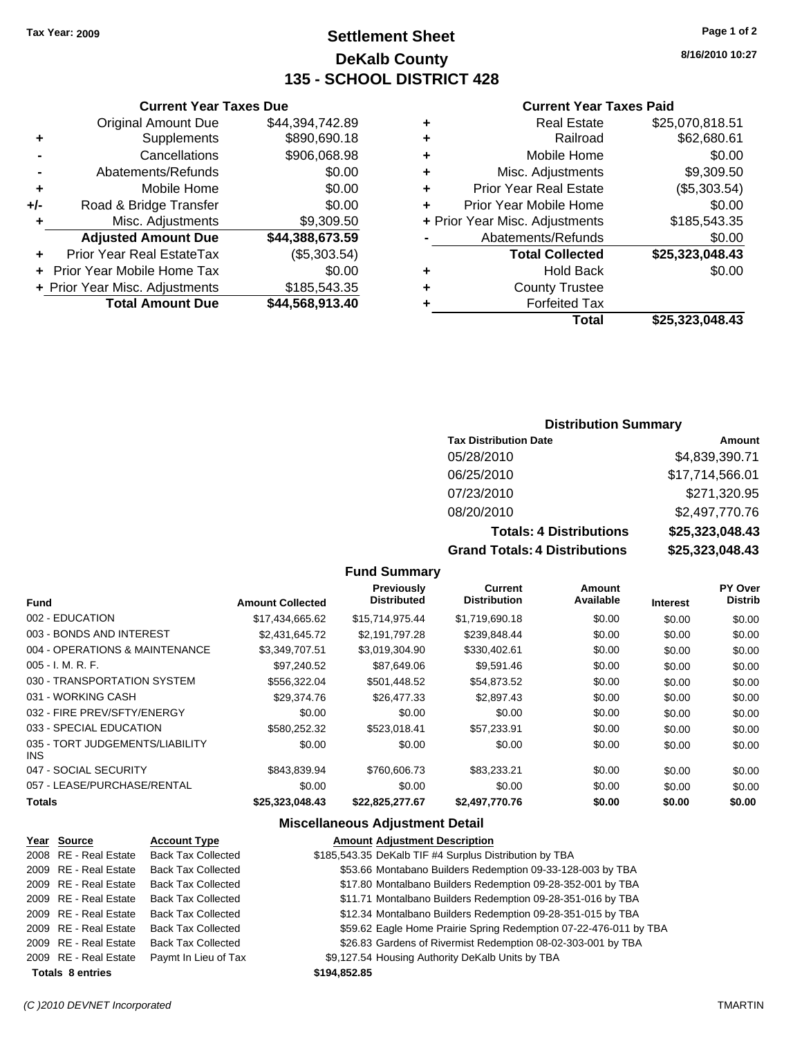Tax Year: 2009

# Settlement Sheet
## DeKalb County
## 135 - SCHOOL DISTRICT 428

8/16/2010 10:27

### Current Year Taxes Due

| | | |
|---|---|---|
| | Original Amount Due | $44,394,742.89 |
| + | Supplements | $890,690.18 |
| - | Cancellations | $906,068.98 |
| - | Abatements/Refunds | $0.00 |
| + | Mobile Home | $0.00 |
| +/- | Road & Bridge Transfer | $0.00 |
| + | Misc. Adjustments | $9,309.50 |
| | **Adjusted Amount Due** | **$44,388,673.59** |
| + | Prior Year Real EstateTax | ($5,303.54) |
| + | Prior Year Mobile Home Tax | $0.00 |
| + | Prior Year Misc. Adjustments | $185,543.35 |
| | **Total Amount Due** | **$44,568,913.40** |

### Current Year Taxes Paid

| | | |
|---|---|---|
| + | Real Estate | $25,070,818.51 |
| + | Railroad | $62,680.61 |
| + | Mobile Home | $0.00 |
| + | Misc. Adjustments | $9,309.50 |
| + | Prior Year Real Estate | ($5,303.54) |
| + | Prior Year Mobile Home | $0.00 |
| + | Prior Year Misc. Adjustments | $185,543.35 |
| - | Abatements/Refunds | $0.00 |
| | **Total Collected** | **$25,323,048.43** |
| + | Hold Back | $0.00 |
| + | County Trustee | |
| + | Forfeited Tax | |
| | **Total** | **$25,323,048.43** |

### Distribution Summary

| Tax Distribution Date | Amount |
|---|---|
| 05/28/2010 | $4,839,390.71 |
| 06/25/2010 | $17,714,566.01 |
| 07/23/2010 | $271,320.95 |
| 08/20/2010 | $2,497,770.76 |
| **Totals: 4 Distributions** | **$25,323,048.43** |
| **Grand Totals: 4 Distributions** | **$25,323,048.43** |

### Fund Summary

| Fund | Amount Collected | Previously Distributed | Current Distribution | Amount Available | Interest | PY Over Distrib |
|---|---|---|---|---|---|---|
| 002 - EDUCATION | $17,434,665.62 | $15,714,975.44 | $1,719,690.18 | $0.00 | $0.00 | $0.00 |
| 003 - BONDS AND INTEREST | $2,431,645.72 | $2,191,797.28 | $239,848.44 | $0.00 | $0.00 | $0.00 |
| 004 - OPERATIONS & MAINTENANCE | $3,349,707.51 | $3,019,304.90 | $330,402.61 | $0.00 | $0.00 | $0.00 |
| 005 - I. M. R. F. | $97,240.52 | $87,649.06 | $9,591.46 | $0.00 | $0.00 | $0.00 |
| 030 - TRANSPORTATION SYSTEM | $556,322.04 | $501,448.52 | $54,873.52 | $0.00 | $0.00 | $0.00 |
| 031 - WORKING CASH | $29,374.76 | $26,477.33 | $2,897.43 | $0.00 | $0.00 | $0.00 |
| 032 - FIRE PREV/SFTY/ENERGY | $0.00 | $0.00 | $0.00 | $0.00 | $0.00 | $0.00 |
| 033 - SPECIAL EDUCATION | $580,252.32 | $523,018.41 | $57,233.91 | $0.00 | $0.00 | $0.00 |
| 035 - TORT JUDGEMENTS/LIABILITY INS | $0.00 | $0.00 | $0.00 | $0.00 | $0.00 | $0.00 |
| 047 - SOCIAL SECURITY | $843,839.94 | $760,606.73 | $83,233.21 | $0.00 | $0.00 | $0.00 |
| 057 - LEASE/PURCHASE/RENTAL | $0.00 | $0.00 | $0.00 | $0.00 | $0.00 | $0.00 |
| **Totals** | **$25,323,048.43** | **$22,825,277.67** | **$2,497,770.76** | **$0.00** | **$0.00** | **$0.00** |

### Miscellaneous Adjustment Detail

| Year | Source | Account Type | Amount | Adjustment Description |
|---|---|---|---|---|
| 2008 | RE - Real Estate | Back Tax Collected | $185,543.35 | DeKalb TIF #4 Surplus Distribution by TBA |
| 2009 | RE - Real Estate | Back Tax Collected | $53.66 | Montabano Builders Redemption 09-33-128-003 by TBA |
| 2009 | RE - Real Estate | Back Tax Collected | $17.80 | Montalbano Builders Redemption 09-28-352-001 by TBA |
| 2009 | RE - Real Estate | Back Tax Collected | $11.71 | Montalbano Builders Redemption 09-28-351-016 by TBA |
| 2009 | RE - Real Estate | Back Tax Collected | $12.34 | Montalbano Builders Redemption 09-28-351-015 by TBA |
| 2009 | RE - Real Estate | Back Tax Collected | $59.62 | Eagle Home Prairie Spring Redemption 07-22-476-011 by TBA |
| 2009 | RE - Real Estate | Back Tax Collected | $26.83 | Gardens of Rivermist Redemption 08-02-303-001 by TBA |
| 2009 | RE - Real Estate | Paymt In Lieu of Tax | $9,127.54 | Housing Authority DeKalb Units by TBA |
| **Totals** | **8 entries** | | **$194,852.85** | |

(C )2010 DEVNET Incorporated — TMARTIN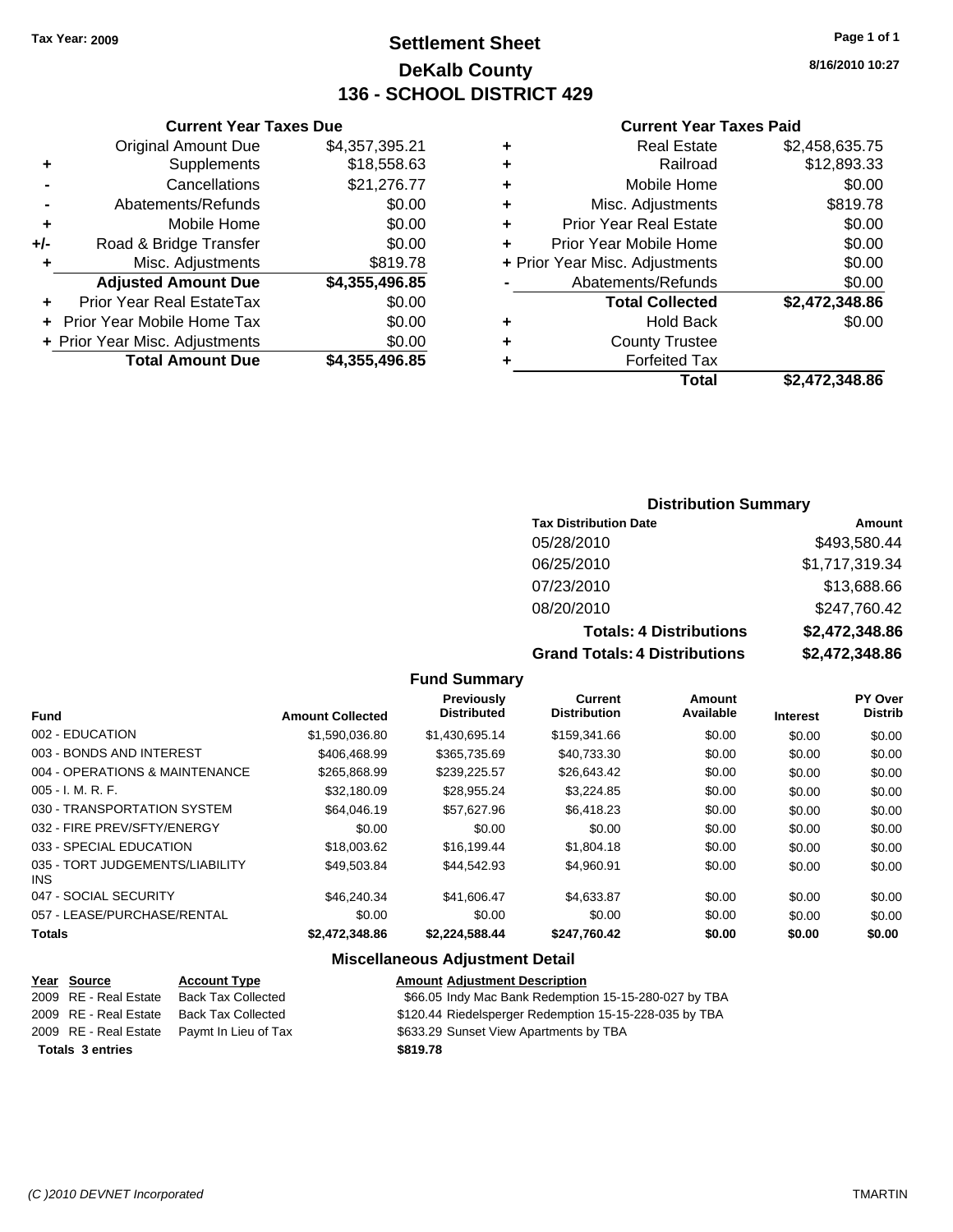Tax Year: 2009

# Settlement Sheet

## DeKalb County

## 136 - SCHOOL DISTRICT 429

8/16/2010 10:27

### Current Year Taxes Due

| | | |
|---|---|---|
| | Original Amount Due | $4,357,395.21 |
| + | Supplements | $18,558.63 |
| - | Cancellations | $21,276.77 |
| - | Abatements/Refunds | $0.00 |
| + | Mobile Home | $0.00 |
| +/- | Road & Bridge Transfer | $0.00 |
| + | Misc. Adjustments | $819.78 |
| | **Adjusted Amount Due** | **$4,355,496.85** |
| + | Prior Year Real EstateTax | $0.00 |
| + | Prior Year Mobile Home Tax | $0.00 |
| + | Prior Year Misc. Adjustments | $0.00 |
| | **Total Amount Due** | **$4,355,496.85** |

### Current Year Taxes Paid

| | | |
|---|---|---|
| + | Real Estate | $2,458,635.75 |
| + | Railroad | $12,893.33 |
| + | Mobile Home | $0.00 |
| + | Misc. Adjustments | $819.78 |
| + | Prior Year Real Estate | $0.00 |
| + | Prior Year Mobile Home | $0.00 |
| + | Prior Year Misc. Adjustments | $0.00 |
| - | Abatements/Refunds | $0.00 |
| | **Total Collected** | **$2,472,348.86** |
| + | Hold Back | $0.00 |
| + | County Trustee | |
| + | Forfeited Tax | |
| | **Total** | **$2,472,348.86** |

### Distribution Summary

| Tax Distribution Date | Amount |
|---|---|
| 05/28/2010 | $493,580.44 |
| 06/25/2010 | $1,717,319.34 |
| 07/23/2010 | $13,688.66 |
| 08/20/2010 | $247,760.42 |
| **Totals: 4 Distributions** | **$2,472,348.86** |
| **Grand Totals: 4 Distributions** | **$2,472,348.86** |

### Fund Summary

| Fund | Amount Collected | Previously Distributed | Current Distribution | Amount Available | Interest | PY Over Distrib |
|---|---|---|---|---|---|---|
| 002 - EDUCATION | $1,590,036.80 | $1,430,695.14 | $159,341.66 | $0.00 | $0.00 | $0.00 |
| 003 - BONDS AND INTEREST | $406,468.99 | $365,735.69 | $40,733.30 | $0.00 | $0.00 | $0.00 |
| 004 - OPERATIONS & MAINTENANCE | $265,868.99 | $239,225.57 | $26,643.42 | $0.00 | $0.00 | $0.00 |
| 005 - I. M. R. F. | $32,180.09 | $28,955.24 | $3,224.85 | $0.00 | $0.00 | $0.00 |
| 030 - TRANSPORTATION SYSTEM | $64,046.19 | $57,627.96 | $6,418.23 | $0.00 | $0.00 | $0.00 |
| 032 - FIRE PREV/SFTY/ENERGY | $0.00 | $0.00 | $0.00 | $0.00 | $0.00 | $0.00 |
| 033 - SPECIAL EDUCATION | $18,003.62 | $16,199.44 | $1,804.18 | $0.00 | $0.00 | $0.00 |
| 035 - TORT JUDGEMENTS/LIABILITY INS | $49,503.84 | $44,542.93 | $4,960.91 | $0.00 | $0.00 | $0.00 |
| 047 - SOCIAL SECURITY | $46,240.34 | $41,606.47 | $4,633.87 | $0.00 | $0.00 | $0.00 |
| 057 - LEASE/PURCHASE/RENTAL | $0.00 | $0.00 | $0.00 | $0.00 | $0.00 | $0.00 |
| **Totals** | **$2,472,348.86** | **$2,224,588.44** | **$247,760.42** | **$0.00** | **$0.00** | **$0.00** |

### Miscellaneous Adjustment Detail

| Year | Source | Account Type | Amount | Adjustment Description |
|---|---|---|---|---|
| 2009 | RE - Real Estate | Back Tax Collected | $66.05 | Indy Mac Bank Redemption 15-15-280-027 by TBA |
| 2009 | RE - Real Estate | Back Tax Collected | $120.44 | Riedelsperger Redemption 15-15-228-035 by TBA |
| 2009 | RE - Real Estate | Paymt In Lieu of Tax | $633.29 | Sunset View Apartments by TBA |
| **Totals 3 entries** | | | **$819.78** | |

(C )2010 DEVNET Incorporated TMARTIN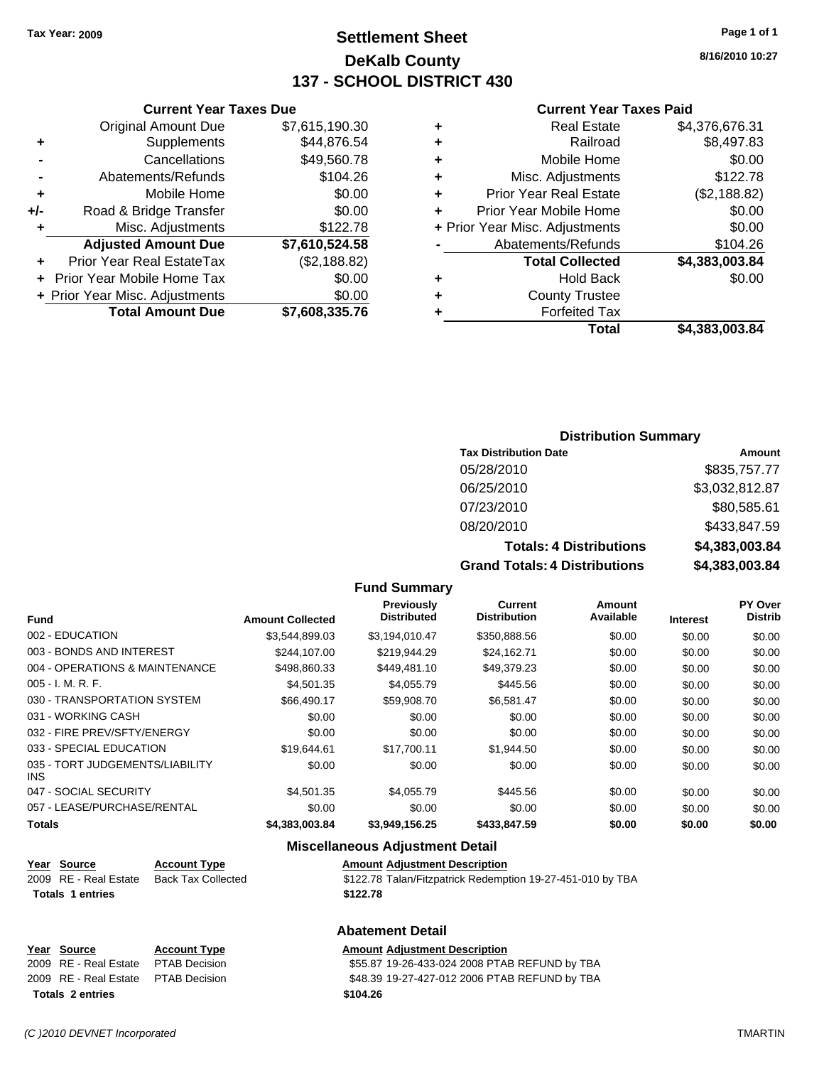Tax Year: 2009

# Settlement Sheet
## DeKalb County
## 137 - SCHOOL DISTRICT 430

8/16/2010 10:27

### Current Year Taxes Due

| | | |
|---|---|---|
| | Original Amount Due | $7,615,190.30 |
| + | Supplements | $44,876.54 |
| - | Cancellations | $49,560.78 |
| - | Abatements/Refunds | $104.26 |
| + | Mobile Home | $0.00 |
| +/- | Road & Bridge Transfer | $0.00 |
| + | Misc. Adjustments | $122.78 |
| | **Adjusted Amount Due** | **$7,610,524.58** |
| + | Prior Year Real EstateTax | ($2,188.82) |
| + | Prior Year Mobile Home Tax | $0.00 |
| + | Prior Year Misc. Adjustments | $0.00 |
| | **Total Amount Due** | **$7,608,335.76** |

### Current Year Taxes Paid

| | | |
|---|---|---|
| + | Real Estate | $4,376,676.31 |
| + | Railroad | $8,497.83 |
| + | Mobile Home | $0.00 |
| + | Misc. Adjustments | $122.78 |
| + | Prior Year Real Estate | ($2,188.82) |
| + | Prior Year Mobile Home | $0.00 |
| + | Prior Year Misc. Adjustments | $0.00 |
| - | Abatements/Refunds | $104.26 |
| | **Total Collected** | **$4,383,003.84** |
| + | Hold Back | $0.00 |
| + | County Trustee | |
| + | Forfeited Tax | |
| | **Total** | **$4,383,003.84** |

### Distribution Summary

| Tax Distribution Date | Amount |
|---|---|
| 05/28/2010 | $835,757.77 |
| 06/25/2010 | $3,032,812.87 |
| 07/23/2010 | $80,585.61 |
| 08/20/2010 | $433,847.59 |
| **Totals: 4 Distributions** | **$4,383,003.84** |
| **Grand Totals: 4 Distributions** | **$4,383,003.84** |

### Fund Summary

| Fund | Amount Collected | Previously Distributed | Current Distribution | Amount Available | Interest | PY Over Distrib |
|---|---|---|---|---|---|---|
| 002 - EDUCATION | $3,544,899.03 | $3,194,010.47 | $350,888.56 | $0.00 | $0.00 | $0.00 |
| 003 - BONDS AND INTEREST | $244,107.00 | $219,944.29 | $24,162.71 | $0.00 | $0.00 | $0.00 |
| 004 - OPERATIONS & MAINTENANCE | $498,860.33 | $449,481.10 | $49,379.23 | $0.00 | $0.00 | $0.00 |
| 005 - I. M. R. F. | $4,501.35 | $4,055.79 | $445.56 | $0.00 | $0.00 | $0.00 |
| 030 - TRANSPORTATION SYSTEM | $66,490.17 | $59,908.70 | $6,581.47 | $0.00 | $0.00 | $0.00 |
| 031 - WORKING CASH | $0.00 | $0.00 | $0.00 | $0.00 | $0.00 | $0.00 |
| 032 - FIRE PREV/SFTY/ENERGY | $0.00 | $0.00 | $0.00 | $0.00 | $0.00 | $0.00 |
| 033 - SPECIAL EDUCATION | $19,644.61 | $17,700.11 | $1,944.50 | $0.00 | $0.00 | $0.00 |
| 035 - TORT JUDGEMENTS/LIABILITY INS | $0.00 | $0.00 | $0.00 | $0.00 | $0.00 | $0.00 |
| 047 - SOCIAL SECURITY | $4,501.35 | $4,055.79 | $445.56 | $0.00 | $0.00 | $0.00 |
| 057 - LEASE/PURCHASE/RENTAL | $0.00 | $0.00 | $0.00 | $0.00 | $0.00 | $0.00 |
| **Totals** | **$4,383,003.84** | **$3,949,156.25** | **$433,847.59** | **$0.00** | **$0.00** | **$0.00** |

### Miscellaneous Adjustment Detail

| Year | Source | Account Type | Amount | Adjustment Description |
|---|---|---|---|---|
| 2009 | RE - Real Estate | Back Tax Collected | $122.78 | Talan/Fitzpatrick Redemption 19-27-451-010 by TBA |
| **Totals 1 entries** | | | **$122.78** | |

### Abatement Detail

| Year | Source | Account Type | Amount | Adjustment Description |
|---|---|---|---|---|
| 2009 | RE - Real Estate | PTAB Decision | $55.87 | 19-26-433-024 2008 PTAB REFUND by TBA |
| 2009 | RE - Real Estate | PTAB Decision | $48.39 | 19-27-427-012 2006 PTAB REFUND by TBA |
| **Totals 2 entries** | | | **$104.26** | |

(C )2010 DEVNET Incorporated TMARTIN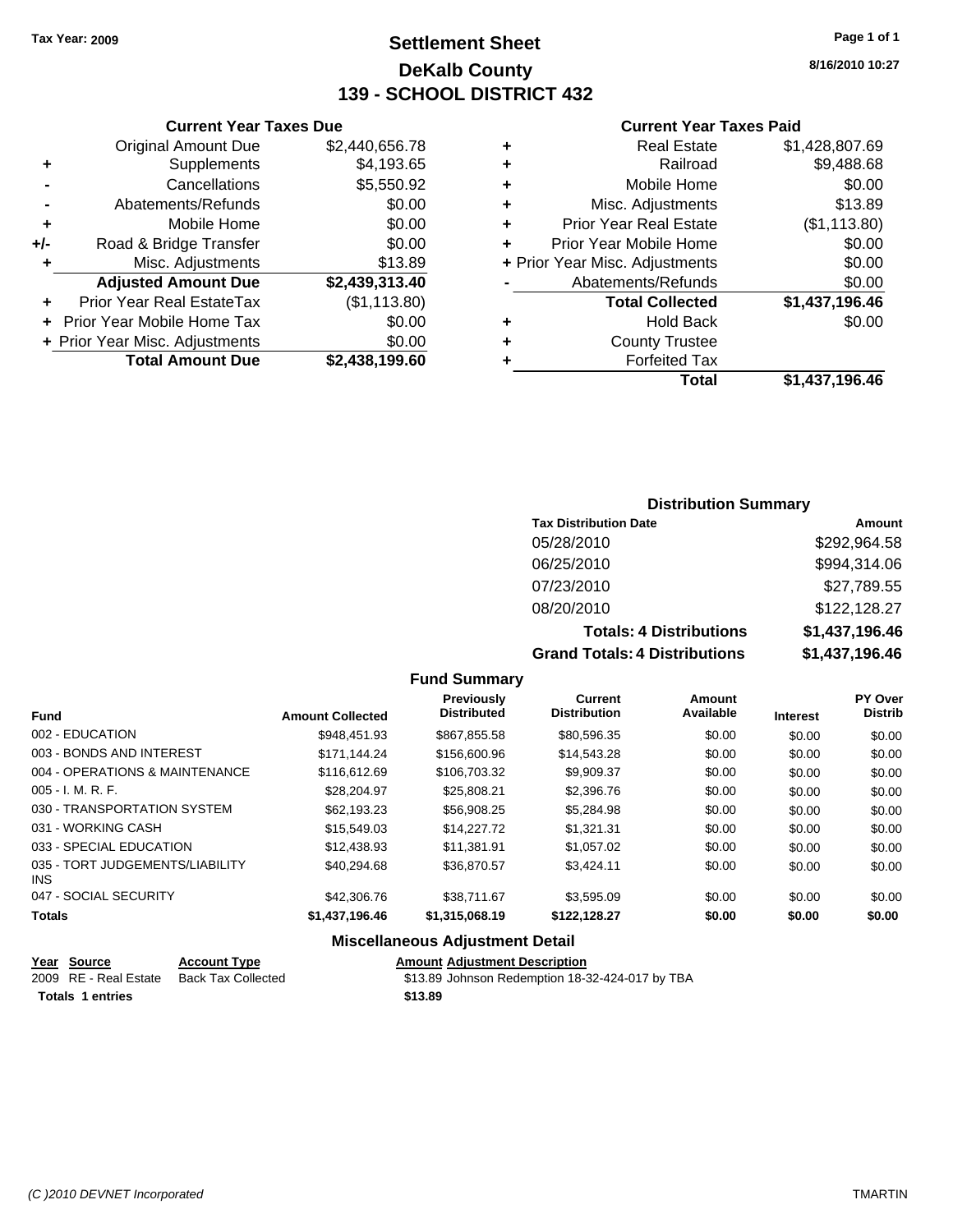Tax Year: 2009

# Settlement Sheet

## DeKalb County

## 139 - SCHOOL DISTRICT 432

8/16/2010 10:27

### Current Year Taxes Due

| | | |
|---|---|---|
| | Original Amount Due | $2,440,656.78 |
| + | Supplements | $4,193.65 |
| - | Cancellations | $5,550.92 |
| - | Abatements/Refunds | $0.00 |
| + | Mobile Home | $0.00 |
| +/- | Road & Bridge Transfer | $0.00 |
| + | Misc. Adjustments | $13.89 |
| | **Adjusted Amount Due** | **$2,439,313.40** |
| + | Prior Year Real EstateTax | ($1,113.80) |
| + | Prior Year Mobile Home Tax | $0.00 |
| + | Prior Year Misc. Adjustments | $0.00 |
| | **Total Amount Due** | **$2,438,199.60** |

### Current Year Taxes Paid

| | | |
|---|---|---|
| + | Real Estate | $1,428,807.69 |
| + | Railroad | $9,488.68 |
| + | Mobile Home | $0.00 |
| + | Misc. Adjustments | $13.89 |
| + | Prior Year Real Estate | ($1,113.80) |
| + | Prior Year Mobile Home | $0.00 |
| + | Prior Year Misc. Adjustments | $0.00 |
| - | Abatements/Refunds | $0.00 |
| | **Total Collected** | **$1,437,196.46** |
| + | Hold Back | $0.00 |
| + | County Trustee | |
| + | Forfeited Tax | |
| | **Total** | **$1,437,196.46** |

### Distribution Summary

| Tax Distribution Date | Amount |
|---|---|
| 05/28/2010 | $292,964.58 |
| 06/25/2010 | $994,314.06 |
| 07/23/2010 | $27,789.55 |
| 08/20/2010 | $122,128.27 |
| **Totals: 4 Distributions** | **$1,437,196.46** |
| **Grand Totals: 4 Distributions** | **$1,437,196.46** |

### Fund Summary

| Fund | Amount Collected | Previously Distributed | Current Distribution | Amount Available | Interest | PY Over Distrib |
|---|---|---|---|---|---|---|
| 002 - EDUCATION | $948,451.93 | $867,855.58 | $80,596.35 | $0.00 | $0.00 | $0.00 |
| 003 - BONDS AND INTEREST | $171,144.24 | $156,600.96 | $14,543.28 | $0.00 | $0.00 | $0.00 |
| 004 - OPERATIONS & MAINTENANCE | $116,612.69 | $106,703.32 | $9,909.37 | $0.00 | $0.00 | $0.00 |
| 005 - I. M. R. F. | $28,204.97 | $25,808.21 | $2,396.76 | $0.00 | $0.00 | $0.00 |
| 030 - TRANSPORTATION SYSTEM | $62,193.23 | $56,908.25 | $5,284.98 | $0.00 | $0.00 | $0.00 |
| 031 - WORKING CASH | $15,549.03 | $14,227.72 | $1,321.31 | $0.00 | $0.00 | $0.00 |
| 033 - SPECIAL EDUCATION | $12,438.93 | $11,381.91 | $1,057.02 | $0.00 | $0.00 | $0.00 |
| 035 - TORT JUDGEMENTS/LIABILITY INS | $40,294.68 | $36,870.57 | $3,424.11 | $0.00 | $0.00 | $0.00 |
| 047 - SOCIAL SECURITY | $42,306.76 | $38,711.67 | $3,595.09 | $0.00 | $0.00 | $0.00 |
| **Totals** | **$1,437,196.46** | **$1,315,068.19** | **$122,128.27** | **$0.00** | **$0.00** | **$0.00** |

### Miscellaneous Adjustment Detail

| Year | Source | Account Type | Amount | Adjustment Description |
|---|---|---|---|---|
| 2009 | RE - Real Estate | Back Tax Collected | $13.89 | Johnson Redemption 18-32-424-017 by TBA |
| **Totals** | **1 entries** | | **$13.89** | |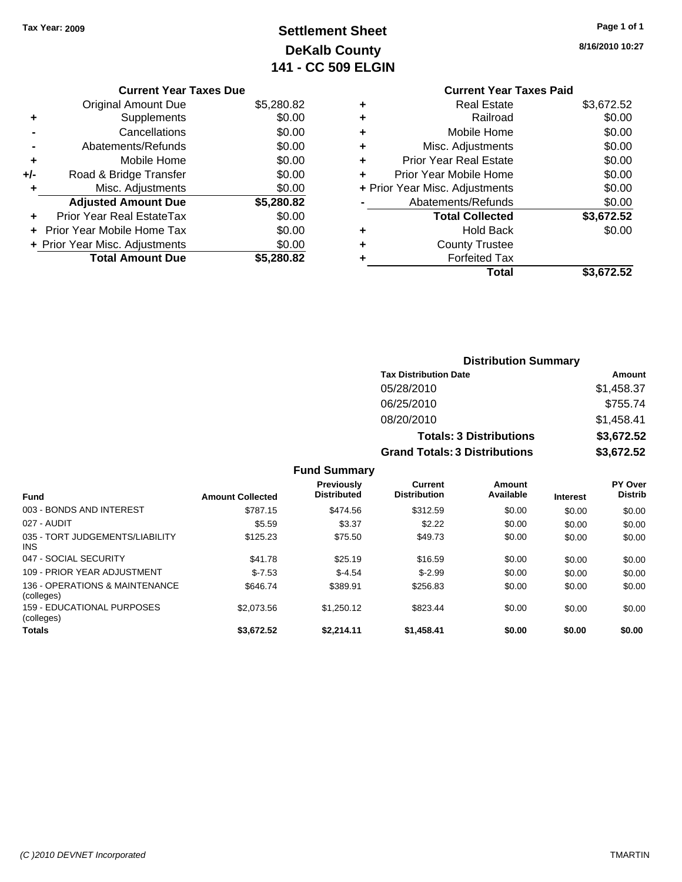Tax Year: 2009

# Settlement Sheet
## DeKalb County
## 141 - CC 509 ELGIN

8/16/2010 10:27

### Current Year Taxes Due

| | | |
|---|---|---|
| | Original Amount Due | $5,280.82 |
| + | Supplements | $0.00 |
| - | Cancellations | $0.00 |
| - | Abatements/Refunds | $0.00 |
| + | Mobile Home | $0.00 |
| +/- | Road & Bridge Transfer | $0.00 |
| + | Misc. Adjustments | $0.00 |
| | **Adjusted Amount Due** | **$5,280.82** |
| + | Prior Year Real EstateTax | $0.00 |
| + | Prior Year Mobile Home Tax | $0.00 |
| + | Prior Year Misc. Adjustments | $0.00 |
| | **Total Amount Due** | **$5,280.82** |

### Current Year Taxes Paid

| | | |
|---|---|---|
| + | Real Estate | $3,672.52 |
| + | Railroad | $0.00 |
| + | Mobile Home | $0.00 |
| + | Misc. Adjustments | $0.00 |
| + | Prior Year Real Estate | $0.00 |
| + | Prior Year Mobile Home | $0.00 |
| + | Prior Year Misc. Adjustments | $0.00 |
| - | Abatements/Refunds | $0.00 |
| | **Total Collected** | **$3,672.52** |
| + | Hold Back | $0.00 |
| + | County Trustee | |
| + | Forfeited Tax | |
| | **Total** | **$3,672.52** |

### Distribution Summary

| Tax Distribution Date | Amount |
|---|---|
| 05/28/2010 | $1,458.37 |
| 06/25/2010 | $755.74 |
| 08/20/2010 | $1,458.41 |
| **Totals: 3 Distributions** | **$3,672.52** |
| **Grand Totals: 3 Distributions** | **$3,672.52** |

### Fund Summary

| Fund | Amount Collected | Previously Distributed | Current Distribution | Amount Available | Interest | PY Over Distrib |
|---|---|---|---|---|---|---|
| 003 - BONDS AND INTEREST | $787.15 | $474.56 | $312.59 | $0.00 | $0.00 | $0.00 |
| 027 - AUDIT | $5.59 | $3.37 | $2.22 | $0.00 | $0.00 | $0.00 |
| 035 - TORT JUDGEMENTS/LIABILITY INS | $125.23 | $75.50 | $49.73 | $0.00 | $0.00 | $0.00 |
| 047 - SOCIAL SECURITY | $41.78 | $25.19 | $16.59 | $0.00 | $0.00 | $0.00 |
| 109 - PRIOR YEAR ADJUSTMENT | $-7.53 | $-4.54 | $-2.99 | $0.00 | $0.00 | $0.00 |
| 136 - OPERATIONS & MAINTENANCE (colleges) | $646.74 | $389.91 | $256.83 | $0.00 | $0.00 | $0.00 |
| 159 - EDUCATIONAL PURPOSES (colleges) | $2,073.56 | $1,250.12 | $823.44 | $0.00 | $0.00 | $0.00 |
| **Totals** | **$3,672.52** | **$2,214.11** | **$1,458.41** | **$0.00** | **$0.00** | **$0.00** |

(C )2010 DEVNET Incorporated TMARTIN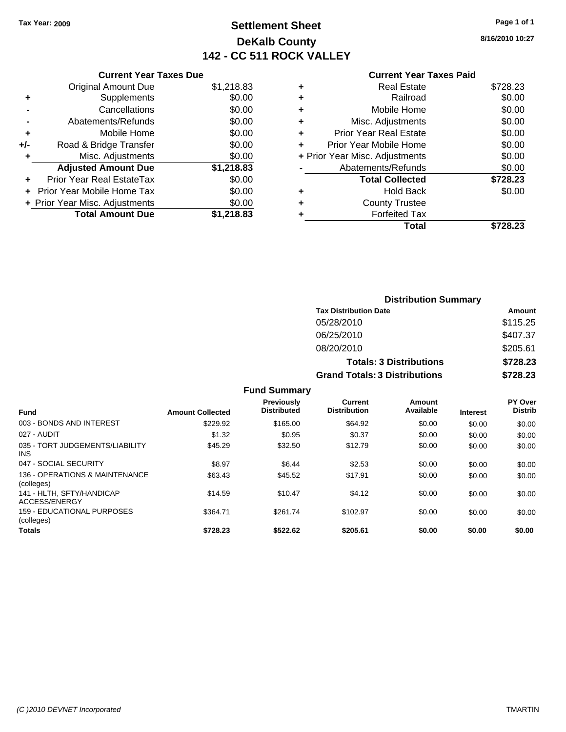Tax Year: 2009

# Settlement Sheet
## DeKalb County
## 142 - CC 511 ROCK VALLEY

8/16/2010 10:27

### Current Year Taxes Due

| | | |
|---|---|---|
| | Original Amount Due | $1,218.83 |
| + | Supplements | $0.00 |
| - | Cancellations | $0.00 |
| - | Abatements/Refunds | $0.00 |
| + | Mobile Home | $0.00 |
| +/- | Road & Bridge Transfer | $0.00 |
| + | Misc. Adjustments | $0.00 |
| | **Adjusted Amount Due** | **$1,218.83** |
| + | Prior Year Real EstateTax | $0.00 |
| + | Prior Year Mobile Home Tax | $0.00 |
| + | Prior Year Misc. Adjustments | $0.00 |
| | **Total Amount Due** | **$1,218.83** |

### Current Year Taxes Paid

| | | |
|---|---|---|
| + | Real Estate | $728.23 |
| + | Railroad | $0.00 |
| + | Mobile Home | $0.00 |
| + | Misc. Adjustments | $0.00 |
| + | Prior Year Real Estate | $0.00 |
| + | Prior Year Mobile Home | $0.00 |
| + | Prior Year Misc. Adjustments | $0.00 |
| - | Abatements/Refunds | $0.00 |
| | **Total Collected** | **$728.23** |
| + | Hold Back | $0.00 |
| + | County Trustee | |
| + | Forfeited Tax | |
| | **Total** | **$728.23** |

### Distribution Summary

| Tax Distribution Date | Amount |
|---|---|
| 05/28/2010 | $115.25 |
| 06/25/2010 | $407.37 |
| 08/20/2010 | $205.61 |
| **Totals: 3 Distributions** | **$728.23** |
| **Grand Totals: 3 Distributions** | **$728.23** |

### Fund Summary

| Fund | Amount Collected | Previously Distributed | Current Distribution | Amount Available | Interest | PY Over Distrib |
|---|---|---|---|---|---|---|
| 003 - BONDS AND INTEREST | $229.92 | $165.00 | $64.92 | $0.00 | $0.00 | $0.00 |
| 027 - AUDIT | $1.32 | $0.95 | $0.37 | $0.00 | $0.00 | $0.00 |
| 035 - TORT JUDGEMENTS/LIABILITY INS | $45.29 | $32.50 | $12.79 | $0.00 | $0.00 | $0.00 |
| 047 - SOCIAL SECURITY | $8.97 | $6.44 | $2.53 | $0.00 | $0.00 | $0.00 |
| 136 - OPERATIONS & MAINTENANCE (colleges) | $63.43 | $45.52 | $17.91 | $0.00 | $0.00 | $0.00 |
| 141 - HLTH, SFTY/HANDICAP ACCESS/ENERGY | $14.59 | $10.47 | $4.12 | $0.00 | $0.00 | $0.00 |
| 159 - EDUCATIONAL PURPOSES (colleges) | $364.71 | $261.74 | $102.97 | $0.00 | $0.00 | $0.00 |
| **Totals** | **$728.23** | **$522.62** | **$205.61** | **$0.00** | **$0.00** | **$0.00** |

(C )2010 DEVNET Incorporated — TMARTIN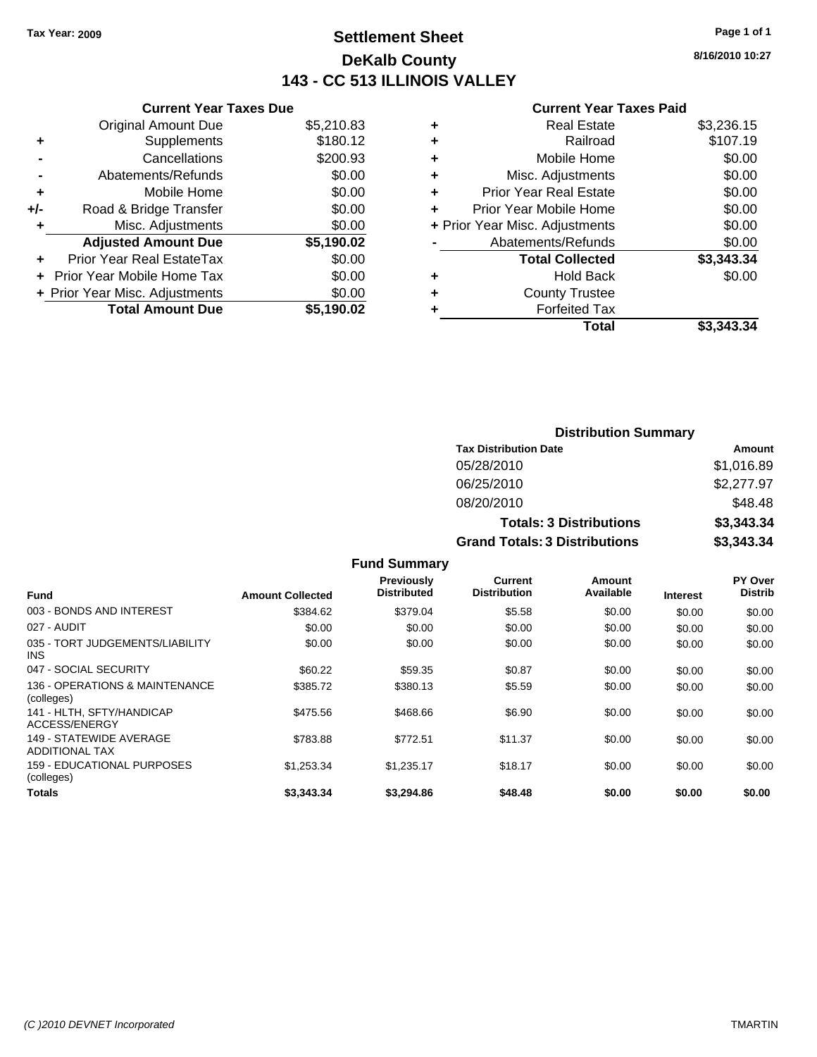Tax Year: 2009

# Settlement Sheet
## DeKalb County
## 143 - CC 513 ILLINOIS VALLEY

8/16/2010 10:27

### Current Year Taxes Due

| | | |
|---|---|---|
| | Original Amount Due | $5,210.83 |
| + | Supplements | $180.12 |
| - | Cancellations | $200.93 |
| - | Abatements/Refunds | $0.00 |
| + | Mobile Home | $0.00 |
| +/- | Road & Bridge Transfer | $0.00 |
| + | Misc. Adjustments | $0.00 |
| | **Adjusted Amount Due** | **$5,190.02** |
| + | Prior Year Real EstateTax | $0.00 |
| + | Prior Year Mobile Home Tax | $0.00 |
| + | Prior Year Misc. Adjustments | $0.00 |
| | **Total Amount Due** | **$5,190.02** |

### Current Year Taxes Paid

| | | |
|---|---|---|
| + | Real Estate | $3,236.15 |
| + | Railroad | $107.19 |
| + | Mobile Home | $0.00 |
| + | Misc. Adjustments | $0.00 |
| + | Prior Year Real Estate | $0.00 |
| + | Prior Year Mobile Home | $0.00 |
| + | Prior Year Misc. Adjustments | $0.00 |
| - | Abatements/Refunds | $0.00 |
| | **Total Collected** | **$3,343.34** |
| + | Hold Back | $0.00 |
| + | County Trustee | |
| + | Forfeited Tax | |
| | **Total** | **$3,343.34** |

### Distribution Summary

| Tax Distribution Date | Amount |
|---|---|
| 05/28/2010 | $1,016.89 |
| 06/25/2010 | $2,277.97 |
| 08/20/2010 | $48.48 |
| **Totals: 3 Distributions** | **$3,343.34** |
| **Grand Totals: 3 Distributions** | **$3,343.34** |

### Fund Summary

| Fund | Amount Collected | Previously Distributed | Current Distribution | Amount Available | Interest | PY Over Distrib |
|---|---|---|---|---|---|---|
| 003 - BONDS AND INTEREST | $384.62 | $379.04 | $5.58 | $0.00 | $0.00 | $0.00 |
| 027 - AUDIT | $0.00 | $0.00 | $0.00 | $0.00 | $0.00 | $0.00 |
| 035 - TORT JUDGEMENTS/LIABILITY INS | $0.00 | $0.00 | $0.00 | $0.00 | $0.00 | $0.00 |
| 047 - SOCIAL SECURITY | $60.22 | $59.35 | $0.87 | $0.00 | $0.00 | $0.00 |
| 136 - OPERATIONS & MAINTENANCE (colleges) | $385.72 | $380.13 | $5.59 | $0.00 | $0.00 | $0.00 |
| 141 - HLTH, SFTY/HANDICAP ACCESS/ENERGY | $475.56 | $468.66 | $6.90 | $0.00 | $0.00 | $0.00 |
| 149 - STATEWIDE AVERAGE ADDITIONAL TAX | $783.88 | $772.51 | $11.37 | $0.00 | $0.00 | $0.00 |
| 159 - EDUCATIONAL PURPOSES (colleges) | $1,253.34 | $1,235.17 | $18.17 | $0.00 | $0.00 | $0.00 |
| **Totals** | **$3,343.34** | **$3,294.86** | **$48.48** | **$0.00** | **$0.00** | **$0.00** |

(C )2010 DEVNET Incorporated — TMARTIN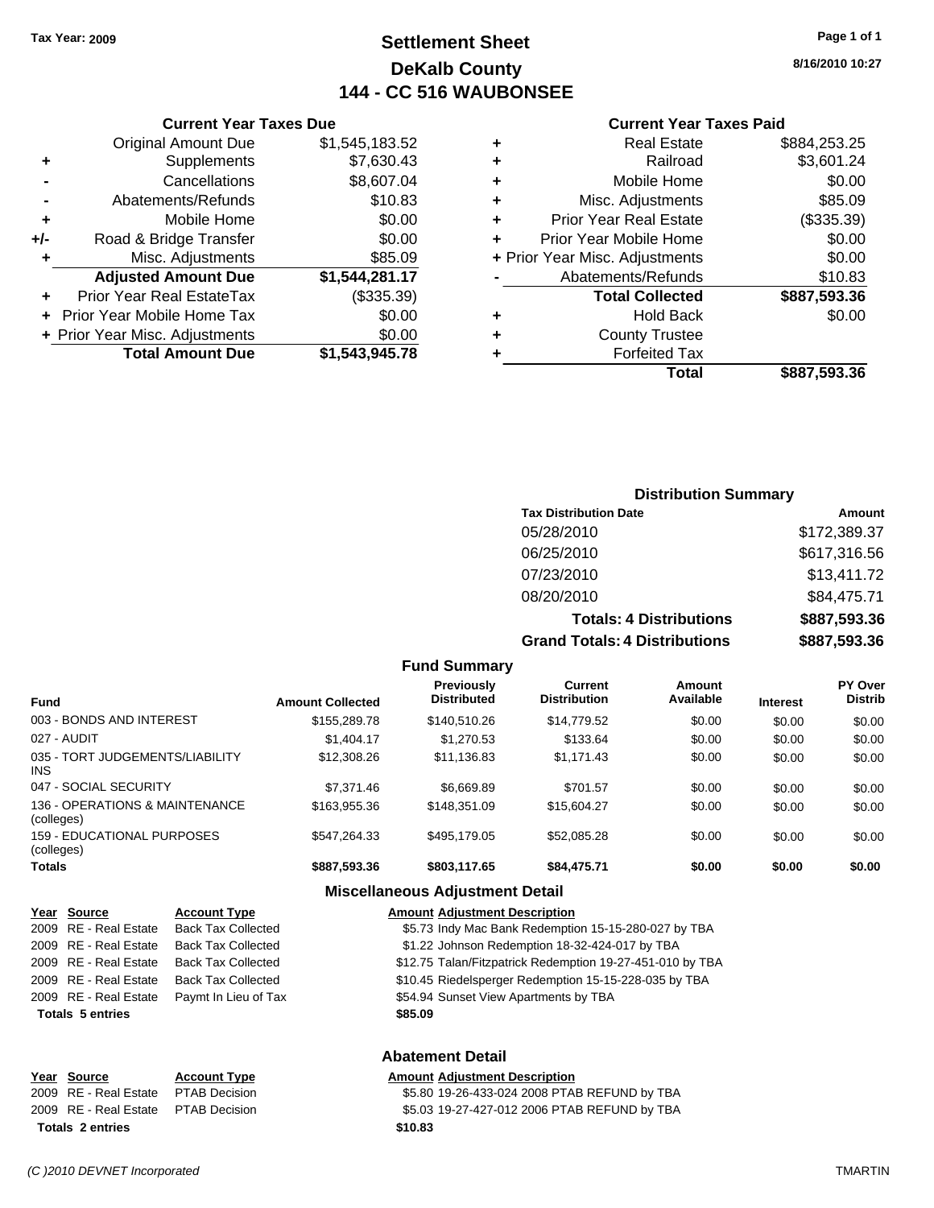Tax Year: 2009

# Settlement Sheet
## DeKalb County
## 144 - CC 516 WAUBONSEE

8/16/2010 10:27

### Current Year Taxes Due

| | | |
|---|---|---|
| | Original Amount Due | $1,545,183.52 |
| + | Supplements | $7,630.43 |
| - | Cancellations | $8,607.04 |
| - | Abatements/Refunds | $10.83 |
| + | Mobile Home | $0.00 |
| +/- | Road & Bridge Transfer | $0.00 |
| + | Misc. Adjustments | $85.09 |
| | **Adjusted Amount Due** | **$1,544,281.17** |
| + | Prior Year Real EstateTax | ($335.39) |
| + | Prior Year Mobile Home Tax | $0.00 |
| + | Prior Year Misc. Adjustments | $0.00 |
| | **Total Amount Due** | **$1,543,945.78** |

### Current Year Taxes Paid

| | | |
|---|---|---|
| + | Real Estate | $884,253.25 |
| + | Railroad | $3,601.24 |
| + | Mobile Home | $0.00 |
| + | Misc. Adjustments | $85.09 |
| + | Prior Year Real Estate | ($335.39) |
| + | Prior Year Mobile Home | $0.00 |
| + | Prior Year Misc. Adjustments | $0.00 |
| - | Abatements/Refunds | $10.83 |
| | **Total Collected** | **$887,593.36** |
| + | Hold Back | $0.00 |
| + | County Trustee | |
| + | Forfeited Tax | |
| | **Total** | **$887,593.36** |

### Distribution Summary

| Tax Distribution Date | Amount |
|---|---|
| 05/28/2010 | $172,389.37 |
| 06/25/2010 | $617,316.56 |
| 07/23/2010 | $13,411.72 |
| 08/20/2010 | $84,475.71 |
| **Totals: 4 Distributions** | **$887,593.36** |
| **Grand Totals: 4 Distributions** | **$887,593.36** |

### Fund Summary

| Fund | Amount Collected | Previously Distributed | Current Distribution | Amount Available | Interest | PY Over Distrib |
|---|---|---|---|---|---|---|
| 003 - BONDS AND INTEREST | $155,289.78 | $140,510.26 | $14,779.52 | $0.00 | $0.00 | $0.00 |
| 027 - AUDIT | $1,404.17 | $1,270.53 | $133.64 | $0.00 | $0.00 | $0.00 |
| 035 - TORT JUDGEMENTS/LIABILITY INS | $12,308.26 | $11,136.83 | $1,171.43 | $0.00 | $0.00 | $0.00 |
| 047 - SOCIAL SECURITY | $7,371.46 | $6,669.89 | $701.57 | $0.00 | $0.00 | $0.00 |
| 136 - OPERATIONS & MAINTENANCE (colleges) | $163,955.36 | $148,351.09 | $15,604.27 | $0.00 | $0.00 | $0.00 |
| 159 - EDUCATIONAL PURPOSES (colleges) | $547,264.33 | $495,179.05 | $52,085.28 | $0.00 | $0.00 | $0.00 |
| **Totals** | **$887,593.36** | **$803,117.65** | **$84,475.71** | **$0.00** | **$0.00** | **$0.00** |

### Miscellaneous Adjustment Detail

| Year | Source | Account Type | Amount | Adjustment Description |
|---|---|---|---|---|
| 2009 | RE - Real Estate | Back Tax Collected | $5.73 | Indy Mac Bank Redemption 15-15-280-027 by TBA |
| 2009 | RE - Real Estate | Back Tax Collected | $1.22 | Johnson Redemption 18-32-424-017 by TBA |
| 2009 | RE - Real Estate | Back Tax Collected | $12.75 | Talan/Fitzpatrick Redemption 19-27-451-010 by TBA |
| 2009 | RE - Real Estate | Back Tax Collected | $10.45 | Riedelsperger Redemption 15-15-228-035 by TBA |
| 2009 | RE - Real Estate | Paymt In Lieu of Tax | $54.94 | Sunset View Apartments by TBA |
| **Totals 5 entries** | | | **$85.09** | |

### Abatement Detail

| Year | Source | Account Type | Amount | Adjustment Description |
|---|---|---|---|---|
| 2009 | RE - Real Estate | PTAB Decision | $5.80 | 19-26-433-024 2008 PTAB REFUND by TBA |
| 2009 | RE - Real Estate | PTAB Decision | $5.03 | 19-27-427-012 2006 PTAB REFUND by TBA |
| **Totals 2 entries** | | | **$10.83** | |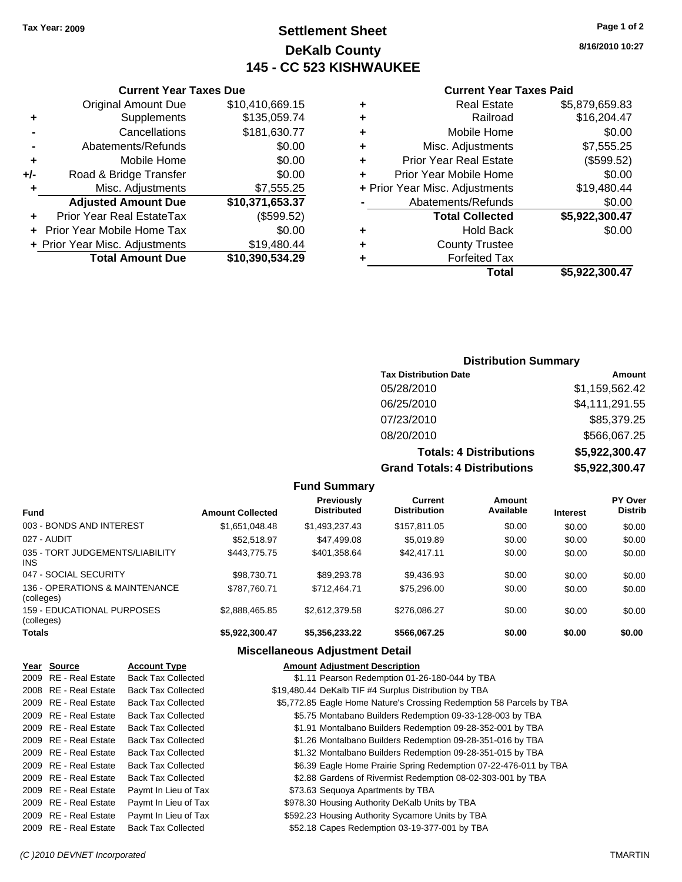Tax Year: 2009

# Settlement Sheet
## DeKalb County
## 145 - CC 523 KISHWAUKEE

8/16/2010 10:27

### Current Year Taxes Due

| | | |
|---|---|---|
| | Original Amount Due | $10,410,669.15 |
| + | Supplements | $135,059.74 |
| - | Cancellations | $181,630.77 |
| - | Abatements/Refunds | $0.00 |
| + | Mobile Home | $0.00 |
| +/- | Road & Bridge Transfer | $0.00 |
| + | Misc. Adjustments | $7,555.25 |
| | **Adjusted Amount Due** | **$10,371,653.37** |
| + | Prior Year Real EstateTax | ($599.52) |
| + | Prior Year Mobile Home Tax | $0.00 |
| + | Prior Year Misc. Adjustments | $19,480.44 |
| | **Total Amount Due** | **$10,390,534.29** |

### Current Year Taxes Paid

| | | |
|---|---|---|
| + | Real Estate | $5,879,659.83 |
| + | Railroad | $16,204.47 |
| + | Mobile Home | $0.00 |
| + | Misc. Adjustments | $7,555.25 |
| + | Prior Year Real Estate | ($599.52) |
| + | Prior Year Mobile Home | $0.00 |
| + | Prior Year Misc. Adjustments | $19,480.44 |
| - | Abatements/Refunds | $0.00 |
| | **Total Collected** | **$5,922,300.47** |
| + | Hold Back | $0.00 |
| + | County Trustee | |
| + | Forfeited Tax | |
| | **Total** | **$5,922,300.47** |

### Distribution Summary

| Tax Distribution Date | Amount |
|---|---|
| 05/28/2010 | $1,159,562.42 |
| 06/25/2010 | $4,111,291.55 |
| 07/23/2010 | $85,379.25 |
| 08/20/2010 | $566,067.25 |
| **Totals: 4 Distributions** | **$5,922,300.47** |
| **Grand Totals: 4 Distributions** | **$5,922,300.47** |

### Fund Summary

| Fund | Amount Collected | Previously Distributed | Current Distribution | Amount Available | Interest | PY Over Distrib |
|---|---|---|---|---|---|---|
| 003 - BONDS AND INTEREST | $1,651,048.48 | $1,493,237.43 | $157,811.05 | $0.00 | $0.00 | $0.00 |
| 027 - AUDIT | $52,518.97 | $47,499.08 | $5,019.89 | $0.00 | $0.00 | $0.00 |
| 035 - TORT JUDGEMENTS/LIABILITY INS | $443,775.75 | $401,358.64 | $42,417.11 | $0.00 | $0.00 | $0.00 |
| 047 - SOCIAL SECURITY | $98,730.71 | $89,293.78 | $9,436.93 | $0.00 | $0.00 | $0.00 |
| 136 - OPERATIONS & MAINTENANCE (colleges) | $787,760.71 | $712,464.71 | $75,296.00 | $0.00 | $0.00 | $0.00 |
| 159 - EDUCATIONAL PURPOSES (colleges) | $2,888,465.85 | $2,612,379.58 | $276,086.27 | $0.00 | $0.00 | $0.00 |
| **Totals** | **$5,922,300.47** | **$5,356,233.22** | **$566,067.25** | **$0.00** | **$0.00** | **$0.00** |

### Miscellaneous Adjustment Detail

| Year | Source | Account Type | Amount | Adjustment Description |
|---|---|---|---|---|
| 2009 | RE - Real Estate | Back Tax Collected | $1.11 | Pearson Redemption 01-26-180-044 by TBA |
| 2008 | RE - Real Estate | Back Tax Collected | $19,480.44 | DeKalb TIF #4 Surplus Distribution by TBA |
| 2009 | RE - Real Estate | Back Tax Collected | $5,772.85 | Eagle Home Nature's Crossing Redemption 58 Parcels by TBA |
| 2009 | RE - Real Estate | Back Tax Collected | $5.75 | Montabano Builders Redemption 09-33-128-003 by TBA |
| 2009 | RE - Real Estate | Back Tax Collected | $1.91 | Montalbano Builders Redemption 09-28-352-001 by TBA |
| 2009 | RE - Real Estate | Back Tax Collected | $1.26 | Montalbano Builders Redemption 09-28-351-016 by TBA |
| 2009 | RE - Real Estate | Back Tax Collected | $1.32 | Montalbano Builders Redemption 09-28-351-015 by TBA |
| 2009 | RE - Real Estate | Back Tax Collected | $6.39 | Eagle Home Prairie Spring Redemption 07-22-476-011 by TBA |
| 2009 | RE - Real Estate | Back Tax Collected | $2.88 | Gardens of Rivermist Redemption 08-02-303-001 by TBA |
| 2009 | RE - Real Estate | Paymt In Lieu of Tax | $73.63 | Sequoya Apartments by TBA |
| 2009 | RE - Real Estate | Paymt In Lieu of Tax | $978.30 | Housing Authority DeKalb Units by TBA |
| 2009 | RE - Real Estate | Paymt In Lieu of Tax | $592.23 | Housing Authority Sycamore Units by TBA |
| 2009 | RE - Real Estate | Back Tax Collected | $52.18 | Capes Redemption 03-19-377-001 by TBA |

(C )2010 DEVNET Incorporated TMARTIN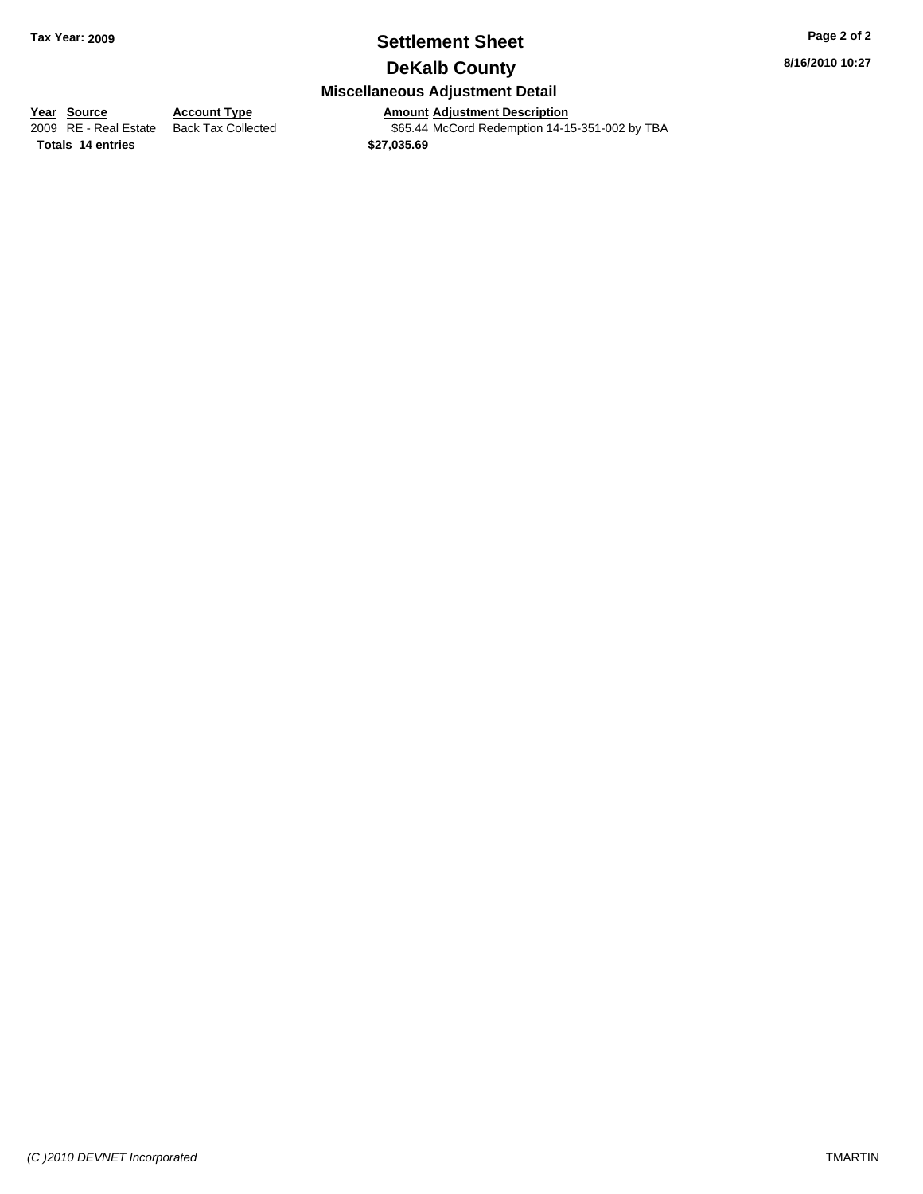**Tax Year: 2009**

# Settlement Sheet

## DeKalb County

**8/16/2010 10:27**

### Miscellaneous Adjustment Detail

| Year | Source | Account Type | Amount | Adjustment Description |
|---|---|---|---|---|
| 2009 | RE - Real Estate | Back Tax Collected | $65.44 | McCord Redemption 14-15-351-002 by TBA |
| **Totals** | **14 entries** | | **$27,035.69** | |

*(C )2010 DEVNET Incorporated*

TMARTIN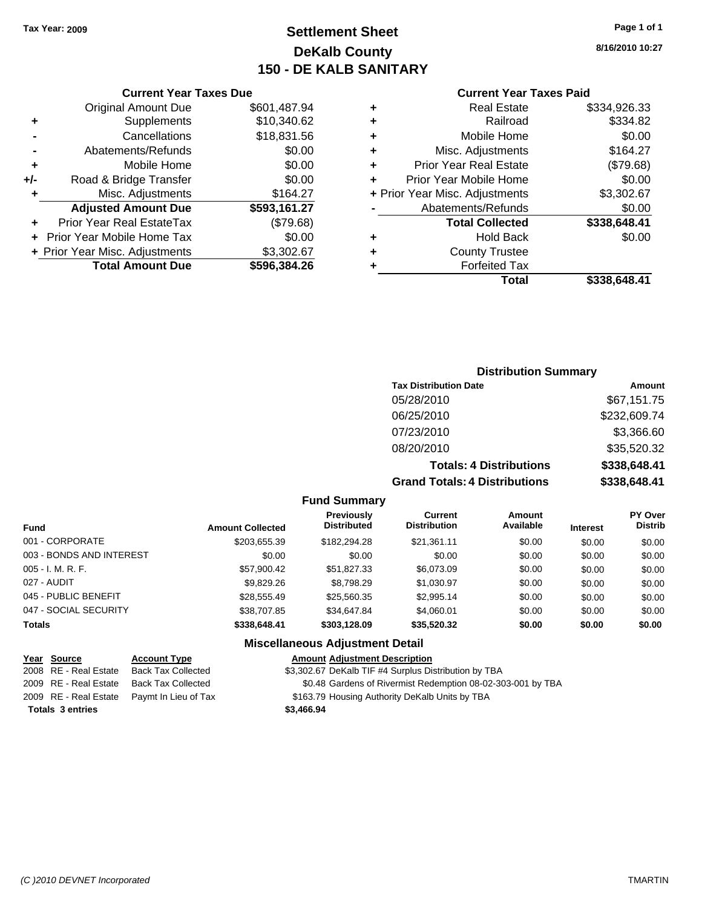**Tax Year: 2009**

# Settlement Sheet
## DeKalb County
## 150 - DE KALB SANITARY

**8/16/2010 10:27**

### Current Year Taxes Due

| | | |
|---|---|---|
| | Original Amount Due | $601,487.94 |
| + | Supplements | $10,340.62 |
| - | Cancellations | $18,831.56 |
| - | Abatements/Refunds | $0.00 |
| + | Mobile Home | $0.00 |
| +/- | Road & Bridge Transfer | $0.00 |
| + | Misc. Adjustments | $164.27 |
| | **Adjusted Amount Due** | **$593,161.27** |
| + | Prior Year Real EstateTax | ($79.68) |
| + | Prior Year Mobile Home Tax | $0.00 |
| + | Prior Year Misc. Adjustments | $3,302.67 |
| | **Total Amount Due** | **$596,384.26** |

### Current Year Taxes Paid

| | | |
|---|---|---|
| + | Real Estate | $334,926.33 |
| + | Railroad | $334.82 |
| + | Mobile Home | $0.00 |
| + | Misc. Adjustments | $164.27 |
| + | Prior Year Real Estate | ($79.68) |
| + | Prior Year Mobile Home | $0.00 |
| + | Prior Year Misc. Adjustments | $3,302.67 |
| - | Abatements/Refunds | $0.00 |
| | **Total Collected** | **$338,648.41** |
| + | Hold Back | $0.00 |
| + | County Trustee | |
| + | Forfeited Tax | |
| | **Total** | **$338,648.41** |

### Distribution Summary

| Tax Distribution Date | Amount |
|---|---|
| 05/28/2010 | $67,151.75 |
| 06/25/2010 | $232,609.74 |
| 07/23/2010 | $3,366.60 |
| 08/20/2010 | $35,520.32 |
| **Totals: 4 Distributions** | **$338,648.41** |
| **Grand Totals: 4 Distributions** | **$338,648.41** |

### Fund Summary

| Fund | Amount Collected | Previously Distributed | Current Distribution | Amount Available | Interest | PY Over Distrib |
|---|---|---|---|---|---|---|
| 001 - CORPORATE | $203,655.39 | $182,294.28 | $21,361.11 | $0.00 | $0.00 | $0.00 |
| 003 - BONDS AND INTEREST | $0.00 | $0.00 | $0.00 | $0.00 | $0.00 | $0.00 |
| 005 - I. M. R. F. | $57,900.42 | $51,827.33 | $6,073.09 | $0.00 | $0.00 | $0.00 |
| 027 - AUDIT | $9,829.26 | $8,798.29 | $1,030.97 | $0.00 | $0.00 | $0.00 |
| 045 - PUBLIC BENEFIT | $28,555.49 | $25,560.35 | $2,995.14 | $0.00 | $0.00 | $0.00 |
| 047 - SOCIAL SECURITY | $38,707.85 | $34,647.84 | $4,060.01 | $0.00 | $0.00 | $0.00 |
| **Totals** | **$338,648.41** | **$303,128.09** | **$35,520.32** | **$0.00** | **$0.00** | **$0.00** |

### Miscellaneous Adjustment Detail

| Year | Source | Account Type | Amount | Adjustment Description |
|---|---|---|---|---|
| 2008 | RE - Real Estate | Back Tax Collected | $3,302.67 | DeKalb TIF #4 Surplus Distribution by TBA |
| 2009 | RE - Real Estate | Back Tax Collected | $0.48 | Gardens of Rivermist Redemption 08-02-303-001 by TBA |
| 2009 | RE - Real Estate | Paymt In Lieu of Tax | $163.79 | Housing Authority DeKalb Units by TBA |
| **Totals** | **3 entries** | | **$3,466.94** | |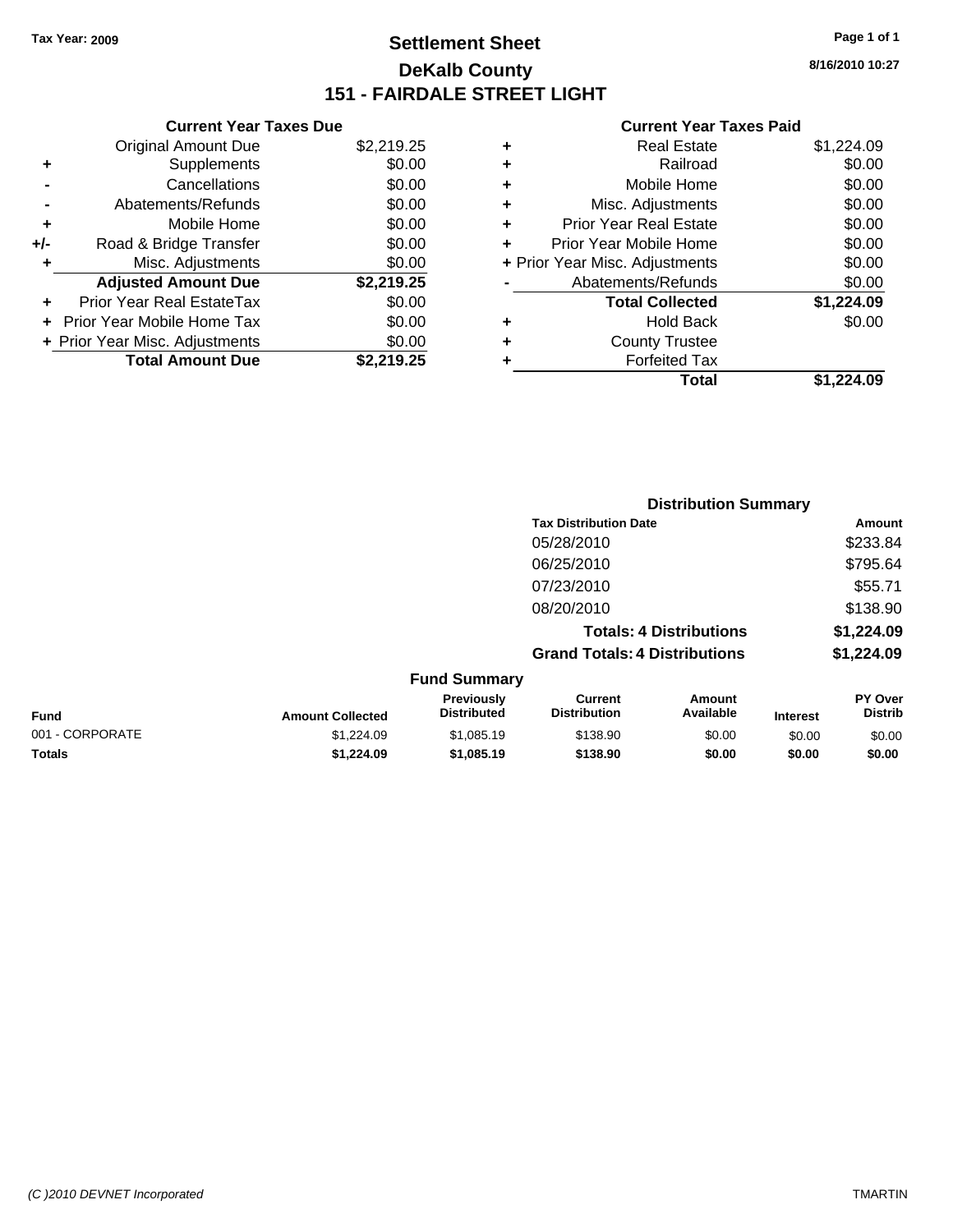**Tax Year: 2009**

# Settlement Sheet
## DeKalb County
## 151 - FAIRDALE STREET LIGHT

8/16/2010 10:27

### Current Year Taxes Due

| | | |
|---|---|---|
| | Original Amount Due | $2,219.25 |
| + | Supplements | $0.00 |
| - | Cancellations | $0.00 |
| - | Abatements/Refunds | $0.00 |
| + | Mobile Home | $0.00 |
| +/- | Road & Bridge Transfer | $0.00 |
| + | Misc. Adjustments | $0.00 |
| | **Adjusted Amount Due** | **$2,219.25** |
| + | Prior Year Real EstateTax | $0.00 |
| + | Prior Year Mobile Home Tax | $0.00 |
| + | Prior Year Misc. Adjustments | $0.00 |
| | **Total Amount Due** | **$2,219.25** |

### Current Year Taxes Paid

| | | |
|---|---|---|
| + | Real Estate | $1,224.09 |
| + | Railroad | $0.00 |
| + | Mobile Home | $0.00 |
| + | Misc. Adjustments | $0.00 |
| + | Prior Year Real Estate | $0.00 |
| + | Prior Year Mobile Home | $0.00 |
| + | Prior Year Misc. Adjustments | $0.00 |
| - | Abatements/Refunds | $0.00 |
| | **Total Collected** | **$1,224.09** |
| + | Hold Back | $0.00 |
| + | County Trustee | |
| + | Forfeited Tax | |
| | **Total** | **$1,224.09** |

### Distribution Summary

| Tax Distribution Date | Amount |
|---|---|
| 05/28/2010 | $233.84 |
| 06/25/2010 | $795.64 |
| 07/23/2010 | $55.71 |
| 08/20/2010 | $138.90 |
| **Totals: 4 Distributions** | **$1,224.09** |
| **Grand Totals: 4 Distributions** | **$1,224.09** |

### Fund Summary

| Fund | Amount Collected | Previously Distributed | Current Distribution | Amount Available | Interest | PY Over Distrib |
|---|---|---|---|---|---|---|
| 001 - CORPORATE | $1,224.09 | $1,085.19 | $138.90 | $0.00 | $0.00 | $0.00 |
| **Totals** | **$1,224.09** | **$1,085.19** | **$138.90** | **$0.00** | **$0.00** | **$0.00** |

(C )2010 DEVNET Incorporated TMARTIN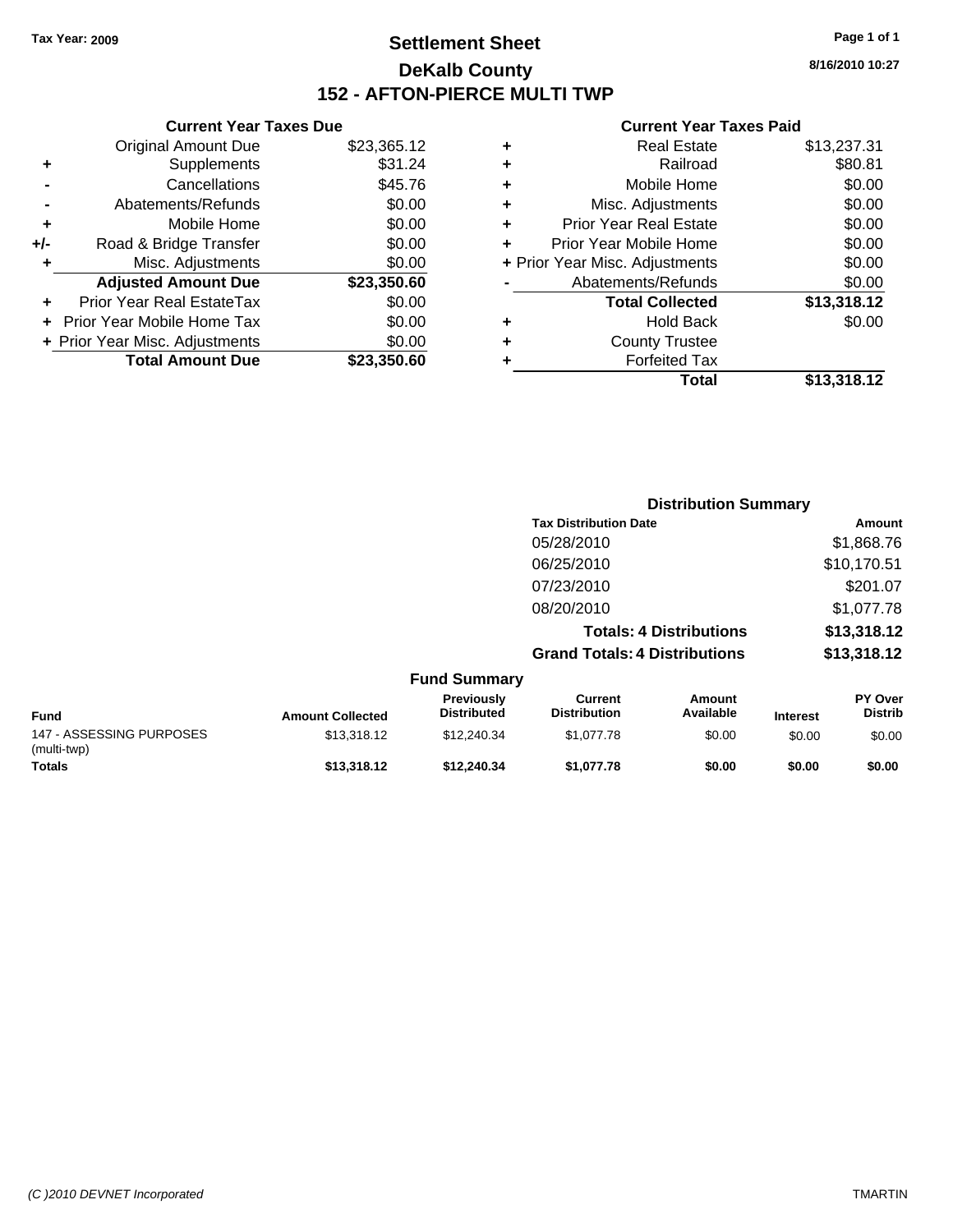Tax Year: 2009

# Settlement Sheet
## DeKalb County
## 152 - AFTON-PIERCE MULTI TWP

8/16/2010 10:27

### Current Year Taxes Due

| | | |
|---|---|---|
| | Original Amount Due | $23,365.12 |
| + | Supplements | $31.24 |
| - | Cancellations | $45.76 |
| - | Abatements/Refunds | $0.00 |
| + | Mobile Home | $0.00 |
| +/- | Road & Bridge Transfer | $0.00 |
| + | Misc. Adjustments | $0.00 |
| | **Adjusted Amount Due** | **$23,350.60** |
| + | Prior Year Real EstateTax | $0.00 |
| + | Prior Year Mobile Home Tax | $0.00 |
| + | Prior Year Misc. Adjustments | $0.00 |
| | **Total Amount Due** | **$23,350.60** |

### Current Year Taxes Paid

| | | |
|---|---|---|
| + | Real Estate | $13,237.31 |
| + | Railroad | $80.81 |
| + | Mobile Home | $0.00 |
| + | Misc. Adjustments | $0.00 |
| + | Prior Year Real Estate | $0.00 |
| + | Prior Year Mobile Home | $0.00 |
| + | Prior Year Misc. Adjustments | $0.00 |
| - | Abatements/Refunds | $0.00 |
| | **Total Collected** | **$13,318.12** |
| + | Hold Back | $0.00 |
| + | County Trustee | |
| + | Forfeited Tax | |
| | **Total** | **$13,318.12** |

### Distribution Summary

| Tax Distribution Date | Amount |
|---|---|
| 05/28/2010 | $1,868.76 |
| 06/25/2010 | $10,170.51 |
| 07/23/2010 | $201.07 |
| 08/20/2010 | $1,077.78 |
| **Totals: 4 Distributions** | **$13,318.12** |
| **Grand Totals: 4 Distributions** | **$13,318.12** |

### Fund Summary

| Fund | Amount Collected | Previously Distributed | Current Distribution | Amount Available | Interest | PY Over Distrib |
|---|---|---|---|---|---|---|
| 147 - ASSESSING PURPOSES (multi-twp) | $13,318.12 | $12,240.34 | $1,077.78 | $0.00 | $0.00 | $0.00 |
| **Totals** | **$13,318.12** | **$12,240.34** | **$1,077.78** | **$0.00** | **$0.00** | **$0.00** |

(C )2010 DEVNET Incorporated — TMARTIN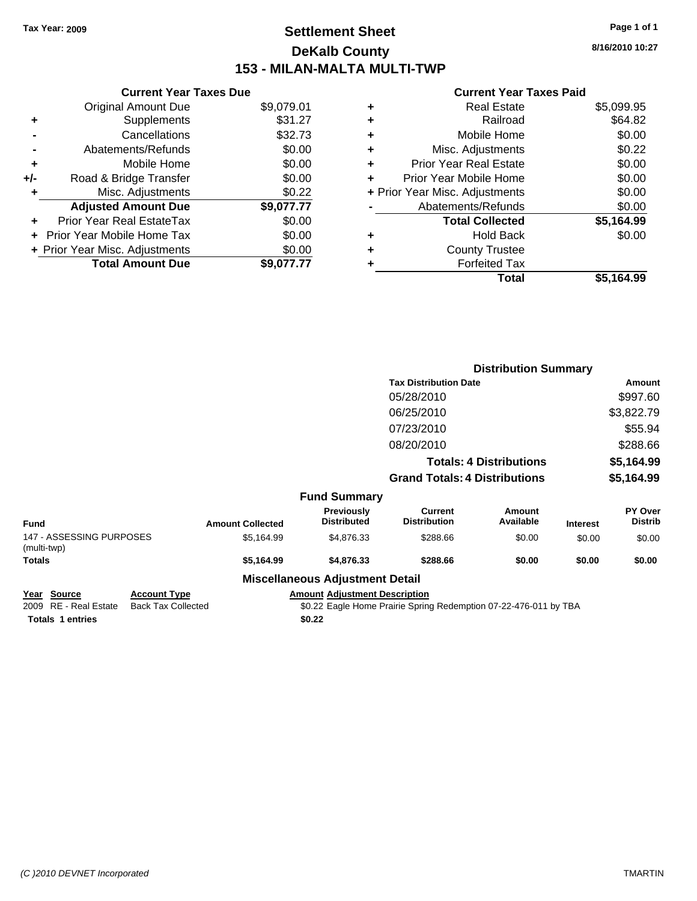Tax Year: 2009

# Settlement Sheet
## DeKalb County
## 153 - MILAN-MALTA MULTI-TWP

8/16/2010 10:27

### Current Year Taxes Due

| | | |
|---|---|---|
| | Original Amount Due | $9,079.01 |
| + | Supplements | $31.27 |
| - | Cancellations | $32.73 |
| - | Abatements/Refunds | $0.00 |
| + | Mobile Home | $0.00 |
| +/- | Road & Bridge Transfer | $0.00 |
| + | Misc. Adjustments | $0.22 |
| | **Adjusted Amount Due** | **$9,077.77** |
| + | Prior Year Real EstateTax | $0.00 |
| + | Prior Year Mobile Home Tax | $0.00 |
| + | Prior Year Misc. Adjustments | $0.00 |
| | **Total Amount Due** | **$9,077.77** |

### Current Year Taxes Paid

| | | |
|---|---|---|
| + | Real Estate | $5,099.95 |
| + | Railroad | $64.82 |
| + | Mobile Home | $0.00 |
| + | Misc. Adjustments | $0.22 |
| + | Prior Year Real Estate | $0.00 |
| + | Prior Year Mobile Home | $0.00 |
| + | Prior Year Misc. Adjustments | $0.00 |
| - | Abatements/Refunds | $0.00 |
| | **Total Collected** | **$5,164.99** |
| + | Hold Back | $0.00 |
| + | County Trustee | |
| + | Forfeited Tax | |
| | **Total** | **$5,164.99** |

### Distribution Summary

| Tax Distribution Date | Amount |
|---|---|
| 05/28/2010 | $997.60 |
| 06/25/2010 | $3,822.79 |
| 07/23/2010 | $55.94 |
| 08/20/2010 | $288.66 |
| **Totals: 4 Distributions** | **$5,164.99** |
| **Grand Totals: 4 Distributions** | **$5,164.99** |

### Fund Summary

| Fund | Amount Collected | Previously Distributed | Current Distribution | Amount Available | Interest | PY Over Distrib |
|---|---|---|---|---|---|---|
| 147 - ASSESSING PURPOSES (multi-twp) | $5,164.99 | $4,876.33 | $288.66 | $0.00 | $0.00 | $0.00 |
| **Totals** | **$5,164.99** | **$4,876.33** | **$288.66** | **$0.00** | **$0.00** | **$0.00** |

### Miscellaneous Adjustment Detail

| Year | Source | Account Type | Amount | Adjustment Description |
|---|---|---|---|---|
| 2009 | RE - Real Estate | Back Tax Collected | $0.22 | Eagle Home Prairie Spring Redemption 07-22-476-011 by TBA |
| **Totals** | **1 entries** | | **$0.22** | |

(C )2010 DEVNET Incorporated TMARTIN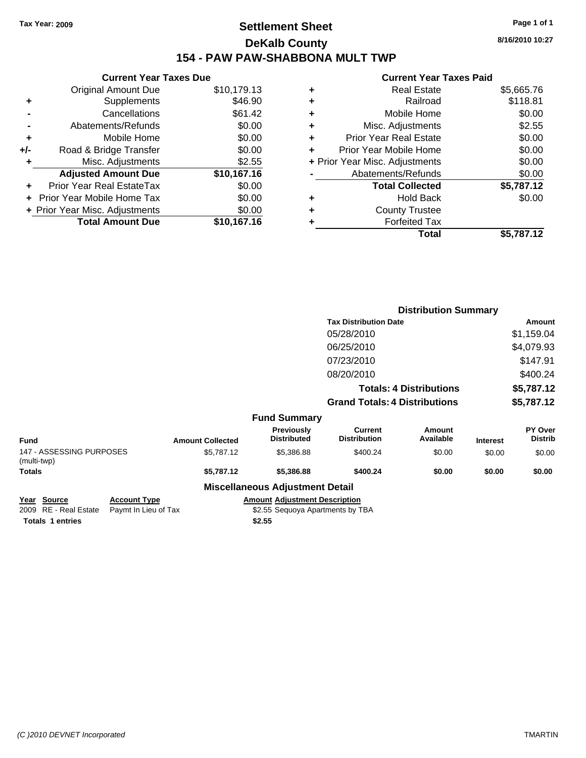Tax Year: 2009

# Settlement Sheet

## DeKalb County

## 154 - PAW PAW-SHABBONA MULT TWP

8/16/2010 10:27

### Current Year Taxes Due

| | | |
|---|---|---|
| | Original Amount Due | $10,179.13 |
| + | Supplements | $46.90 |
| - | Cancellations | $61.42 |
| - | Abatements/Refunds | $0.00 |
| + | Mobile Home | $0.00 |
| +/- | Road & Bridge Transfer | $0.00 |
| + | Misc. Adjustments | $2.55 |
| | **Adjusted Amount Due** | **$10,167.16** |
| + | Prior Year Real EstateTax | $0.00 |
| + | Prior Year Mobile Home Tax | $0.00 |
| + | Prior Year Misc. Adjustments | $0.00 |
| | **Total Amount Due** | **$10,167.16** |

### Current Year Taxes Paid

| | | |
|---|---|---|
| + | Real Estate | $5,665.76 |
| + | Railroad | $118.81 |
| + | Mobile Home | $0.00 |
| + | Misc. Adjustments | $2.55 |
| + | Prior Year Real Estate | $0.00 |
| + | Prior Year Mobile Home | $0.00 |
| + | Prior Year Misc. Adjustments | $0.00 |
| - | Abatements/Refunds | $0.00 |
| | **Total Collected** | **$5,787.12** |
| + | Hold Back | $0.00 |
| + | County Trustee | |
| + | Forfeited Tax | |
| | **Total** | **$5,787.12** |

### Distribution Summary

| Tax Distribution Date | Amount |
|---|---|
| 05/28/2010 | $1,159.04 |
| 06/25/2010 | $4,079.93 |
| 07/23/2010 | $147.91 |
| 08/20/2010 | $400.24 |
| **Totals: 4 Distributions** | **$5,787.12** |
| **Grand Totals: 4 Distributions** | **$5,787.12** |

### Fund Summary

| Fund | Amount Collected | Previously Distributed | Current Distribution | Amount Available | Interest | PY Over Distrib |
|---|---|---|---|---|---|---|
| 147 - ASSESSING PURPOSES (multi-twp) | $5,787.12 | $5,386.88 | $400.24 | $0.00 | $0.00 | $0.00 |
| **Totals** | **$5,787.12** | **$5,386.88** | **$400.24** | **$0.00** | **$0.00** | **$0.00** |

### Miscellaneous Adjustment Detail

| Year | Source | Account Type | Amount | Adjustment Description |
|---|---|---|---|---|
| 2009 | RE - Real Estate | Paymt In Lieu of Tax | $2.55 | Sequoya Apartments by TBA |
| **Totals** | **1 entries** | | **$2.55** | |

(C )2010 DEVNET Incorporated TMARTIN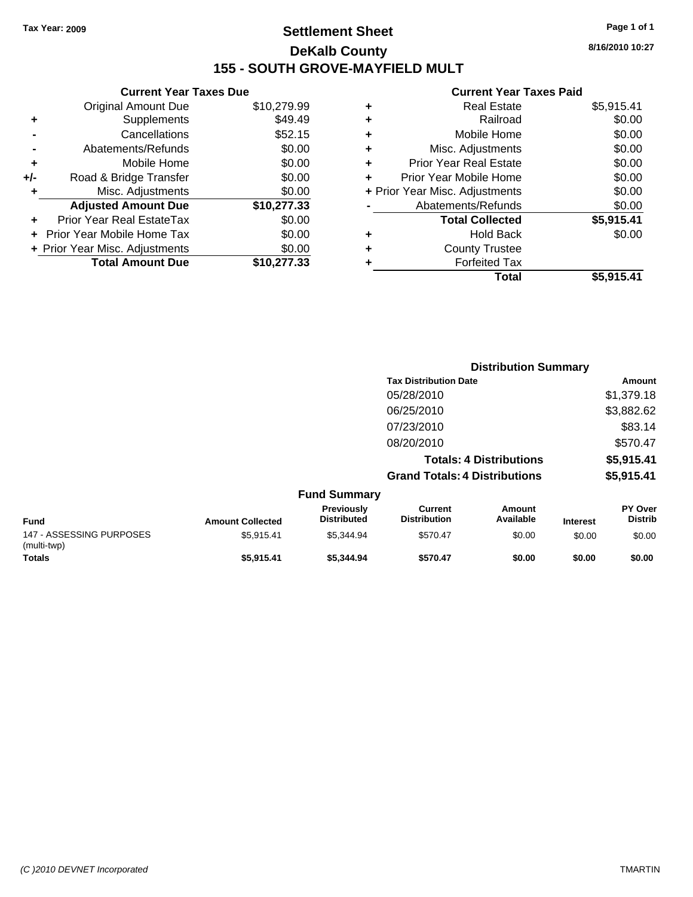Tax Year: 2009

# Settlement Sheet

## DeKalb County

## 155 - SOUTH GROVE-MAYFIELD MULT

8/16/2010 10:27

### Current Year Taxes Due

| | | |
|---|---|---|
| | Original Amount Due | $10,279.99 |
| + | Supplements | $49.49 |
| - | Cancellations | $52.15 |
| - | Abatements/Refunds | $0.00 |
| + | Mobile Home | $0.00 |
| +/- | Road & Bridge Transfer | $0.00 |
| + | Misc. Adjustments | $0.00 |
| | **Adjusted Amount Due** | **$10,277.33** |
| + | Prior Year Real EstateTax | $0.00 |
| + | Prior Year Mobile Home Tax | $0.00 |
| + | Prior Year Misc. Adjustments | $0.00 |
| | **Total Amount Due** | **$10,277.33** |

### Current Year Taxes Paid

| | | |
|---|---|---|
| + | Real Estate | $5,915.41 |
| + | Railroad | $0.00 |
| + | Mobile Home | $0.00 |
| + | Misc. Adjustments | $0.00 |
| + | Prior Year Real Estate | $0.00 |
| + | Prior Year Mobile Home | $0.00 |
| + | Prior Year Misc. Adjustments | $0.00 |
| - | Abatements/Refunds | $0.00 |
| | **Total Collected** | **$5,915.41** |
| + | Hold Back | $0.00 |
| + | County Trustee | |
| + | Forfeited Tax | |
| | **Total** | **$5,915.41** |

### Distribution Summary

| Tax Distribution Date | Amount |
|---|---|
| 05/28/2010 | $1,379.18 |
| 06/25/2010 | $3,882.62 |
| 07/23/2010 | $83.14 |
| 08/20/2010 | $570.47 |
| **Totals: 4 Distributions** | **$5,915.41** |
| **Grand Totals: 4 Distributions** | **$5,915.41** |

### Fund Summary

| Fund | Amount Collected | Previously Distributed | Current Distribution | Amount Available | Interest | PY Over Distrib |
|---|---|---|---|---|---|---|
| 147 - ASSESSING PURPOSES (multi-twp) | $5,915.41 | $5,344.94 | $570.47 | $0.00 | $0.00 | $0.00 |
| **Totals** | **$5,915.41** | **$5,344.94** | **$570.47** | **$0.00** | **$0.00** | **$0.00** |

(C )2010 DEVNET Incorporated TMARTIN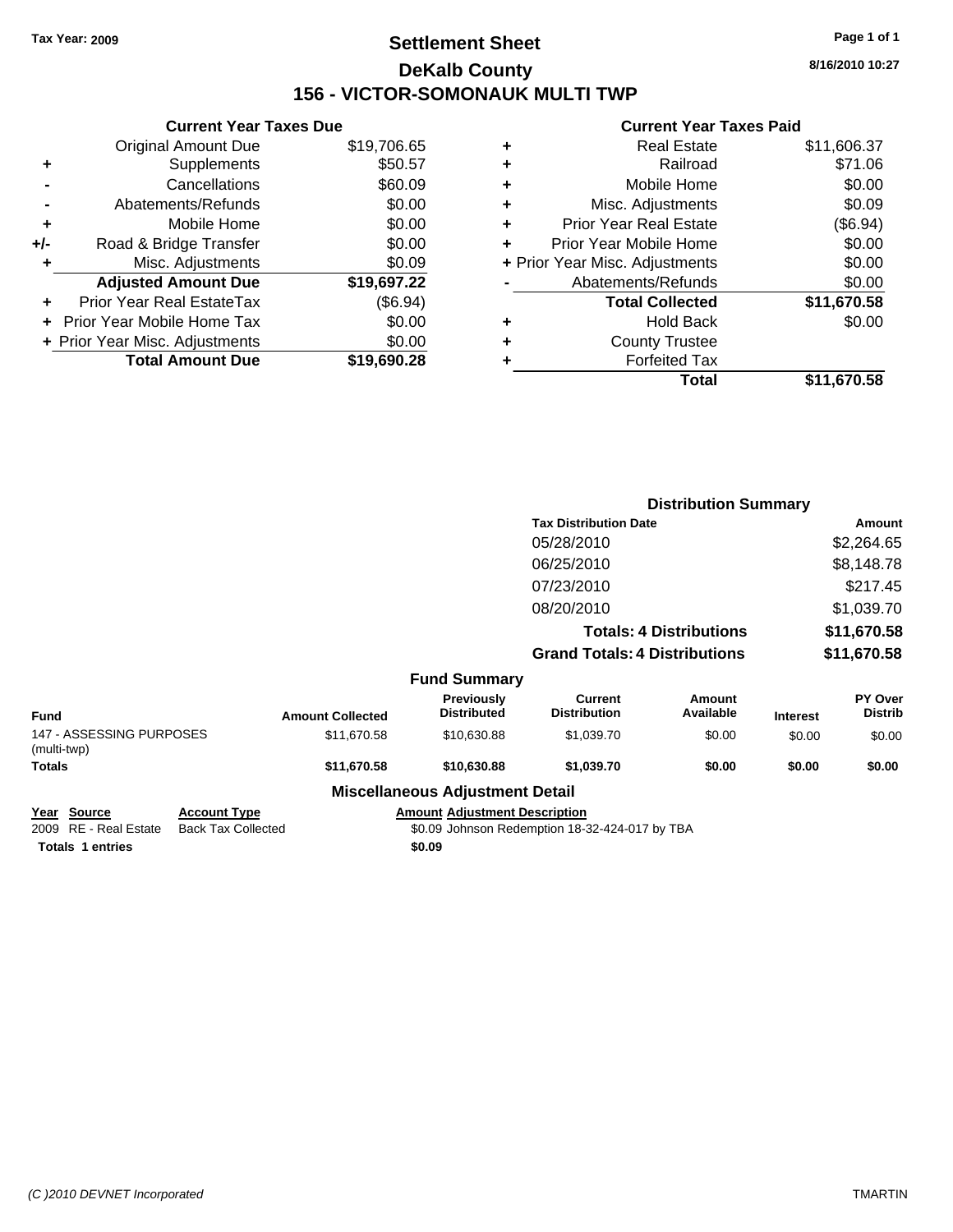Tax Year: 2009

# Settlement Sheet

## DeKalb County

## 156 - VICTOR-SOMONAUK MULTI TWP

8/16/2010 10:27

### Current Year Taxes Due

| | | |
|---|---|---|
| | Original Amount Due | $19,706.65 |
| + | Supplements | $50.57 |
| - | Cancellations | $60.09 |
| - | Abatements/Refunds | $0.00 |
| + | Mobile Home | $0.00 |
| +/- | Road & Bridge Transfer | $0.00 |
| + | Misc. Adjustments | $0.09 |
| | **Adjusted Amount Due** | **$19,697.22** |
| + | Prior Year Real EstateTax | ($6.94) |
| + | Prior Year Mobile Home Tax | $0.00 |
| + | Prior Year Misc. Adjustments | $0.00 |
| | **Total Amount Due** | **$19,690.28** |

### Current Year Taxes Paid

| | | |
|---|---|---|
| + | Real Estate | $11,606.37 |
| + | Railroad | $71.06 |
| + | Mobile Home | $0.00 |
| + | Misc. Adjustments | $0.09 |
| + | Prior Year Real Estate | ($6.94) |
| + | Prior Year Mobile Home | $0.00 |
| + | Prior Year Misc. Adjustments | $0.00 |
| - | Abatements/Refunds | $0.00 |
| | **Total Collected** | **$11,670.58** |
| + | Hold Back | $0.00 |
| + | County Trustee | |
| + | Forfeited Tax | |
| | **Total** | **$11,670.58** |

### Distribution Summary

| Tax Distribution Date | Amount |
|---|---|
| 05/28/2010 | $2,264.65 |
| 06/25/2010 | $8,148.78 |
| 07/23/2010 | $217.45 |
| 08/20/2010 | $1,039.70 |
| **Totals: 4 Distributions** | **$11,670.58** |
| **Grand Totals: 4 Distributions** | **$11,670.58** |

### Fund Summary

| Fund | Amount Collected | Previously Distributed | Current Distribution | Amount Available | Interest | PY Over Distrib |
|---|---|---|---|---|---|---|
| 147 - ASSESSING PURPOSES (multi-twp) | $11,670.58 | $10,630.88 | $1,039.70 | $0.00 | $0.00 | $0.00 |
| **Totals** | **$11,670.58** | **$10,630.88** | **$1,039.70** | **$0.00** | **$0.00** | **$0.00** |

### Miscellaneous Adjustment Detail

| Year | Source | Account Type | Amount | Adjustment Description |
|---|---|---|---|---|
| 2009 | RE - Real Estate | Back Tax Collected | $0.09 | Johnson Redemption 18-32-424-017 by TBA |
| **Totals** | **1 entries** | | **$0.09** | |

(C )2010 DEVNET Incorporated

TMARTIN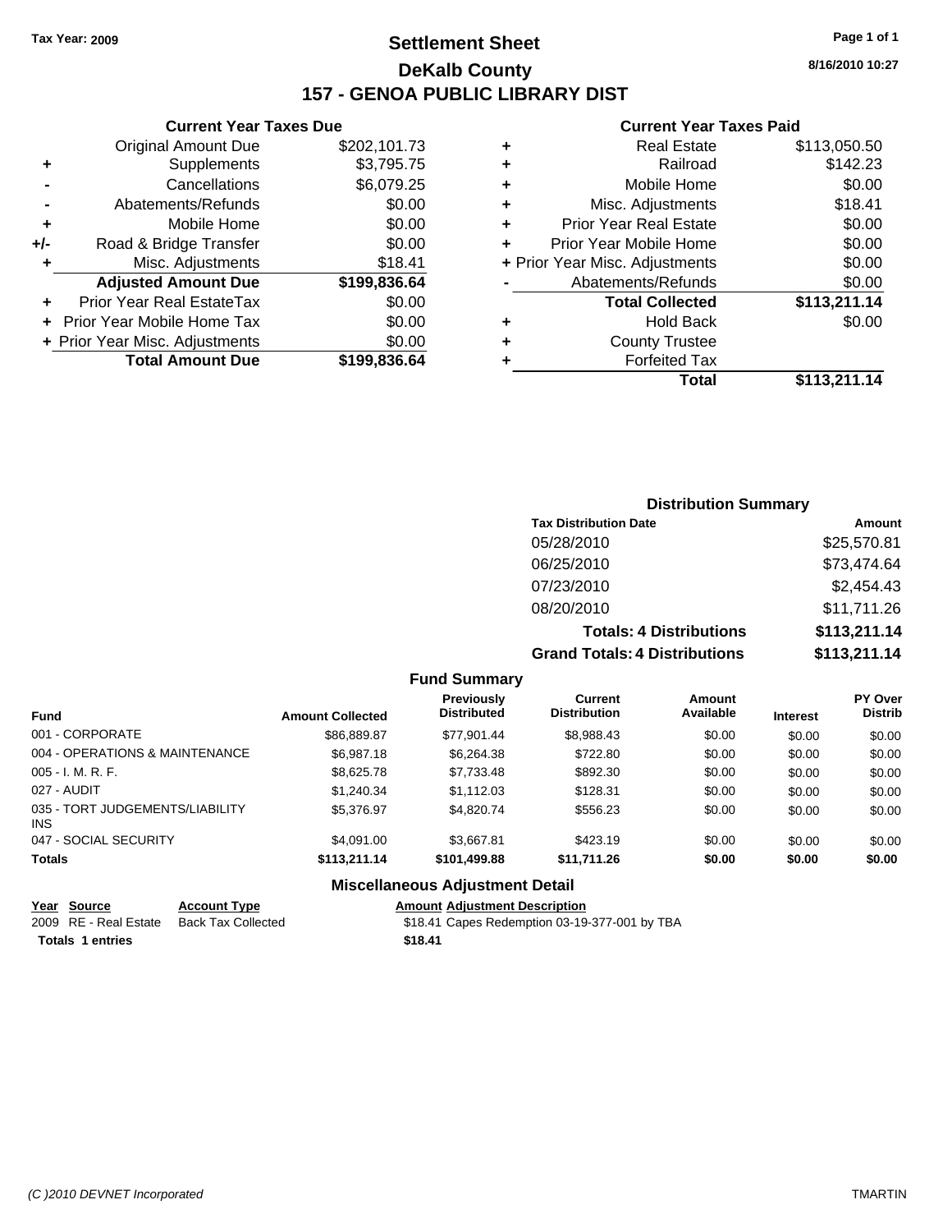Tax Year: 2009

# Settlement Sheet

## DeKalb County

## 157 - GENOA PUBLIC LIBRARY DIST

8/16/2010 10:27

### Current Year Taxes Due

| | | |
|---|---|---|
| | Original Amount Due | $202,101.73 |
| + | Supplements | $3,795.75 |
| - | Cancellations | $6,079.25 |
| - | Abatements/Refunds | $0.00 |
| + | Mobile Home | $0.00 |
| +/- | Road & Bridge Transfer | $0.00 |
| + | Misc. Adjustments | $18.41 |
| | **Adjusted Amount Due** | **$199,836.64** |
| + | Prior Year Real EstateTax | $0.00 |
| + | Prior Year Mobile Home Tax | $0.00 |
| + | Prior Year Misc. Adjustments | $0.00 |
| | **Total Amount Due** | **$199,836.64** |

### Current Year Taxes Paid

| | | |
|---|---|---|
| + | Real Estate | $113,050.50 |
| + | Railroad | $142.23 |
| + | Mobile Home | $0.00 |
| + | Misc. Adjustments | $18.41 |
| + | Prior Year Real Estate | $0.00 |
| + | Prior Year Mobile Home | $0.00 |
| + | Prior Year Misc. Adjustments | $0.00 |
| - | Abatements/Refunds | $0.00 |
| | **Total Collected** | **$113,211.14** |
| + | Hold Back | $0.00 |
| + | County Trustee | |
| + | Forfeited Tax | |
| | **Total** | **$113,211.14** |

### Distribution Summary

| Tax Distribution Date | Amount |
|---|---|
| 05/28/2010 | $25,570.81 |
| 06/25/2010 | $73,474.64 |
| 07/23/2010 | $2,454.43 |
| 08/20/2010 | $11,711.26 |
| **Totals: 4 Distributions** | **$113,211.14** |
| **Grand Totals: 4 Distributions** | **$113,211.14** |

### Fund Summary

| Fund | Amount Collected | Previously Distributed | Current Distribution | Amount Available | Interest | PY Over Distrib |
|---|---|---|---|---|---|---|
| 001 - CORPORATE | $86,889.87 | $77,901.44 | $8,988.43 | $0.00 | $0.00 | $0.00 |
| 004 - OPERATIONS & MAINTENANCE | $6,987.18 | $6,264.38 | $722.80 | $0.00 | $0.00 | $0.00 |
| 005 - I. M. R. F. | $8,625.78 | $7,733.48 | $892.30 | $0.00 | $0.00 | $0.00 |
| 027 - AUDIT | $1,240.34 | $1,112.03 | $128.31 | $0.00 | $0.00 | $0.00 |
| 035 - TORT JUDGEMENTS/LIABILITY INS | $5,376.97 | $4,820.74 | $556.23 | $0.00 | $0.00 | $0.00 |
| 047 - SOCIAL SECURITY | $4,091.00 | $3,667.81 | $423.19 | $0.00 | $0.00 | $0.00 |
| **Totals** | **$113,211.14** | **$101,499.88** | **$11,711.26** | **$0.00** | **$0.00** | **$0.00** |

### Miscellaneous Adjustment Detail

| Year | Source | Account Type | Amount | Adjustment Description |
|---|---|---|---|---|
| 2009 | RE - Real Estate | Back Tax Collected | $18.41 | Capes Redemption 03-19-377-001 by TBA |
| **Totals** | **1 entries** | | **$18.41** | |

(C )2010 DEVNET Incorporated TMARTIN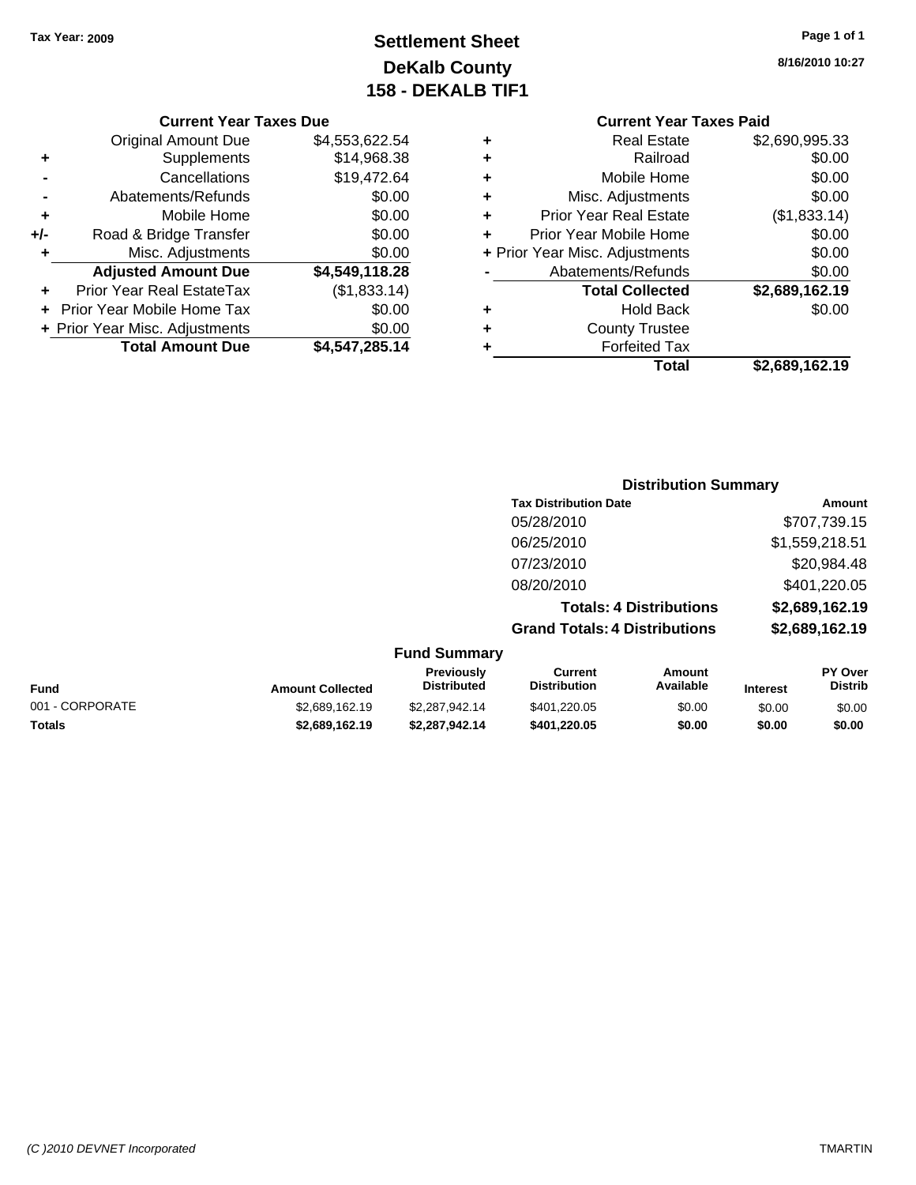Tax Year: 2009

# Settlement Sheet
## DeKalb County
## 158 - DEKALB TIF1

8/16/2010 10:27

### Current Year Taxes Due

| | | |
|---|---|---|
| | Original Amount Due | $4,553,622.54 |
| + | Supplements | $14,968.38 |
| - | Cancellations | $19,472.64 |
| - | Abatements/Refunds | $0.00 |
| + | Mobile Home | $0.00 |
| +/- | Road & Bridge Transfer | $0.00 |
| + | Misc. Adjustments | $0.00 |
| | **Adjusted Amount Due** | **$4,549,118.28** |
| + | Prior Year Real EstateTax | ($1,833.14) |
| + | Prior Year Mobile Home Tax | $0.00 |
| + | Prior Year Misc. Adjustments | $0.00 |
| | **Total Amount Due** | **$4,547,285.14** |

### Current Year Taxes Paid

| | | |
|---|---|---|
| + | Real Estate | $2,690,995.33 |
| + | Railroad | $0.00 |
| + | Mobile Home | $0.00 |
| + | Misc. Adjustments | $0.00 |
| + | Prior Year Real Estate | ($1,833.14) |
| + | Prior Year Mobile Home | $0.00 |
| + | Prior Year Misc. Adjustments | $0.00 |
| - | Abatements/Refunds | $0.00 |
| | **Total Collected** | **$2,689,162.19** |
| + | Hold Back | $0.00 |
| + | County Trustee | |
| + | Forfeited Tax | |
| | **Total** | **$2,689,162.19** |

### Distribution Summary

| Tax Distribution Date | Amount |
|---|---|
| 05/28/2010 | $707,739.15 |
| 06/25/2010 | $1,559,218.51 |
| 07/23/2010 | $20,984.48 |
| 08/20/2010 | $401,220.05 |
| **Totals: 4 Distributions** | **$2,689,162.19** |
| **Grand Totals: 4 Distributions** | **$2,689,162.19** |

### Fund Summary

| Fund | Amount Collected | Previously Distributed | Current Distribution | Amount Available | Interest | PY Over Distrib |
|---|---|---|---|---|---|---|
| 001 - CORPORATE | $2,689,162.19 | $2,287,942.14 | $401,220.05 | $0.00 | $0.00 | $0.00 |
| **Totals** | **$2,689,162.19** | **$2,287,942.14** | **$401,220.05** | **$0.00** | **$0.00** | **$0.00** |

(C )2010 DEVNET Incorporated TMARTIN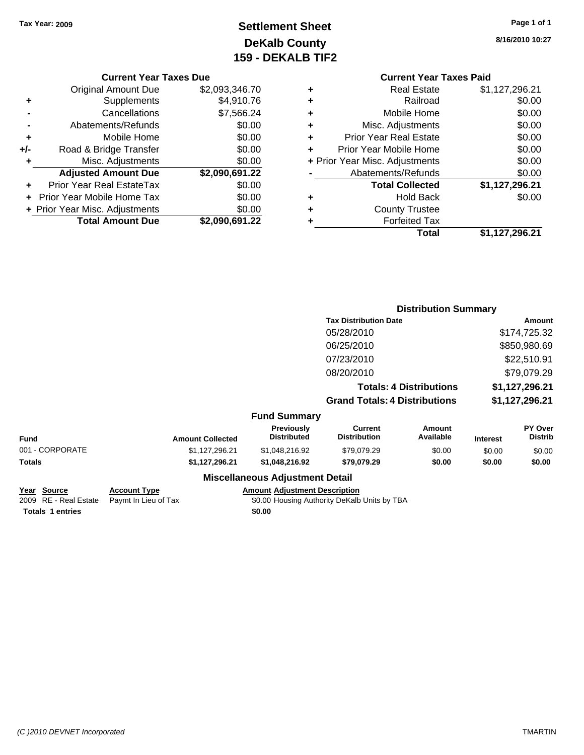Tax Year: 2009

# Settlement Sheet
## DeKalb County
## 159 - DEKALB TIF2

8/16/2010 10:27

### Current Year Taxes Due

| | | |
|---|---|---|
| | Original Amount Due | $2,093,346.70 |
| + | Supplements | $4,910.76 |
| - | Cancellations | $7,566.24 |
| - | Abatements/Refunds | $0.00 |
| + | Mobile Home | $0.00 |
| +/- | Road & Bridge Transfer | $0.00 |
| + | Misc. Adjustments | $0.00 |
| | **Adjusted Amount Due** | **$2,090,691.22** |
| + | Prior Year Real EstateTax | $0.00 |
| + | Prior Year Mobile Home Tax | $0.00 |
| + | Prior Year Misc. Adjustments | $0.00 |
| | **Total Amount Due** | **$2,090,691.22** |

### Current Year Taxes Paid

| | | |
|---|---|---|
| + | Real Estate | $1,127,296.21 |
| + | Railroad | $0.00 |
| + | Mobile Home | $0.00 |
| + | Misc. Adjustments | $0.00 |
| + | Prior Year Real Estate | $0.00 |
| + | Prior Year Mobile Home | $0.00 |
| + | Prior Year Misc. Adjustments | $0.00 |
| - | Abatements/Refunds | $0.00 |
| | **Total Collected** | **$1,127,296.21** |
| + | Hold Back | $0.00 |
| + | County Trustee | |
| + | Forfeited Tax | |
| | **Total** | **$1,127,296.21** |

### Distribution Summary

| Tax Distribution Date | Amount |
|---|---|
| 05/28/2010 | $174,725.32 |
| 06/25/2010 | $850,980.69 |
| 07/23/2010 | $22,510.91 |
| 08/20/2010 | $79,079.29 |
| **Totals: 4 Distributions** | **$1,127,296.21** |
| **Grand Totals: 4 Distributions** | **$1,127,296.21** |

### Fund Summary

| Fund | Amount Collected | Previously Distributed | Current Distribution | Amount Available | Interest | PY Over Distrib |
|---|---|---|---|---|---|---|
| 001 - CORPORATE | $1,127,296.21 | $1,048,216.92 | $79,079.29 | $0.00 | $0.00 | $0.00 |
| **Totals** | **$1,127,296.21** | **$1,048,216.92** | **$79,079.29** | **$0.00** | **$0.00** | **$0.00** |

### Miscellaneous Adjustment Detail

| Year | Source | Account Type | Amount | Adjustment Description |
|---|---|---|---|---|
| 2009 | RE - Real Estate | Paymt In Lieu of Tax | $0.00 | Housing Authority DeKalb Units by TBA |
| **Totals 1 entries** | | | **$0.00** | |

(C )2010 DEVNET Incorporated TMARTIN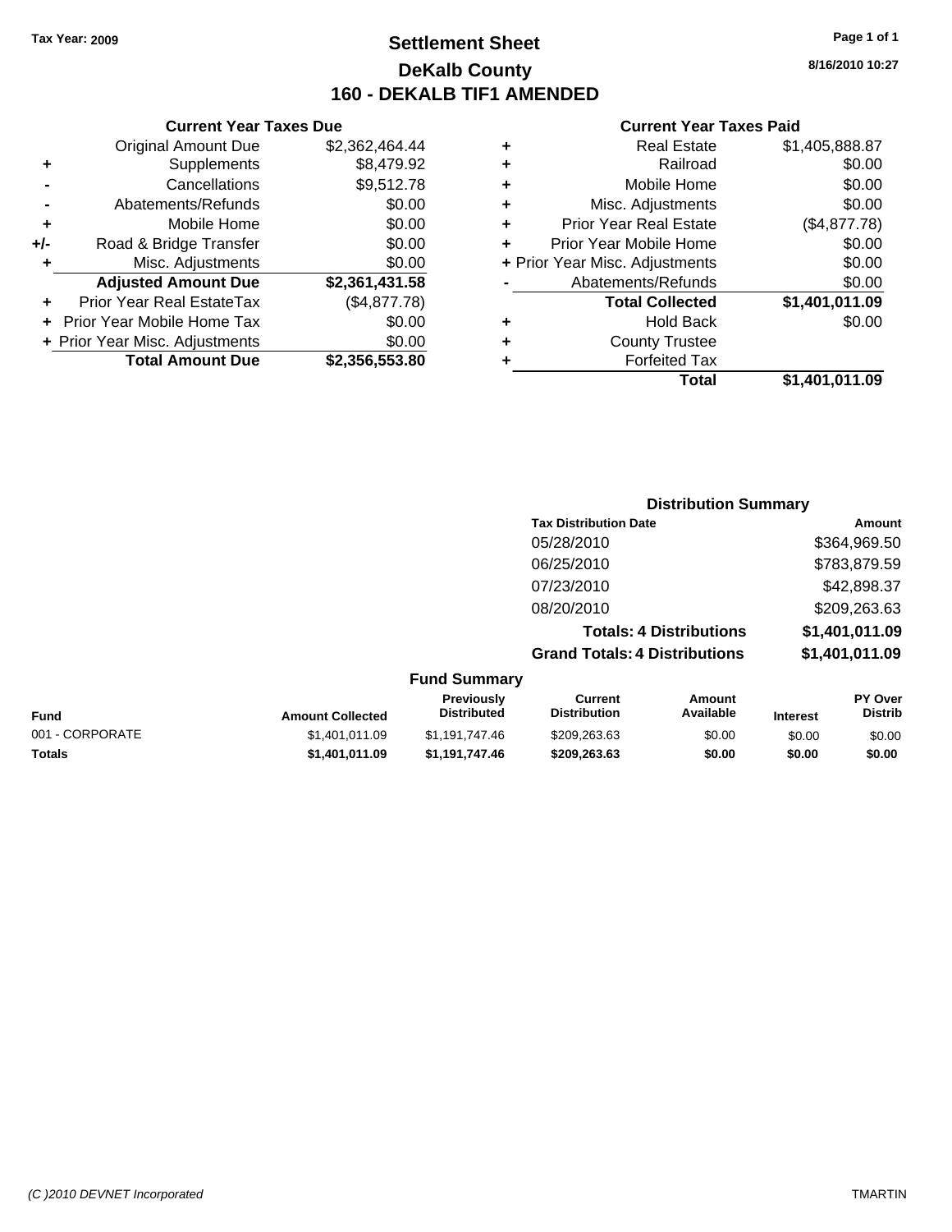Tax Year: 2009

# Settlement Sheet
## DeKalb County
## 160 - DEKALB TIF1 AMENDED

8/16/2010 10:27

### Current Year Taxes Due

| | | |
|---|---|---|
| | Original Amount Due | $2,362,464.44 |
| + | Supplements | $8,479.92 |
| - | Cancellations | $9,512.78 |
| - | Abatements/Refunds | $0.00 |
| + | Mobile Home | $0.00 |
| +/- | Road & Bridge Transfer | $0.00 |
| + | Misc. Adjustments | $0.00 |
| | **Adjusted Amount Due** | **$2,361,431.58** |
| + | Prior Year Real EstateTax | ($4,877.78) |
| + | Prior Year Mobile Home Tax | $0.00 |
| + | Prior Year Misc. Adjustments | $0.00 |
| | **Total Amount Due** | **$2,356,553.80** |

### Current Year Taxes Paid

| | | |
|---|---|---|
| + | Real Estate | $1,405,888.87 |
| + | Railroad | $0.00 |
| + | Mobile Home | $0.00 |
| + | Misc. Adjustments | $0.00 |
| + | Prior Year Real Estate | ($4,877.78) |
| + | Prior Year Mobile Home | $0.00 |
| + | Prior Year Misc. Adjustments | $0.00 |
| - | Abatements/Refunds | $0.00 |
| | **Total Collected** | **$1,401,011.09** |
| + | Hold Back | $0.00 |
| + | County Trustee | |
| + | Forfeited Tax | |
| | **Total** | **$1,401,011.09** |

### Distribution Summary

| Tax Distribution Date | Amount |
|---|---|
| 05/28/2010 | $364,969.50 |
| 06/25/2010 | $783,879.59 |
| 07/23/2010 | $42,898.37 |
| 08/20/2010 | $209,263.63 |
| **Totals: 4 Distributions** | **$1,401,011.09** |
| **Grand Totals: 4 Distributions** | **$1,401,011.09** |

### Fund Summary

| Fund | Amount Collected | Previously Distributed | Current Distribution | Amount Available | Interest | PY Over Distrib |
|---|---|---|---|---|---|---|
| 001 - CORPORATE | $1,401,011.09 | $1,191,747.46 | $209,263.63 | $0.00 | $0.00 | $0.00 |
| **Totals** | **$1,401,011.09** | **$1,191,747.46** | **$209,263.63** | **$0.00** | **$0.00** | **$0.00** |

(C )2010 DEVNET Incorporated TMARTIN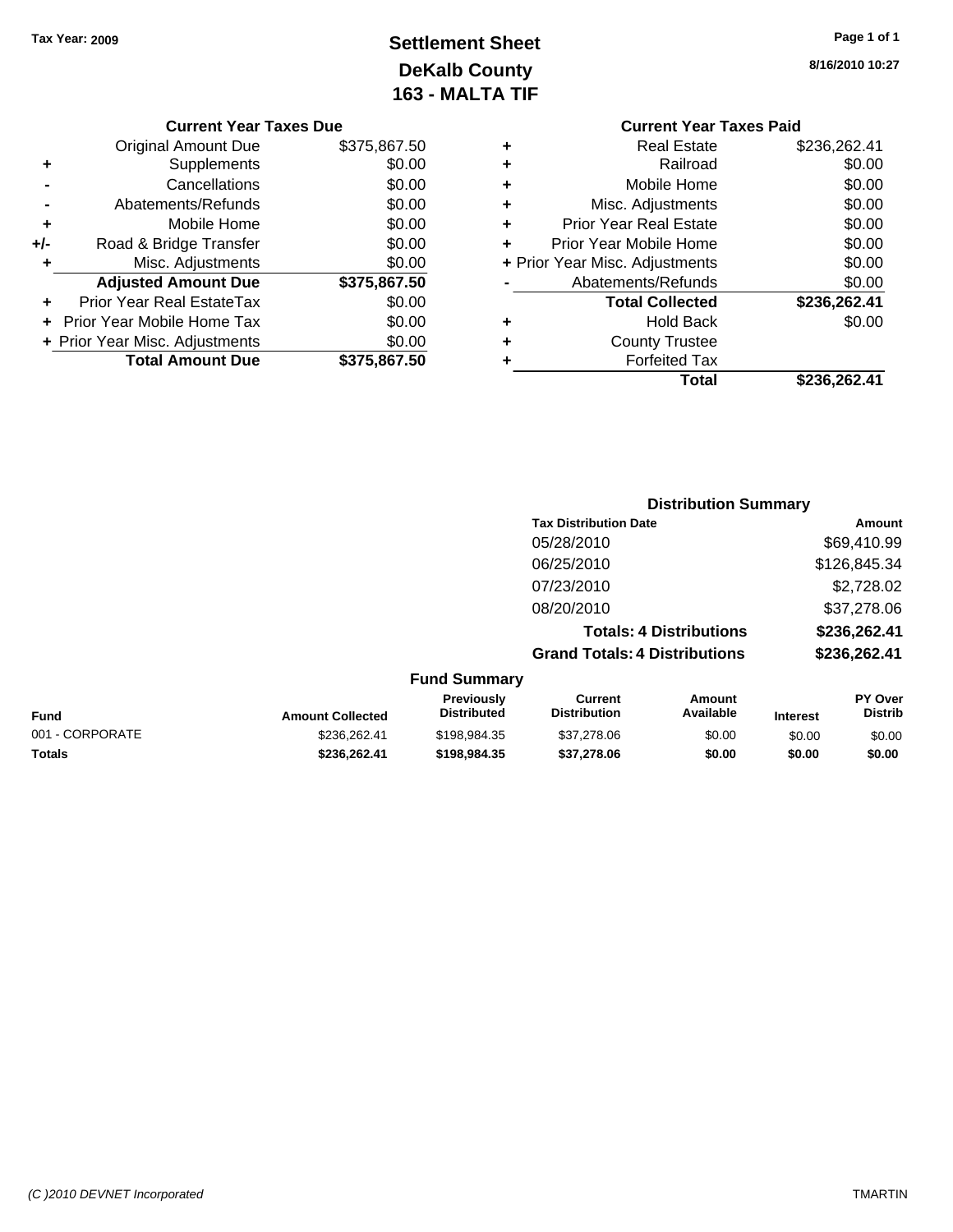Tax Year: 2009

# Settlement Sheet
## DeKalb County
## 163 - MALTA TIF

8/16/2010 10:27

### Current Year Taxes Due

| | | |
|---|---|---|
| | Original Amount Due | $375,867.50 |
| + | Supplements | $0.00 |
| - | Cancellations | $0.00 |
| - | Abatements/Refunds | $0.00 |
| + | Mobile Home | $0.00 |
| +/- | Road & Bridge Transfer | $0.00 |
| + | Misc. Adjustments | $0.00 |
| | **Adjusted Amount Due** | **$375,867.50** |
| + | Prior Year Real EstateTax | $0.00 |
| + | Prior Year Mobile Home Tax | $0.00 |
| + | Prior Year Misc. Adjustments | $0.00 |
| | **Total Amount Due** | **$375,867.50** |

### Current Year Taxes Paid

| | | |
|---|---|---|
| + | Real Estate | $236,262.41 |
| + | Railroad | $0.00 |
| + | Mobile Home | $0.00 |
| + | Misc. Adjustments | $0.00 |
| + | Prior Year Real Estate | $0.00 |
| + | Prior Year Mobile Home | $0.00 |
| + | Prior Year Misc. Adjustments | $0.00 |
| - | Abatements/Refunds | $0.00 |
| | **Total Collected** | **$236,262.41** |
| + | Hold Back | $0.00 |
| + | County Trustee | |
| + | Forfeited Tax | |
| | **Total** | **$236,262.41** |

### Distribution Summary

| Tax Distribution Date | Amount |
|---|---|
| 05/28/2010 | $69,410.99 |
| 06/25/2010 | $126,845.34 |
| 07/23/2010 | $2,728.02 |
| 08/20/2010 | $37,278.06 |
| **Totals: 4 Distributions** | **$236,262.41** |
| **Grand Totals: 4 Distributions** | **$236,262.41** |

### Fund Summary

| Fund | Amount Collected | Previously Distributed | Current Distribution | Amount Available | Interest | PY Over Distrib |
|---|---|---|---|---|---|---|
| 001 - CORPORATE | $236,262.41 | $198,984.35 | $37,278.06 | $0.00 | $0.00 | $0.00 |
| **Totals** | **$236,262.41** | **$198,984.35** | **$37,278.06** | **$0.00** | **$0.00** | **$0.00** |

(C )2010 DEVNET Incorporated TMARTIN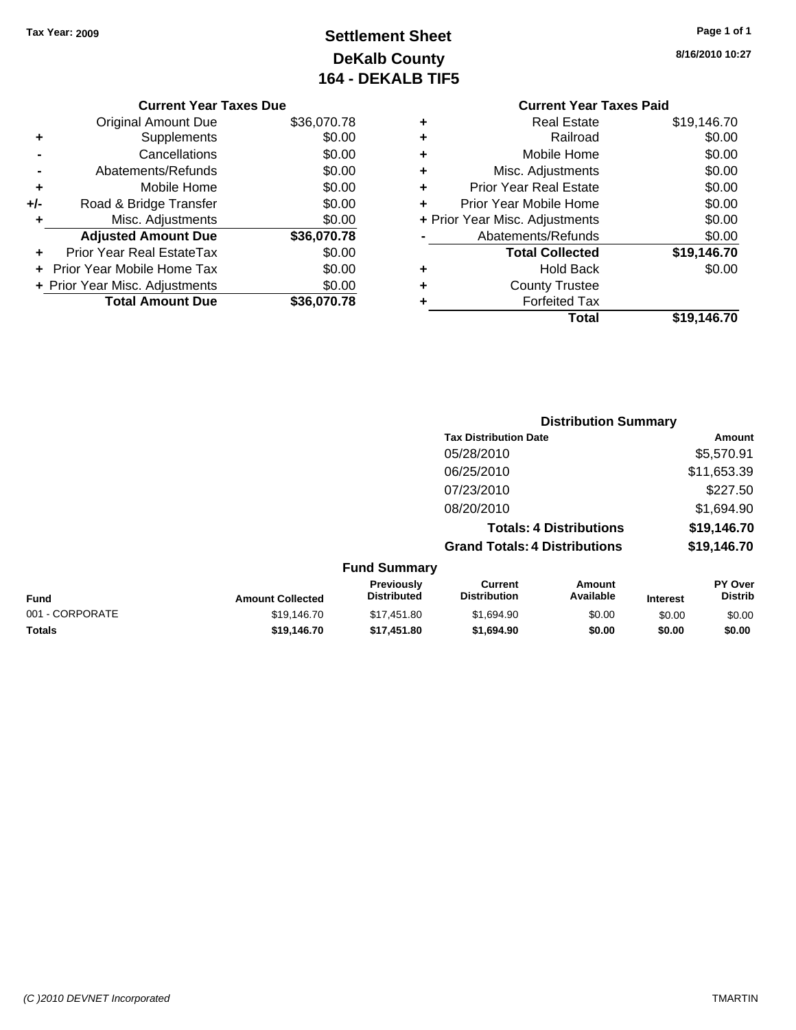Tax Year: 2009

# Settlement Sheet
## DeKalb County
## 164 - DEKALB TIF5

8/16/2010 10:27

### Current Year Taxes Due

| | | |
|---|---|---|
| | Original Amount Due | $36,070.78 |
| + | Supplements | $0.00 |
| - | Cancellations | $0.00 |
| - | Abatements/Refunds | $0.00 |
| + | Mobile Home | $0.00 |
| +/- | Road & Bridge Transfer | $0.00 |
| + | Misc. Adjustments | $0.00 |
| | **Adjusted Amount Due** | **$36,070.78** |
| + | Prior Year Real EstateTax | $0.00 |
| + | Prior Year Mobile Home Tax | $0.00 |
| + | Prior Year Misc. Adjustments | $0.00 |
| | **Total Amount Due** | **$36,070.78** |

### Current Year Taxes Paid

| | | |
|---|---|---|
| + | Real Estate | $19,146.70 |
| + | Railroad | $0.00 |
| + | Mobile Home | $0.00 |
| + | Misc. Adjustments | $0.00 |
| + | Prior Year Real Estate | $0.00 |
| + | Prior Year Mobile Home | $0.00 |
| + | Prior Year Misc. Adjustments | $0.00 |
| - | Abatements/Refunds | $0.00 |
| | **Total Collected** | **$19,146.70** |
| + | Hold Back | $0.00 |
| + | County Trustee | |
| + | Forfeited Tax | |
| | **Total** | **$19,146.70** |

### Distribution Summary

| Tax Distribution Date | Amount |
|---|---|
| 05/28/2010 | $5,570.91 |
| 06/25/2010 | $11,653.39 |
| 07/23/2010 | $227.50 |
| 08/20/2010 | $1,694.90 |
| **Totals: 4 Distributions** | **$19,146.70** |
| **Grand Totals: 4 Distributions** | **$19,146.70** |

### Fund Summary

| Fund | Amount Collected | Previously Distributed | Current Distribution | Amount Available | Interest | PY Over Distrib |
|---|---|---|---|---|---|---|
| 001 - CORPORATE | $19,146.70 | $17,451.80 | $1,694.90 | $0.00 | $0.00 | $0.00 |
| **Totals** | **$19,146.70** | **$17,451.80** | **$1,694.90** | **$0.00** | **$0.00** | **$0.00** |

(C )2010 DEVNET Incorporated

TMARTIN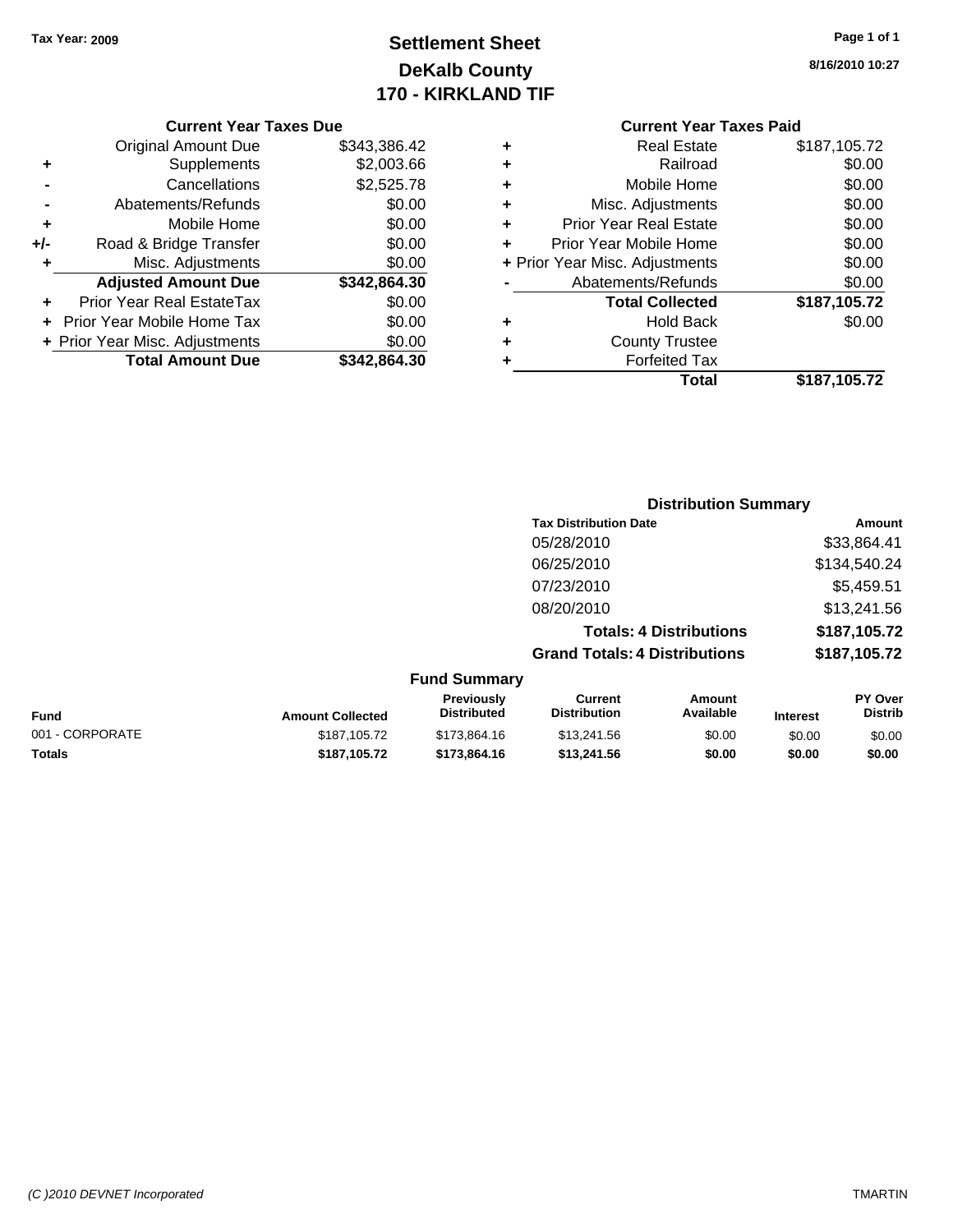**Tax Year: 2009**

# Settlement Sheet
## DeKalb County
## 170 - KIRKLAND TIF

8/16/2010 10:27

### Current Year Taxes Due

| | | |
|---|---|---|
| | Original Amount Due | $343,386.42 |
| + | Supplements | $2,003.66 |
| - | Cancellations | $2,525.78 |
| - | Abatements/Refunds | $0.00 |
| + | Mobile Home | $0.00 |
| +/- | Road & Bridge Transfer | $0.00 |
| + | Misc. Adjustments | $0.00 |
| | **Adjusted Amount Due** | **$342,864.30** |
| + | Prior Year Real EstateTax | $0.00 |
| + | Prior Year Mobile Home Tax | $0.00 |
| + | Prior Year Misc. Adjustments | $0.00 |
| | **Total Amount Due** | **$342,864.30** |

### Current Year Taxes Paid

| | | |
|---|---|---|
| + | Real Estate | $187,105.72 |
| + | Railroad | $0.00 |
| + | Mobile Home | $0.00 |
| + | Misc. Adjustments | $0.00 |
| + | Prior Year Real Estate | $0.00 |
| + | Prior Year Mobile Home | $0.00 |
| + | Prior Year Misc. Adjustments | $0.00 |
| - | Abatements/Refunds | $0.00 |
| | **Total Collected** | **$187,105.72** |
| + | Hold Back | $0.00 |
| + | County Trustee | |
| + | Forfeited Tax | |
| | **Total** | **$187,105.72** |

### Distribution Summary

| Tax Distribution Date | Amount |
|---|---|
| 05/28/2010 | $33,864.41 |
| 06/25/2010 | $134,540.24 |
| 07/23/2010 | $5,459.51 |
| 08/20/2010 | $13,241.56 |
| **Totals: 4 Distributions** | **$187,105.72** |
| **Grand Totals: 4 Distributions** | **$187,105.72** |

### Fund Summary

| Fund | Amount Collected | Previously Distributed | Current Distribution | Amount Available | Interest | PY Over Distrib |
|---|---|---|---|---|---|---|
| 001 - CORPORATE | $187,105.72 | $173,864.16 | $13,241.56 | $0.00 | $0.00 | $0.00 |
| **Totals** | **$187,105.72** | **$173,864.16** | **$13,241.56** | **$0.00** | **$0.00** | **$0.00** |

(C )2010 DEVNET Incorporated TMARTIN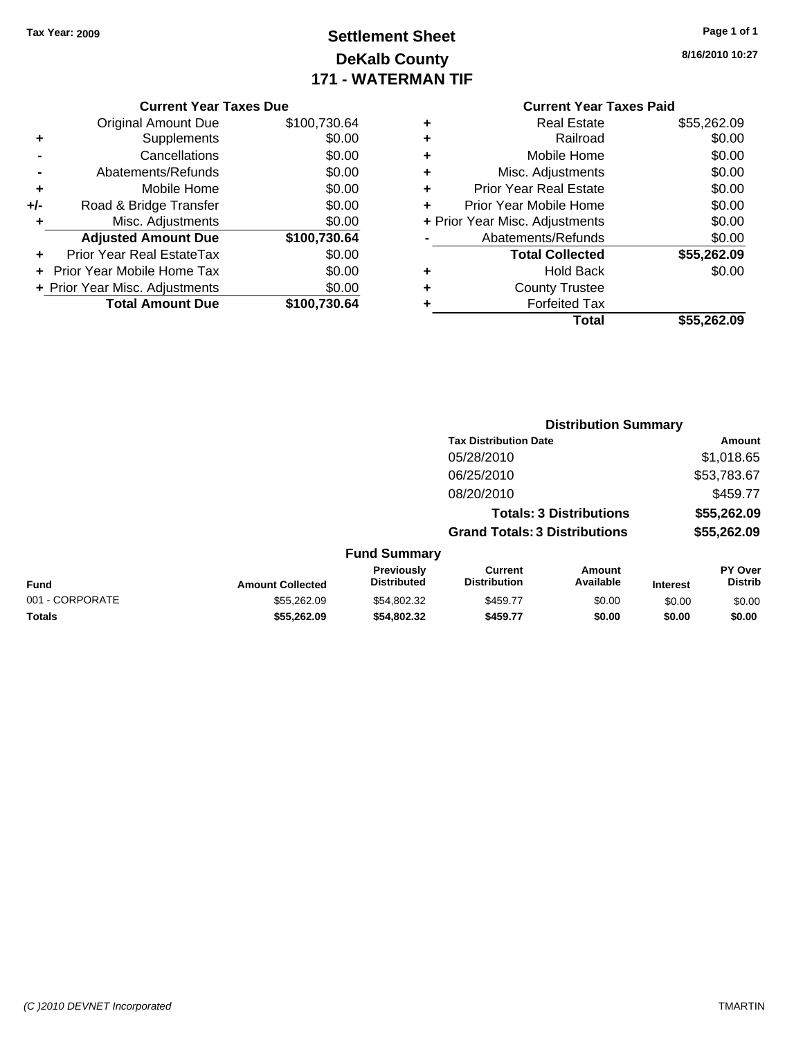Tax Year: 2009

# Settlement Sheet
## DeKalb County
## 171 - WATERMAN TIF

8/16/2010 10:27

| | Current Year Taxes Due | |
|---|---|---|
| | Original Amount Due | $100,730.64 |
| + | Supplements | $0.00 |
| - | Cancellations | $0.00 |
| - | Abatements/Refunds | $0.00 |
| + | Mobile Home | $0.00 |
| +/- | Road & Bridge Transfer | $0.00 |
| + | Misc. Adjustments | $0.00 |
| | **Adjusted Amount Due** | **$100,730.64** |
| + | Prior Year Real EstateTax | $0.00 |
| + | Prior Year Mobile Home Tax | $0.00 |
| + | Prior Year Misc. Adjustments | $0.00 |
| | **Total Amount Due** | **$100,730.64** |

| | Current Year Taxes Paid | |
|---|---|---|
| + | Real Estate | $55,262.09 |
| + | Railroad | $0.00 |
| + | Mobile Home | $0.00 |
| + | Misc. Adjustments | $0.00 |
| + | Prior Year Real Estate | $0.00 |
| + | Prior Year Mobile Home | $0.00 |
| + | Prior Year Misc. Adjustments | $0.00 |
| - | Abatements/Refunds | $0.00 |
| | **Total Collected** | **$55,262.09** |
| + | Hold Back | $0.00 |
| + | County Trustee | |
| + | Forfeited Tax | |
| | **Total** | **$55,262.09** |

### Distribution Summary

| Tax Distribution Date | Amount |
|---|---|
| 05/28/2010 | $1,018.65 |
| 06/25/2010 | $53,783.67 |
| 08/20/2010 | $459.77 |
| **Totals: 3 Distributions** | **$55,262.09** |
| **Grand Totals: 3 Distributions** | **$55,262.09** |

### Fund Summary

| Fund | Amount Collected | Previously Distributed | Current Distribution | Amount Available | Interest | PY Over Distrib |
|---|---|---|---|---|---|---|
| 001 - CORPORATE | $55,262.09 | $54,802.32 | $459.77 | $0.00 | $0.00 | $0.00 |
| **Totals** | **$55,262.09** | **$54,802.32** | **$459.77** | **$0.00** | **$0.00** | **$0.00** |

(C )2010 DEVNET Incorporated TMARTIN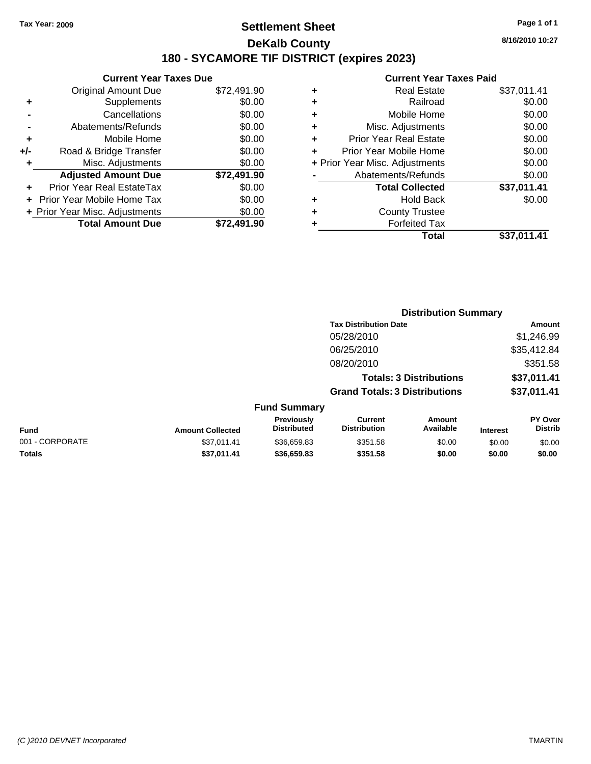**Tax Year: 2009**

# Settlement Sheet

## DeKalb County

## 180 - SYCAMORE TIF DISTRICT (expires 2023)

8/16/2010 10:27

### Current Year Taxes Due

| | | |
|---|---|---|
| | Original Amount Due | $72,491.90 |
| + | Supplements | $0.00 |
| - | Cancellations | $0.00 |
| - | Abatements/Refunds | $0.00 |
| + | Mobile Home | $0.00 |
| +/- | Road & Bridge Transfer | $0.00 |
| + | Misc. Adjustments | $0.00 |
| | **Adjusted Amount Due** | **$72,491.90** |
| + | Prior Year Real EstateTax | $0.00 |
| + | Prior Year Mobile Home Tax | $0.00 |
| + | Prior Year Misc. Adjustments | $0.00 |
| | **Total Amount Due** | **$72,491.90** |

### Current Year Taxes Paid

| | | |
|---|---|---|
| + | Real Estate | $37,011.41 |
| + | Railroad | $0.00 |
| + | Mobile Home | $0.00 |
| + | Misc. Adjustments | $0.00 |
| + | Prior Year Real Estate | $0.00 |
| + | Prior Year Mobile Home | $0.00 |
| + | Prior Year Misc. Adjustments | $0.00 |
| - | Abatements/Refunds | $0.00 |
| | **Total Collected** | **$37,011.41** |
| + | Hold Back | $0.00 |
| + | County Trustee | |
| + | Forfeited Tax | |
| | **Total** | **$37,011.41** |

### Distribution Summary

| Tax Distribution Date | Amount |
|---|---|
| 05/28/2010 | $1,246.99 |
| 06/25/2010 | $35,412.84 |
| 08/20/2010 | $351.58 |
| **Totals: 3 Distributions** | **$37,011.41** |
| **Grand Totals: 3 Distributions** | **$37,011.41** |

### Fund Summary

| Fund | Amount Collected | Previously Distributed | Current Distribution | Amount Available | Interest | PY Over Distrib |
|---|---|---|---|---|---|---|
| 001 - CORPORATE | $37,011.41 | $36,659.83 | $351.58 | $0.00 | $0.00 | $0.00 |
| **Totals** | **$37,011.41** | **$36,659.83** | **$351.58** | **$0.00** | **$0.00** | **$0.00** |

(C )2010 DEVNET Incorporated TMARTIN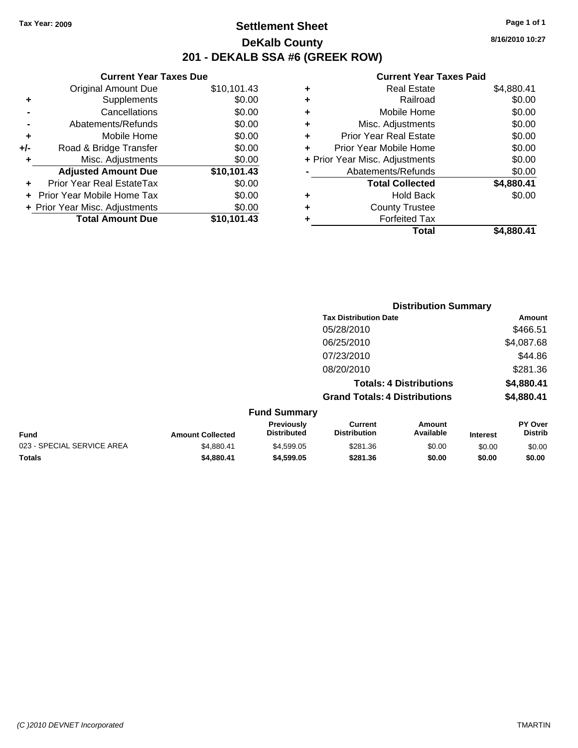Tax Year: 2009

# Settlement Sheet

## DeKalb County

## 201 - DEKALB SSA #6 (GREEK ROW)

8/16/2010 10:27

### Current Year Taxes Due

| | | |
|---|---|---|
| | Original Amount Due | $10,101.43 |
| + | Supplements | $0.00 |
| - | Cancellations | $0.00 |
| - | Abatements/Refunds | $0.00 |
| + | Mobile Home | $0.00 |
| +/- | Road & Bridge Transfer | $0.00 |
| + | Misc. Adjustments | $0.00 |
| | **Adjusted Amount Due** | **$10,101.43** |
| + | Prior Year Real EstateTax | $0.00 |
| + | Prior Year Mobile Home Tax | $0.00 |
| + | Prior Year Misc. Adjustments | $0.00 |
| | **Total Amount Due** | **$10,101.43** |

### Current Year Taxes Paid

| | | |
|---|---|---|
| + | Real Estate | $4,880.41 |
| + | Railroad | $0.00 |
| + | Mobile Home | $0.00 |
| + | Misc. Adjustments | $0.00 |
| + | Prior Year Real Estate | $0.00 |
| + | Prior Year Mobile Home | $0.00 |
| + | Prior Year Misc. Adjustments | $0.00 |
| - | Abatements/Refunds | $0.00 |
| | **Total Collected** | **$4,880.41** |
| + | Hold Back | $0.00 |
| + | County Trustee | |
| + | Forfeited Tax | |
| | **Total** | **$4,880.41** |

### Distribution Summary

| Tax Distribution Date | Amount |
|---|---|
| 05/28/2010 | $466.51 |
| 06/25/2010 | $4,087.68 |
| 07/23/2010 | $44.86 |
| 08/20/2010 | $281.36 |
| **Totals: 4 Distributions** | **$4,880.41** |
| **Grand Totals: 4 Distributions** | **$4,880.41** |

### Fund Summary

| Fund | Amount Collected | Previously Distributed | Current Distribution | Amount Available | Interest | PY Over Distrib |
|---|---|---|---|---|---|---|
| 023 - SPECIAL SERVICE AREA | $4,880.41 | $4,599.05 | $281.36 | $0.00 | $0.00 | $0.00 |
| **Totals** | **$4,880.41** | **$4,599.05** | **$281.36** | **$0.00** | **$0.00** | **$0.00** |

(C )2010 DEVNET Incorporated TMARTIN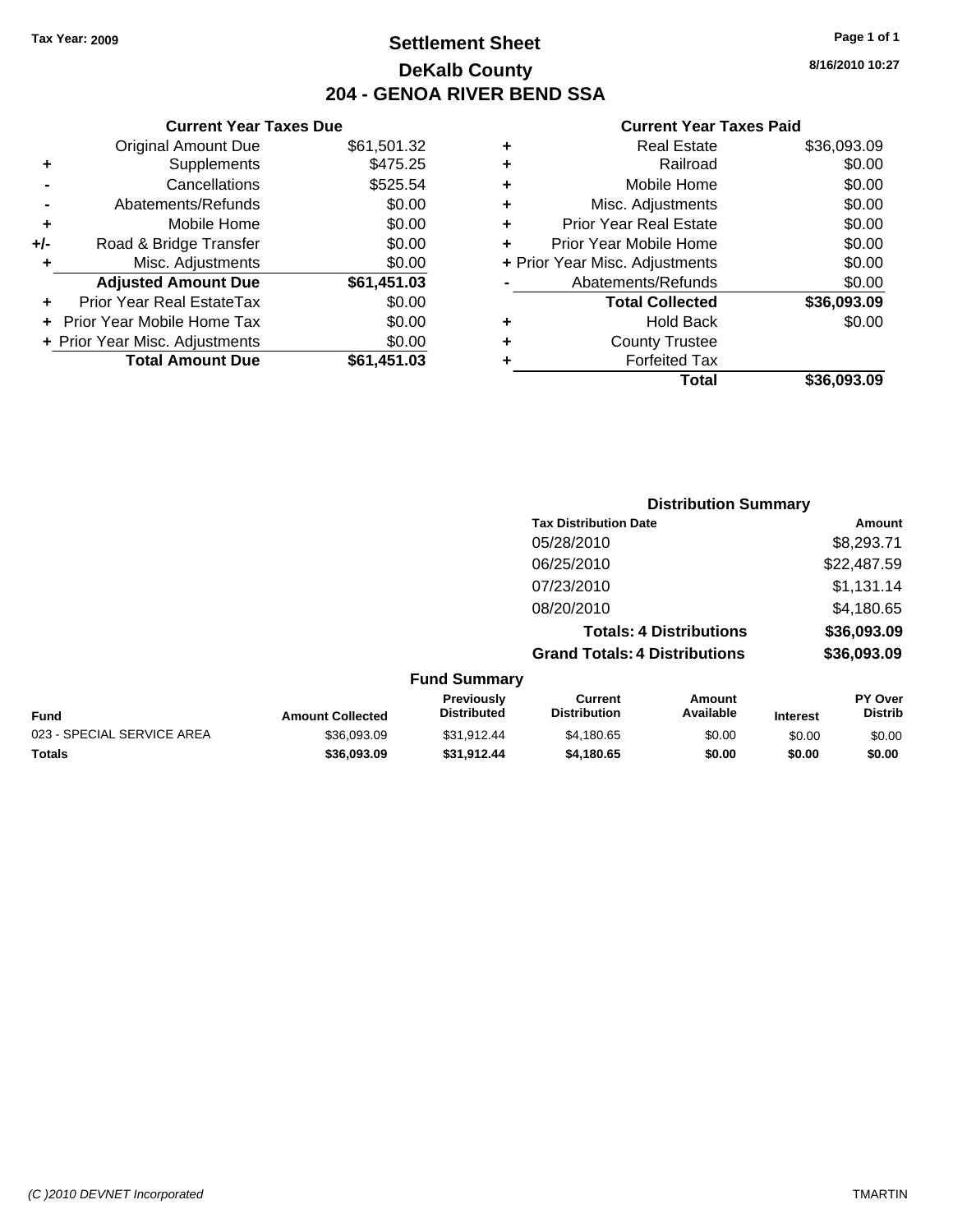Tax Year: 2009

# Settlement Sheet
## DeKalb County
## 204 - GENOA RIVER BEND SSA

8/16/2010 10:27

### Current Year Taxes Due

| | | |
|---|---|---|
| | Original Amount Due | $61,501.32 |
| + | Supplements | $475.25 |
| - | Cancellations | $525.54 |
| - | Abatements/Refunds | $0.00 |
| + | Mobile Home | $0.00 |
| +/- | Road & Bridge Transfer | $0.00 |
| + | Misc. Adjustments | $0.00 |
| | **Adjusted Amount Due** | **$61,451.03** |
| + | Prior Year Real EstateTax | $0.00 |
| + | Prior Year Mobile Home Tax | $0.00 |
| + | Prior Year Misc. Adjustments | $0.00 |
| | **Total Amount Due** | **$61,451.03** |

### Current Year Taxes Paid

| | | |
|---|---|---|
| + | Real Estate | $36,093.09 |
| + | Railroad | $0.00 |
| + | Mobile Home | $0.00 |
| + | Misc. Adjustments | $0.00 |
| + | Prior Year Real Estate | $0.00 |
| + | Prior Year Mobile Home | $0.00 |
| + | Prior Year Misc. Adjustments | $0.00 |
| - | Abatements/Refunds | $0.00 |
| | **Total Collected** | **$36,093.09** |
| + | Hold Back | $0.00 |
| + | County Trustee | |
| + | Forfeited Tax | |
| | **Total** | **$36,093.09** |

### Distribution Summary

| Tax Distribution Date | Amount |
|---|---|
| 05/28/2010 | $8,293.71 |
| 06/25/2010 | $22,487.59 |
| 07/23/2010 | $1,131.14 |
| 08/20/2010 | $4,180.65 |
| **Totals: 4 Distributions** | **$36,093.09** |
| **Grand Totals: 4 Distributions** | **$36,093.09** |

### Fund Summary

| Fund | Amount Collected | Previously Distributed | Current Distribution | Amount Available | Interest | PY Over Distrib |
|---|---|---|---|---|---|---|
| 023 - SPECIAL SERVICE AREA | $36,093.09 | $31,912.44 | $4,180.65 | $0.00 | $0.00 | $0.00 |
| **Totals** | **$36,093.09** | **$31,912.44** | **$4,180.65** | **$0.00** | **$0.00** | **$0.00** |

(C )2010 DEVNET Incorporated  TMARTIN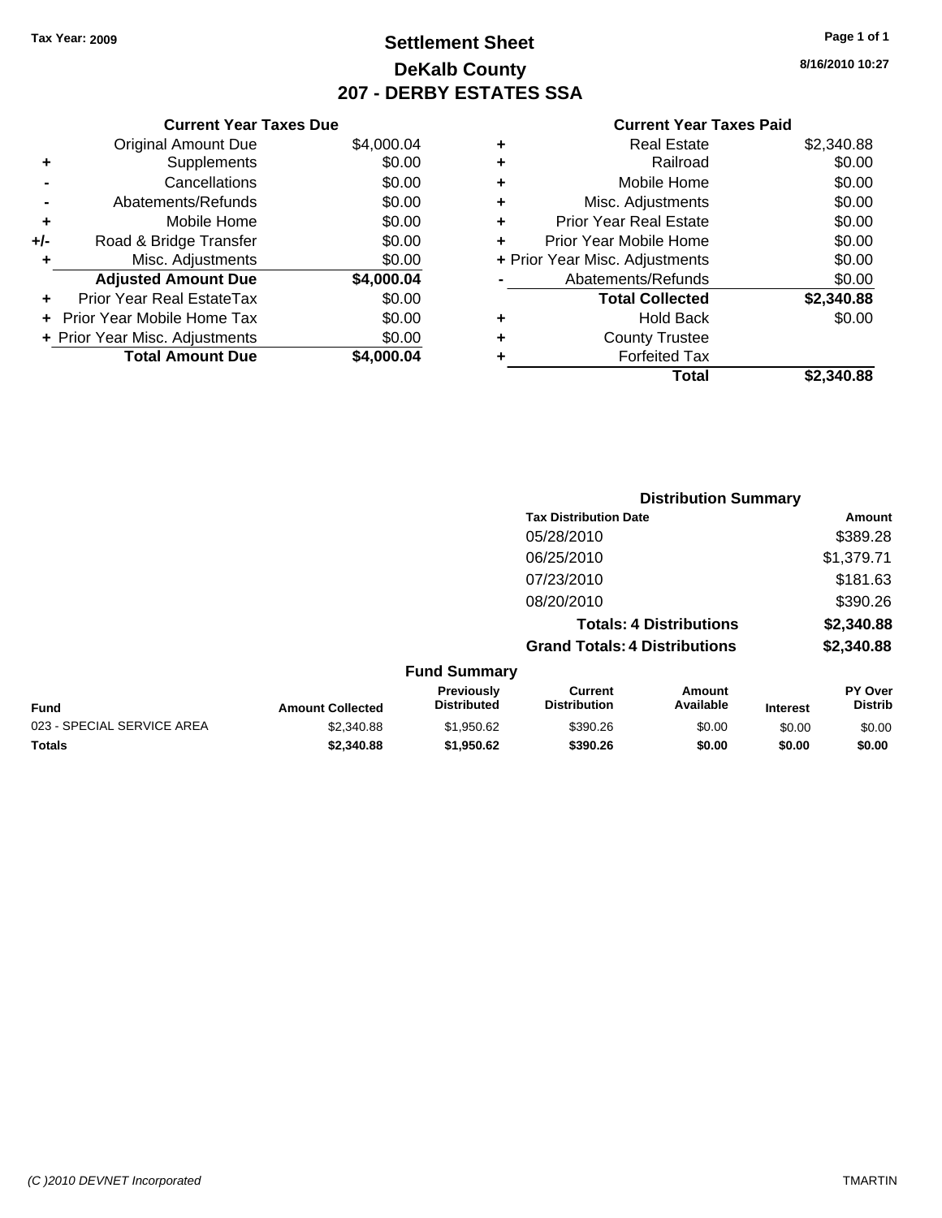Tax Year: 2009

# Settlement Sheet
## DeKalb County
## 207 - DERBY ESTATES SSA

8/16/2010 10:27

### Current Year Taxes Due

| | | |
|---|---|---|
| | Original Amount Due | $4,000.04 |
| + | Supplements | $0.00 |
| - | Cancellations | $0.00 |
| - | Abatements/Refunds | $0.00 |
| + | Mobile Home | $0.00 |
| +/- | Road & Bridge Transfer | $0.00 |
| + | Misc. Adjustments | $0.00 |
| | **Adjusted Amount Due** | **$4,000.04** |
| + | Prior Year Real EstateTax | $0.00 |
| + | Prior Year Mobile Home Tax | $0.00 |
| + | Prior Year Misc. Adjustments | $0.00 |
| | **Total Amount Due** | **$4,000.04** |

### Current Year Taxes Paid

| | | |
|---|---|---|
| + | Real Estate | $2,340.88 |
| + | Railroad | $0.00 |
| + | Mobile Home | $0.00 |
| + | Misc. Adjustments | $0.00 |
| + | Prior Year Real Estate | $0.00 |
| + | Prior Year Mobile Home | $0.00 |
| + | Prior Year Misc. Adjustments | $0.00 |
| - | Abatements/Refunds | $0.00 |
| | **Total Collected** | **$2,340.88** |
| + | Hold Back | $0.00 |
| + | County Trustee | |
| + | Forfeited Tax | |
| | **Total** | **$2,340.88** |

### Distribution Summary

| Tax Distribution Date | Amount |
|---|---|
| 05/28/2010 | $389.28 |
| 06/25/2010 | $1,379.71 |
| 07/23/2010 | $181.63 |
| 08/20/2010 | $390.26 |
| **Totals: 4 Distributions** | **$2,340.88** |
| **Grand Totals: 4 Distributions** | **$2,340.88** |

### Fund Summary

| Fund | Amount Collected | Previously Distributed | Current Distribution | Amount Available | Interest | PY Over Distrib |
|---|---|---|---|---|---|---|
| 023 - SPECIAL SERVICE AREA | $2,340.88 | $1,950.62 | $390.26 | $0.00 | $0.00 | $0.00 |
| **Totals** | **$2,340.88** | **$1,950.62** | **$390.26** | **$0.00** | **$0.00** | **$0.00** |

(C )2010 DEVNET Incorporated

TMARTIN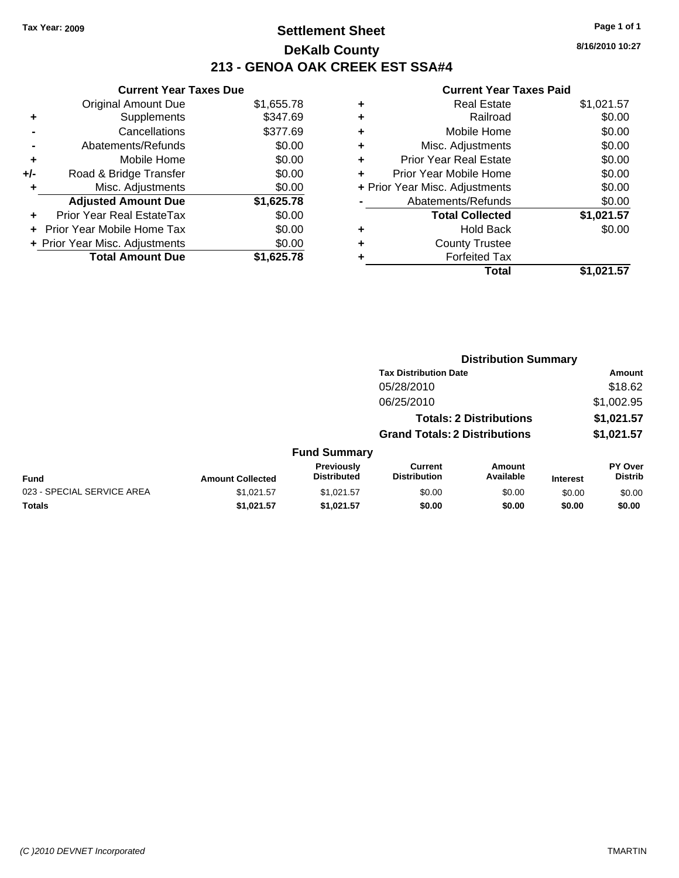Tax Year: 2009

# Settlement Sheet

## DeKalb County

## 213 - GENOA OAK CREEK EST SSA#4

8/16/2010 10:27

### Current Year Taxes Due

| | | |
|---|---|---|
| | Original Amount Due | $1,655.78 |
| + | Supplements | $347.69 |
| - | Cancellations | $377.69 |
| - | Abatements/Refunds | $0.00 |
| + | Mobile Home | $0.00 |
| +/- | Road & Bridge Transfer | $0.00 |
| + | Misc. Adjustments | $0.00 |
| | **Adjusted Amount Due** | **$1,625.78** |
| + | Prior Year Real EstateTax | $0.00 |
| + | Prior Year Mobile Home Tax | $0.00 |
| + | Prior Year Misc. Adjustments | $0.00 |
| | **Total Amount Due** | **$1,625.78** |

### Current Year Taxes Paid

| | | |
|---|---|---|
| + | Real Estate | $1,021.57 |
| + | Railroad | $0.00 |
| + | Mobile Home | $0.00 |
| + | Misc. Adjustments | $0.00 |
| + | Prior Year Real Estate | $0.00 |
| + | Prior Year Mobile Home | $0.00 |
| + | Prior Year Misc. Adjustments | $0.00 |
| - | Abatements/Refunds | $0.00 |
| | **Total Collected** | **$1,021.57** |
| + | Hold Back | $0.00 |
| + | County Trustee | |
| + | Forfeited Tax | |
| | **Total** | **$1,021.57** |

### Distribution Summary

| Tax Distribution Date | Amount |
|---|---|
| 05/28/2010 | $18.62 |
| 06/25/2010 | $1,002.95 |
| **Totals: 2 Distributions** | **$1,021.57** |
| **Grand Totals: 2 Distributions** | **$1,021.57** |

### Fund Summary

| Fund | Amount Collected | Previously Distributed | Current Distribution | Amount Available | Interest | PY Over Distrib |
|---|---|---|---|---|---|---|
| 023 - SPECIAL SERVICE AREA | $1,021.57 | $1,021.57 | $0.00 | $0.00 | $0.00 | $0.00 |
| **Totals** | **$1,021.57** | **$1,021.57** | **$0.00** | **$0.00** | **$0.00** | **$0.00** |

(C )2010 DEVNET Incorporated

TMARTIN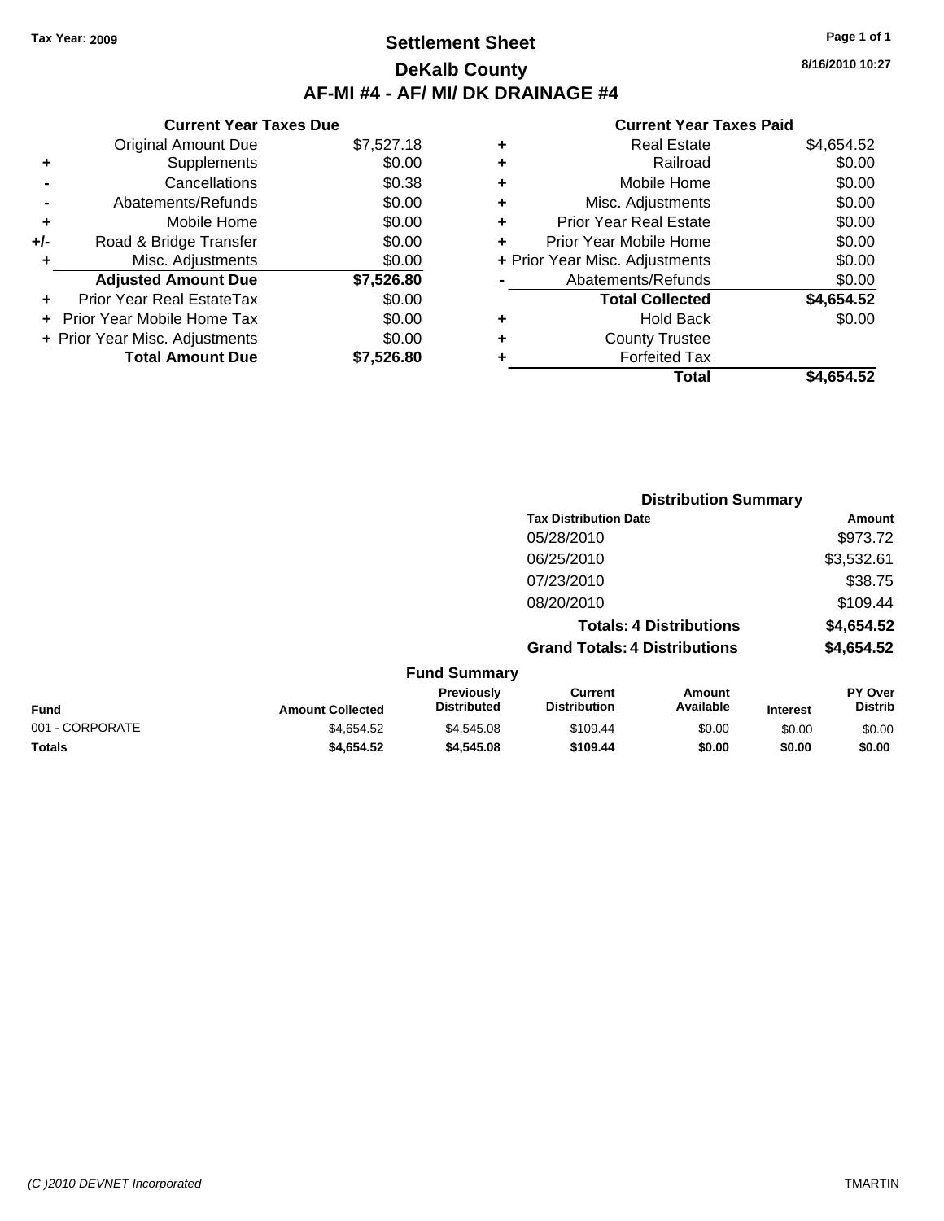Tax Year: 2009

# Settlement Sheet

## DeKalb County

## AF-MI #4 - AF/ MI/ DK DRAINAGE #4

8/16/2010 10:27

### Current Year Taxes Due

| | | |
|---|---|---|
| | Original Amount Due | $7,527.18 |
| + | Supplements | $0.00 |
| - | Cancellations | $0.38 |
| - | Abatements/Refunds | $0.00 |
| + | Mobile Home | $0.00 |
| +/- | Road & Bridge Transfer | $0.00 |
| + | Misc. Adjustments | $0.00 |
| | **Adjusted Amount Due** | **$7,526.80** |
| + | Prior Year Real EstateTax | $0.00 |
| + | Prior Year Mobile Home Tax | $0.00 |
| + | Prior Year Misc. Adjustments | $0.00 |
| | **Total Amount Due** | **$7,526.80** |

### Current Year Taxes Paid

| | | |
|---|---|---|
| + | Real Estate | $4,654.52 |
| + | Railroad | $0.00 |
| + | Mobile Home | $0.00 |
| + | Misc. Adjustments | $0.00 |
| + | Prior Year Real Estate | $0.00 |
| + | Prior Year Mobile Home | $0.00 |
| + | Prior Year Misc. Adjustments | $0.00 |
| - | Abatements/Refunds | $0.00 |
| | **Total Collected** | **$4,654.52** |
| + | Hold Back | $0.00 |
| + | County Trustee | |
| + | Forfeited Tax | |
| | **Total** | **$4,654.52** |

### Distribution Summary

| Tax Distribution Date | Amount |
|---|---|
| 05/28/2010 | $973.72 |
| 06/25/2010 | $3,532.61 |
| 07/23/2010 | $38.75 |
| 08/20/2010 | $109.44 |
| **Totals: 4 Distributions** | **$4,654.52** |
| **Grand Totals: 4 Distributions** | **$4,654.52** |

### Fund Summary

| Fund | Amount Collected | Previously Distributed | Current Distribution | Amount Available | Interest | PY Over Distrib |
|---|---|---|---|---|---|---|
| 001 - CORPORATE | $4,654.52 | $4,545.08 | $109.44 | $0.00 | $0.00 | $0.00 |
| **Totals** | **$4,654.52** | **$4,545.08** | **$109.44** | **$0.00** | **$0.00** | **$0.00** |

(C )2010 DEVNET Incorporated

TMARTIN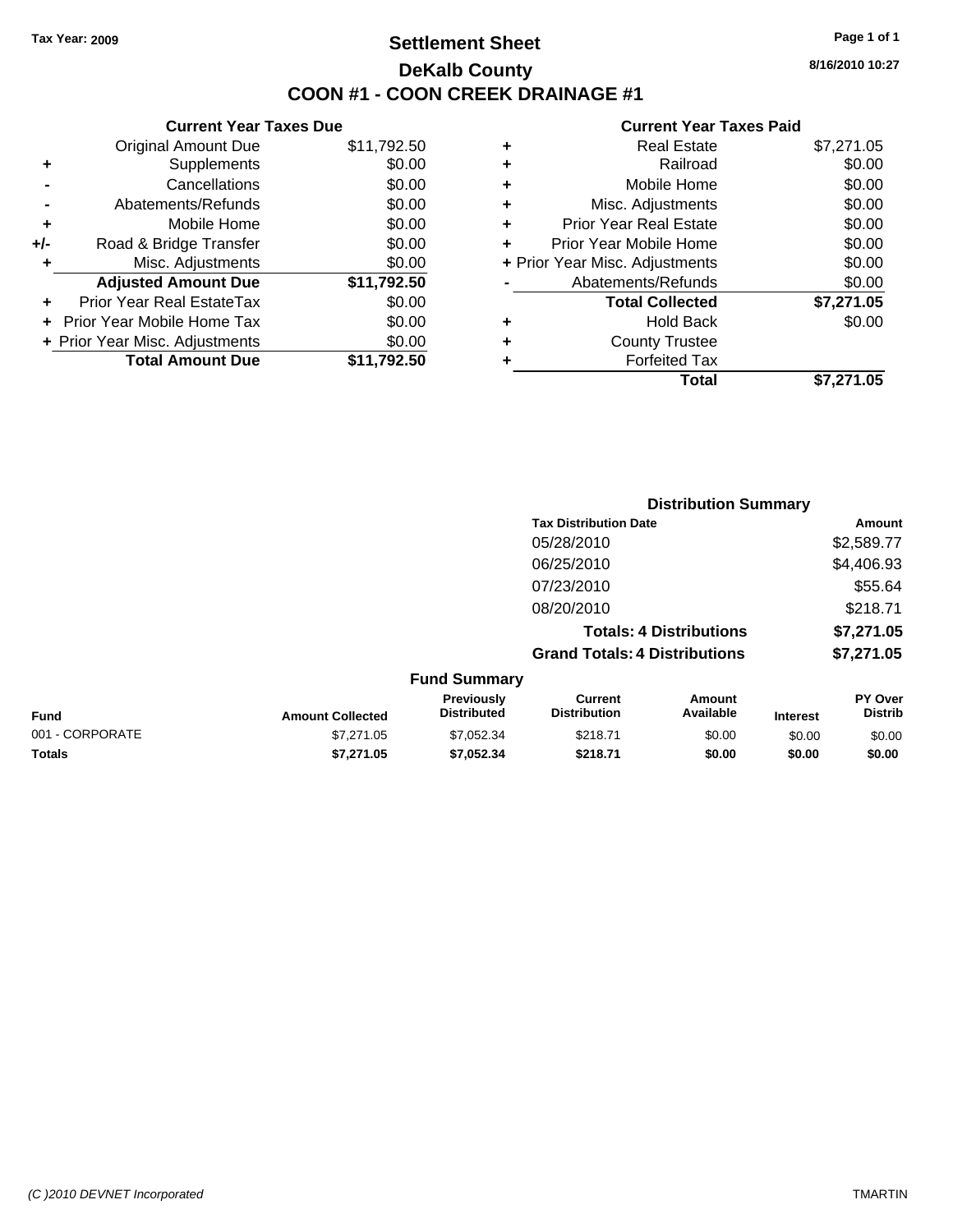Tax Year: 2009

# Settlement Sheet
## DeKalb County
## COON #1 - COON CREEK DRAINAGE #1

8/16/2010 10:27

### Current Year Taxes Due

| | | |
|---|---|---|
| | Original Amount Due | $11,792.50 |
| + | Supplements | $0.00 |
| - | Cancellations | $0.00 |
| - | Abatements/Refunds | $0.00 |
| + | Mobile Home | $0.00 |
| +/- | Road & Bridge Transfer | $0.00 |
| + | Misc. Adjustments | $0.00 |
| | **Adjusted Amount Due** | **$11,792.50** |
| + | Prior Year Real EstateTax | $0.00 |
| + | Prior Year Mobile Home Tax | $0.00 |
| + | Prior Year Misc. Adjustments | $0.00 |
| | **Total Amount Due** | **$11,792.50** |

### Current Year Taxes Paid

| | | |
|---|---|---|
| + | Real Estate | $7,271.05 |
| + | Railroad | $0.00 |
| + | Mobile Home | $0.00 |
| + | Misc. Adjustments | $0.00 |
| + | Prior Year Real Estate | $0.00 |
| + | Prior Year Mobile Home | $0.00 |
| + | Prior Year Misc. Adjustments | $0.00 |
| - | Abatements/Refunds | $0.00 |
| | **Total Collected** | **$7,271.05** |
| + | Hold Back | $0.00 |
| + | County Trustee | |
| + | Forfeited Tax | |
| | **Total** | **$7,271.05** |

### Distribution Summary

| Tax Distribution Date | Amount |
|---|---|
| 05/28/2010 | $2,589.77 |
| 06/25/2010 | $4,406.93 |
| 07/23/2010 | $55.64 |
| 08/20/2010 | $218.71 |
| **Totals: 4 Distributions** | **$7,271.05** |
| **Grand Totals: 4 Distributions** | **$7,271.05** |

### Fund Summary

| Fund | Amount Collected | Previously Distributed | Current Distribution | Amount Available | Interest | PY Over Distrib |
|---|---|---|---|---|---|---|
| 001 - CORPORATE | $7,271.05 | $7,052.34 | $218.71 | $0.00 | $0.00 | $0.00 |
| **Totals** | **$7,271.05** | **$7,052.34** | **$218.71** | **$0.00** | **$0.00** | **$0.00** |

(C )2010 DEVNET Incorporated

TMARTIN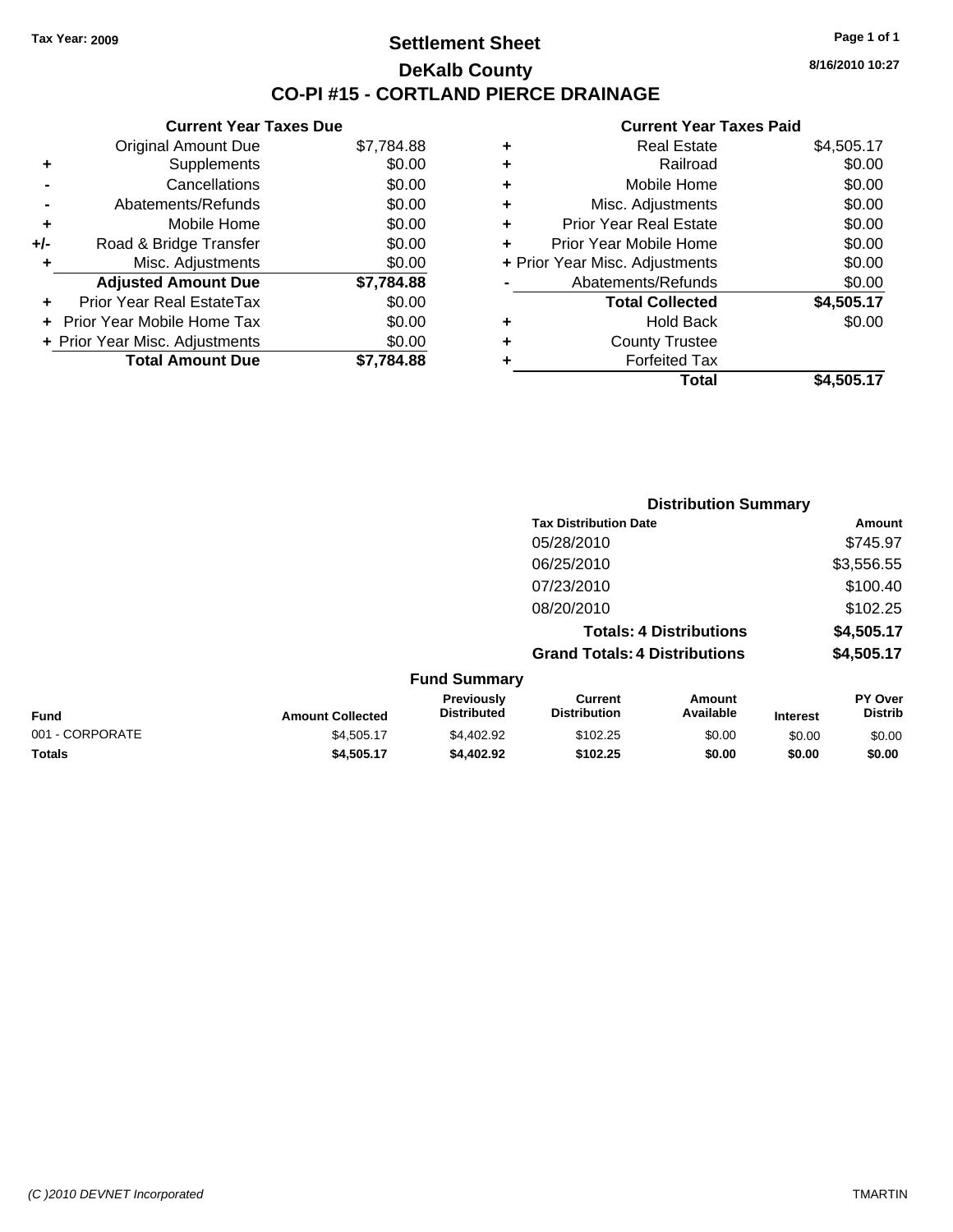Tax Year: 2009

# Settlement Sheet

## DeKalb County

## CO-PI #15 - CORTLAND PIERCE DRAINAGE

8/16/2010 10:27

### Current Year Taxes Due

| | | |
|---|---|---|
| | Original Amount Due | $7,784.88 |
| + | Supplements | $0.00 |
| - | Cancellations | $0.00 |
| - | Abatements/Refunds | $0.00 |
| + | Mobile Home | $0.00 |
| +/- | Road & Bridge Transfer | $0.00 |
| + | Misc. Adjustments | $0.00 |
| | **Adjusted Amount Due** | **$7,784.88** |
| + | Prior Year Real EstateTax | $0.00 |
| + | Prior Year Mobile Home Tax | $0.00 |
| + | Prior Year Misc. Adjustments | $0.00 |
| | **Total Amount Due** | **$7,784.88** |

### Current Year Taxes Paid

| | | |
|---|---|---|
| + | Real Estate | $4,505.17 |
| + | Railroad | $0.00 |
| + | Mobile Home | $0.00 |
| + | Misc. Adjustments | $0.00 |
| + | Prior Year Real Estate | $0.00 |
| + | Prior Year Mobile Home | $0.00 |
| + | Prior Year Misc. Adjustments | $0.00 |
| - | Abatements/Refunds | $0.00 |
| | **Total Collected** | **$4,505.17** |
| + | Hold Back | $0.00 |
| + | County Trustee | |
| + | Forfeited Tax | |
| | **Total** | **$4,505.17** |

### Distribution Summary

| Tax Distribution Date | Amount |
|---|---|
| 05/28/2010 | $745.97 |
| 06/25/2010 | $3,556.55 |
| 07/23/2010 | $100.40 |
| 08/20/2010 | $102.25 |
| **Totals: 4 Distributions** | **$4,505.17** |
| **Grand Totals: 4 Distributions** | **$4,505.17** |

### Fund Summary

| Fund | Amount Collected | Previously Distributed | Current Distribution | Amount Available | Interest | PY Over Distrib |
|---|---|---|---|---|---|---|
| 001 - CORPORATE | $4,505.17 | $4,402.92 | $102.25 | $0.00 | $0.00 | $0.00 |
| **Totals** | **$4,505.17** | **$4,402.92** | **$102.25** | **$0.00** | **$0.00** | **$0.00** |

(C )2010 DEVNET Incorporated

TMARTIN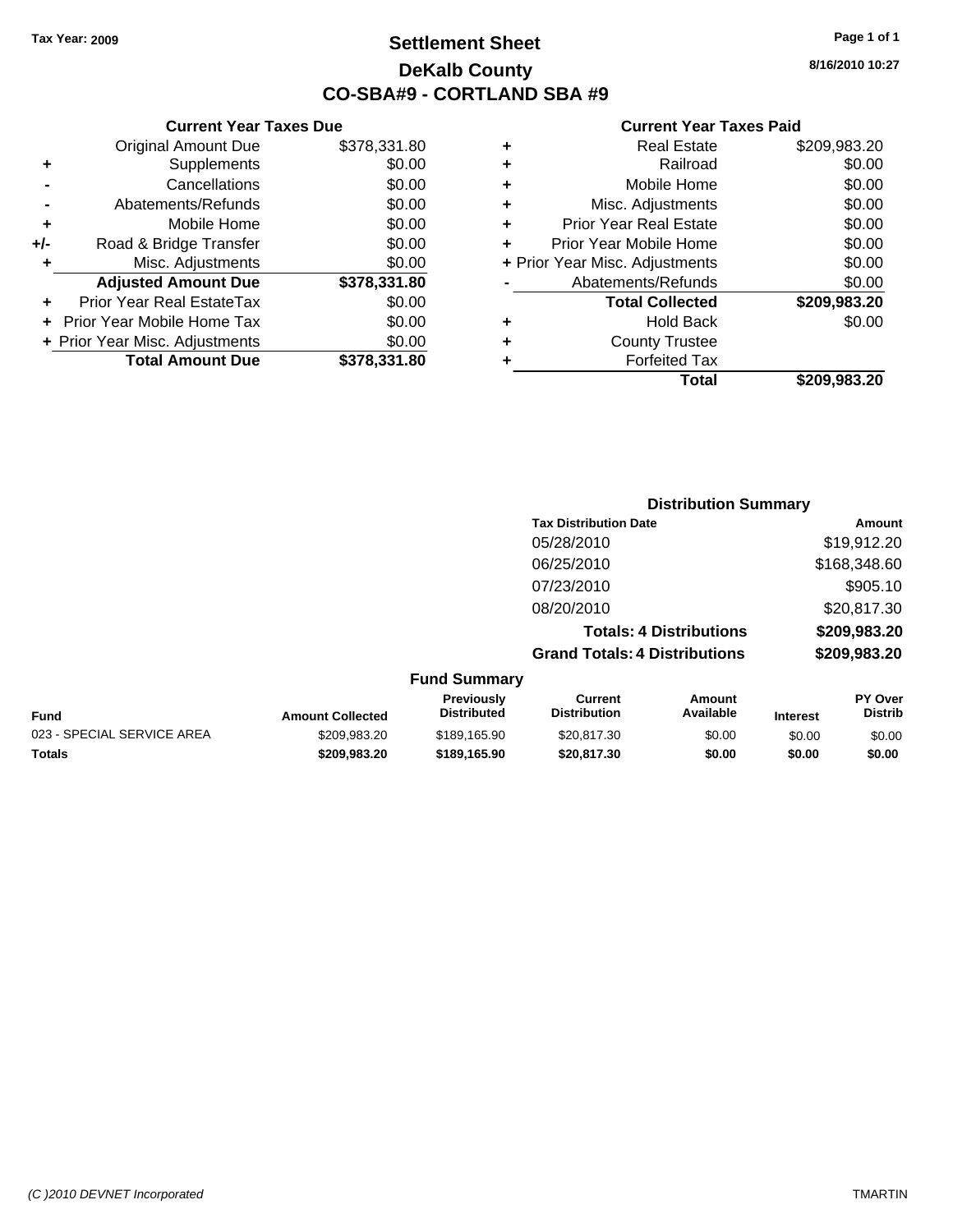Tax Year: 2009

# Settlement Sheet
## DeKalb County
## CO-SBA#9 - CORTLAND SBA #9

8/16/2010 10:27

### Current Year Taxes Due

| | | |
|---|---|---|
| | Original Amount Due | $378,331.80 |
| + | Supplements | $0.00 |
| - | Cancellations | $0.00 |
| - | Abatements/Refunds | $0.00 |
| + | Mobile Home | $0.00 |
| +/- | Road & Bridge Transfer | $0.00 |
| + | Misc. Adjustments | $0.00 |
| | **Adjusted Amount Due** | **$378,331.80** |
| + | Prior Year Real EstateTax | $0.00 |
| + | Prior Year Mobile Home Tax | $0.00 |
| + | Prior Year Misc. Adjustments | $0.00 |
| | **Total Amount Due** | **$378,331.80** |

### Current Year Taxes Paid

| | | |
|---|---|---|
| + | Real Estate | $209,983.20 |
| + | Railroad | $0.00 |
| + | Mobile Home | $0.00 |
| + | Misc. Adjustments | $0.00 |
| + | Prior Year Real Estate | $0.00 |
| + | Prior Year Mobile Home | $0.00 |
| + | Prior Year Misc. Adjustments | $0.00 |
| - | Abatements/Refunds | $0.00 |
| | **Total Collected** | **$209,983.20** |
| + | Hold Back | $0.00 |
| + | County Trustee | |
| + | Forfeited Tax | |
| | **Total** | **$209,983.20** |

### Distribution Summary

| Tax Distribution Date | Amount |
|---|---|
| 05/28/2010 | $19,912.20 |
| 06/25/2010 | $168,348.60 |
| 07/23/2010 | $905.10 |
| 08/20/2010 | $20,817.30 |
| **Totals: 4 Distributions** | **$209,983.20** |
| **Grand Totals: 4 Distributions** | **$209,983.20** |

### Fund Summary

| Fund | Amount Collected | Previously Distributed | Current Distribution | Amount Available | Interest | PY Over Distrib |
|---|---|---|---|---|---|---|
| 023 - SPECIAL SERVICE AREA | $209,983.20 | $189,165.90 | $20,817.30 | $0.00 | $0.00 | $0.00 |
| **Totals** | **$209,983.20** | **$189,165.90** | **$20,817.30** | **$0.00** | **$0.00** | **$0.00** |

(C )2010 DEVNET Incorporated    TMARTIN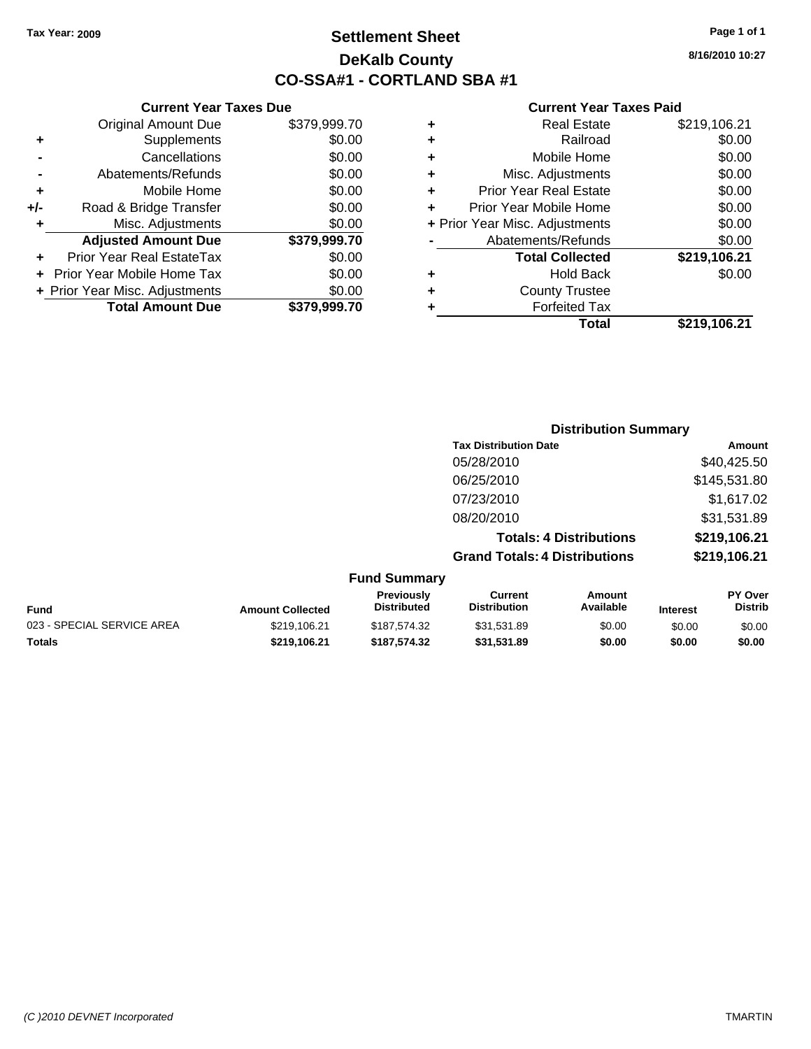Tax Year: 2009

# Settlement Sheet

## DeKalb County

## CO-SSA#1 - CORTLAND SBA #1

8/16/2010 10:27

### Current Year Taxes Due

| | | |
|---|---|---|
| | Original Amount Due | $379,999.70 |
| + | Supplements | $0.00 |
| - | Cancellations | $0.00 |
| - | Abatements/Refunds | $0.00 |
| + | Mobile Home | $0.00 |
| +/- | Road & Bridge Transfer | $0.00 |
| + | Misc. Adjustments | $0.00 |
| | **Adjusted Amount Due** | **$379,999.70** |
| + | Prior Year Real EstateTax | $0.00 |
| + | Prior Year Mobile Home Tax | $0.00 |
| + | Prior Year Misc. Adjustments | $0.00 |
| | **Total Amount Due** | **$379,999.70** |

### Current Year Taxes Paid

| | | |
|---|---|---|
| + | Real Estate | $219,106.21 |
| + | Railroad | $0.00 |
| + | Mobile Home | $0.00 |
| + | Misc. Adjustments | $0.00 |
| + | Prior Year Real Estate | $0.00 |
| + | Prior Year Mobile Home | $0.00 |
| + | Prior Year Misc. Adjustments | $0.00 |
| - | Abatements/Refunds | $0.00 |
| | **Total Collected** | **$219,106.21** |
| + | Hold Back | $0.00 |
| + | County Trustee | |
| + | Forfeited Tax | |
| | **Total** | **$219,106.21** |

### Distribution Summary

| Tax Distribution Date | Amount |
|---|---|
| 05/28/2010 | $40,425.50 |
| 06/25/2010 | $145,531.80 |
| 07/23/2010 | $1,617.02 |
| 08/20/2010 | $31,531.89 |
| **Totals: 4 Distributions** | **$219,106.21** |
| **Grand Totals: 4 Distributions** | **$219,106.21** |

### Fund Summary

| Fund | Amount Collected | Previously Distributed | Current Distribution | Amount Available | Interest | PY Over Distrib |
|---|---|---|---|---|---|---|
| 023 - SPECIAL SERVICE AREA | $219,106.21 | $187,574.32 | $31,531.89 | $0.00 | $0.00 | $0.00 |
| **Totals** | **$219,106.21** | **$187,574.32** | **$31,531.89** | **$0.00** | **$0.00** | **$0.00** |

(C )2010 DEVNET Incorporated

TMARTIN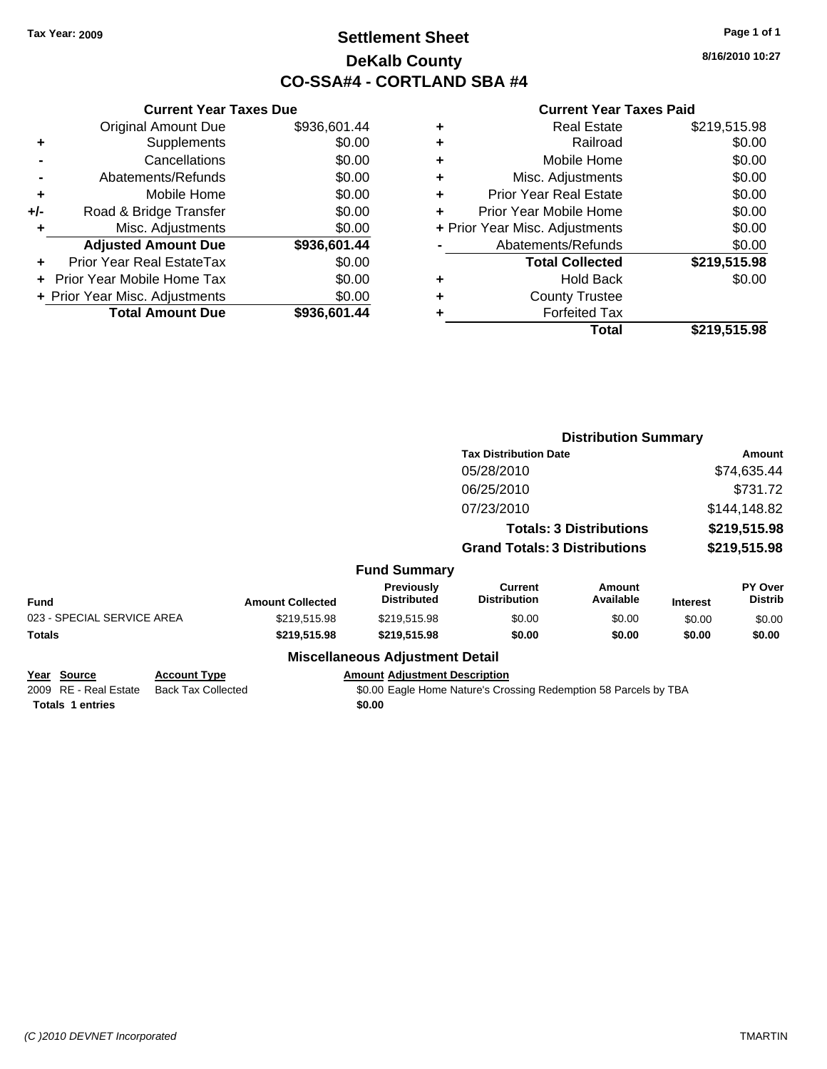Tax Year: 2009

# Settlement Sheet
## DeKalb County
## CO-SSA#4 - CORTLAND SBA #4

8/16/2010 10:27

### Current Year Taxes Due

| | | |
|---|---|---|
| | Original Amount Due | $936,601.44 |
| + | Supplements | $0.00 |
| - | Cancellations | $0.00 |
| - | Abatements/Refunds | $0.00 |
| + | Mobile Home | $0.00 |
| +/- | Road & Bridge Transfer | $0.00 |
| + | Misc. Adjustments | $0.00 |
| | **Adjusted Amount Due** | **$936,601.44** |
| + | Prior Year Real EstateTax | $0.00 |
| + | Prior Year Mobile Home Tax | $0.00 |
| + | Prior Year Misc. Adjustments | $0.00 |
| | **Total Amount Due** | **$936,601.44** |

### Current Year Taxes Paid

| | | |
|---|---|---|
| + | Real Estate | $219,515.98 |
| + | Railroad | $0.00 |
| + | Mobile Home | $0.00 |
| + | Misc. Adjustments | $0.00 |
| + | Prior Year Real Estate | $0.00 |
| + | Prior Year Mobile Home | $0.00 |
| + | Prior Year Misc. Adjustments | $0.00 |
| - | Abatements/Refunds | $0.00 |
| | **Total Collected** | **$219,515.98** |
| + | Hold Back | $0.00 |
| + | County Trustee | |
| + | Forfeited Tax | |
| | **Total** | **$219,515.98** |

### Distribution Summary

| Tax Distribution Date | Amount |
|---|---|
| 05/28/2010 | $74,635.44 |
| 06/25/2010 | $731.72 |
| 07/23/2010 | $144,148.82 |
| **Totals: 3 Distributions** | **$219,515.98** |
| **Grand Totals: 3 Distributions** | **$219,515.98** |

### Fund Summary

| Fund | Amount Collected | Previously Distributed | Current Distribution | Amount Available | Interest | PY Over Distrib |
|---|---|---|---|---|---|---|
| 023 - SPECIAL SERVICE AREA | $219,515.98 | $219,515.98 | $0.00 | $0.00 | $0.00 | $0.00 |
| **Totals** | **$219,515.98** | **$219,515.98** | **$0.00** | **$0.00** | **$0.00** | **$0.00** |

### Miscellaneous Adjustment Detail

| Year | Source | Account Type | Amount | Adjustment Description |
|---|---|---|---|---|
| 2009 | RE - Real Estate | Back Tax Collected | $0.00 | Eagle Home Nature's Crossing Redemption 58 Parcels by TBA |
| **Totals 1 entries** | | | **$0.00** | |

(C )2010 DEVNET Incorporated

TMARTIN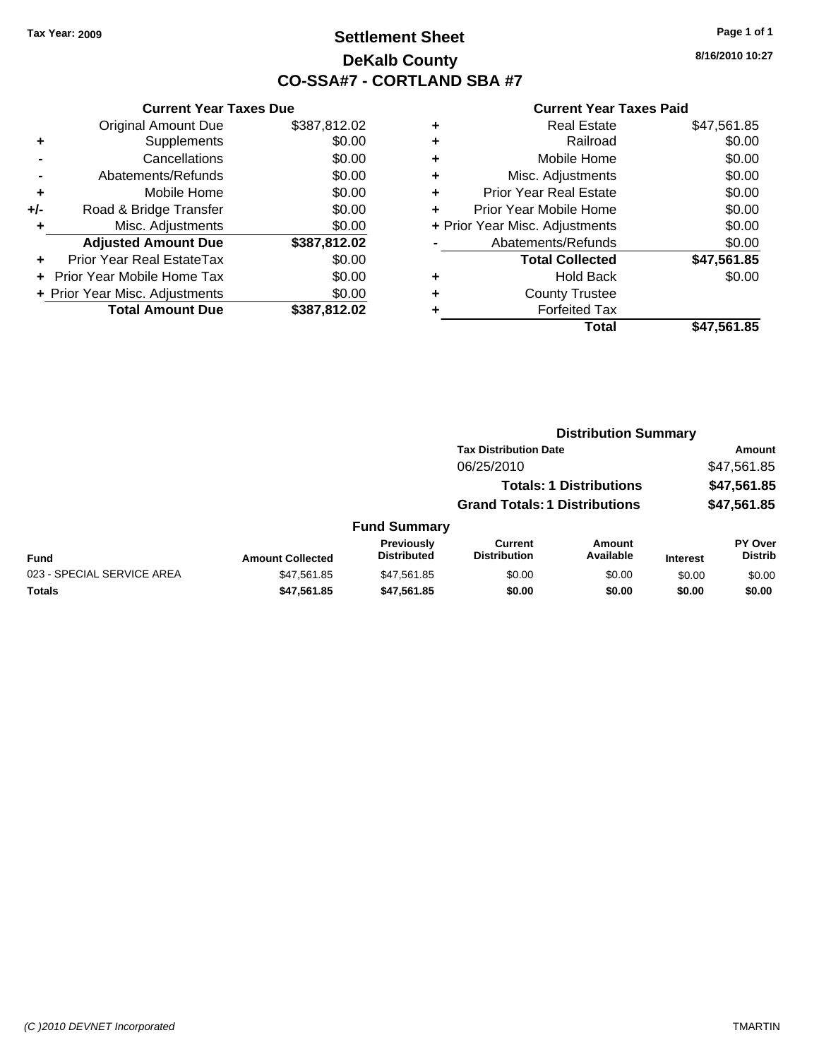Tax Year: 2009

# Settlement Sheet
## DeKalb County
## CO-SSA#7 - CORTLAND SBA #7

8/16/2010 10:27

### Current Year Taxes Due

| | | |
|---|---|---|
| | Original Amount Due | $387,812.02 |
| + | Supplements | $0.00 |
| - | Cancellations | $0.00 |
| - | Abatements/Refunds | $0.00 |
| + | Mobile Home | $0.00 |
| +/- | Road & Bridge Transfer | $0.00 |
| + | Misc. Adjustments | $0.00 |
| | **Adjusted Amount Due** | **$387,812.02** |
| + | Prior Year Real EstateTax | $0.00 |
| + | Prior Year Mobile Home Tax | $0.00 |
| + | Prior Year Misc. Adjustments | $0.00 |
| | **Total Amount Due** | **$387,812.02** |

### Current Year Taxes Paid

| | | |
|---|---|---|
| + | Real Estate | $47,561.85 |
| + | Railroad | $0.00 |
| + | Mobile Home | $0.00 |
| + | Misc. Adjustments | $0.00 |
| + | Prior Year Real Estate | $0.00 |
| + | Prior Year Mobile Home | $0.00 |
| + | Prior Year Misc. Adjustments | $0.00 |
| - | Abatements/Refunds | $0.00 |
| | **Total Collected** | **$47,561.85** |
| + | Hold Back | $0.00 |
| + | County Trustee | |
| + | Forfeited Tax | |
| | **Total** | **$47,561.85** |

### Distribution Summary

| Tax Distribution Date | Amount |
|---|---|
| 06/25/2010 | $47,561.85 |
| **Totals: 1 Distributions** | **$47,561.85** |
| **Grand Totals: 1 Distributions** | **$47,561.85** |

### Fund Summary

| Fund | Amount Collected | Previously Distributed | Current Distribution | Amount Available | Interest | PY Over Distrib |
|---|---|---|---|---|---|---|
| 023 - SPECIAL SERVICE AREA | $47,561.85 | $47,561.85 | $0.00 | $0.00 | $0.00 | $0.00 |
| **Totals** | **$47,561.85** | **$47,561.85** | **$0.00** | **$0.00** | **$0.00** | **$0.00** |

(C )2010 DEVNET Incorporated

TMARTIN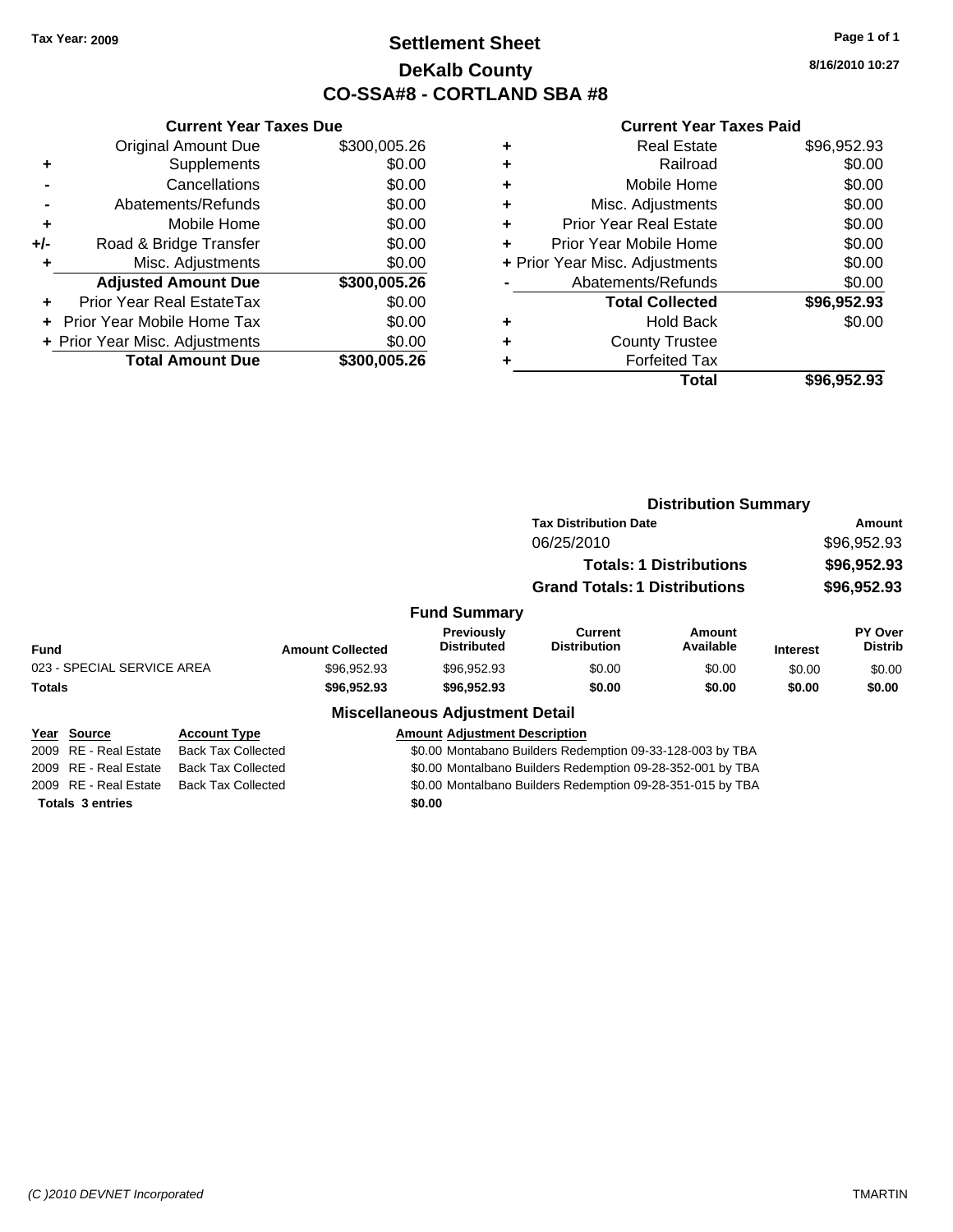Tax Year: 2009

# Settlement Sheet

## DeKalb County

## CO-SSA#8 - CORTLAND SBA #8

8/16/2010 10:27

### Current Year Taxes Due

| | | |
|---|---|---|
| | Original Amount Due | $300,005.26 |
| + | Supplements | $0.00 |
| - | Cancellations | $0.00 |
| - | Abatements/Refunds | $0.00 |
| + | Mobile Home | $0.00 |
| +/- | Road & Bridge Transfer | $0.00 |
| + | Misc. Adjustments | $0.00 |
| | **Adjusted Amount Due** | **$300,005.26** |
| + | Prior Year Real EstateTax | $0.00 |
| + | Prior Year Mobile Home Tax | $0.00 |
| + | Prior Year Misc. Adjustments | $0.00 |
| | **Total Amount Due** | **$300,005.26** |

### Current Year Taxes Paid

| | | |
|---|---|---|
| + | Real Estate | $96,952.93 |
| + | Railroad | $0.00 |
| + | Mobile Home | $0.00 |
| + | Misc. Adjustments | $0.00 |
| + | Prior Year Real Estate | $0.00 |
| + | Prior Year Mobile Home | $0.00 |
| + | Prior Year Misc. Adjustments | $0.00 |
| - | Abatements/Refunds | $0.00 |
| | **Total Collected** | **$96,952.93** |
| + | Hold Back | $0.00 |
| + | County Trustee | |
| + | Forfeited Tax | |
| | **Total** | **$96,952.93** |

### Distribution Summary

| Tax Distribution Date | Amount |
|---|---|
| 06/25/2010 | $96,952.93 |
| **Totals: 1 Distributions** | **$96,952.93** |
| **Grand Totals: 1 Distributions** | **$96,952.93** |

### Fund Summary

| Fund | Amount Collected | Previously Distributed | Current Distribution | Amount Available | Interest | PY Over Distrib |
|---|---|---|---|---|---|---|
| 023 - SPECIAL SERVICE AREA | $96,952.93 | $96,952.93 | $0.00 | $0.00 | $0.00 | $0.00 |
| **Totals** | **$96,952.93** | **$96,952.93** | **$0.00** | **$0.00** | **$0.00** | **$0.00** |

### Miscellaneous Adjustment Detail

| Year | Source | Account Type | Amount | Adjustment Description |
|---|---|---|---|---|
| 2009 | RE - Real Estate | Back Tax Collected | $0.00 | Montabano Builders Redemption 09-33-128-003 by TBA |
| 2009 | RE - Real Estate | Back Tax Collected | $0.00 | Montalbano Builders Redemption 09-28-352-001 by TBA |
| 2009 | RE - Real Estate | Back Tax Collected | $0.00 | Montalbano Builders Redemption 09-28-351-015 by TBA |
| **Totals 3 entries** | | | **$0.00** | |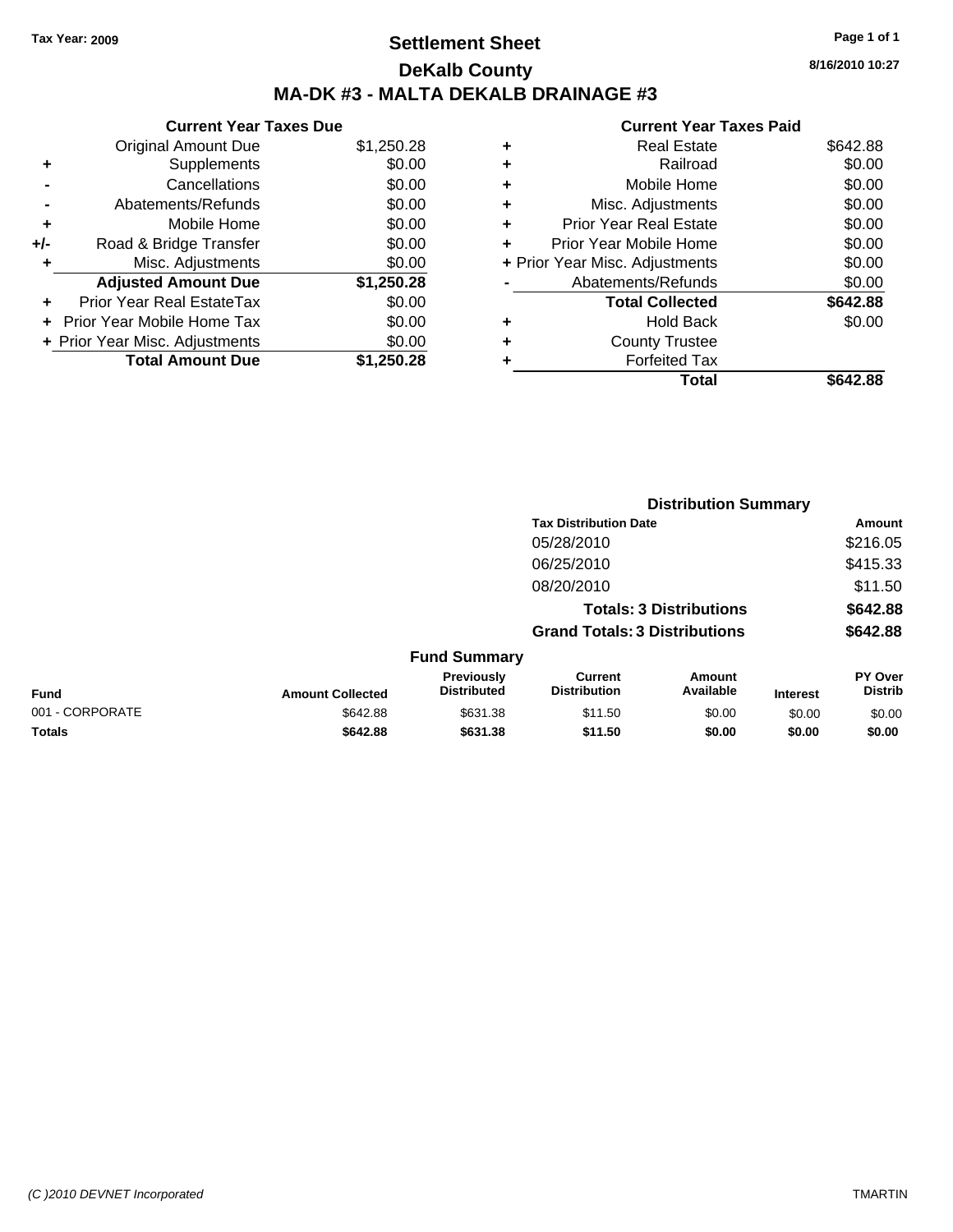Tax Year: 2009

# Settlement Sheet

## DeKalb County

## MA-DK #3 - MALTA DEKALB DRAINAGE #3

8/16/2010 10:27

| | Current Year Taxes Due | |
|---|---|---|
| | Original Amount Due | $1,250.28 |
| + | Supplements | $0.00 |
| - | Cancellations | $0.00 |
| - | Abatements/Refunds | $0.00 |
| + | Mobile Home | $0.00 |
| +/- | Road & Bridge Transfer | $0.00 |
| + | Misc. Adjustments | $0.00 |
| | **Adjusted Amount Due** | **$1,250.28** |
| + | Prior Year Real EstateTax | $0.00 |
| + | Prior Year Mobile Home Tax | $0.00 |
| + | Prior Year Misc. Adjustments | $0.00 |
| | **Total Amount Due** | **$1,250.28** |

| | Current Year Taxes Paid | |
|---|---|---|
| + | Real Estate | $642.88 |
| + | Railroad | $0.00 |
| + | Mobile Home | $0.00 |
| + | Misc. Adjustments | $0.00 |
| + | Prior Year Real Estate | $0.00 |
| + | Prior Year Mobile Home | $0.00 |
| + | Prior Year Misc. Adjustments | $0.00 |
| - | Abatements/Refunds | $0.00 |
| | **Total Collected** | **$642.88** |
| + | Hold Back | $0.00 |
| + | County Trustee | |
| + | Forfeited Tax | |
| | **Total** | **$642.88** |

### Distribution Summary

| Tax Distribution Date | Amount |
|---|---|
| 05/28/2010 | $216.05 |
| 06/25/2010 | $415.33 |
| 08/20/2010 | $11.50 |
| **Totals: 3 Distributions** | **$642.88** |
| **Grand Totals: 3 Distributions** | **$642.88** |

### Fund Summary

| Fund | Amount Collected | Previously Distributed | Current Distribution | Amount Available | Interest | PY Over Distrib |
|---|---|---|---|---|---|---|
| 001 - CORPORATE | $642.88 | $631.38 | $11.50 | $0.00 | $0.00 | $0.00 |
| **Totals** | **$642.88** | **$631.38** | **$11.50** | **$0.00** | **$0.00** | **$0.00** |

(C )2010 DEVNET Incorporated TMARTIN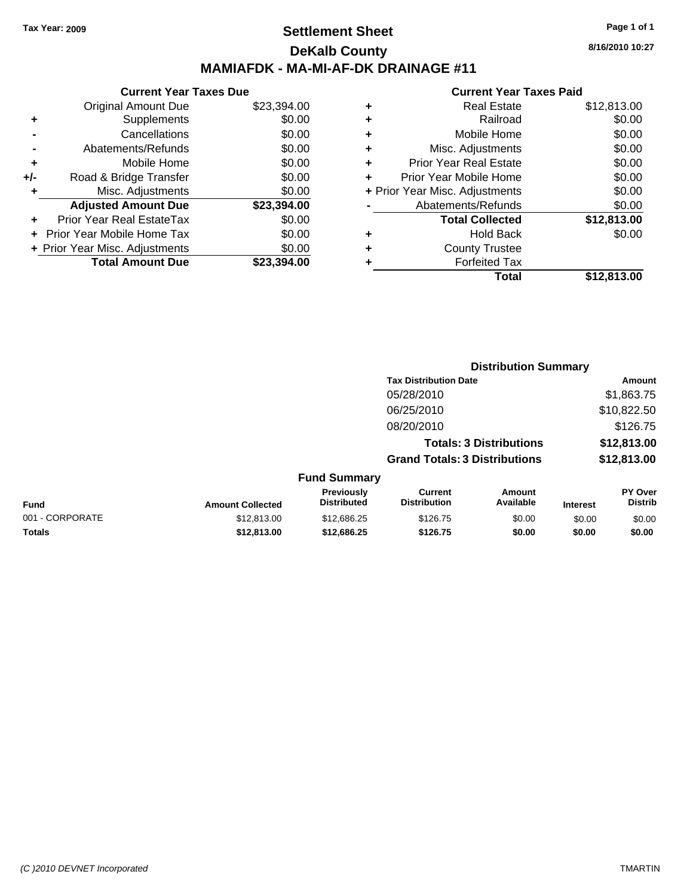Tax Year: 2009

# Settlement Sheet

## DeKalb County

## MAMIAFDK - MA-MI-AF-DK DRAINAGE #11

8/16/2010 10:27

### Current Year Taxes Due

| | | |
|---|---|---|
| | Original Amount Due | $23,394.00 |
| + | Supplements | $0.00 |
| - | Cancellations | $0.00 |
| - | Abatements/Refunds | $0.00 |
| + | Mobile Home | $0.00 |
| +/- | Road & Bridge Transfer | $0.00 |
| + | Misc. Adjustments | $0.00 |
| | **Adjusted Amount Due** | **$23,394.00** |
| + | Prior Year Real EstateTax | $0.00 |
| + | Prior Year Mobile Home Tax | $0.00 |
| + | Prior Year Misc. Adjustments | $0.00 |
| | **Total Amount Due** | **$23,394.00** |

### Current Year Taxes Paid

| | | |
|---|---|---|
| + | Real Estate | $12,813.00 |
| + | Railroad | $0.00 |
| + | Mobile Home | $0.00 |
| + | Misc. Adjustments | $0.00 |
| + | Prior Year Real Estate | $0.00 |
| + | Prior Year Mobile Home | $0.00 |
| + | Prior Year Misc. Adjustments | $0.00 |
| - | Abatements/Refunds | $0.00 |
| | **Total Collected** | **$12,813.00** |
| + | Hold Back | $0.00 |
| + | County Trustee | |
| + | Forfeited Tax | |
| | **Total** | **$12,813.00** |

### Distribution Summary

| Tax Distribution Date | Amount |
|---|---|
| 05/28/2010 | $1,863.75 |
| 06/25/2010 | $10,822.50 |
| 08/20/2010 | $126.75 |
| **Totals: 3 Distributions** | **$12,813.00** |
| **Grand Totals: 3 Distributions** | **$12,813.00** |

### Fund Summary

| Fund | Amount Collected | Previously Distributed | Current Distribution | Amount Available | Interest | PY Over Distrib |
|---|---|---|---|---|---|---|
| 001 - CORPORATE | $12,813.00 | $12,686.25 | $126.75 | $0.00 | $0.00 | $0.00 |
| **Totals** | **$12,813.00** | **$12,686.25** | **$126.75** | **$0.00** | **$0.00** | **$0.00** |

(C )2010 DEVNET Incorporated — TMARTIN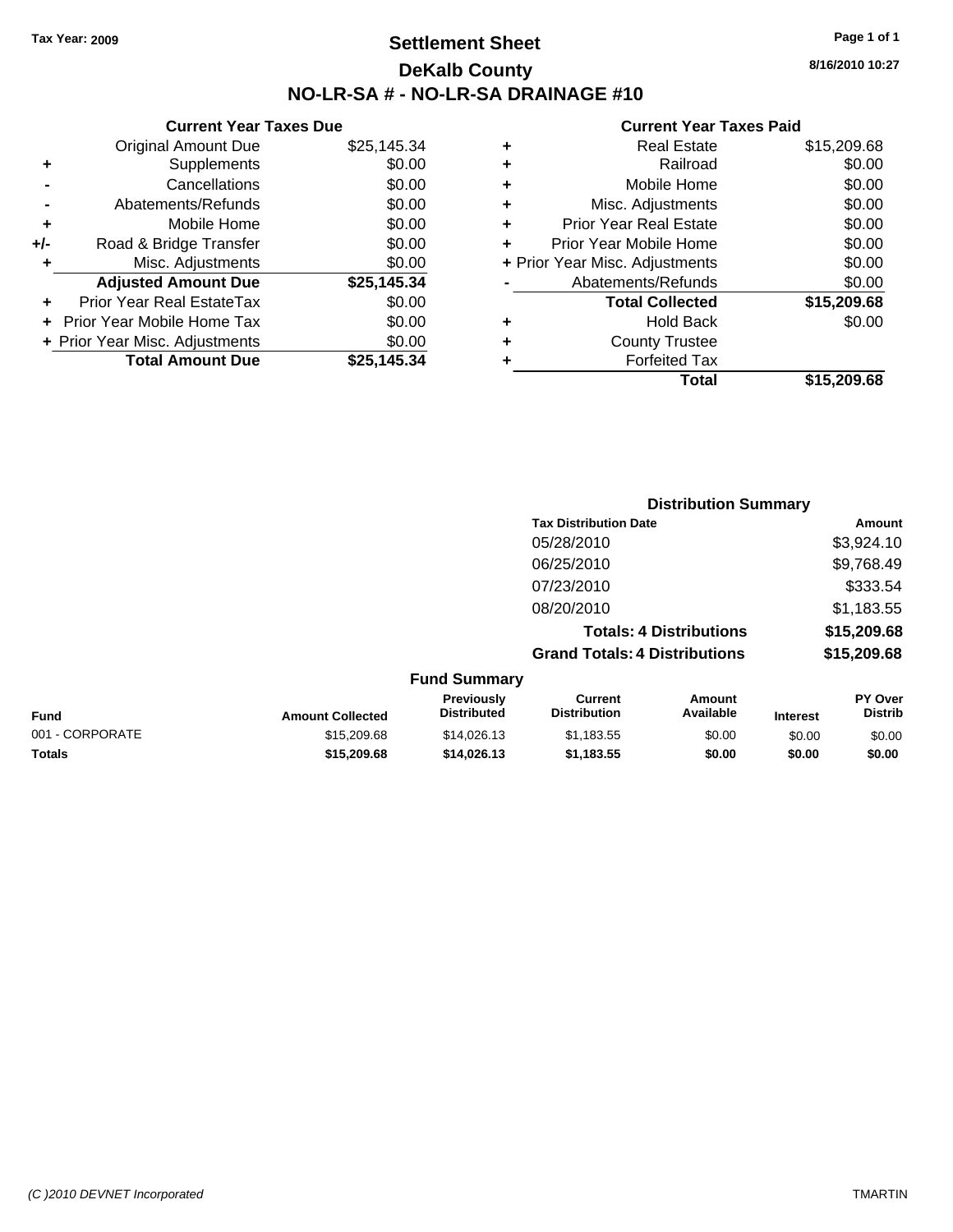**Tax Year: 2009**

# Settlement Sheet
## DeKalb County
## NO-LR-SA # - NO-LR-SA DRAINAGE #10

8/16/2010 10:27

### Current Year Taxes Due

| | | |
|---|---|---|
| | Original Amount Due | $25,145.34 |
| + | Supplements | $0.00 |
| - | Cancellations | $0.00 |
| - | Abatements/Refunds | $0.00 |
| + | Mobile Home | $0.00 |
| +/- | Road & Bridge Transfer | $0.00 |
| + | Misc. Adjustments | $0.00 |
| | **Adjusted Amount Due** | **$25,145.34** |
| + | Prior Year Real EstateTax | $0.00 |
| + | Prior Year Mobile Home Tax | $0.00 |
| + | Prior Year Misc. Adjustments | $0.00 |
| | **Total Amount Due** | **$25,145.34** |

### Current Year Taxes Paid

| | | |
|---|---|---|
| + | Real Estate | $15,209.68 |
| + | Railroad | $0.00 |
| + | Mobile Home | $0.00 |
| + | Misc. Adjustments | $0.00 |
| + | Prior Year Real Estate | $0.00 |
| + | Prior Year Mobile Home | $0.00 |
| + | Prior Year Misc. Adjustments | $0.00 |
| - | Abatements/Refunds | $0.00 |
| | **Total Collected** | **$15,209.68** |
| + | Hold Back | $0.00 |
| + | County Trustee | |
| + | Forfeited Tax | |
| | **Total** | **$15,209.68** |

### Distribution Summary

| Tax Distribution Date | Amount |
|---|---|
| 05/28/2010 | $3,924.10 |
| 06/25/2010 | $9,768.49 |
| 07/23/2010 | $333.54 |
| 08/20/2010 | $1,183.55 |
| **Totals: 4 Distributions** | **$15,209.68** |
| **Grand Totals: 4 Distributions** | **$15,209.68** |

### Fund Summary

| Fund | Amount Collected | Previously Distributed | Current Distribution | Amount Available | Interest | PY Over Distrib |
|---|---|---|---|---|---|---|
| 001 - CORPORATE | $15,209.68 | $14,026.13 | $1,183.55 | $0.00 | $0.00 | $0.00 |
| **Totals** | **$15,209.68** | **$14,026.13** | **$1,183.55** | **$0.00** | **$0.00** | **$0.00** |

(C )2010 DEVNET Incorporated — TMARTIN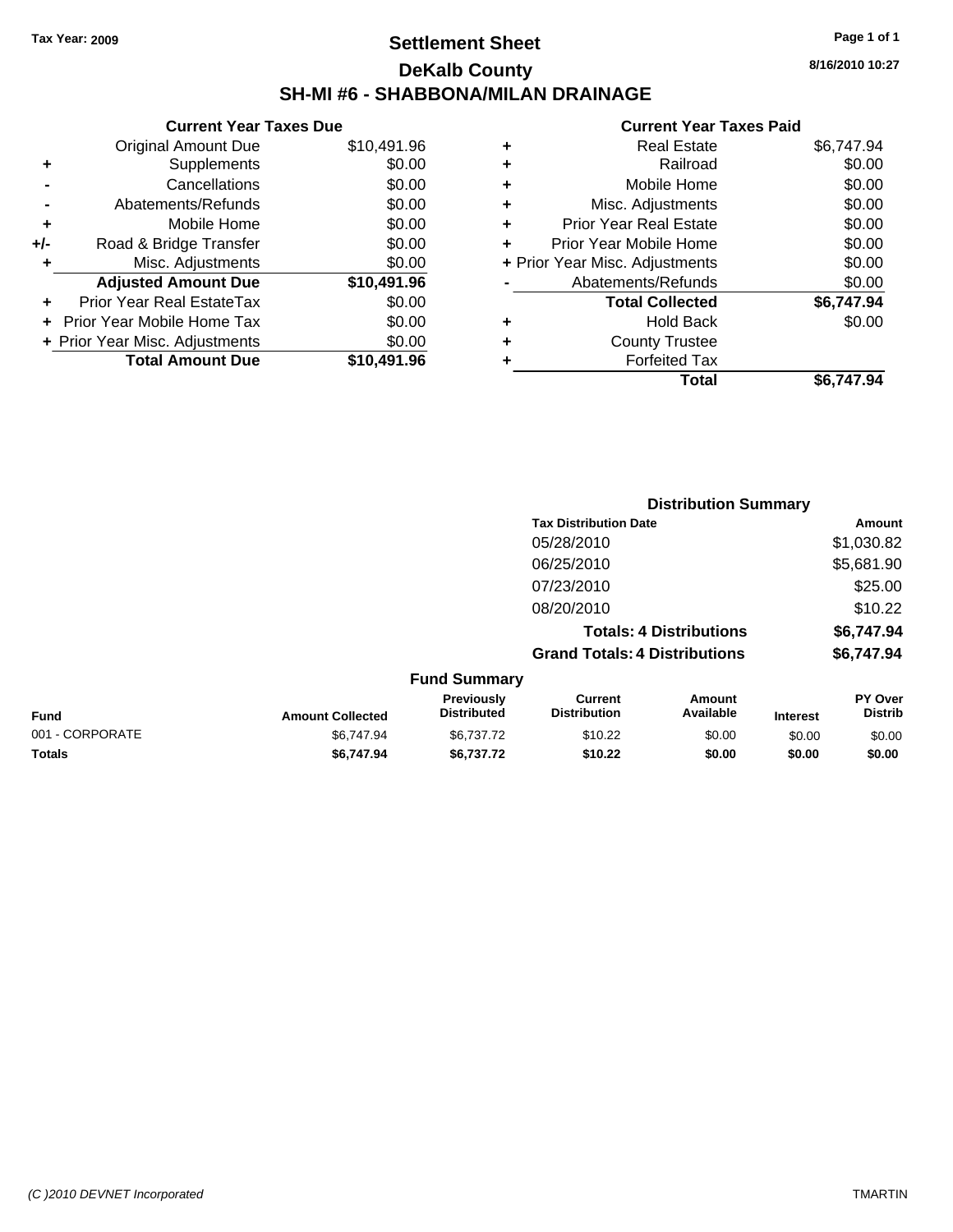Tax Year: 2009

# Settlement Sheet

## DeKalb County

## SH-MI #6 - SHABBONA/MILAN DRAINAGE

8/16/2010 10:27

**Current Year Taxes Due**

| | | |
|---|---|---|
| | Original Amount Due | $10,491.96 |
| + | Supplements | $0.00 |
| - | Cancellations | $0.00 |
| - | Abatements/Refunds | $0.00 |
| + | Mobile Home | $0.00 |
| +/- | Road & Bridge Transfer | $0.00 |
| + | Misc. Adjustments | $0.00 |
| | **Adjusted Amount Due** | **$10,491.96** |
| + | Prior Year Real EstateTax | $0.00 |
| + | Prior Year Mobile Home Tax | $0.00 |
| + | Prior Year Misc. Adjustments | $0.00 |
| | **Total Amount Due** | **$10,491.96** |

**Current Year Taxes Paid**

| | | |
|---|---|---|
| + | Real Estate | $6,747.94 |
| + | Railroad | $0.00 |
| + | Mobile Home | $0.00 |
| + | Misc. Adjustments | $0.00 |
| + | Prior Year Real Estate | $0.00 |
| + | Prior Year Mobile Home | $0.00 |
| + | Prior Year Misc. Adjustments | $0.00 |
| - | Abatements/Refunds | $0.00 |
| | **Total Collected** | **$6,747.94** |
| + | Hold Back | $0.00 |
| + | County Trustee | |
| + | Forfeited Tax | |
| | **Total** | **$6,747.94** |

**Distribution Summary**

| Tax Distribution Date | Amount |
|---|---|
| 05/28/2010 | $1,030.82 |
| 06/25/2010 | $5,681.90 |
| 07/23/2010 | $25.00 |
| 08/20/2010 | $10.22 |
| **Totals: 4 Distributions** | **$6,747.94** |
| **Grand Totals: 4 Distributions** | **$6,747.94** |

**Fund Summary**

| Fund | Amount Collected | Previously Distributed | Current Distribution | Amount Available | Interest | PY Over Distrib |
|---|---|---|---|---|---|---|
| 001 - CORPORATE | $6,747.94 | $6,737.72 | $10.22 | $0.00 | $0.00 | $0.00 |
| **Totals** | **$6,747.94** | **$6,737.72** | **$10.22** | **$0.00** | **$0.00** | **$0.00** |

(C )2010 DEVNET Incorporated TMARTIN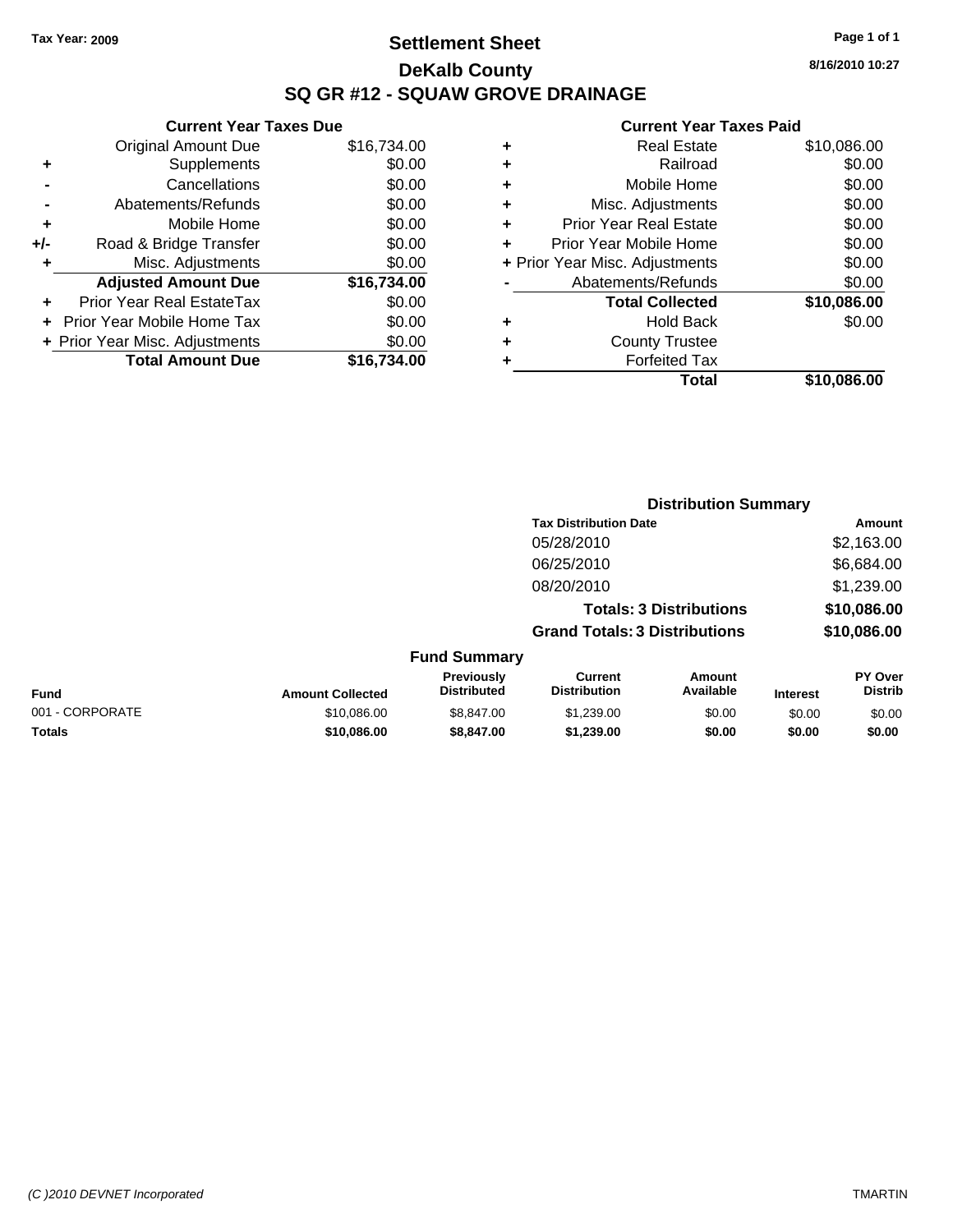Tax Year: 2009

# Settlement Sheet

## DeKalb County

## SQ GR #12 - SQUAW GROVE DRAINAGE

8/16/2010 10:27

### Current Year Taxes Due

| | | |
|---|---|---|
| | Original Amount Due | $16,734.00 |
| + | Supplements | $0.00 |
| - | Cancellations | $0.00 |
| - | Abatements/Refunds | $0.00 |
| + | Mobile Home | $0.00 |
| +/- | Road & Bridge Transfer | $0.00 |
| + | Misc. Adjustments | $0.00 |
| | **Adjusted Amount Due** | **$16,734.00** |
| + | Prior Year Real EstateTax | $0.00 |
| + | Prior Year Mobile Home Tax | $0.00 |
| + | Prior Year Misc. Adjustments | $0.00 |
| | **Total Amount Due** | **$16,734.00** |

### Current Year Taxes Paid

| | | |
|---|---|---|
| + | Real Estate | $10,086.00 |
| + | Railroad | $0.00 |
| + | Mobile Home | $0.00 |
| + | Misc. Adjustments | $0.00 |
| + | Prior Year Real Estate | $0.00 |
| + | Prior Year Mobile Home | $0.00 |
| + | Prior Year Misc. Adjustments | $0.00 |
| - | Abatements/Refunds | $0.00 |
| | **Total Collected** | **$10,086.00** |
| + | Hold Back | $0.00 |
| + | County Trustee | |
| + | Forfeited Tax | |
| | **Total** | **$10,086.00** |

### Distribution Summary

| Tax Distribution Date | Amount |
|---|---|
| 05/28/2010 | $2,163.00 |
| 06/25/2010 | $6,684.00 |
| 08/20/2010 | $1,239.00 |
| **Totals: 3 Distributions** | **$10,086.00** |
| **Grand Totals: 3 Distributions** | **$10,086.00** |

### Fund Summary

| Fund | Amount Collected | Previously Distributed | Current Distribution | Amount Available | Interest | PY Over Distrib |
|---|---|---|---|---|---|---|
| 001 - CORPORATE | $10,086.00 | $8,847.00 | $1,239.00 | $0.00 | $0.00 | $0.00 |
| **Totals** | **$10,086.00** | **$8,847.00** | **$1,239.00** | **$0.00** | **$0.00** | **$0.00** |

(C )2010 DEVNET Incorporated TMARTIN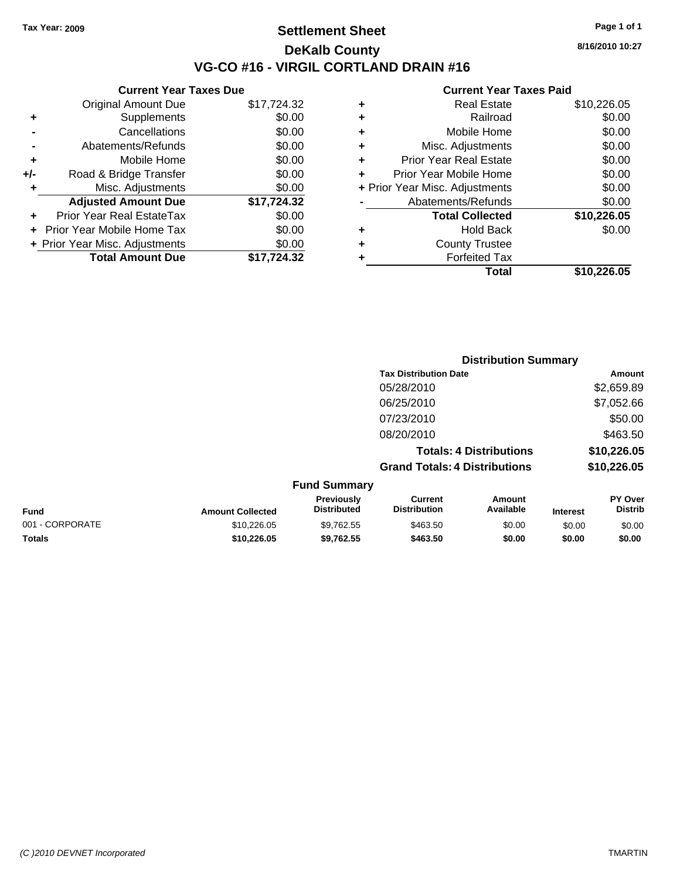Tax Year: 2009

# Settlement Sheet
## DeKalb County
## VG-CO #16 - VIRGIL CORTLAND DRAIN #16

8/16/2010 10:27

### Current Year Taxes Due

| | | |
|---|---|---|
| | Original Amount Due | $17,724.32 |
| + | Supplements | $0.00 |
| - | Cancellations | $0.00 |
| - | Abatements/Refunds | $0.00 |
| + | Mobile Home | $0.00 |
| +/- | Road & Bridge Transfer | $0.00 |
| + | Misc. Adjustments | $0.00 |
| | **Adjusted Amount Due** | **$17,724.32** |
| + | Prior Year Real EstateTax | $0.00 |
| + | Prior Year Mobile Home Tax | $0.00 |
| + | Prior Year Misc. Adjustments | $0.00 |
| | **Total Amount Due** | **$17,724.32** |

### Current Year Taxes Paid

| | | |
|---|---|---|
| + | Real Estate | $10,226.05 |
| + | Railroad | $0.00 |
| + | Mobile Home | $0.00 |
| + | Misc. Adjustments | $0.00 |
| + | Prior Year Real Estate | $0.00 |
| + | Prior Year Mobile Home | $0.00 |
| + | Prior Year Misc. Adjustments | $0.00 |
| - | Abatements/Refunds | $0.00 |
| | **Total Collected** | **$10,226.05** |
| + | Hold Back | $0.00 |
| + | County Trustee | |
| + | Forfeited Tax | |
| | **Total** | **$10,226.05** |

### Distribution Summary

| Tax Distribution Date | Amount |
|---|---|
| 05/28/2010 | $2,659.89 |
| 06/25/2010 | $7,052.66 |
| 07/23/2010 | $50.00 |
| 08/20/2010 | $463.50 |
| **Totals: 4 Distributions** | **$10,226.05** |
| **Grand Totals: 4 Distributions** | **$10,226.05** |

### Fund Summary

| Fund | Amount Collected | Previously Distributed | Current Distribution | Amount Available | Interest | PY Over Distrib |
|---|---|---|---|---|---|---|
| 001 - CORPORATE | $10,226.05 | $9,762.55 | $463.50 | $0.00 | $0.00 | $0.00 |
| **Totals** | **$10,226.05** | **$9,762.55** | **$463.50** | **$0.00** | **$0.00** | **$0.00** |

(C )2010 DEVNET Incorporated

TMARTIN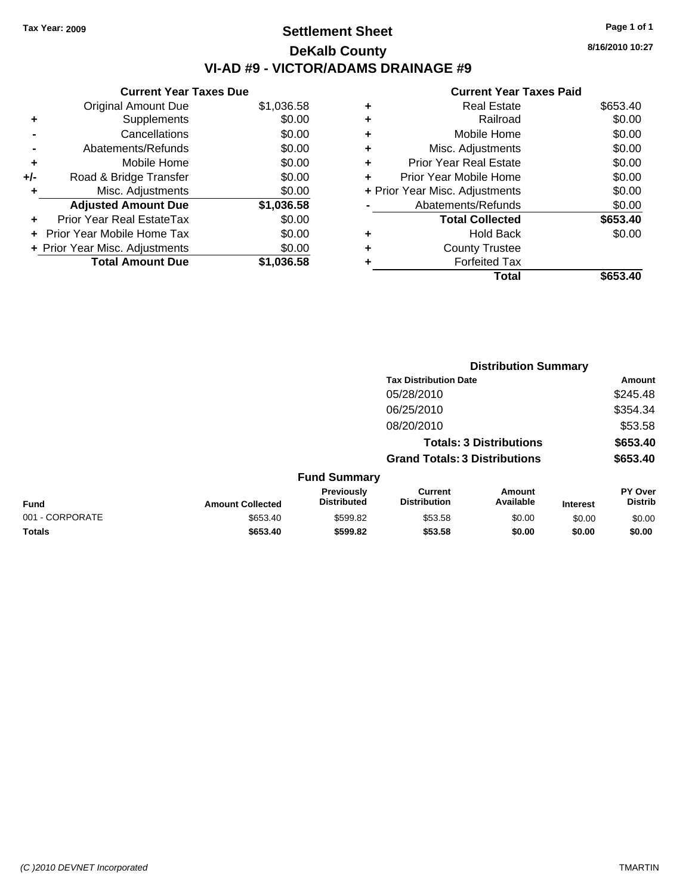Tax Year: 2009

# Settlement Sheet
## DeKalb County
## VI-AD #9 - VICTOR/ADAMS DRAINAGE #9

8/16/2010 10:27

| | Current Year Taxes Due | |
|---|---|---|
| | Original Amount Due | $1,036.58 |
| + | Supplements | $0.00 |
| - | Cancellations | $0.00 |
| - | Abatements/Refunds | $0.00 |
| + | Mobile Home | $0.00 |
| +/- | Road & Bridge Transfer | $0.00 |
| + | Misc. Adjustments | $0.00 |
| | **Adjusted Amount Due** | **$1,036.58** |
| + | Prior Year Real EstateTax | $0.00 |
| + | Prior Year Mobile Home Tax | $0.00 |
| + | Prior Year Misc. Adjustments | $0.00 |
| | **Total Amount Due** | **$1,036.58** |

| | Current Year Taxes Paid | |
|---|---|---|
| + | Real Estate | $653.40 |
| + | Railroad | $0.00 |
| + | Mobile Home | $0.00 |
| + | Misc. Adjustments | $0.00 |
| + | Prior Year Real Estate | $0.00 |
| + | Prior Year Mobile Home | $0.00 |
| + | Prior Year Misc. Adjustments | $0.00 |
| - | Abatements/Refunds | $0.00 |
| | **Total Collected** | **$653.40** |
| + | Hold Back | $0.00 |
| + | County Trustee | |
| + | Forfeited Tax | |
| | **Total** | **$653.40** |

### Distribution Summary

| Tax Distribution Date | Amount |
|---|---|
| 05/28/2010 | $245.48 |
| 06/25/2010 | $354.34 |
| 08/20/2010 | $53.58 |
| **Totals: 3 Distributions** | **$653.40** |
| **Grand Totals: 3 Distributions** | **$653.40** |

### Fund Summary

| Fund | Amount Collected | Previously Distributed | Current Distribution | Amount Available | Interest | PY Over Distrib |
|---|---|---|---|---|---|---|
| 001 - CORPORATE | $653.40 | $599.82 | $53.58 | $0.00 | $0.00 | $0.00 |
| **Totals** | **$653.40** | **$599.82** | **$53.58** | **$0.00** | **$0.00** | **$0.00** |

(C )2010 DEVNET Incorporated TMARTIN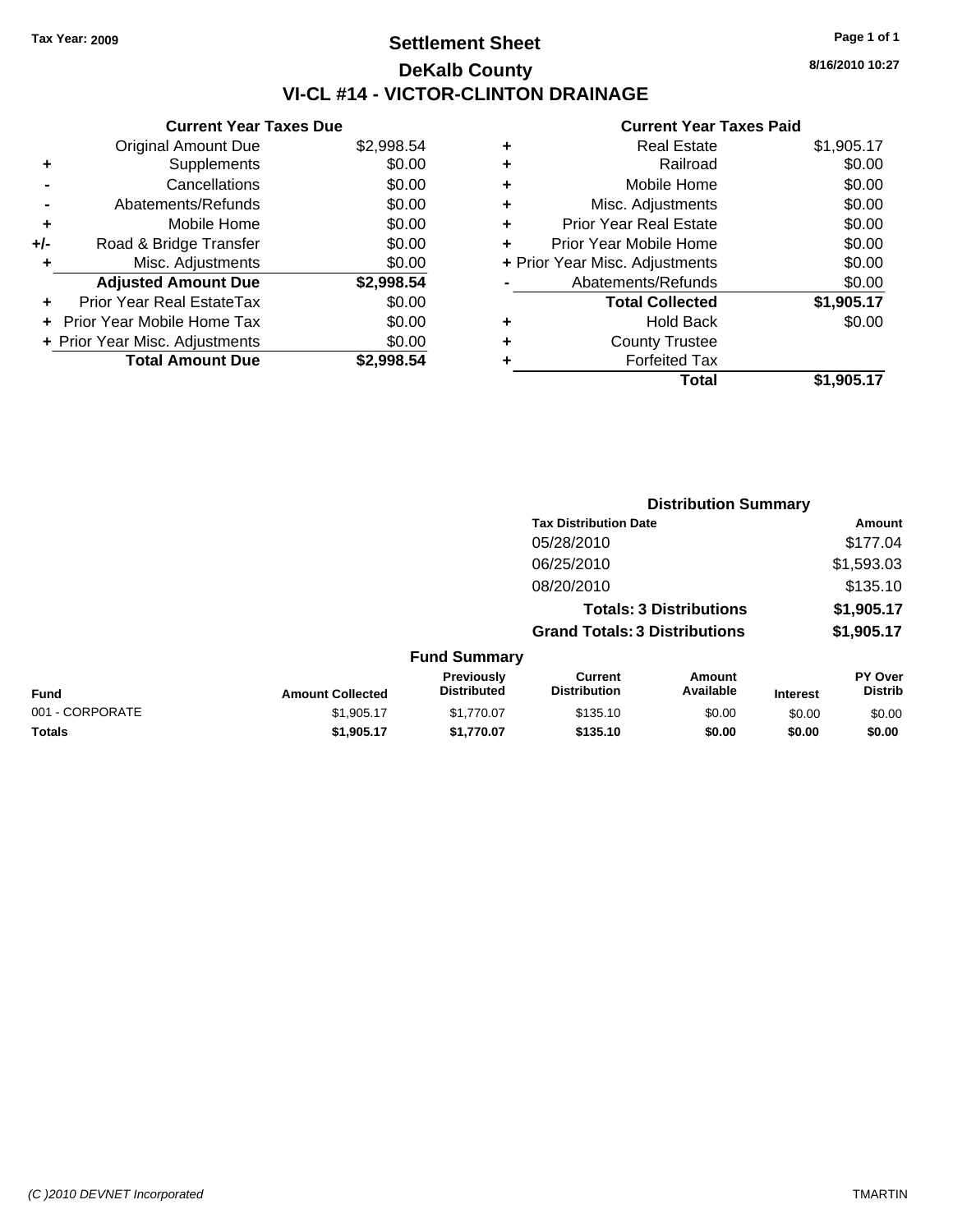Tax Year: 2009

# Settlement Sheet

## DeKalb County

## VI-CL #14 - VICTOR-CLINTON DRAINAGE

8/16/2010 10:27

### Current Year Taxes Due

| | | |
|---|---|---|
| | Original Amount Due | $2,998.54 |
| + | Supplements | $0.00 |
| - | Cancellations | $0.00 |
| - | Abatements/Refunds | $0.00 |
| + | Mobile Home | $0.00 |
| +/- | Road & Bridge Transfer | $0.00 |
| + | Misc. Adjustments | $0.00 |
| | **Adjusted Amount Due** | **$2,998.54** |
| + | Prior Year Real EstateTax | $0.00 |
| + | Prior Year Mobile Home Tax | $0.00 |
| + | Prior Year Misc. Adjustments | $0.00 |
| | **Total Amount Due** | **$2,998.54** |

### Current Year Taxes Paid

| | | |
|---|---|---|
| + | Real Estate | $1,905.17 |
| + | Railroad | $0.00 |
| + | Mobile Home | $0.00 |
| + | Misc. Adjustments | $0.00 |
| + | Prior Year Real Estate | $0.00 |
| + | Prior Year Mobile Home | $0.00 |
| + | Prior Year Misc. Adjustments | $0.00 |
| - | Abatements/Refunds | $0.00 |
| | **Total Collected** | **$1,905.17** |
| + | Hold Back | $0.00 |
| + | County Trustee | |
| + | Forfeited Tax | |
| | **Total** | **$1,905.17** |

### Distribution Summary

| Tax Distribution Date | Amount |
|---|---|
| 05/28/2010 | $177.04 |
| 06/25/2010 | $1,593.03 |
| 08/20/2010 | $135.10 |
| **Totals: 3 Distributions** | **$1,905.17** |
| **Grand Totals: 3 Distributions** | **$1,905.17** |

### Fund Summary

| Fund | Amount Collected | Previously Distributed | Current Distribution | Amount Available | Interest | PY Over Distrib |
|---|---|---|---|---|---|---|
| 001 - CORPORATE | $1,905.17 | $1,770.07 | $135.10 | $0.00 | $0.00 | $0.00 |
| **Totals** | **$1,905.17** | **$1,770.07** | **$135.10** | **$0.00** | **$0.00** | **$0.00** |

(C )2010 DEVNET Incorporated TMARTIN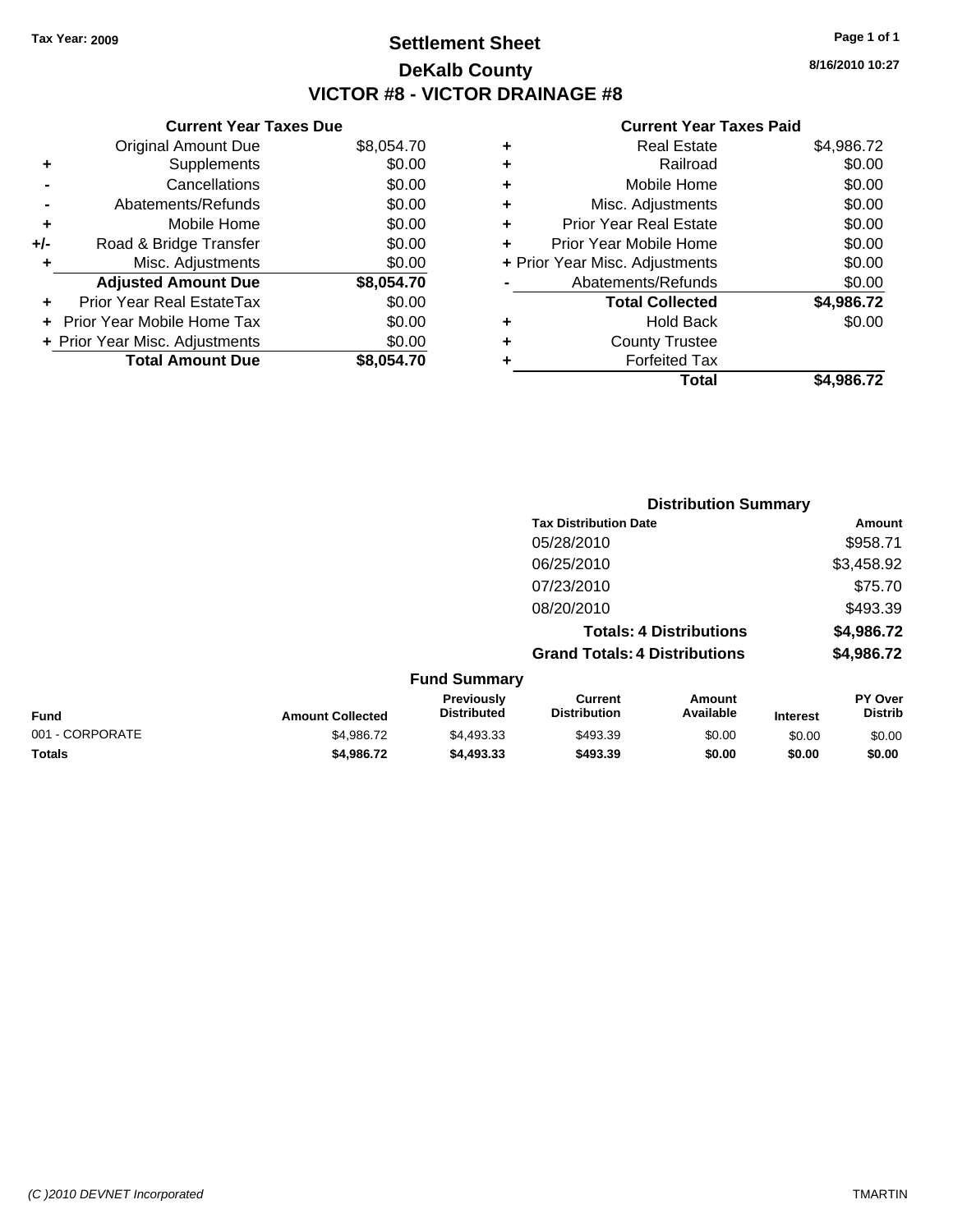Tax Year: 2009

# Settlement Sheet

## DeKalb County

## VICTOR #8 - VICTOR DRAINAGE #8

8/16/2010 10:27

### Current Year Taxes Due

| | | |
|---|---|---|
| | Original Amount Due | $8,054.70 |
| + | Supplements | $0.00 |
| - | Cancellations | $0.00 |
| - | Abatements/Refunds | $0.00 |
| + | Mobile Home | $0.00 |
| +/- | Road & Bridge Transfer | $0.00 |
| + | Misc. Adjustments | $0.00 |
| | **Adjusted Amount Due** | **$8,054.70** |
| + | Prior Year Real EstateTax | $0.00 |
| + | Prior Year Mobile Home Tax | $0.00 |
| + | Prior Year Misc. Adjustments | $0.00 |
| | **Total Amount Due** | **$8,054.70** |

### Current Year Taxes Paid

| | | |
|---|---|---|
| + | Real Estate | $4,986.72 |
| + | Railroad | $0.00 |
| + | Mobile Home | $0.00 |
| + | Misc. Adjustments | $0.00 |
| + | Prior Year Real Estate | $0.00 |
| + | Prior Year Mobile Home | $0.00 |
| + | Prior Year Misc. Adjustments | $0.00 |
| - | Abatements/Refunds | $0.00 |
| | **Total Collected** | **$4,986.72** |
| + | Hold Back | $0.00 |
| + | County Trustee | |
| + | Forfeited Tax | |
| | **Total** | **$4,986.72** |

### Distribution Summary

| Tax Distribution Date | Amount |
|---|---|
| 05/28/2010 | $958.71 |
| 06/25/2010 | $3,458.92 |
| 07/23/2010 | $75.70 |
| 08/20/2010 | $493.39 |
| **Totals: 4 Distributions** | **$4,986.72** |
| **Grand Totals: 4 Distributions** | **$4,986.72** |

### Fund Summary

| Fund | Amount Collected | Previously Distributed | Current Distribution | Amount Available | Interest | PY Over Distrib |
|---|---|---|---|---|---|---|
| 001 - CORPORATE | $4,986.72 | $4,493.33 | $493.39 | $0.00 | $0.00 | $0.00 |
| **Totals** | **$4,986.72** | **$4,493.33** | **$493.39** | **$0.00** | **$0.00** | **$0.00** |

(C )2010 DEVNET Incorporated

TMARTIN